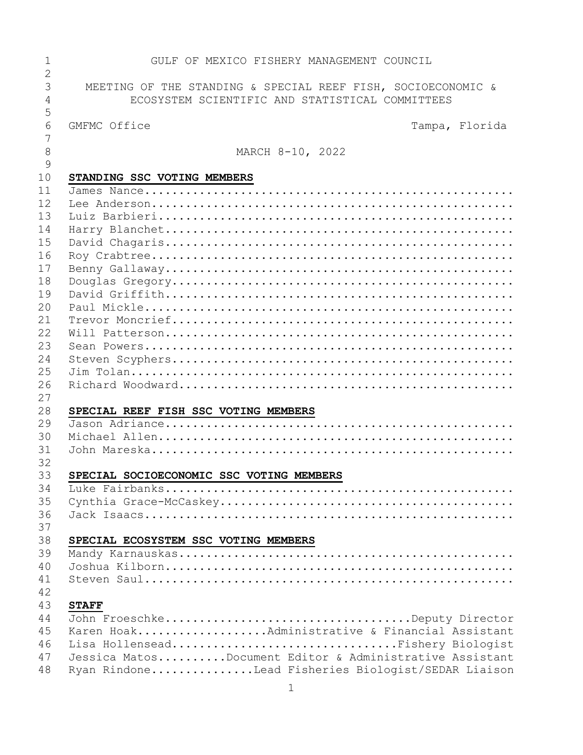GULF OF MEXICO FISHERY MANAGEMENT COUNCIL

MEETING OF THE STANDING & SPECIAL REEF FISH, SOCIOECONOMIC & ECOSYSTEM SCIENTIFIC AND STATISTICAL COMMITTEES

GMFMC Office — Tampa, Florida

MARCH 8-10, 2022

**STANDING SSC VOTING MEMBERS**

James Nance
Lee Anderson
Luiz Barbieri
Harry Blanchet
David Chagaris
Roy Crabtree
Benny Gallaway
Douglas Gregory
David Griffith
Paul Mickle
Trevor Moncrief
Will Patterson
Sean Powers
Steven Scyphers
Jim Tolan
Richard Woodward

**SPECIAL REEF FISH SSC VOTING MEMBERS**

Jason Adriance
Michael Allen
John Mareska

**SPECIAL SOCIOECONOMIC SSC VOTING MEMBERS**

Luke Fairbanks
Cynthia Grace-McCaskey
Jack Isaacs

**SPECIAL ECOSYSTEM SSC VOTING MEMBERS**

Mandy Karnauskas
Joshua Kilborn
Steven Saul

**STAFF**

John Froeschke....Deputy Director
Karen Hoak....Administrative & Financial Assistant
Lisa Hollensead....Fishery Biologist
Jessica Matos....Document Editor & Administrative Assistant
Ryan Rindone....Lead Fisheries Biologist/SEDAR Liaison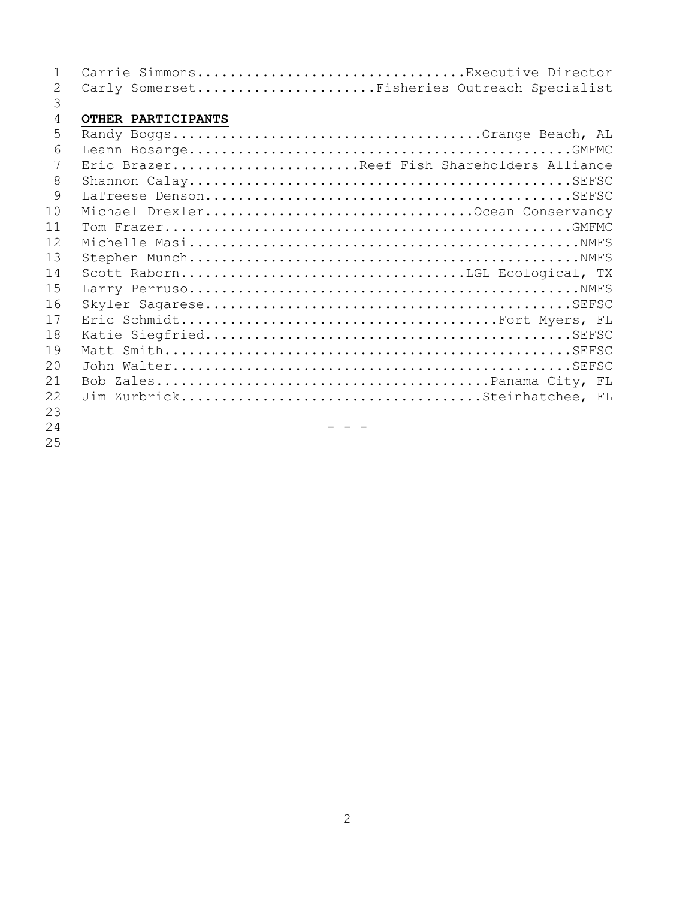Carrie Simmons................................Executive Director
Carly Somerset.....................Fisheries Outreach Specialist

**OTHER PARTICIPANTS**

Randy Boggs....................................Orange Beach, AL
Leann Bosarge............................................GMFMC
Eric Brazer.....................Reef Fish Shareholders Alliance
Shannon Calay............................................SEFSC
LaTreese Denson..........................................SEFSC
Michael Drexler...............................Ocean Conservancy
Tom Frazer...............................................GMFMC
Michelle Masi.............................................NMFS
Stephen Munch.............................................NMFS
Scott Raborn.................................LGL Ecological, TX
Larry Perruso.............................................NMFS
Skyler Sagarese..........................................SEFSC
Eric Schmidt.....................................Fort Myers, FL
Katie Siegfried..........................................SEFSC
Matt Smith...............................................SEFSC
John Walter..............................................SEFSC
Bob Zales.......................................Panama City, FL
Jim Zurbrick....................................Steinhatchee, FL

- - -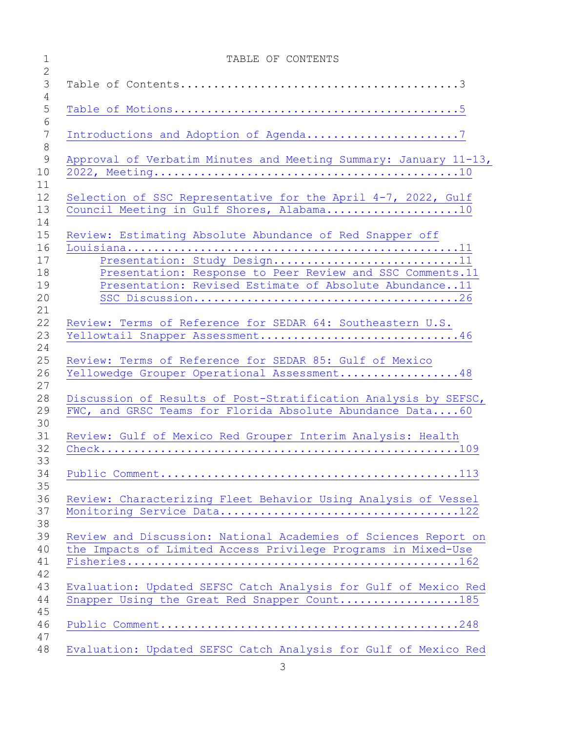# TABLE OF CONTENTS

Table of Contents..........................................3

Table of Motions...........................................5

Introductions and Adoption of Agenda.......................7

Approval of Verbatim Minutes and Meeting Summary: January 11-13, 2022, Meeting...............................................10

Selection of SSC Representative for the April 4-7, 2022, Gulf Council Meeting in Gulf Shores, Alabama....................10

Review: Estimating Absolute Abundance of Red Snapper off Louisiana..................................................11

- Presentation: Study Design...........................11
- Presentation: Response to Peer Review and SSC Comments.11
- Presentation: Revised Estimate of Absolute Abundance..11
- SSC Discussion.......................................26

Review: Terms of Reference for SEDAR 64: Southeastern U.S. Yellowtail Snapper Assessment..............................46

Review: Terms of Reference for SEDAR 85: Gulf of Mexico Yellowedge Grouper Operational Assessment..................48

Discussion of Results of Post-Stratification Analysis by SEFSC, FWC, and GRSC Teams for Florida Absolute Abundance Data....60

Review: Gulf of Mexico Red Grouper Interim Analysis: Health Check.....................................................109

Public Comment............................................113

Review: Characterizing Fleet Behavior Using Analysis of Vessel Monitoring Service Data...................................122

Review and Discussion: National Academies of Sciences Report on the Impacts of Limited Access Privilege Programs in Mixed-Use Fisheries.................................................162

Evaluation: Updated SEFSC Catch Analysis for Gulf of Mexico Red Snapper Using the Great Red Snapper Count..................185

Public Comment............................................248

Evaluation: Updated SEFSC Catch Analysis for Gulf of Mexico Red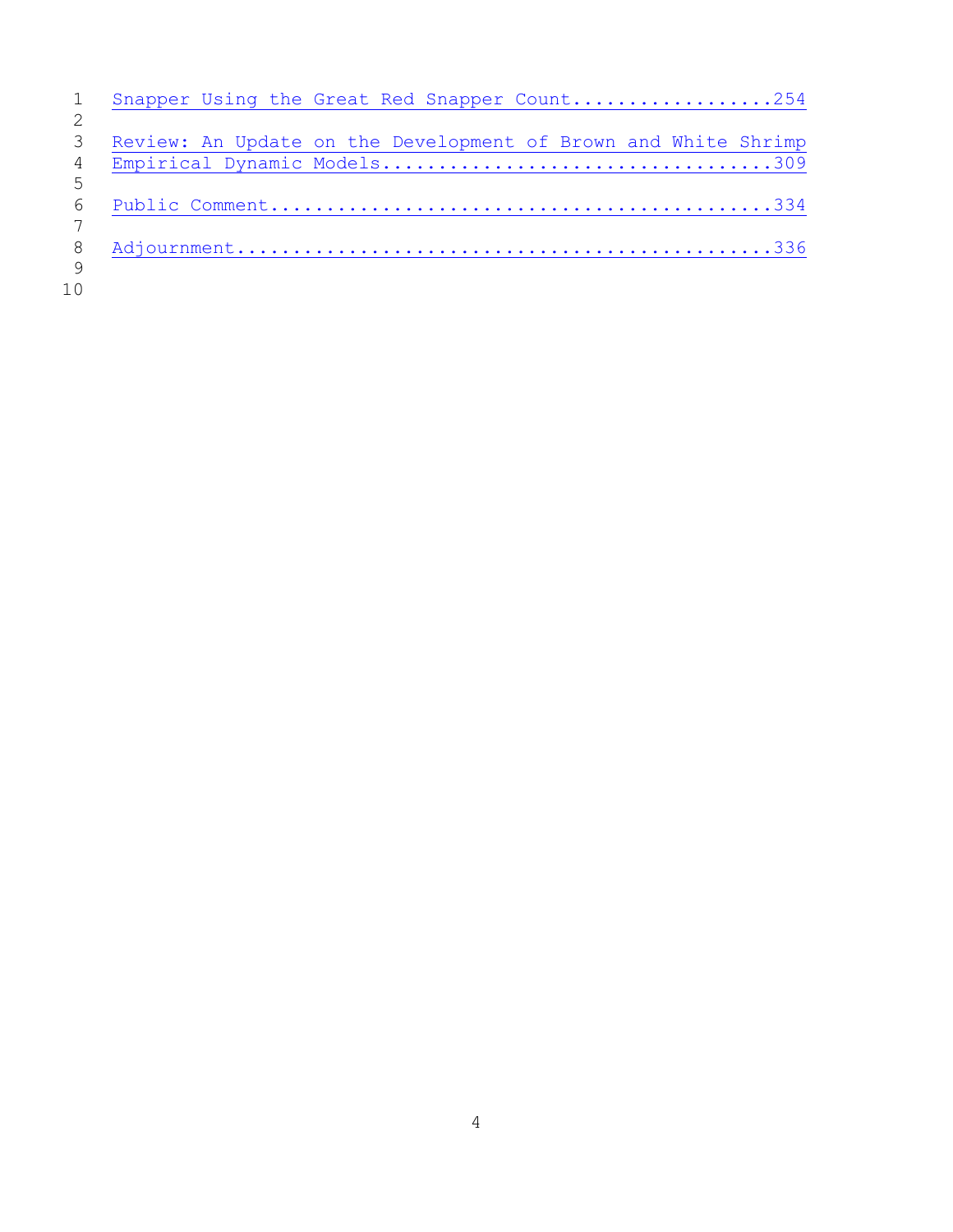Snapper Using the Great Red Snapper Count..................254

Review: An Update on the Development of Brown and White Shrimp Empirical Dynamic Models..................................309

Public Comment.............................................334

Adjournment................................................336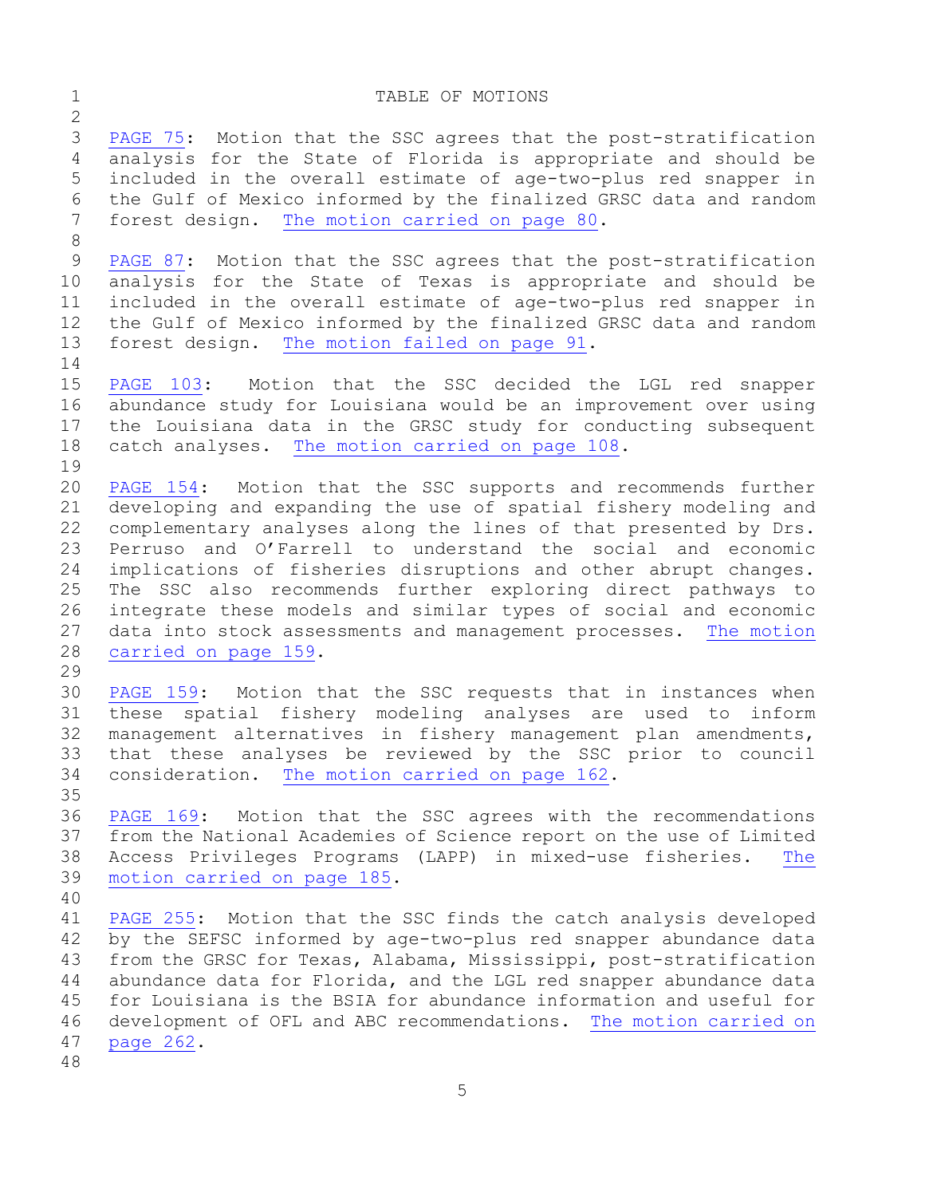# TABLE OF MOTIONS

PAGE 75: Motion that the SSC agrees that the post-stratification analysis for the State of Florida is appropriate and should be included in the overall estimate of age-two-plus red snapper in the Gulf of Mexico informed by the finalized GRSC data and random forest design. The motion carried on page 80.

PAGE 87: Motion that the SSC agrees that the post-stratification analysis for the State of Texas is appropriate and should be included in the overall estimate of age-two-plus red snapper in the Gulf of Mexico informed by the finalized GRSC data and random forest design. The motion failed on page 91.

PAGE 103: Motion that the SSC decided the LGL red snapper abundance study for Louisiana would be an improvement over using the Louisiana data in the GRSC study for conducting subsequent catch analyses. The motion carried on page 108.

PAGE 154: Motion that the SSC supports and recommends further developing and expanding the use of spatial fishery modeling and complementary analyses along the lines of that presented by Drs. Perruso and O'Farrell to understand the social and economic implications of fisheries disruptions and other abrupt changes. The SSC also recommends further exploring direct pathways to integrate these models and similar types of social and economic data into stock assessments and management processes. The motion carried on page 159.

PAGE 159: Motion that the SSC requests that in instances when these spatial fishery modeling analyses are used to inform management alternatives in fishery management plan amendments, that these analyses be reviewed by the SSC prior to council consideration. The motion carried on page 162.

PAGE 169: Motion that the SSC agrees with the recommendations from the National Academies of Science report on the use of Limited Access Privileges Programs (LAPP) in mixed-use fisheries. The motion carried on page 185.

PAGE 255: Motion that the SSC finds the catch analysis developed by the SEFSC informed by age-two-plus red snapper abundance data from the GRSC for Texas, Alabama, Mississippi, post-stratification abundance data for Florida, and the LGL red snapper abundance data for Louisiana is the BSIA for abundance information and useful for development of OFL and ABC recommendations. The motion carried on page 262.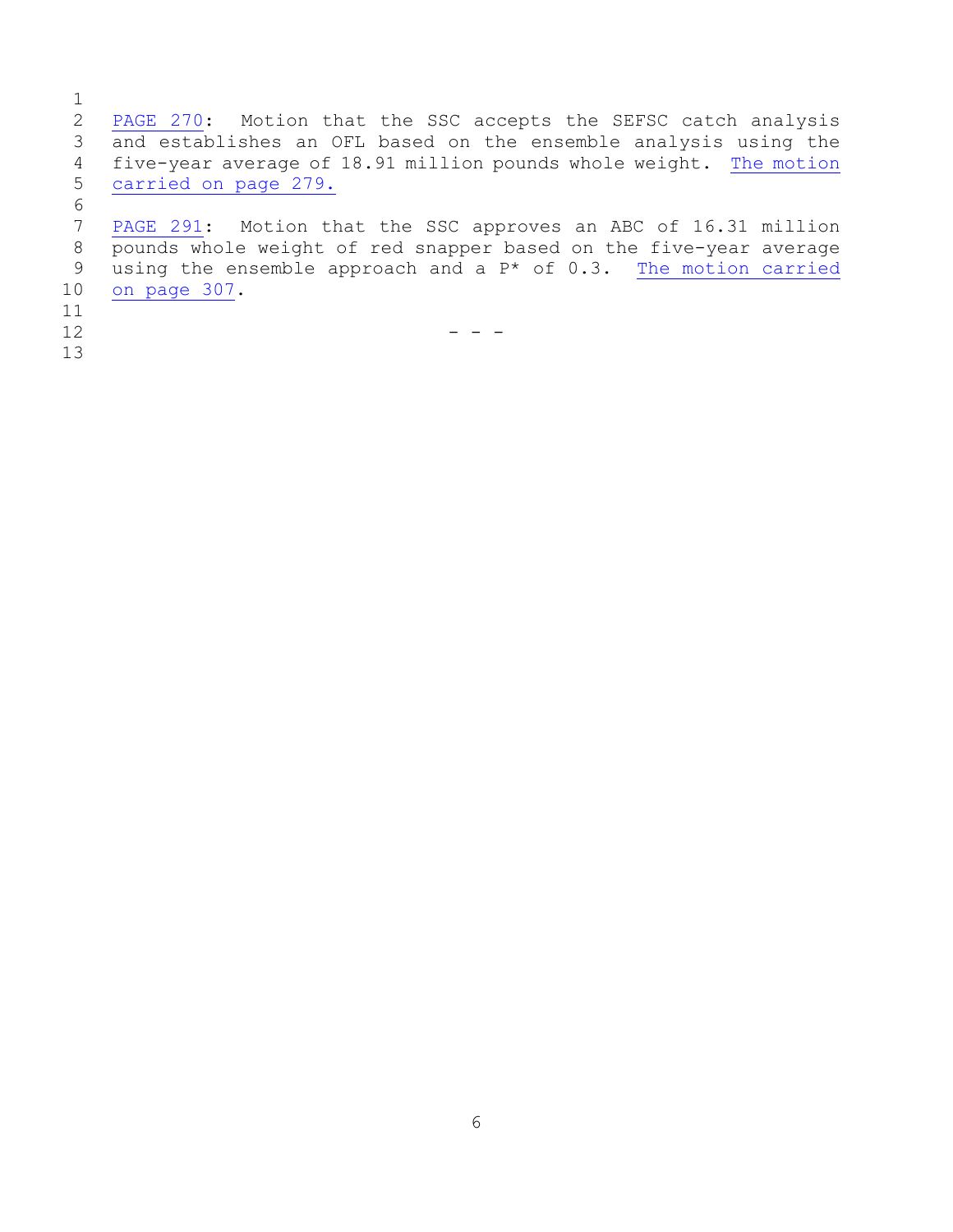PAGE 270: Motion that the SSC accepts the SEFSC catch analysis and establishes an OFL based on the ensemble analysis using the five-year average of 18.91 million pounds whole weight. The motion carried on page 279.

PAGE 291: Motion that the SSC approves an ABC of 16.31 million pounds whole weight of red snapper based on the five-year average using the ensemble approach and a P* of 0.3. The motion carried on page 307.

- - -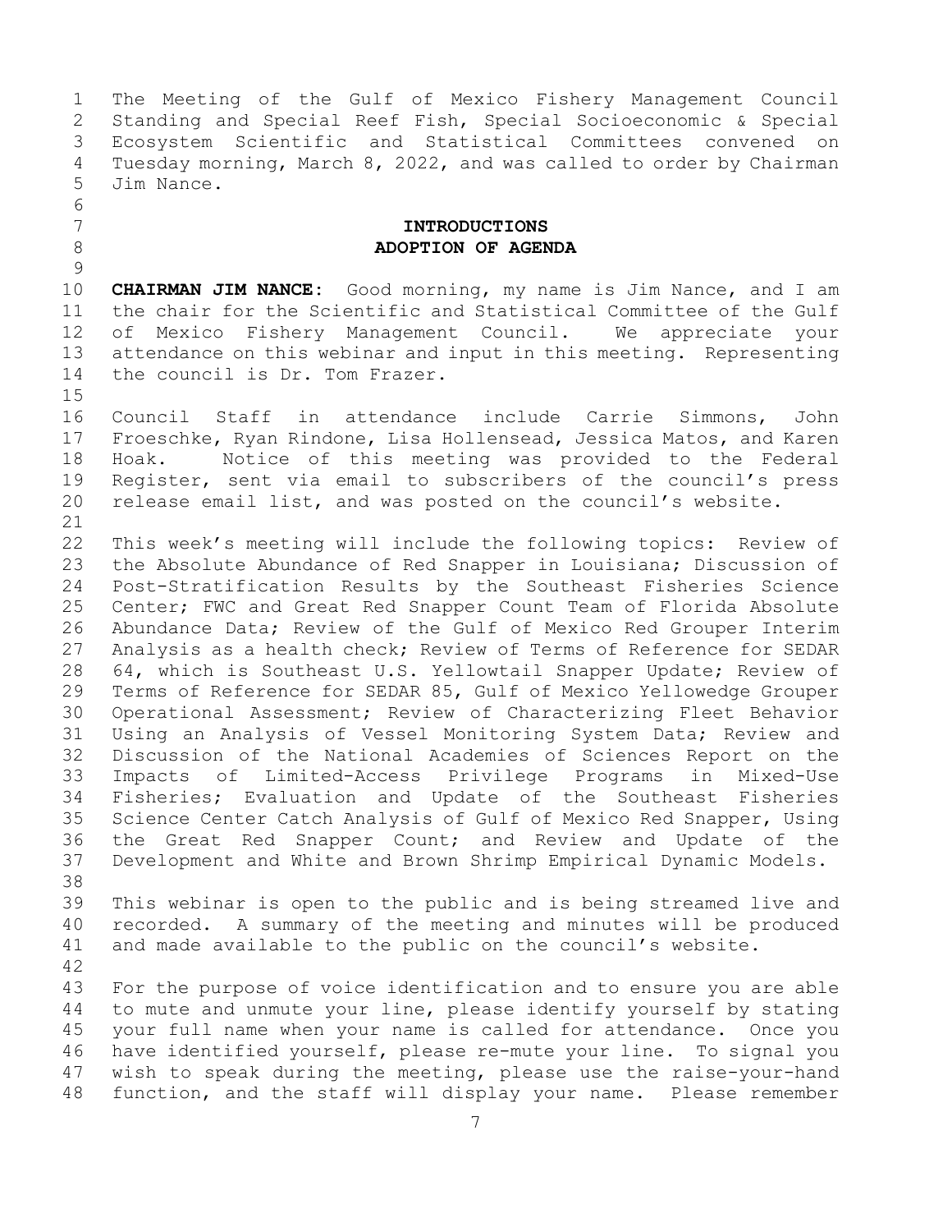The Meeting of the Gulf of Mexico Fishery Management Council Standing and Special Reef Fish, Special Socioeconomic & Special Ecosystem Scientific and Statistical Committees convened on Tuesday morning, March 8, 2022, and was called to order by Chairman Jim Nance.

## INTRODUCTIONS
## ADOPTION OF AGENDA

**CHAIRMAN JIM NANCE:** Good morning, my name is Jim Nance, and I am the chair for the Scientific and Statistical Committee of the Gulf of Mexico Fishery Management Council. We appreciate your attendance on this webinar and input in this meeting. Representing the council is Dr. Tom Frazer.

Council Staff in attendance include Carrie Simmons, John Froeschke, Ryan Rindone, Lisa Hollensead, Jessica Matos, and Karen Hoak. Notice of this meeting was provided to the Federal Register, sent via email to subscribers of the council's press release email list, and was posted on the council's website.

This week's meeting will include the following topics: Review of the Absolute Abundance of Red Snapper in Louisiana; Discussion of Post-Stratification Results by the Southeast Fisheries Science Center; FWC and Great Red Snapper Count Team of Florida Absolute Abundance Data; Review of the Gulf of Mexico Red Grouper Interim Analysis as a health check; Review of Terms of Reference for SEDAR 64, which is Southeast U.S. Yellowtail Snapper Update; Review of Terms of Reference for SEDAR 85, Gulf of Mexico Yellowedge Grouper Operational Assessment; Review of Characterizing Fleet Behavior Using an Analysis of Vessel Monitoring System Data; Review and Discussion of the National Academies of Sciences Report on the Impacts of Limited-Access Privilege Programs in Mixed-Use Fisheries; Evaluation and Update of the Southeast Fisheries Science Center Catch Analysis of Gulf of Mexico Red Snapper, Using the Great Red Snapper Count; and Review and Update of the Development and White and Brown Shrimp Empirical Dynamic Models.

This webinar is open to the public and is being streamed live and recorded. A summary of the meeting and minutes will be produced and made available to the public on the council's website.

For the purpose of voice identification and to ensure you are able to mute and unmute your line, please identify yourself by stating your full name when your name is called for attendance. Once you have identified yourself, please re-mute your line. To signal you wish to speak during the meeting, please use the raise-your-hand function, and the staff will display your name. Please remember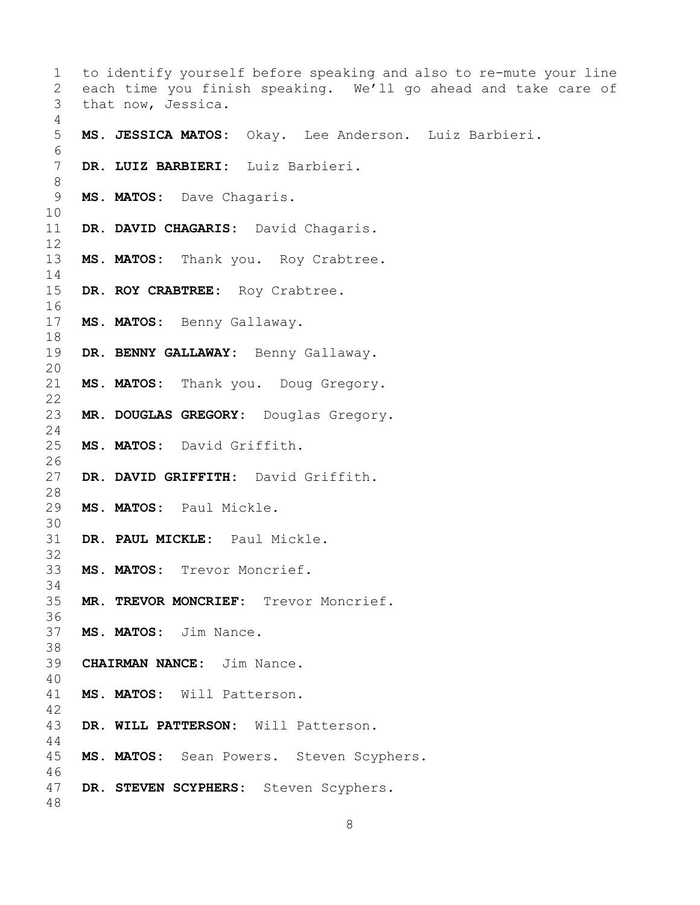to identify yourself before speaking and also to re-mute your line each time you finish speaking. We'll go ahead and take care of that now, Jessica.

**MS. JESSICA MATOS:** Okay. Lee Anderson. Luiz Barbieri.

**DR. LUIZ BARBIERI:** Luiz Barbieri.

**MS. MATOS:** Dave Chagaris.

**DR. DAVID CHAGARIS:** David Chagaris.

**MS. MATOS:** Thank you. Roy Crabtree.

**DR. ROY CRABTREE:** Roy Crabtree.

**MS. MATOS:** Benny Gallaway.

**DR. BENNY GALLAWAY:** Benny Gallaway.

**MS. MATOS:** Thank you. Doug Gregory.

**MR. DOUGLAS GREGORY:** Douglas Gregory.

**MS. MATOS:** David Griffith.

**DR. DAVID GRIFFITH:** David Griffith.

**MS. MATOS:** Paul Mickle.

**DR. PAUL MICKLE:** Paul Mickle.

**MS. MATOS:** Trevor Moncrief.

**MR. TREVOR MONCRIEF:** Trevor Moncrief.

**MS. MATOS:** Jim Nance.

**CHAIRMAN NANCE:** Jim Nance.

**MS. MATOS:** Will Patterson.

**DR. WILL PATTERSON:** Will Patterson.

**MS. MATOS:** Sean Powers. Steven Scyphers.

**DR. STEVEN SCYPHERS:** Steven Scyphers.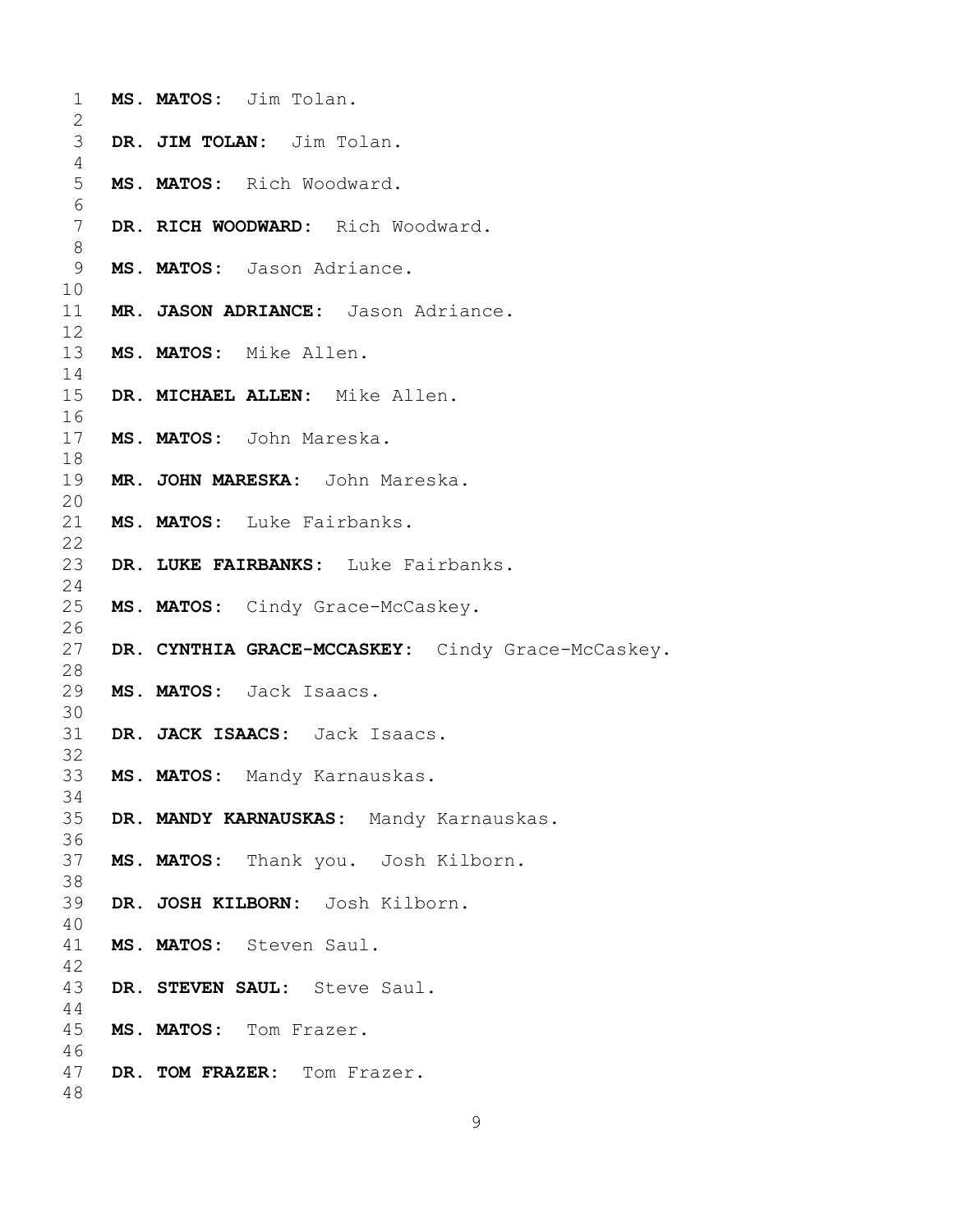**MS. MATOS:** Jim Tolan.

**DR. JIM TOLAN:** Jim Tolan.

**MS. MATOS:** Rich Woodward.

**DR. RICH WOODWARD:** Rich Woodward.

**MS. MATOS:** Jason Adriance.

**MR. JASON ADRIANCE:** Jason Adriance.

**MS. MATOS:** Mike Allen.

**DR. MICHAEL ALLEN:** Mike Allen.

**MS. MATOS:** John Mareska.

**MR. JOHN MARESKA:** John Mareska.

**MS. MATOS:** Luke Fairbanks.

**DR. LUKE FAIRBANKS:** Luke Fairbanks.

**MS. MATOS:** Cindy Grace-McCaskey.

**DR. CYNTHIA GRACE-MCCASKEY:** Cindy Grace-McCaskey.

**MS. MATOS:** Jack Isaacs.

**DR. JACK ISAACS:** Jack Isaacs.

**MS. MATOS:** Mandy Karnauskas.

**DR. MANDY KARNAUSKAS:** Mandy Karnauskas.

**MS. MATOS:** Thank you. Josh Kilborn.

**DR. JOSH KILBORN:** Josh Kilborn.

**MS. MATOS:** Steven Saul.

**DR. STEVEN SAUL:** Steve Saul.

**MS. MATOS:** Tom Frazer.

**DR. TOM FRAZER:** Tom Frazer.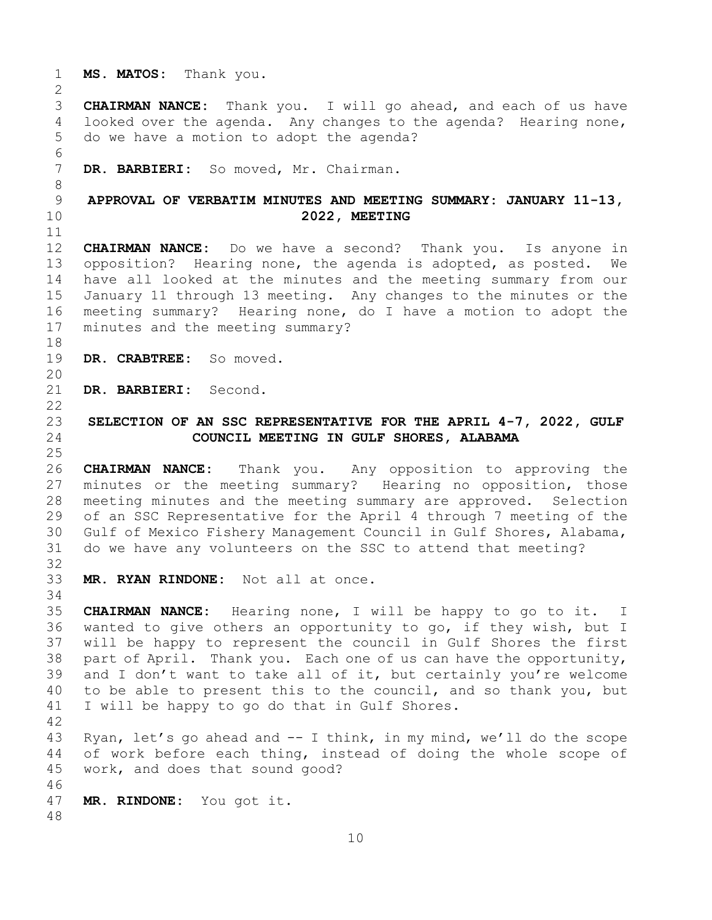**MS. MATOS:** Thank you.

**CHAIRMAN NANCE:** Thank you. I will go ahead, and each of us have looked over the agenda. Any changes to the agenda? Hearing none, do we have a motion to adopt the agenda?

**DR. BARBIERI:** So moved, Mr. Chairman.

## APPROVAL OF VERBATIM MINUTES AND MEETING SUMMARY: JANUARY 11-13, 2022, MEETING

**CHAIRMAN NANCE:** Do we have a second? Thank you. Is anyone in opposition? Hearing none, the agenda is adopted, as posted. We have all looked at the minutes and the meeting summary from our January 11 through 13 meeting. Any changes to the minutes or the meeting summary? Hearing none, do I have a motion to adopt the minutes and the meeting summary?

**DR. CRABTREE:** So moved.

**DR. BARBIERI:** Second.

## SELECTION OF AN SSC REPRESENTATIVE FOR THE APRIL 4-7, 2022, GULF COUNCIL MEETING IN GULF SHORES, ALABAMA

**CHAIRMAN NANCE:** Thank you. Any opposition to approving the minutes or the meeting summary? Hearing no opposition, those meeting minutes and the meeting summary are approved. Selection of an SSC Representative for the April 4 through 7 meeting of the Gulf of Mexico Fishery Management Council in Gulf Shores, Alabama, do we have any volunteers on the SSC to attend that meeting?

**MR. RYAN RINDONE:** Not all at once.

**CHAIRMAN NANCE:** Hearing none, I will be happy to go to it. I wanted to give others an opportunity to go, if they wish, but I will be happy to represent the council in Gulf Shores the first part of April. Thank you. Each one of us can have the opportunity, and I don't want to take all of it, but certainly you're welcome to be able to present this to the council, and so thank you, but I will be happy to go do that in Gulf Shores.

Ryan, let's go ahead and -- I think, in my mind, we'll do the scope of work before each thing, instead of doing the whole scope of work, and does that sound good?

**MR. RINDONE:** You got it.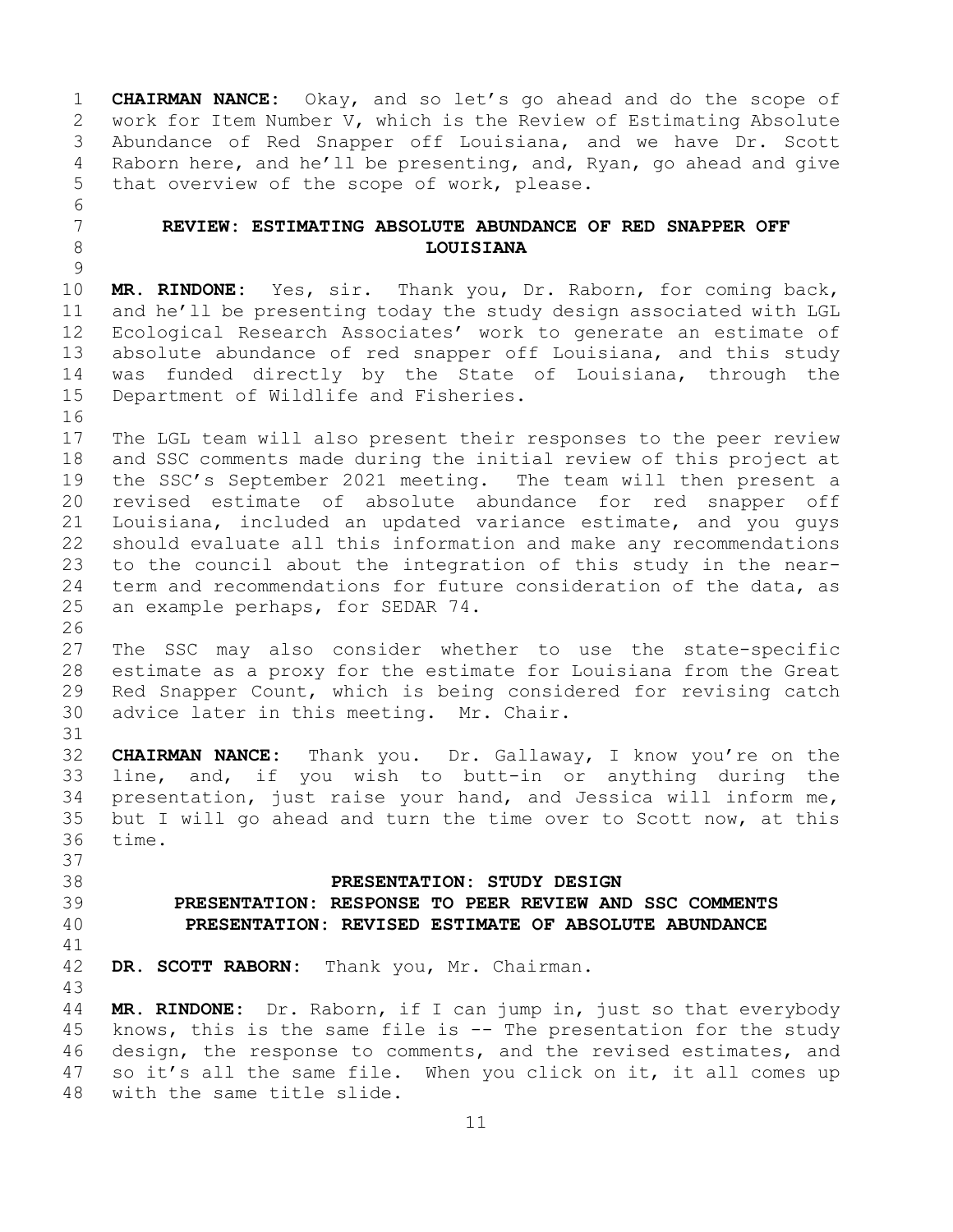**CHAIRMAN NANCE:** Okay, and so let's go ahead and do the scope of work for Item Number V, which is the Review of Estimating Absolute Abundance of Red Snapper off Louisiana, and we have Dr. Scott Raborn here, and he'll be presenting, and, Ryan, go ahead and give that overview of the scope of work, please.

## REVIEW: ESTIMATING ABSOLUTE ABUNDANCE OF RED SNAPPER OFF LOUISIANA

**MR. RINDONE:** Yes, sir. Thank you, Dr. Raborn, for coming back, and he'll be presenting today the study design associated with LGL Ecological Research Associates' work to generate an estimate of absolute abundance of red snapper off Louisiana, and this study was funded directly by the State of Louisiana, through the Department of Wildlife and Fisheries.

The LGL team will also present their responses to the peer review and SSC comments made during the initial review of this project at the SSC's September 2021 meeting. The team will then present a revised estimate of absolute abundance for red snapper off Louisiana, included an updated variance estimate, and you guys should evaluate all this information and make any recommendations to the council about the integration of this study in the near-term and recommendations for future consideration of the data, as an example perhaps, for SEDAR 74.

The SSC may also consider whether to use the state-specific estimate as a proxy for the estimate for Louisiana from the Great Red Snapper Count, which is being considered for revising catch advice later in this meeting. Mr. Chair.

**CHAIRMAN NANCE:** Thank you. Dr. Gallaway, I know you're on the line, and, if you wish to butt-in or anything during the presentation, just raise your hand, and Jessica will inform me, but I will go ahead and turn the time over to Scott now, at this time.

## PRESENTATION: STUDY DESIGN
## PRESENTATION: RESPONSE TO PEER REVIEW AND SSC COMMENTS
## PRESENTATION: REVISED ESTIMATE OF ABSOLUTE ABUNDANCE

**DR. SCOTT RABORN:** Thank you, Mr. Chairman.

**MR. RINDONE:** Dr. Raborn, if I can jump in, just so that everybody knows, this is the same file is -- The presentation for the study design, the response to comments, and the revised estimates, and so it's all the same file. When you click on it, it all comes up with the same title slide.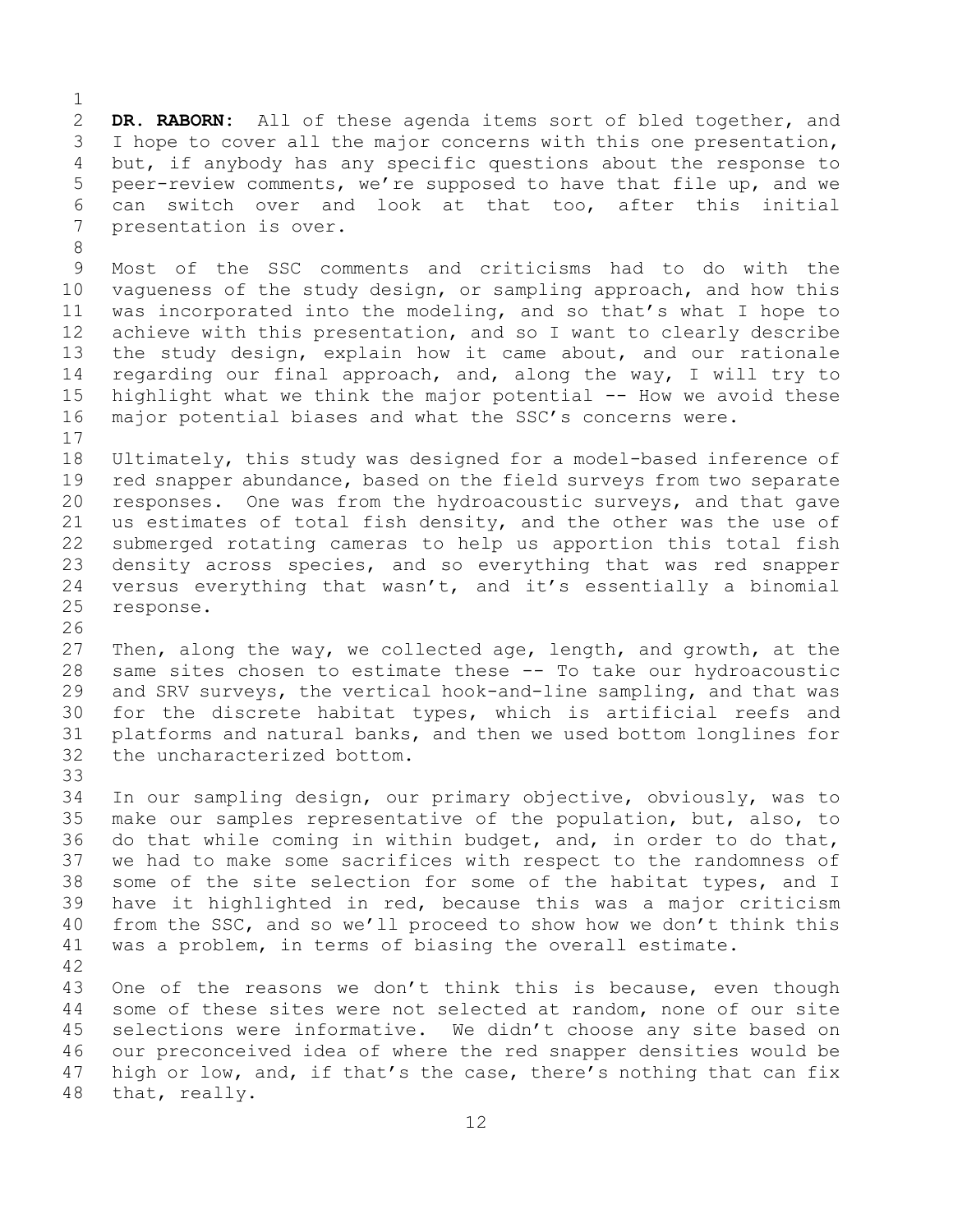**DR. RABORN:** All of these agenda items sort of bled together, and I hope to cover all the major concerns with this one presentation, but, if anybody has any specific questions about the response to peer-review comments, we're supposed to have that file up, and we can switch over and look at that too, after this initial presentation is over.

Most of the SSC comments and criticisms had to do with the vagueness of the study design, or sampling approach, and how this was incorporated into the modeling, and so that's what I hope to achieve with this presentation, and so I want to clearly describe the study design, explain how it came about, and our rationale regarding our final approach, and, along the way, I will try to highlight what we think the major potential -- How we avoid these major potential biases and what the SSC's concerns were.

Ultimately, this study was designed for a model-based inference of red snapper abundance, based on the field surveys from two separate responses. One was from the hydroacoustic surveys, and that gave us estimates of total fish density, and the other was the use of submerged rotating cameras to help us apportion this total fish density across species, and so everything that was red snapper versus everything that wasn't, and it's essentially a binomial response.

Then, along the way, we collected age, length, and growth, at the same sites chosen to estimate these -- To take our hydroacoustic and SRV surveys, the vertical hook-and-line sampling, and that was for the discrete habitat types, which is artificial reefs and platforms and natural banks, and then we used bottom longlines for the uncharacterized bottom.

In our sampling design, our primary objective, obviously, was to make our samples representative of the population, but, also, to do that while coming in within budget, and, in order to do that, we had to make some sacrifices with respect to the randomness of some of the site selection for some of the habitat types, and I have it highlighted in red, because this was a major criticism from the SSC, and so we'll proceed to show how we don't think this was a problem, in terms of biasing the overall estimate.

One of the reasons we don't think this is because, even though some of these sites were not selected at random, none of our site selections were informative. We didn't choose any site based on our preconceived idea of where the red snapper densities would be high or low, and, if that's the case, there's nothing that can fix that, really.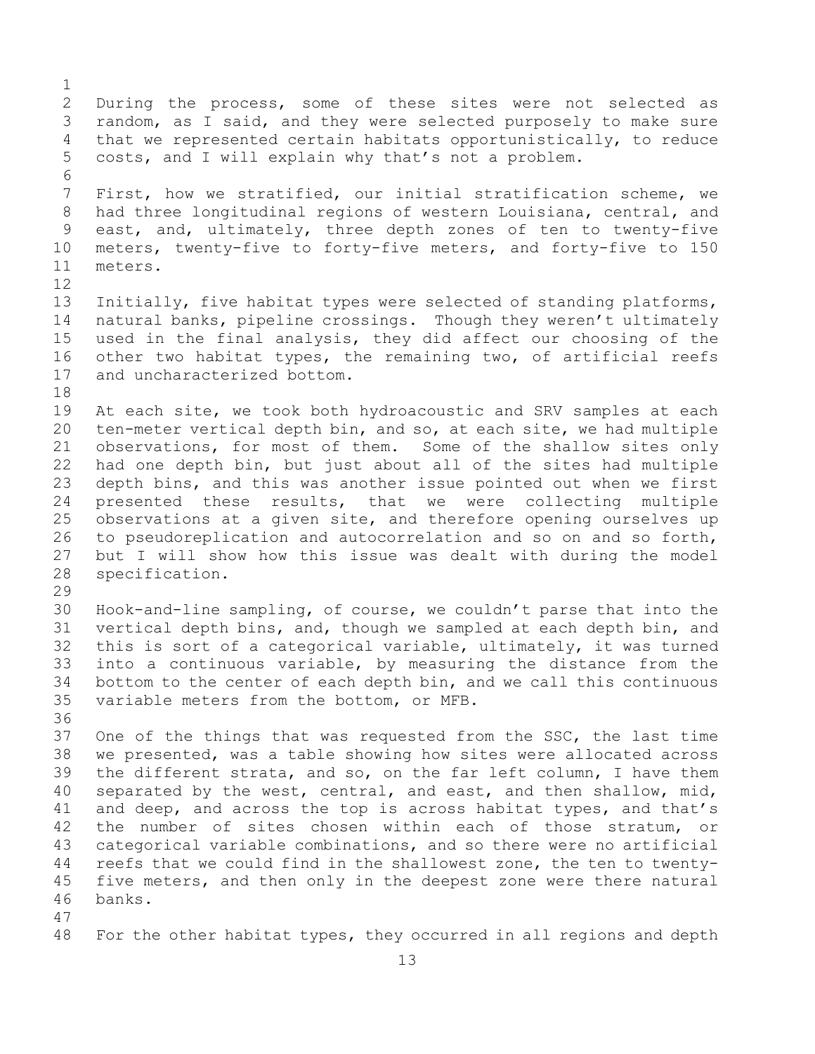During the process, some of these sites were not selected as random, as I said, and they were selected purposely to make sure that we represented certain habitats opportunistically, to reduce costs, and I will explain why that's not a problem.

First, how we stratified, our initial stratification scheme, we had three longitudinal regions of western Louisiana, central, and east, and, ultimately, three depth zones of ten to twenty-five meters, twenty-five to forty-five meters, and forty-five to 150 meters.

Initially, five habitat types were selected of standing platforms, natural banks, pipeline crossings. Though they weren't ultimately used in the final analysis, they did affect our choosing of the other two habitat types, the remaining two, of artificial reefs and uncharacterized bottom.

At each site, we took both hydroacoustic and SRV samples at each ten-meter vertical depth bin, and so, at each site, we had multiple observations, for most of them. Some of the shallow sites only had one depth bin, but just about all of the sites had multiple depth bins, and this was another issue pointed out when we first presented these results, that we were collecting multiple observations at a given site, and therefore opening ourselves up to pseudoreplication and autocorrelation and so on and so forth, but I will show how this issue was dealt with during the model specification.

Hook-and-line sampling, of course, we couldn't parse that into the vertical depth bins, and, though we sampled at each depth bin, and this is sort of a categorical variable, ultimately, it was turned into a continuous variable, by measuring the distance from the bottom to the center of each depth bin, and we call this continuous variable meters from the bottom, or MFB.

One of the things that was requested from the SSC, the last time we presented, was a table showing how sites were allocated across the different strata, and so, on the far left column, I have them separated by the west, central, and east, and then shallow, mid, and deep, and across the top is across habitat types, and that's the number of sites chosen within each of those stratum, or categorical variable combinations, and so there were no artificial reefs that we could find in the shallowest zone, the ten to twenty-five meters, and then only in the deepest zone were there natural banks.

For the other habitat types, they occurred in all regions and depth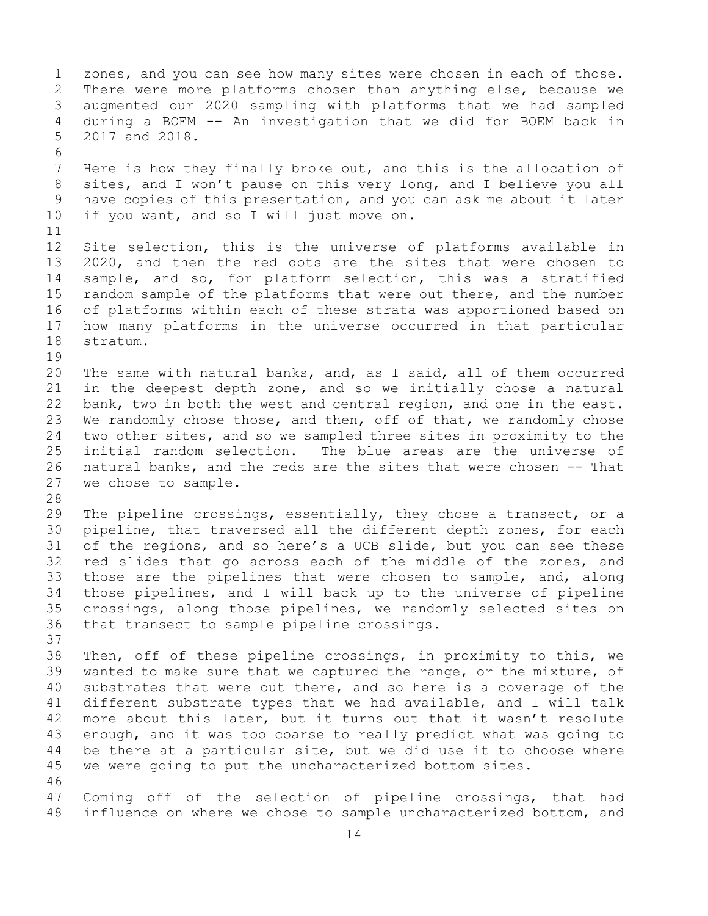zones, and you can see how many sites were chosen in each of those. There were more platforms chosen than anything else, because we augmented our 2020 sampling with platforms that we had sampled during a BOEM -- An investigation that we did for BOEM back in 2017 and 2018.

Here is how they finally broke out, and this is the allocation of sites, and I won't pause on this very long, and I believe you all have copies of this presentation, and you can ask me about it later if you want, and so I will just move on.

Site selection, this is the universe of platforms available in 2020, and then the red dots are the sites that were chosen to sample, and so, for platform selection, this was a stratified random sample of the platforms that were out there, and the number of platforms within each of these strata was apportioned based on how many platforms in the universe occurred in that particular stratum.

The same with natural banks, and, as I said, all of them occurred in the deepest depth zone, and so we initially chose a natural bank, two in both the west and central region, and one in the east. We randomly chose those, and then, off of that, we randomly chose two other sites, and so we sampled three sites in proximity to the initial random selection. The blue areas are the universe of natural banks, and the reds are the sites that were chosen -- That we chose to sample.

The pipeline crossings, essentially, they chose a transect, or a pipeline, that traversed all the different depth zones, for each of the regions, and so here's a UCB slide, but you can see these red slides that go across each of the middle of the zones, and those are the pipelines that were chosen to sample, and, along those pipelines, and I will back up to the universe of pipeline crossings, along those pipelines, we randomly selected sites on that transect to sample pipeline crossings.

Then, off of these pipeline crossings, in proximity to this, we wanted to make sure that we captured the range, or the mixture, of substrates that were out there, and so here is a coverage of the different substrate types that we had available, and I will talk more about this later, but it turns out that it wasn't resolute enough, and it was too coarse to really predict what was going to be there at a particular site, but we did use it to choose where we were going to put the uncharacterized bottom sites.

Coming off of the selection of pipeline crossings, that had influence on where we chose to sample uncharacterized bottom, and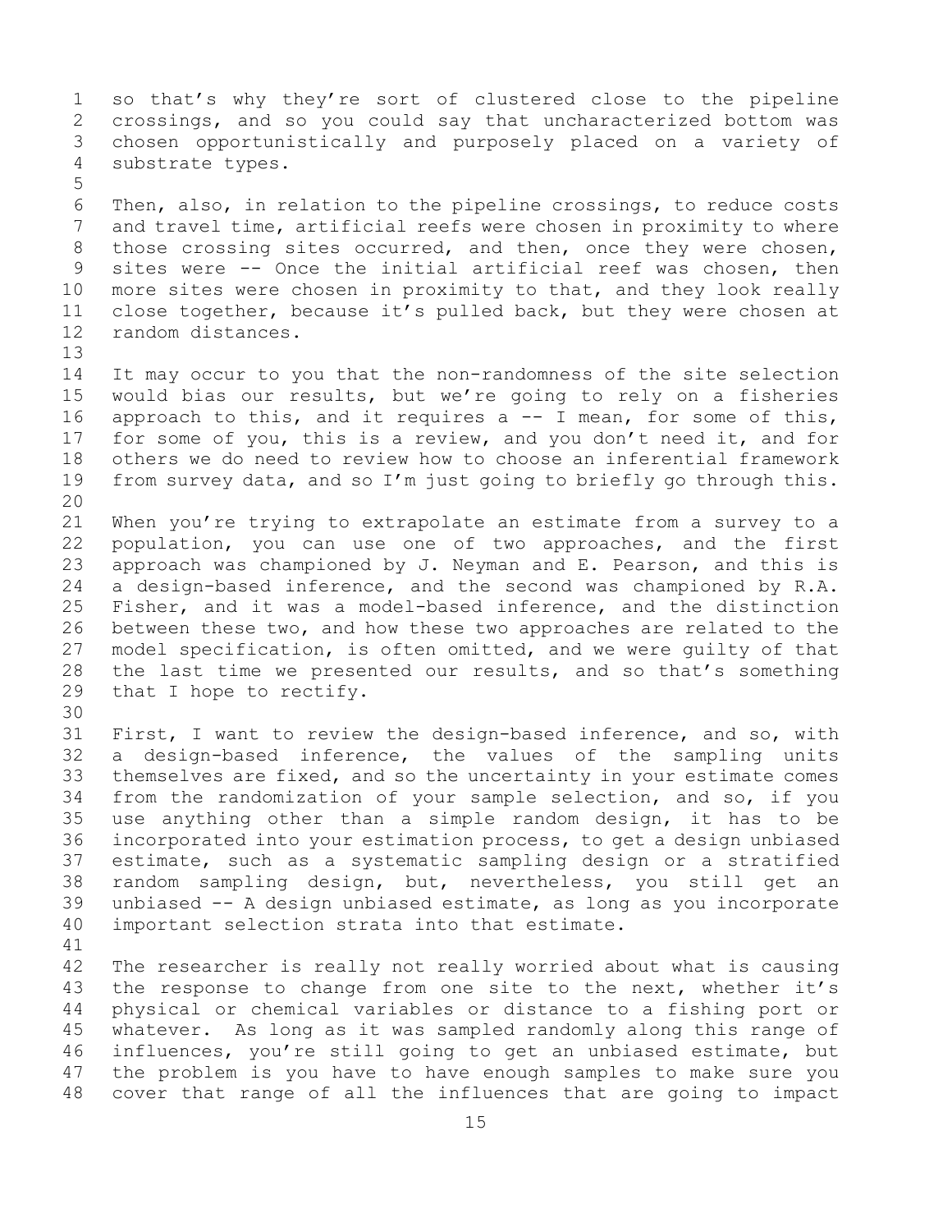so that's why they're sort of clustered close to the pipeline crossings, and so you could say that uncharacterized bottom was chosen opportunistically and purposely placed on a variety of substrate types.

Then, also, in relation to the pipeline crossings, to reduce costs and travel time, artificial reefs were chosen in proximity to where those crossing sites occurred, and then, once they were chosen, sites were -- Once the initial artificial reef was chosen, then more sites were chosen in proximity to that, and they look really close together, because it's pulled back, but they were chosen at random distances.

It may occur to you that the non-randomness of the site selection would bias our results, but we're going to rely on a fisheries approach to this, and it requires a -- I mean, for some of this, for some of you, this is a review, and you don't need it, and for others we do need to review how to choose an inferential framework from survey data, and so I'm just going to briefly go through this.

When you're trying to extrapolate an estimate from a survey to a population, you can use one of two approaches, and the first approach was championed by J. Neyman and E. Pearson, and this is a design-based inference, and the second was championed by R.A. Fisher, and it was a model-based inference, and the distinction between these two, and how these two approaches are related to the model specification, is often omitted, and we were guilty of that the last time we presented our results, and so that's something that I hope to rectify.

First, I want to review the design-based inference, and so, with a design-based inference, the values of the sampling units themselves are fixed, and so the uncertainty in your estimate comes from the randomization of your sample selection, and so, if you use anything other than a simple random design, it has to be incorporated into your estimation process, to get a design unbiased estimate, such as a systematic sampling design or a stratified random sampling design, but, nevertheless, you still get an unbiased -- A design unbiased estimate, as long as you incorporate important selection strata into that estimate.

The researcher is really not really worried about what is causing the response to change from one site to the next, whether it's physical or chemical variables or distance to a fishing port or whatever. As long as it was sampled randomly along this range of influences, you're still going to get an unbiased estimate, but the problem is you have to have enough samples to make sure you cover that range of all the influences that are going to impact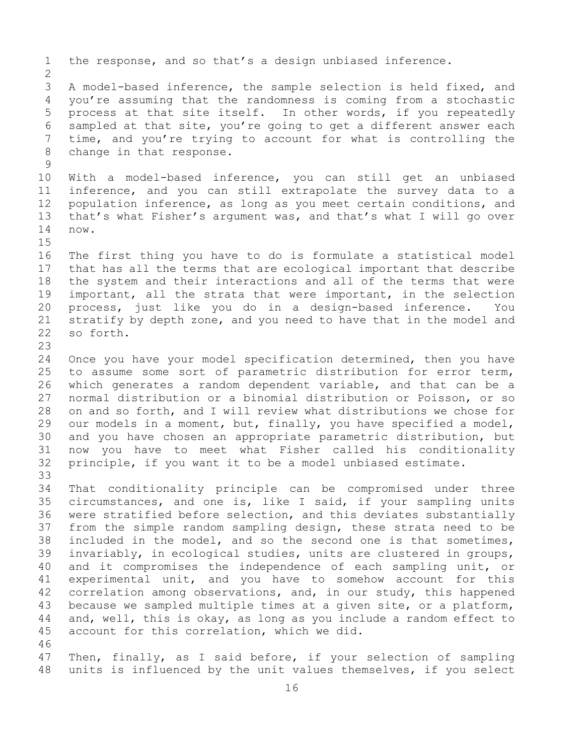the response, and so that's a design unbiased inference.

A model-based inference, the sample selection is held fixed, and you're assuming that the randomness is coming from a stochastic process at that site itself. In other words, if you repeatedly sampled at that site, you're going to get a different answer each time, and you're trying to account for what is controlling the change in that response.

With a model-based inference, you can still get an unbiased inference, and you can still extrapolate the survey data to a population inference, as long as you meet certain conditions, and that's what Fisher's argument was, and that's what I will go over now.

The first thing you have to do is formulate a statistical model that has all the terms that are ecological important that describe the system and their interactions and all of the terms that were important, all the strata that were important, in the selection process, just like you do in a design-based inference. You stratify by depth zone, and you need to have that in the model and so forth.

Once you have your model specification determined, then you have to assume some sort of parametric distribution for error term, which generates a random dependent variable, and that can be a normal distribution or a binomial distribution or Poisson, or so on and so forth, and I will review what distributions we chose for our models in a moment, but, finally, you have specified a model, and you have chosen an appropriate parametric distribution, but now you have to meet what Fisher called his conditionality principle, if you want it to be a model unbiased estimate.

That conditionality principle can be compromised under three circumstances, and one is, like I said, if your sampling units were stratified before selection, and this deviates substantially from the simple random sampling design, these strata need to be included in the model, and so the second one is that sometimes, invariably, in ecological studies, units are clustered in groups, and it compromises the independence of each sampling unit, or experimental unit, and you have to somehow account for this correlation among observations, and, in our study, this happened because we sampled multiple times at a given site, or a platform, and, well, this is okay, as long as you include a random effect to account for this correlation, which we did.

Then, finally, as I said before, if your selection of sampling units is influenced by the unit values themselves, if you select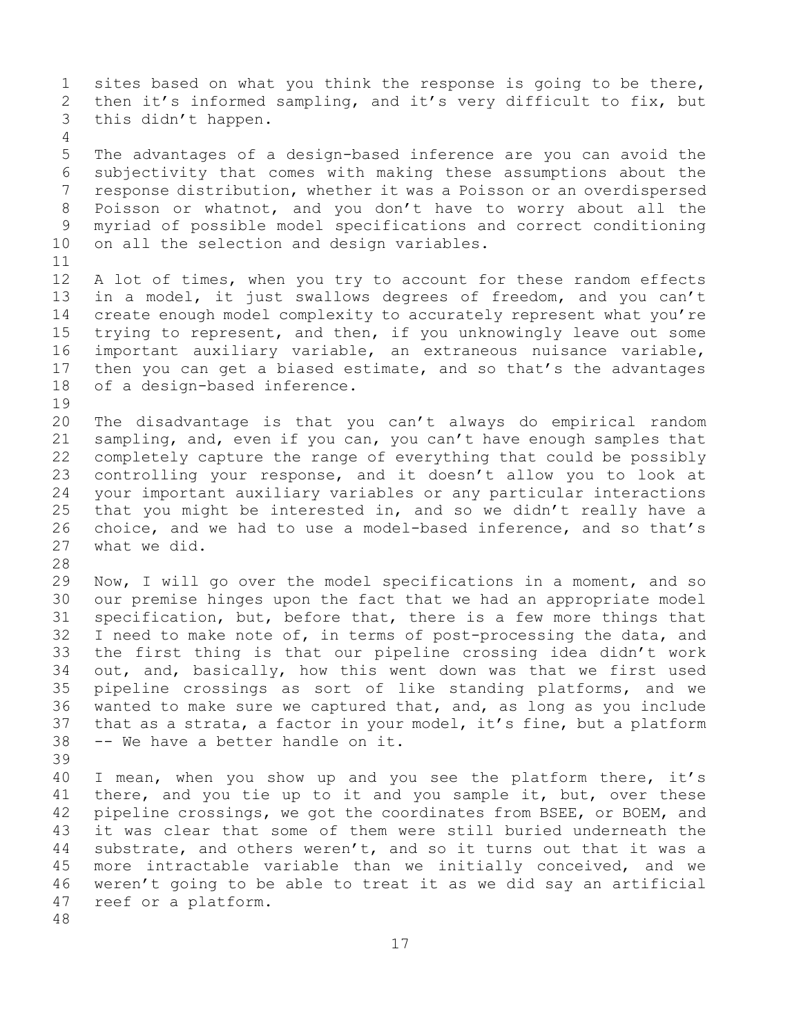sites based on what you think the response is going to be there, then it's informed sampling, and it's very difficult to fix, but this didn't happen.

The advantages of a design-based inference are you can avoid the subjectivity that comes with making these assumptions about the response distribution, whether it was a Poisson or an overdispersed Poisson or whatnot, and you don't have to worry about all the myriad of possible model specifications and correct conditioning on all the selection and design variables.

A lot of times, when you try to account for these random effects in a model, it just swallows degrees of freedom, and you can't create enough model complexity to accurately represent what you're trying to represent, and then, if you unknowingly leave out some important auxiliary variable, an extraneous nuisance variable, then you can get a biased estimate, and so that's the advantages of a design-based inference.

The disadvantage is that you can't always do empirical random sampling, and, even if you can, you can't have enough samples that completely capture the range of everything that could be possibly controlling your response, and it doesn't allow you to look at your important auxiliary variables or any particular interactions that you might be interested in, and so we didn't really have a choice, and we had to use a model-based inference, and so that's what we did.

Now, I will go over the model specifications in a moment, and so our premise hinges upon the fact that we had an appropriate model specification, but, before that, there is a few more things that I need to make note of, in terms of post-processing the data, and the first thing is that our pipeline crossing idea didn't work out, and, basically, how this went down was that we first used pipeline crossings as sort of like standing platforms, and we wanted to make sure we captured that, and, as long as you include that as a strata, a factor in your model, it's fine, but a platform -- We have a better handle on it.

I mean, when you show up and you see the platform there, it's there, and you tie up to it and you sample it, but, over these pipeline crossings, we got the coordinates from BSEE, or BOEM, and it was clear that some of them were still buried underneath the substrate, and others weren't, and so it turns out that it was a more intractable variable than we initially conceived, and we weren't going to be able to treat it as we did say an artificial reef or a platform.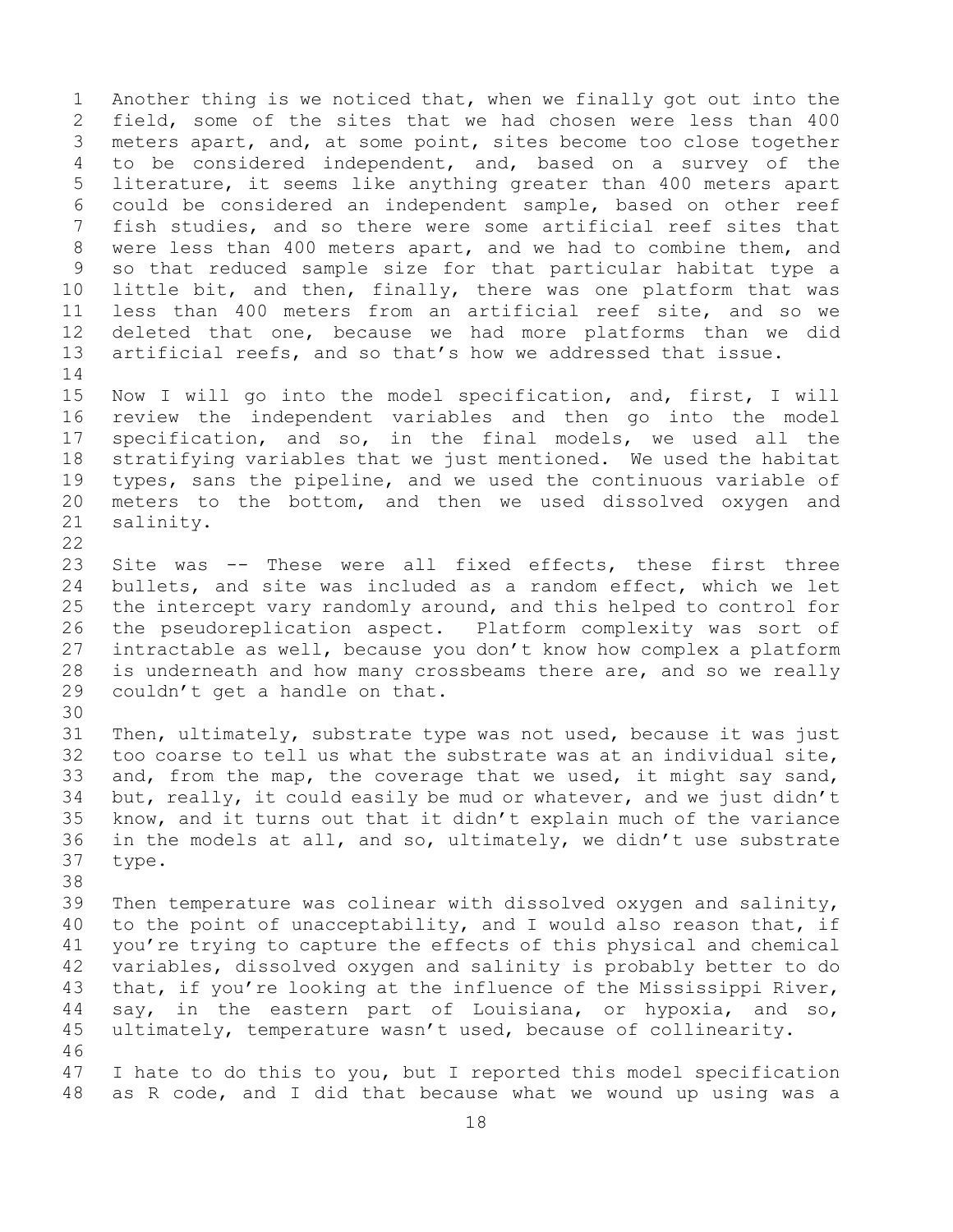Another thing is we noticed that, when we finally got out into the field, some of the sites that we had chosen were less than 400 meters apart, and, at some point, sites become too close together to be considered independent, and, based on a survey of the literature, it seems like anything greater than 400 meters apart could be considered an independent sample, based on other reef fish studies, and so there were some artificial reef sites that were less than 400 meters apart, and we had to combine them, and so that reduced sample size for that particular habitat type a little bit, and then, finally, there was one platform that was less than 400 meters from an artificial reef site, and so we deleted that one, because we had more platforms than we did artificial reefs, and so that's how we addressed that issue.

Now I will go into the model specification, and, first, I will review the independent variables and then go into the model specification, and so, in the final models, we used all the stratifying variables that we just mentioned. We used the habitat types, sans the pipeline, and we used the continuous variable of meters to the bottom, and then we used dissolved oxygen and salinity.

Site was -- These were all fixed effects, these first three bullets, and site was included as a random effect, which we let the intercept vary randomly around, and this helped to control for the pseudoreplication aspect. Platform complexity was sort of intractable as well, because you don't know how complex a platform is underneath and how many crossbeams there are, and so we really couldn't get a handle on that.

Then, ultimately, substrate type was not used, because it was just too coarse to tell us what the substrate was at an individual site, and, from the map, the coverage that we used, it might say sand, but, really, it could easily be mud or whatever, and we just didn't know, and it turns out that it didn't explain much of the variance in the models at all, and so, ultimately, we didn't use substrate type.

Then temperature was colinear with dissolved oxygen and salinity, to the point of unacceptability, and I would also reason that, if you're trying to capture the effects of this physical and chemical variables, dissolved oxygen and salinity is probably better to do that, if you're looking at the influence of the Mississippi River, say, in the eastern part of Louisiana, or hypoxia, and so, ultimately, temperature wasn't used, because of collinearity.

I hate to do this to you, but I reported this model specification as R code, and I did that because what we wound up using was a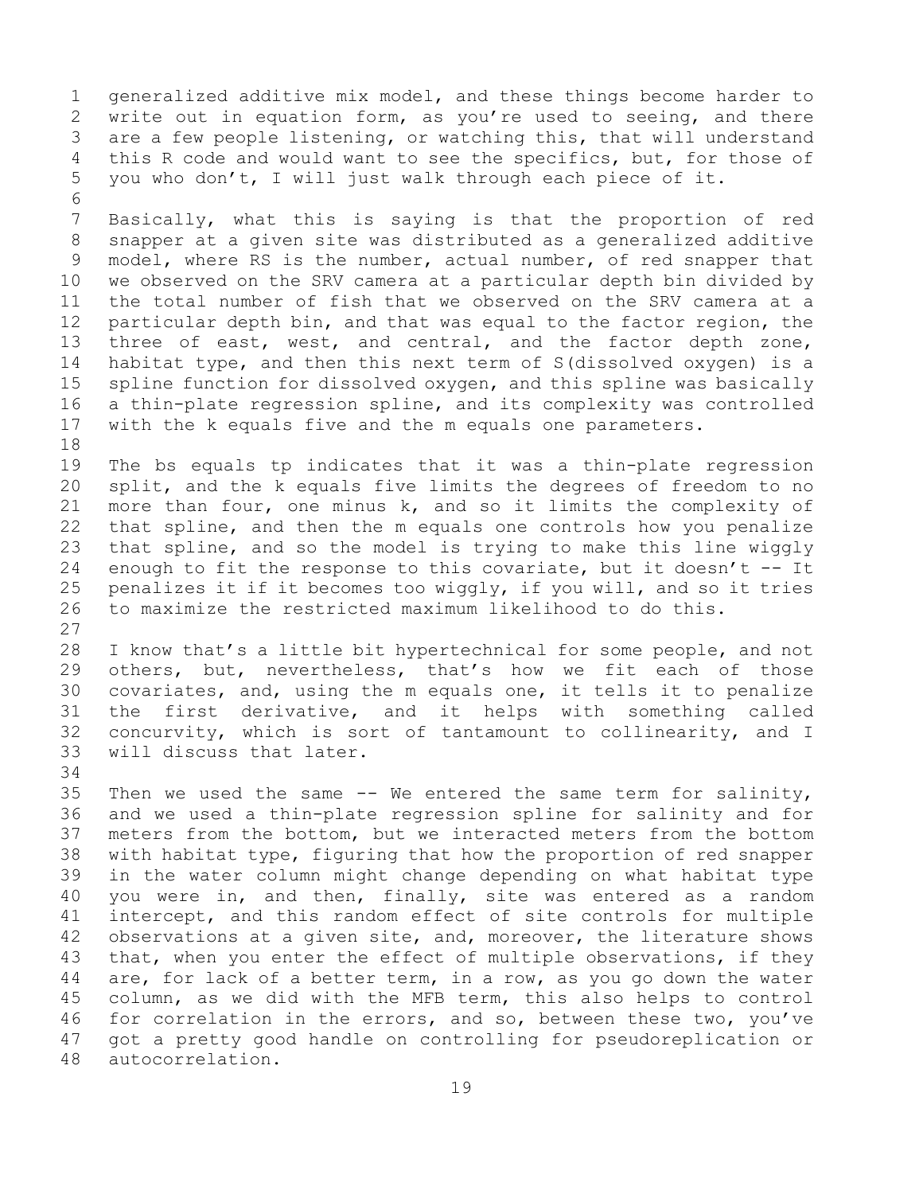generalized additive mix model, and these things become harder to write out in equation form, as you're used to seeing, and there are a few people listening, or watching this, that will understand this R code and would want to see the specifics, but, for those of you who don't, I will just walk through each piece of it.

Basically, what this is saying is that the proportion of red snapper at a given site was distributed as a generalized additive model, where RS is the number, actual number, of red snapper that we observed on the SRV camera at a particular depth bin divided by the total number of fish that we observed on the SRV camera at a particular depth bin, and that was equal to the factor region, the three of east, west, and central, and the factor depth zone, habitat type, and then this next term of S(dissolved oxygen) is a spline function for dissolved oxygen, and this spline was basically a thin-plate regression spline, and its complexity was controlled with the k equals five and the m equals one parameters.

The bs equals tp indicates that it was a thin-plate regression split, and the k equals five limits the degrees of freedom to no more than four, one minus k, and so it limits the complexity of that spline, and then the m equals one controls how you penalize that spline, and so the model is trying to make this line wiggly enough to fit the response to this covariate, but it doesn't -- It penalizes it if it becomes too wiggly, if you will, and so it tries to maximize the restricted maximum likelihood to do this.

I know that's a little bit hypertechnical for some people, and not others, but, nevertheless, that's how we fit each of those covariates, and, using the m equals one, it tells it to penalize the first derivative, and it helps with something called concurvity, which is sort of tantamount to collinearity, and I will discuss that later.

Then we used the same -- We entered the same term for salinity, and we used a thin-plate regression spline for salinity and for meters from the bottom, but we interacted meters from the bottom with habitat type, figuring that how the proportion of red snapper in the water column might change depending on what habitat type you were in, and then, finally, site was entered as a random intercept, and this random effect of site controls for multiple observations at a given site, and, moreover, the literature shows that, when you enter the effect of multiple observations, if they are, for lack of a better term, in a row, as you go down the water column, as we did with the MFB term, this also helps to control for correlation in the errors, and so, between these two, you've got a pretty good handle on controlling for pseudoreplication or autocorrelation.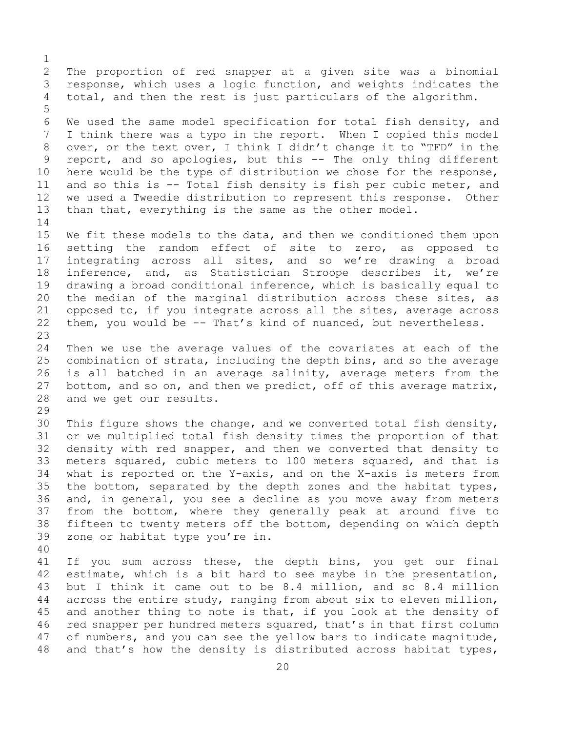The proportion of red snapper at a given site was a binomial response, which uses a logic function, and weights indicates the total, and then the rest is just particulars of the algorithm.

We used the same model specification for total fish density, and I think there was a typo in the report. When I copied this model over, or the text over, I think I didn't change it to "TFD" in the report, and so apologies, but this -- The only thing different here would be the type of distribution we chose for the response, and so this is -- Total fish density is fish per cubic meter, and we used a Tweedie distribution to represent this response. Other than that, everything is the same as the other model.

We fit these models to the data, and then we conditioned them upon setting the random effect of site to zero, as opposed to integrating across all sites, and so we're drawing a broad inference, and, as Statistician Stroope describes it, we're drawing a broad conditional inference, which is basically equal to the median of the marginal distribution across these sites, as opposed to, if you integrate across all the sites, average across them, you would be -- That's kind of nuanced, but nevertheless.

Then we use the average values of the covariates at each of the combination of strata, including the depth bins, and so the average is all batched in an average salinity, average meters from the bottom, and so on, and then we predict, off of this average matrix, and we get our results.

This figure shows the change, and we converted total fish density, or we multiplied total fish density times the proportion of that density with red snapper, and then we converted that density to meters squared, cubic meters to 100 meters squared, and that is what is reported on the Y-axis, and on the X-axis is meters from the bottom, separated by the depth zones and the habitat types, and, in general, you see a decline as you move away from meters from the bottom, where they generally peak at around five to fifteen to twenty meters off the bottom, depending on which depth zone or habitat type you're in.

If you sum across these, the depth bins, you get our final estimate, which is a bit hard to see maybe in the presentation, but I think it came out to be 8.4 million, and so 8.4 million across the entire study, ranging from about six to eleven million, and another thing to note is that, if you look at the density of red snapper per hundred meters squared, that's in that first column of numbers, and you can see the yellow bars to indicate magnitude, and that's how the density is distributed across habitat types,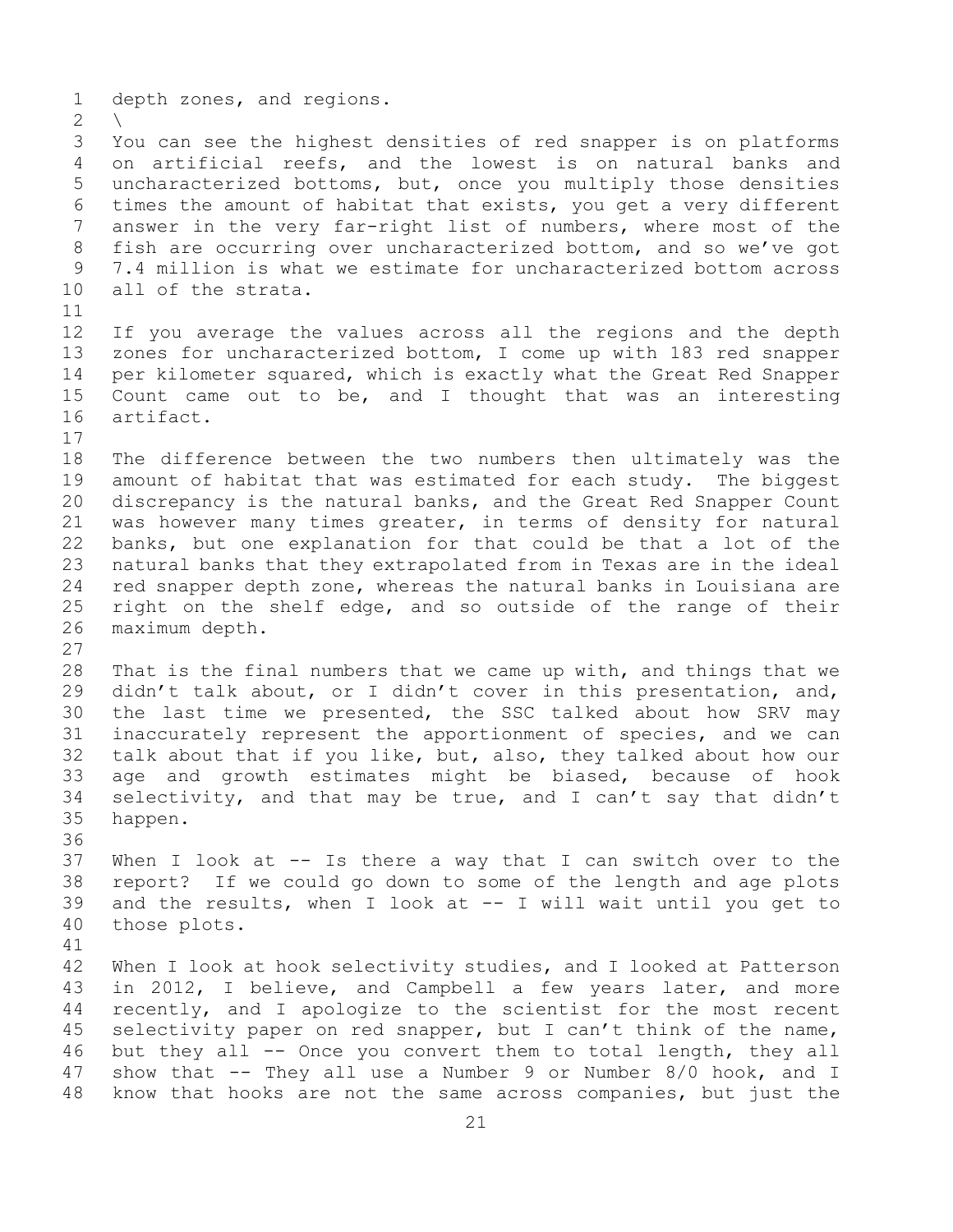depth zones, and regions.

\

You can see the highest densities of red snapper is on platforms on artificial reefs, and the lowest is on natural banks and uncharacterized bottoms, but, once you multiply those densities times the amount of habitat that exists, you get a very different answer in the very far-right list of numbers, where most of the fish are occurring over uncharacterized bottom, and so we've got 7.4 million is what we estimate for uncharacterized bottom across all of the strata.

If you average the values across all the regions and the depth zones for uncharacterized bottom, I come up with 183 red snapper per kilometer squared, which is exactly what the Great Red Snapper Count came out to be, and I thought that was an interesting artifact.

The difference between the two numbers then ultimately was the amount of habitat that was estimated for each study. The biggest discrepancy is the natural banks, and the Great Red Snapper Count was however many times greater, in terms of density for natural banks, but one explanation for that could be that a lot of the natural banks that they extrapolated from in Texas are in the ideal red snapper depth zone, whereas the natural banks in Louisiana are right on the shelf edge, and so outside of the range of their maximum depth.

That is the final numbers that we came up with, and things that we didn't talk about, or I didn't cover in this presentation, and, the last time we presented, the SSC talked about how SRV may inaccurately represent the apportionment of species, and we can talk about that if you like, but, also, they talked about how our age and growth estimates might be biased, because of hook selectivity, and that may be true, and I can't say that didn't happen.

When I look at -- Is there a way that I can switch over to the report? If we could go down to some of the length and age plots and the results, when I look at -- I will wait until you get to those plots.

When I look at hook selectivity studies, and I looked at Patterson in 2012, I believe, and Campbell a few years later, and more recently, and I apologize to the scientist for the most recent selectivity paper on red snapper, but I can't think of the name, but they all -- Once you convert them to total length, they all show that -- They all use a Number 9 or Number 8/0 hook, and I know that hooks are not the same across companies, but just the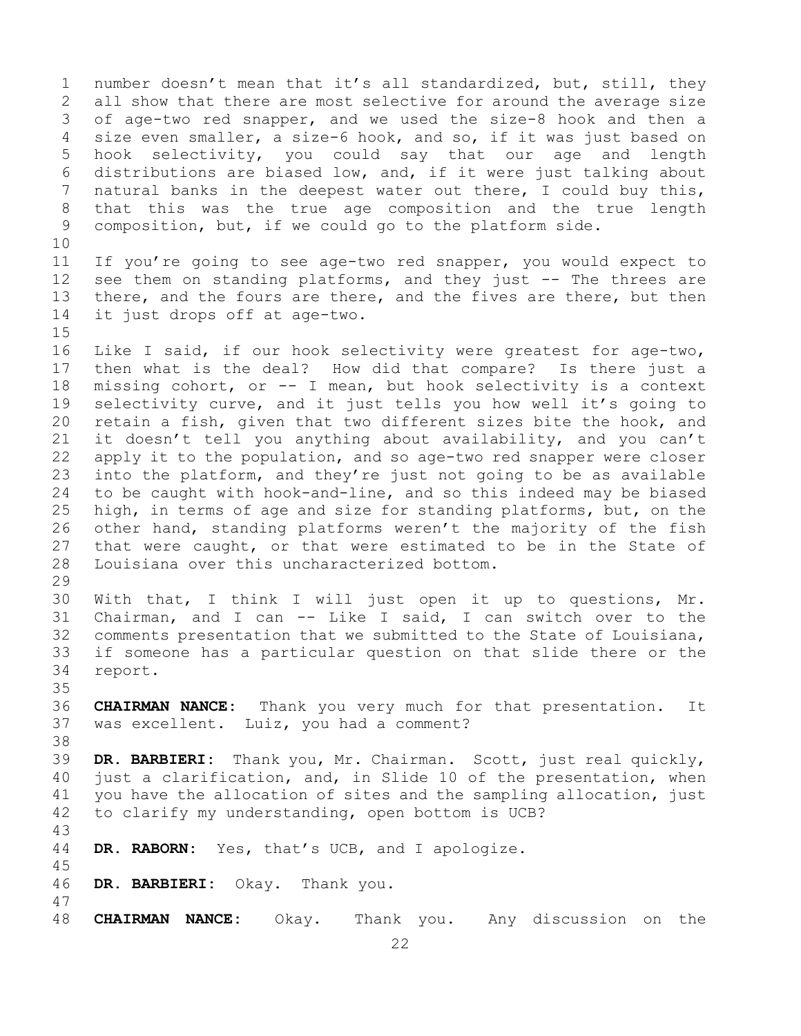number doesn't mean that it's all standardized, but, still, they all show that there are most selective for around the average size of age-two red snapper, and we used the size-8 hook and then a size even smaller, a size-6 hook, and so, if it was just based on hook selectivity, you could say that our age and length distributions are biased low, and, if it were just talking about natural banks in the deepest water out there, I could buy this, that this was the true age composition and the true length composition, but, if we could go to the platform side.

If you're going to see age-two red snapper, you would expect to see them on standing platforms, and they just -- The threes are there, and the fours are there, and the fives are there, but then it just drops off at age-two.

Like I said, if our hook selectivity were greatest for age-two, then what is the deal? How did that compare? Is there just a missing cohort, or -- I mean, but hook selectivity is a context selectivity curve, and it just tells you how well it's going to retain a fish, given that two different sizes bite the hook, and it doesn't tell you anything about availability, and you can't apply it to the population, and so age-two red snapper were closer into the platform, and they're just not going to be as available to be caught with hook-and-line, and so this indeed may be biased high, in terms of age and size for standing platforms, but, on the other hand, standing platforms weren't the majority of the fish that were caught, or that were estimated to be in the State of Louisiana over this uncharacterized bottom.

With that, I think I will just open it up to questions, Mr. Chairman, and I can -- Like I said, I can switch over to the comments presentation that we submitted to the State of Louisiana, if someone has a particular question on that slide there or the report.

**CHAIRMAN NANCE:** Thank you very much for that presentation. It was excellent. Luiz, you had a comment?

**DR. BARBIERI:** Thank you, Mr. Chairman. Scott, just real quickly, just a clarification, and, in Slide 10 of the presentation, when you have the allocation of sites and the sampling allocation, just to clarify my understanding, open bottom is UCB?

**DR. RABORN:** Yes, that's UCB, and I apologize.

**DR. BARBIERI:** Okay. Thank you.

**CHAIRMAN NANCE:** Okay. Thank you. Any discussion on the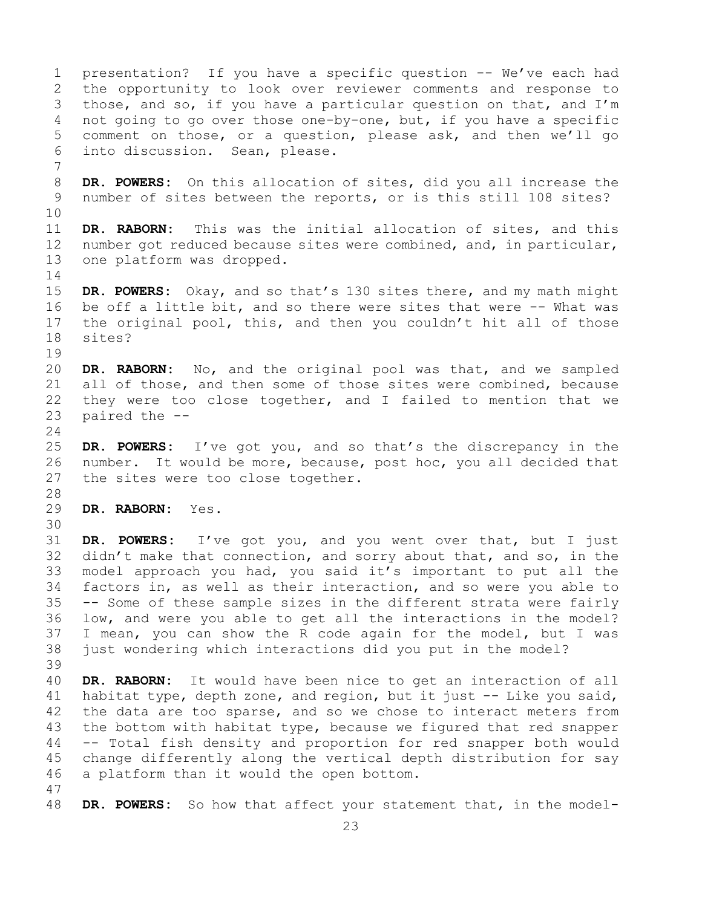presentation? If you have a specific question -- We've each had the opportunity to look over reviewer comments and response to those, and so, if you have a particular question on that, and I'm not going to go over those one-by-one, but, if you have a specific comment on those, or a question, please ask, and then we'll go into discussion. Sean, please.

**DR. POWERS:** On this allocation of sites, did you all increase the number of sites between the reports, or is this still 108 sites?

**DR. RABORN:** This was the initial allocation of sites, and this number got reduced because sites were combined, and, in particular, one platform was dropped.

**DR. POWERS:** Okay, and so that's 130 sites there, and my math might be off a little bit, and so there were sites that were -- What was the original pool, this, and then you couldn't hit all of those sites?

**DR. RABORN:** No, and the original pool was that, and we sampled all of those, and then some of those sites were combined, because they were too close together, and I failed to mention that we paired the --

**DR. POWERS:** I've got you, and so that's the discrepancy in the number. It would be more, because, post hoc, you all decided that the sites were too close together.

**DR. RABORN:** Yes.

**DR. POWERS:** I've got you, and you went over that, but I just didn't make that connection, and sorry about that, and so, in the model approach you had, you said it's important to put all the factors in, as well as their interaction, and so were you able to -- Some of these sample sizes in the different strata were fairly low, and were you able to get all the interactions in the model? I mean, you can show the R code again for the model, but I was just wondering which interactions did you put in the model?

**DR. RABORN:** It would have been nice to get an interaction of all habitat type, depth zone, and region, but it just -- Like you said, the data are too sparse, and so we chose to interact meters from the bottom with habitat type, because we figured that red snapper -- Total fish density and proportion for red snapper both would change differently along the vertical depth distribution for say a platform than it would the open bottom.

**DR. POWERS:** So how that affect your statement that, in the model-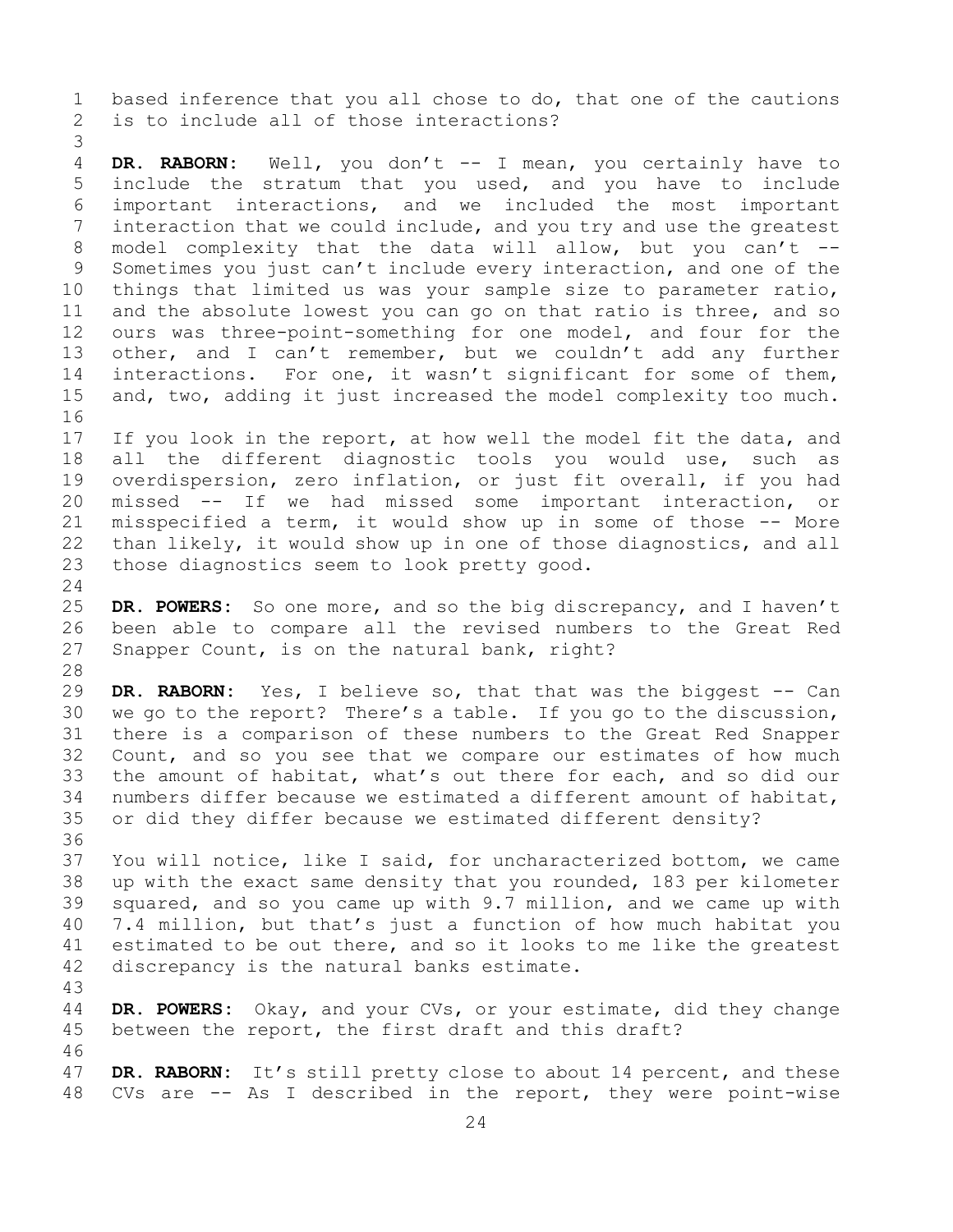based inference that you all chose to do, that one of the cautions is to include all of those interactions?

**DR. RABORN:** Well, you don't -- I mean, you certainly have to include the stratum that you used, and you have to include important interactions, and we included the most important interaction that we could include, and you try and use the greatest model complexity that the data will allow, but you can't -- Sometimes you just can't include every interaction, and one of the things that limited us was your sample size to parameter ratio, and the absolute lowest you can go on that ratio is three, and so ours was three-point-something for one model, and four for the other, and I can't remember, but we couldn't add any further interactions. For one, it wasn't significant for some of them, and, two, adding it just increased the model complexity too much.

If you look in the report, at how well the model fit the data, and all the different diagnostic tools you would use, such as overdispersion, zero inflation, or just fit overall, if you had missed -- If we had missed some important interaction, or misspecified a term, it would show up in some of those -- More than likely, it would show up in one of those diagnostics, and all those diagnostics seem to look pretty good.

**DR. POWERS:** So one more, and so the big discrepancy, and I haven't been able to compare all the revised numbers to the Great Red Snapper Count, is on the natural bank, right?

**DR. RABORN:** Yes, I believe so, that that was the biggest -- Can we go to the report? There's a table. If you go to the discussion, there is a comparison of these numbers to the Great Red Snapper Count, and so you see that we compare our estimates of how much the amount of habitat, what's out there for each, and so did our numbers differ because we estimated a different amount of habitat, or did they differ because we estimated different density?

You will notice, like I said, for uncharacterized bottom, we came up with the exact same density that you rounded, 183 per kilometer squared, and so you came up with 9.7 million, and we came up with 7.4 million, but that's just a function of how much habitat you estimated to be out there, and so it looks to me like the greatest discrepancy is the natural banks estimate.

**DR. POWERS:** Okay, and your CVs, or your estimate, did they change between the report, the first draft and this draft?

**DR. RABORN:** It's still pretty close to about 14 percent, and these CVs are -- As I described in the report, they were point-wise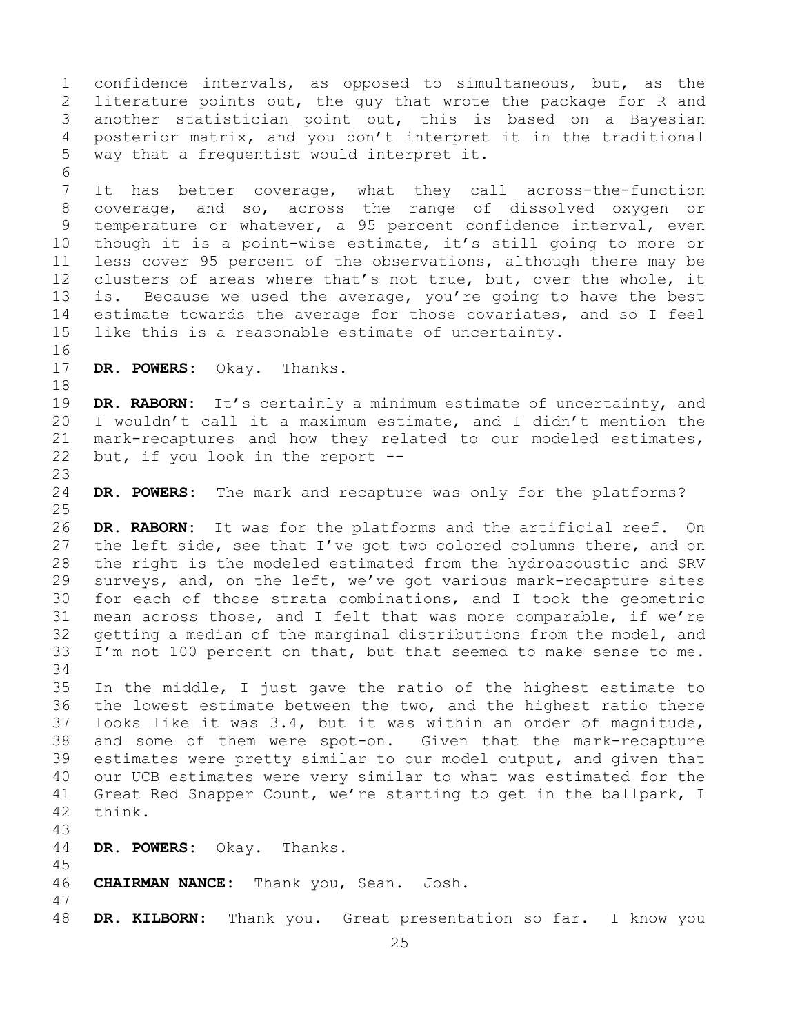confidence intervals, as opposed to simultaneous, but, as the literature points out, the guy that wrote the package for R and another statistician point out, this is based on a Bayesian posterior matrix, and you don't interpret it in the traditional way that a frequentist would interpret it.

It has better coverage, what they call across-the-function coverage, and so, across the range of dissolved oxygen or temperature or whatever, a 95 percent confidence interval, even though it is a point-wise estimate, it's still going to more or less cover 95 percent of the observations, although there may be clusters of areas where that's not true, but, over the whole, it is. Because we used the average, you're going to have the best estimate towards the average for those covariates, and so I feel like this is a reasonable estimate of uncertainty.

**DR. POWERS:** Okay. Thanks.

**DR. RABORN:** It's certainly a minimum estimate of uncertainty, and I wouldn't call it a maximum estimate, and I didn't mention the mark-recaptures and how they related to our modeled estimates, but, if you look in the report --

**DR. POWERS:** The mark and recapture was only for the platforms?

**DR. RABORN:** It was for the platforms and the artificial reef. On the left side, see that I've got two colored columns there, and on the right is the modeled estimated from the hydroacoustic and SRV surveys, and, on the left, we've got various mark-recapture sites for each of those strata combinations, and I took the geometric mean across those, and I felt that was more comparable, if we're getting a median of the marginal distributions from the model, and I'm not 100 percent on that, but that seemed to make sense to me.

In the middle, I just gave the ratio of the highest estimate to the lowest estimate between the two, and the highest ratio there looks like it was 3.4, but it was within an order of magnitude, and some of them were spot-on. Given that the mark-recapture estimates were pretty similar to our model output, and given that our UCB estimates were very similar to what was estimated for the Great Red Snapper Count, we're starting to get in the ballpark, I think.

**DR. POWERS:** Okay. Thanks.

**CHAIRMAN NANCE:** Thank you, Sean. Josh.

**DR. KILBORN:** Thank you. Great presentation so far. I know you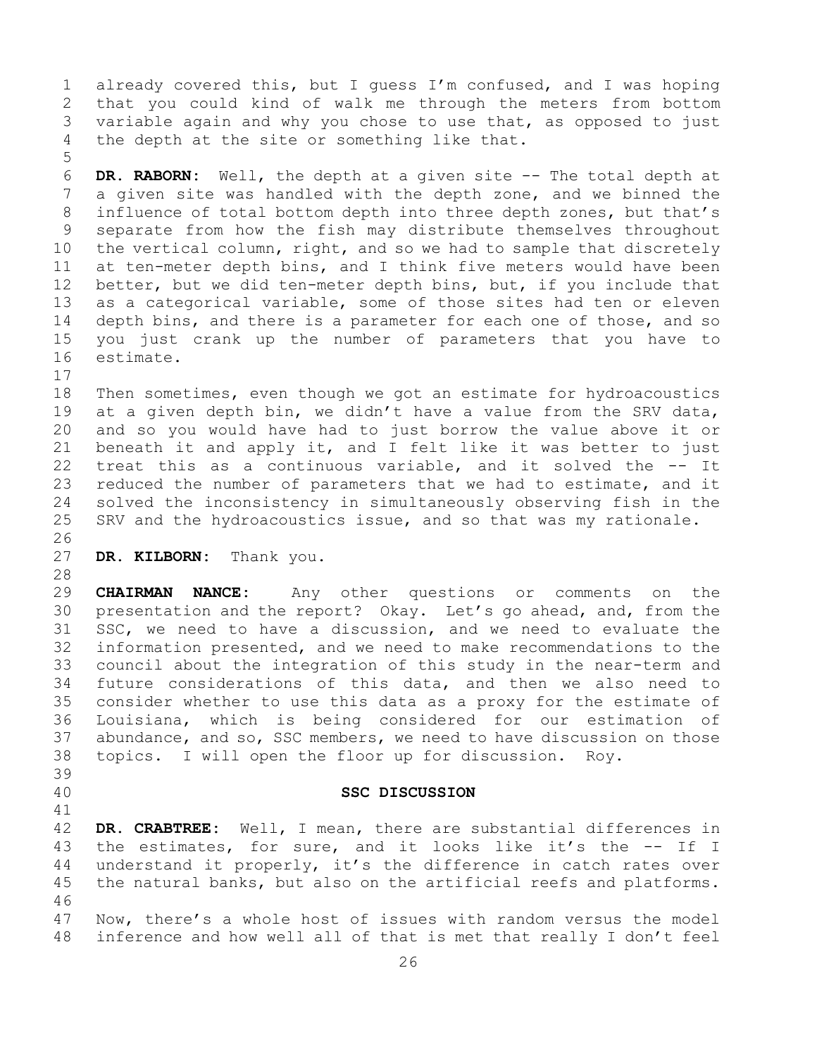already covered this, but I guess I'm confused, and I was hoping that you could kind of walk me through the meters from bottom variable again and why you chose to use that, as opposed to just the depth at the site or something like that.

**DR. RABORN:** Well, the depth at a given site -- The total depth at a given site was handled with the depth zone, and we binned the influence of total bottom depth into three depth zones, but that's separate from how the fish may distribute themselves throughout the vertical column, right, and so we had to sample that discretely at ten-meter depth bins, and I think five meters would have been better, but we did ten-meter depth bins, but, if you include that as a categorical variable, some of those sites had ten or eleven depth bins, and there is a parameter for each one of those, and so you just crank up the number of parameters that you have to estimate.

Then sometimes, even though we got an estimate for hydroacoustics at a given depth bin, we didn't have a value from the SRV data, and so you would have had to just borrow the value above it or beneath it and apply it, and I felt like it was better to just treat this as a continuous variable, and it solved the -- It reduced the number of parameters that we had to estimate, and it solved the inconsistency in simultaneously observing fish in the SRV and the hydroacoustics issue, and so that was my rationale.

**DR. KILBORN:** Thank you.

**CHAIRMAN NANCE:** Any other questions or comments on the presentation and the report? Okay. Let's go ahead, and, from the SSC, we need to have a discussion, and we need to evaluate the information presented, and we need to make recommendations to the council about the integration of this study in the near-term and future considerations of this data, and then we also need to consider whether to use this data as a proxy for the estimate of Louisiana, which is being considered for our estimation of abundance, and so, SSC members, we need to have discussion on those topics. I will open the floor up for discussion. Roy.

## SSC DISCUSSION

**DR. CRABTREE:** Well, I mean, there are substantial differences in the estimates, for sure, and it looks like it's the -- If I understand it properly, it's the difference in catch rates over the natural banks, but also on the artificial reefs and platforms.

Now, there's a whole host of issues with random versus the model inference and how well all of that is met that really I don't feel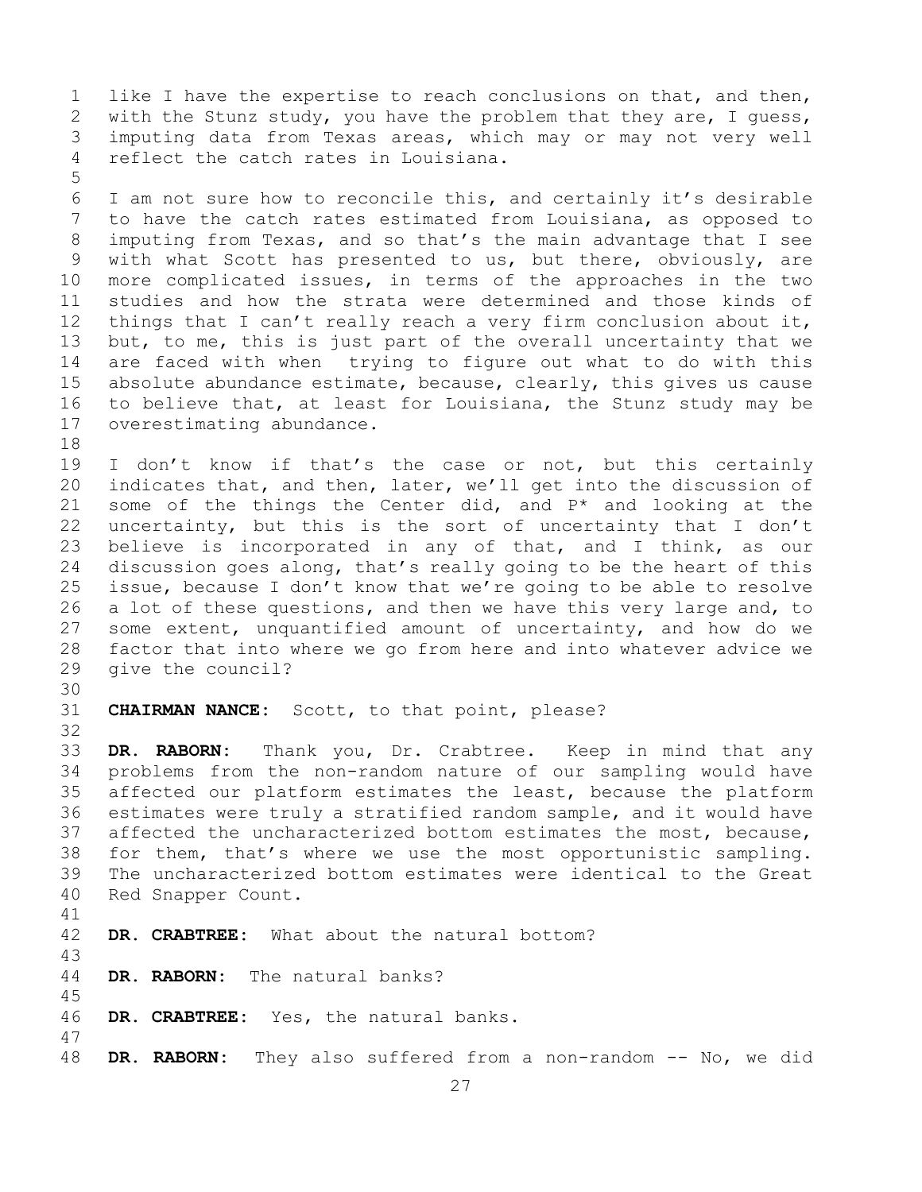like I have the expertise to reach conclusions on that, and then, with the Stunz study, you have the problem that they are, I guess, imputing data from Texas areas, which may or may not very well reflect the catch rates in Louisiana.

I am not sure how to reconcile this, and certainly it's desirable to have the catch rates estimated from Louisiana, as opposed to imputing from Texas, and so that's the main advantage that I see with what Scott has presented to us, but there, obviously, are more complicated issues, in terms of the approaches in the two studies and how the strata were determined and those kinds of things that I can't really reach a very firm conclusion about it, but, to me, this is just part of the overall uncertainty that we are faced with when trying to figure out what to do with this absolute abundance estimate, because, clearly, this gives us cause to believe that, at least for Louisiana, the Stunz study may be overestimating abundance.

I don't know if that's the case or not, but this certainly indicates that, and then, later, we'll get into the discussion of some of the things the Center did, and P* and looking at the uncertainty, but this is the sort of uncertainty that I don't believe is incorporated in any of that, and I think, as our discussion goes along, that's really going to be the heart of this issue, because I don't know that we're going to be able to resolve a lot of these questions, and then we have this very large and, to some extent, unquantified amount of uncertainty, and how do we factor that into where we go from here and into whatever advice we give the council?

**CHAIRMAN NANCE:** Scott, to that point, please?

**DR. RABORN:** Thank you, Dr. Crabtree. Keep in mind that any problems from the non-random nature of our sampling would have affected our platform estimates the least, because the platform estimates were truly a stratified random sample, and it would have affected the uncharacterized bottom estimates the most, because, for them, that's where we use the most opportunistic sampling. The uncharacterized bottom estimates were identical to the Great Red Snapper Count.

**DR. CRABTREE:** What about the natural bottom?

**DR. RABORN:** The natural banks?

**DR. CRABTREE:** Yes, the natural banks.

**DR. RABORN:** They also suffered from a non-random -- No, we did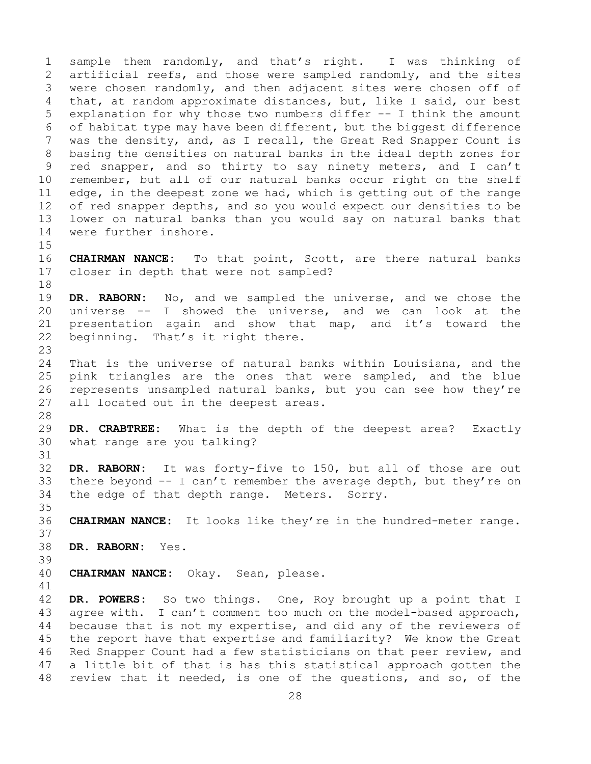sample them randomly, and that's right. I was thinking of artificial reefs, and those were sampled randomly, and the sites were chosen randomly, and then adjacent sites were chosen off of that, at random approximate distances, but, like I said, our best explanation for why those two numbers differ -- I think the amount of habitat type may have been different, but the biggest difference was the density, and, as I recall, the Great Red Snapper Count is basing the densities on natural banks in the ideal depth zones for red snapper, and so thirty to say ninety meters, and I can't remember, but all of our natural banks occur right on the shelf edge, in the deepest zone we had, which is getting out of the range of red snapper depths, and so you would expect our densities to be lower on natural banks than you would say on natural banks that were further inshore.

**CHAIRMAN NANCE:** To that point, Scott, are there natural banks closer in depth that were not sampled?

**DR. RABORN:** No, and we sampled the universe, and we chose the universe -- I showed the universe, and we can look at the presentation again and show that map, and it's toward the beginning. That's it right there.

That is the universe of natural banks within Louisiana, and the pink triangles are the ones that were sampled, and the blue represents unsampled natural banks, but you can see how they're all located out in the deepest areas.

**DR. CRABTREE:** What is the depth of the deepest area? Exactly what range are you talking?

**DR. RABORN:** It was forty-five to 150, but all of those are out there beyond -- I can't remember the average depth, but they're on the edge of that depth range. Meters. Sorry.

**CHAIRMAN NANCE:** It looks like they're in the hundred-meter range.

**DR. RABORN:** Yes.

**CHAIRMAN NANCE:** Okay. Sean, please.

**DR. POWERS:** So two things. One, Roy brought up a point that I agree with. I can't comment too much on the model-based approach, because that is not my expertise, and did any of the reviewers of the report have that expertise and familiarity? We know the Great Red Snapper Count had a few statisticians on that peer review, and a little bit of that is has this statistical approach gotten the review that it needed, is one of the questions, and so, of the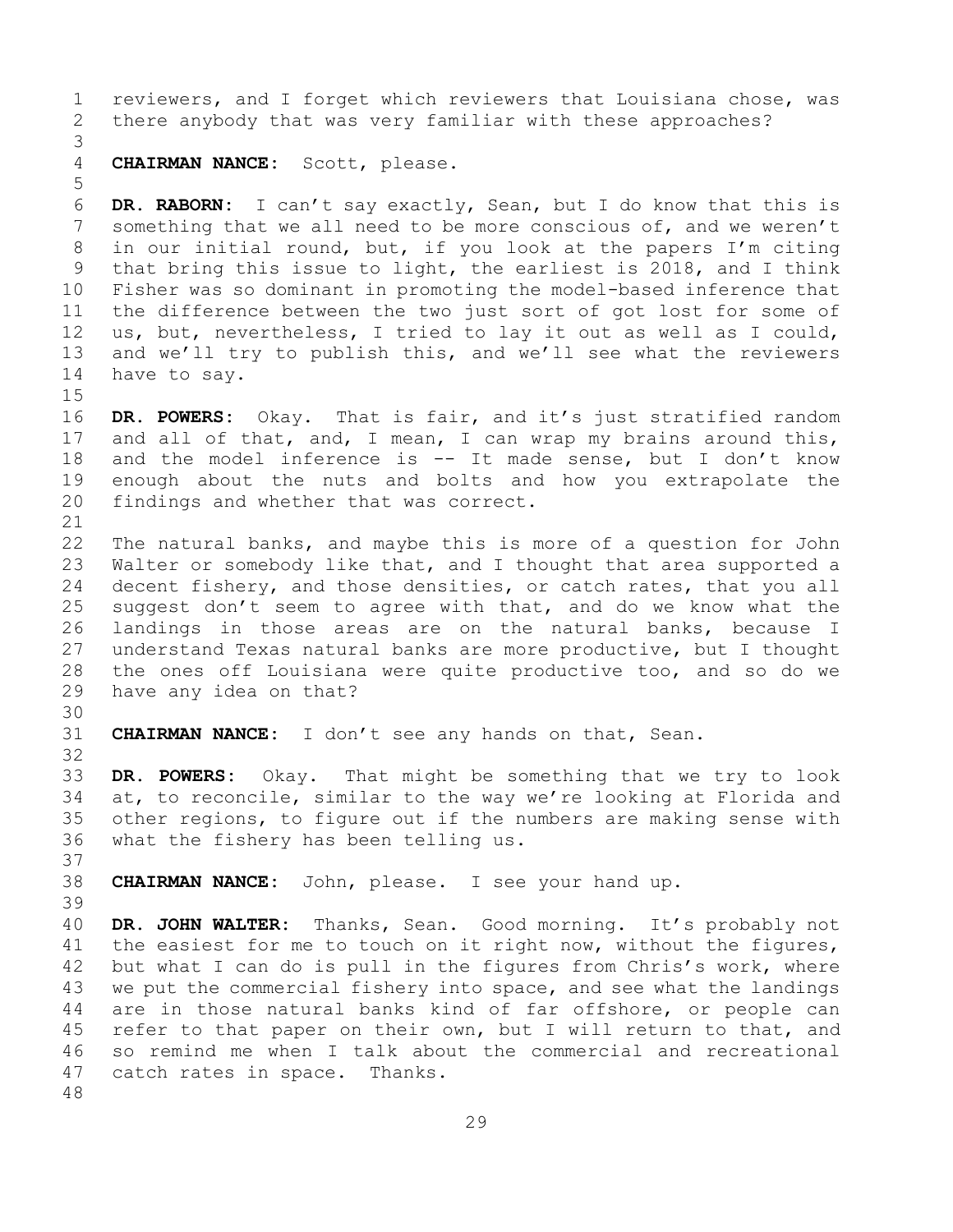reviewers, and I forget which reviewers that Louisiana chose, was there anybody that was very familiar with these approaches?

**CHAIRMAN NANCE:** Scott, please.

**DR. RABORN:** I can't say exactly, Sean, but I do know that this is something that we all need to be more conscious of, and we weren't in our initial round, but, if you look at the papers I'm citing that bring this issue to light, the earliest is 2018, and I think Fisher was so dominant in promoting the model-based inference that the difference between the two just sort of got lost for some of us, but, nevertheless, I tried to lay it out as well as I could, and we'll try to publish this, and we'll see what the reviewers have to say.

**DR. POWERS:** Okay. That is fair, and it's just stratified random and all of that, and, I mean, I can wrap my brains around this, and the model inference is -- It made sense, but I don't know enough about the nuts and bolts and how you extrapolate the findings and whether that was correct.

The natural banks, and maybe this is more of a question for John Walter or somebody like that, and I thought that area supported a decent fishery, and those densities, or catch rates, that you all suggest don't seem to agree with that, and do we know what the landings in those areas are on the natural banks, because I understand Texas natural banks are more productive, but I thought the ones off Louisiana were quite productive too, and so do we have any idea on that?

**CHAIRMAN NANCE:** I don't see any hands on that, Sean.

**DR. POWERS:** Okay. That might be something that we try to look at, to reconcile, similar to the way we're looking at Florida and other regions, to figure out if the numbers are making sense with what the fishery has been telling us.

**CHAIRMAN NANCE:** John, please. I see your hand up.

**DR. JOHN WALTER:** Thanks, Sean. Good morning. It's probably not the easiest for me to touch on it right now, without the figures, but what I can do is pull in the figures from Chris's work, where we put the commercial fishery into space, and see what the landings are in those natural banks kind of far offshore, or people can refer to that paper on their own, but I will return to that, and so remind me when I talk about the commercial and recreational catch rates in space. Thanks.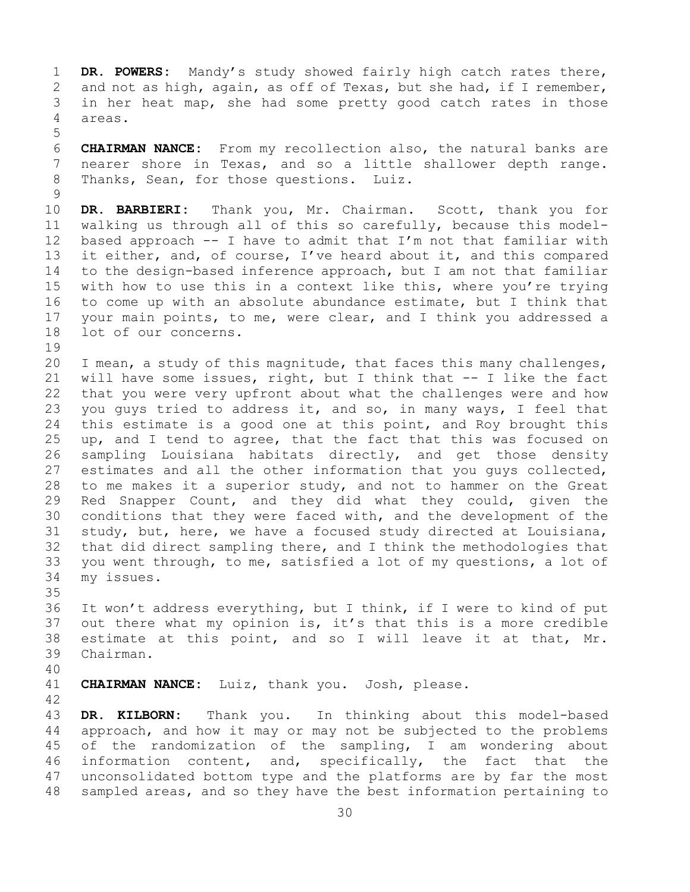**DR. POWERS:** Mandy's study showed fairly high catch rates there, and not as high, again, as off of Texas, but she had, if I remember, in her heat map, she had some pretty good catch rates in those areas.

**CHAIRMAN NANCE:** From my recollection also, the natural banks are nearer shore in Texas, and so a little shallower depth range. Thanks, Sean, for those questions. Luiz.

**DR. BARBIERI:** Thank you, Mr. Chairman. Scott, thank you for walking us through all of this so carefully, because this model-based approach -- I have to admit that I'm not that familiar with it either, and, of course, I've heard about it, and this compared to the design-based inference approach, but I am not that familiar with how to use this in a context like this, where you're trying to come up with an absolute abundance estimate, but I think that your main points, to me, were clear, and I think you addressed a lot of our concerns.

I mean, a study of this magnitude, that faces this many challenges, will have some issues, right, but I think that -- I like the fact that you were very upfront about what the challenges were and how you guys tried to address it, and so, in many ways, I feel that this estimate is a good one at this point, and Roy brought this up, and I tend to agree, that the fact that this was focused on sampling Louisiana habitats directly, and get those density estimates and all the other information that you guys collected, to me makes it a superior study, and not to hammer on the Great Red Snapper Count, and they did what they could, given the conditions that they were faced with, and the development of the study, but, here, we have a focused study directed at Louisiana, that did direct sampling there, and I think the methodologies that you went through, to me, satisfied a lot of my questions, a lot of my issues.

It won't address everything, but I think, if I were to kind of put out there what my opinion is, it's that this is a more credible estimate at this point, and so I will leave it at that, Mr. Chairman.

**CHAIRMAN NANCE:** Luiz, thank you. Josh, please.

**DR. KILBORN:** Thank you. In thinking about this model-based approach, and how it may or may not be subjected to the problems of the randomization of the sampling, I am wondering about information content, and, specifically, the fact that the unconsolidated bottom type and the platforms are by far the most sampled areas, and so they have the best information pertaining to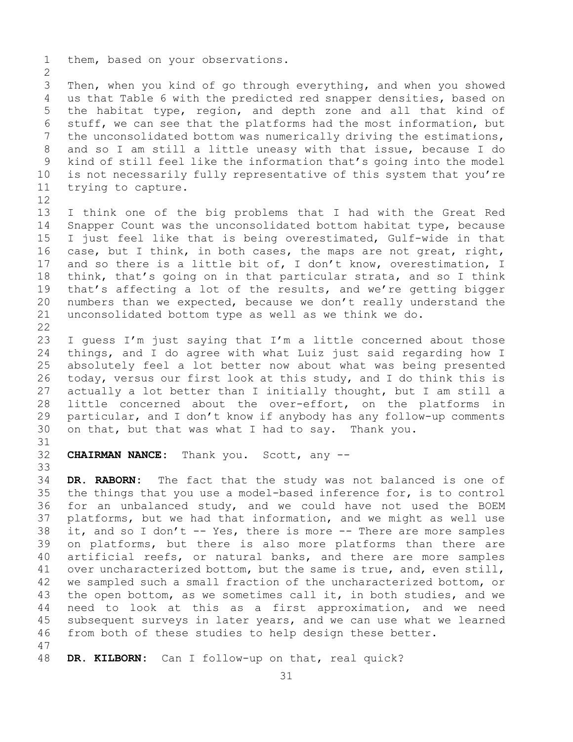them, based on your observations.

Then, when you kind of go through everything, and when you showed us that Table 6 with the predicted red snapper densities, based on the habitat type, region, and depth zone and all that kind of stuff, we can see that the platforms had the most information, but the unconsolidated bottom was numerically driving the estimations, and so I am still a little uneasy with that issue, because I do kind of still feel like the information that's going into the model is not necessarily fully representative of this system that you're trying to capture.

I think one of the big problems that I had with the Great Red Snapper Count was the unconsolidated bottom habitat type, because I just feel like that is being overestimated, Gulf-wide in that case, but I think, in both cases, the maps are not great, right, and so there is a little bit of, I don't know, overestimation, I think, that's going on in that particular strata, and so I think that's affecting a lot of the results, and we're getting bigger numbers than we expected, because we don't really understand the unconsolidated bottom type as well as we think we do.

I guess I'm just saying that I'm a little concerned about those things, and I do agree with what Luiz just said regarding how I absolutely feel a lot better now about what was being presented today, versus our first look at this study, and I do think this is actually a lot better than I initially thought, but I am still a little concerned about the over-effort, on the platforms in particular, and I don't know if anybody has any follow-up comments on that, but that was what I had to say. Thank you.

**CHAIRMAN NANCE:** Thank you. Scott, any --

**DR. RABORN:** The fact that the study was not balanced is one of the things that you use a model-based inference for, is to control for an unbalanced study, and we could have not used the BOEM platforms, but we had that information, and we might as well use it, and so I don't -- Yes, there is more -- There are more samples on platforms, but there is also more platforms than there are artificial reefs, or natural banks, and there are more samples over uncharacterized bottom, but the same is true, and, even still, we sampled such a small fraction of the uncharacterized bottom, or the open bottom, as we sometimes call it, in both studies, and we need to look at this as a first approximation, and we need subsequent surveys in later years, and we can use what we learned from both of these studies to help design these better.

**DR. KILBORN:** Can I follow-up on that, real quick?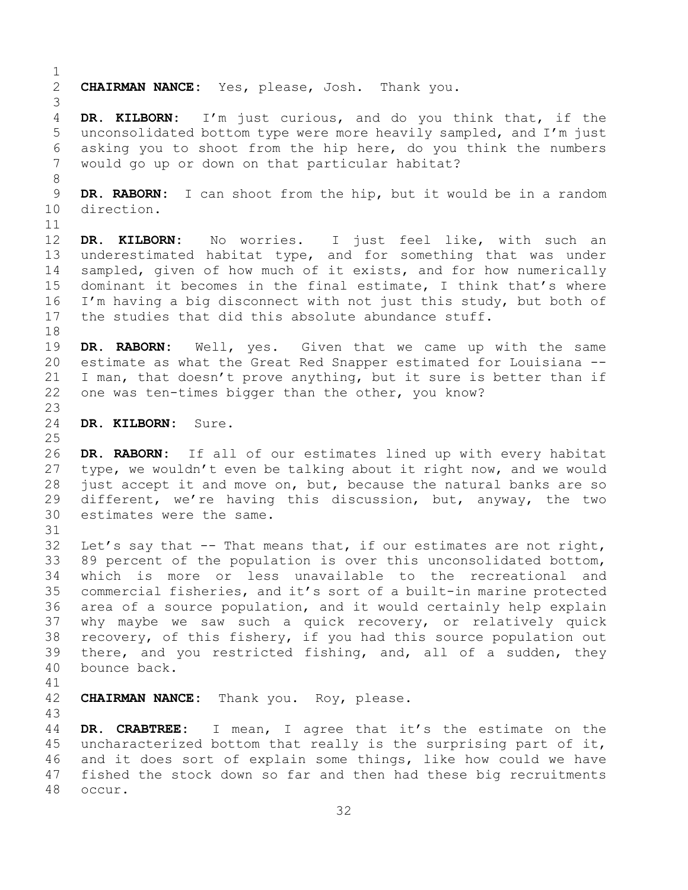**CHAIRMAN NANCE:** Yes, please, Josh. Thank you.

**DR. KILBORN:** I'm just curious, and do you think that, if the unconsolidated bottom type were more heavily sampled, and I'm just asking you to shoot from the hip here, do you think the numbers would go up or down on that particular habitat?

**DR. RABORN:** I can shoot from the hip, but it would be in a random direction.

**DR. KILBORN:** No worries. I just feel like, with such an underestimated habitat type, and for something that was under sampled, given of how much of it exists, and for how numerically dominant it becomes in the final estimate, I think that's where I'm having a big disconnect with not just this study, but both of the studies that did this absolute abundance stuff.

**DR. RABORN:** Well, yes. Given that we came up with the same estimate as what the Great Red Snapper estimated for Louisiana -- I man, that doesn't prove anything, but it sure is better than if one was ten-times bigger than the other, you know?

**DR. KILBORN:** Sure.

**DR. RABORN:** If all of our estimates lined up with every habitat type, we wouldn't even be talking about it right now, and we would just accept it and move on, but, because the natural banks are so different, we're having this discussion, but, anyway, the two estimates were the same.

Let's say that -- That means that, if our estimates are not right, 89 percent of the population is over this unconsolidated bottom, which is more or less unavailable to the recreational and commercial fisheries, and it's sort of a built-in marine protected area of a source population, and it would certainly help explain why maybe we saw such a quick recovery, or relatively quick recovery, of this fishery, if you had this source population out there, and you restricted fishing, and, all of a sudden, they bounce back.

**CHAIRMAN NANCE:** Thank you. Roy, please.

**DR. CRABTREE:** I mean, I agree that it's the estimate on the uncharacterized bottom that really is the surprising part of it, and it does sort of explain some things, like how could we have fished the stock down so far and then had these big recruitments occur.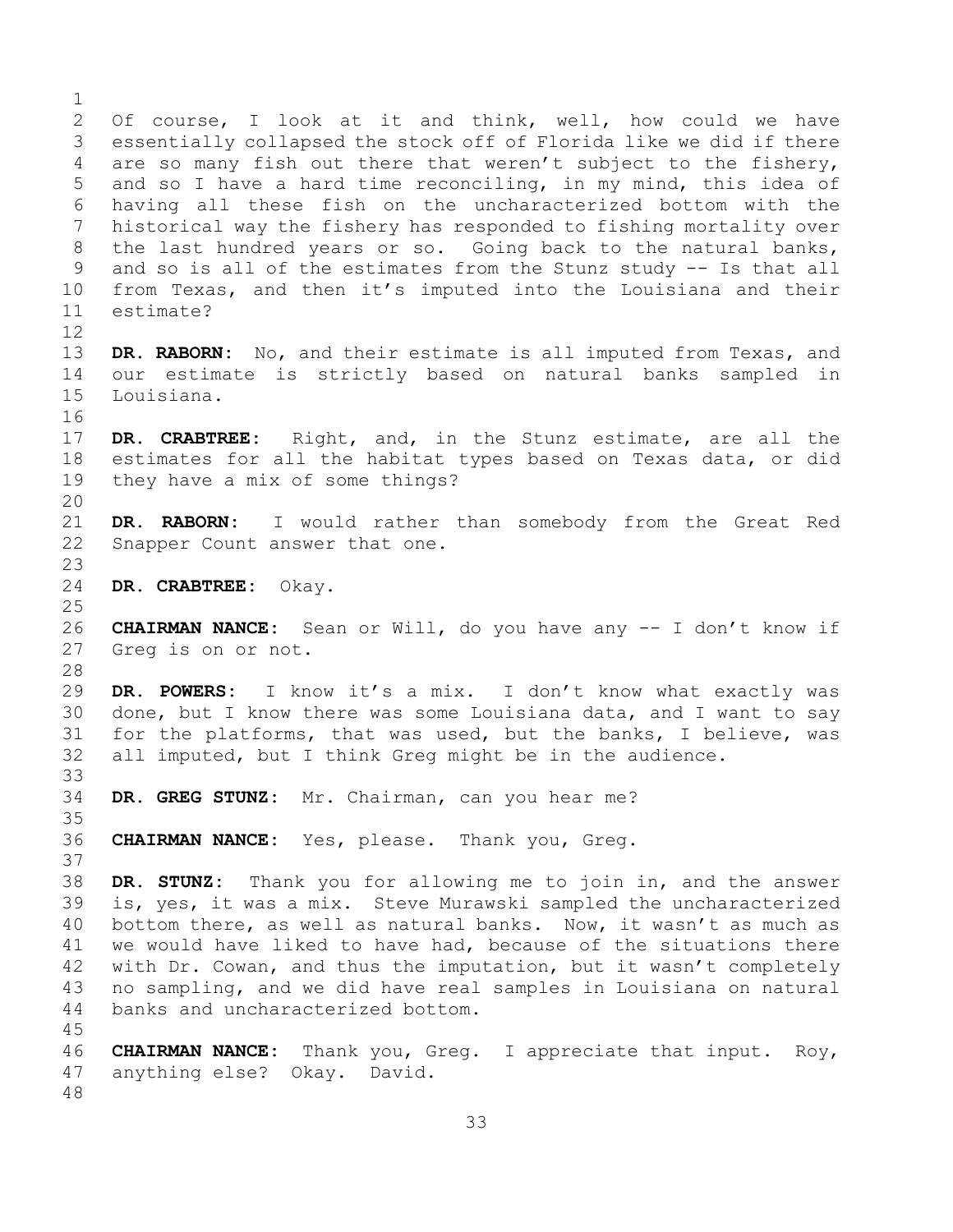Of course, I look at it and think, well, how could we have essentially collapsed the stock off of Florida like we did if there are so many fish out there that weren't subject to the fishery, and so I have a hard time reconciling, in my mind, this idea of having all these fish on the uncharacterized bottom with the historical way the fishery has responded to fishing mortality over the last hundred years or so. Going back to the natural banks, and so is all of the estimates from the Stunz study -- Is that all from Texas, and then it's imputed into the Louisiana and their estimate?

**DR. RABORN:** No, and their estimate is all imputed from Texas, and our estimate is strictly based on natural banks sampled in Louisiana.

**DR. CRABTREE:** Right, and, in the Stunz estimate, are all the estimates for all the habitat types based on Texas data, or did they have a mix of some things?

**DR. RABORN:** I would rather than somebody from the Great Red Snapper Count answer that one.

**DR. CRABTREE:** Okay.

**CHAIRMAN NANCE:** Sean or Will, do you have any -- I don't know if Greg is on or not.

**DR. POWERS:** I know it's a mix. I don't know what exactly was done, but I know there was some Louisiana data, and I want to say for the platforms, that was used, but the banks, I believe, was all imputed, but I think Greg might be in the audience.

**DR. GREG STUNZ:** Mr. Chairman, can you hear me?

**CHAIRMAN NANCE:** Yes, please. Thank you, Greg.

**DR. STUNZ:** Thank you for allowing me to join in, and the answer is, yes, it was a mix. Steve Murawski sampled the uncharacterized bottom there, as well as natural banks. Now, it wasn't as much as we would have liked to have had, because of the situations there with Dr. Cowan, and thus the imputation, but it wasn't completely no sampling, and we did have real samples in Louisiana on natural banks and uncharacterized bottom.

**CHAIRMAN NANCE:** Thank you, Greg. I appreciate that input. Roy, anything else? Okay. David.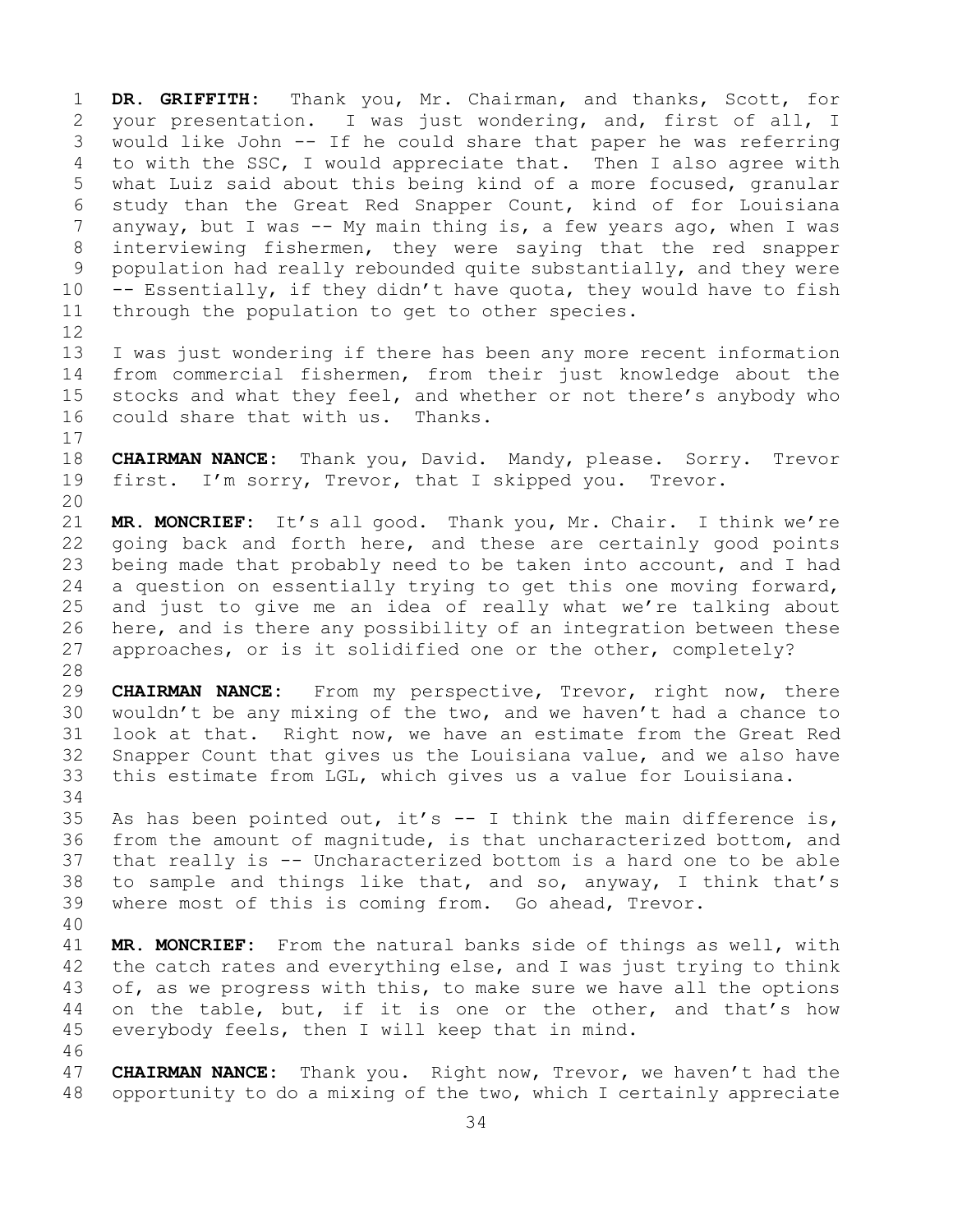**DR. GRIFFITH:** Thank you, Mr. Chairman, and thanks, Scott, for your presentation. I was just wondering, and, first of all, I would like John -- If he could share that paper he was referring to with the SSC, I would appreciate that. Then I also agree with what Luiz said about this being kind of a more focused, granular study than the Great Red Snapper Count, kind of for Louisiana anyway, but I was -- My main thing is, a few years ago, when I was interviewing fishermen, they were saying that the red snapper population had really rebounded quite substantially, and they were -- Essentially, if they didn't have quota, they would have to fish through the population to get to other species.

I was just wondering if there has been any more recent information from commercial fishermen, from their just knowledge about the stocks and what they feel, and whether or not there's anybody who could share that with us. Thanks.

**CHAIRMAN NANCE:** Thank you, David. Mandy, please. Sorry. Trevor first. I'm sorry, Trevor, that I skipped you. Trevor.

**MR. MONCRIEF:** It's all good. Thank you, Mr. Chair. I think we're going back and forth here, and these are certainly good points being made that probably need to be taken into account, and I had a question on essentially trying to get this one moving forward, and just to give me an idea of really what we're talking about here, and is there any possibility of an integration between these approaches, or is it solidified one or the other, completely?

**CHAIRMAN NANCE:** From my perspective, Trevor, right now, there wouldn't be any mixing of the two, and we haven't had a chance to look at that. Right now, we have an estimate from the Great Red Snapper Count that gives us the Louisiana value, and we also have this estimate from LGL, which gives us a value for Louisiana.

As has been pointed out, it's -- I think the main difference is, from the amount of magnitude, is that uncharacterized bottom, and that really is -- Uncharacterized bottom is a hard one to be able to sample and things like that, and so, anyway, I think that's where most of this is coming from. Go ahead, Trevor.

**MR. MONCRIEF:** From the natural banks side of things as well, with the catch rates and everything else, and I was just trying to think of, as we progress with this, to make sure we have all the options on the table, but, if it is one or the other, and that's how everybody feels, then I will keep that in mind.

**CHAIRMAN NANCE:** Thank you. Right now, Trevor, we haven't had the opportunity to do a mixing of the two, which I certainly appreciate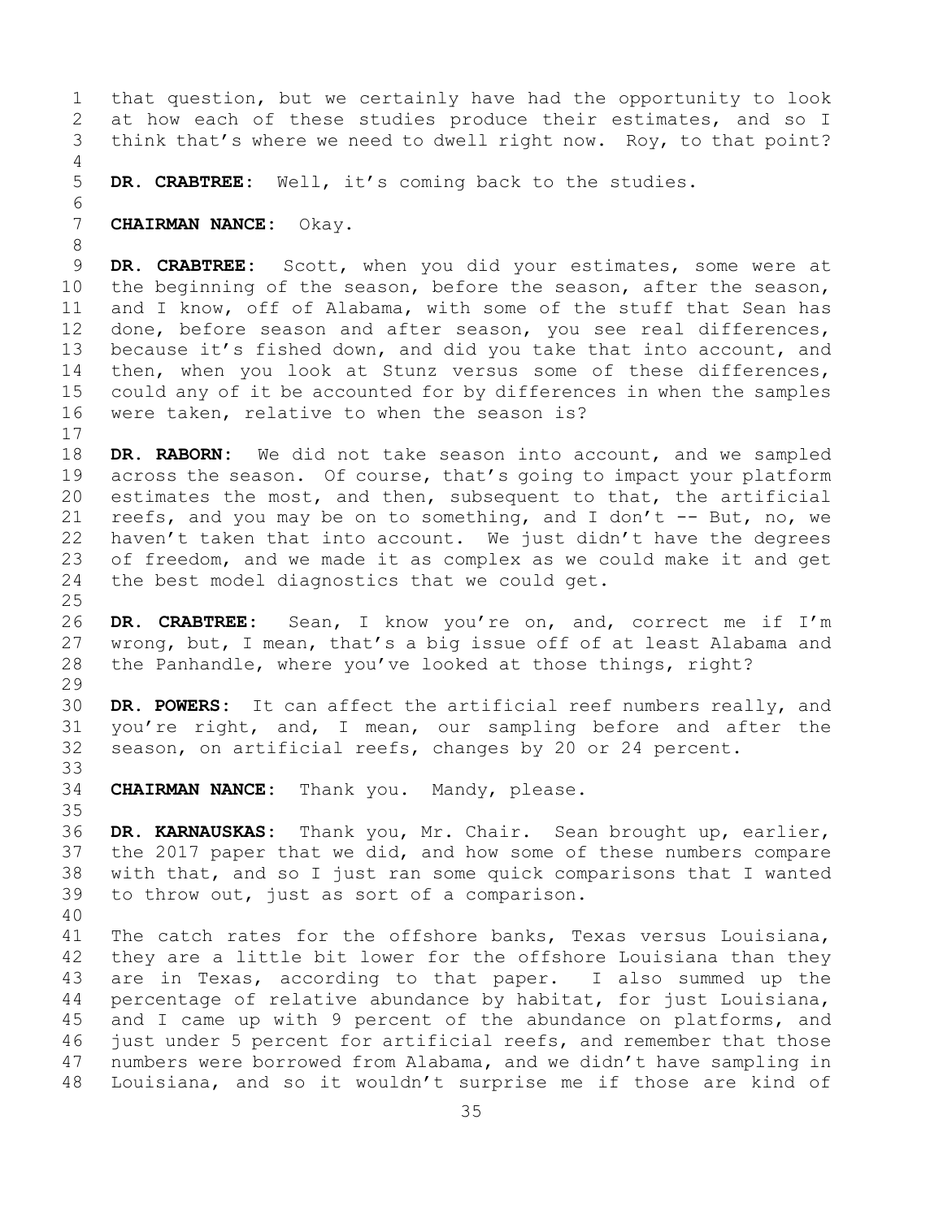that question, but we certainly have had the opportunity to look at how each of these studies produce their estimates, and so I think that's where we need to dwell right now. Roy, to that point?

**DR. CRABTREE:** Well, it's coming back to the studies.

**CHAIRMAN NANCE:** Okay.

**DR. CRABTREE:** Scott, when you did your estimates, some were at the beginning of the season, before the season, after the season, and I know, off of Alabama, with some of the stuff that Sean has done, before season and after season, you see real differences, because it's fished down, and did you take that into account, and then, when you look at Stunz versus some of these differences, could any of it be accounted for by differences in when the samples were taken, relative to when the season is?

**DR. RABORN:** We did not take season into account, and we sampled across the season. Of course, that's going to impact your platform estimates the most, and then, subsequent to that, the artificial reefs, and you may be on to something, and I don't -- But, no, we haven't taken that into account. We just didn't have the degrees of freedom, and we made it as complex as we could make it and get the best model diagnostics that we could get.

**DR. CRABTREE:** Sean, I know you're on, and, correct me if I'm wrong, but, I mean, that's a big issue off of at least Alabama and the Panhandle, where you've looked at those things, right?

**DR. POWERS:** It can affect the artificial reef numbers really, and you're right, and, I mean, our sampling before and after the season, on artificial reefs, changes by 20 or 24 percent.

**CHAIRMAN NANCE:** Thank you. Mandy, please.

**DR. KARNAUSKAS:** Thank you, Mr. Chair. Sean brought up, earlier, the 2017 paper that we did, and how some of these numbers compare with that, and so I just ran some quick comparisons that I wanted to throw out, just as sort of a comparison.

The catch rates for the offshore banks, Texas versus Louisiana, they are a little bit lower for the offshore Louisiana than they are in Texas, according to that paper. I also summed up the percentage of relative abundance by habitat, for just Louisiana, and I came up with 9 percent of the abundance on platforms, and just under 5 percent for artificial reefs, and remember that those numbers were borrowed from Alabama, and we didn't have sampling in Louisiana, and so it wouldn't surprise me if those are kind of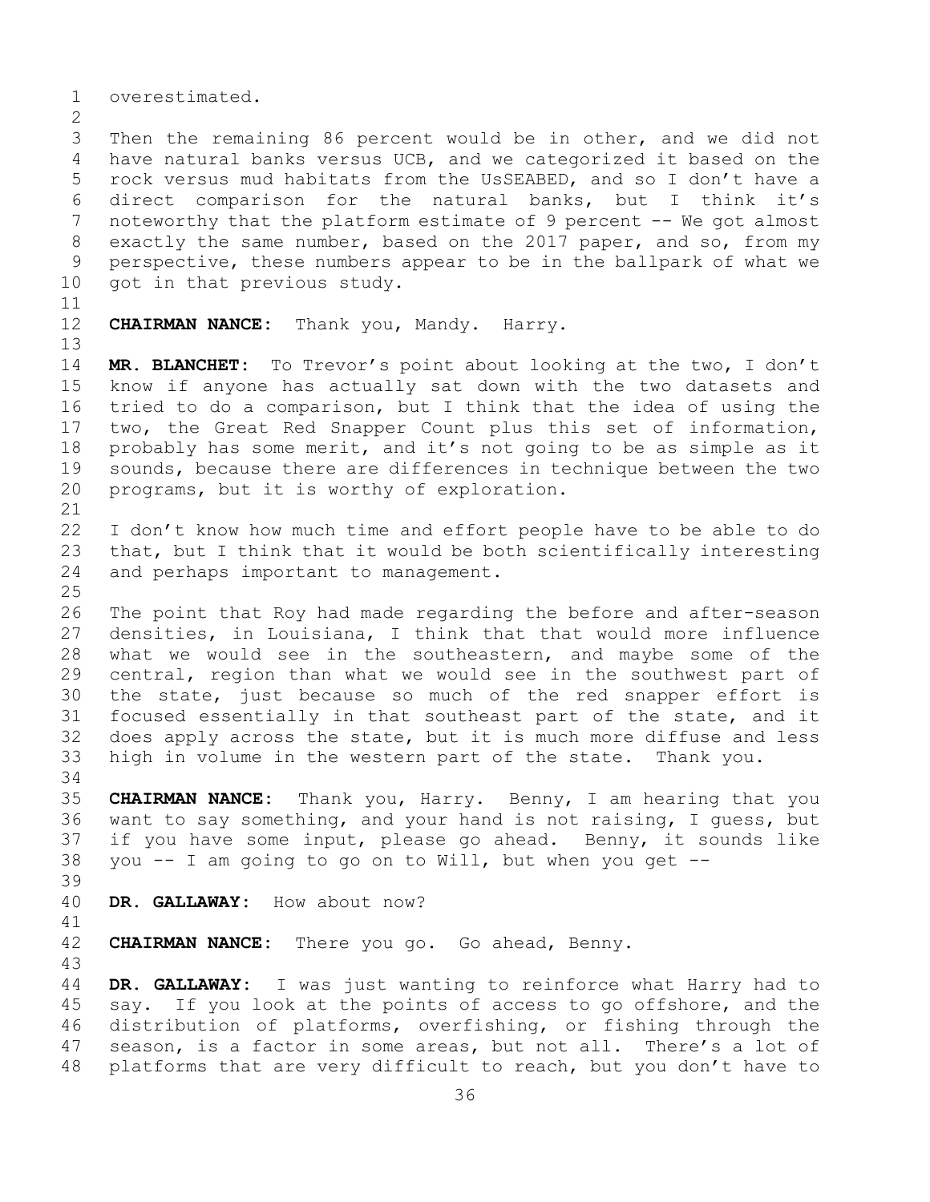overestimated.

Then the remaining 86 percent would be in other, and we did not have natural banks versus UCB, and we categorized it based on the rock versus mud habitats from the UsSEABED, and so I don't have a direct comparison for the natural banks, but I think it's noteworthy that the platform estimate of 9 percent -- We got almost exactly the same number, based on the 2017 paper, and so, from my perspective, these numbers appear to be in the ballpark of what we got in that previous study.

**CHAIRMAN NANCE:** Thank you, Mandy. Harry.

**MR. BLANCHET:** To Trevor's point about looking at the two, I don't know if anyone has actually sat down with the two datasets and tried to do a comparison, but I think that the idea of using the two, the Great Red Snapper Count plus this set of information, probably has some merit, and it's not going to be as simple as it sounds, because there are differences in technique between the two programs, but it is worthy of exploration.

I don't know how much time and effort people have to be able to do that, but I think that it would be both scientifically interesting and perhaps important to management.

The point that Roy had made regarding the before and after-season densities, in Louisiana, I think that that would more influence what we would see in the southeastern, and maybe some of the central, region than what we would see in the southwest part of the state, just because so much of the red snapper effort is focused essentially in that southeast part of the state, and it does apply across the state, but it is much more diffuse and less high in volume in the western part of the state. Thank you.

**CHAIRMAN NANCE:** Thank you, Harry. Benny, I am hearing that you want to say something, and your hand is not raising, I guess, but if you have some input, please go ahead. Benny, it sounds like you -- I am going to go on to Will, but when you get --

**DR. GALLAWAY:** How about now?

**CHAIRMAN NANCE:** There you go. Go ahead, Benny.

**DR. GALLAWAY:** I was just wanting to reinforce what Harry had to say. If you look at the points of access to go offshore, and the distribution of platforms, overfishing, or fishing through the season, is a factor in some areas, but not all. There's a lot of platforms that are very difficult to reach, but you don't have to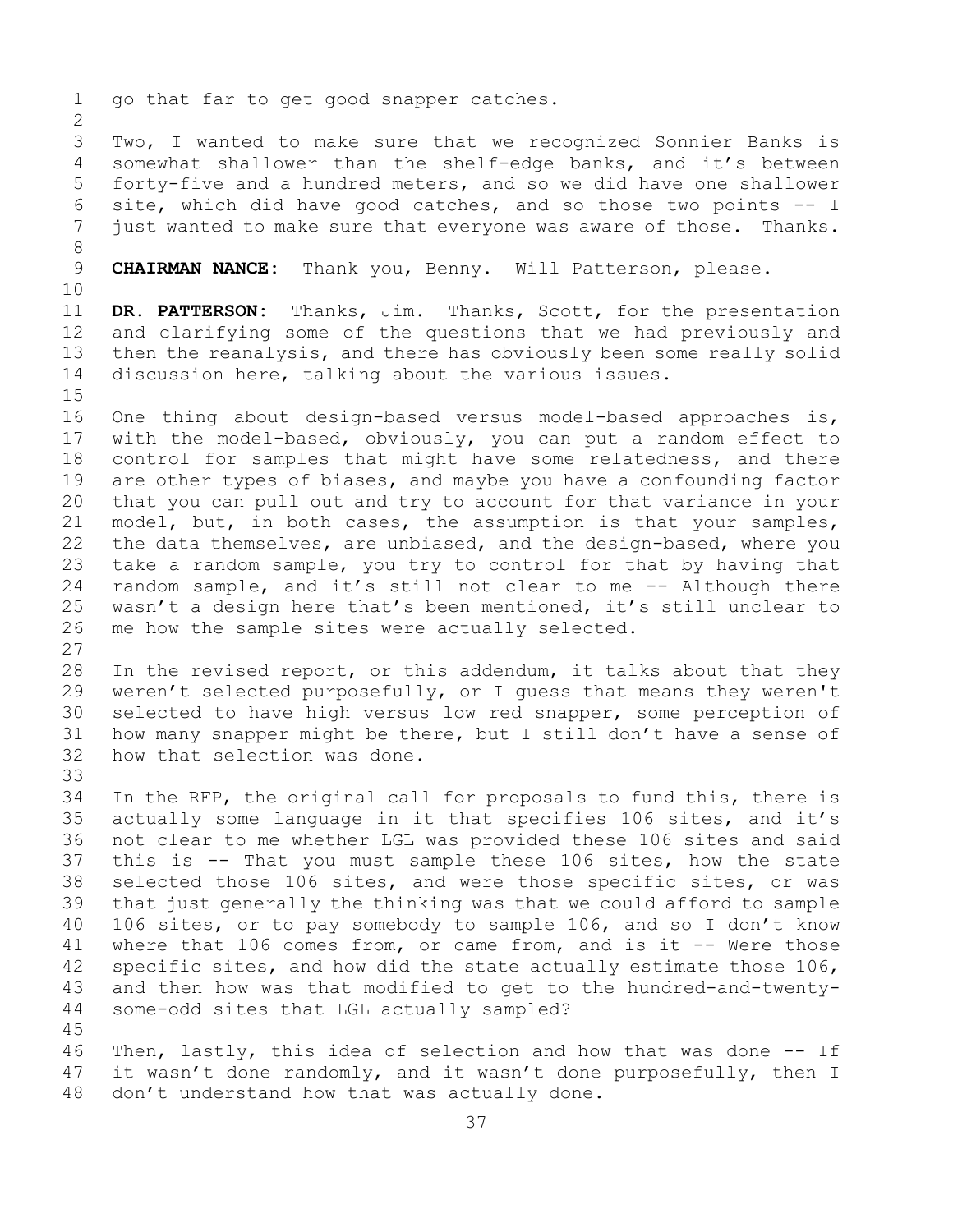go that far to get good snapper catches.

Two, I wanted to make sure that we recognized Sonnier Banks is somewhat shallower than the shelf-edge banks, and it's between forty-five and a hundred meters, and so we did have one shallower site, which did have good catches, and so those two points -- I just wanted to make sure that everyone was aware of those. Thanks.

**CHAIRMAN NANCE:** Thank you, Benny. Will Patterson, please.

**DR. PATTERSON:** Thanks, Jim. Thanks, Scott, for the presentation and clarifying some of the questions that we had previously and then the reanalysis, and there has obviously been some really solid discussion here, talking about the various issues.

One thing about design-based versus model-based approaches is, with the model-based, obviously, you can put a random effect to control for samples that might have some relatedness, and there are other types of biases, and maybe you have a confounding factor that you can pull out and try to account for that variance in your model, but, in both cases, the assumption is that your samples, the data themselves, are unbiased, and the design-based, where you take a random sample, you try to control for that by having that random sample, and it's still not clear to me -- Although there wasn't a design here that's been mentioned, it's still unclear to me how the sample sites were actually selected.

In the revised report, or this addendum, it talks about that they weren't selected purposefully, or I guess that means they weren't selected to have high versus low red snapper, some perception of how many snapper might be there, but I still don't have a sense of how that selection was done.

In the RFP, the original call for proposals to fund this, there is actually some language in it that specifies 106 sites, and it's not clear to me whether LGL was provided these 106 sites and said this is -- That you must sample these 106 sites, how the state selected those 106 sites, and were those specific sites, or was that just generally the thinking was that we could afford to sample 106 sites, or to pay somebody to sample 106, and so I don't know where that 106 comes from, or came from, and is it -- Were those specific sites, and how did the state actually estimate those 106, and then how was that modified to get to the hundred-and-twenty-some-odd sites that LGL actually sampled?

Then, lastly, this idea of selection and how that was done -- If it wasn't done randomly, and it wasn't done purposefully, then I don't understand how that was actually done.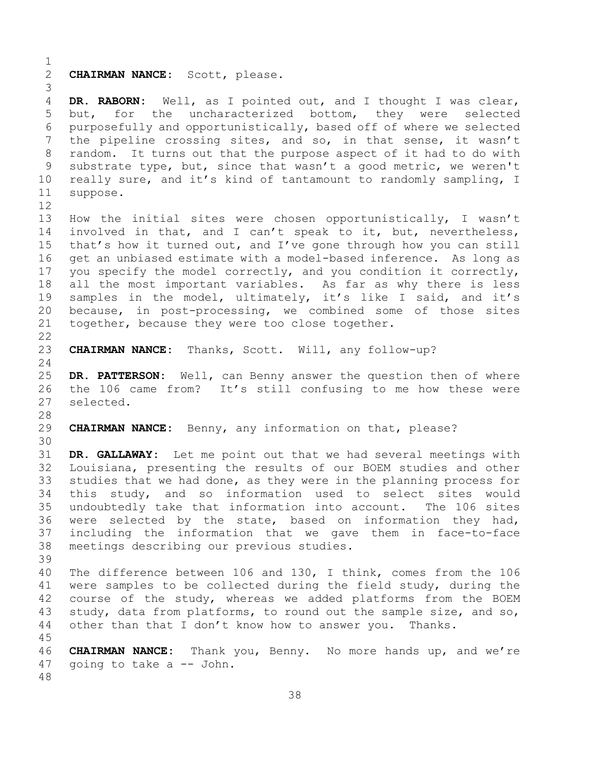**CHAIRMAN NANCE:** Scott, please.

**DR. RABORN:** Well, as I pointed out, and I thought I was clear, but, for the uncharacterized bottom, they were selected purposefully and opportunistically, based off of where we selected the pipeline crossing sites, and so, in that sense, it wasn't random. It turns out that the purpose aspect of it had to do with substrate type, but, since that wasn't a good metric, we weren't really sure, and it's kind of tantamount to randomly sampling, I suppose.

How the initial sites were chosen opportunistically, I wasn't involved in that, and I can't speak to it, but, nevertheless, that's how it turned out, and I've gone through how you can still get an unbiased estimate with a model-based inference. As long as you specify the model correctly, and you condition it correctly, all the most important variables. As far as why there is less samples in the model, ultimately, it's like I said, and it's because, in post-processing, we combined some of those sites together, because they were too close together.

**CHAIRMAN NANCE:** Thanks, Scott. Will, any follow-up?

**DR. PATTERSON:** Well, can Benny answer the question then of where the 106 came from? It's still confusing to me how these were selected.

**CHAIRMAN NANCE:** Benny, any information on that, please?

**DR. GALLAWAY:** Let me point out that we had several meetings with Louisiana, presenting the results of our BOEM studies and other studies that we had done, as they were in the planning process for this study, and so information used to select sites would undoubtedly take that information into account. The 106 sites were selected by the state, based on information they had, including the information that we gave them in face-to-face meetings describing our previous studies.

The difference between 106 and 130, I think, comes from the 106 were samples to be collected during the field study, during the course of the study, whereas we added platforms from the BOEM study, data from platforms, to round out the sample size, and so, other than that I don't know how to answer you. Thanks.

**CHAIRMAN NANCE:** Thank you, Benny. No more hands up, and we're going to take a -- John.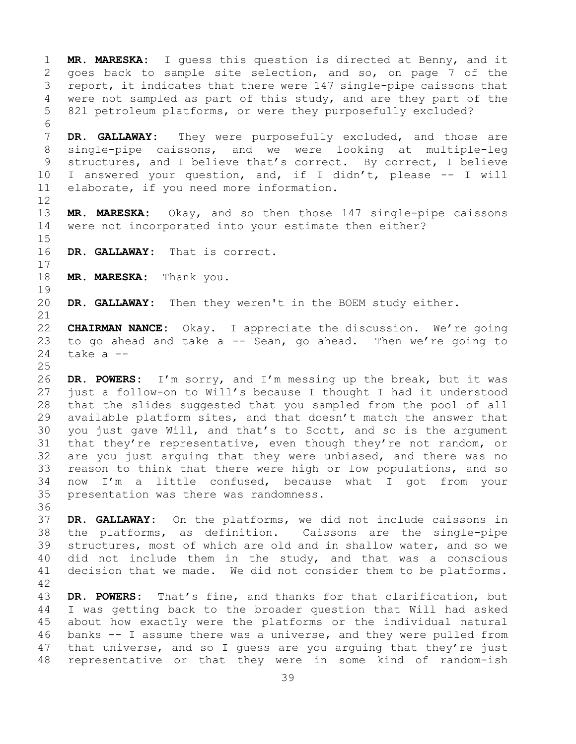**MR. MARESKA:** I guess this question is directed at Benny, and it goes back to sample site selection, and so, on page 7 of the report, it indicates that there were 147 single-pipe caissons that were not sampled as part of this study, and are they part of the 821 petroleum platforms, or were they purposefully excluded?

**DR. GALLAWAY:** They were purposefully excluded, and those are single-pipe caissons, and we were looking at multiple-leg structures, and I believe that's correct. By correct, I believe I answered your question, and, if I didn't, please -- I will elaborate, if you need more information.

**MR. MARESKA:** Okay, and so then those 147 single-pipe caissons were not incorporated into your estimate then either?

**DR. GALLAWAY:** That is correct.

**MR. MARESKA:** Thank you.

**DR. GALLAWAY:** Then they weren't in the BOEM study either.

**CHAIRMAN NANCE:** Okay. I appreciate the discussion. We're going to go ahead and take a -- Sean, go ahead. Then we're going to take a --

**DR. POWERS:** I'm sorry, and I'm messing up the break, but it was just a follow-on to Will's because I thought I had it understood that the slides suggested that you sampled from the pool of all available platform sites, and that doesn't match the answer that you just gave Will, and that's to Scott, and so is the argument that they're representative, even though they're not random, or are you just arguing that they were unbiased, and there was no reason to think that there were high or low populations, and so now I'm a little confused, because what I got from your presentation was there was randomness.

**DR. GALLAWAY:** On the platforms, we did not include caissons in the platforms, as definition. Caissons are the single-pipe structures, most of which are old and in shallow water, and so we did not include them in the study, and that was a conscious decision that we made. We did not consider them to be platforms.

**DR. POWERS:** That's fine, and thanks for that clarification, but I was getting back to the broader question that Will had asked about how exactly were the platforms or the individual natural banks -- I assume there was a universe, and they were pulled from that universe, and so I guess are you arguing that they're just representative or that they were in some kind of random-ish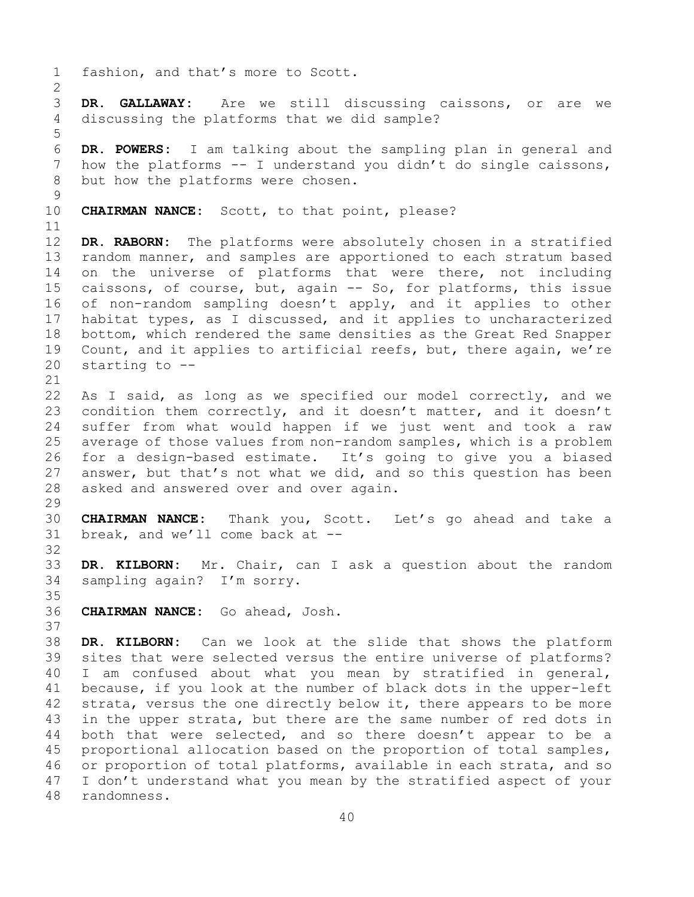fashion, and that's more to Scott.

**DR. GALLAWAY:** Are we still discussing caissons, or are we discussing the platforms that we did sample?

**DR. POWERS:** I am talking about the sampling plan in general and how the platforms -- I understand you didn't do single caissons, but how the platforms were chosen.

**CHAIRMAN NANCE:** Scott, to that point, please?

**DR. RABORN:** The platforms were absolutely chosen in a stratified random manner, and samples are apportioned to each stratum based on the universe of platforms that were there, not including caissons, of course, but, again -- So, for platforms, this issue of non-random sampling doesn't apply, and it applies to other habitat types, as I discussed, and it applies to uncharacterized bottom, which rendered the same densities as the Great Red Snapper Count, and it applies to artificial reefs, but, there again, we're starting to --

As I said, as long as we specified our model correctly, and we condition them correctly, and it doesn't matter, and it doesn't suffer from what would happen if we just went and took a raw average of those values from non-random samples, which is a problem for a design-based estimate. It's going to give you a biased answer, but that's not what we did, and so this question has been asked and answered over and over again.

**CHAIRMAN NANCE:** Thank you, Scott. Let's go ahead and take a break, and we'll come back at --

**DR. KILBORN:** Mr. Chair, can I ask a question about the random sampling again? I'm sorry.

**CHAIRMAN NANCE:** Go ahead, Josh.

**DR. KILBORN:** Can we look at the slide that shows the platform sites that were selected versus the entire universe of platforms? I am confused about what you mean by stratified in general, because, if you look at the number of black dots in the upper-left strata, versus the one directly below it, there appears to be more in the upper strata, but there are the same number of red dots in both that were selected, and so there doesn't appear to be a proportional allocation based on the proportion of total samples, or proportion of total platforms, available in each strata, and so I don't understand what you mean by the stratified aspect of your randomness.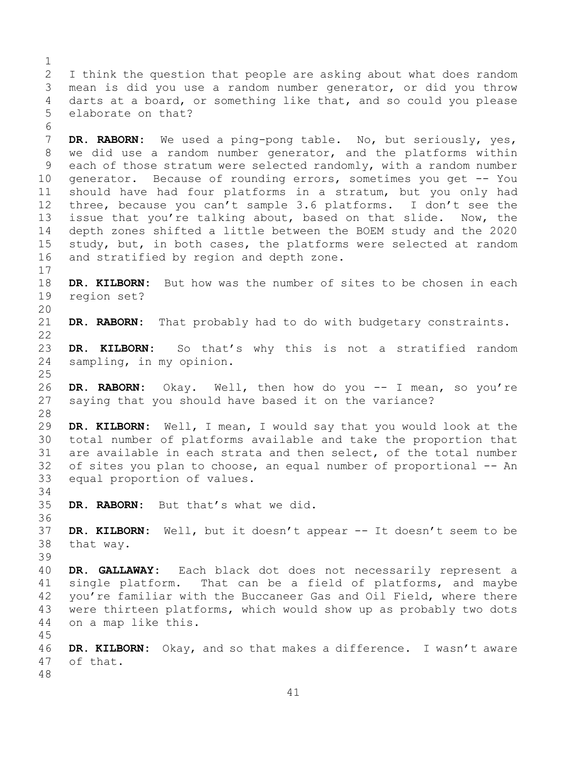I think the question that people are asking about what does random mean is did you use a random number generator, or did you throw darts at a board, or something like that, and so could you please elaborate on that?

**DR. RABORN:** We used a ping-pong table. No, but seriously, yes, we did use a random number generator, and the platforms within each of those stratum were selected randomly, with a random number generator. Because of rounding errors, sometimes you get -- You should have had four platforms in a stratum, but you only had three, because you can't sample 3.6 platforms. I don't see the issue that you're talking about, based on that slide. Now, the depth zones shifted a little between the BOEM study and the 2020 study, but, in both cases, the platforms were selected at random and stratified by region and depth zone.

**DR. KILBORN:** But how was the number of sites to be chosen in each region set?

**DR. RABORN:** That probably had to do with budgetary constraints.

**DR. KILBORN:** So that's why this is not a stratified random sampling, in my opinion.

**DR. RABORN:** Okay. Well, then how do you -- I mean, so you're saying that you should have based it on the variance?

**DR. KILBORN:** Well, I mean, I would say that you would look at the total number of platforms available and take the proportion that are available in each strata and then select, of the total number of sites you plan to choose, an equal number of proportional -- An equal proportion of values.

**DR. RABORN:** But that's what we did.

**DR. KILBORN:** Well, but it doesn't appear -- It doesn't seem to be that way.

**DR. GALLAWAY:** Each black dot does not necessarily represent a single platform. That can be a field of platforms, and maybe you're familiar with the Buccaneer Gas and Oil Field, where there were thirteen platforms, which would show up as probably two dots on a map like this.

**DR. KILBORN:** Okay, and so that makes a difference. I wasn't aware of that.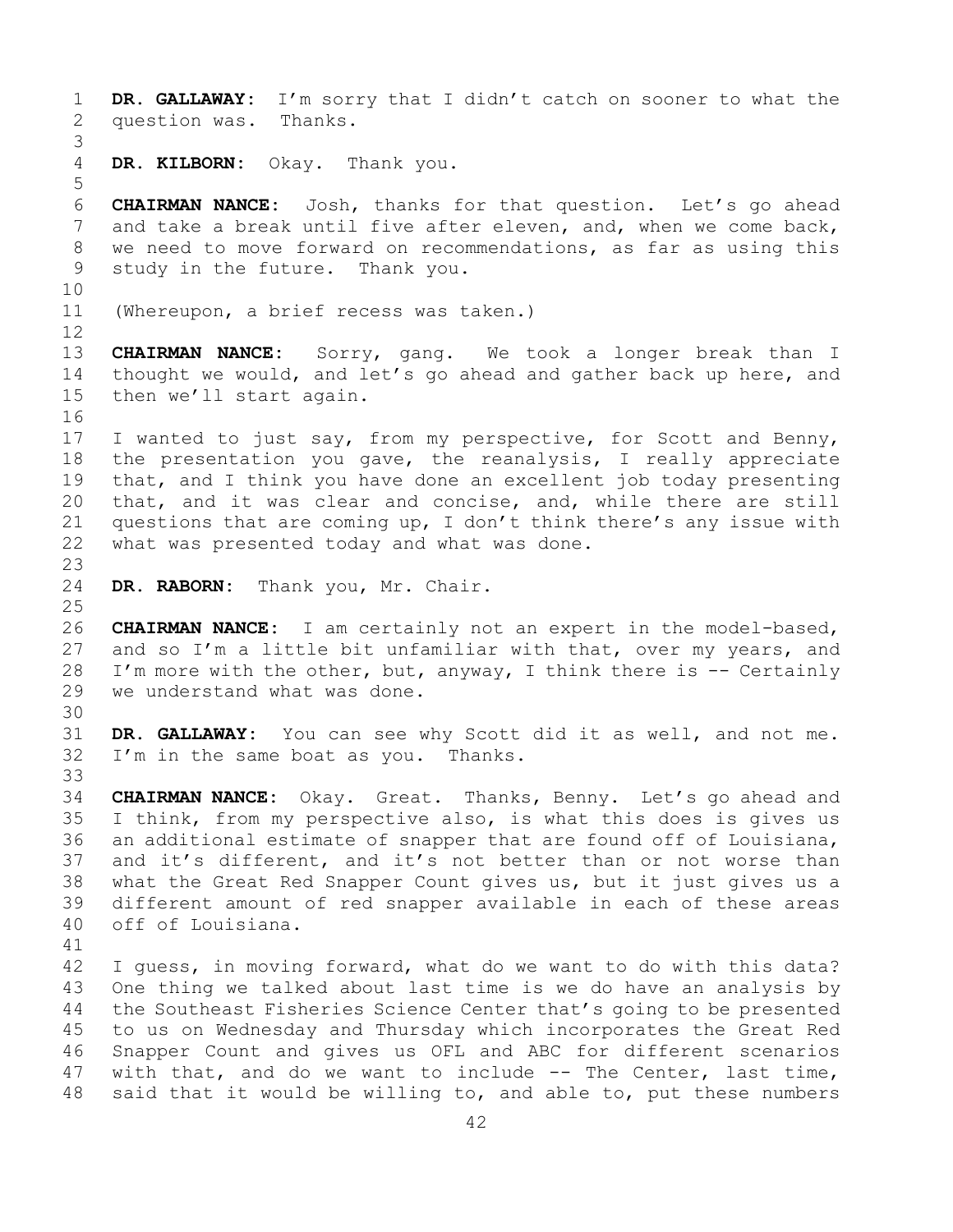**DR. GALLAWAY:** I'm sorry that I didn't catch on sooner to what the question was. Thanks.

**DR. KILBORN:** Okay. Thank you.

**CHAIRMAN NANCE:** Josh, thanks for that question. Let's go ahead and take a break until five after eleven, and, when we come back, we need to move forward on recommendations, as far as using this study in the future. Thank you.

(Whereupon, a brief recess was taken.)

**CHAIRMAN NANCE:** Sorry, gang. We took a longer break than I thought we would, and let's go ahead and gather back up here, and then we'll start again.

I wanted to just say, from my perspective, for Scott and Benny, the presentation you gave, the reanalysis, I really appreciate that, and I think you have done an excellent job today presenting that, and it was clear and concise, and, while there are still questions that are coming up, I don't think there's any issue with what was presented today and what was done.

**DR. RABORN:** Thank you, Mr. Chair.

**CHAIRMAN NANCE:** I am certainly not an expert in the model-based, and so I'm a little bit unfamiliar with that, over my years, and I'm more with the other, but, anyway, I think there is -- Certainly we understand what was done.

**DR. GALLAWAY:** You can see why Scott did it as well, and not me. I'm in the same boat as you. Thanks.

**CHAIRMAN NANCE:** Okay. Great. Thanks, Benny. Let's go ahead and I think, from my perspective also, is what this does is gives us an additional estimate of snapper that are found off of Louisiana, and it's different, and it's not better than or not worse than what the Great Red Snapper Count gives us, but it just gives us a different amount of red snapper available in each of these areas off of Louisiana.

I guess, in moving forward, what do we want to do with this data? One thing we talked about last time is we do have an analysis by the Southeast Fisheries Science Center that's going to be presented to us on Wednesday and Thursday which incorporates the Great Red Snapper Count and gives us OFL and ABC for different scenarios with that, and do we want to include -- The Center, last time, said that it would be willing to, and able to, put these numbers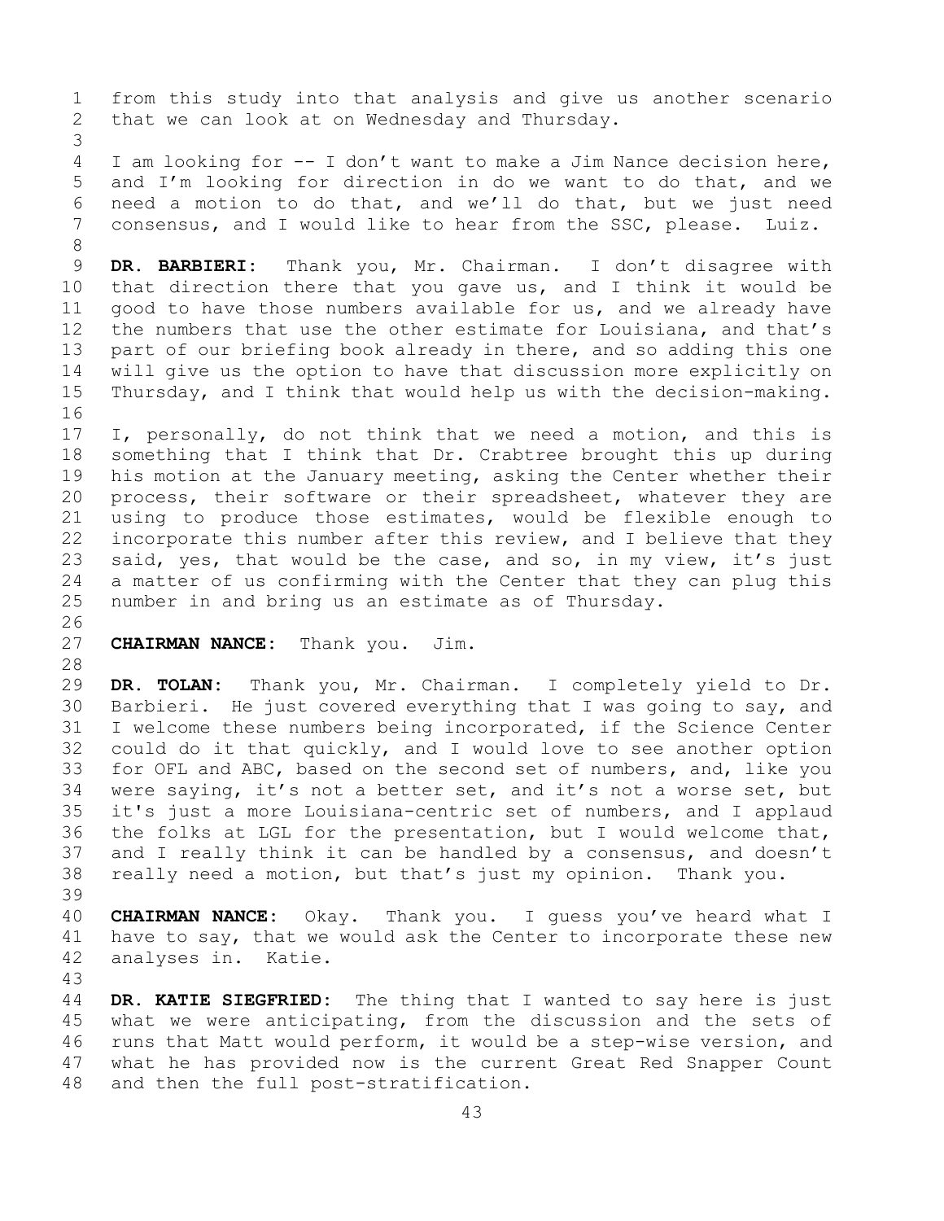from this study into that analysis and give us another scenario that we can look at on Wednesday and Thursday.

I am looking for -- I don't want to make a Jim Nance decision here, and I'm looking for direction in do we want to do that, and we need a motion to do that, and we'll do that, but we just need consensus, and I would like to hear from the SSC, please. Luiz.

**DR. BARBIERI:** Thank you, Mr. Chairman. I don't disagree with that direction there that you gave us, and I think it would be good to have those numbers available for us, and we already have the numbers that use the other estimate for Louisiana, and that's part of our briefing book already in there, and so adding this one will give us the option to have that discussion more explicitly on Thursday, and I think that would help us with the decision-making.

I, personally, do not think that we need a motion, and this is something that I think that Dr. Crabtree brought this up during his motion at the January meeting, asking the Center whether their process, their software or their spreadsheet, whatever they are using to produce those estimates, would be flexible enough to incorporate this number after this review, and I believe that they said, yes, that would be the case, and so, in my view, it's just a matter of us confirming with the Center that they can plug this number in and bring us an estimate as of Thursday.

**CHAIRMAN NANCE:** Thank you. Jim.

**DR. TOLAN:** Thank you, Mr. Chairman. I completely yield to Dr. Barbieri. He just covered everything that I was going to say, and I welcome these numbers being incorporated, if the Science Center could do it that quickly, and I would love to see another option for OFL and ABC, based on the second set of numbers, and, like you were saying, it's not a better set, and it's not a worse set, but it's just a more Louisiana-centric set of numbers, and I applaud the folks at LGL for the presentation, but I would welcome that, and I really think it can be handled by a consensus, and doesn't really need a motion, but that's just my opinion. Thank you.

**CHAIRMAN NANCE:** Okay. Thank you. I guess you've heard what I have to say, that we would ask the Center to incorporate these new analyses in. Katie.

**DR. KATIE SIEGFRIED:** The thing that I wanted to say here is just what we were anticipating, from the discussion and the sets of runs that Matt would perform, it would be a step-wise version, and what he has provided now is the current Great Red Snapper Count and then the full post-stratification.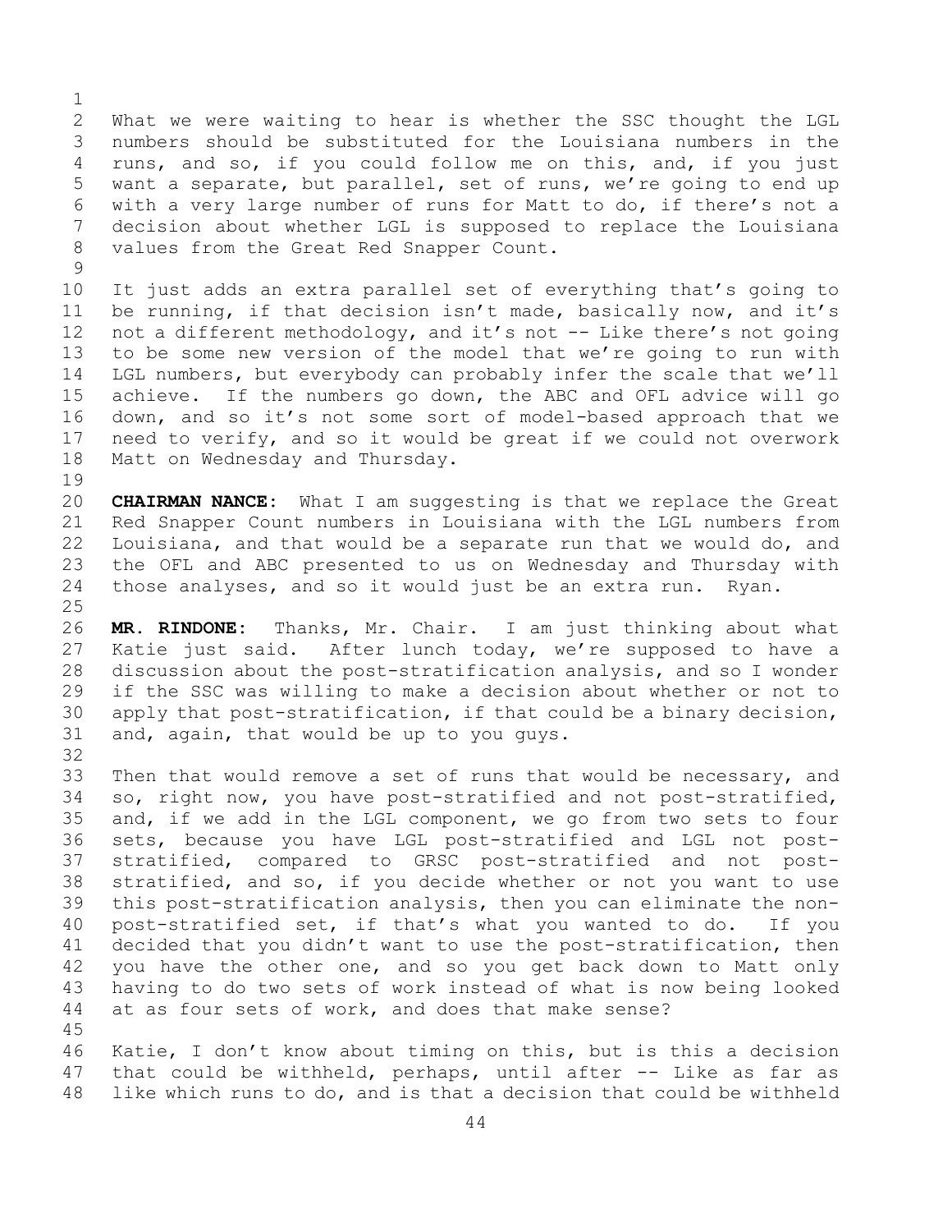What we were waiting to hear is whether the SSC thought the LGL numbers should be substituted for the Louisiana numbers in the runs, and so, if you could follow me on this, and, if you just want a separate, but parallel, set of runs, we're going to end up with a very large number of runs for Matt to do, if there's not a decision about whether LGL is supposed to replace the Louisiana values from the Great Red Snapper Count.

It just adds an extra parallel set of everything that's going to be running, if that decision isn't made, basically now, and it's not a different methodology, and it's not -- Like there's not going to be some new version of the model that we're going to run with LGL numbers, but everybody can probably infer the scale that we'll achieve. If the numbers go down, the ABC and OFL advice will go down, and so it's not some sort of model-based approach that we need to verify, and so it would be great if we could not overwork Matt on Wednesday and Thursday.

**CHAIRMAN NANCE:** What I am suggesting is that we replace the Great Red Snapper Count numbers in Louisiana with the LGL numbers from Louisiana, and that would be a separate run that we would do, and the OFL and ABC presented to us on Wednesday and Thursday with those analyses, and so it would just be an extra run. Ryan.

**MR. RINDONE:** Thanks, Mr. Chair. I am just thinking about what Katie just said. After lunch today, we're supposed to have a discussion about the post-stratification analysis, and so I wonder if the SSC was willing to make a decision about whether or not to apply that post-stratification, if that could be a binary decision, and, again, that would be up to you guys.

Then that would remove a set of runs that would be necessary, and so, right now, you have post-stratified and not post-stratified, and, if we add in the LGL component, we go from two sets to four sets, because you have LGL post-stratified and LGL not post-stratified, compared to GRSC post-stratified and not post-stratified, and so, if you decide whether or not you want to use this post-stratification analysis, then you can eliminate the non-post-stratified set, if that's what you wanted to do. If you decided that you didn't want to use the post-stratification, then you have the other one, and so you get back down to Matt only having to do two sets of work instead of what is now being looked at as four sets of work, and does that make sense?

Katie, I don't know about timing on this, but is this a decision that could be withheld, perhaps, until after -- Like as far as like which runs to do, and is that a decision that could be withheld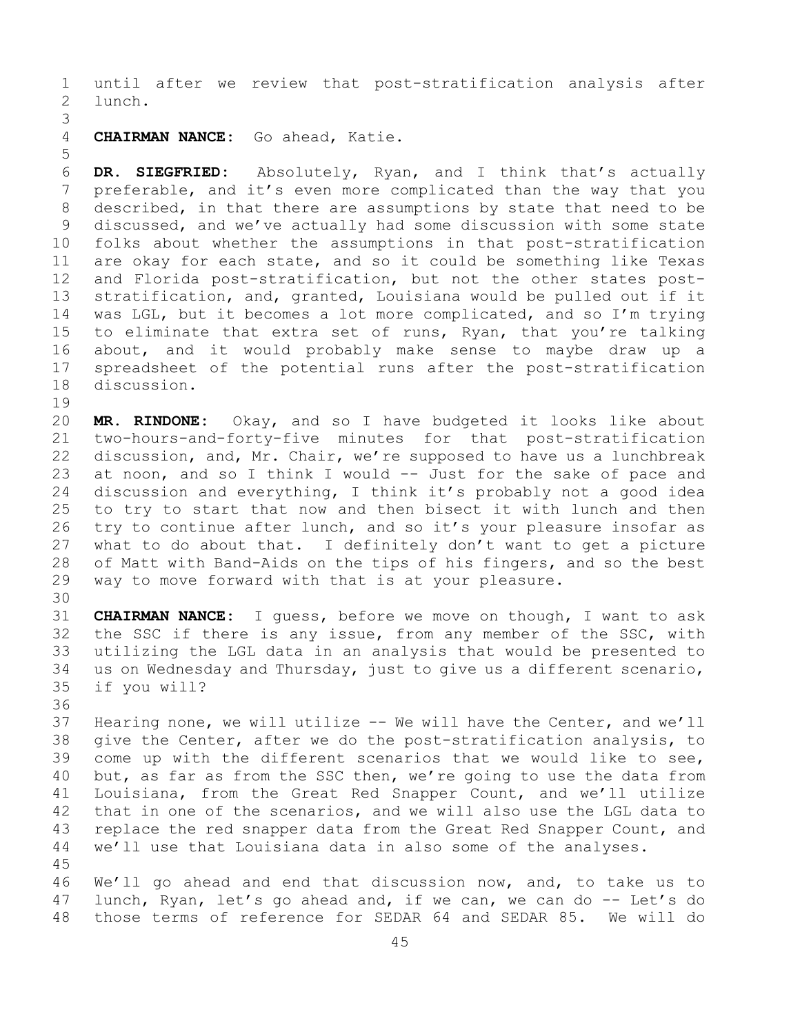until after we review that post-stratification analysis after lunch.

**CHAIRMAN NANCE:** Go ahead, Katie.

**DR. SIEGFRIED:** Absolutely, Ryan, and I think that's actually preferable, and it's even more complicated than the way that you described, in that there are assumptions by state that need to be discussed, and we've actually had some discussion with some state folks about whether the assumptions in that post-stratification are okay for each state, and so it could be something like Texas and Florida post-stratification, but not the other states post-stratification, and, granted, Louisiana would be pulled out if it was LGL, but it becomes a lot more complicated, and so I'm trying to eliminate that extra set of runs, Ryan, that you're talking about, and it would probably make sense to maybe draw up a spreadsheet of the potential runs after the post-stratification discussion.

**MR. RINDONE:** Okay, and so I have budgeted it looks like about two-hours-and-forty-five minutes for that post-stratification discussion, and, Mr. Chair, we're supposed to have us a lunchbreak at noon, and so I think I would -- Just for the sake of pace and discussion and everything, I think it's probably not a good idea to try to start that now and then bisect it with lunch and then try to continue after lunch, and so it's your pleasure insofar as what to do about that. I definitely don't want to get a picture of Matt with Band-Aids on the tips of his fingers, and so the best way to move forward with that is at your pleasure.

**CHAIRMAN NANCE:** I guess, before we move on though, I want to ask the SSC if there is any issue, from any member of the SSC, with utilizing the LGL data in an analysis that would be presented to us on Wednesday and Thursday, just to give us a different scenario, if you will?

Hearing none, we will utilize -- We will have the Center, and we'll give the Center, after we do the post-stratification analysis, to come up with the different scenarios that we would like to see, but, as far as from the SSC then, we're going to use the data from Louisiana, from the Great Red Snapper Count, and we'll utilize that in one of the scenarios, and we will also use the LGL data to replace the red snapper data from the Great Red Snapper Count, and we'll use that Louisiana data in also some of the analyses.

We'll go ahead and end that discussion now, and, to take us to lunch, Ryan, let's go ahead and, if we can, we can do -- Let's do those terms of reference for SEDAR 64 and SEDAR 85. We will do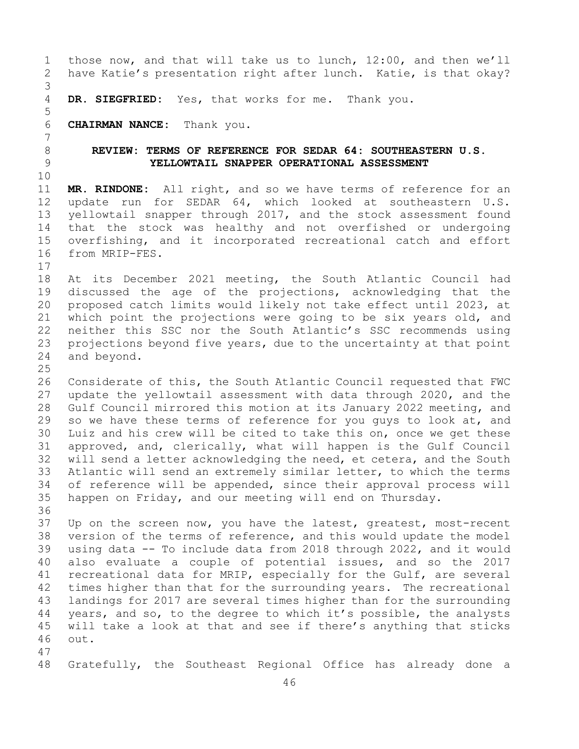those now, and that will take us to lunch, 12:00, and then we'll have Katie's presentation right after lunch. Katie, is that okay?

**DR. SIEGFRIED:** Yes, that works for me. Thank you.

**CHAIRMAN NANCE:** Thank you.

## REVIEW: TERMS OF REFERENCE FOR SEDAR 64: SOUTHEASTERN U.S. YELLOWTAIL SNAPPER OPERATIONAL ASSESSMENT

**MR. RINDONE:** All right, and so we have terms of reference for an update run for SEDAR 64, which looked at southeastern U.S. yellowtail snapper through 2017, and the stock assessment found that the stock was healthy and not overfished or undergoing overfishing, and it incorporated recreational catch and effort from MRIP-FES.

At its December 2021 meeting, the South Atlantic Council had discussed the age of the projections, acknowledging that the proposed catch limits would likely not take effect until 2023, at which point the projections were going to be six years old, and neither this SSC nor the South Atlantic's SSC recommends using projections beyond five years, due to the uncertainty at that point and beyond.

Considerate of this, the South Atlantic Council requested that FWC update the yellowtail assessment with data through 2020, and the Gulf Council mirrored this motion at its January 2022 meeting, and so we have these terms of reference for you guys to look at, and Luiz and his crew will be cited to take this on, once we get these approved, and, clerically, what will happen is the Gulf Council will send a letter acknowledging the need, et cetera, and the South Atlantic will send an extremely similar letter, to which the terms of reference will be appended, since their approval process will happen on Friday, and our meeting will end on Thursday.

Up on the screen now, you have the latest, greatest, most-recent version of the terms of reference, and this would update the model using data -- To include data from 2018 through 2022, and it would also evaluate a couple of potential issues, and so the 2017 recreational data for MRIP, especially for the Gulf, are several times higher than that for the surrounding years. The recreational landings for 2017 are several times higher than for the surrounding years, and so, to the degree to which it's possible, the analysts will take a look at that and see if there's anything that sticks out.

Gratefully, the Southeast Regional Office has already done a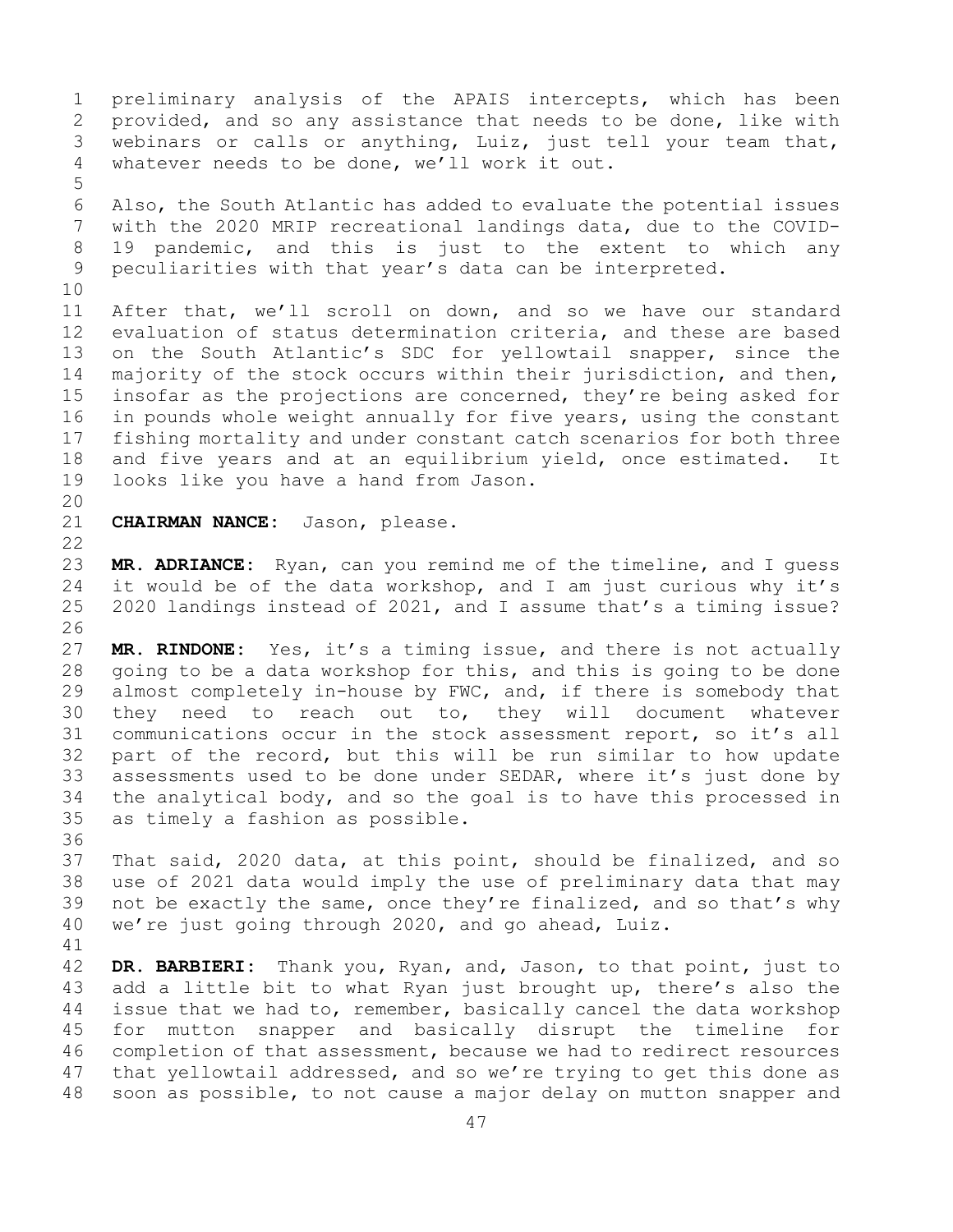preliminary analysis of the APAIS intercepts, which has been provided, and so any assistance that needs to be done, like with webinars or calls or anything, Luiz, just tell your team that, whatever needs to be done, we'll work it out.

Also, the South Atlantic has added to evaluate the potential issues with the 2020 MRIP recreational landings data, due to the COVID-19 pandemic, and this is just to the extent to which any peculiarities with that year's data can be interpreted.

After that, we'll scroll on down, and so we have our standard evaluation of status determination criteria, and these are based on the South Atlantic's SDC for yellowtail snapper, since the majority of the stock occurs within their jurisdiction, and then, insofar as the projections are concerned, they're being asked for in pounds whole weight annually for five years, using the constant fishing mortality and under constant catch scenarios for both three and five years and at an equilibrium yield, once estimated. It looks like you have a hand from Jason.

**CHAIRMAN NANCE:** Jason, please.

**MR. ADRIANCE:** Ryan, can you remind me of the timeline, and I guess it would be of the data workshop, and I am just curious why it's 2020 landings instead of 2021, and I assume that's a timing issue?

**MR. RINDONE:** Yes, it's a timing issue, and there is not actually going to be a data workshop for this, and this is going to be done almost completely in-house by FWC, and, if there is somebody that they need to reach out to, they will document whatever communications occur in the stock assessment report, so it's all part of the record, but this will be run similar to how update assessments used to be done under SEDAR, where it's just done by the analytical body, and so the goal is to have this processed in as timely a fashion as possible.

That said, 2020 data, at this point, should be finalized, and so use of 2021 data would imply the use of preliminary data that may not be exactly the same, once they're finalized, and so that's why we're just going through 2020, and go ahead, Luiz.

**DR. BARBIERI:** Thank you, Ryan, and, Jason, to that point, just to add a little bit to what Ryan just brought up, there's also the issue that we had to, remember, basically cancel the data workshop for mutton snapper and basically disrupt the timeline for completion of that assessment, because we had to redirect resources that yellowtail addressed, and so we're trying to get this done as soon as possible, to not cause a major delay on mutton snapper and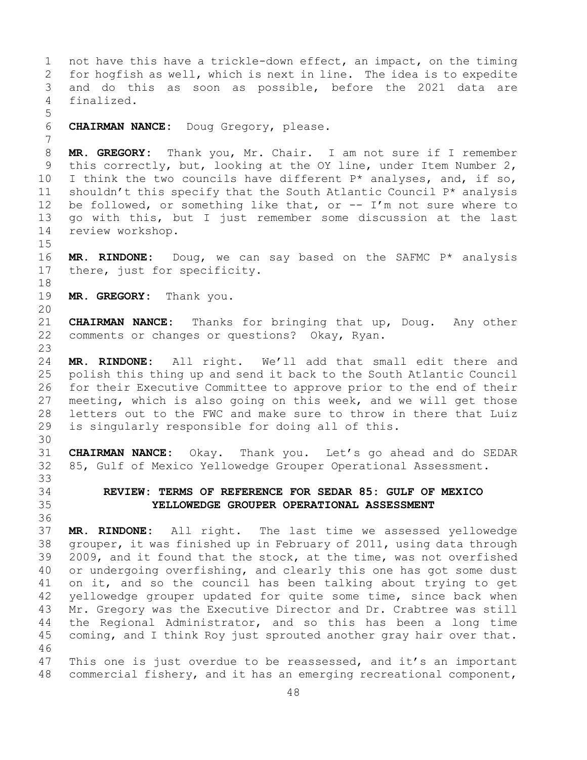not have this have a trickle-down effect, an impact, on the timing for hogfish as well, which is next in line. The idea is to expedite and do this as soon as possible, before the 2021 data are finalized.

**CHAIRMAN NANCE:** Doug Gregory, please.

**MR. GREGORY:** Thank you, Mr. Chair. I am not sure if I remember this correctly, but, looking at the OY line, under Item Number 2, I think the two councils have different P* analyses, and, if so, shouldn't this specify that the South Atlantic Council P* analysis be followed, or something like that, or -- I'm not sure where to go with this, but I just remember some discussion at the last review workshop.

**MR. RINDONE:** Doug, we can say based on the SAFMC P* analysis there, just for specificity.

**MR. GREGORY:** Thank you.

**CHAIRMAN NANCE:** Thanks for bringing that up, Doug. Any other comments or changes or questions? Okay, Ryan.

**MR. RINDONE:** All right. We'll add that small edit there and polish this thing up and send it back to the South Atlantic Council for their Executive Committee to approve prior to the end of their meeting, which is also going on this week, and we will get those letters out to the FWC and make sure to throw in there that Luiz is singularly responsible for doing all of this.

**CHAIRMAN NANCE:** Okay. Thank you. Let's go ahead and do SEDAR 85, Gulf of Mexico Yellowedge Grouper Operational Assessment.

## REVIEW: TERMS OF REFERENCE FOR SEDAR 85: GULF OF MEXICO YELLOWEDGE GROUPER OPERATIONAL ASSESSMENT

**MR. RINDONE:** All right. The last time we assessed yellowedge grouper, it was finished up in February of 2011, using data through 2009, and it found that the stock, at the time, was not overfished or undergoing overfishing, and clearly this one has got some dust on it, and so the council has been talking about trying to get yellowedge grouper updated for quite some time, since back when Mr. Gregory was the Executive Director and Dr. Crabtree was still the Regional Administrator, and so this has been a long time coming, and I think Roy just sprouted another gray hair over that.

This one is just overdue to be reassessed, and it's an important commercial fishery, and it has an emerging recreational component,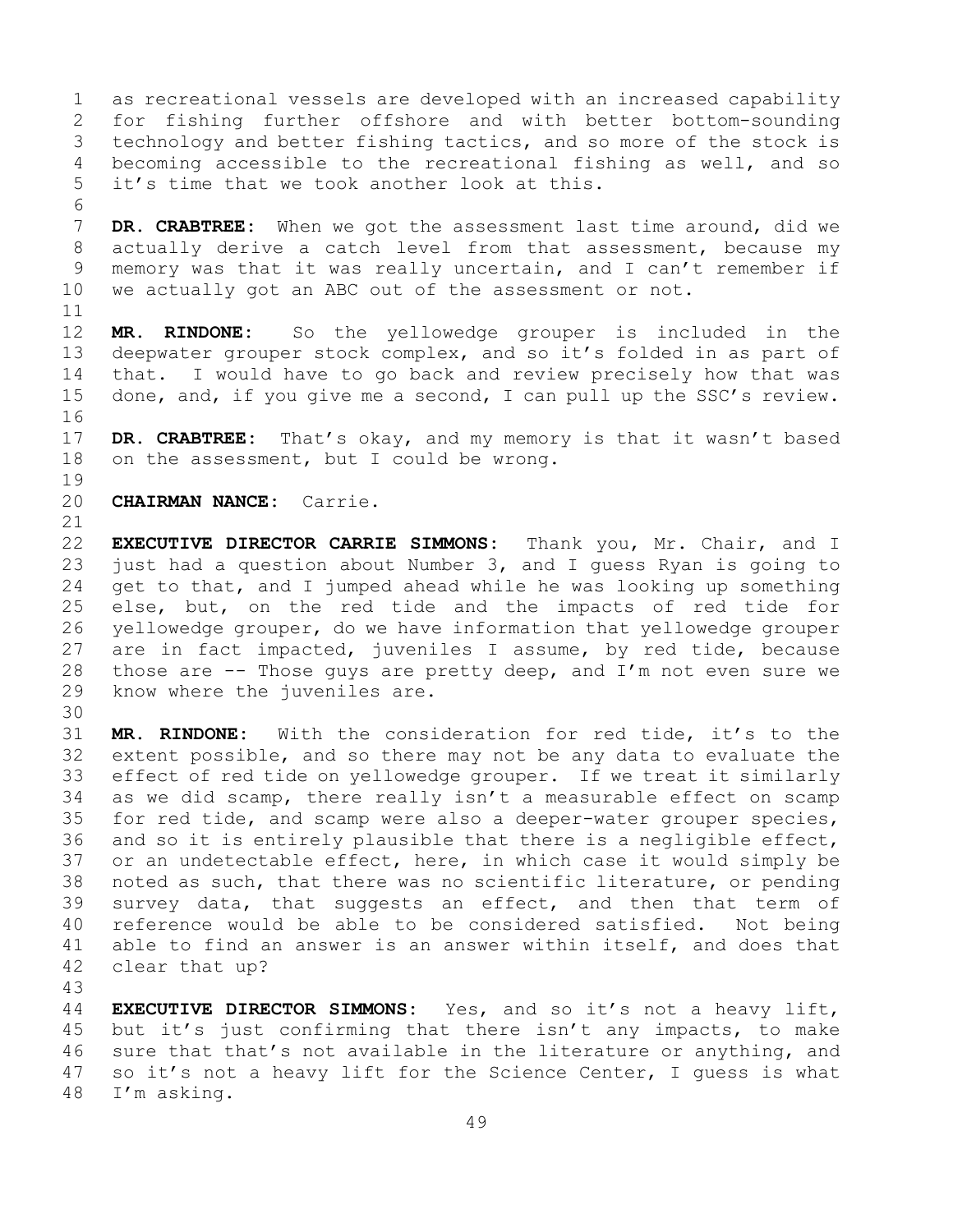as recreational vessels are developed with an increased capability for fishing further offshore and with better bottom-sounding technology and better fishing tactics, and so more of the stock is becoming accessible to the recreational fishing as well, and so it's time that we took another look at this.

**DR. CRABTREE:** When we got the assessment last time around, did we actually derive a catch level from that assessment, because my memory was that it was really uncertain, and I can't remember if we actually got an ABC out of the assessment or not.

**MR. RINDONE:** So the yellowedge grouper is included in the deepwater grouper stock complex, and so it's folded in as part of that. I would have to go back and review precisely how that was done, and, if you give me a second, I can pull up the SSC's review.

**DR. CRABTREE:** That's okay, and my memory is that it wasn't based on the assessment, but I could be wrong.

**CHAIRMAN NANCE:** Carrie.

**EXECUTIVE DIRECTOR CARRIE SIMMONS:** Thank you, Mr. Chair, and I just had a question about Number 3, and I guess Ryan is going to get to that, and I jumped ahead while he was looking up something else, but, on the red tide and the impacts of red tide for yellowedge grouper, do we have information that yellowedge grouper are in fact impacted, juveniles I assume, by red tide, because those are -- Those guys are pretty deep, and I'm not even sure we know where the juveniles are.

**MR. RINDONE:** With the consideration for red tide, it's to the extent possible, and so there may not be any data to evaluate the effect of red tide on yellowedge grouper. If we treat it similarly as we did scamp, there really isn't a measurable effect on scamp for red tide, and scamp were also a deeper-water grouper species, and so it is entirely plausible that there is a negligible effect, or an undetectable effect, here, in which case it would simply be noted as such, that there was no scientific literature, or pending survey data, that suggests an effect, and then that term of reference would be able to be considered satisfied. Not being able to find an answer is an answer within itself, and does that clear that up?

**EXECUTIVE DIRECTOR SIMMONS:** Yes, and so it's not a heavy lift, but it's just confirming that there isn't any impacts, to make sure that that's not available in the literature or anything, and so it's not a heavy lift for the Science Center, I guess is what I'm asking.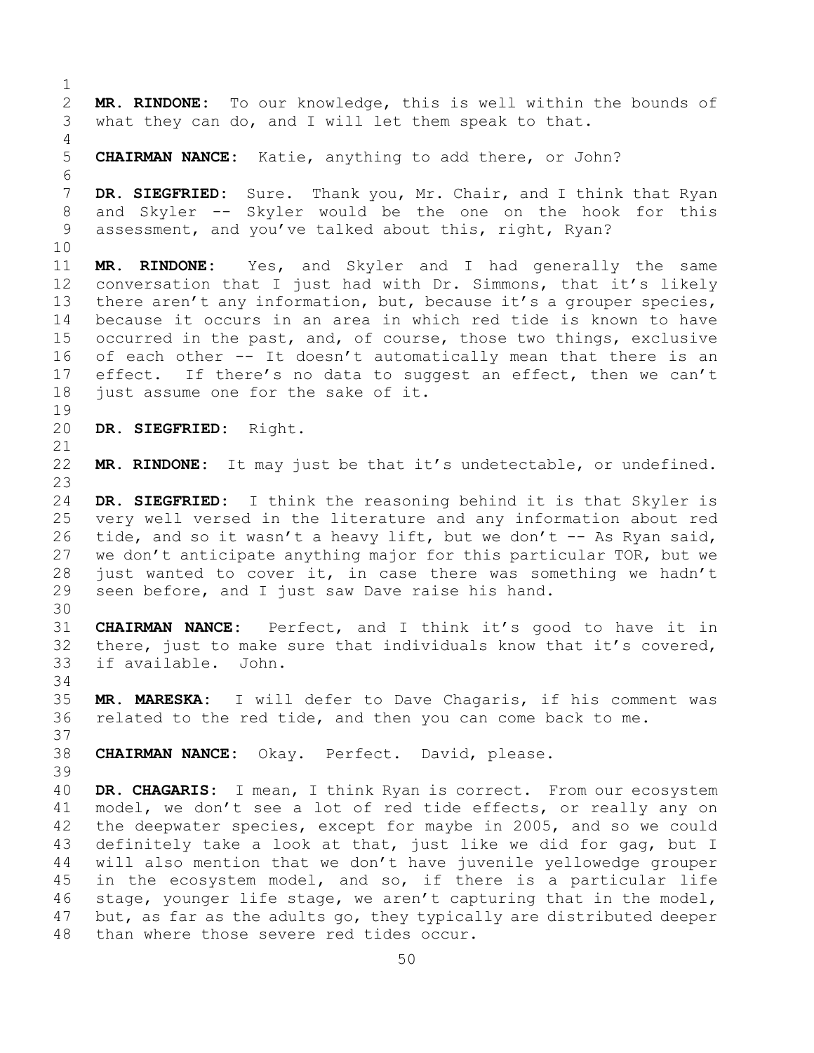**MR. RINDONE:** To our knowledge, this is well within the bounds of what they can do, and I will let them speak to that.

**CHAIRMAN NANCE:** Katie, anything to add there, or John?

**DR. SIEGFRIED:** Sure. Thank you, Mr. Chair, and I think that Ryan and Skyler -- Skyler would be the one on the hook for this assessment, and you've talked about this, right, Ryan?

**MR. RINDONE:** Yes, and Skyler and I had generally the same conversation that I just had with Dr. Simmons, that it's likely there aren't any information, but, because it's a grouper species, because it occurs in an area in which red tide is known to have occurred in the past, and, of course, those two things, exclusive of each other -- It doesn't automatically mean that there is an effect. If there's no data to suggest an effect, then we can't just assume one for the sake of it.

**DR. SIEGFRIED:** Right.

**MR. RINDONE:** It may just be that it's undetectable, or undefined.

**DR. SIEGFRIED:** I think the reasoning behind it is that Skyler is very well versed in the literature and any information about red tide, and so it wasn't a heavy lift, but we don't -- As Ryan said, we don't anticipate anything major for this particular TOR, but we just wanted to cover it, in case there was something we hadn't seen before, and I just saw Dave raise his hand.

**CHAIRMAN NANCE:** Perfect, and I think it's good to have it in there, just to make sure that individuals know that it's covered, if available. John.

**MR. MARESKA:** I will defer to Dave Chagaris, if his comment was related to the red tide, and then you can come back to me.

**CHAIRMAN NANCE:** Okay. Perfect. David, please.

**DR. CHAGARIS:** I mean, I think Ryan is correct. From our ecosystem model, we don't see a lot of red tide effects, or really any on the deepwater species, except for maybe in 2005, and so we could definitely take a look at that, just like we did for gag, but I will also mention that we don't have juvenile yellowedge grouper in the ecosystem model, and so, if there is a particular life stage, younger life stage, we aren't capturing that in the model, but, as far as the adults go, they typically are distributed deeper than where those severe red tides occur.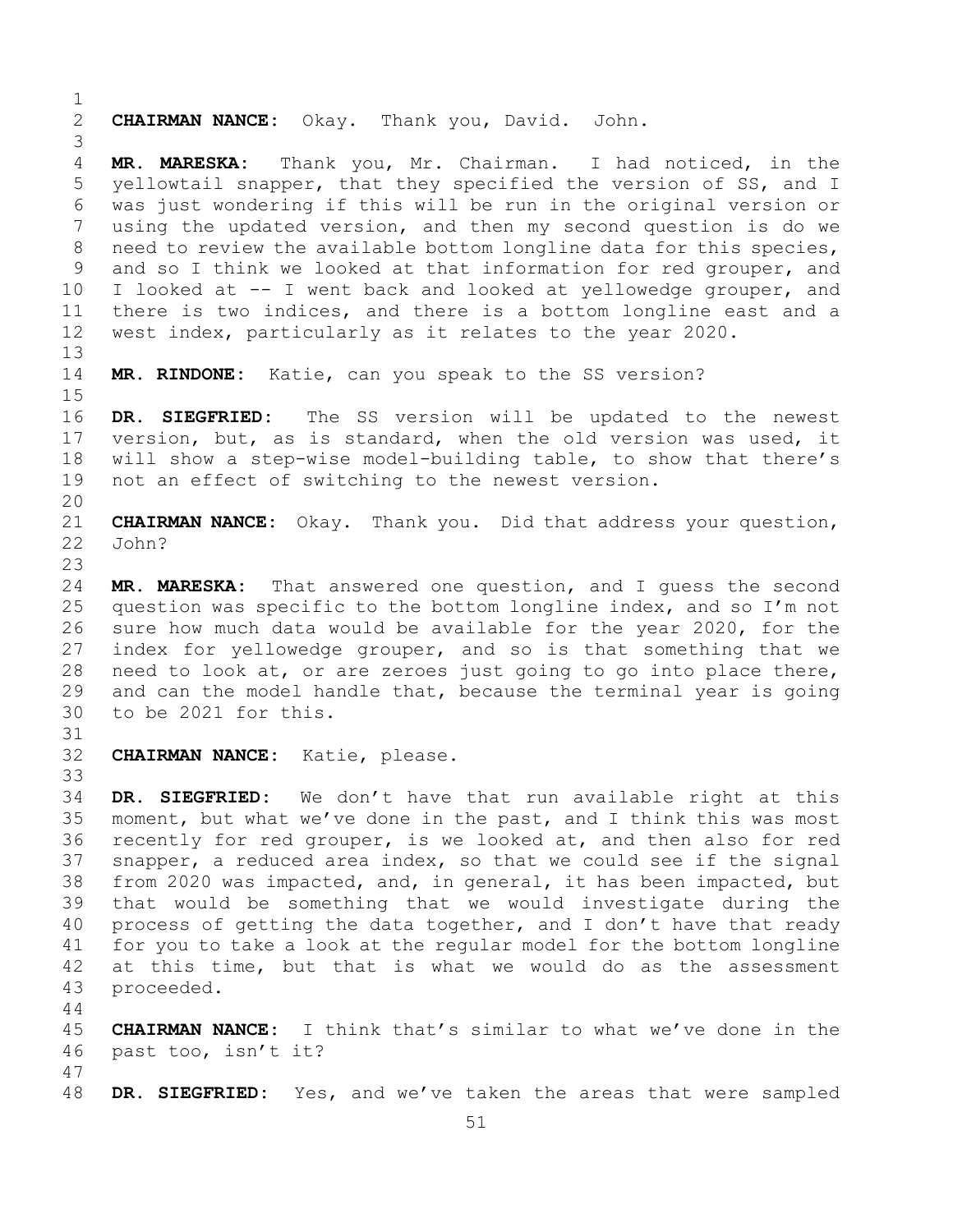**CHAIRMAN NANCE:** Okay. Thank you, David. John.

**MR. MARESKA:** Thank you, Mr. Chairman. I had noticed, in the yellowtail snapper, that they specified the version of SS, and I was just wondering if this will be run in the original version or using the updated version, and then my second question is do we need to review the available bottom longline data for this species, and so I think we looked at that information for red grouper, and I looked at -- I went back and looked at yellowedge grouper, and there is two indices, and there is a bottom longline east and a west index, particularly as it relates to the year 2020.

**MR. RINDONE:** Katie, can you speak to the SS version?

**DR. SIEGFRIED:** The SS version will be updated to the newest version, but, as is standard, when the old version was used, it will show a step-wise model-building table, to show that there's not an effect of switching to the newest version.

**CHAIRMAN NANCE:** Okay. Thank you. Did that address your question, John?

**MR. MARESKA:** That answered one question, and I guess the second question was specific to the bottom longline index, and so I'm not sure how much data would be available for the year 2020, for the index for yellowedge grouper, and so is that something that we need to look at, or are zeroes just going to go into place there, and can the model handle that, because the terminal year is going to be 2021 for this.

**CHAIRMAN NANCE:** Katie, please.

**DR. SIEGFRIED:** We don't have that run available right at this moment, but what we've done in the past, and I think this was most recently for red grouper, is we looked at, and then also for red snapper, a reduced area index, so that we could see if the signal from 2020 was impacted, and, in general, it has been impacted, but that would be something that we would investigate during the process of getting the data together, and I don't have that ready for you to take a look at the regular model for the bottom longline at this time, but that is what we would do as the assessment proceeded.

**CHAIRMAN NANCE:** I think that's similar to what we've done in the past too, isn't it?

**DR. SIEGFRIED:** Yes, and we've taken the areas that were sampled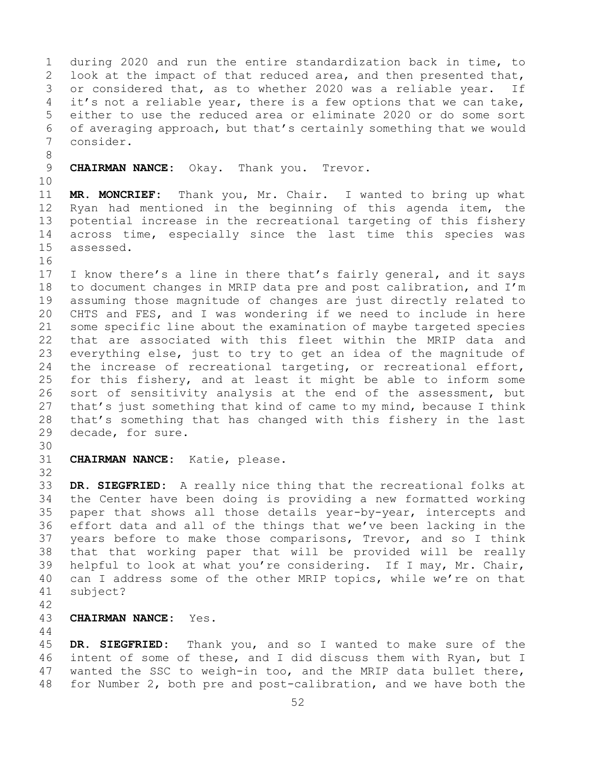during 2020 and run the entire standardization back in time, to look at the impact of that reduced area, and then presented that, or considered that, as to whether 2020 was a reliable year. If it's not a reliable year, there is a few options that we can take, either to use the reduced area or eliminate 2020 or do some sort of averaging approach, but that's certainly something that we would consider.

**CHAIRMAN NANCE:** Okay. Thank you. Trevor.

**MR. MONCRIEF:** Thank you, Mr. Chair. I wanted to bring up what Ryan had mentioned in the beginning of this agenda item, the potential increase in the recreational targeting of this fishery across time, especially since the last time this species was assessed.

I know there's a line in there that's fairly general, and it says to document changes in MRIP data pre and post calibration, and I'm assuming those magnitude of changes are just directly related to CHTS and FES, and I was wondering if we need to include in here some specific line about the examination of maybe targeted species that are associated with this fleet within the MRIP data and everything else, just to try to get an idea of the magnitude of the increase of recreational targeting, or recreational effort, for this fishery, and at least it might be able to inform some sort of sensitivity analysis at the end of the assessment, but that's just something that kind of came to my mind, because I think that's something that has changed with this fishery in the last decade, for sure.

**CHAIRMAN NANCE:** Katie, please.

**DR. SIEGFRIED:** A really nice thing that the recreational folks at the Center have been doing is providing a new formatted working paper that shows all those details year-by-year, intercepts and effort data and all of the things that we've been lacking in the years before to make those comparisons, Trevor, and so I think that that working paper that will be provided will be really helpful to look at what you're considering. If I may, Mr. Chair, can I address some of the other MRIP topics, while we're on that subject?

**CHAIRMAN NANCE:** Yes.

**DR. SIEGFRIED:** Thank you, and so I wanted to make sure of the intent of some of these, and I did discuss them with Ryan, but I wanted the SSC to weigh-in too, and the MRIP data bullet there, for Number 2, both pre and post-calibration, and we have both the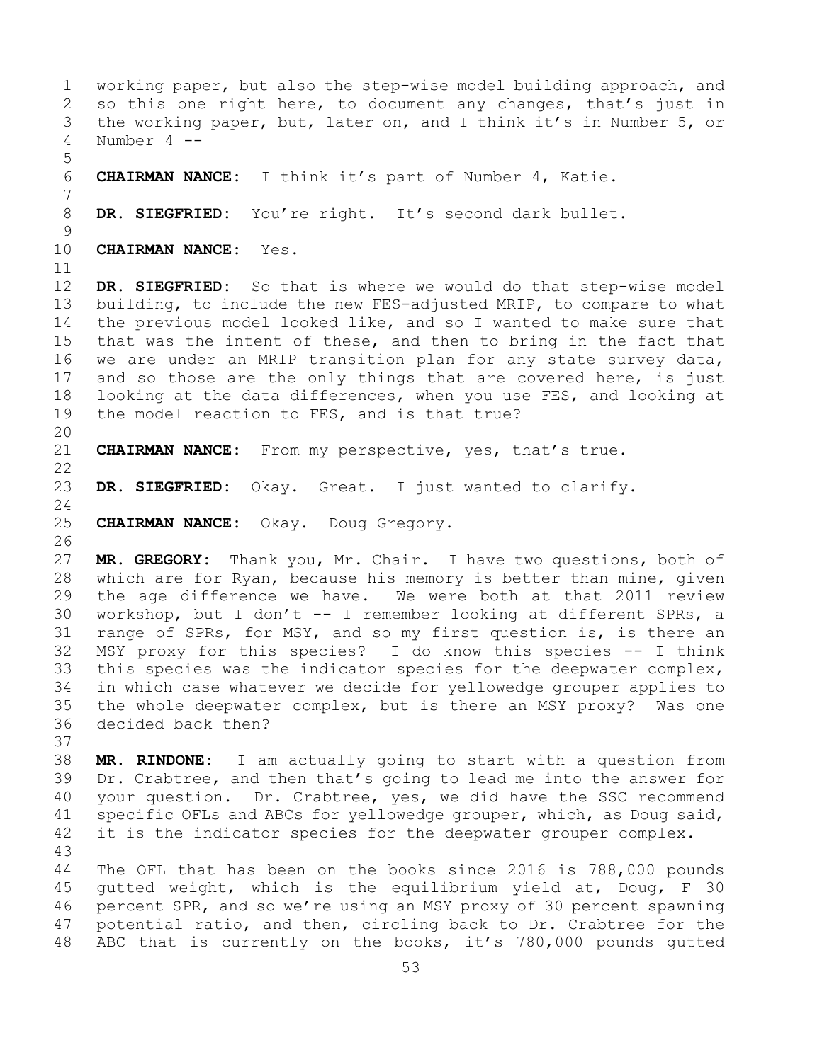working paper, but also the step-wise model building approach, and so this one right here, to document any changes, that's just in the working paper, but, later on, and I think it's in Number 5, or Number 4 --

**CHAIRMAN NANCE:** I think it's part of Number 4, Katie.

**DR. SIEGFRIED:** You're right. It's second dark bullet.

**CHAIRMAN NANCE:** Yes.

**DR. SIEGFRIED:** So that is where we would do that step-wise model building, to include the new FES-adjusted MRIP, to compare to what the previous model looked like, and so I wanted to make sure that that was the intent of these, and then to bring in the fact that we are under an MRIP transition plan for any state survey data, and so those are the only things that are covered here, is just looking at the data differences, when you use FES, and looking at the model reaction to FES, and is that true?

**CHAIRMAN NANCE:** From my perspective, yes, that's true.

**DR. SIEGFRIED:** Okay. Great. I just wanted to clarify.

**CHAIRMAN NANCE:** Okay. Doug Gregory.

**MR. GREGORY:** Thank you, Mr. Chair. I have two questions, both of which are for Ryan, because his memory is better than mine, given the age difference we have. We were both at that 2011 review workshop, but I don't -- I remember looking at different SPRs, a range of SPRs, for MSY, and so my first question is, is there an MSY proxy for this species? I do know this species -- I think this species was the indicator species for the deepwater complex, in which case whatever we decide for yellowedge grouper applies to the whole deepwater complex, but is there an MSY proxy? Was one decided back then?

**MR. RINDONE:** I am actually going to start with a question from Dr. Crabtree, and then that's going to lead me into the answer for your question. Dr. Crabtree, yes, we did have the SSC recommend specific OFLs and ABCs for yellowedge grouper, which, as Doug said, it is the indicator species for the deepwater grouper complex.

The OFL that has been on the books since 2016 is 788,000 pounds gutted weight, which is the equilibrium yield at, Doug, F 30 percent SPR, and so we're using an MSY proxy of 30 percent spawning potential ratio, and then, circling back to Dr. Crabtree for the ABC that is currently on the books, it's 780,000 pounds gutted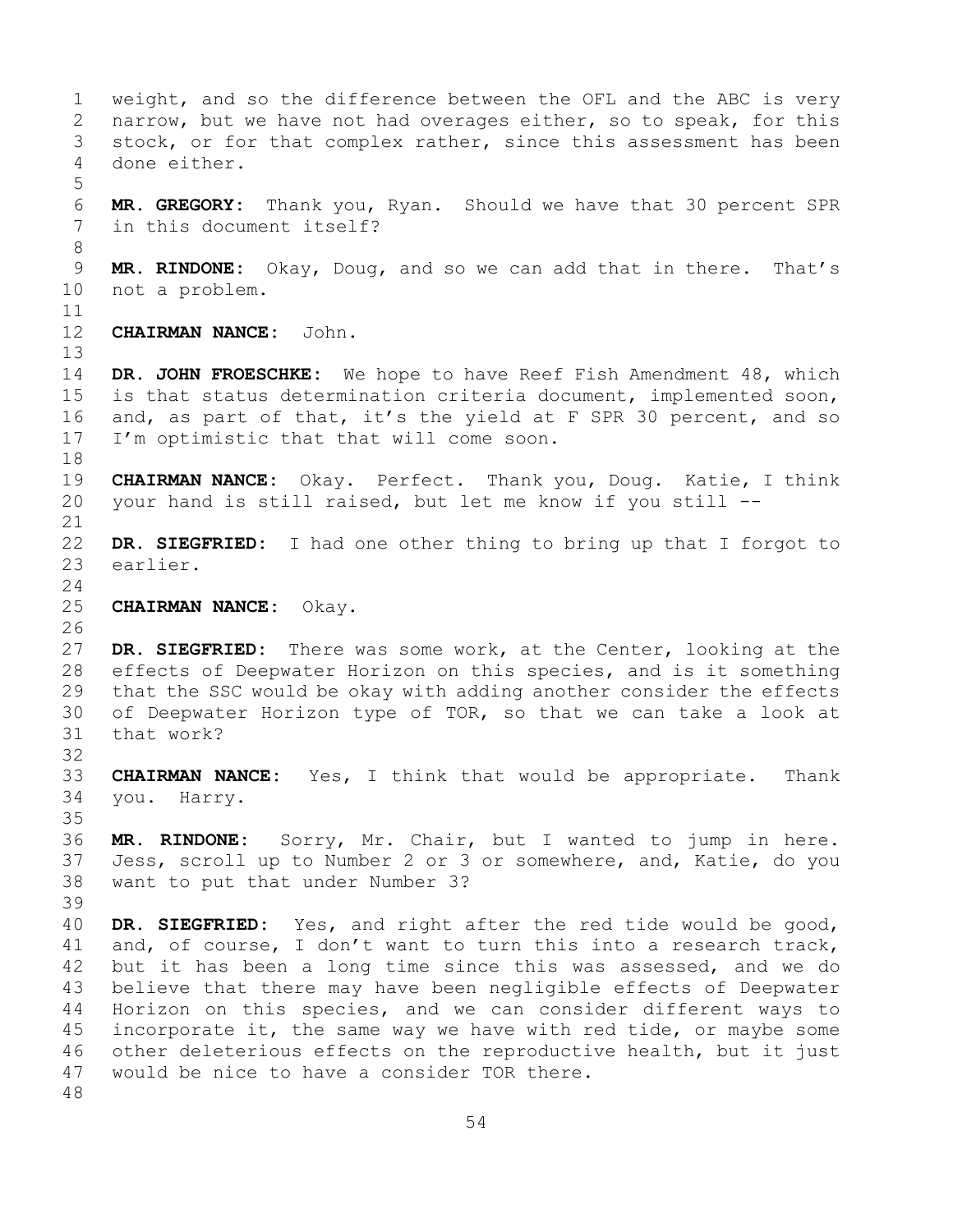weight, and so the difference between the OFL and the ABC is very narrow, but we have not had overages either, so to speak, for this stock, or for that complex rather, since this assessment has been done either.

**MR. GREGORY:** Thank you, Ryan. Should we have that 30 percent SPR in this document itself?

**MR. RINDONE:** Okay, Doug, and so we can add that in there. That's not a problem.

**CHAIRMAN NANCE:** John.

**DR. JOHN FROESCHKE:** We hope to have Reef Fish Amendment 48, which is that status determination criteria document, implemented soon, and, as part of that, it's the yield at F SPR 30 percent, and so I'm optimistic that that will come soon.

**CHAIRMAN NANCE:** Okay. Perfect. Thank you, Doug. Katie, I think your hand is still raised, but let me know if you still --

**DR. SIEGFRIED:** I had one other thing to bring up that I forgot to earlier.

**CHAIRMAN NANCE:** Okay.

**DR. SIEGFRIED:** There was some work, at the Center, looking at the effects of Deepwater Horizon on this species, and is it something that the SSC would be okay with adding another consider the effects of Deepwater Horizon type of TOR, so that we can take a look at that work?

**CHAIRMAN NANCE:** Yes, I think that would be appropriate. Thank you. Harry.

**MR. RINDONE:** Sorry, Mr. Chair, but I wanted to jump in here. Jess, scroll up to Number 2 or 3 or somewhere, and, Katie, do you want to put that under Number 3?

**DR. SIEGFRIED:** Yes, and right after the red tide would be good, and, of course, I don't want to turn this into a research track, but it has been a long time since this was assessed, and we do believe that there may have been negligible effects of Deepwater Horizon on this species, and we can consider different ways to incorporate it, the same way we have with red tide, or maybe some other deleterious effects on the reproductive health, but it just would be nice to have a consider TOR there.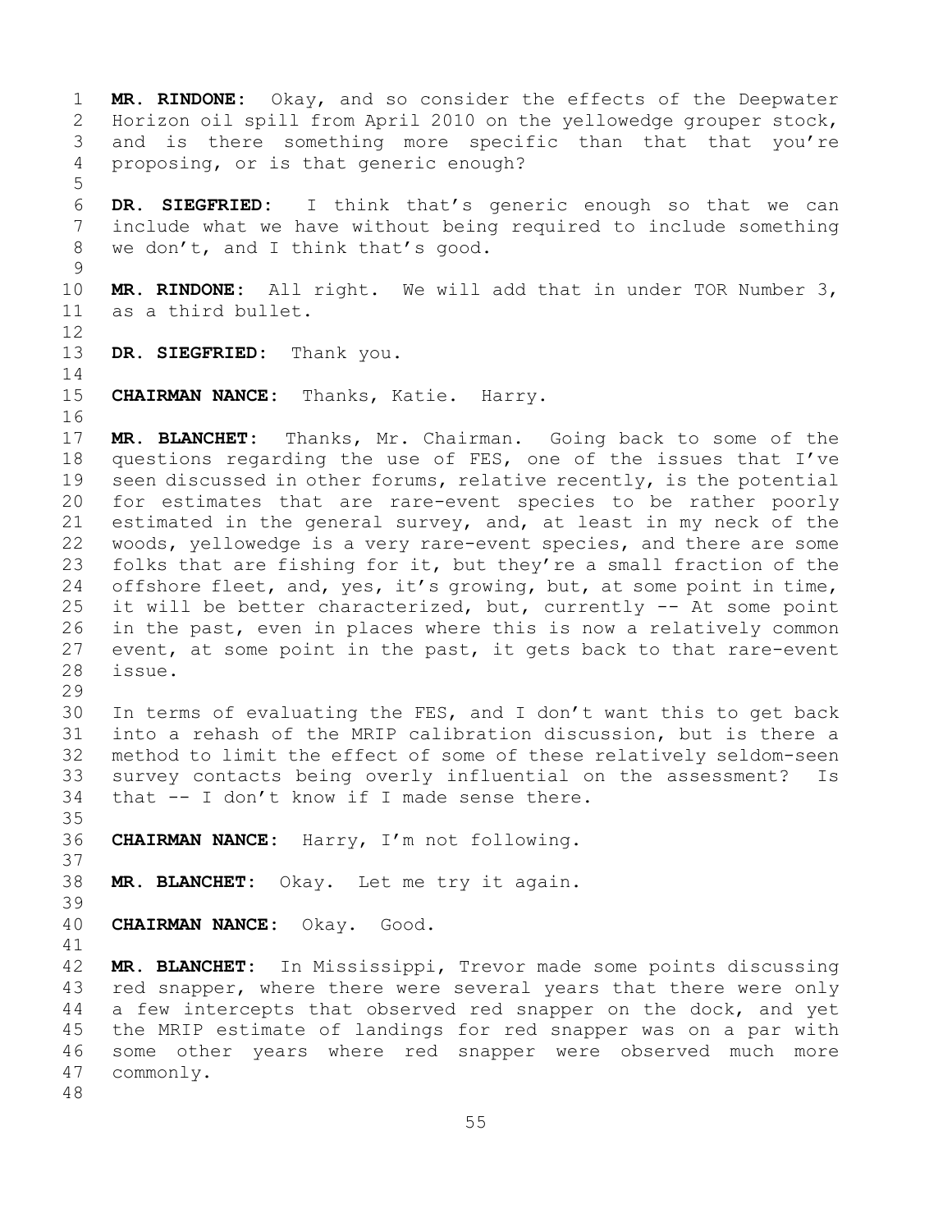**MR. RINDONE:** Okay, and so consider the effects of the Deepwater Horizon oil spill from April 2010 on the yellowedge grouper stock, and is there something more specific than that that you're proposing, or is that generic enough?

**DR. SIEGFRIED:** I think that's generic enough so that we can include what we have without being required to include something we don't, and I think that's good.

**MR. RINDONE:** All right. We will add that in under TOR Number 3, as a third bullet.

**DR. SIEGFRIED:** Thank you.

**CHAIRMAN NANCE:** Thanks, Katie. Harry.

**MR. BLANCHET:** Thanks, Mr. Chairman. Going back to some of the questions regarding the use of FES, one of the issues that I've seen discussed in other forums, relative recently, is the potential for estimates that are rare-event species to be rather poorly estimated in the general survey, and, at least in my neck of the woods, yellowedge is a very rare-event species, and there are some folks that are fishing for it, but they're a small fraction of the offshore fleet, and, yes, it's growing, but, at some point in time, it will be better characterized, but, currently -- At some point in the past, even in places where this is now a relatively common event, at some point in the past, it gets back to that rare-event issue.

In terms of evaluating the FES, and I don't want this to get back into a rehash of the MRIP calibration discussion, but is there a method to limit the effect of some of these relatively seldom-seen survey contacts being overly influential on the assessment? Is that -- I don't know if I made sense there.

**CHAIRMAN NANCE:** Harry, I'm not following.

**MR. BLANCHET:** Okay. Let me try it again.

**CHAIRMAN NANCE:** Okay. Good.

**MR. BLANCHET:** In Mississippi, Trevor made some points discussing red snapper, where there were several years that there were only a few intercepts that observed red snapper on the dock, and yet the MRIP estimate of landings for red snapper was on a par with some other years where red snapper were observed much more commonly.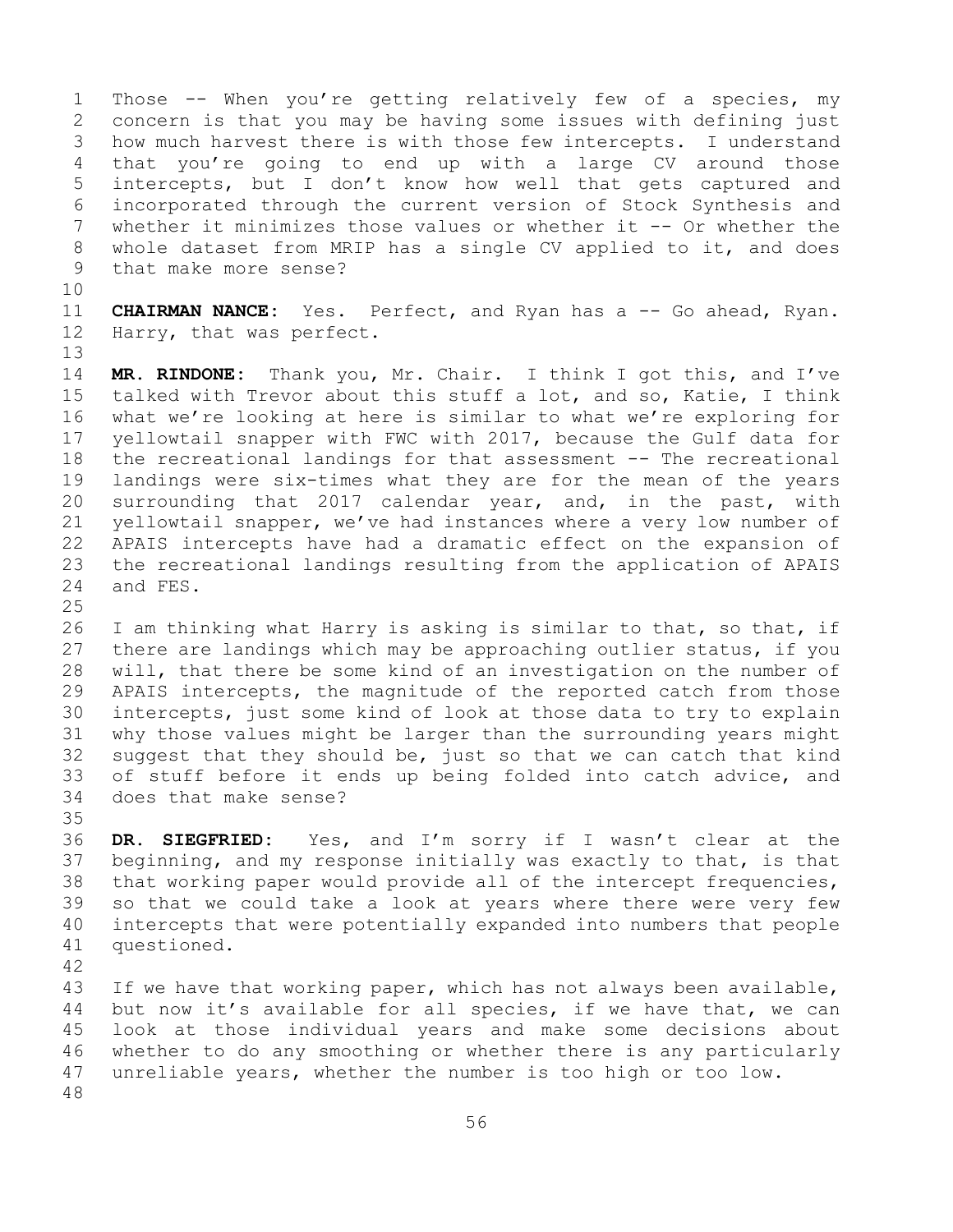Those -- When you're getting relatively few of a species, my concern is that you may be having some issues with defining just how much harvest there is with those few intercepts. I understand that you're going to end up with a large CV around those intercepts, but I don't know how well that gets captured and incorporated through the current version of Stock Synthesis and whether it minimizes those values or whether it -- Or whether the whole dataset from MRIP has a single CV applied to it, and does that make more sense?

**CHAIRMAN NANCE:** Yes. Perfect, and Ryan has a -- Go ahead, Ryan. Harry, that was perfect.

**MR. RINDONE:** Thank you, Mr. Chair. I think I got this, and I've talked with Trevor about this stuff a lot, and so, Katie, I think what we're looking at here is similar to what we're exploring for yellowtail snapper with FWC with 2017, because the Gulf data for the recreational landings for that assessment -- The recreational landings were six-times what they are for the mean of the years surrounding that 2017 calendar year, and, in the past, with yellowtail snapper, we've had instances where a very low number of APAIS intercepts have had a dramatic effect on the expansion of the recreational landings resulting from the application of APAIS and FES.

I am thinking what Harry is asking is similar to that, so that, if there are landings which may be approaching outlier status, if you will, that there be some kind of an investigation on the number of APAIS intercepts, the magnitude of the reported catch from those intercepts, just some kind of look at those data to try to explain why those values might be larger than the surrounding years might suggest that they should be, just so that we can catch that kind of stuff before it ends up being folded into catch advice, and does that make sense?

**DR. SIEGFRIED:** Yes, and I'm sorry if I wasn't clear at the beginning, and my response initially was exactly to that, is that that working paper would provide all of the intercept frequencies, so that we could take a look at years where there were very few intercepts that were potentially expanded into numbers that people questioned.

If we have that working paper, which has not always been available, but now it's available for all species, if we have that, we can look at those individual years and make some decisions about whether to do any smoothing or whether there is any particularly unreliable years, whether the number is too high or too low.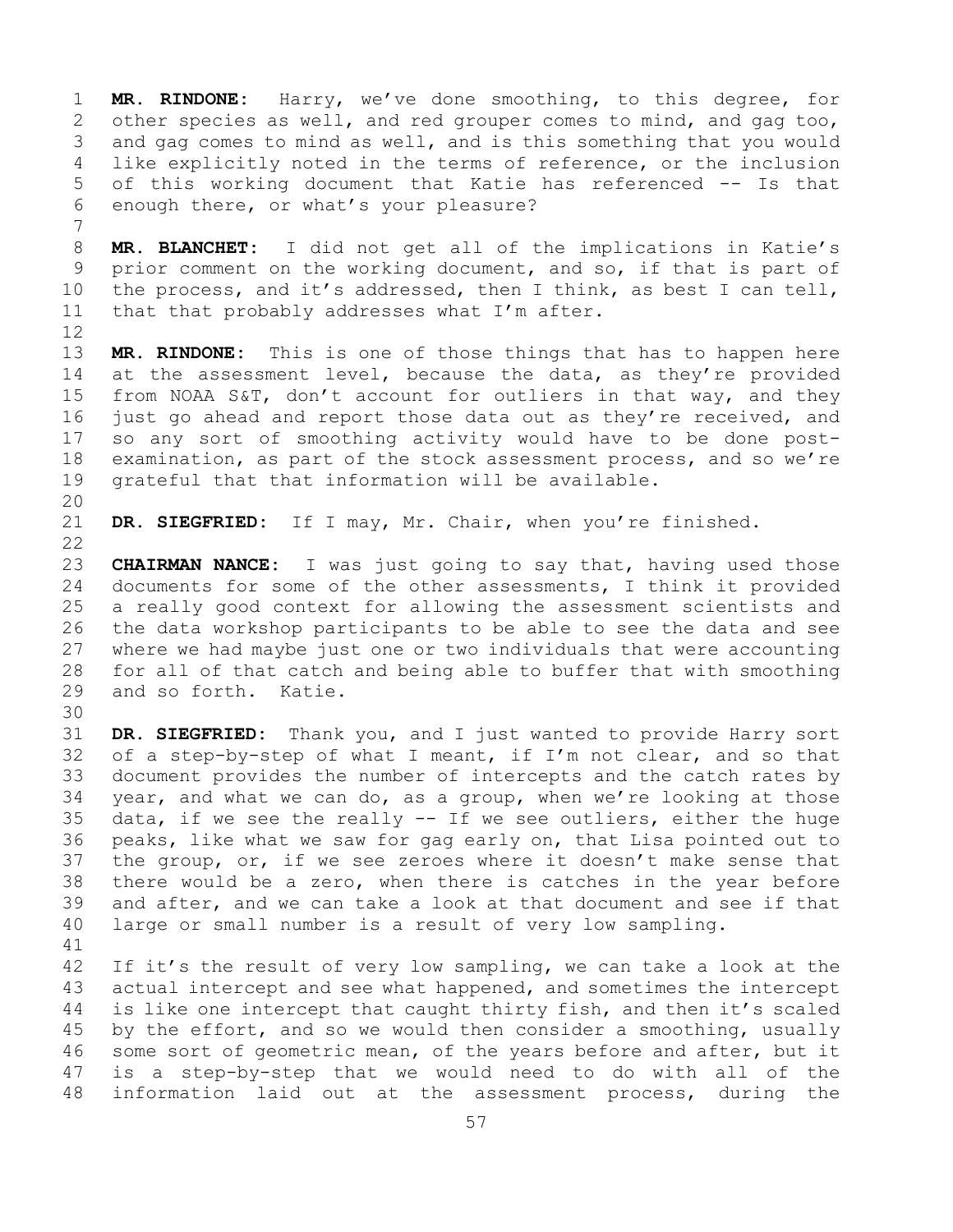**MR. RINDONE:** Harry, we've done smoothing, to this degree, for other species as well, and red grouper comes to mind, and gag too, and gag comes to mind as well, and is this something that you would like explicitly noted in the terms of reference, or the inclusion of this working document that Katie has referenced -- Is that enough there, or what's your pleasure?

**MR. BLANCHET:** I did not get all of the implications in Katie's prior comment on the working document, and so, if that is part of the process, and it's addressed, then I think, as best I can tell, that that probably addresses what I'm after.

**MR. RINDONE:** This is one of those things that has to happen here at the assessment level, because the data, as they're provided from NOAA S&T, don't account for outliers in that way, and they just go ahead and report those data out as they're received, and so any sort of smoothing activity would have to be done post-examination, as part of the stock assessment process, and so we're grateful that that information will be available.

**DR. SIEGFRIED:** If I may, Mr. Chair, when you're finished.

**CHAIRMAN NANCE:** I was just going to say that, having used those documents for some of the other assessments, I think it provided a really good context for allowing the assessment scientists and the data workshop participants to be able to see the data and see where we had maybe just one or two individuals that were accounting for all of that catch and being able to buffer that with smoothing and so forth. Katie.

**DR. SIEGFRIED:** Thank you, and I just wanted to provide Harry sort of a step-by-step of what I meant, if I'm not clear, and so that document provides the number of intercepts and the catch rates by year, and what we can do, as a group, when we're looking at those data, if we see the really -- If we see outliers, either the huge peaks, like what we saw for gag early on, that Lisa pointed out to the group, or, if we see zeroes where it doesn't make sense that there would be a zero, when there is catches in the year before and after, and we can take a look at that document and see if that large or small number is a result of very low sampling.

If it's the result of very low sampling, we can take a look at the actual intercept and see what happened, and sometimes the intercept is like one intercept that caught thirty fish, and then it's scaled by the effort, and so we would then consider a smoothing, usually some sort of geometric mean, of the years before and after, but it is a step-by-step that we would need to do with all of the information laid out at the assessment process, during the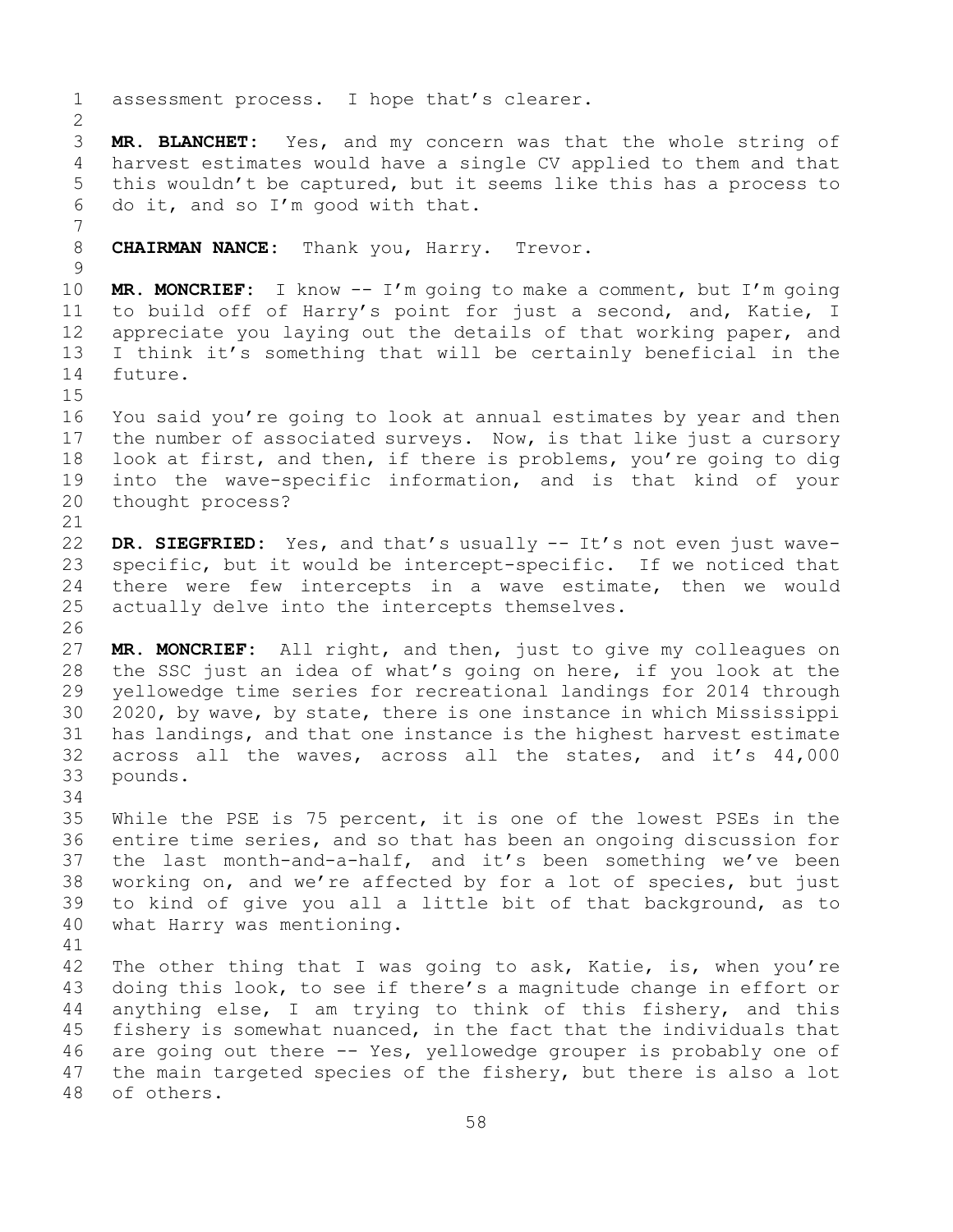assessment process. I hope that's clearer.

**MR. BLANCHET:** Yes, and my concern was that the whole string of harvest estimates would have a single CV applied to them and that this wouldn't be captured, but it seems like this has a process to do it, and so I'm good with that.

**CHAIRMAN NANCE:** Thank you, Harry. Trevor.

**MR. MONCRIEF:** I know -- I'm going to make a comment, but I'm going to build off of Harry's point for just a second, and, Katie, I appreciate you laying out the details of that working paper, and I think it's something that will be certainly beneficial in the future.

You said you're going to look at annual estimates by year and then the number of associated surveys. Now, is that like just a cursory look at first, and then, if there is problems, you're going to dig into the wave-specific information, and is that kind of your thought process?

**DR. SIEGFRIED:** Yes, and that's usually -- It's not even just wave-specific, but it would be intercept-specific. If we noticed that there were few intercepts in a wave estimate, then we would actually delve into the intercepts themselves.

**MR. MONCRIEF:** All right, and then, just to give my colleagues on the SSC just an idea of what's going on here, if you look at the yellowedge time series for recreational landings for 2014 through 2020, by wave, by state, there is one instance in which Mississippi has landings, and that one instance is the highest harvest estimate across all the waves, across all the states, and it's 44,000 pounds.

While the PSE is 75 percent, it is one of the lowest PSEs in the entire time series, and so that has been an ongoing discussion for the last month-and-a-half, and it's been something we've been working on, and we're affected by for a lot of species, but just to kind of give you all a little bit of that background, as to what Harry was mentioning.

The other thing that I was going to ask, Katie, is, when you're doing this look, to see if there's a magnitude change in effort or anything else, I am trying to think of this fishery, and this fishery is somewhat nuanced, in the fact that the individuals that are going out there -- Yes, yellowedge grouper is probably one of the main targeted species of the fishery, but there is also a lot of others.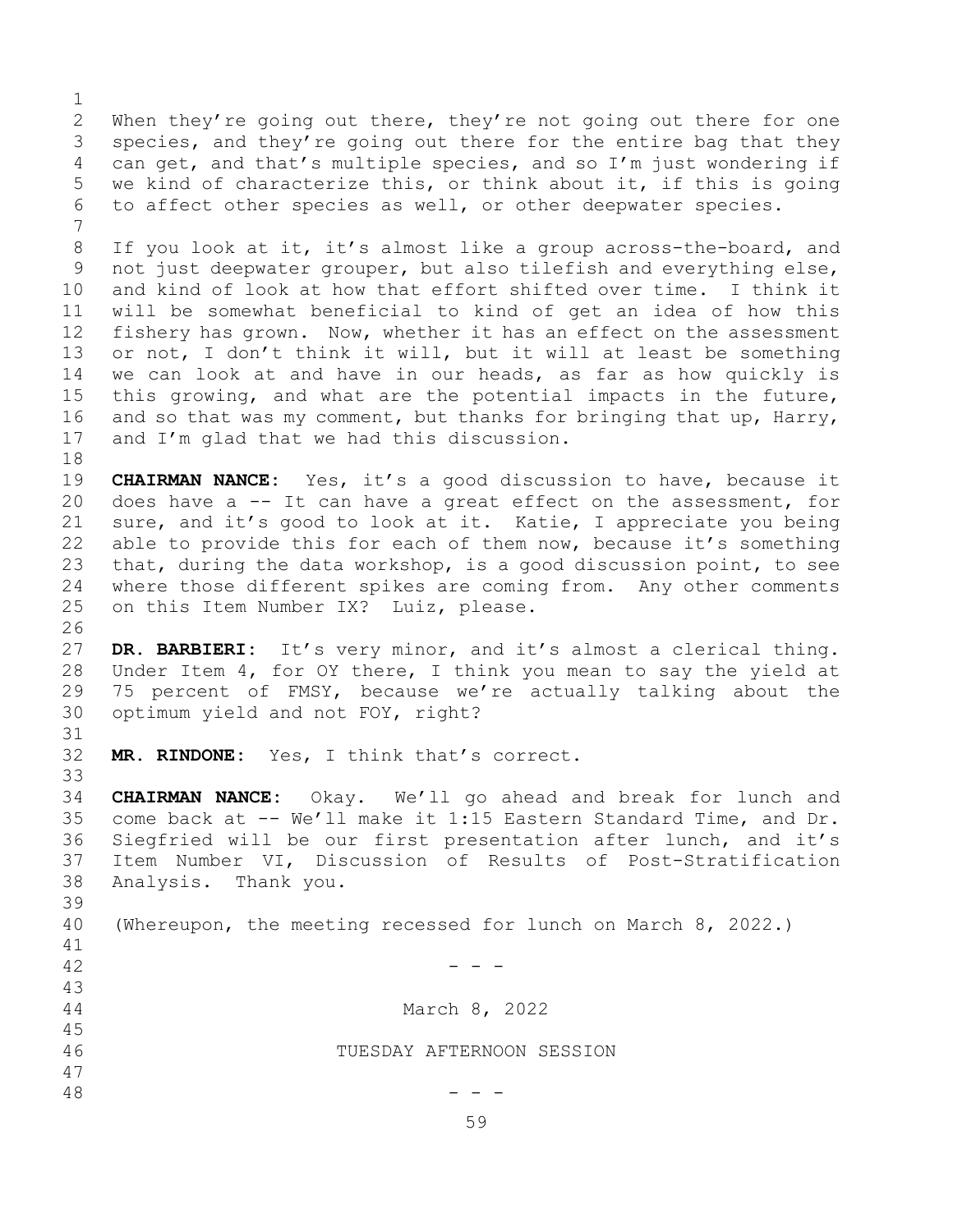When they're going out there, they're not going out there for one species, and they're going out there for the entire bag that they can get, and that's multiple species, and so I'm just wondering if we kind of characterize this, or think about it, if this is going to affect other species as well, or other deepwater species.

If you look at it, it's almost like a group across-the-board, and not just deepwater grouper, but also tilefish and everything else, and kind of look at how that effort shifted over time. I think it will be somewhat beneficial to kind of get an idea of how this fishery has grown. Now, whether it has an effect on the assessment or not, I don't think it will, but it will at least be something we can look at and have in our heads, as far as how quickly is this growing, and what are the potential impacts in the future, and so that was my comment, but thanks for bringing that up, Harry, and I'm glad that we had this discussion.

**CHAIRMAN NANCE:** Yes, it's a good discussion to have, because it does have a -- It can have a great effect on the assessment, for sure, and it's good to look at it. Katie, I appreciate you being able to provide this for each of them now, because it's something that, during the data workshop, is a good discussion point, to see where those different spikes are coming from. Any other comments on this Item Number IX? Luiz, please.

**DR. BARBIERI:** It's very minor, and it's almost a clerical thing. Under Item 4, for OY there, I think you mean to say the yield at 75 percent of FMSY, because we're actually talking about the optimum yield and not FOY, right?

**MR. RINDONE:** Yes, I think that's correct.

**CHAIRMAN NANCE:** Okay. We'll go ahead and break for lunch and come back at -- We'll make it 1:15 Eastern Standard Time, and Dr. Siegfried will be our first presentation after lunch, and it's Item Number VI, Discussion of Results of Post-Stratification Analysis. Thank you.

(Whereupon, the meeting recessed for lunch on March 8, 2022.)

\- - -

March 8, 2022

TUESDAY AFTERNOON SESSION

\- - -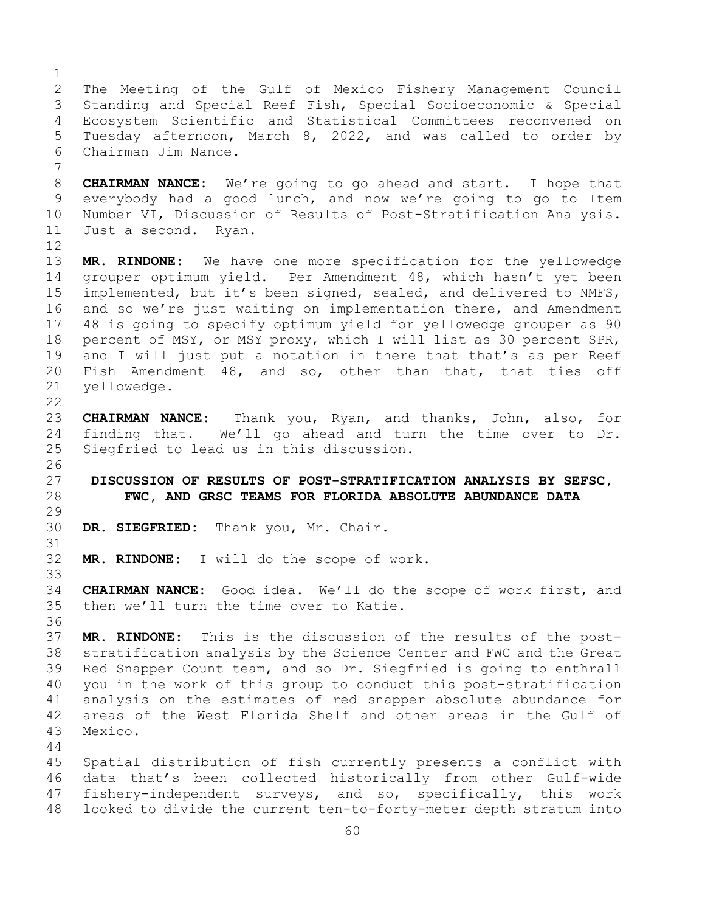The Meeting of the Gulf of Mexico Fishery Management Council Standing and Special Reef Fish, Special Socioeconomic & Special Ecosystem Scientific and Statistical Committees reconvened on Tuesday afternoon, March 8, 2022, and was called to order by Chairman Jim Nance.

**CHAIRMAN NANCE:** We're going to go ahead and start. I hope that everybody had a good lunch, and now we're going to go to Item Number VI, Discussion of Results of Post-Stratification Analysis. Just a second. Ryan.

**MR. RINDONE:** We have one more specification for the yellowedge grouper optimum yield. Per Amendment 48, which hasn't yet been implemented, but it's been signed, sealed, and delivered to NMFS, and so we're just waiting on implementation there, and Amendment 48 is going to specify optimum yield for yellowedge grouper as 90 percent of MSY, or MSY proxy, which I will list as 30 percent SPR, and I will just put a notation in there that that's as per Reef Fish Amendment 48, and so, other than that, that ties off yellowedge.

**CHAIRMAN NANCE:** Thank you, Ryan, and thanks, John, also, for finding that. We'll go ahead and turn the time over to Dr. Siegfried to lead us in this discussion.

## DISCUSSION OF RESULTS OF POST-STRATIFICATION ANALYSIS BY SEFSC, FWC, AND GRSC TEAMS FOR FLORIDA ABSOLUTE ABUNDANCE DATA

**DR. SIEGFRIED:** Thank you, Mr. Chair.

**MR. RINDONE:** I will do the scope of work.

**CHAIRMAN NANCE:** Good idea. We'll do the scope of work first, and then we'll turn the time over to Katie.

**MR. RINDONE:** This is the discussion of the results of the post-stratification analysis by the Science Center and FWC and the Great Red Snapper Count team, and so Dr. Siegfried is going to enthrall you in the work of this group to conduct this post-stratification analysis on the estimates of red snapper absolute abundance for areas of the West Florida Shelf and other areas in the Gulf of Mexico.

Spatial distribution of fish currently presents a conflict with data that's been collected historically from other Gulf-wide fishery-independent surveys, and so, specifically, this work looked to divide the current ten-to-forty-meter depth stratum into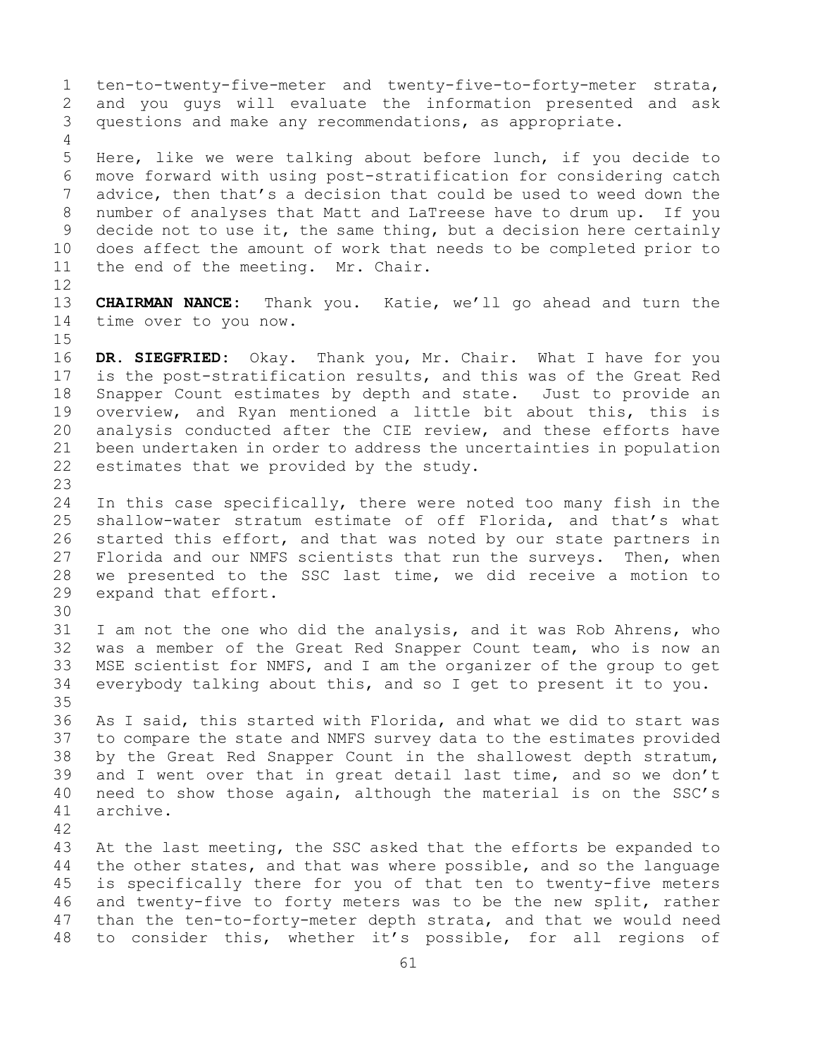ten-to-twenty-five-meter and twenty-five-to-forty-meter strata, and you guys will evaluate the information presented and ask questions and make any recommendations, as appropriate.

Here, like we were talking about before lunch, if you decide to move forward with using post-stratification for considering catch advice, then that's a decision that could be used to weed down the number of analyses that Matt and LaTreese have to drum up. If you decide not to use it, the same thing, but a decision here certainly does affect the amount of work that needs to be completed prior to the end of the meeting. Mr. Chair.

**CHAIRMAN NANCE:** Thank you. Katie, we'll go ahead and turn the time over to you now.

**DR. SIEGFRIED:** Okay. Thank you, Mr. Chair. What I have for you is the post-stratification results, and this was of the Great Red Snapper Count estimates by depth and state. Just to provide an overview, and Ryan mentioned a little bit about this, this is analysis conducted after the CIE review, and these efforts have been undertaken in order to address the uncertainties in population estimates that we provided by the study.

In this case specifically, there were noted too many fish in the shallow-water stratum estimate of off Florida, and that's what started this effort, and that was noted by our state partners in Florida and our NMFS scientists that run the surveys. Then, when we presented to the SSC last time, we did receive a motion to expand that effort.

I am not the one who did the analysis, and it was Rob Ahrens, who was a member of the Great Red Snapper Count team, who is now an MSE scientist for NMFS, and I am the organizer of the group to get everybody talking about this, and so I get to present it to you.

As I said, this started with Florida, and what we did to start was to compare the state and NMFS survey data to the estimates provided by the Great Red Snapper Count in the shallowest depth stratum, and I went over that in great detail last time, and so we don't need to show those again, although the material is on the SSC's archive.

At the last meeting, the SSC asked that the efforts be expanded to the other states, and that was where possible, and so the language is specifically there for you of that ten to twenty-five meters and twenty-five to forty meters was to be the new split, rather than the ten-to-forty-meter depth strata, and that we would need to consider this, whether it's possible, for all regions of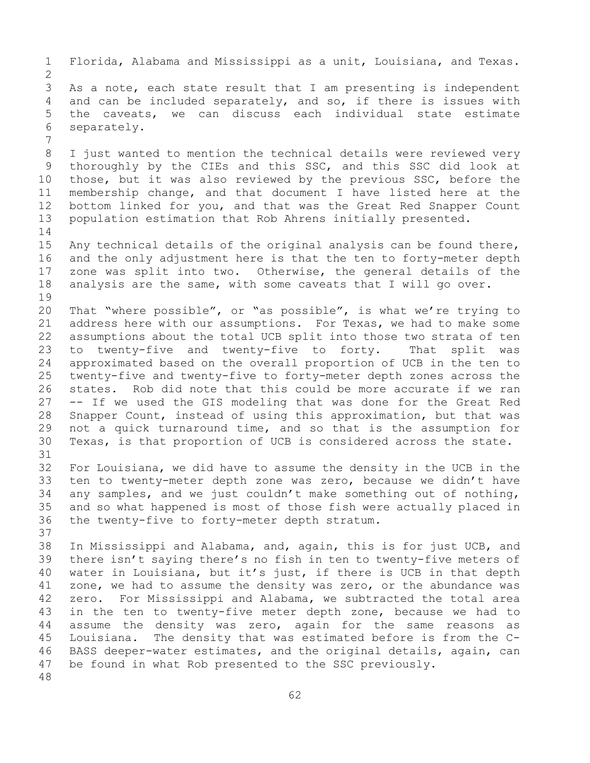Florida, Alabama and Mississippi as a unit, Louisiana, and Texas.

As a note, each state result that I am presenting is independent and can be included separately, and so, if there is issues with the caveats, we can discuss each individual state estimate separately.

I just wanted to mention the technical details were reviewed very thoroughly by the CIEs and this SSC, and this SSC did look at those, but it was also reviewed by the previous SSC, before the membership change, and that document I have listed here at the bottom linked for you, and that was the Great Red Snapper Count population estimation that Rob Ahrens initially presented.

Any technical details of the original analysis can be found there, and the only adjustment here is that the ten to forty-meter depth zone was split into two. Otherwise, the general details of the analysis are the same, with some caveats that I will go over.

That "where possible", or "as possible", is what we're trying to address here with our assumptions. For Texas, we had to make some assumptions about the total UCB split into those two strata of ten to twenty-five and twenty-five to forty. That split was approximated based on the overall proportion of UCB in the ten to twenty-five and twenty-five to forty-meter depth zones across the states. Rob did note that this could be more accurate if we ran -- If we used the GIS modeling that was done for the Great Red Snapper Count, instead of using this approximation, but that was not a quick turnaround time, and so that is the assumption for Texas, is that proportion of UCB is considered across the state.

For Louisiana, we did have to assume the density in the UCB in the ten to twenty-meter depth zone was zero, because we didn't have any samples, and we just couldn't make something out of nothing, and so what happened is most of those fish were actually placed in the twenty-five to forty-meter depth stratum.

In Mississippi and Alabama, and, again, this is for just UCB, and there isn't saying there's no fish in ten to twenty-five meters of water in Louisiana, but it's just, if there is UCB in that depth zone, we had to assume the density was zero, or the abundance was zero. For Mississippi and Alabama, we subtracted the total area in the ten to twenty-five meter depth zone, because we had to assume the density was zero, again for the same reasons as Louisiana. The density that was estimated before is from the C-BASS deeper-water estimates, and the original details, again, can be found in what Rob presented to the SSC previously.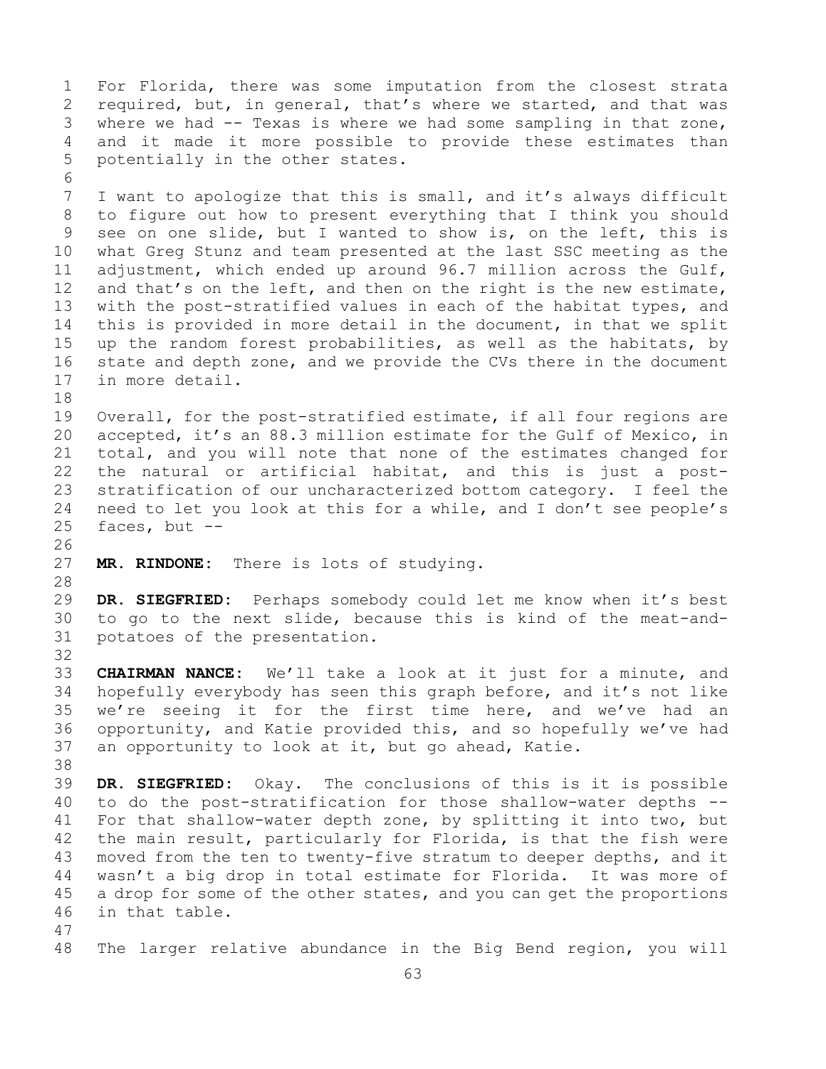For Florida, there was some imputation from the closest strata required, but, in general, that's where we started, and that was where we had -- Texas is where we had some sampling in that zone, and it made it more possible to provide these estimates than potentially in the other states.

I want to apologize that this is small, and it's always difficult to figure out how to present everything that I think you should see on one slide, but I wanted to show is, on the left, this is what Greg Stunz and team presented at the last SSC meeting as the adjustment, which ended up around 96.7 million across the Gulf, and that's on the left, and then on the right is the new estimate, with the post-stratified values in each of the habitat types, and this is provided in more detail in the document, in that we split up the random forest probabilities, as well as the habitats, by state and depth zone, and we provide the CVs there in the document in more detail.

Overall, for the post-stratified estimate, if all four regions are accepted, it's an 88.3 million estimate for the Gulf of Mexico, in total, and you will note that none of the estimates changed for the natural or artificial habitat, and this is just a post-stratification of our uncharacterized bottom category. I feel the need to let you look at this for a while, and I don't see people's faces, but --

**MR. RINDONE:** There is lots of studying.

**DR. SIEGFRIED:** Perhaps somebody could let me know when it's best to go to the next slide, because this is kind of the meat-and-potatoes of the presentation.

**CHAIRMAN NANCE:** We'll take a look at it just for a minute, and hopefully everybody has seen this graph before, and it's not like we're seeing it for the first time here, and we've had an opportunity, and Katie provided this, and so hopefully we've had an opportunity to look at it, but go ahead, Katie.

**DR. SIEGFRIED:** Okay. The conclusions of this is it is possible to do the post-stratification for those shallow-water depths -- For that shallow-water depth zone, by splitting it into two, but the main result, particularly for Florida, is that the fish were moved from the ten to twenty-five stratum to deeper depths, and it wasn't a big drop in total estimate for Florida. It was more of a drop for some of the other states, and you can get the proportions in that table.

The larger relative abundance in the Big Bend region, you will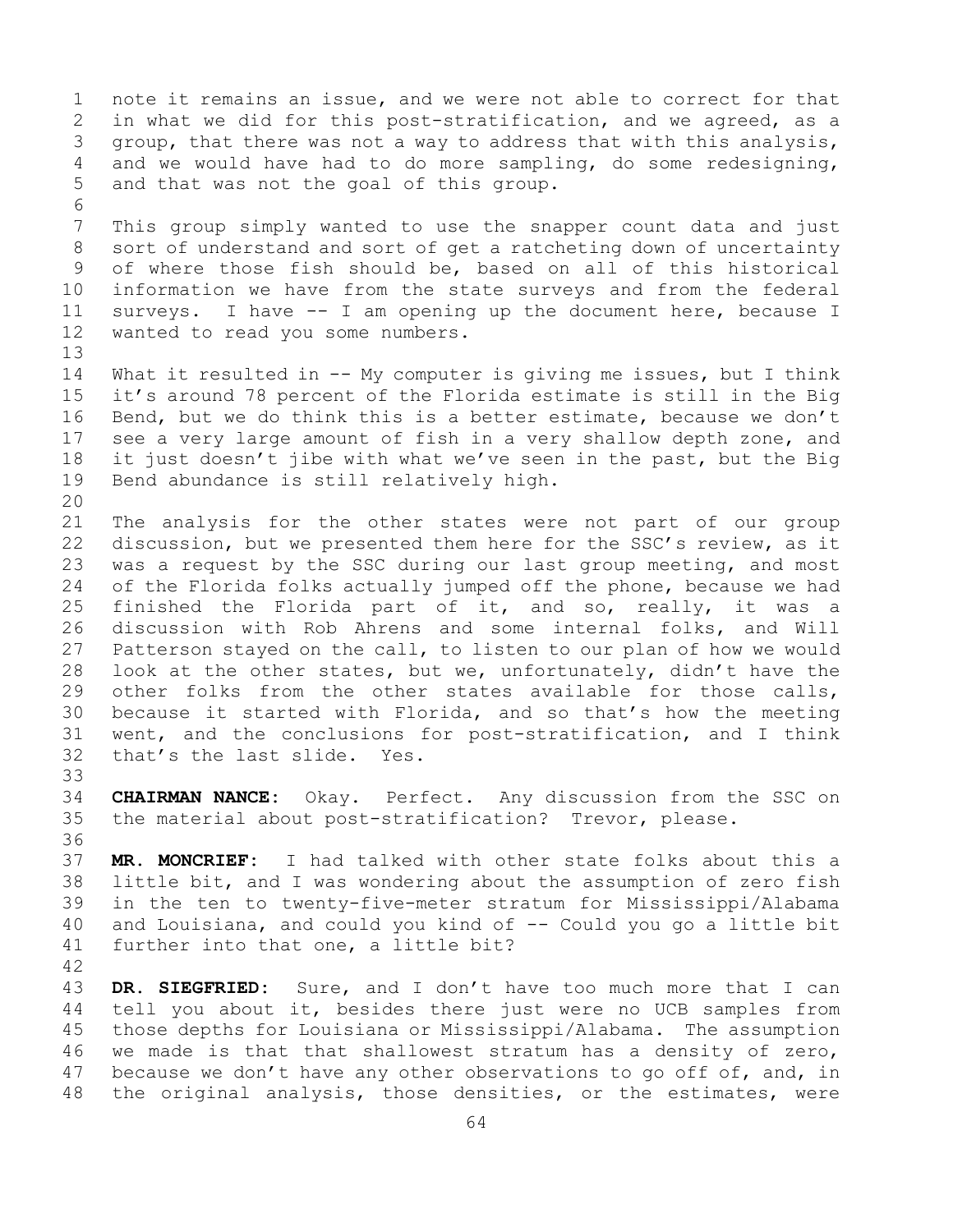note it remains an issue, and we were not able to correct for that in what we did for this post-stratification, and we agreed, as a group, that there was not a way to address that with this analysis, and we would have had to do more sampling, do some redesigning, and that was not the goal of this group.

This group simply wanted to use the snapper count data and just sort of understand and sort of get a ratcheting down of uncertainty of where those fish should be, based on all of this historical information we have from the state surveys and from the federal surveys. I have -- I am opening up the document here, because I wanted to read you some numbers.

What it resulted in -- My computer is giving me issues, but I think it's around 78 percent of the Florida estimate is still in the Big Bend, but we do think this is a better estimate, because we don't see a very large amount of fish in a very shallow depth zone, and it just doesn't jibe with what we've seen in the past, but the Big Bend abundance is still relatively high.

The analysis for the other states were not part of our group discussion, but we presented them here for the SSC's review, as it was a request by the SSC during our last group meeting, and most of the Florida folks actually jumped off the phone, because we had finished the Florida part of it, and so, really, it was a discussion with Rob Ahrens and some internal folks, and Will Patterson stayed on the call, to listen to our plan of how we would look at the other states, but we, unfortunately, didn't have the other folks from the other states available for those calls, because it started with Florida, and so that's how the meeting went, and the conclusions for post-stratification, and I think that's the last slide. Yes.

**CHAIRMAN NANCE:** Okay. Perfect. Any discussion from the SSC on the material about post-stratification? Trevor, please.

**MR. MONCRIEF:** I had talked with other state folks about this a little bit, and I was wondering about the assumption of zero fish in the ten to twenty-five-meter stratum for Mississippi/Alabama and Louisiana, and could you kind of -- Could you go a little bit further into that one, a little bit?

**DR. SIEGFRIED:** Sure, and I don't have too much more that I can tell you about it, besides there just were no UCB samples from those depths for Louisiana or Mississippi/Alabama. The assumption we made is that that shallowest stratum has a density of zero, because we don't have any other observations to go off of, and, in the original analysis, those densities, or the estimates, were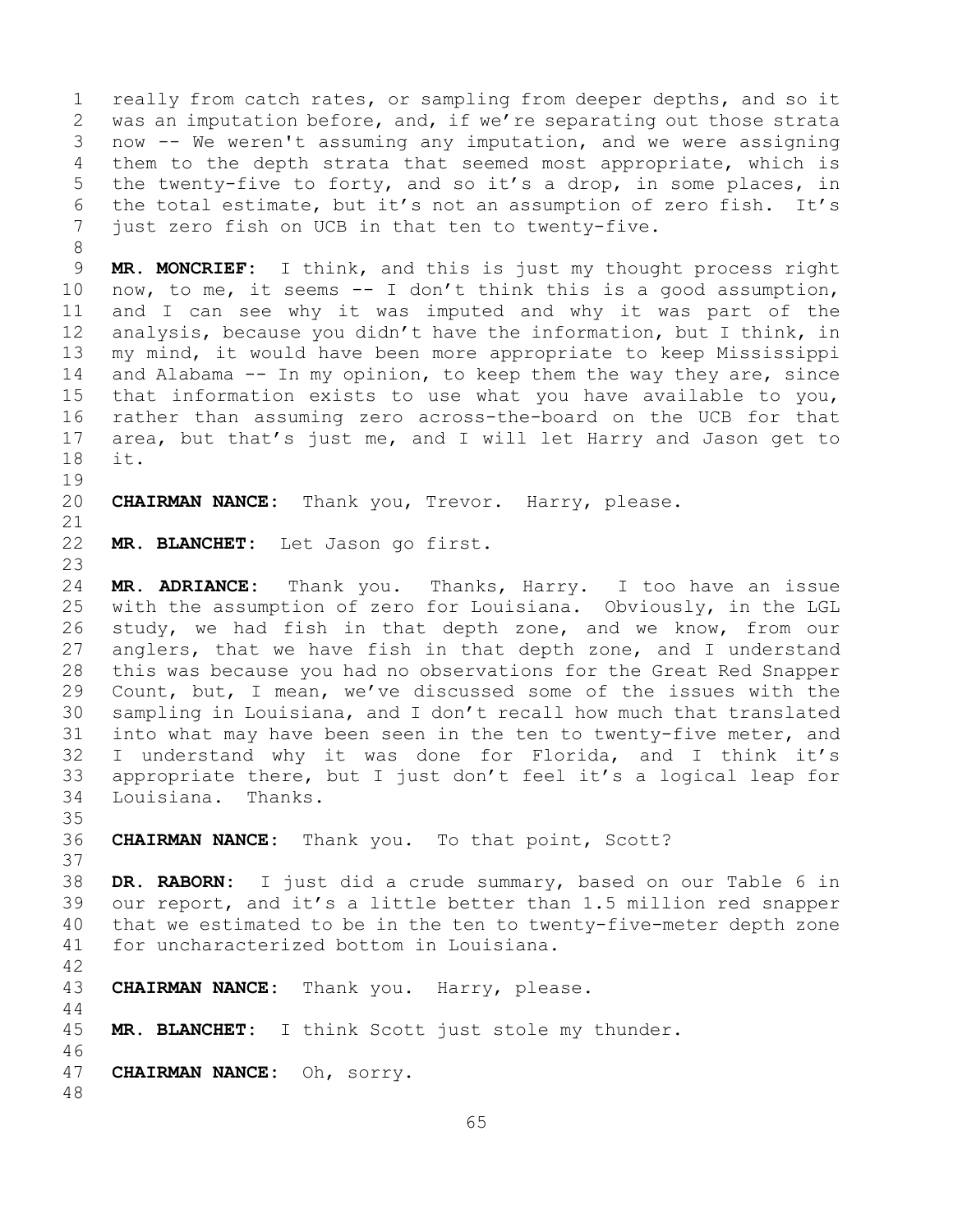really from catch rates, or sampling from deeper depths, and so it was an imputation before, and, if we're separating out those strata now -- We weren't assuming any imputation, and we were assigning them to the depth strata that seemed most appropriate, which is the twenty-five to forty, and so it's a drop, in some places, in the total estimate, but it's not an assumption of zero fish. It's just zero fish on UCB in that ten to twenty-five.

**MR. MONCRIEF:** I think, and this is just my thought process right now, to me, it seems -- I don't think this is a good assumption, and I can see why it was imputed and why it was part of the analysis, because you didn't have the information, but I think, in my mind, it would have been more appropriate to keep Mississippi and Alabama -- In my opinion, to keep them the way they are, since that information exists to use what you have available to you, rather than assuming zero across-the-board on the UCB for that area, but that's just me, and I will let Harry and Jason get to it.

**CHAIRMAN NANCE:** Thank you, Trevor. Harry, please.

**MR. BLANCHET:** Let Jason go first.

**MR. ADRIANCE:** Thank you. Thanks, Harry. I too have an issue with the assumption of zero for Louisiana. Obviously, in the LGL study, we had fish in that depth zone, and we know, from our anglers, that we have fish in that depth zone, and I understand this was because you had no observations for the Great Red Snapper Count, but, I mean, we've discussed some of the issues with the sampling in Louisiana, and I don't recall how much that translated into what may have been seen in the ten to twenty-five meter, and I understand why it was done for Florida, and I think it's appropriate there, but I just don't feel it's a logical leap for Louisiana. Thanks.

**CHAIRMAN NANCE:** Thank you. To that point, Scott?

**DR. RABORN:** I just did a crude summary, based on our Table 6 in our report, and it's a little better than 1.5 million red snapper that we estimated to be in the ten to twenty-five-meter depth zone for uncharacterized bottom in Louisiana.

**CHAIRMAN NANCE:** Thank you. Harry, please.

**MR. BLANCHET:** I think Scott just stole my thunder.

**CHAIRMAN NANCE:** Oh, sorry.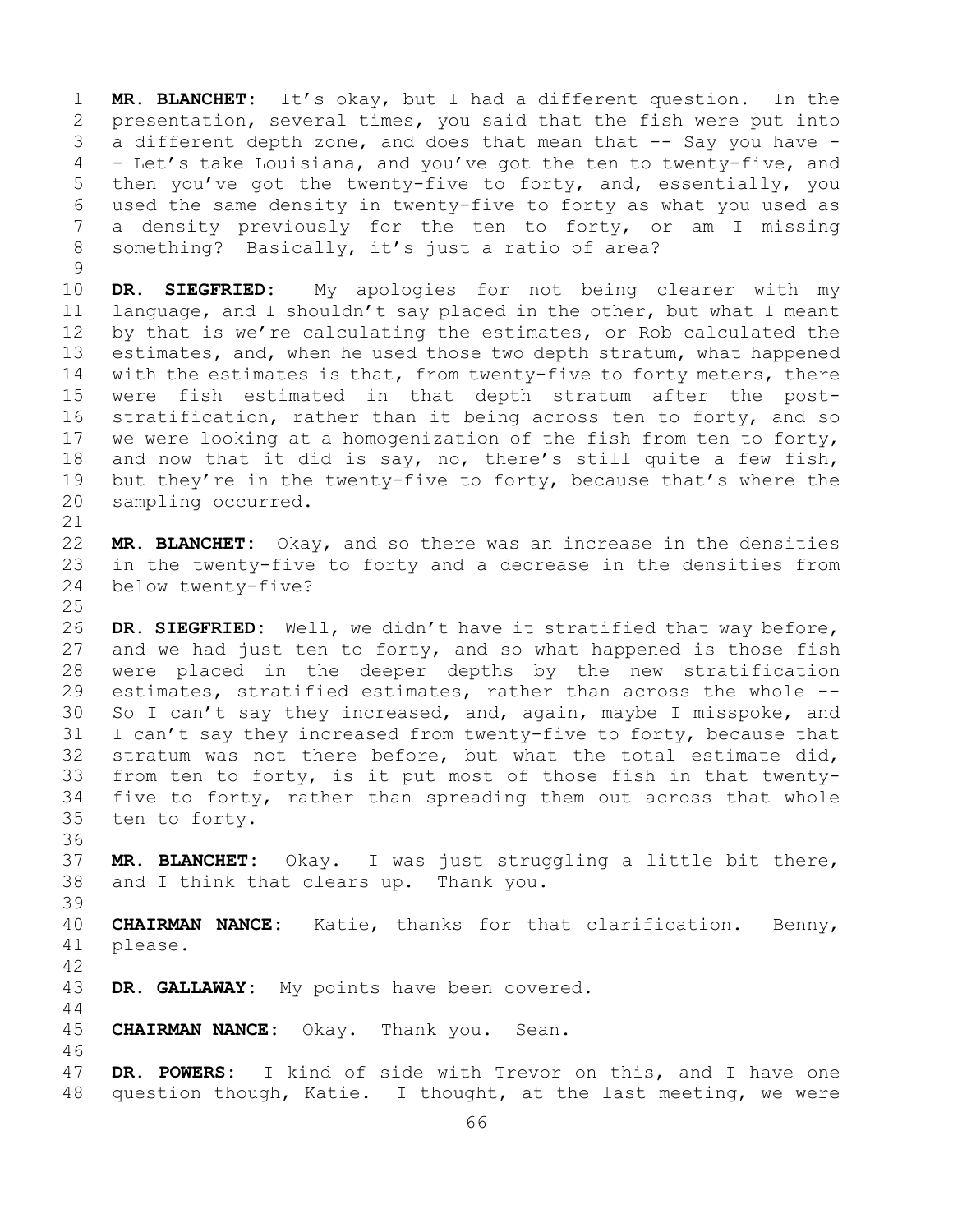**MR. BLANCHET:** It's okay, but I had a different question. In the presentation, several times, you said that the fish were put into a different depth zone, and does that mean that -- Say you have -- Let's take Louisiana, and you've got the ten to twenty-five, and then you've got the twenty-five to forty, and, essentially, you used the same density in twenty-five to forty as what you used as a density previously for the ten to forty, or am I missing something? Basically, it's just a ratio of area?

**DR. SIEGFRIED:** My apologies for not being clearer with my language, and I shouldn't say placed in the other, but what I meant by that is we're calculating the estimates, or Rob calculated the estimates, and, when he used those two depth stratum, what happened with the estimates is that, from twenty-five to forty meters, there were fish estimated in that depth stratum after the post-stratification, rather than it being across ten to forty, and so we were looking at a homogenization of the fish from ten to forty, and now that it did is say, no, there's still quite a few fish, but they're in the twenty-five to forty, because that's where the sampling occurred.

**MR. BLANCHET:** Okay, and so there was an increase in the densities in the twenty-five to forty and a decrease in the densities from below twenty-five?

**DR. SIEGFRIED:** Well, we didn't have it stratified that way before, and we had just ten to forty, and so what happened is those fish were placed in the deeper depths by the new stratification estimates, stratified estimates, rather than across the whole -- So I can't say they increased, and, again, maybe I misspoke, and I can't say they increased from twenty-five to forty, because that stratum was not there before, but what the total estimate did, from ten to forty, is it put most of those fish in that twenty-five to forty, rather than spreading them out across that whole ten to forty.

**MR. BLANCHET:** Okay. I was just struggling a little bit there, and I think that clears up. Thank you.

**CHAIRMAN NANCE:** Katie, thanks for that clarification. Benny, please.

**DR. GALLAWAY:** My points have been covered.

**CHAIRMAN NANCE:** Okay. Thank you. Sean.

**DR. POWERS:** I kind of side with Trevor on this, and I have one question though, Katie. I thought, at the last meeting, we were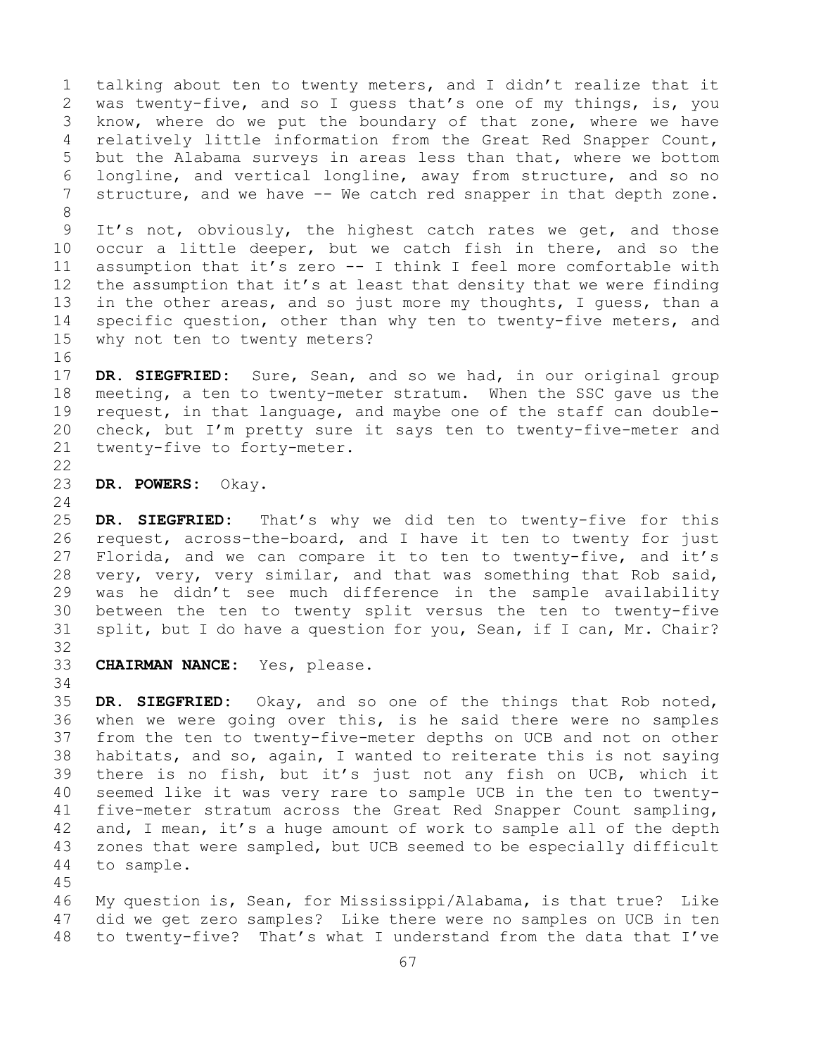talking about ten to twenty meters, and I didn't realize that it was twenty-five, and so I guess that's one of my things, is, you know, where do we put the boundary of that zone, where we have relatively little information from the Great Red Snapper Count, but the Alabama surveys in areas less than that, where we bottom longline, and vertical longline, away from structure, and so no structure, and we have -- We catch red snapper in that depth zone.

It's not, obviously, the highest catch rates we get, and those occur a little deeper, but we catch fish in there, and so the assumption that it's zero -- I think I feel more comfortable with the assumption that it's at least that density that we were finding in the other areas, and so just more my thoughts, I guess, than a specific question, other than why ten to twenty-five meters, and why not ten to twenty meters?

**DR. SIEGFRIED:** Sure, Sean, and so we had, in our original group meeting, a ten to twenty-meter stratum. When the SSC gave us the request, in that language, and maybe one of the staff can double-check, but I'm pretty sure it says ten to twenty-five-meter and twenty-five to forty-meter.

**DR. POWERS:** Okay.

**DR. SIEGFRIED:** That's why we did ten to twenty-five for this request, across-the-board, and I have it ten to twenty for just Florida, and we can compare it to ten to twenty-five, and it's very, very, very similar, and that was something that Rob said, was he didn't see much difference in the sample availability between the ten to twenty split versus the ten to twenty-five split, but I do have a question for you, Sean, if I can, Mr. Chair?

**CHAIRMAN NANCE:** Yes, please.

**DR. SIEGFRIED:** Okay, and so one of the things that Rob noted, when we were going over this, is he said there were no samples from the ten to twenty-five-meter depths on UCB and not on other habitats, and so, again, I wanted to reiterate this is not saying there is no fish, but it's just not any fish on UCB, which it seemed like it was very rare to sample UCB in the ten to twenty-five-meter stratum across the Great Red Snapper Count sampling, and, I mean, it's a huge amount of work to sample all of the depth zones that were sampled, but UCB seemed to be especially difficult to sample.

My question is, Sean, for Mississippi/Alabama, is that true? Like did we get zero samples? Like there were no samples on UCB in ten to twenty-five? That's what I understand from the data that I've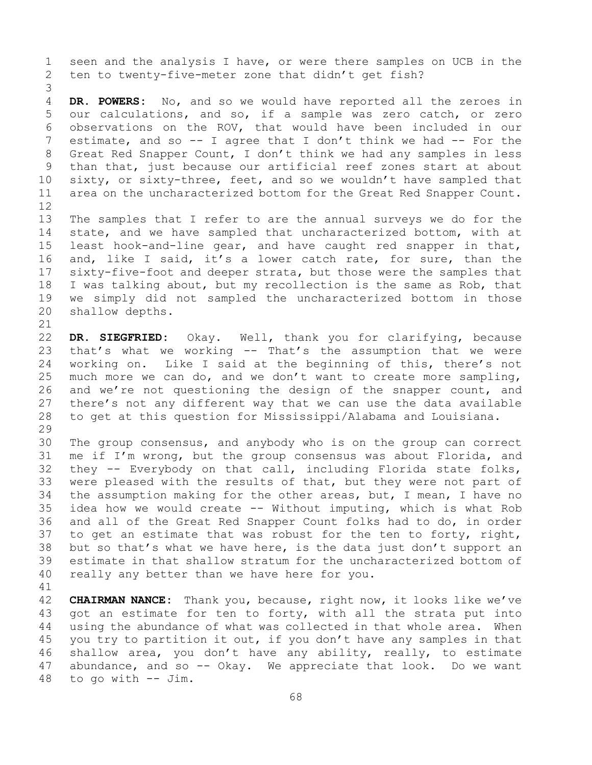seen and the analysis I have, or were there samples on UCB in the ten to twenty-five-meter zone that didn't get fish?

**DR. POWERS:** No, and so we would have reported all the zeroes in our calculations, and so, if a sample was zero catch, or zero observations on the ROV, that would have been included in our estimate, and so -- I agree that I don't think we had -- For the Great Red Snapper Count, I don't think we had any samples in less than that, just because our artificial reef zones start at about sixty, or sixty-three, feet, and so we wouldn't have sampled that area on the uncharacterized bottom for the Great Red Snapper Count.

The samples that I refer to are the annual surveys we do for the state, and we have sampled that uncharacterized bottom, with at least hook-and-line gear, and have caught red snapper in that, and, like I said, it's a lower catch rate, for sure, than the sixty-five-foot and deeper strata, but those were the samples that I was talking about, but my recollection is the same as Rob, that we simply did not sampled the uncharacterized bottom in those shallow depths.

**DR. SIEGFRIED:** Okay. Well, thank you for clarifying, because that's what we working -- That's the assumption that we were working on. Like I said at the beginning of this, there's not much more we can do, and we don't want to create more sampling, and we're not questioning the design of the snapper count, and there's not any different way that we can use the data available to get at this question for Mississippi/Alabama and Louisiana.

The group consensus, and anybody who is on the group can correct me if I'm wrong, but the group consensus was about Florida, and they -- Everybody on that call, including Florida state folks, were pleased with the results of that, but they were not part of the assumption making for the other areas, but, I mean, I have no idea how we would create -- Without imputing, which is what Rob and all of the Great Red Snapper Count folks had to do, in order to get an estimate that was robust for the ten to forty, right, but so that's what we have here, is the data just don't support an estimate in that shallow stratum for the uncharacterized bottom of really any better than we have here for you.

**CHAIRMAN NANCE:** Thank you, because, right now, it looks like we've got an estimate for ten to forty, with all the strata put into using the abundance of what was collected in that whole area. When you try to partition it out, if you don't have any samples in that shallow area, you don't have any ability, really, to estimate abundance, and so -- Okay. We appreciate that look. Do we want to go with -- Jim.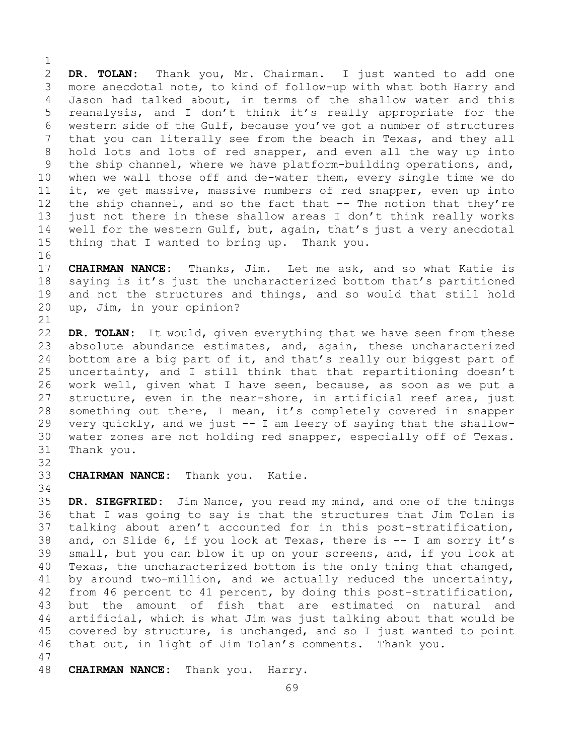**DR. TOLAN:** Thank you, Mr. Chairman. I just wanted to add one more anecdotal note, to kind of follow-up with what both Harry and Jason had talked about, in terms of the shallow water and this reanalysis, and I don't think it's really appropriate for the western side of the Gulf, because you've got a number of structures that you can literally see from the beach in Texas, and they all hold lots and lots of red snapper, and even all the way up into the ship channel, where we have platform-building operations, and, when we wall those off and de-water them, every single time we do it, we get massive, massive numbers of red snapper, even up into the ship channel, and so the fact that -- The notion that they're just not there in these shallow areas I don't think really works well for the western Gulf, but, again, that's just a very anecdotal thing that I wanted to bring up. Thank you.

**CHAIRMAN NANCE:** Thanks, Jim. Let me ask, and so what Katie is saying is it's just the uncharacterized bottom that's partitioned and not the structures and things, and so would that still hold up, Jim, in your opinion?

**DR. TOLAN:** It would, given everything that we have seen from these absolute abundance estimates, and, again, these uncharacterized bottom are a big part of it, and that's really our biggest part of uncertainty, and I still think that that repartitioning doesn't work well, given what I have seen, because, as soon as we put a structure, even in the near-shore, in artificial reef area, just something out there, I mean, it's completely covered in snapper very quickly, and we just -- I am leery of saying that the shallow-water zones are not holding red snapper, especially off of Texas. Thank you.

**CHAIRMAN NANCE:** Thank you. Katie.

**DR. SIEGFRIED:** Jim Nance, you read my mind, and one of the things that I was going to say is that the structures that Jim Tolan is talking about aren't accounted for in this post-stratification, and, on Slide 6, if you look at Texas, there is -- I am sorry it's small, but you can blow it up on your screens, and, if you look at Texas, the uncharacterized bottom is the only thing that changed, by around two-million, and we actually reduced the uncertainty, from 46 percent to 41 percent, by doing this post-stratification, but the amount of fish that are estimated on natural and artificial, which is what Jim was just talking about that would be covered by structure, is unchanged, and so I just wanted to point that out, in light of Jim Tolan's comments. Thank you.

**CHAIRMAN NANCE:** Thank you. Harry.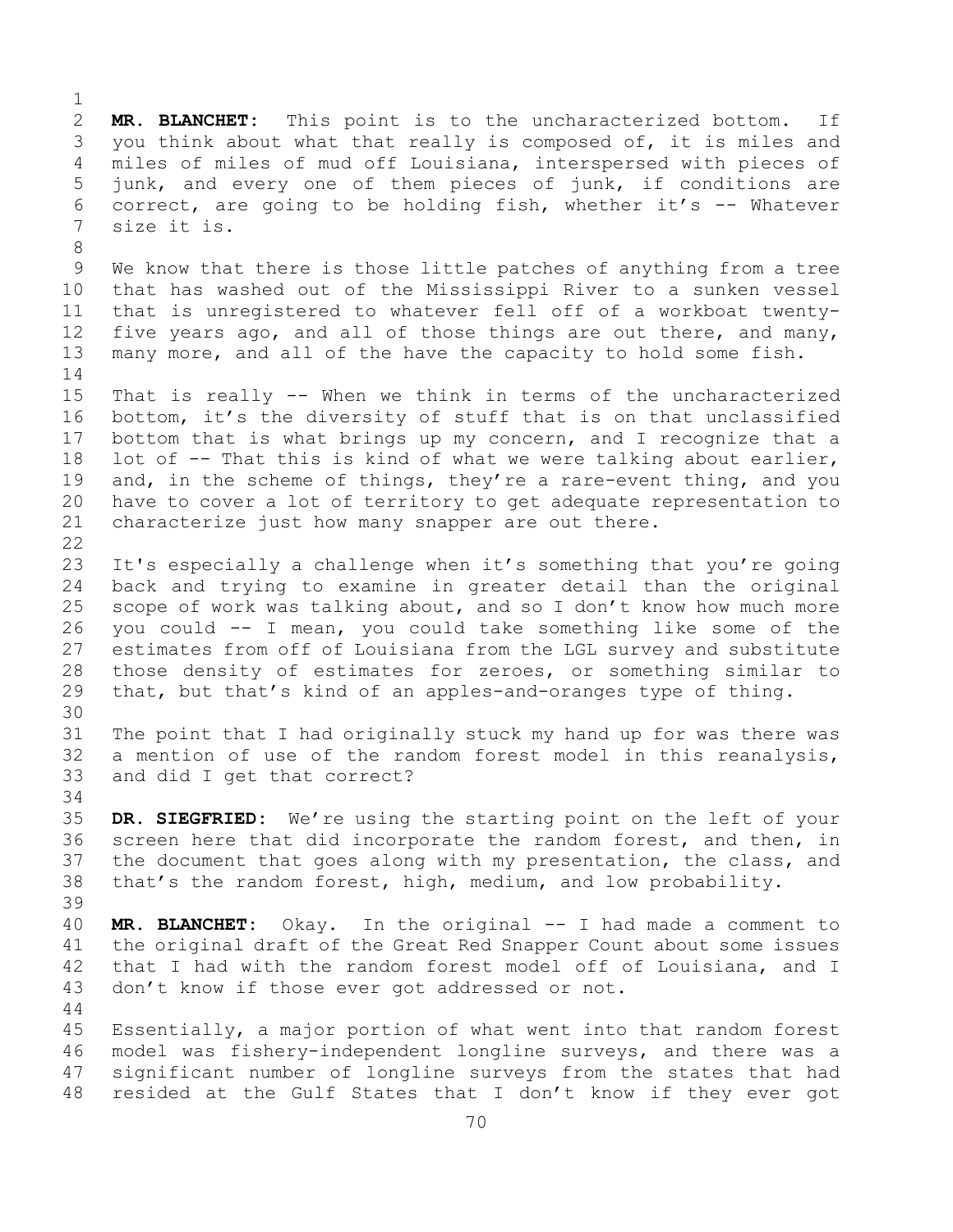**MR. BLANCHET:** This point is to the uncharacterized bottom. If you think about what that really is composed of, it is miles and miles of miles of mud off Louisiana, interspersed with pieces of junk, and every one of them pieces of junk, if conditions are correct, are going to be holding fish, whether it's -- Whatever size it is.

We know that there is those little patches of anything from a tree that has washed out of the Mississippi River to a sunken vessel that is unregistered to whatever fell off of a workboat twenty-five years ago, and all of those things are out there, and many, many more, and all of the have the capacity to hold some fish.

That is really -- When we think in terms of the uncharacterized bottom, it's the diversity of stuff that is on that unclassified bottom that is what brings up my concern, and I recognize that a lot of -- That this is kind of what we were talking about earlier, and, in the scheme of things, they're a rare-event thing, and you have to cover a lot of territory to get adequate representation to characterize just how many snapper are out there.

It's especially a challenge when it's something that you're going back and trying to examine in greater detail than the original scope of work was talking about, and so I don't know how much more you could -- I mean, you could take something like some of the estimates from off of Louisiana from the LGL survey and substitute those density of estimates for zeroes, or something similar to that, but that's kind of an apples-and-oranges type of thing.

The point that I had originally stuck my hand up for was there was a mention of use of the random forest model in this reanalysis, and did I get that correct?

**DR. SIEGFRIED:** We're using the starting point on the left of your screen here that did incorporate the random forest, and then, in the document that goes along with my presentation, the class, and that's the random forest, high, medium, and low probability.

**MR. BLANCHET:** Okay. In the original -- I had made a comment to the original draft of the Great Red Snapper Count about some issues that I had with the random forest model off of Louisiana, and I don't know if those ever got addressed or not.

Essentially, a major portion of what went into that random forest model was fishery-independent longline surveys, and there was a significant number of longline surveys from the states that had resided at the Gulf States that I don't know if they ever got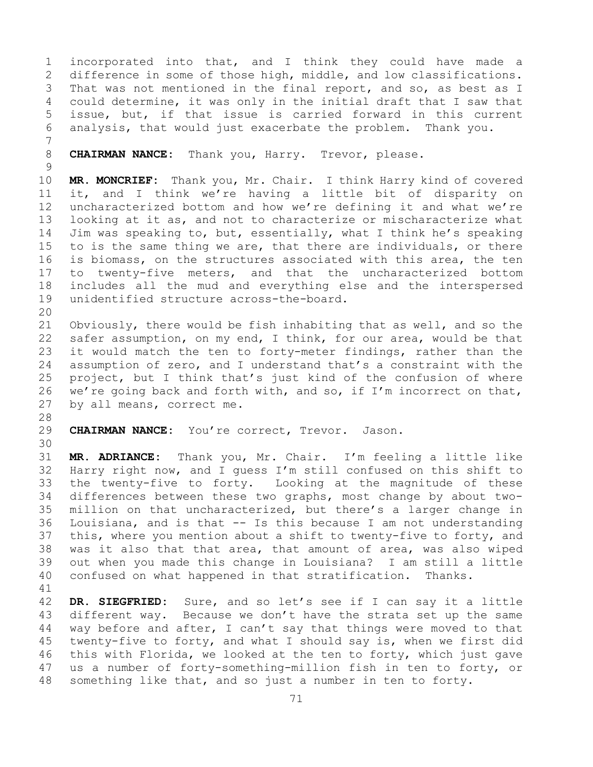incorporated into that, and I think they could have made a difference in some of those high, middle, and low classifications. That was not mentioned in the final report, and so, as best as I could determine, it was only in the initial draft that I saw that issue, but, if that issue is carried forward in this current analysis, that would just exacerbate the problem. Thank you.

**CHAIRMAN NANCE:** Thank you, Harry. Trevor, please.

**MR. MONCRIEF:** Thank you, Mr. Chair. I think Harry kind of covered it, and I think we're having a little bit of disparity on uncharacterized bottom and how we're defining it and what we're looking at it as, and not to characterize or mischaracterize what Jim was speaking to, but, essentially, what I think he's speaking to is the same thing we are, that there are individuals, or there is biomass, on the structures associated with this area, the ten to twenty-five meters, and that the uncharacterized bottom includes all the mud and everything else and the interspersed unidentified structure across-the-board.

Obviously, there would be fish inhabiting that as well, and so the safer assumption, on my end, I think, for our area, would be that it would match the ten to forty-meter findings, rather than the assumption of zero, and I understand that's a constraint with the project, but I think that's just kind of the confusion of where we're going back and forth with, and so, if I'm incorrect on that, by all means, correct me.

**CHAIRMAN NANCE:** You're correct, Trevor. Jason.

**MR. ADRIANCE:** Thank you, Mr. Chair. I'm feeling a little like Harry right now, and I guess I'm still confused on this shift to the twenty-five to forty. Looking at the magnitude of these differences between these two graphs, most change by about two-million on that uncharacterized, but there's a larger change in Louisiana, and is that -- Is this because I am not understanding this, where you mention about a shift to twenty-five to forty, and was it also that that area, that amount of area, was also wiped out when you made this change in Louisiana? I am still a little confused on what happened in that stratification. Thanks.

**DR. SIEGFRIED:** Sure, and so let's see if I can say it a little different way. Because we don't have the strata set up the same way before and after, I can't say that things were moved to that twenty-five to forty, and what I should say is, when we first did this with Florida, we looked at the ten to forty, which just gave us a number of forty-something-million fish in ten to forty, or something like that, and so just a number in ten to forty.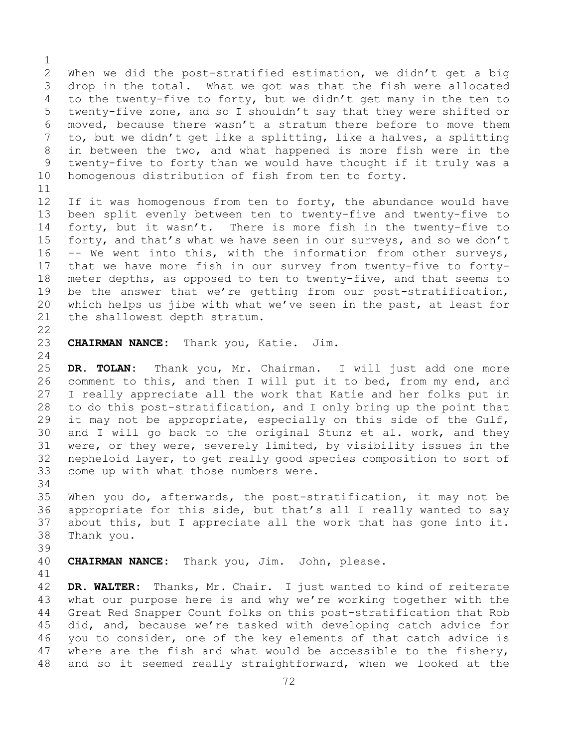When we did the post-stratified estimation, we didn't get a big drop in the total. What we got was that the fish were allocated to the twenty-five to forty, but we didn't get many in the ten to twenty-five zone, and so I shouldn't say that they were shifted or moved, because there wasn't a stratum there before to move them to, but we didn't get like a splitting, like a halves, a splitting in between the two, and what happened is more fish were in the twenty-five to forty than we would have thought if it truly was a homogenous distribution of fish from ten to forty.

If it was homogenous from ten to forty, the abundance would have been split evenly between ten to twenty-five and twenty-five to forty, but it wasn't. There is more fish in the twenty-five to forty, and that's what we have seen in our surveys, and so we don't -- We went into this, with the information from other surveys, that we have more fish in our survey from twenty-five to forty-meter depths, as opposed to ten to twenty-five, and that seems to be the answer that we're getting from our post-stratification, which helps us jibe with what we've seen in the past, at least for the shallowest depth stratum.

**CHAIRMAN NANCE:** Thank you, Katie. Jim.

**DR. TOLAN:** Thank you, Mr. Chairman. I will just add one more comment to this, and then I will put it to bed, from my end, and I really appreciate all the work that Katie and her folks put in to do this post-stratification, and I only bring up the point that it may not be appropriate, especially on this side of the Gulf, and I will go back to the original Stunz et al. work, and they were, or they were, severely limited, by visibility issues in the nepheloid layer, to get really good species composition to sort of come up with what those numbers were.

When you do, afterwards, the post-stratification, it may not be appropriate for this side, but that's all I really wanted to say about this, but I appreciate all the work that has gone into it. Thank you.

**CHAIRMAN NANCE:** Thank you, Jim. John, please.

**DR. WALTER:** Thanks, Mr. Chair. I just wanted to kind of reiterate what our purpose here is and why we're working together with the Great Red Snapper Count folks on this post-stratification that Rob did, and, because we're tasked with developing catch advice for you to consider, one of the key elements of that catch advice is where are the fish and what would be accessible to the fishery, and so it seemed really straightforward, when we looked at the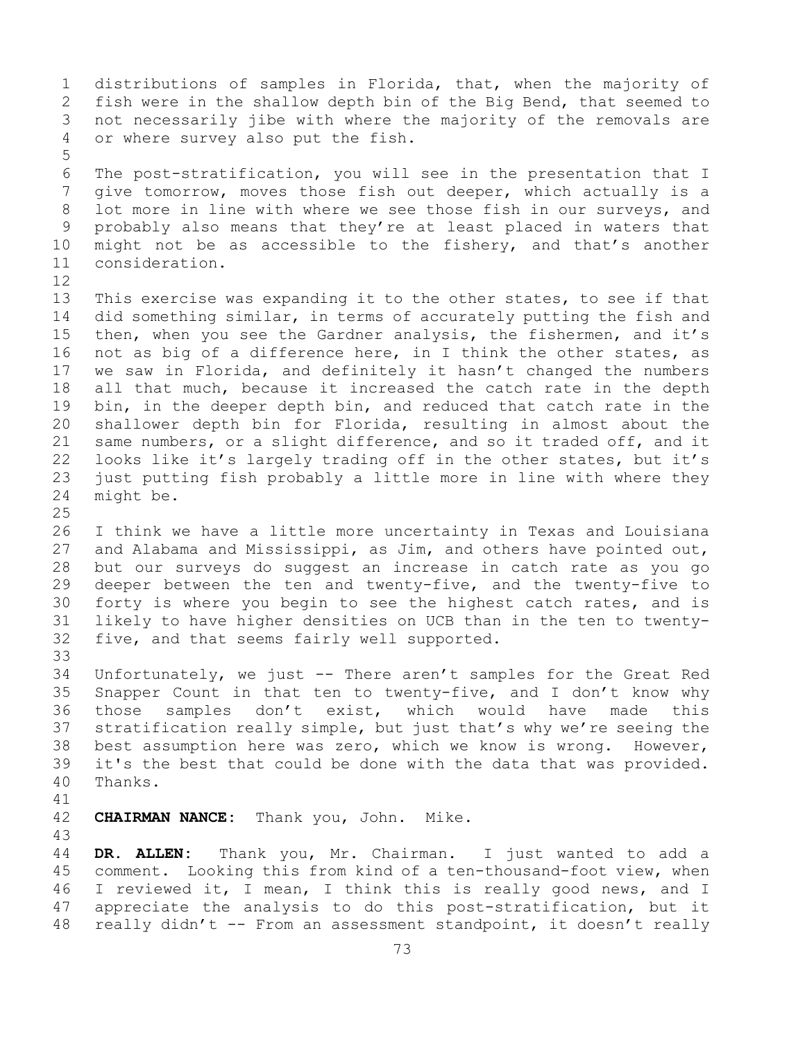distributions of samples in Florida, that, when the majority of fish were in the shallow depth bin of the Big Bend, that seemed to not necessarily jibe with where the majority of the removals are or where survey also put the fish.

The post-stratification, you will see in the presentation that I give tomorrow, moves those fish out deeper, which actually is a lot more in line with where we see those fish in our surveys, and probably also means that they're at least placed in waters that might not be as accessible to the fishery, and that's another consideration.

This exercise was expanding it to the other states, to see if that did something similar, in terms of accurately putting the fish and then, when you see the Gardner analysis, the fishermen, and it's not as big of a difference here, in I think the other states, as we saw in Florida, and definitely it hasn't changed the numbers all that much, because it increased the catch rate in the depth bin, in the deeper depth bin, and reduced that catch rate in the shallower depth bin for Florida, resulting in almost about the same numbers, or a slight difference, and so it traded off, and it looks like it's largely trading off in the other states, but it's just putting fish probably a little more in line with where they might be.

I think we have a little more uncertainty in Texas and Louisiana and Alabama and Mississippi, as Jim, and others have pointed out, but our surveys do suggest an increase in catch rate as you go deeper between the ten and twenty-five, and the twenty-five to forty is where you begin to see the highest catch rates, and is likely to have higher densities on UCB than in the ten to twenty-five, and that seems fairly well supported.

Unfortunately, we just -- There aren't samples for the Great Red Snapper Count in that ten to twenty-five, and I don't know why those samples don't exist, which would have made this stratification really simple, but just that's why we're seeing the best assumption here was zero, which we know is wrong. However, it's the best that could be done with the data that was provided. Thanks.

**CHAIRMAN NANCE:** Thank you, John. Mike.

**DR. ALLEN:** Thank you, Mr. Chairman. I just wanted to add a comment. Looking this from kind of a ten-thousand-foot view, when I reviewed it, I mean, I think this is really good news, and I appreciate the analysis to do this post-stratification, but it really didn't -- From an assessment standpoint, it doesn't really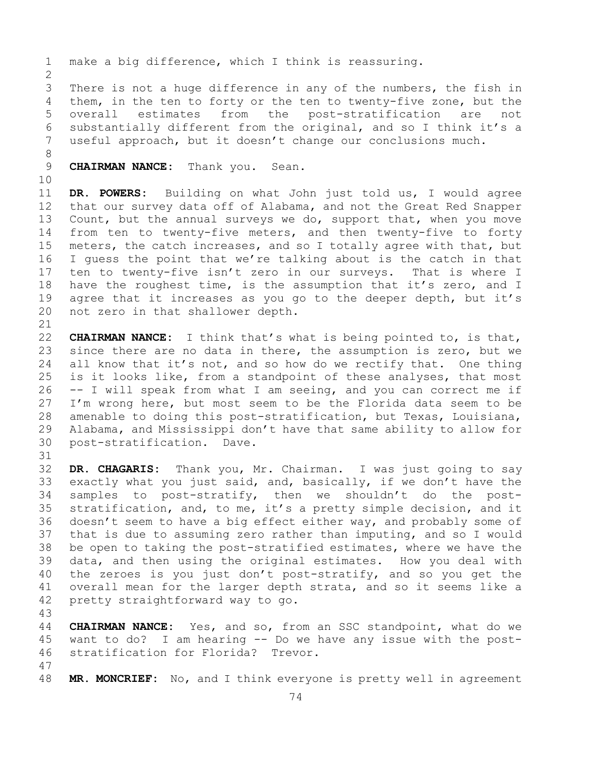make a big difference, which I think is reassuring.

There is not a huge difference in any of the numbers, the fish in them, in the ten to forty or the ten to twenty-five zone, but the overall estimates from the post-stratification are not substantially different from the original, and so I think it's a useful approach, but it doesn't change our conclusions much.

**CHAIRMAN NANCE:** Thank you. Sean.

**DR. POWERS:** Building on what John just told us, I would agree that our survey data off of Alabama, and not the Great Red Snapper Count, but the annual surveys we do, support that, when you move from ten to twenty-five meters, and then twenty-five to forty meters, the catch increases, and so I totally agree with that, but I guess the point that we're talking about is the catch in that ten to twenty-five isn't zero in our surveys. That is where I have the roughest time, is the assumption that it's zero, and I agree that it increases as you go to the deeper depth, but it's not zero in that shallower depth.

**CHAIRMAN NANCE:** I think that's what is being pointed to, is that, since there are no data in there, the assumption is zero, but we all know that it's not, and so how do we rectify that. One thing is it looks like, from a standpoint of these analyses, that most -- I will speak from what I am seeing, and you can correct me if I'm wrong here, but most seem to be the Florida data seem to be amenable to doing this post-stratification, but Texas, Louisiana, Alabama, and Mississippi don't have that same ability to allow for post-stratification. Dave.

**DR. CHAGARIS:** Thank you, Mr. Chairman. I was just going to say exactly what you just said, and, basically, if we don't have the samples to post-stratify, then we shouldn't do the post-stratification, and, to me, it's a pretty simple decision, and it doesn't seem to have a big effect either way, and probably some of that is due to assuming zero rather than imputing, and so I would be open to taking the post-stratified estimates, where we have the data, and then using the original estimates. How you deal with the zeroes is you just don't post-stratify, and so you get the overall mean for the larger depth strata, and so it seems like a pretty straightforward way to go.

**CHAIRMAN NANCE:** Yes, and so, from an SSC standpoint, what do we want to do? I am hearing -- Do we have any issue with the post-stratification for Florida? Trevor.

**MR. MONCRIEF:** No, and I think everyone is pretty well in agreement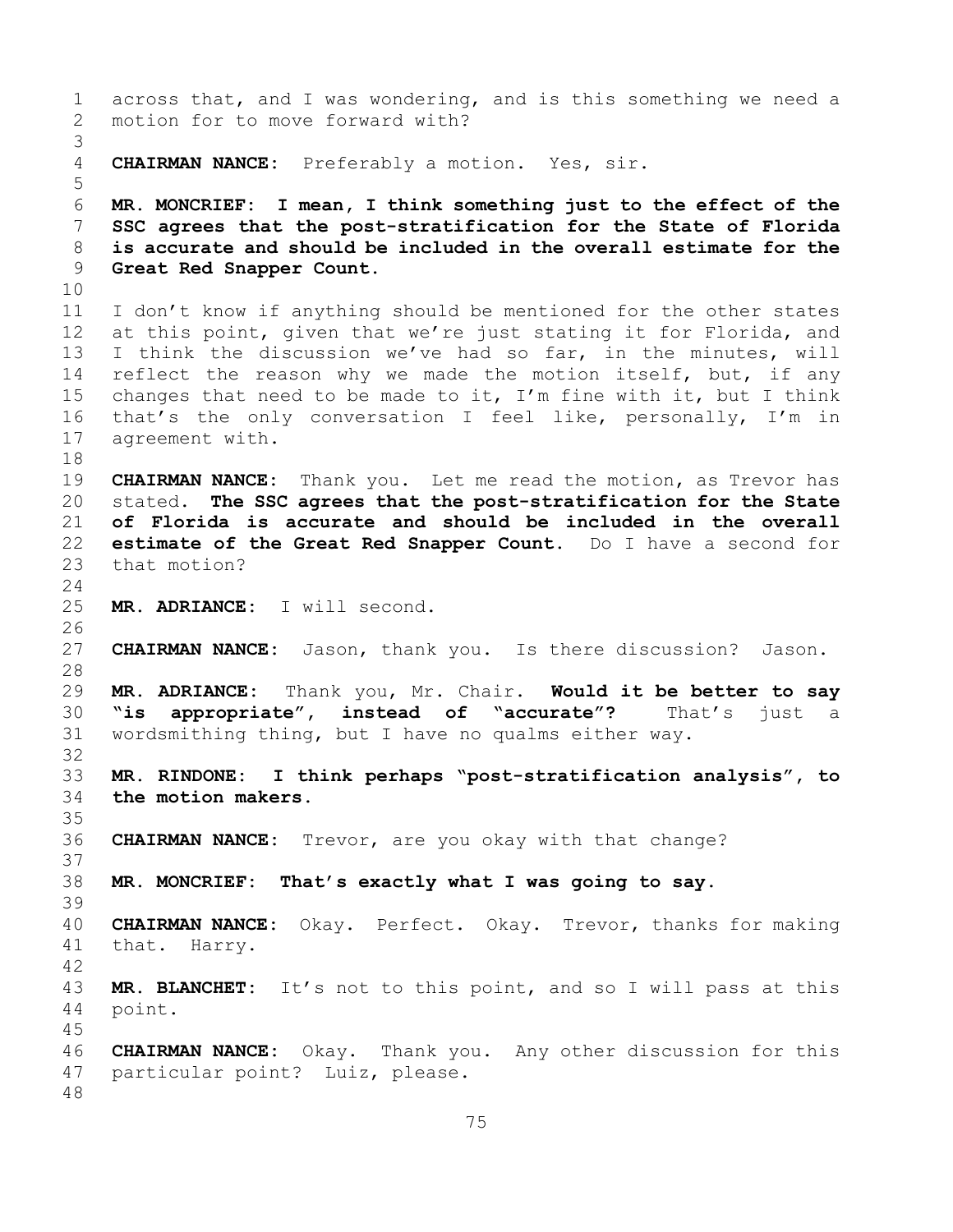across that, and I was wondering, and is this something we need a motion for to move forward with?

**CHAIRMAN NANCE:** Preferably a motion. Yes, sir.

**MR. MONCRIEF: I mean, I think something just to the effect of the SSC agrees that the post-stratification for the State of Florida is accurate and should be included in the overall estimate for the Great Red Snapper Count.**

I don't know if anything should be mentioned for the other states at this point, given that we're just stating it for Florida, and I think the discussion we've had so far, in the minutes, will reflect the reason why we made the motion itself, but, if any changes that need to be made to it, I'm fine with it, but I think that's the only conversation I feel like, personally, I'm in agreement with.

**CHAIRMAN NANCE:** Thank you. Let me read the motion, as Trevor has stated. **The SSC agrees that the post-stratification for the State of Florida is accurate and should be included in the overall estimate of the Great Red Snapper Count.** Do I have a second for that motion?

**MR. ADRIANCE:** I will second.

**CHAIRMAN NANCE:** Jason, thank you. Is there discussion? Jason.

**MR. ADRIANCE:** Thank you, Mr. Chair. **Would it be better to say "is appropriate", instead of "accurate"?** That's just a wordsmithing thing, but I have no qualms either way.

**MR. RINDONE: I think perhaps "post-stratification analysis", to the motion makers.**

**CHAIRMAN NANCE:** Trevor, are you okay with that change?

**MR. MONCRIEF: That's exactly what I was going to say.**

**CHAIRMAN NANCE:** Okay. Perfect. Okay. Trevor, thanks for making that. Harry.

**MR. BLANCHET:** It's not to this point, and so I will pass at this point.

**CHAIRMAN NANCE:** Okay. Thank you. Any other discussion for this particular point? Luiz, please.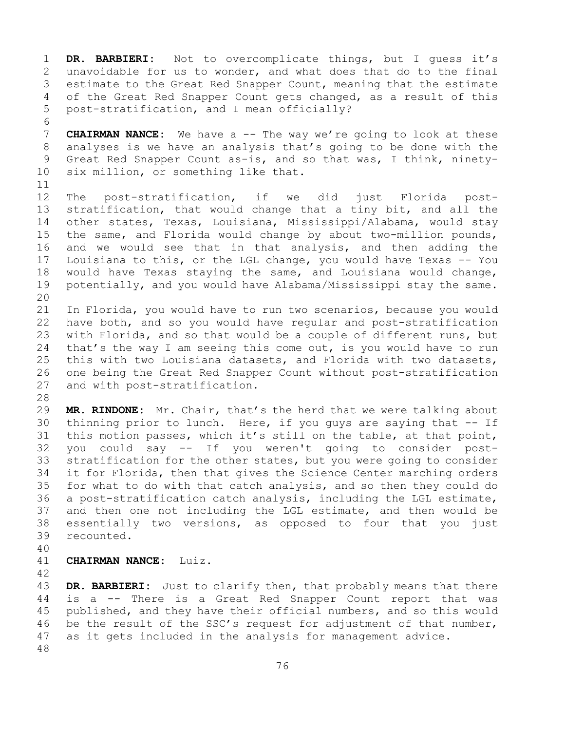**DR. BARBIERI:** Not to overcomplicate things, but I guess it's unavoidable for us to wonder, and what does that do to the final estimate to the Great Red Snapper Count, meaning that the estimate of the Great Red Snapper Count gets changed, as a result of this post-stratification, and I mean officially?

**CHAIRMAN NANCE:** We have a -- The way we're going to look at these analyses is we have an analysis that's going to be done with the Great Red Snapper Count as-is, and so that was, I think, ninety-six million, or something like that.

The post-stratification, if we did just Florida post-stratification, that would change that a tiny bit, and all the other states, Texas, Louisiana, Mississippi/Alabama, would stay the same, and Florida would change by about two-million pounds, and we would see that in that analysis, and then adding the Louisiana to this, or the LGL change, you would have Texas -- You would have Texas staying the same, and Louisiana would change, potentially, and you would have Alabama/Mississippi stay the same.

In Florida, you would have to run two scenarios, because you would have both, and so you would have regular and post-stratification with Florida, and so that would be a couple of different runs, but that's the way I am seeing this come out, is you would have to run this with two Louisiana datasets, and Florida with two datasets, one being the Great Red Snapper Count without post-stratification and with post-stratification.

**MR. RINDONE:** Mr. Chair, that's the herd that we were talking about thinning prior to lunch. Here, if you guys are saying that -- If this motion passes, which it's still on the table, at that point, you could say -- If you weren't going to consider post-stratification for the other states, but you were going to consider it for Florida, then that gives the Science Center marching orders for what to do with that catch analysis, and so then they could do a post-stratification catch analysis, including the LGL estimate, and then one not including the LGL estimate, and then would be essentially two versions, as opposed to four that you just recounted.

**CHAIRMAN NANCE:** Luiz.

**DR. BARBIERI:** Just to clarify then, that probably means that there is a -- There is a Great Red Snapper Count report that was published, and they have their official numbers, and so this would be the result of the SSC's request for adjustment of that number, as it gets included in the analysis for management advice.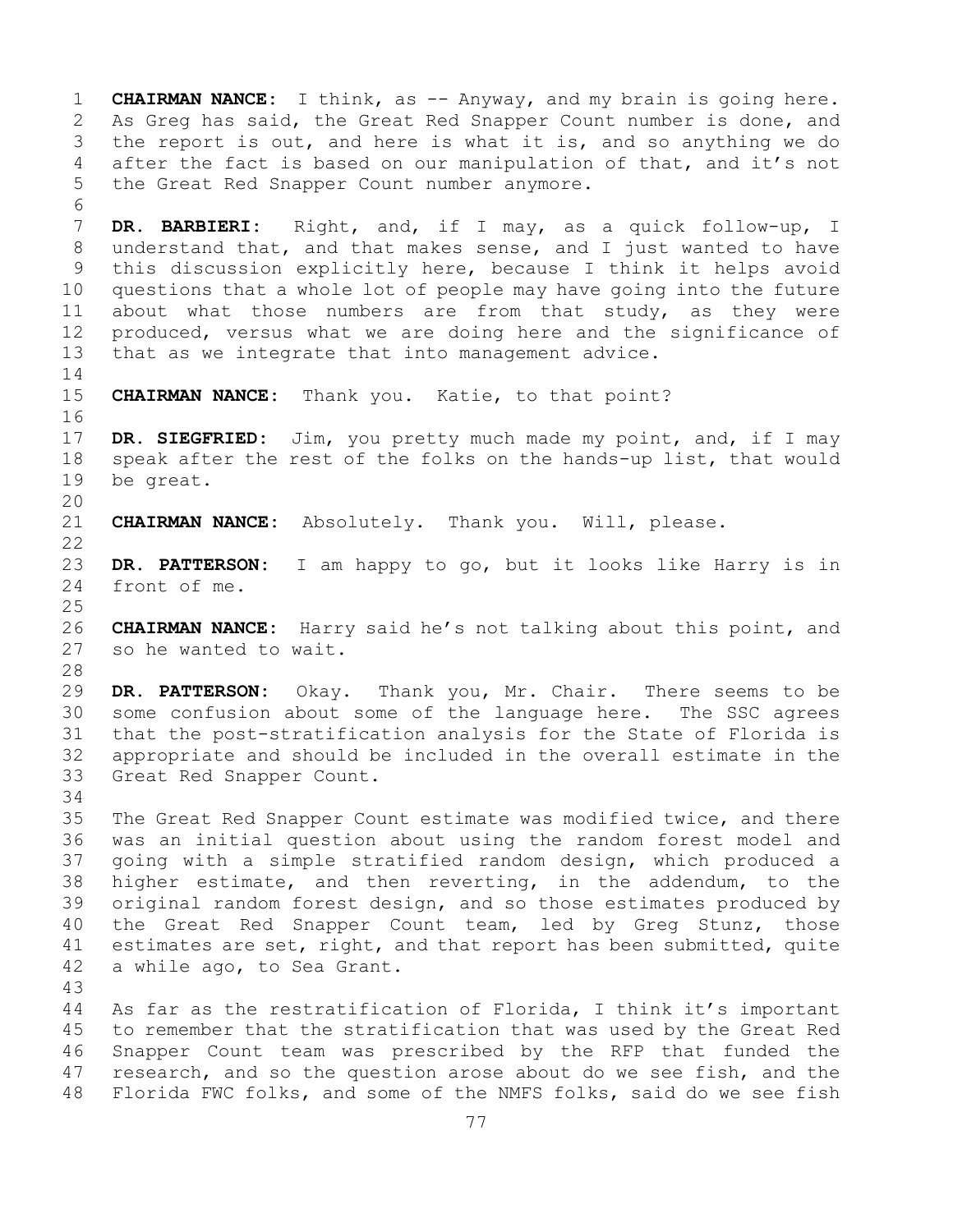**CHAIRMAN NANCE:** I think, as -- Anyway, and my brain is going here. As Greg has said, the Great Red Snapper Count number is done, and the report is out, and here is what it is, and so anything we do after the fact is based on our manipulation of that, and it's not the Great Red Snapper Count number anymore.

**DR. BARBIERI:** Right, and, if I may, as a quick follow-up, I understand that, and that makes sense, and I just wanted to have this discussion explicitly here, because I think it helps avoid questions that a whole lot of people may have going into the future about what those numbers are from that study, as they were produced, versus what we are doing here and the significance of that as we integrate that into management advice.

**CHAIRMAN NANCE:** Thank you. Katie, to that point?

**DR. SIEGFRIED:** Jim, you pretty much made my point, and, if I may speak after the rest of the folks on the hands-up list, that would be great.

**CHAIRMAN NANCE:** Absolutely. Thank you. Will, please.

**DR. PATTERSON:** I am happy to go, but it looks like Harry is in front of me.

**CHAIRMAN NANCE:** Harry said he's not talking about this point, and so he wanted to wait.

**DR. PATTERSON:** Okay. Thank you, Mr. Chair. There seems to be some confusion about some of the language here. The SSC agrees that the post-stratification analysis for the State of Florida is appropriate and should be included in the overall estimate in the Great Red Snapper Count.

The Great Red Snapper Count estimate was modified twice, and there was an initial question about using the random forest model and going with a simple stratified random design, which produced a higher estimate, and then reverting, in the addendum, to the original random forest design, and so those estimates produced by the Great Red Snapper Count team, led by Greg Stunz, those estimates are set, right, and that report has been submitted, quite a while ago, to Sea Grant.

As far as the restratification of Florida, I think it's important to remember that the stratification that was used by the Great Red Snapper Count team was prescribed by the RFP that funded the research, and so the question arose about do we see fish, and the Florida FWC folks, and some of the NMFS folks, said do we see fish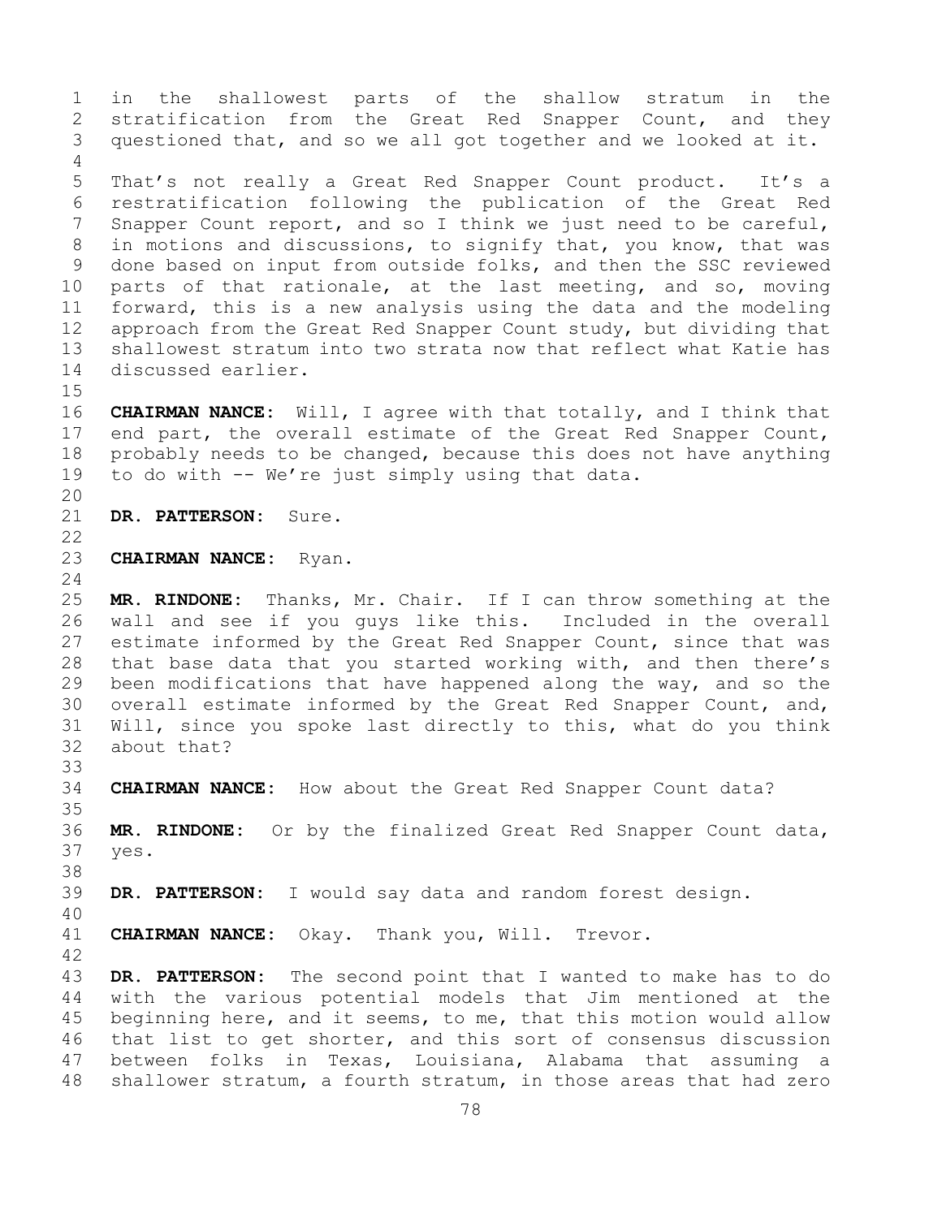in the shallowest parts of the shallow stratum in the stratification from the Great Red Snapper Count, and they questioned that, and so we all got together and we looked at it.

That's not really a Great Red Snapper Count product. It's a restratification following the publication of the Great Red Snapper Count report, and so I think we just need to be careful, in motions and discussions, to signify that, you know, that was done based on input from outside folks, and then the SSC reviewed parts of that rationale, at the last meeting, and so, moving forward, this is a new analysis using the data and the modeling approach from the Great Red Snapper Count study, but dividing that shallowest stratum into two strata now that reflect what Katie has discussed earlier.

**CHAIRMAN NANCE:** Will, I agree with that totally, and I think that end part, the overall estimate of the Great Red Snapper Count, probably needs to be changed, because this does not have anything to do with -- We're just simply using that data.

**DR. PATTERSON:** Sure.

**CHAIRMAN NANCE:** Ryan.

**MR. RINDONE:** Thanks, Mr. Chair. If I can throw something at the wall and see if you guys like this. Included in the overall estimate informed by the Great Red Snapper Count, since that was that base data that you started working with, and then there's been modifications that have happened along the way, and so the overall estimate informed by the Great Red Snapper Count, and, Will, since you spoke last directly to this, what do you think about that?

**CHAIRMAN NANCE:** How about the Great Red Snapper Count data?

**MR. RINDONE:** Or by the finalized Great Red Snapper Count data, yes.

**DR. PATTERSON:** I would say data and random forest design.

**CHAIRMAN NANCE:** Okay. Thank you, Will. Trevor.

**DR. PATTERSON:** The second point that I wanted to make has to do with the various potential models that Jim mentioned at the beginning here, and it seems, to me, that this motion would allow that list to get shorter, and this sort of consensus discussion between folks in Texas, Louisiana, Alabama that assuming a shallower stratum, a fourth stratum, in those areas that had zero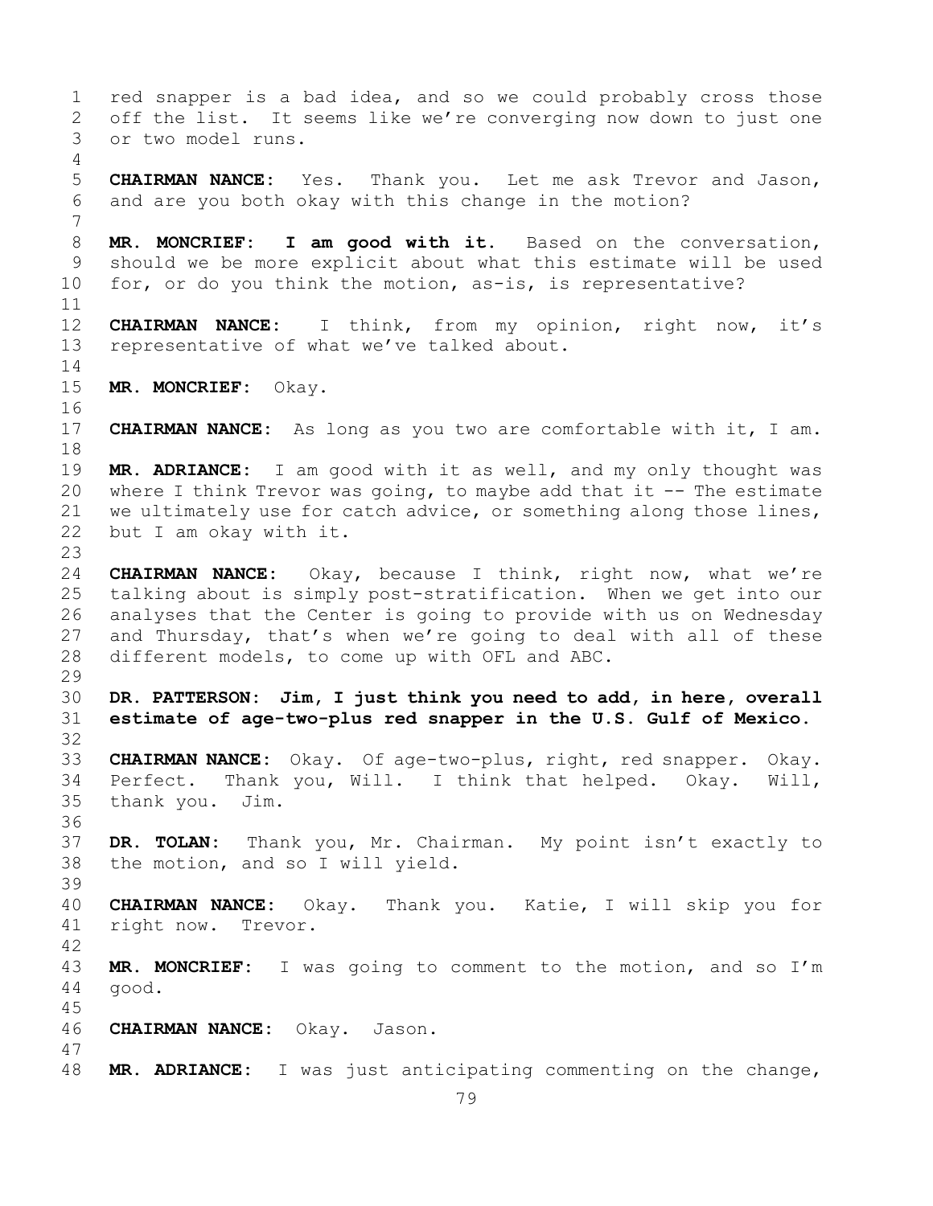red snapper is a bad idea, and so we could probably cross those off the list. It seems like we're converging now down to just one or two model runs.

**CHAIRMAN NANCE:** Yes. Thank you. Let me ask Trevor and Jason, and are you both okay with this change in the motion?

**MR. MONCRIEF: I am good with it.** Based on the conversation, should we be more explicit about what this estimate will be used for, or do you think the motion, as-is, is representative?

**CHAIRMAN NANCE:** I think, from my opinion, right now, it's representative of what we've talked about.

**MR. MONCRIEF:** Okay.

**CHAIRMAN NANCE:** As long as you two are comfortable with it, I am.

**MR. ADRIANCE:** I am good with it as well, and my only thought was where I think Trevor was going, to maybe add that it -- The estimate we ultimately use for catch advice, or something along those lines, but I am okay with it.

**CHAIRMAN NANCE:** Okay, because I think, right now, what we're talking about is simply post-stratification. When we get into our analyses that the Center is going to provide with us on Wednesday and Thursday, that's when we're going to deal with all of these different models, to come up with OFL and ABC.

**DR. PATTERSON: Jim, I just think you need to add, in here, overall estimate of age-two-plus red snapper in the U.S. Gulf of Mexico.**

**CHAIRMAN NANCE:** Okay. Of age-two-plus, right, red snapper. Okay. Perfect. Thank you, Will. I think that helped. Okay. Will, thank you. Jim.

**DR. TOLAN:** Thank you, Mr. Chairman. My point isn't exactly to the motion, and so I will yield.

**CHAIRMAN NANCE:** Okay. Thank you. Katie, I will skip you for right now. Trevor.

**MR. MONCRIEF:** I was going to comment to the motion, and so I'm good.

**CHAIRMAN NANCE:** Okay. Jason.

**MR. ADRIANCE:** I was just anticipating commenting on the change,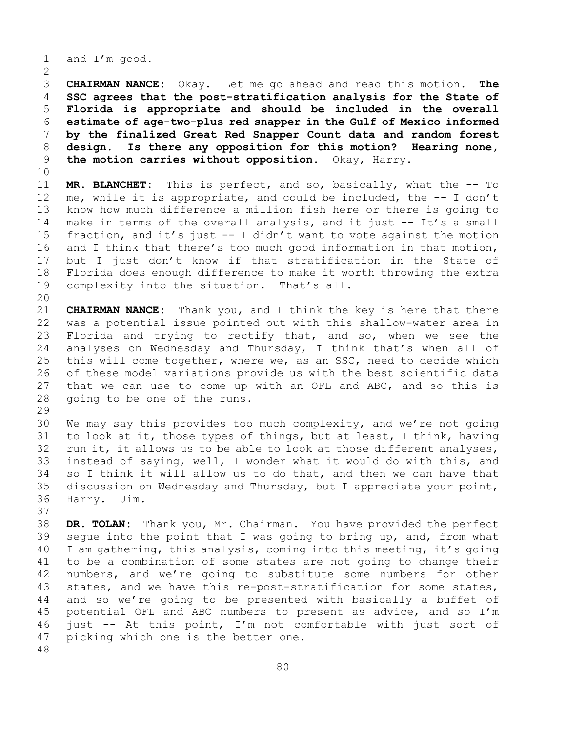and I'm good.

**CHAIRMAN NANCE:** Okay. Let me go ahead and read this motion. **The SSC agrees that the post-stratification analysis for the State of Florida is appropriate and should be included in the overall estimate of age-two-plus red snapper in the Gulf of Mexico informed by the finalized Great Red Snapper Count data and random forest design. Is there any opposition for this motion? Hearing none, the motion carries without opposition.** Okay, Harry.

**MR. BLANCHET:** This is perfect, and so, basically, what the -- To me, while it is appropriate, and could be included, the -- I don't know how much difference a million fish here or there is going to make in terms of the overall analysis, and it just -- It's a small fraction, and it's just -- I didn't want to vote against the motion and I think that there's too much good information in that motion, but I just don't know if that stratification in the State of Florida does enough difference to make it worth throwing the extra complexity into the situation. That's all.

**CHAIRMAN NANCE:** Thank you, and I think the key is here that there was a potential issue pointed out with this shallow-water area in Florida and trying to rectify that, and so, when we see the analyses on Wednesday and Thursday, I think that's when all of this will come together, where we, as an SSC, need to decide which of these model variations provide us with the best scientific data that we can use to come up with an OFL and ABC, and so this is going to be one of the runs.

We may say this provides too much complexity, and we're not going to look at it, those types of things, but at least, I think, having run it, it allows us to be able to look at those different analyses, instead of saying, well, I wonder what it would do with this, and so I think it will allow us to do that, and then we can have that discussion on Wednesday and Thursday, but I appreciate your point, Harry. Jim.

**DR. TOLAN:** Thank you, Mr. Chairman. You have provided the perfect segue into the point that I was going to bring up, and, from what I am gathering, this analysis, coming into this meeting, it's going to be a combination of some states are not going to change their numbers, and we're going to substitute some numbers for other states, and we have this re-post-stratification for some states, and so we're going to be presented with basically a buffet of potential OFL and ABC numbers to present as advice, and so I'm just -- At this point, I'm not comfortable with just sort of picking which one is the better one.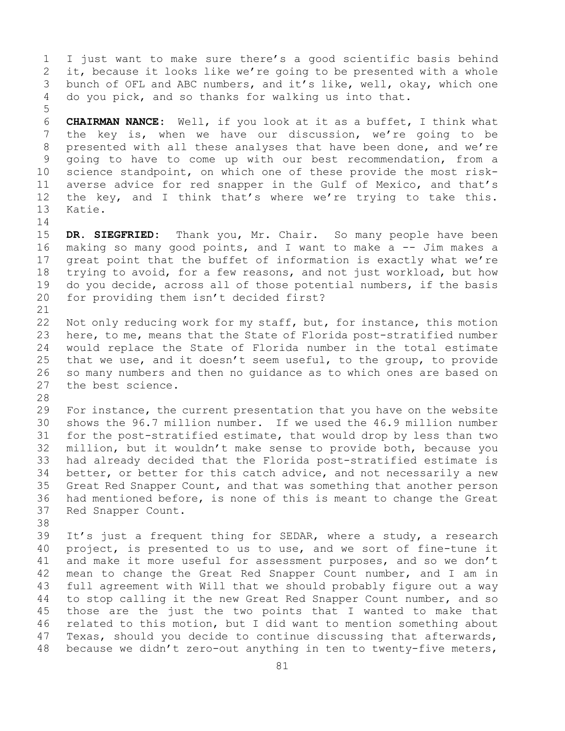I just want to make sure there's a good scientific basis behind it, because it looks like we're going to be presented with a whole bunch of OFL and ABC numbers, and it's like, well, okay, which one do you pick, and so thanks for walking us into that.

**CHAIRMAN NANCE:** Well, if you look at it as a buffet, I think what the key is, when we have our discussion, we're going to be presented with all these analyses that have been done, and we're going to have to come up with our best recommendation, from a science standpoint, on which one of these provide the most risk-averse advice for red snapper in the Gulf of Mexico, and that's the key, and I think that's where we're trying to take this. Katie.

**DR. SIEGFRIED:** Thank you, Mr. Chair. So many people have been making so many good points, and I want to make a -- Jim makes a great point that the buffet of information is exactly what we're trying to avoid, for a few reasons, and not just workload, but how do you decide, across all of those potential numbers, if the basis for providing them isn't decided first?

Not only reducing work for my staff, but, for instance, this motion here, to me, means that the State of Florida post-stratified number would replace the State of Florida number in the total estimate that we use, and it doesn't seem useful, to the group, to provide so many numbers and then no guidance as to which ones are based on the best science.

For instance, the current presentation that you have on the website shows the 96.7 million number. If we used the 46.9 million number for the post-stratified estimate, that would drop by less than two million, but it wouldn't make sense to provide both, because you had already decided that the Florida post-stratified estimate is better, or better for this catch advice, and not necessarily a new Great Red Snapper Count, and that was something that another person had mentioned before, is none of this is meant to change the Great Red Snapper Count.

It's just a frequent thing for SEDAR, where a study, a research project, is presented to us to use, and we sort of fine-tune it and make it more useful for assessment purposes, and so we don't mean to change the Great Red Snapper Count number, and I am in full agreement with Will that we should probably figure out a way to stop calling it the new Great Red Snapper Count number, and so those are the just the two points that I wanted to make that related to this motion, but I did want to mention something about Texas, should you decide to continue discussing that afterwards, because we didn't zero-out anything in ten to twenty-five meters,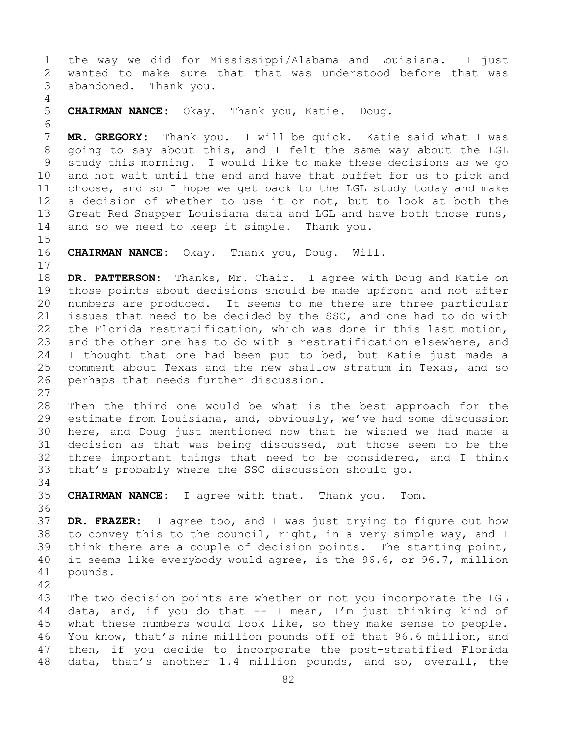the way we did for Mississippi/Alabama and Louisiana. I just wanted to make sure that that was understood before that was abandoned. Thank you.

**CHAIRMAN NANCE:** Okay. Thank you, Katie. Doug.

**MR. GREGORY:** Thank you. I will be quick. Katie said what I was going to say about this, and I felt the same way about the LGL study this morning. I would like to make these decisions as we go and not wait until the end and have that buffet for us to pick and choose, and so I hope we get back to the LGL study today and make a decision of whether to use it or not, but to look at both the Great Red Snapper Louisiana data and LGL and have both those runs, and so we need to keep it simple. Thank you.

**CHAIRMAN NANCE:** Okay. Thank you, Doug. Will.

**DR. PATTERSON:** Thanks, Mr. Chair. I agree with Doug and Katie on those points about decisions should be made upfront and not after numbers are produced. It seems to me there are three particular issues that need to be decided by the SSC, and one had to do with the Florida restratification, which was done in this last motion, and the other one has to do with a restratification elsewhere, and I thought that one had been put to bed, but Katie just made a comment about Texas and the new shallow stratum in Texas, and so perhaps that needs further discussion.

Then the third one would be what is the best approach for the estimate from Louisiana, and, obviously, we've had some discussion here, and Doug just mentioned now that he wished we had made a decision as that was being discussed, but those seem to be the three important things that need to be considered, and I think that's probably where the SSC discussion should go.

**CHAIRMAN NANCE:** I agree with that. Thank you. Tom.

**DR. FRAZER:** I agree too, and I was just trying to figure out how to convey this to the council, right, in a very simple way, and I think there are a couple of decision points. The starting point, it seems like everybody would agree, is the 96.6, or 96.7, million pounds.

The two decision points are whether or not you incorporate the LGL data, and, if you do that -- I mean, I'm just thinking kind of what these numbers would look like, so they make sense to people. You know, that's nine million pounds off of that 96.6 million, and then, if you decide to incorporate the post-stratified Florida data, that's another 1.4 million pounds, and so, overall, the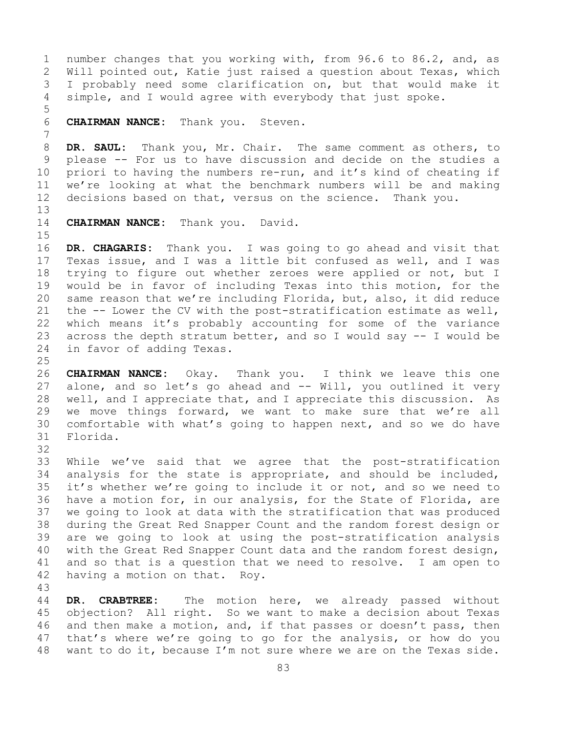number changes that you working with, from 96.6 to 86.2, and, as Will pointed out, Katie just raised a question about Texas, which I probably need some clarification on, but that would make it simple, and I would agree with everybody that just spoke.

**CHAIRMAN NANCE:** Thank you. Steven.

**DR. SAUL:** Thank you, Mr. Chair. The same comment as others, to please -- For us to have discussion and decide on the studies a priori to having the numbers re-run, and it's kind of cheating if we're looking at what the benchmark numbers will be and making decisions based on that, versus on the science. Thank you.

**CHAIRMAN NANCE:** Thank you. David.

**DR. CHAGARIS:** Thank you. I was going to go ahead and visit that Texas issue, and I was a little bit confused as well, and I was trying to figure out whether zeroes were applied or not, but I would be in favor of including Texas into this motion, for the same reason that we're including Florida, but, also, it did reduce the -- Lower the CV with the post-stratification estimate as well, which means it's probably accounting for some of the variance across the depth stratum better, and so I would say -- I would be in favor of adding Texas.

**CHAIRMAN NANCE:** Okay. Thank you. I think we leave this one alone, and so let's go ahead and -- Will, you outlined it very well, and I appreciate that, and I appreciate this discussion. As we move things forward, we want to make sure that we're all comfortable with what's going to happen next, and so we do have Florida.

While we've said that we agree that the post-stratification analysis for the state is appropriate, and should be included, it's whether we're going to include it or not, and so we need to have a motion for, in our analysis, for the State of Florida, are we going to look at data with the stratification that was produced during the Great Red Snapper Count and the random forest design or are we going to look at using the post-stratification analysis with the Great Red Snapper Count data and the random forest design, and so that is a question that we need to resolve. I am open to having a motion on that. Roy.

**DR. CRABTREE:** The motion here, we already passed without objection? All right. So we want to make a decision about Texas and then make a motion, and, if that passes or doesn't pass, then that's where we're going to go for the analysis, or how do you want to do it, because I'm not sure where we are on the Texas side.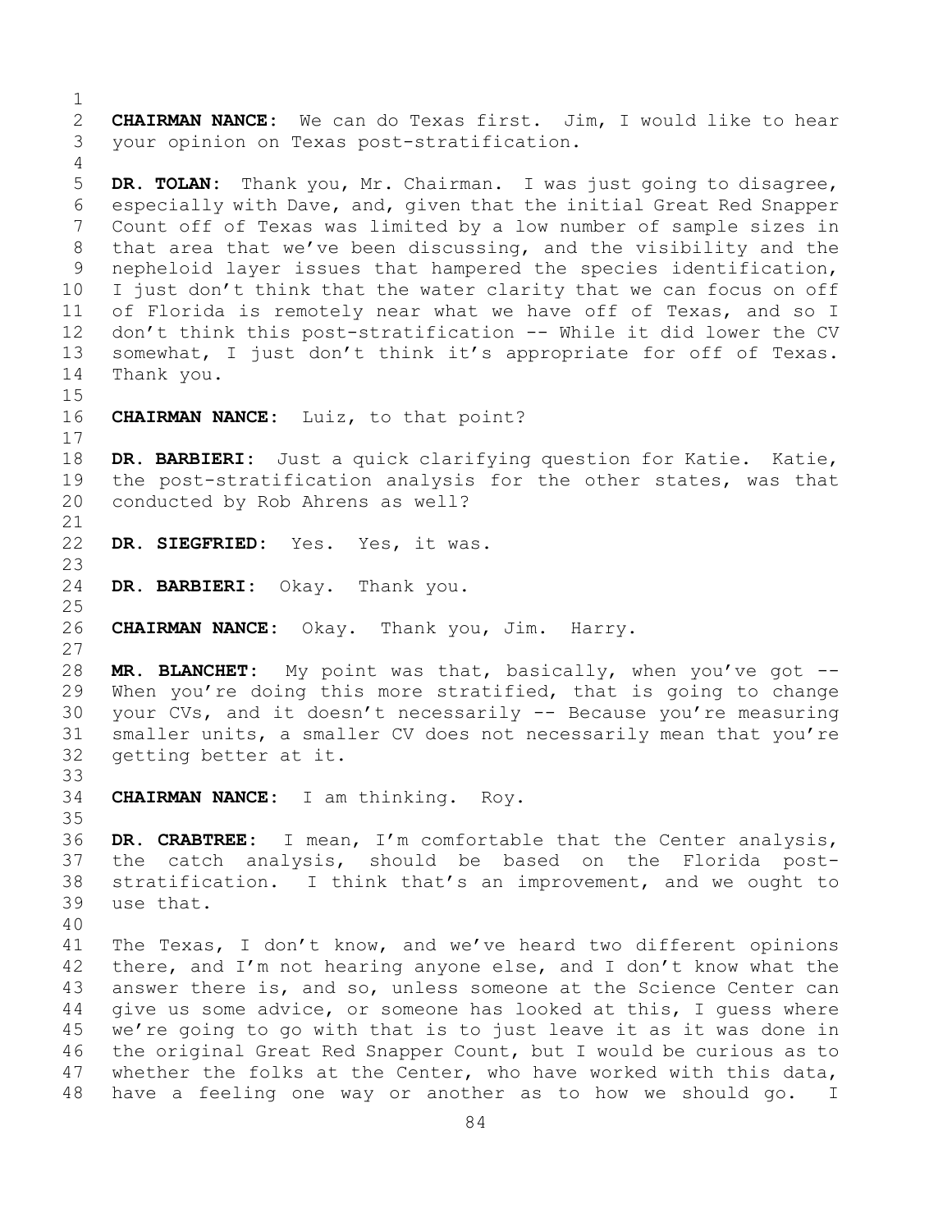**CHAIRMAN NANCE:** We can do Texas first. Jim, I would like to hear your opinion on Texas post-stratification.

**DR. TOLAN:** Thank you, Mr. Chairman. I was just going to disagree, especially with Dave, and, given that the initial Great Red Snapper Count off of Texas was limited by a low number of sample sizes in that area that we've been discussing, and the visibility and the nepheloid layer issues that hampered the species identification, I just don't think that the water clarity that we can focus on off of Florida is remotely near what we have off of Texas, and so I don't think this post-stratification -- While it did lower the CV somewhat, I just don't think it's appropriate for off of Texas. Thank you.

**CHAIRMAN NANCE:** Luiz, to that point?

**DR. BARBIERI:** Just a quick clarifying question for Katie. Katie, the post-stratification analysis for the other states, was that conducted by Rob Ahrens as well?

**DR. SIEGFRIED:** Yes. Yes, it was.

**DR. BARBIERI:** Okay. Thank you.

**CHAIRMAN NANCE:** Okay. Thank you, Jim. Harry.

**MR. BLANCHET:** My point was that, basically, when you've got -- When you're doing this more stratified, that is going to change your CVs, and it doesn't necessarily -- Because you're measuring smaller units, a smaller CV does not necessarily mean that you're getting better at it.

**CHAIRMAN NANCE:** I am thinking. Roy.

**DR. CRABTREE:** I mean, I'm comfortable that the Center analysis, the catch analysis, should be based on the Florida post-stratification. I think that's an improvement, and we ought to use that.

The Texas, I don't know, and we've heard two different opinions there, and I'm not hearing anyone else, and I don't know what the answer there is, and so, unless someone at the Science Center can give us some advice, or someone has looked at this, I guess where we're going to go with that is to just leave it as it was done in the original Great Red Snapper Count, but I would be curious as to whether the folks at the Center, who have worked with this data, have a feeling one way or another as to how we should go. I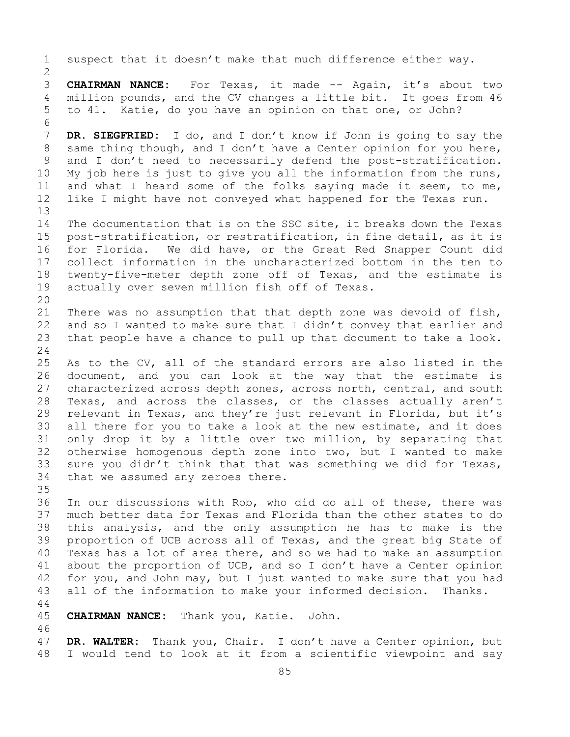suspect that it doesn't make that much difference either way.

**CHAIRMAN NANCE:** For Texas, it made -- Again, it's about two million pounds, and the CV changes a little bit. It goes from 46 to 41. Katie, do you have an opinion on that one, or John?

**DR. SIEGFRIED:** I do, and I don't know if John is going to say the same thing though, and I don't have a Center opinion for you here, and I don't need to necessarily defend the post-stratification. My job here is just to give you all the information from the runs, and what I heard some of the folks saying made it seem, to me, like I might have not conveyed what happened for the Texas run.

The documentation that is on the SSC site, it breaks down the Texas post-stratification, or restratification, in fine detail, as it is for Florida. We did have, or the Great Red Snapper Count did collect information in the uncharacterized bottom in the ten to twenty-five-meter depth zone off of Texas, and the estimate is actually over seven million fish off of Texas.

There was no assumption that that depth zone was devoid of fish, and so I wanted to make sure that I didn't convey that earlier and that people have a chance to pull up that document to take a look.

As to the CV, all of the standard errors are also listed in the document, and you can look at the way that the estimate is characterized across depth zones, across north, central, and south Texas, and across the classes, or the classes actually aren't relevant in Texas, and they're just relevant in Florida, but it's all there for you to take a look at the new estimate, and it does only drop it by a little over two million, by separating that otherwise homogenous depth zone into two, but I wanted to make sure you didn't think that that was something we did for Texas, that we assumed any zeroes there.

In our discussions with Rob, who did do all of these, there was much better data for Texas and Florida than the other states to do this analysis, and the only assumption he has to make is the proportion of UCB across all of Texas, and the great big State of Texas has a lot of area there, and so we had to make an assumption about the proportion of UCB, and so I don't have a Center opinion for you, and John may, but I just wanted to make sure that you had all of the information to make your informed decision. Thanks.

**CHAIRMAN NANCE:** Thank you, Katie. John.

**DR. WALTER:** Thank you, Chair. I don't have a Center opinion, but I would tend to look at it from a scientific viewpoint and say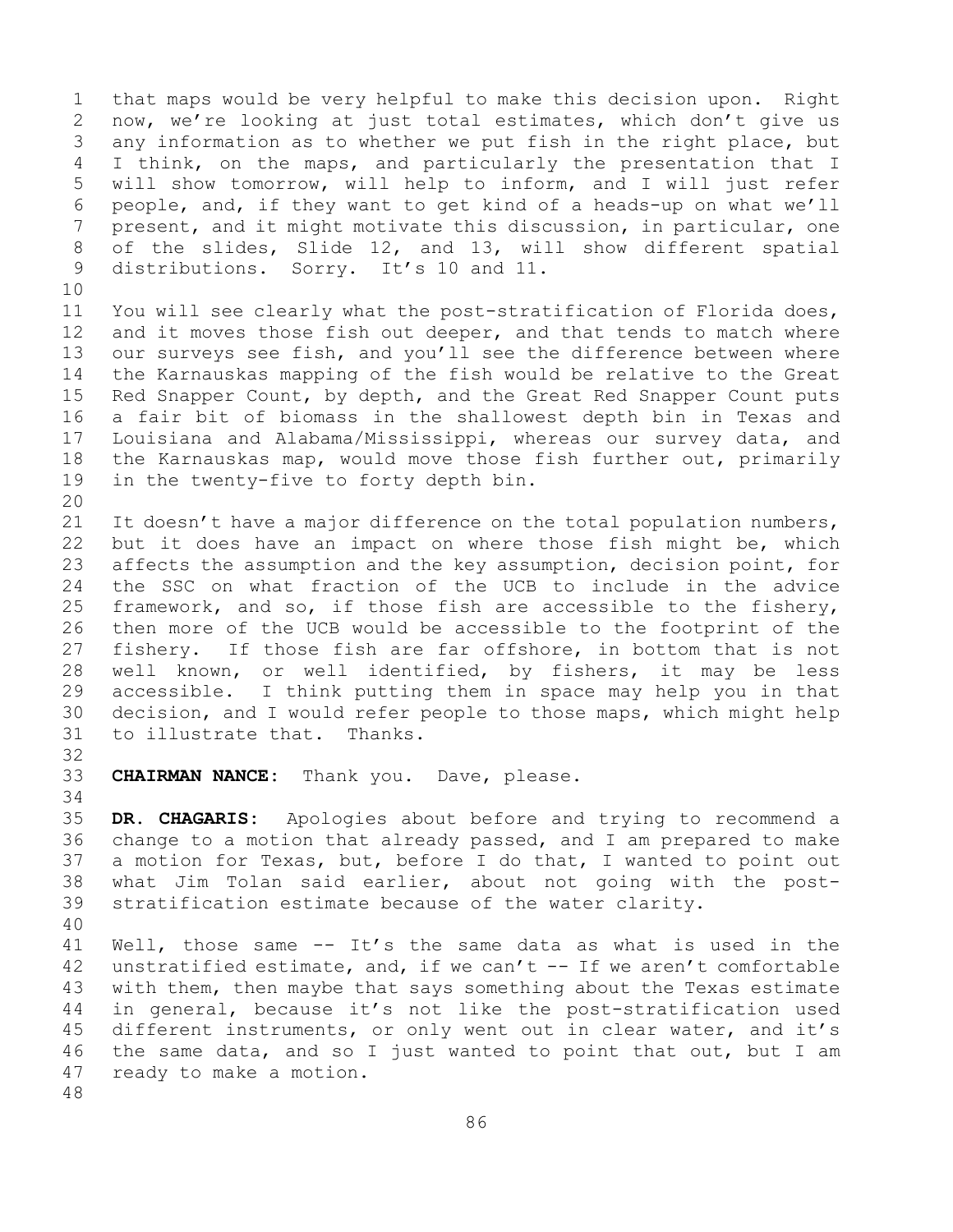that maps would be very helpful to make this decision upon. Right now, we're looking at just total estimates, which don't give us any information as to whether we put fish in the right place, but I think, on the maps, and particularly the presentation that I will show tomorrow, will help to inform, and I will just refer people, and, if they want to get kind of a heads-up on what we'll present, and it might motivate this discussion, in particular, one of the slides, Slide 12, and 13, will show different spatial distributions. Sorry. It's 10 and 11.

You will see clearly what the post-stratification of Florida does, and it moves those fish out deeper, and that tends to match where our surveys see fish, and you'll see the difference between where the Karnauskas mapping of the fish would be relative to the Great Red Snapper Count, by depth, and the Great Red Snapper Count puts a fair bit of biomass in the shallowest depth bin in Texas and Louisiana and Alabama/Mississippi, whereas our survey data, and the Karnauskas map, would move those fish further out, primarily in the twenty-five to forty depth bin.

It doesn't have a major difference on the total population numbers, but it does have an impact on where those fish might be, which affects the assumption and the key assumption, decision point, for the SSC on what fraction of the UCB to include in the advice framework, and so, if those fish are accessible to the fishery, then more of the UCB would be accessible to the footprint of the fishery. If those fish are far offshore, in bottom that is not well known, or well identified, by fishers, it may be less accessible. I think putting them in space may help you in that decision, and I would refer people to those maps, which might help to illustrate that. Thanks.

**CHAIRMAN NANCE:** Thank you. Dave, please.

**DR. CHAGARIS:** Apologies about before and trying to recommend a change to a motion that already passed, and I am prepared to make a motion for Texas, but, before I do that, I wanted to point out what Jim Tolan said earlier, about not going with the post-stratification estimate because of the water clarity.

Well, those same -- It's the same data as what is used in the unstratified estimate, and, if we can't -- If we aren't comfortable with them, then maybe that says something about the Texas estimate in general, because it's not like the post-stratification used different instruments, or only went out in clear water, and it's the same data, and so I just wanted to point that out, but I am ready to make a motion.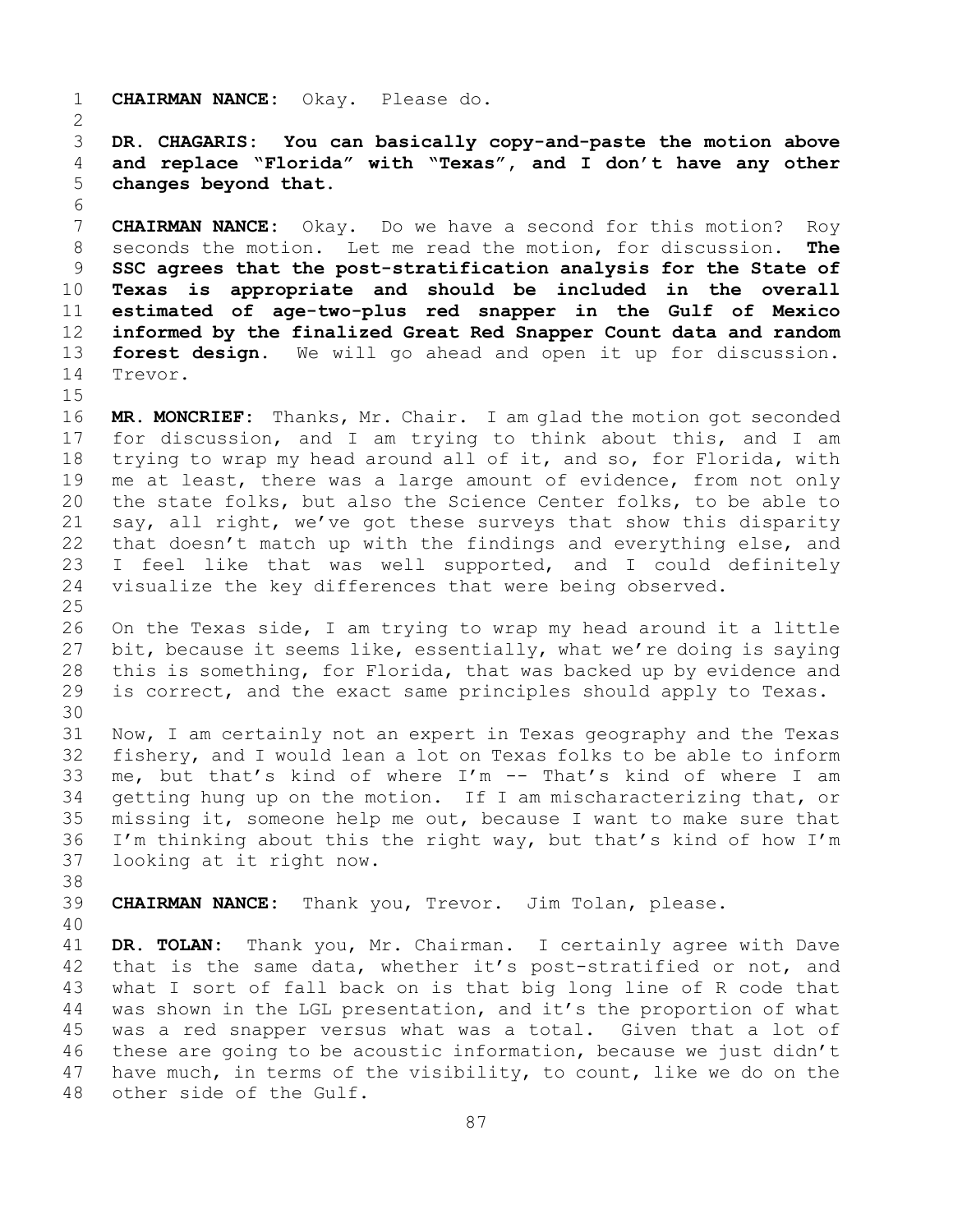**CHAIRMAN NANCE:** Okay. Please do.

**DR. CHAGARIS: You can basically copy-and-paste the motion above and replace "Florida" with "Texas", and I don't have any other changes beyond that.**

**CHAIRMAN NANCE:** Okay. Do we have a second for this motion? Roy seconds the motion. Let me read the motion, for discussion. **The SSC agrees that the post-stratification analysis for the State of Texas is appropriate and should be included in the overall estimated of age-two-plus red snapper in the Gulf of Mexico informed by the finalized Great Red Snapper Count data and random forest design.** We will go ahead and open it up for discussion. Trevor.

**MR. MONCRIEF:** Thanks, Mr. Chair. I am glad the motion got seconded for discussion, and I am trying to think about this, and I am trying to wrap my head around all of it, and so, for Florida, with me at least, there was a large amount of evidence, from not only the state folks, but also the Science Center folks, to be able to say, all right, we've got these surveys that show this disparity that doesn't match up with the findings and everything else, and I feel like that was well supported, and I could definitely visualize the key differences that were being observed.

On the Texas side, I am trying to wrap my head around it a little bit, because it seems like, essentially, what we're doing is saying this is something, for Florida, that was backed up by evidence and is correct, and the exact same principles should apply to Texas.

Now, I am certainly not an expert in Texas geography and the Texas fishery, and I would lean a lot on Texas folks to be able to inform me, but that's kind of where I'm -- That's kind of where I am getting hung up on the motion. If I am mischaracterizing that, or missing it, someone help me out, because I want to make sure that I'm thinking about this the right way, but that's kind of how I'm looking at it right now.

**CHAIRMAN NANCE:** Thank you, Trevor. Jim Tolan, please.

**DR. TOLAN:** Thank you, Mr. Chairman. I certainly agree with Dave that is the same data, whether it's post-stratified or not, and what I sort of fall back on is that big long line of R code that was shown in the LGL presentation, and it's the proportion of what was a red snapper versus what was a total. Given that a lot of these are going to be acoustic information, because we just didn't have much, in terms of the visibility, to count, like we do on the other side of the Gulf.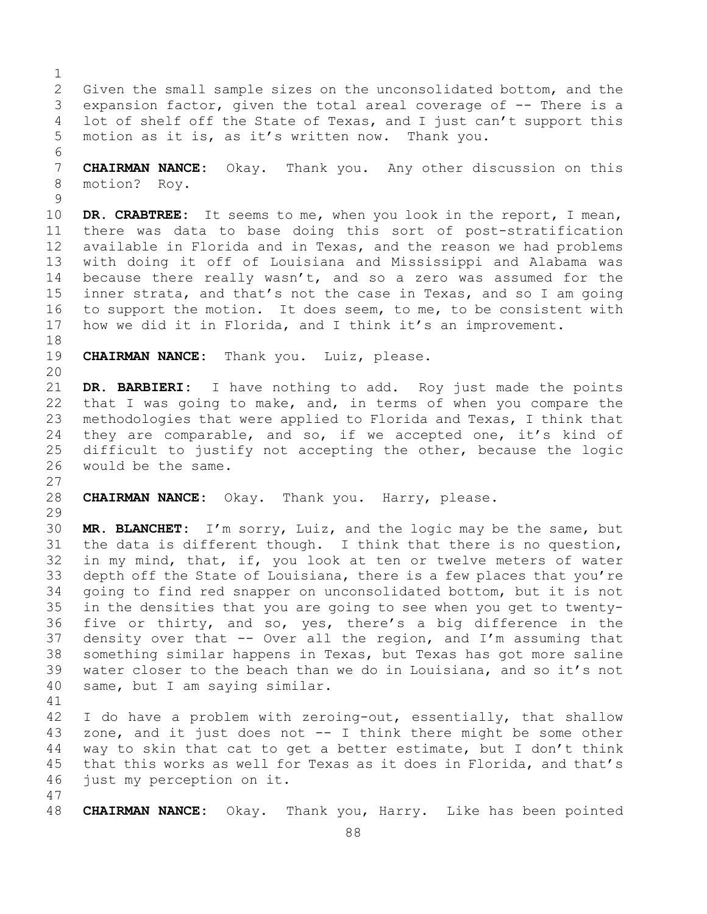Given the small sample sizes on the unconsolidated bottom, and the expansion factor, given the total areal coverage of -- There is a lot of shelf off the State of Texas, and I just can't support this motion as it is, as it's written now. Thank you.

**CHAIRMAN NANCE:** Okay. Thank you. Any other discussion on this motion? Roy.

**DR. CRABTREE:** It seems to me, when you look in the report, I mean, there was data to base doing this sort of post-stratification available in Florida and in Texas, and the reason we had problems with doing it off of Louisiana and Mississippi and Alabama was because there really wasn't, and so a zero was assumed for the inner strata, and that's not the case in Texas, and so I am going to support the motion. It does seem, to me, to be consistent with how we did it in Florida, and I think it's an improvement.

**CHAIRMAN NANCE:** Thank you. Luiz, please.

**DR. BARBIERI:** I have nothing to add. Roy just made the points that I was going to make, and, in terms of when you compare the methodologies that were applied to Florida and Texas, I think that they are comparable, and so, if we accepted one, it's kind of difficult to justify not accepting the other, because the logic would be the same.

**CHAIRMAN NANCE:** Okay. Thank you. Harry, please.

**MR. BLANCHET:** I'm sorry, Luiz, and the logic may be the same, but the data is different though. I think that there is no question, in my mind, that, if, you look at ten or twelve meters of water depth off the State of Louisiana, there is a few places that you're going to find red snapper on unconsolidated bottom, but it is not in the densities that you are going to see when you get to twenty-five or thirty, and so, yes, there's a big difference in the density over that -- Over all the region, and I'm assuming that something similar happens in Texas, but Texas has got more saline water closer to the beach than we do in Louisiana, and so it's not same, but I am saying similar.

I do have a problem with zeroing-out, essentially, that shallow zone, and it just does not -- I think there might be some other way to skin that cat to get a better estimate, but I don't think that this works as well for Texas as it does in Florida, and that's just my perception on it.

**CHAIRMAN NANCE:** Okay. Thank you, Harry. Like has been pointed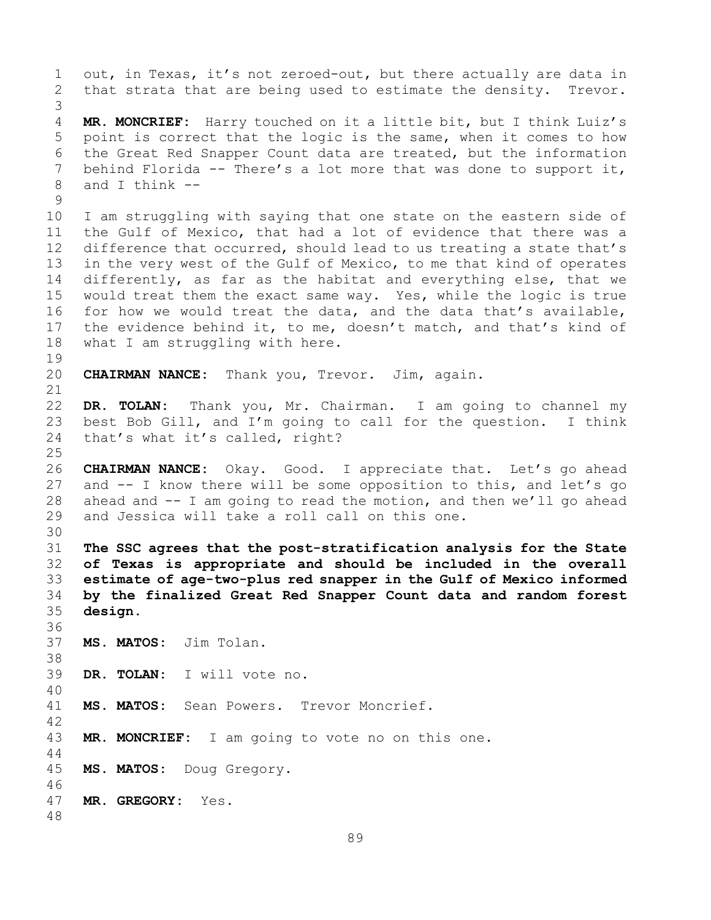out, in Texas, it's not zeroed-out, but there actually are data in that strata that are being used to estimate the density. Trevor.

**MR. MONCRIEF:** Harry touched on it a little bit, but I think Luiz's point is correct that the logic is the same, when it comes to how the Great Red Snapper Count data are treated, but the information behind Florida -- There's a lot more that was done to support it, and I think --

I am struggling with saying that one state on the eastern side of the Gulf of Mexico, that had a lot of evidence that there was a difference that occurred, should lead to us treating a state that's in the very west of the Gulf of Mexico, to me that kind of operates differently, as far as the habitat and everything else, that we would treat them the exact same way. Yes, while the logic is true for how we would treat the data, and the data that's available, the evidence behind it, to me, doesn't match, and that's kind of what I am struggling with here.

**CHAIRMAN NANCE:** Thank you, Trevor. Jim, again.

**DR. TOLAN:** Thank you, Mr. Chairman. I am going to channel my best Bob Gill, and I'm going to call for the question. I think that's what it's called, right?

**CHAIRMAN NANCE:** Okay. Good. I appreciate that. Let's go ahead and -- I know there will be some opposition to this, and let's go ahead and -- I am going to read the motion, and then we'll go ahead and Jessica will take a roll call on this one.

**The SSC agrees that the post-stratification analysis for the State of Texas is appropriate and should be included in the overall estimate of age-two-plus red snapper in the Gulf of Mexico informed by the finalized Great Red Snapper Count data and random forest design.**

**MS. MATOS:** Jim Tolan.

**DR. TOLAN:** I will vote no.

**MS. MATOS:** Sean Powers. Trevor Moncrief.

**MR. MONCRIEF:** I am going to vote no on this one.

**MS. MATOS:** Doug Gregory.

**MR. GREGORY:** Yes.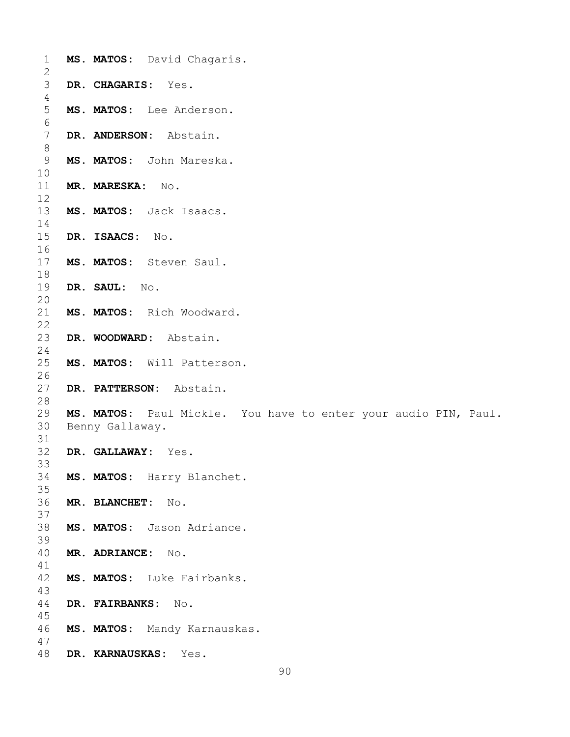**MS. MATOS:** David Chagaris.

**DR. CHAGARIS:** Yes.

**MS. MATOS:** Lee Anderson.

**DR. ANDERSON:** Abstain.

**MS. MATOS:** John Mareska.

**MR. MARESKA:** No.

**MS. MATOS:** Jack Isaacs.

**DR. ISAACS:** No.

**MS. MATOS:** Steven Saul.

**DR. SAUL:** No.

**MS. MATOS:** Rich Woodward.

**DR. WOODWARD:** Abstain.

**MS. MATOS:** Will Patterson.

**DR. PATTERSON:** Abstain.

**MS. MATOS:** Paul Mickle. You have to enter your audio PIN, Paul. Benny Gallaway.

**DR. GALLAWAY:** Yes.

**MS. MATOS:** Harry Blanchet.

**MR. BLANCHET:** No.

**MS. MATOS:** Jason Adriance.

**MR. ADRIANCE:** No.

**MS. MATOS:** Luke Fairbanks.

**DR. FAIRBANKS:** No.

**MS. MATOS:** Mandy Karnauskas.

**DR. KARNAUSKAS:** Yes.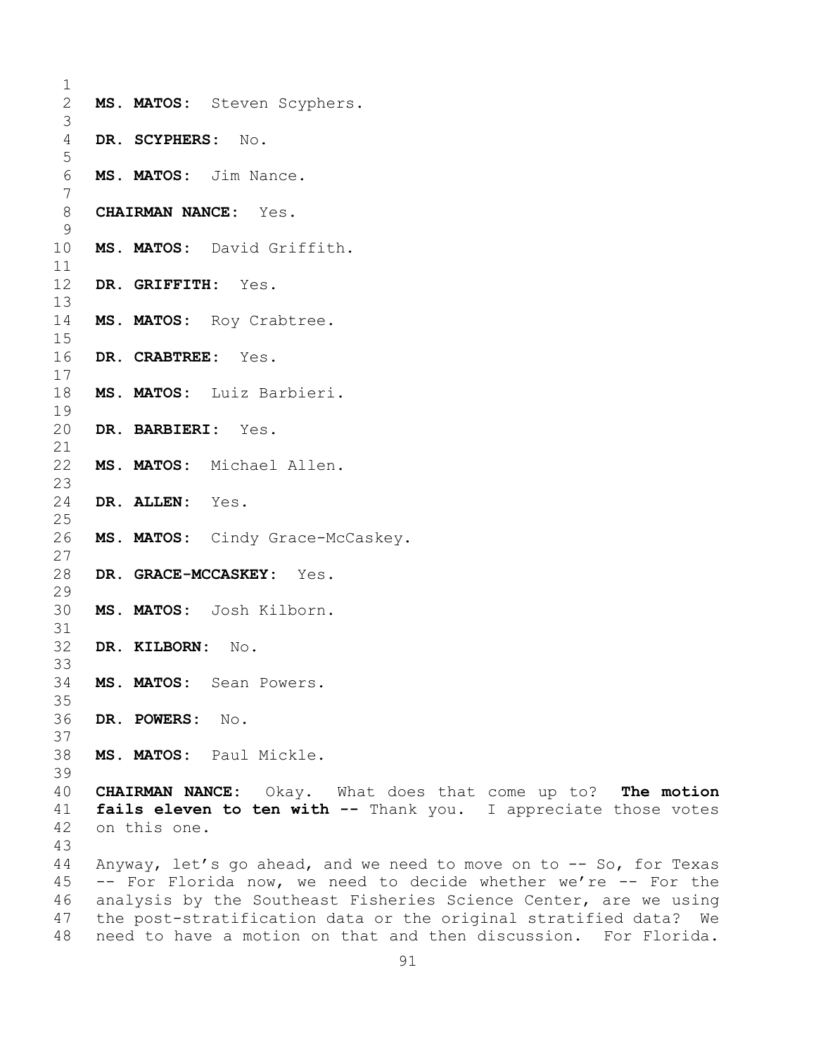**MS. MATOS:** Steven Scyphers.

**DR. SCYPHERS:** No.

**MS. MATOS:** Jim Nance.

**CHAIRMAN NANCE:** Yes.

**MS. MATOS:** David Griffith.

**DR. GRIFFITH:** Yes.

**MS. MATOS:** Roy Crabtree.

**DR. CRABTREE:** Yes.

**MS. MATOS:** Luiz Barbieri.

**DR. BARBIERI:** Yes.

**MS. MATOS:** Michael Allen.

**DR. ALLEN:** Yes.

**MS. MATOS:** Cindy Grace-McCaskey.

**DR. GRACE-MCCASKEY:** Yes.

**MS. MATOS:** Josh Kilborn.

**DR. KILBORN:** No.

**MS. MATOS:** Sean Powers.

**DR. POWERS:** No.

**MS. MATOS:** Paul Mickle.

**CHAIRMAN NANCE:** Okay. What does that come up to? **The motion fails eleven to ten with --** Thank you. I appreciate those votes on this one.

Anyway, let's go ahead, and we need to move on to -- So, for Texas -- For Florida now, we need to decide whether we're -- For the analysis by the Southeast Fisheries Science Center, are we using the post-stratification data or the original stratified data? We need to have a motion on that and then discussion. For Florida.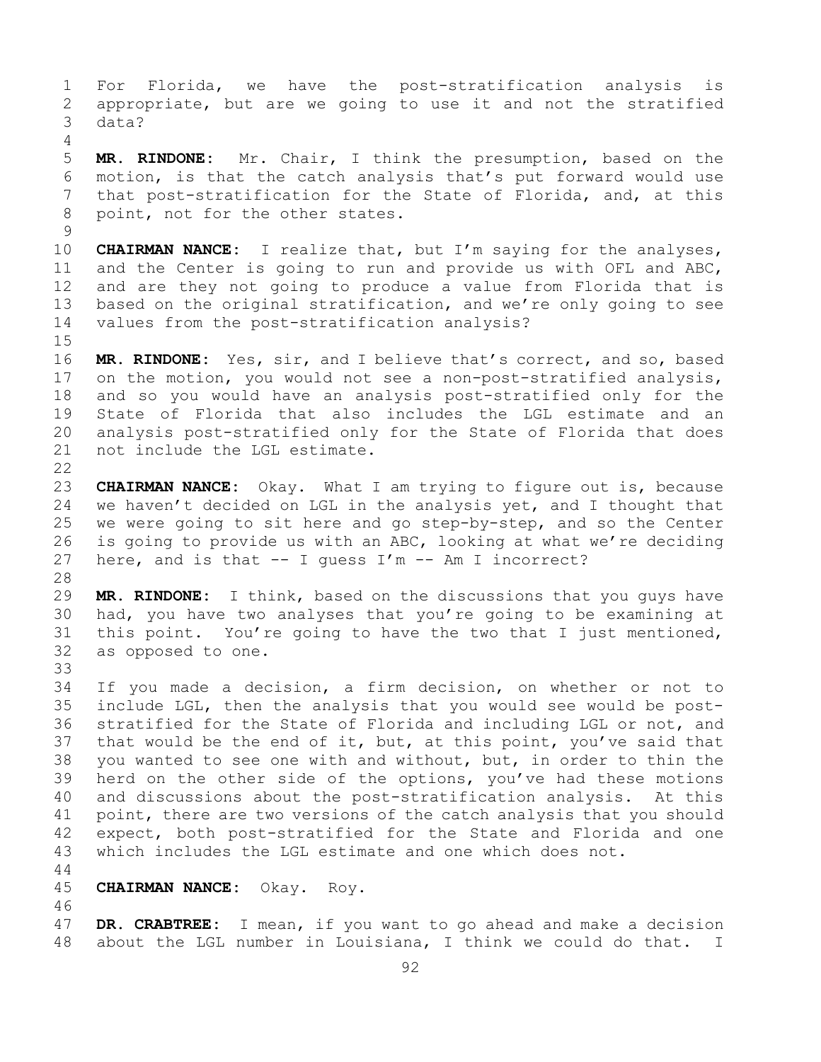For Florida, we have the post-stratification analysis is appropriate, but are we going to use it and not the stratified data?

**MR. RINDONE:** Mr. Chair, I think the presumption, based on the motion, is that the catch analysis that's put forward would use that post-stratification for the State of Florida, and, at this point, not for the other states.

**CHAIRMAN NANCE:** I realize that, but I'm saying for the analyses, and the Center is going to run and provide us with OFL and ABC, and are they not going to produce a value from Florida that is based on the original stratification, and we're only going to see values from the post-stratification analysis?

**MR. RINDONE:** Yes, sir, and I believe that's correct, and so, based on the motion, you would not see a non-post-stratified analysis, and so you would have an analysis post-stratified only for the State of Florida that also includes the LGL estimate and an analysis post-stratified only for the State of Florida that does not include the LGL estimate.

**CHAIRMAN NANCE:** Okay. What I am trying to figure out is, because we haven't decided on LGL in the analysis yet, and I thought that we were going to sit here and go step-by-step, and so the Center is going to provide us with an ABC, looking at what we're deciding here, and is that -- I guess I'm -- Am I incorrect?

**MR. RINDONE:** I think, based on the discussions that you guys have had, you have two analyses that you're going to be examining at this point. You're going to have the two that I just mentioned, as opposed to one.

If you made a decision, a firm decision, on whether or not to include LGL, then the analysis that you would see would be post-stratified for the State of Florida and including LGL or not, and that would be the end of it, but, at this point, you've said that you wanted to see one with and without, but, in order to thin the herd on the other side of the options, you've had these motions and discussions about the post-stratification analysis. At this point, there are two versions of the catch analysis that you should expect, both post-stratified for the State and Florida and one which includes the LGL estimate and one which does not.

**CHAIRMAN NANCE:** Okay. Roy.

**DR. CRABTREE:** I mean, if you want to go ahead and make a decision about the LGL number in Louisiana, I think we could do that. I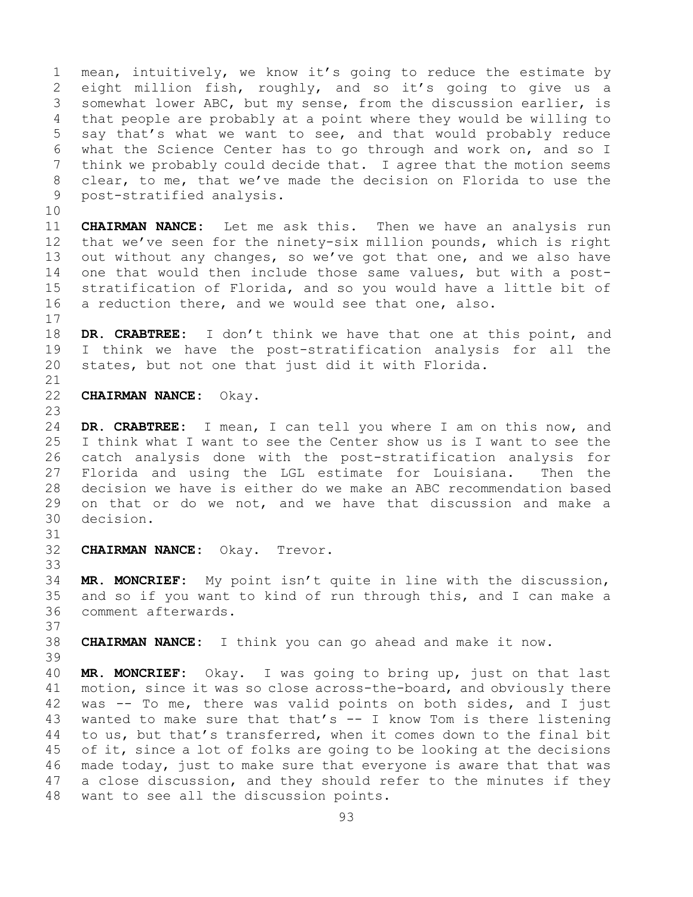mean, intuitively, we know it's going to reduce the estimate by eight million fish, roughly, and so it's going to give us a somewhat lower ABC, but my sense, from the discussion earlier, is that people are probably at a point where they would be willing to say that's what we want to see, and that would probably reduce what the Science Center has to go through and work on, and so I think we probably could decide that. I agree that the motion seems clear, to me, that we've made the decision on Florida to use the post-stratified analysis.

**CHAIRMAN NANCE:** Let me ask this. Then we have an analysis run that we've seen for the ninety-six million pounds, which is right out without any changes, so we've got that one, and we also have one that would then include those same values, but with a post-stratification of Florida, and so you would have a little bit of a reduction there, and we would see that one, also.

**DR. CRABTREE:** I don't think we have that one at this point, and I think we have the post-stratification analysis for all the states, but not one that just did it with Florida.

**CHAIRMAN NANCE:** Okay.

**DR. CRABTREE:** I mean, I can tell you where I am on this now, and I think what I want to see the Center show us is I want to see the catch analysis done with the post-stratification analysis for Florida and using the LGL estimate for Louisiana. Then the decision we have is either do we make an ABC recommendation based on that or do we not, and we have that discussion and make a decision.

**CHAIRMAN NANCE:** Okay. Trevor.

**MR. MONCRIEF:** My point isn't quite in line with the discussion, and so if you want to kind of run through this, and I can make a comment afterwards.

**CHAIRMAN NANCE:** I think you can go ahead and make it now.

**MR. MONCRIEF:** Okay. I was going to bring up, just on that last motion, since it was so close across-the-board, and obviously there was -- To me, there was valid points on both sides, and I just wanted to make sure that that's -- I know Tom is there listening to us, but that's transferred, when it comes down to the final bit of it, since a lot of folks are going to be looking at the decisions made today, just to make sure that everyone is aware that that was a close discussion, and they should refer to the minutes if they want to see all the discussion points.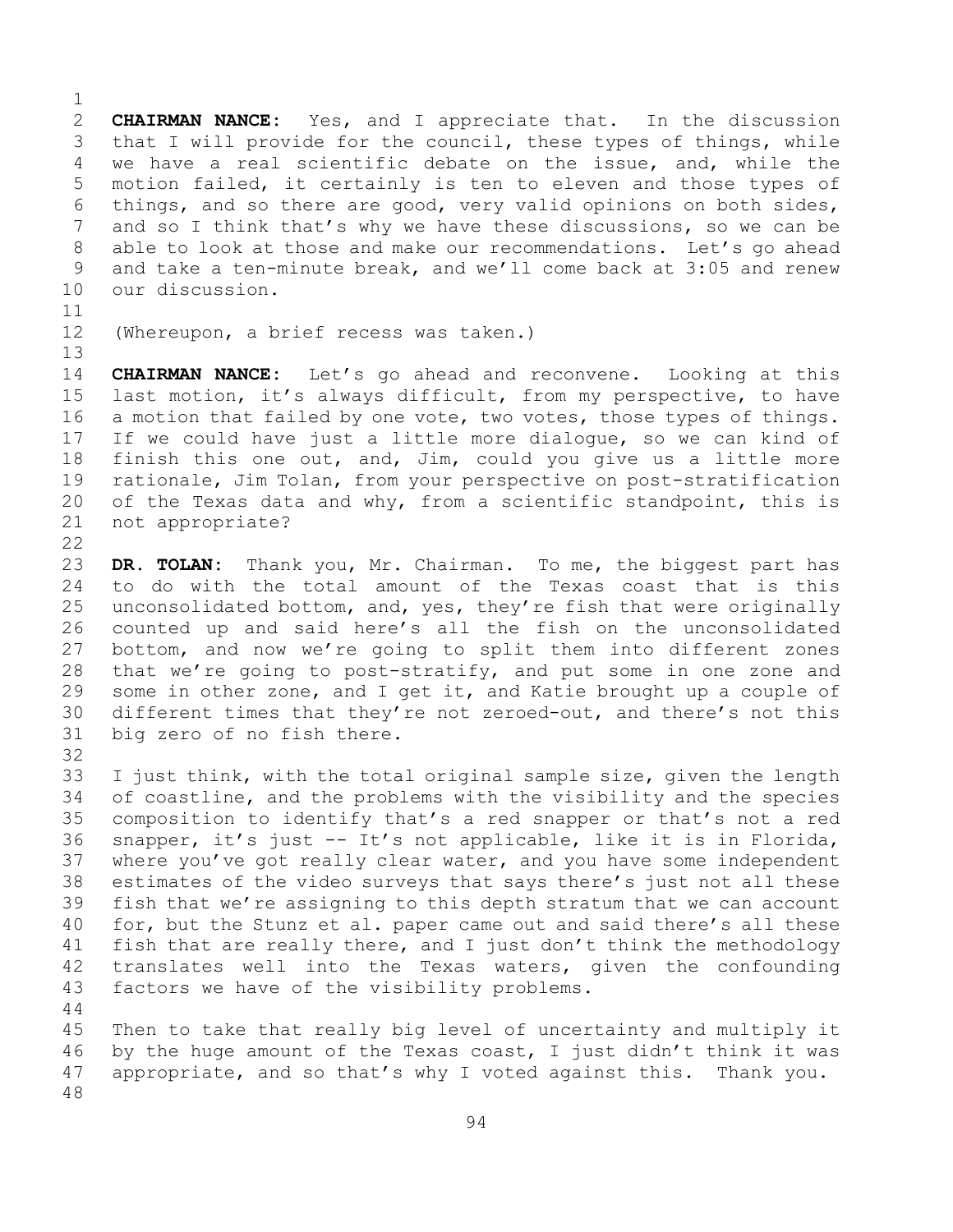**CHAIRMAN NANCE:** Yes, and I appreciate that. In the discussion that I will provide for the council, these types of things, while we have a real scientific debate on the issue, and, while the motion failed, it certainly is ten to eleven and those types of things, and so there are good, very valid opinions on both sides, and so I think that's why we have these discussions, so we can be able to look at those and make our recommendations. Let's go ahead and take a ten-minute break, and we'll come back at 3:05 and renew our discussion.

(Whereupon, a brief recess was taken.)

**CHAIRMAN NANCE:** Let's go ahead and reconvene. Looking at this last motion, it's always difficult, from my perspective, to have a motion that failed by one vote, two votes, those types of things. If we could have just a little more dialogue, so we can kind of finish this one out, and, Jim, could you give us a little more rationale, Jim Tolan, from your perspective on post-stratification of the Texas data and why, from a scientific standpoint, this is not appropriate?

**DR. TOLAN:** Thank you, Mr. Chairman. To me, the biggest part has to do with the total amount of the Texas coast that is this unconsolidated bottom, and, yes, they're fish that were originally counted up and said here's all the fish on the unconsolidated bottom, and now we're going to split them into different zones that we're going to post-stratify, and put some in one zone and some in other zone, and I get it, and Katie brought up a couple of different times that they're not zeroed-out, and there's not this big zero of no fish there.

I just think, with the total original sample size, given the length of coastline, and the problems with the visibility and the species composition to identify that's a red snapper or that's not a red snapper, it's just -- It's not applicable, like it is in Florida, where you've got really clear water, and you have some independent estimates of the video surveys that says there's just not all these fish that we're assigning to this depth stratum that we can account for, but the Stunz et al. paper came out and said there's all these fish that are really there, and I just don't think the methodology translates well into the Texas waters, given the confounding factors we have of the visibility problems.

Then to take that really big level of uncertainty and multiply it by the huge amount of the Texas coast, I just didn't think it was appropriate, and so that's why I voted against this. Thank you.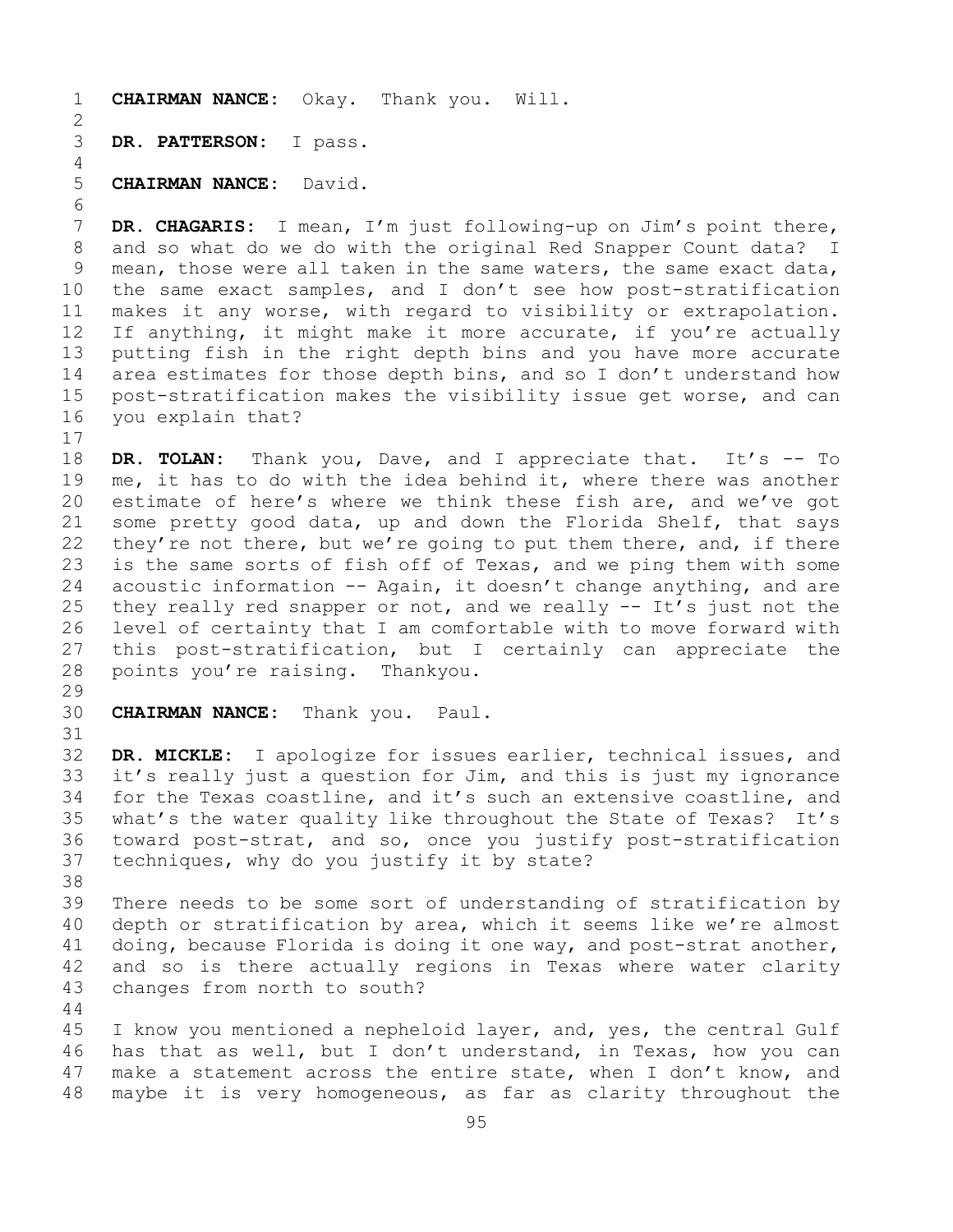**CHAIRMAN NANCE:** Okay. Thank you. Will.

**DR. PATTERSON:** I pass.

**CHAIRMAN NANCE:** David.

**DR. CHAGARIS:** I mean, I'm just following-up on Jim's point there, and so what do we do with the original Red Snapper Count data? I mean, those were all taken in the same waters, the same exact data, the same exact samples, and I don't see how post-stratification makes it any worse, with regard to visibility or extrapolation. If anything, it might make it more accurate, if you're actually putting fish in the right depth bins and you have more accurate area estimates for those depth bins, and so I don't understand how post-stratification makes the visibility issue get worse, and can you explain that?

**DR. TOLAN:** Thank you, Dave, and I appreciate that. It's -- To me, it has to do with the idea behind it, where there was another estimate of here's where we think these fish are, and we've got some pretty good data, up and down the Florida Shelf, that says they're not there, but we're going to put them there, and, if there is the same sorts of fish off of Texas, and we ping them with some acoustic information -- Again, it doesn't change anything, and are they really red snapper or not, and we really -- It's just not the level of certainty that I am comfortable with to move forward with this post-stratification, but I certainly can appreciate the points you're raising. Thankyou.

**CHAIRMAN NANCE:** Thank you. Paul.

**DR. MICKLE:** I apologize for issues earlier, technical issues, and it's really just a question for Jim, and this is just my ignorance for the Texas coastline, and it's such an extensive coastline, and what's the water quality like throughout the State of Texas? It's toward post-strat, and so, once you justify post-stratification techniques, why do you justify it by state?

There needs to be some sort of understanding of stratification by depth or stratification by area, which it seems like we're almost doing, because Florida is doing it one way, and post-strat another, and so is there actually regions in Texas where water clarity changes from north to south?

I know you mentioned a nepheloid layer, and, yes, the central Gulf has that as well, but I don't understand, in Texas, how you can make a statement across the entire state, when I don't know, and maybe it is very homogeneous, as far as clarity throughout the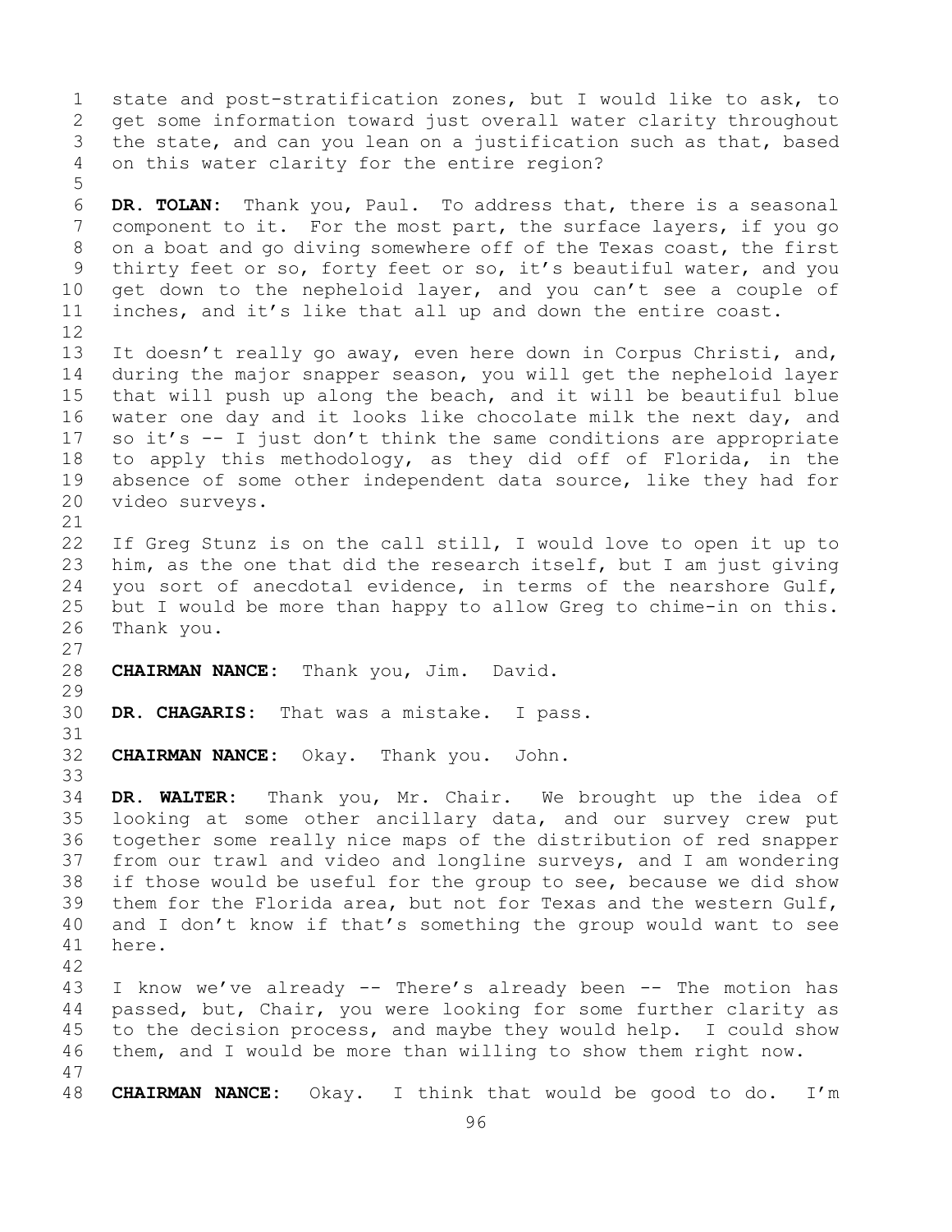state and post-stratification zones, but I would like to ask, to get some information toward just overall water clarity throughout the state, and can you lean on a justification such as that, based on this water clarity for the entire region?

**DR. TOLAN:** Thank you, Paul. To address that, there is a seasonal component to it. For the most part, the surface layers, if you go on a boat and go diving somewhere off of the Texas coast, the first thirty feet or so, forty feet or so, it's beautiful water, and you get down to the nepheloid layer, and you can't see a couple of inches, and it's like that all up and down the entire coast.

It doesn't really go away, even here down in Corpus Christi, and, during the major snapper season, you will get the nepheloid layer that will push up along the beach, and it will be beautiful blue water one day and it looks like chocolate milk the next day, and so it's -- I just don't think the same conditions are appropriate to apply this methodology, as they did off of Florida, in the absence of some other independent data source, like they had for video surveys.

If Greg Stunz is on the call still, I would love to open it up to him, as the one that did the research itself, but I am just giving you sort of anecdotal evidence, in terms of the nearshore Gulf, but I would be more than happy to allow Greg to chime-in on this. Thank you.

**CHAIRMAN NANCE:** Thank you, Jim. David.

**DR. CHAGARIS:** That was a mistake. I pass.

**CHAIRMAN NANCE:** Okay. Thank you. John.

**DR. WALTER:** Thank you, Mr. Chair. We brought up the idea of looking at some other ancillary data, and our survey crew put together some really nice maps of the distribution of red snapper from our trawl and video and longline surveys, and I am wondering if those would be useful for the group to see, because we did show them for the Florida area, but not for Texas and the western Gulf, and I don't know if that's something the group would want to see here.

I know we've already -- There's already been -- The motion has passed, but, Chair, you were looking for some further clarity as to the decision process, and maybe they would help. I could show them, and I would be more than willing to show them right now.

**CHAIRMAN NANCE:** Okay. I think that would be good to do. I'm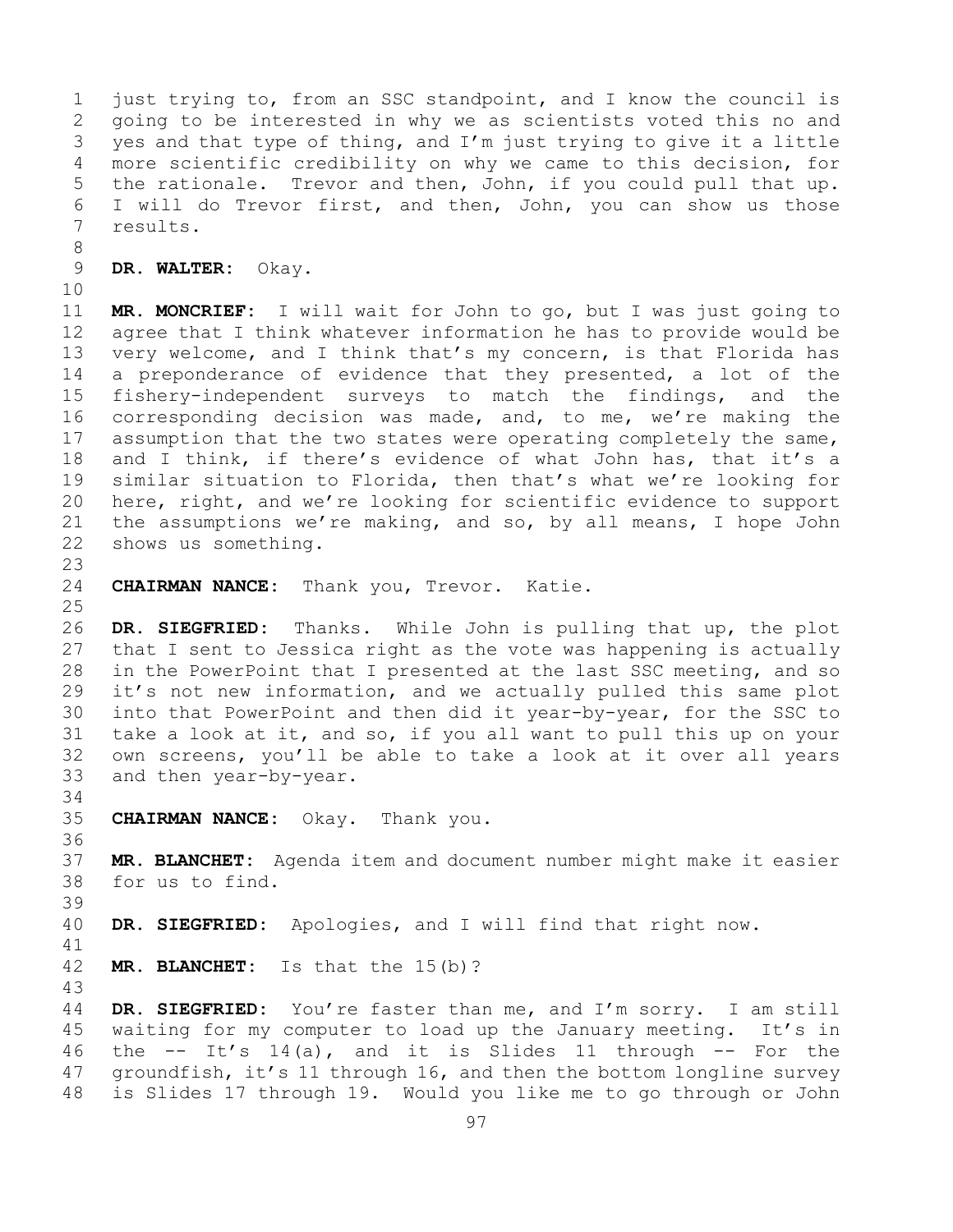just trying to, from an SSC standpoint, and I know the council is going to be interested in why we as scientists voted this no and yes and that type of thing, and I'm just trying to give it a little more scientific credibility on why we came to this decision, for the rationale. Trevor and then, John, if you could pull that up. I will do Trevor first, and then, John, you can show us those results.

**DR. WALTER:** Okay.

**MR. MONCRIEF:** I will wait for John to go, but I was just going to agree that I think whatever information he has to provide would be very welcome, and I think that's my concern, is that Florida has a preponderance of evidence that they presented, a lot of the fishery-independent surveys to match the findings, and the corresponding decision was made, and, to me, we're making the assumption that the two states were operating completely the same, and I think, if there's evidence of what John has, that it's a similar situation to Florida, then that's what we're looking for here, right, and we're looking for scientific evidence to support the assumptions we're making, and so, by all means, I hope John shows us something.

**CHAIRMAN NANCE:** Thank you, Trevor. Katie.

**DR. SIEGFRIED:** Thanks. While John is pulling that up, the plot that I sent to Jessica right as the vote was happening is actually in the PowerPoint that I presented at the last SSC meeting, and so it's not new information, and we actually pulled this same plot into that PowerPoint and then did it year-by-year, for the SSC to take a look at it, and so, if you all want to pull this up on your own screens, you'll be able to take a look at it over all years and then year-by-year.

**CHAIRMAN NANCE:** Okay. Thank you.

**MR. BLANCHET:** Agenda item and document number might make it easier for us to find.

**DR. SIEGFRIED:** Apologies, and I will find that right now.

**MR. BLANCHET:** Is that the 15(b)?

**DR. SIEGFRIED:** You're faster than me, and I'm sorry. I am still waiting for my computer to load up the January meeting. It's in the -- It's 14(a), and it is Slides 11 through -- For the groundfish, it's 11 through 16, and then the bottom longline survey is Slides 17 through 19. Would you like me to go through or John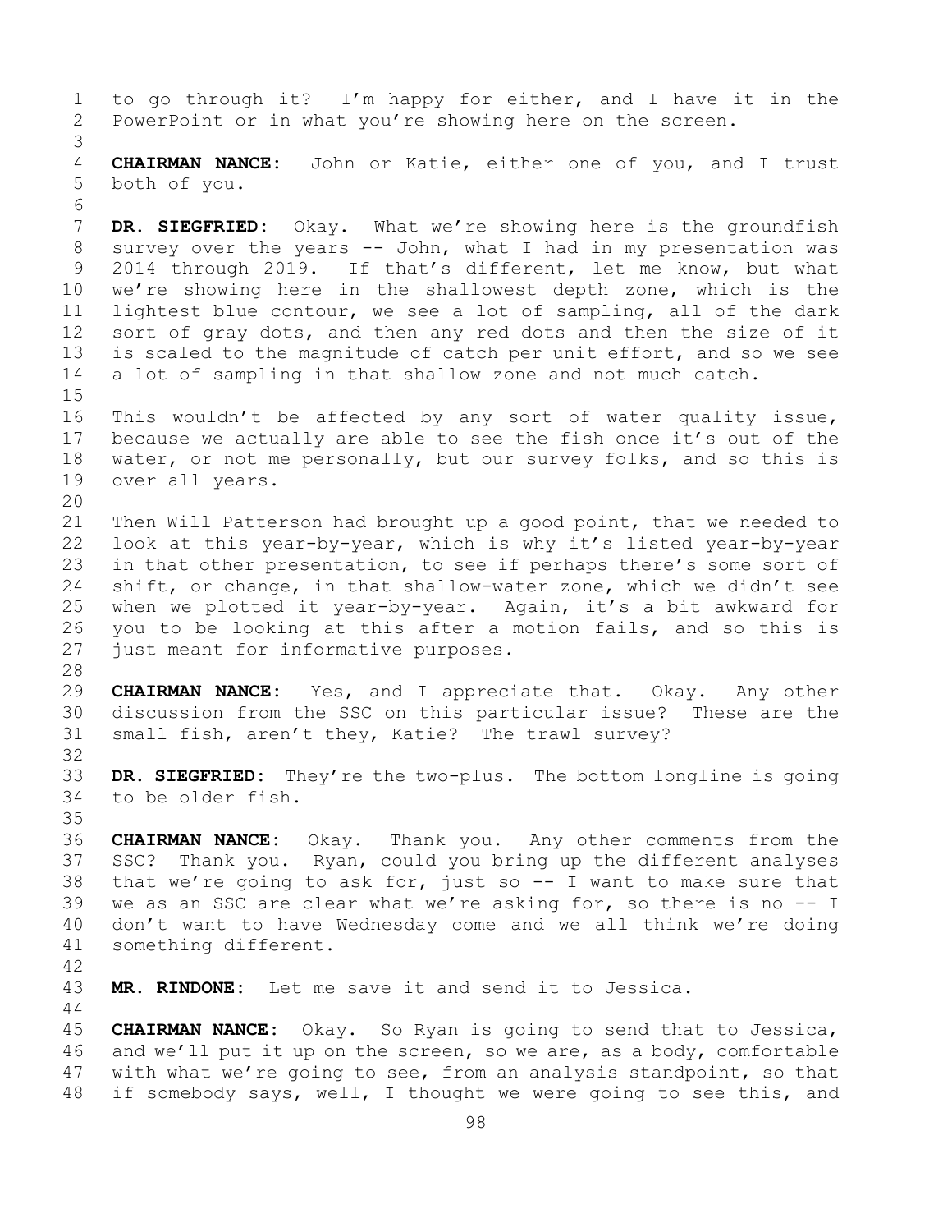to go through it? I'm happy for either, and I have it in the PowerPoint or in what you're showing here on the screen.

**CHAIRMAN NANCE:** John or Katie, either one of you, and I trust both of you.

**DR. SIEGFRIED:** Okay. What we're showing here is the groundfish survey over the years -- John, what I had in my presentation was 2014 through 2019. If that's different, let me know, but what we're showing here in the shallowest depth zone, which is the lightest blue contour, we see a lot of sampling, all of the dark sort of gray dots, and then any red dots and then the size of it is scaled to the magnitude of catch per unit effort, and so we see a lot of sampling in that shallow zone and not much catch.

This wouldn't be affected by any sort of water quality issue, because we actually are able to see the fish once it's out of the water, or not me personally, but our survey folks, and so this is over all years.

Then Will Patterson had brought up a good point, that we needed to look at this year-by-year, which is why it's listed year-by-year in that other presentation, to see if perhaps there's some sort of shift, or change, in that shallow-water zone, which we didn't see when we plotted it year-by-year. Again, it's a bit awkward for you to be looking at this after a motion fails, and so this is just meant for informative purposes.

**CHAIRMAN NANCE:** Yes, and I appreciate that. Okay. Any other discussion from the SSC on this particular issue? These are the small fish, aren't they, Katie? The trawl survey?

**DR. SIEGFRIED:** They're the two-plus. The bottom longline is going to be older fish.

**CHAIRMAN NANCE:** Okay. Thank you. Any other comments from the SSC? Thank you. Ryan, could you bring up the different analyses that we're going to ask for, just so -- I want to make sure that we as an SSC are clear what we're asking for, so there is no -- I don't want to have Wednesday come and we all think we're doing something different.

**MR. RINDONE:** Let me save it and send it to Jessica.

**CHAIRMAN NANCE:** Okay. So Ryan is going to send that to Jessica, and we'll put it up on the screen, so we are, as a body, comfortable with what we're going to see, from an analysis standpoint, so that if somebody says, well, I thought we were going to see this, and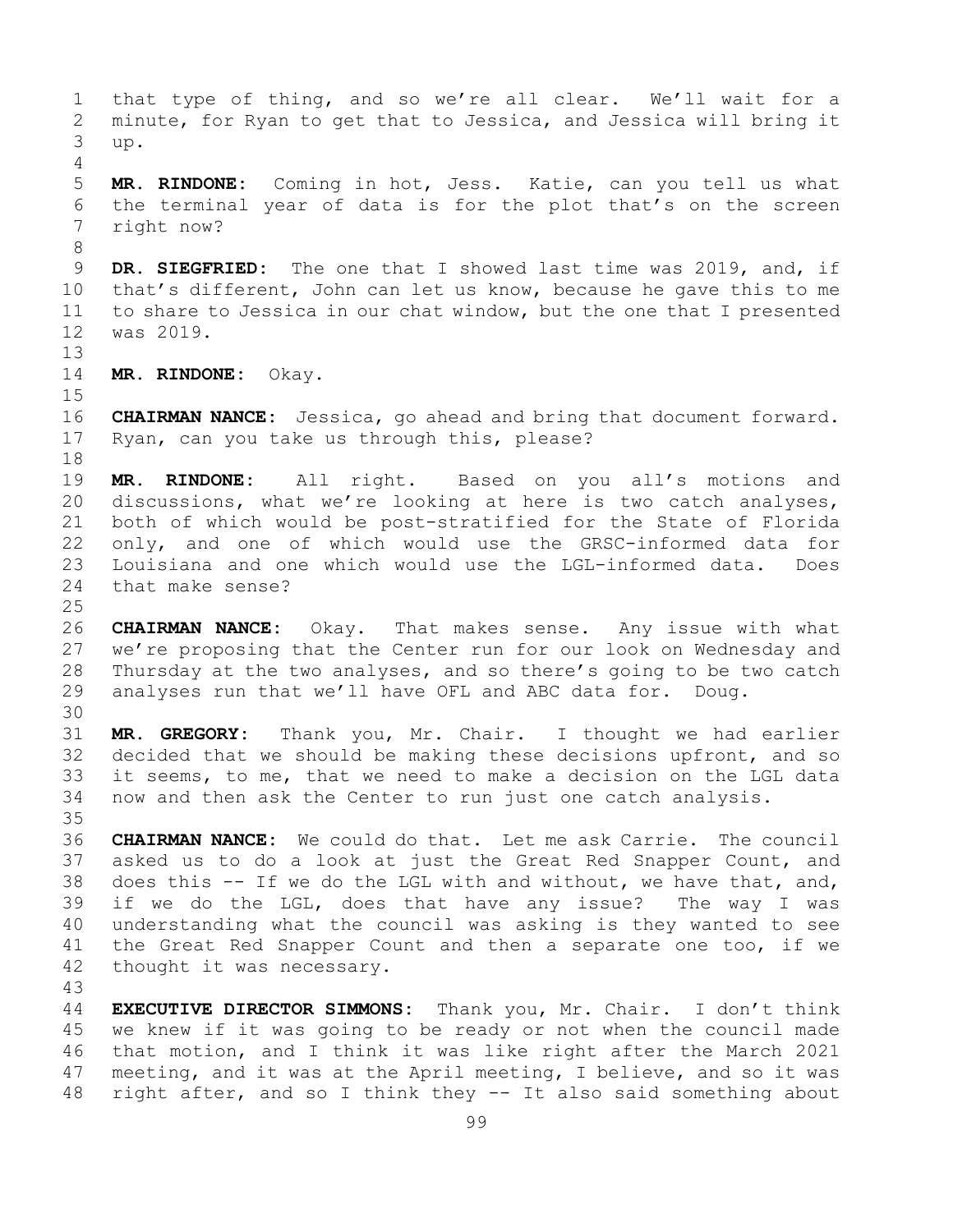that type of thing, and so we're all clear. We'll wait for a minute, for Ryan to get that to Jessica, and Jessica will bring it up.

**MR. RINDONE:** Coming in hot, Jess. Katie, can you tell us what the terminal year of data is for the plot that's on the screen right now?

**DR. SIEGFRIED:** The one that I showed last time was 2019, and, if that's different, John can let us know, because he gave this to me to share to Jessica in our chat window, but the one that I presented was 2019.

**MR. RINDONE:** Okay.

**CHAIRMAN NANCE:** Jessica, go ahead and bring that document forward. Ryan, can you take us through this, please?

**MR. RINDONE:** All right. Based on you all's motions and discussions, what we're looking at here is two catch analyses, both of which would be post-stratified for the State of Florida only, and one of which would use the GRSC-informed data for Louisiana and one which would use the LGL-informed data. Does that make sense?

**CHAIRMAN NANCE:** Okay. That makes sense. Any issue with what we're proposing that the Center run for our look on Wednesday and Thursday at the two analyses, and so there's going to be two catch analyses run that we'll have OFL and ABC data for. Doug.

**MR. GREGORY:** Thank you, Mr. Chair. I thought we had earlier decided that we should be making these decisions upfront, and so it seems, to me, that we need to make a decision on the LGL data now and then ask the Center to run just one catch analysis.

**CHAIRMAN NANCE:** We could do that. Let me ask Carrie. The council asked us to do a look at just the Great Red Snapper Count, and does this -- If we do the LGL with and without, we have that, and, if we do the LGL, does that have any issue? The way I was understanding what the council was asking is they wanted to see the Great Red Snapper Count and then a separate one too, if we thought it was necessary.

**EXECUTIVE DIRECTOR SIMMONS:** Thank you, Mr. Chair. I don't think we knew if it was going to be ready or not when the council made that motion, and I think it was like right after the March 2021 meeting, and it was at the April meeting, I believe, and so it was right after, and so I think they -- It also said something about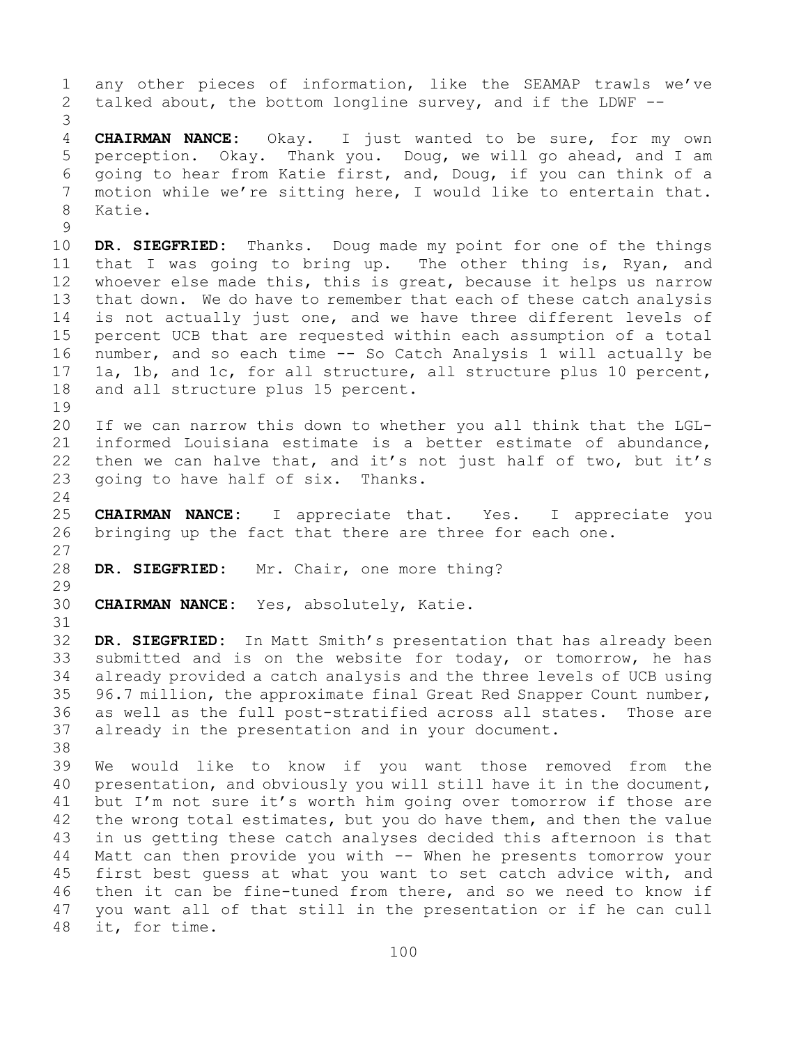any other pieces of information, like the SEAMAP trawls we've talked about, the bottom longline survey, and if the LDWF --

**CHAIRMAN NANCE:** Okay. I just wanted to be sure, for my own perception. Okay. Thank you. Doug, we will go ahead, and I am going to hear from Katie first, and, Doug, if you can think of a motion while we're sitting here, I would like to entertain that. Katie.

**DR. SIEGFRIED:** Thanks. Doug made my point for one of the things that I was going to bring up. The other thing is, Ryan, and whoever else made this, this is great, because it helps us narrow that down. We do have to remember that each of these catch analysis is not actually just one, and we have three different levels of percent UCB that are requested within each assumption of a total number, and so each time -- So Catch Analysis 1 will actually be 1a, 1b, and 1c, for all structure, all structure plus 10 percent, and all structure plus 15 percent.

If we can narrow this down to whether you all think that the LGL-informed Louisiana estimate is a better estimate of abundance, then we can halve that, and it's not just half of two, but it's going to have half of six. Thanks.

**CHAIRMAN NANCE:** I appreciate that. Yes. I appreciate you bringing up the fact that there are three for each one.

**DR. SIEGFRIED:** Mr. Chair, one more thing?

**CHAIRMAN NANCE:** Yes, absolutely, Katie.

**DR. SIEGFRIED:** In Matt Smith's presentation that has already been submitted and is on the website for today, or tomorrow, he has already provided a catch analysis and the three levels of UCB using 96.7 million, the approximate final Great Red Snapper Count number, as well as the full post-stratified across all states. Those are already in the presentation and in your document.

We would like to know if you want those removed from the presentation, and obviously you will still have it in the document, but I'm not sure it's worth him going over tomorrow if those are the wrong total estimates, but you do have them, and then the value in us getting these catch analyses decided this afternoon is that Matt can then provide you with -- When he presents tomorrow your first best guess at what you want to set catch advice with, and then it can be fine-tuned from there, and so we need to know if you want all of that still in the presentation or if he can cull it, for time.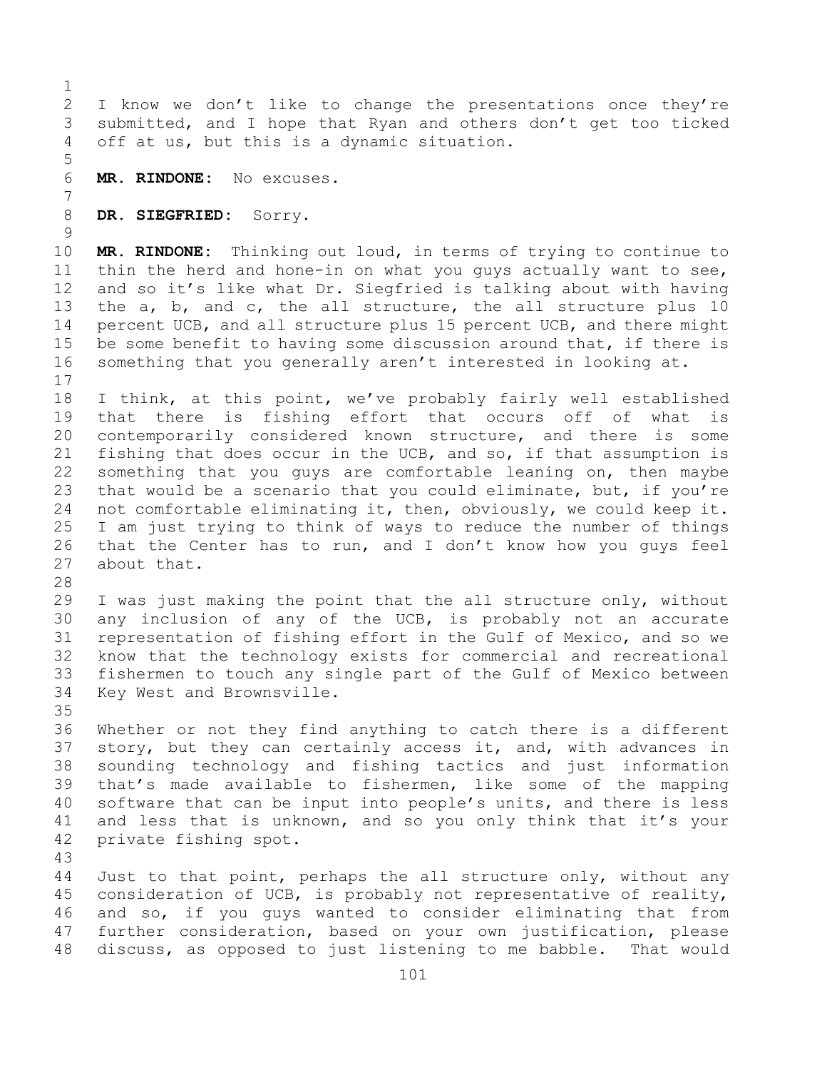I know we don't like to change the presentations once they're submitted, and I hope that Ryan and others don't get too ticked off at us, but this is a dynamic situation.

**MR. RINDONE:** No excuses.

**DR. SIEGFRIED:** Sorry.

**MR. RINDONE:** Thinking out loud, in terms of trying to continue to thin the herd and hone-in on what you guys actually want to see, and so it's like what Dr. Siegfried is talking about with having the a, b, and c, the all structure, the all structure plus 10 percent UCB, and all structure plus 15 percent UCB, and there might be some benefit to having some discussion around that, if there is something that you generally aren't interested in looking at.

I think, at this point, we've probably fairly well established that there is fishing effort that occurs off of what is contemporarily considered known structure, and there is some fishing that does occur in the UCB, and so, if that assumption is something that you guys are comfortable leaning on, then maybe that would be a scenario that you could eliminate, but, if you're not comfortable eliminating it, then, obviously, we could keep it. I am just trying to think of ways to reduce the number of things that the Center has to run, and I don't know how you guys feel about that.

I was just making the point that the all structure only, without any inclusion of any of the UCB, is probably not an accurate representation of fishing effort in the Gulf of Mexico, and so we know that the technology exists for commercial and recreational fishermen to touch any single part of the Gulf of Mexico between Key West and Brownsville.

Whether or not they find anything to catch there is a different story, but they can certainly access it, and, with advances in sounding technology and fishing tactics and just information that's made available to fishermen, like some of the mapping software that can be input into people's units, and there is less and less that is unknown, and so you only think that it's your private fishing spot.

Just to that point, perhaps the all structure only, without any consideration of UCB, is probably not representative of reality, and so, if you guys wanted to consider eliminating that from further consideration, based on your own justification, please discuss, as opposed to just listening to me babble. That would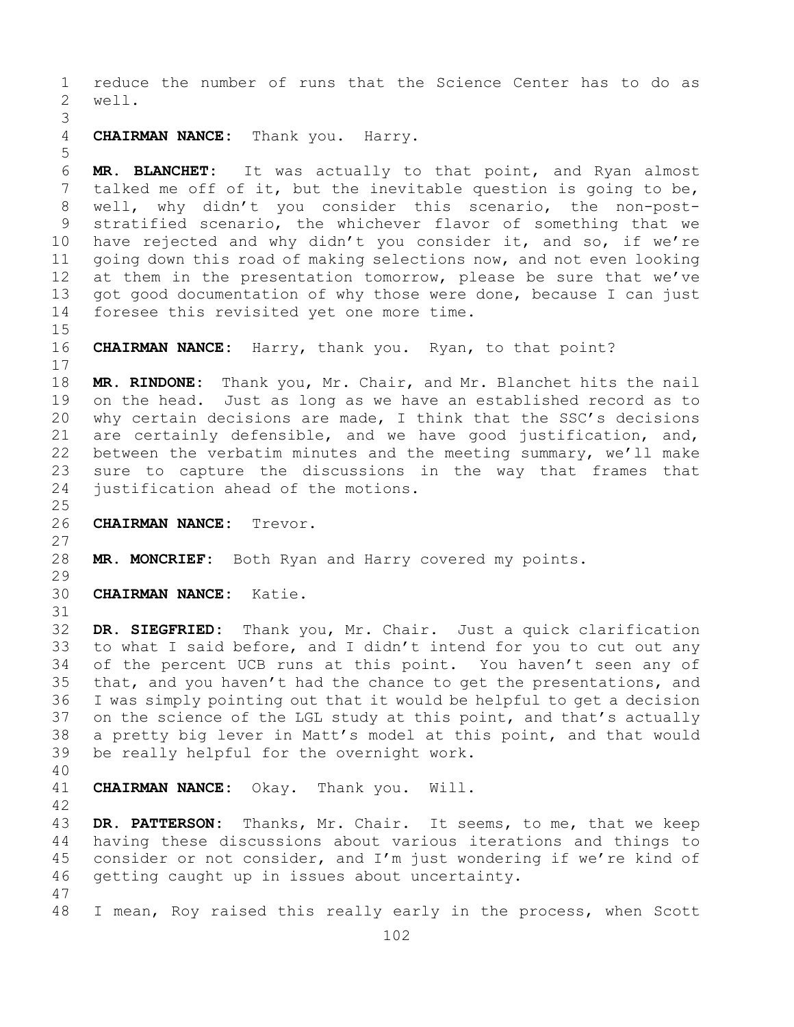reduce the number of runs that the Science Center has to do as well.

**CHAIRMAN NANCE:** Thank you. Harry.

**MR. BLANCHET:** It was actually to that point, and Ryan almost talked me off of it, but the inevitable question is going to be, well, why didn't you consider this scenario, the non-post-stratified scenario, the whichever flavor of something that we have rejected and why didn't you consider it, and so, if we're going down this road of making selections now, and not even looking at them in the presentation tomorrow, please be sure that we've got good documentation of why those were done, because I can just foresee this revisited yet one more time.

**CHAIRMAN NANCE:** Harry, thank you. Ryan, to that point?

**MR. RINDONE:** Thank you, Mr. Chair, and Mr. Blanchet hits the nail on the head. Just as long as we have an established record as to why certain decisions are made, I think that the SSC's decisions are certainly defensible, and we have good justification, and, between the verbatim minutes and the meeting summary, we'll make sure to capture the discussions in the way that frames that justification ahead of the motions.

**CHAIRMAN NANCE:** Trevor.

**MR. MONCRIEF:** Both Ryan and Harry covered my points.

**CHAIRMAN NANCE:** Katie.

**DR. SIEGFRIED:** Thank you, Mr. Chair. Just a quick clarification to what I said before, and I didn't intend for you to cut out any of the percent UCB runs at this point. You haven't seen any of that, and you haven't had the chance to get the presentations, and I was simply pointing out that it would be helpful to get a decision on the science of the LGL study at this point, and that's actually a pretty big lever in Matt's model at this point, and that would be really helpful for the overnight work.

**CHAIRMAN NANCE:** Okay. Thank you. Will.

**DR. PATTERSON:** Thanks, Mr. Chair. It seems, to me, that we keep having these discussions about various iterations and things to consider or not consider, and I'm just wondering if we're kind of getting caught up in issues about uncertainty.

I mean, Roy raised this really early in the process, when Scott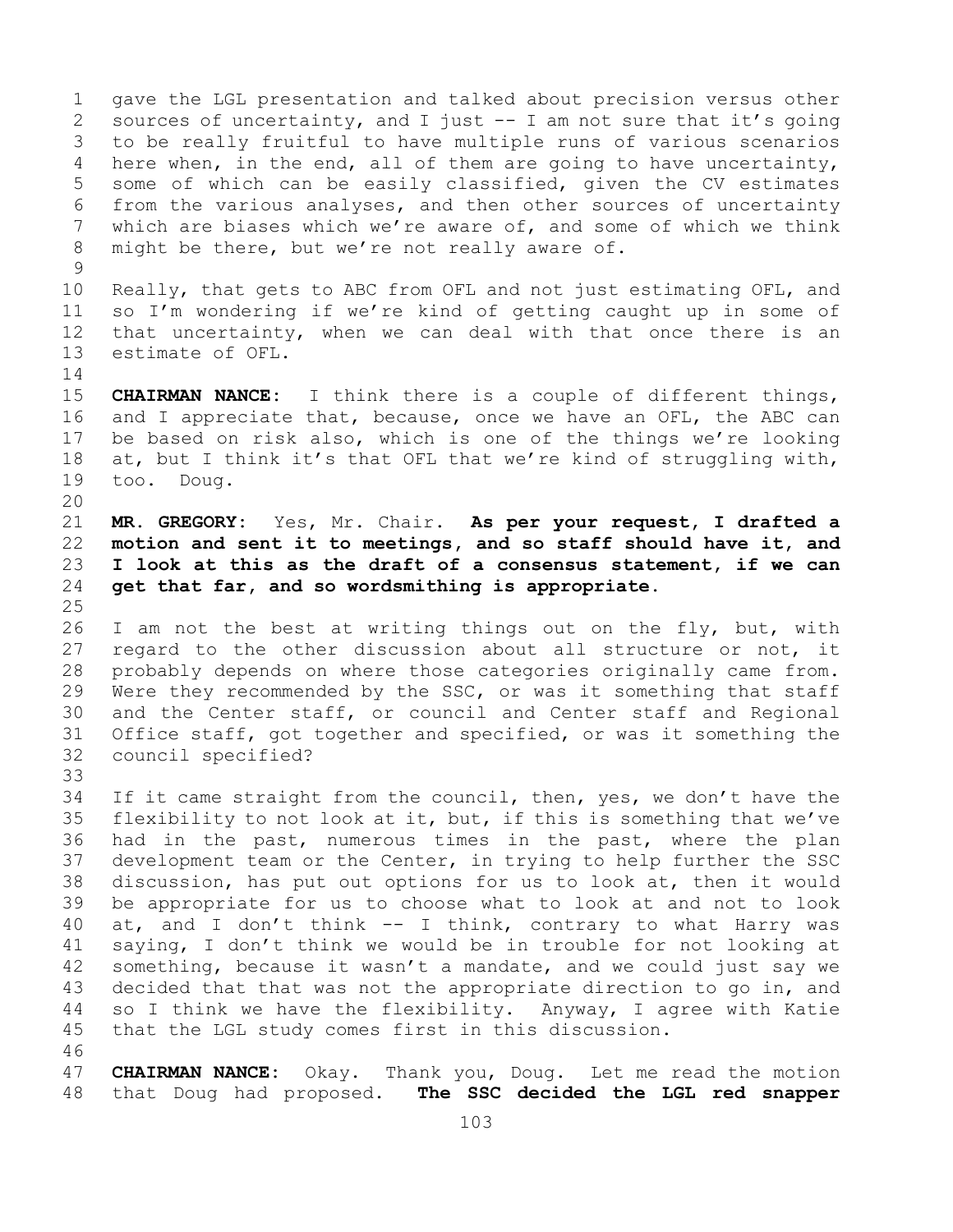gave the LGL presentation and talked about precision versus other sources of uncertainty, and I just -- I am not sure that it's going to be really fruitful to have multiple runs of various scenarios here when, in the end, all of them are going to have uncertainty, some of which can be easily classified, given the CV estimates from the various analyses, and then other sources of uncertainty which are biases which we're aware of, and some of which we think might be there, but we're not really aware of.

Really, that gets to ABC from OFL and not just estimating OFL, and so I'm wondering if we're kind of getting caught up in some of that uncertainty, when we can deal with that once there is an estimate of OFL.

**CHAIRMAN NANCE:** I think there is a couple of different things, and I appreciate that, because, once we have an OFL, the ABC can be based on risk also, which is one of the things we're looking at, but I think it's that OFL that we're kind of struggling with, too. Doug.

**MR. GREGORY:** Yes, Mr. Chair. **As per your request, I drafted a motion and sent it to meetings, and so staff should have it, and I look at this as the draft of a consensus statement, if we can get that far, and so wordsmithing is appropriate.**

I am not the best at writing things out on the fly, but, with regard to the other discussion about all structure or not, it probably depends on where those categories originally came from. Were they recommended by the SSC, or was it something that staff and the Center staff, or council and Center staff and Regional Office staff, got together and specified, or was it something the council specified?

If it came straight from the council, then, yes, we don't have the flexibility to not look at it, but, if this is something that we've had in the past, numerous times in the past, where the plan development team or the Center, in trying to help further the SSC discussion, has put out options for us to look at, then it would be appropriate for us to choose what to look at and not to look at, and I don't think -- I think, contrary to what Harry was saying, I don't think we would be in trouble for not looking at something, because it wasn't a mandate, and we could just say we decided that that was not the appropriate direction to go in, and so I think we have the flexibility. Anyway, I agree with Katie that the LGL study comes first in this discussion.

**CHAIRMAN NANCE:** Okay. Thank you, Doug. Let me read the motion that Doug had proposed. **The SSC decided the LGL red snapper**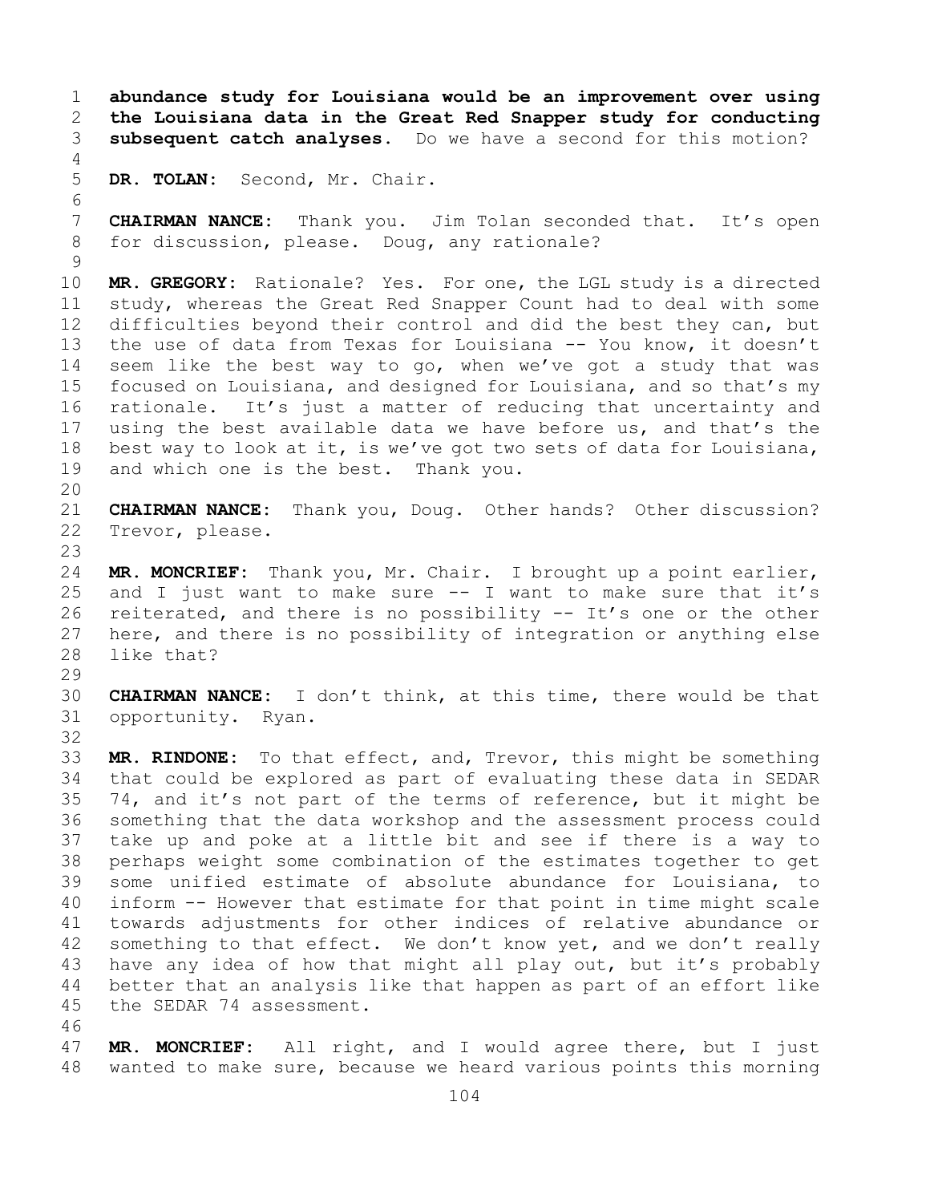**abundance study for Louisiana would be an improvement over using the Louisiana data in the Great Red Snapper study for conducting subsequent catch analyses.** Do we have a second for this motion?

**DR. TOLAN:** Second, Mr. Chair.

**CHAIRMAN NANCE:** Thank you. Jim Tolan seconded that. It's open for discussion, please. Doug, any rationale?

**MR. GREGORY:** Rationale? Yes. For one, the LGL study is a directed study, whereas the Great Red Snapper Count had to deal with some difficulties beyond their control and did the best they can, but the use of data from Texas for Louisiana -- You know, it doesn't seem like the best way to go, when we've got a study that was focused on Louisiana, and designed for Louisiana, and so that's my rationale. It's just a matter of reducing that uncertainty and using the best available data we have before us, and that's the best way to look at it, is we've got two sets of data for Louisiana, and which one is the best. Thank you.

**CHAIRMAN NANCE:** Thank you, Doug. Other hands? Other discussion? Trevor, please.

**MR. MONCRIEF:** Thank you, Mr. Chair. I brought up a point earlier, and I just want to make sure -- I want to make sure that it's reiterated, and there is no possibility -- It's one or the other here, and there is no possibility of integration or anything else like that?

**CHAIRMAN NANCE:** I don't think, at this time, there would be that opportunity. Ryan.

**MR. RINDONE:** To that effect, and, Trevor, this might be something that could be explored as part of evaluating these data in SEDAR 74, and it's not part of the terms of reference, but it might be something that the data workshop and the assessment process could take up and poke at a little bit and see if there is a way to perhaps weight some combination of the estimates together to get some unified estimate of absolute abundance for Louisiana, to inform -- However that estimate for that point in time might scale towards adjustments for other indices of relative abundance or something to that effect. We don't know yet, and we don't really have any idea of how that might all play out, but it's probably better that an analysis like that happen as part of an effort like the SEDAR 74 assessment.

**MR. MONCRIEF:** All right, and I would agree there, but I just wanted to make sure, because we heard various points this morning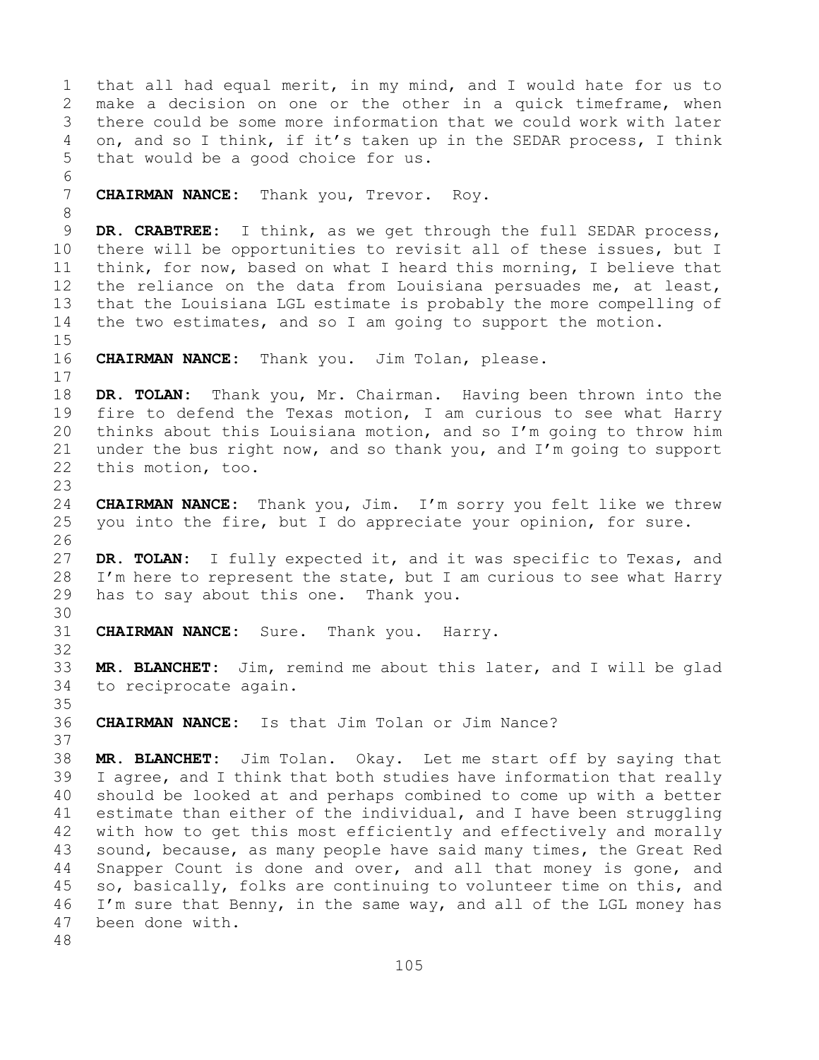that all had equal merit, in my mind, and I would hate for us to make a decision on one or the other in a quick timeframe, when there could be some more information that we could work with later on, and so I think, if it's taken up in the SEDAR process, I think that would be a good choice for us.

**CHAIRMAN NANCE:** Thank you, Trevor. Roy.

**DR. CRABTREE:** I think, as we get through the full SEDAR process, there will be opportunities to revisit all of these issues, but I think, for now, based on what I heard this morning, I believe that the reliance on the data from Louisiana persuades me, at least, that the Louisiana LGL estimate is probably the more compelling of the two estimates, and so I am going to support the motion.

**CHAIRMAN NANCE:** Thank you. Jim Tolan, please.

**DR. TOLAN:** Thank you, Mr. Chairman. Having been thrown into the fire to defend the Texas motion, I am curious to see what Harry thinks about this Louisiana motion, and so I'm going to throw him under the bus right now, and so thank you, and I'm going to support this motion, too.

**CHAIRMAN NANCE:** Thank you, Jim. I'm sorry you felt like we threw you into the fire, but I do appreciate your opinion, for sure.

**DR. TOLAN:** I fully expected it, and it was specific to Texas, and I'm here to represent the state, but I am curious to see what Harry has to say about this one. Thank you.

**CHAIRMAN NANCE:** Sure. Thank you. Harry.

**MR. BLANCHET:** Jim, remind me about this later, and I will be glad to reciprocate again.

**CHAIRMAN NANCE:** Is that Jim Tolan or Jim Nance?

**MR. BLANCHET:** Jim Tolan. Okay. Let me start off by saying that I agree, and I think that both studies have information that really should be looked at and perhaps combined to come up with a better estimate than either of the individual, and I have been struggling with how to get this most efficiently and effectively and morally sound, because, as many people have said many times, the Great Red Snapper Count is done and over, and all that money is gone, and so, basically, folks are continuing to volunteer time on this, and I'm sure that Benny, in the same way, and all of the LGL money has been done with.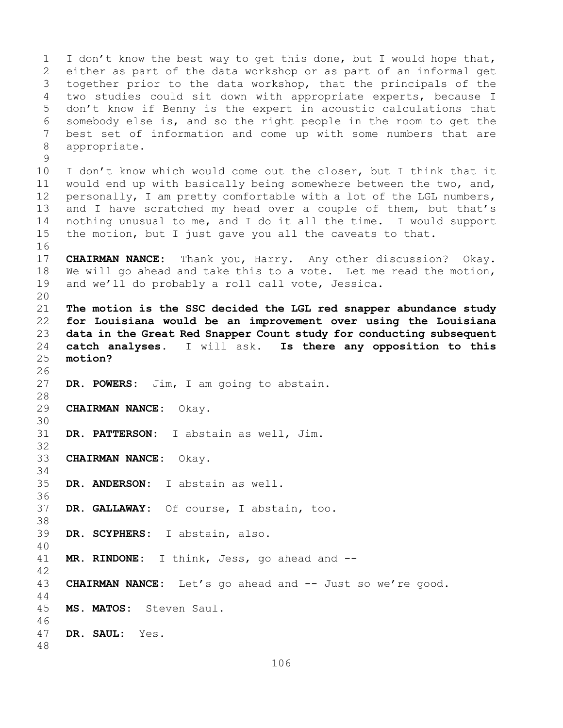I don't know the best way to get this done, but I would hope that, either as part of the data workshop or as part of an informal get together prior to the data workshop, that the principals of the two studies could sit down with appropriate experts, because I don't know if Benny is the expert in acoustic calculations that somebody else is, and so the right people in the room to get the best set of information and come up with some numbers that are appropriate.

I don't know which would come out the closer, but I think that it would end up with basically being somewhere between the two, and, personally, I am pretty comfortable with a lot of the LGL numbers, and I have scratched my head over a couple of them, but that's nothing unusual to me, and I do it all the time. I would support the motion, but I just gave you all the caveats to that.

**CHAIRMAN NANCE:** Thank you, Harry. Any other discussion? Okay. We will go ahead and take this to a vote. Let me read the motion, and we'll do probably a roll call vote, Jessica.

**The motion is the SSC decided the LGL red snapper abundance study for Louisiana would be an improvement over using the Louisiana data in the Great Red Snapper Count study for conducting subsequent catch analyses.** I will ask. **Is there any opposition to this motion?**

**DR. POWERS:** Jim, I am going to abstain.

**CHAIRMAN NANCE:** Okay.

**DR. PATTERSON:** I abstain as well, Jim.

**CHAIRMAN NANCE:** Okay.

**DR. ANDERSON:** I abstain as well.

**DR. GALLAWAY:** Of course, I abstain, too.

**DR. SCYPHERS:** I abstain, also.

**MR. RINDONE:** I think, Jess, go ahead and --

**CHAIRMAN NANCE:** Let's go ahead and -- Just so we're good.

**MS. MATOS:** Steven Saul.

**DR. SAUL:** Yes.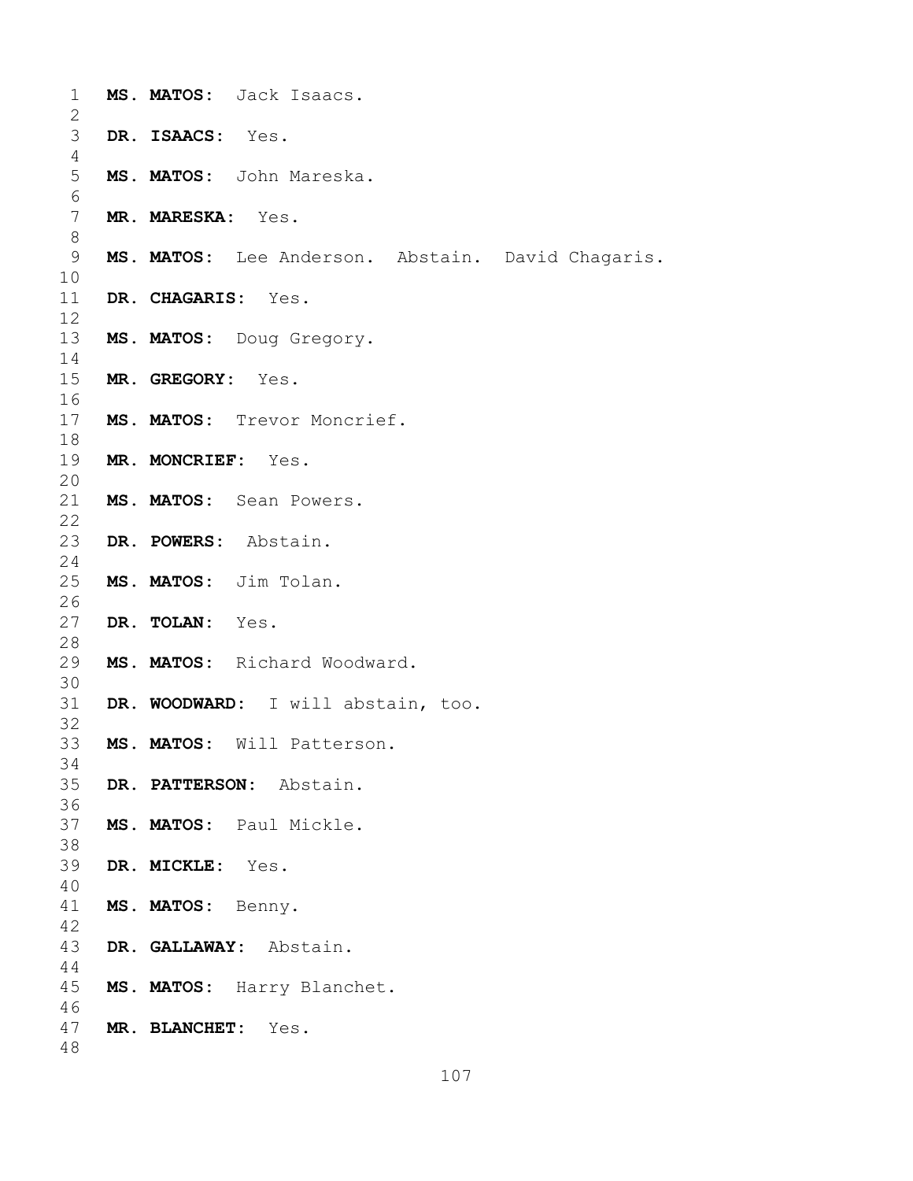**MS. MATOS:** Jack Isaacs.

**DR. ISAACS:** Yes.

**MS. MATOS:** John Mareska.

**MR. MARESKA:** Yes.

**MS. MATOS:** Lee Anderson. Abstain. David Chagaris.

**DR. CHAGARIS:** Yes.

**MS. MATOS:** Doug Gregory.

**MR. GREGORY:** Yes.

**MS. MATOS:** Trevor Moncrief.

**MR. MONCRIEF:** Yes.

**MS. MATOS:** Sean Powers.

**DR. POWERS:** Abstain.

**MS. MATOS:** Jim Tolan.

**DR. TOLAN:** Yes.

**MS. MATOS:** Richard Woodward.

**DR. WOODWARD:** I will abstain, too.

**MS. MATOS:** Will Patterson.

**DR. PATTERSON:** Abstain.

**MS. MATOS:** Paul Mickle.

**DR. MICKLE:** Yes.

**MS. MATOS:** Benny.

**DR. GALLAWAY:** Abstain.

**MS. MATOS:** Harry Blanchet.

**MR. BLANCHET:** Yes.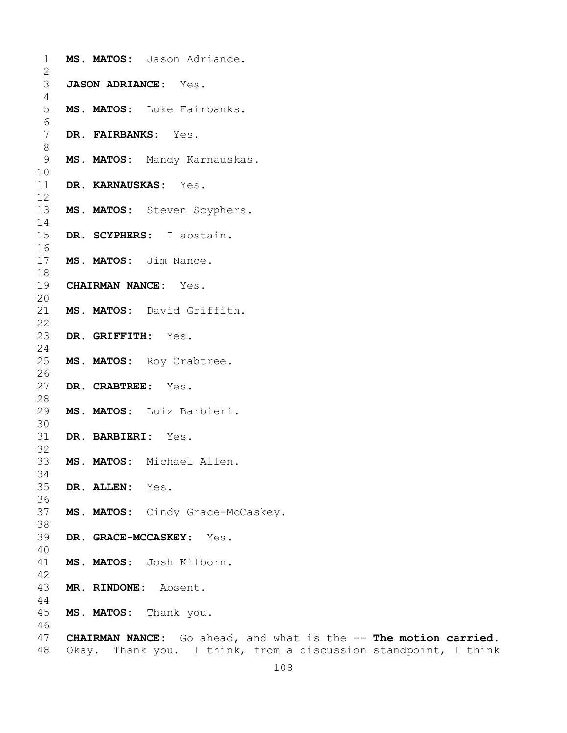**MS. MATOS:** Jason Adriance.

**JASON ADRIANCE:** Yes.

**MS. MATOS:** Luke Fairbanks.

**DR. FAIRBANKS:** Yes.

**MS. MATOS:** Mandy Karnauskas.

**DR. KARNAUSKAS:** Yes.

**MS. MATOS:** Steven Scyphers.

**DR. SCYPHERS:** I abstain.

**MS. MATOS:** Jim Nance.

**CHAIRMAN NANCE:** Yes.

**MS. MATOS:** David Griffith.

**DR. GRIFFITH:** Yes.

**MS. MATOS:** Roy Crabtree.

**DR. CRABTREE:** Yes.

**MS. MATOS:** Luiz Barbieri.

**DR. BARBIERI:** Yes.

**MS. MATOS:** Michael Allen.

**DR. ALLEN:** Yes.

**MS. MATOS:** Cindy Grace-McCaskey.

**DR. GRACE-MCCASKEY:** Yes.

**MS. MATOS:** Josh Kilborn.

**MR. RINDONE:** Absent.

**MS. MATOS:** Thank you.

**CHAIRMAN NANCE:** Go ahead, and what is the -- **The motion carried.** Okay. Thank you. I think, from a discussion standpoint, I think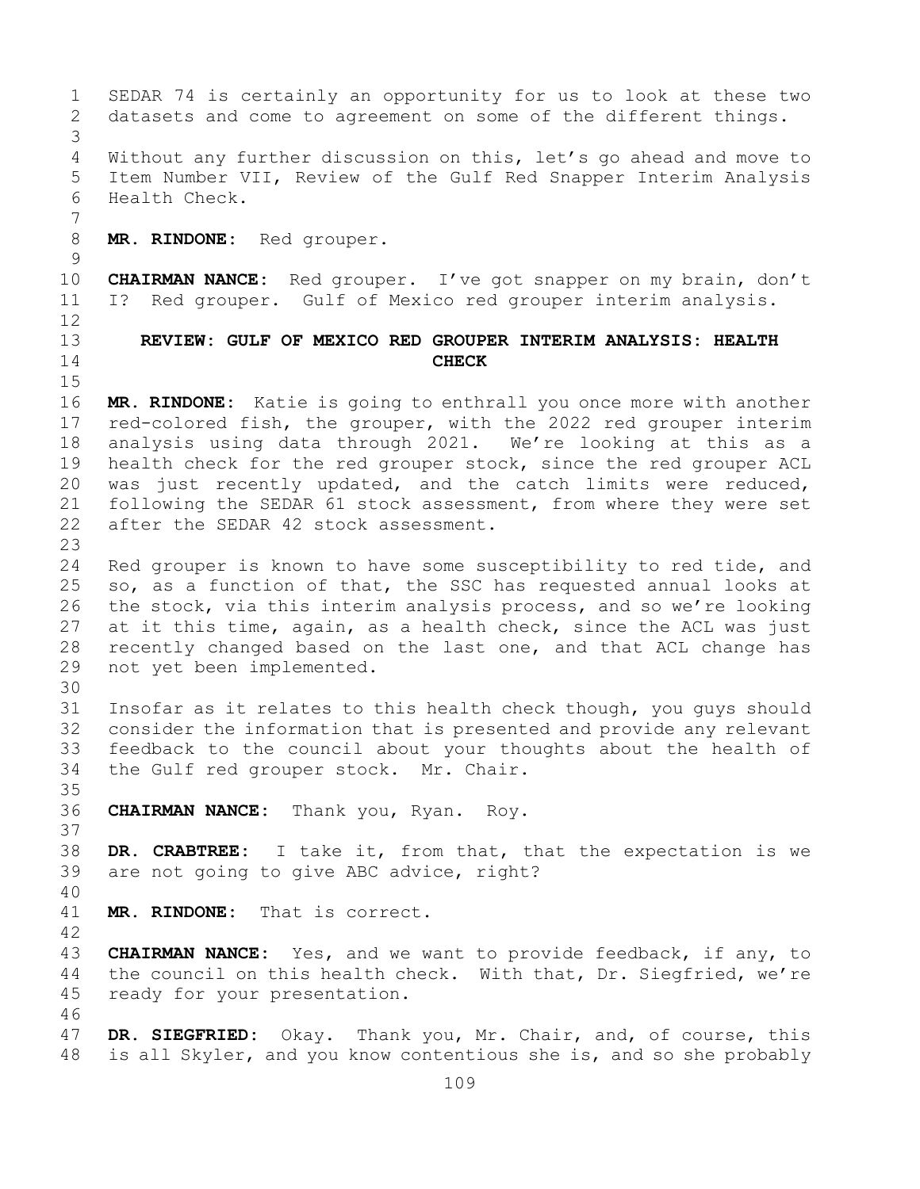SEDAR 74 is certainly an opportunity for us to look at these two datasets and come to agreement on some of the different things.

Without any further discussion on this, let's go ahead and move to Item Number VII, Review of the Gulf Red Snapper Interim Analysis Health Check.

**MR. RINDONE:** Red grouper.

**CHAIRMAN NANCE:** Red grouper. I've got snapper on my brain, don't I? Red grouper. Gulf of Mexico red grouper interim analysis.

## REVIEW: GULF OF MEXICO RED GROUPER INTERIM ANALYSIS: HEALTH CHECK

**MR. RINDONE:** Katie is going to enthrall you once more with another red-colored fish, the grouper, with the 2022 red grouper interim analysis using data through 2021. We're looking at this as a health check for the red grouper stock, since the red grouper ACL was just recently updated, and the catch limits were reduced, following the SEDAR 61 stock assessment, from where they were set after the SEDAR 42 stock assessment.

Red grouper is known to have some susceptibility to red tide, and so, as a function of that, the SSC has requested annual looks at the stock, via this interim analysis process, and so we're looking at it this time, again, as a health check, since the ACL was just recently changed based on the last one, and that ACL change has not yet been implemented.

Insofar as it relates to this health check though, you guys should consider the information that is presented and provide any relevant feedback to the council about your thoughts about the health of the Gulf red grouper stock. Mr. Chair.

**CHAIRMAN NANCE:** Thank you, Ryan. Roy.

**DR. CRABTREE:** I take it, from that, that the expectation is we are not going to give ABC advice, right?

**MR. RINDONE:** That is correct.

**CHAIRMAN NANCE:** Yes, and we want to provide feedback, if any, to the council on this health check. With that, Dr. Siegfried, we're ready for your presentation.

**DR. SIEGFRIED:** Okay. Thank you, Mr. Chair, and, of course, this is all Skyler, and you know contentious she is, and so she probably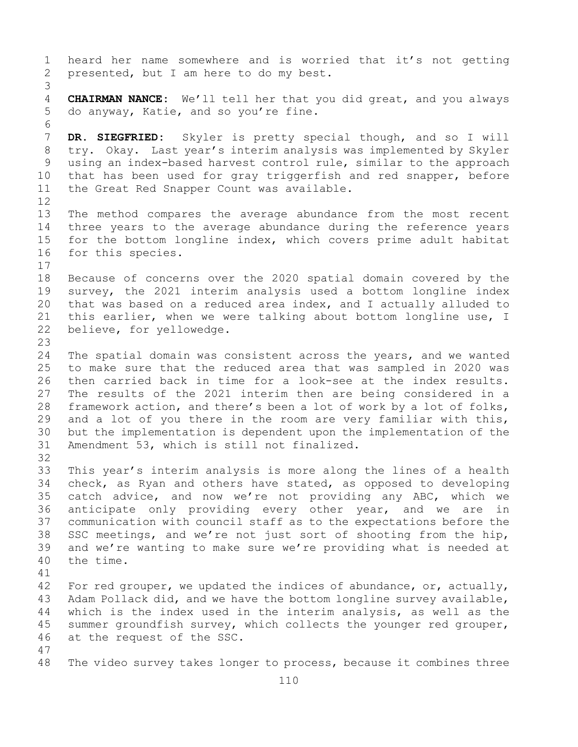heard her name somewhere and is worried that it's not getting presented, but I am here to do my best.

**CHAIRMAN NANCE:** We'll tell her that you did great, and you always do anyway, Katie, and so you're fine.

**DR. SIEGFRIED:** Skyler is pretty special though, and so I will try. Okay. Last year's interim analysis was implemented by Skyler using an index-based harvest control rule, similar to the approach that has been used for gray triggerfish and red snapper, before the Great Red Snapper Count was available.

The method compares the average abundance from the most recent three years to the average abundance during the reference years for the bottom longline index, which covers prime adult habitat for this species.

Because of concerns over the 2020 spatial domain covered by the survey, the 2021 interim analysis used a bottom longline index that was based on a reduced area index, and I actually alluded to this earlier, when we were talking about bottom longline use, I believe, for yellowedge.

The spatial domain was consistent across the years, and we wanted to make sure that the reduced area that was sampled in 2020 was then carried back in time for a look-see at the index results. The results of the 2021 interim then are being considered in a framework action, and there's been a lot of work by a lot of folks, and a lot of you there in the room are very familiar with this, but the implementation is dependent upon the implementation of the Amendment 53, which is still not finalized.

This year's interim analysis is more along the lines of a health check, as Ryan and others have stated, as opposed to developing catch advice, and now we're not providing any ABC, which we anticipate only providing every other year, and we are in communication with council staff as to the expectations before the SSC meetings, and we're not just sort of shooting from the hip, and we're wanting to make sure we're providing what is needed at the time.

For red grouper, we updated the indices of abundance, or, actually, Adam Pollack did, and we have the bottom longline survey available, which is the index used in the interim analysis, as well as the summer groundfish survey, which collects the younger red grouper, at the request of the SSC.

The video survey takes longer to process, because it combines three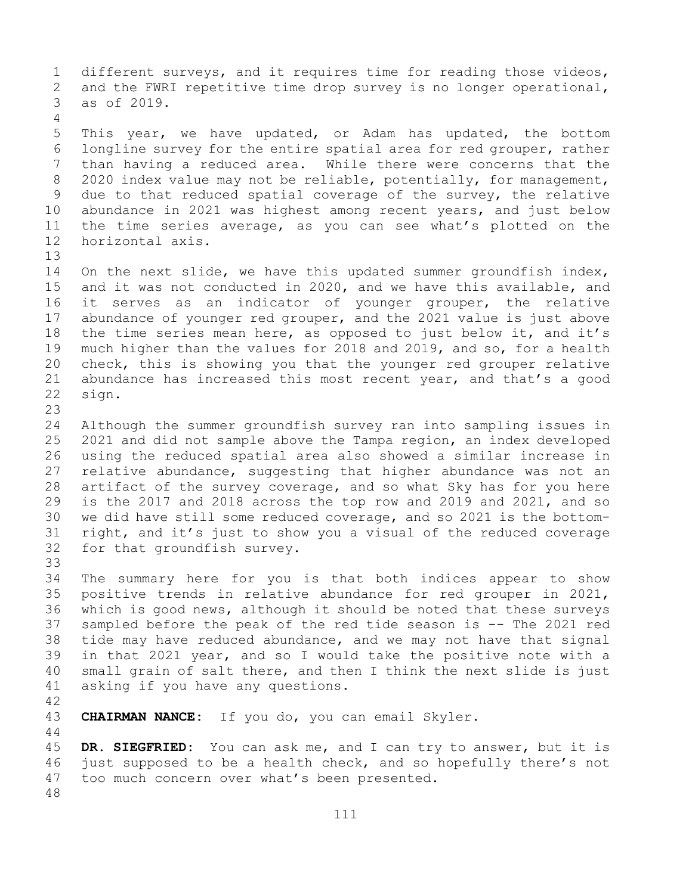different surveys, and it requires time for reading those videos, and the FWRI repetitive time drop survey is no longer operational, as of 2019.

This year, we have updated, or Adam has updated, the bottom longline survey for the entire spatial area for red grouper, rather than having a reduced area. While there were concerns that the 2020 index value may not be reliable, potentially, for management, due to that reduced spatial coverage of the survey, the relative abundance in 2021 was highest among recent years, and just below the time series average, as you can see what's plotted on the horizontal axis.

On the next slide, we have this updated summer groundfish index, and it was not conducted in 2020, and we have this available, and it serves as an indicator of younger grouper, the relative abundance of younger red grouper, and the 2021 value is just above the time series mean here, as opposed to just below it, and it's much higher than the values for 2018 and 2019, and so, for a health check, this is showing you that the younger red grouper relative abundance has increased this most recent year, and that's a good sign.

Although the summer groundfish survey ran into sampling issues in 2021 and did not sample above the Tampa region, an index developed using the reduced spatial area also showed a similar increase in relative abundance, suggesting that higher abundance was not an artifact of the survey coverage, and so what Sky has for you here is the 2017 and 2018 across the top row and 2019 and 2021, and so we did have still some reduced coverage, and so 2021 is the bottom-right, and it's just to show you a visual of the reduced coverage for that groundfish survey.

The summary here for you is that both indices appear to show positive trends in relative abundance for red grouper in 2021, which is good news, although it should be noted that these surveys sampled before the peak of the red tide season is -- The 2021 red tide may have reduced abundance, and we may not have that signal in that 2021 year, and so I would take the positive note with a small grain of salt there, and then I think the next slide is just asking if you have any questions.

**CHAIRMAN NANCE:** If you do, you can email Skyler.

**DR. SIEGFRIED:** You can ask me, and I can try to answer, but it is just supposed to be a health check, and so hopefully there's not too much concern over what's been presented.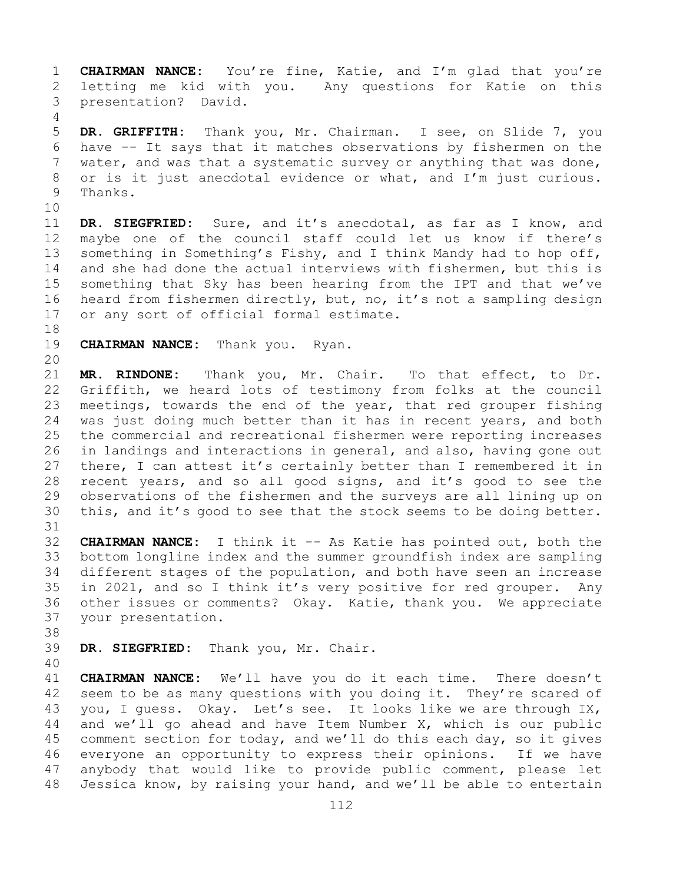**CHAIRMAN NANCE:** You're fine, Katie, and I'm glad that you're letting me kid with you. Any questions for Katie on this presentation? David.

**DR. GRIFFITH:** Thank you, Mr. Chairman. I see, on Slide 7, you have -- It says that it matches observations by fishermen on the water, and was that a systematic survey or anything that was done, or is it just anecdotal evidence or what, and I'm just curious. Thanks.

**DR. SIEGFRIED:** Sure, and it's anecdotal, as far as I know, and maybe one of the council staff could let us know if there's something in Something's Fishy, and I think Mandy had to hop off, and she had done the actual interviews with fishermen, but this is something that Sky has been hearing from the IPT and that we've heard from fishermen directly, but, no, it's not a sampling design or any sort of official formal estimate.

**CHAIRMAN NANCE:** Thank you. Ryan.

**MR. RINDONE:** Thank you, Mr. Chair. To that effect, to Dr. Griffith, we heard lots of testimony from folks at the council meetings, towards the end of the year, that red grouper fishing was just doing much better than it has in recent years, and both the commercial and recreational fishermen were reporting increases in landings and interactions in general, and also, having gone out there, I can attest it's certainly better than I remembered it in recent years, and so all good signs, and it's good to see the observations of the fishermen and the surveys are all lining up on this, and it's good to see that the stock seems to be doing better.

**CHAIRMAN NANCE:** I think it -- As Katie has pointed out, both the bottom longline index and the summer groundfish index are sampling different stages of the population, and both have seen an increase in 2021, and so I think it's very positive for red grouper. Any other issues or comments? Okay. Katie, thank you. We appreciate your presentation.

**DR. SIEGFRIED:** Thank you, Mr. Chair.

**CHAIRMAN NANCE:** We'll have you do it each time. There doesn't seem to be as many questions with you doing it. They're scared of you, I guess. Okay. Let's see. It looks like we are through IX, and we'll go ahead and have Item Number X, which is our public comment section for today, and we'll do this each day, so it gives everyone an opportunity to express their opinions. If we have anybody that would like to provide public comment, please let Jessica know, by raising your hand, and we'll be able to entertain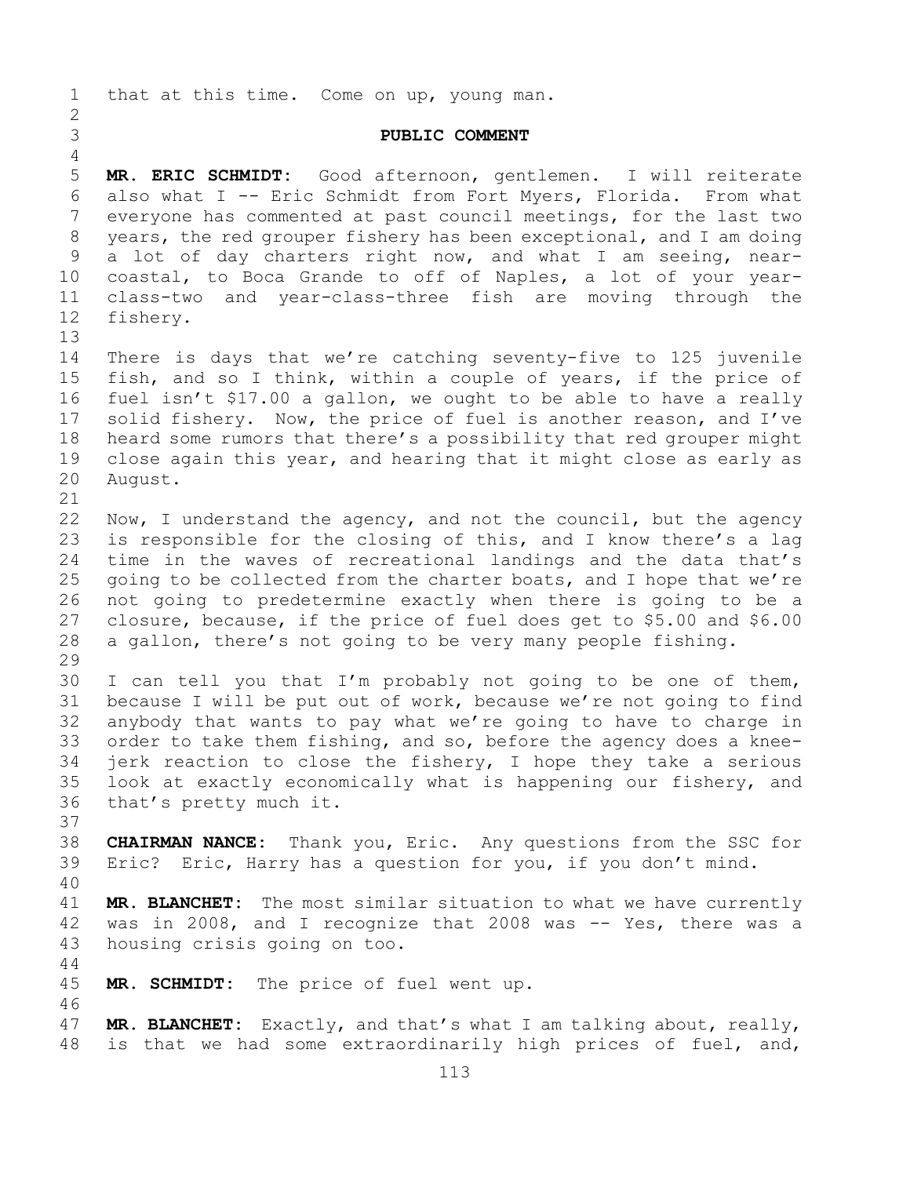that at this time. Come on up, young man.

### PUBLIC COMMENT

**MR. ERIC SCHMIDT:** Good afternoon, gentlemen. I will reiterate also what I -- Eric Schmidt from Fort Myers, Florida. From what everyone has commented at past council meetings, for the last two years, the red grouper fishery has been exceptional, and I am doing a lot of day charters right now, and what I am seeing, near-coastal, to Boca Grande to off of Naples, a lot of your year-class-two and year-class-three fish are moving through the fishery.

There is days that we're catching seventy-five to 125 juvenile fish, and so I think, within a couple of years, if the price of fuel isn't $17.00 a gallon, we ought to be able to have a really solid fishery. Now, the price of fuel is another reason, and I've heard some rumors that there's a possibility that red grouper might close again this year, and hearing that it might close as early as August.

Now, I understand the agency, and not the council, but the agency is responsible for the closing of this, and I know there's a lag time in the waves of recreational landings and the data that's going to be collected from the charter boats, and I hope that we're not going to predetermine exactly when there is going to be a closure, because, if the price of fuel does get to $5.00 and $6.00 a gallon, there's not going to be very many people fishing.

I can tell you that I'm probably not going to be one of them, because I will be put out of work, because we're not going to find anybody that wants to pay what we're going to have to charge in order to take them fishing, and so, before the agency does a knee-jerk reaction to close the fishery, I hope they take a serious look at exactly economically what is happening our fishery, and that's pretty much it.

**CHAIRMAN NANCE:** Thank you, Eric. Any questions from the SSC for Eric? Eric, Harry has a question for you, if you don't mind.

**MR. BLANCHET:** The most similar situation to what we have currently was in 2008, and I recognize that 2008 was -- Yes, there was a housing crisis going on too.

**MR. SCHMIDT:** The price of fuel went up.

**MR. BLANCHET:** Exactly, and that's what I am talking about, really, is that we had some extraordinarily high prices of fuel, and,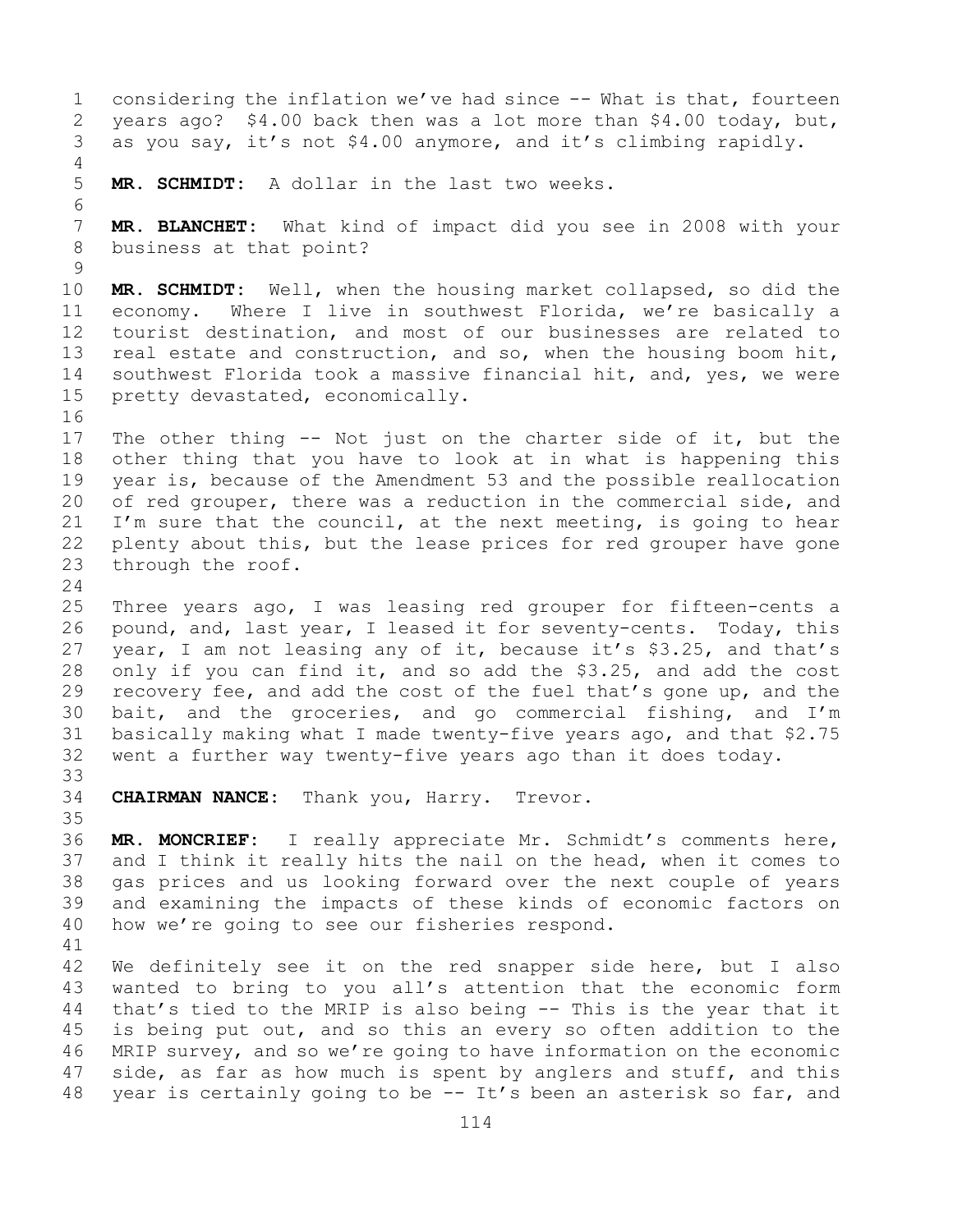considering the inflation we've had since -- What is that, fourteen years ago? $4.00 back then was a lot more than $4.00 today, but, as you say, it's not $4.00 anymore, and it's climbing rapidly.

**MR. SCHMIDT:** A dollar in the last two weeks.

**MR. BLANCHET:** What kind of impact did you see in 2008 with your business at that point?

**MR. SCHMIDT:** Well, when the housing market collapsed, so did the economy. Where I live in southwest Florida, we're basically a tourist destination, and most of our businesses are related to real estate and construction, and so, when the housing boom hit, southwest Florida took a massive financial hit, and, yes, we were pretty devastated, economically.

The other thing -- Not just on the charter side of it, but the other thing that you have to look at in what is happening this year is, because of the Amendment 53 and the possible reallocation of red grouper, there was a reduction in the commercial side, and I'm sure that the council, at the next meeting, is going to hear plenty about this, but the lease prices for red grouper have gone through the roof.

Three years ago, I was leasing red grouper for fifteen-cents a pound, and, last year, I leased it for seventy-cents. Today, this year, I am not leasing any of it, because it's $3.25, and that's only if you can find it, and so add the $3.25, and add the cost recovery fee, and add the cost of the fuel that's gone up, and the bait, and the groceries, and go commercial fishing, and I'm basically making what I made twenty-five years ago, and that $2.75 went a further way twenty-five years ago than it does today.

**CHAIRMAN NANCE:** Thank you, Harry. Trevor.

**MR. MONCRIEF:** I really appreciate Mr. Schmidt's comments here, and I think it really hits the nail on the head, when it comes to gas prices and us looking forward over the next couple of years and examining the impacts of these kinds of economic factors on how we're going to see our fisheries respond.

We definitely see it on the red snapper side here, but I also wanted to bring to you all's attention that the economic form that's tied to the MRIP is also being -- This is the year that it is being put out, and so this an every so often addition to the MRIP survey, and so we're going to have information on the economic side, as far as how much is spent by anglers and stuff, and this year is certainly going to be -- It's been an asterisk so far, and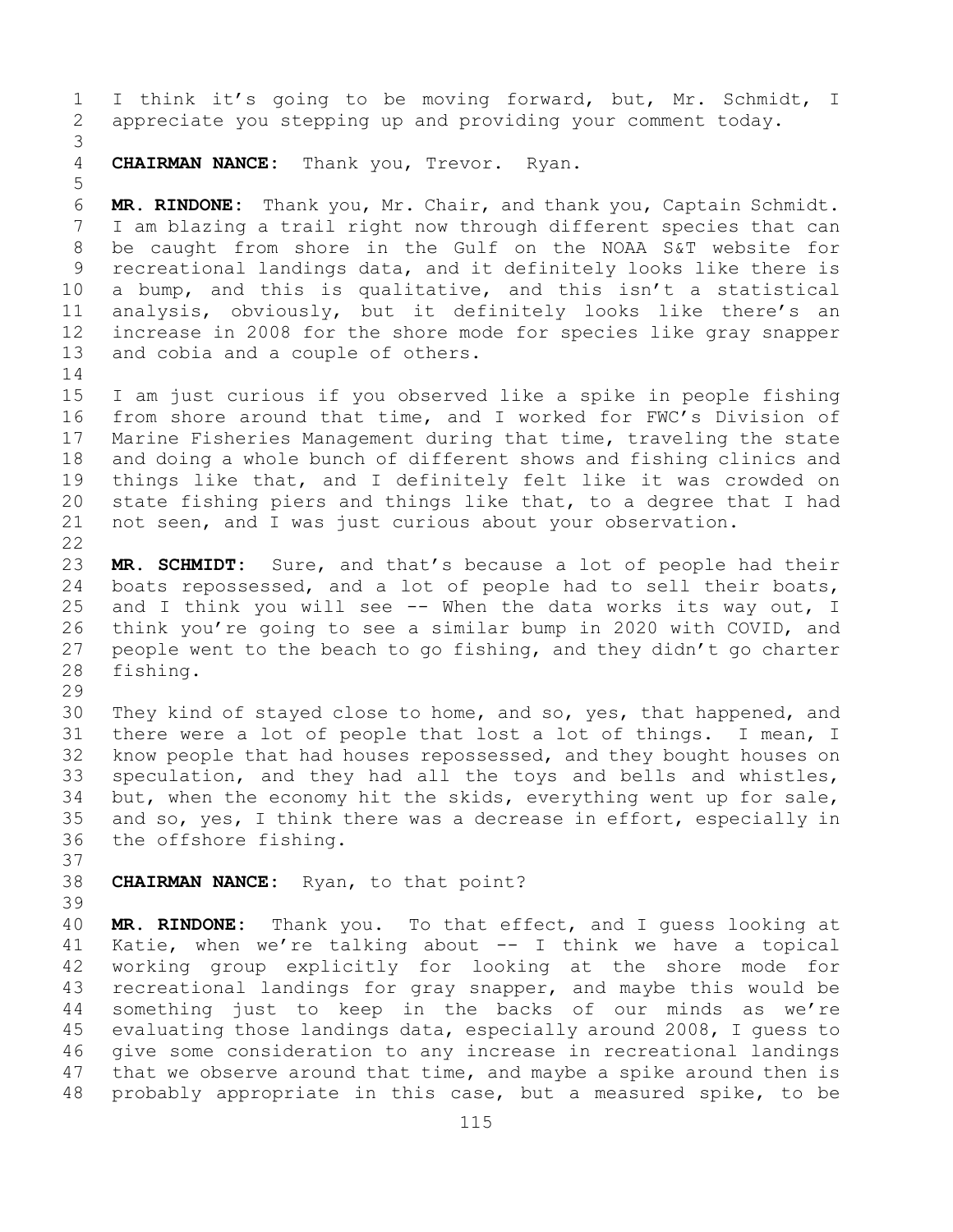I think it's going to be moving forward, but, Mr. Schmidt, I appreciate you stepping up and providing your comment today.

**CHAIRMAN NANCE:** Thank you, Trevor. Ryan.

**MR. RINDONE:** Thank you, Mr. Chair, and thank you, Captain Schmidt. I am blazing a trail right now through different species that can be caught from shore in the Gulf on the NOAA S&T website for recreational landings data, and it definitely looks like there is a bump, and this is qualitative, and this isn't a statistical analysis, obviously, but it definitely looks like there's an increase in 2008 for the shore mode for species like gray snapper and cobia and a couple of others.

I am just curious if you observed like a spike in people fishing from shore around that time, and I worked for FWC's Division of Marine Fisheries Management during that time, traveling the state and doing a whole bunch of different shows and fishing clinics and things like that, and I definitely felt like it was crowded on state fishing piers and things like that, to a degree that I had not seen, and I was just curious about your observation.

**MR. SCHMIDT:** Sure, and that's because a lot of people had their boats repossessed, and a lot of people had to sell their boats, and I think you will see -- When the data works its way out, I think you're going to see a similar bump in 2020 with COVID, and people went to the beach to go fishing, and they didn't go charter fishing.

They kind of stayed close to home, and so, yes, that happened, and there were a lot of people that lost a lot of things. I mean, I know people that had houses repossessed, and they bought houses on speculation, and they had all the toys and bells and whistles, but, when the economy hit the skids, everything went up for sale, and so, yes, I think there was a decrease in effort, especially in the offshore fishing.

**CHAIRMAN NANCE:** Ryan, to that point?

**MR. RINDONE:** Thank you. To that effect, and I guess looking at Katie, when we're talking about -- I think we have a topical working group explicitly for looking at the shore mode for recreational landings for gray snapper, and maybe this would be something just to keep in the backs of our minds as we're evaluating those landings data, especially around 2008, I guess to give some consideration to any increase in recreational landings that we observe around that time, and maybe a spike around then is probably appropriate in this case, but a measured spike, to be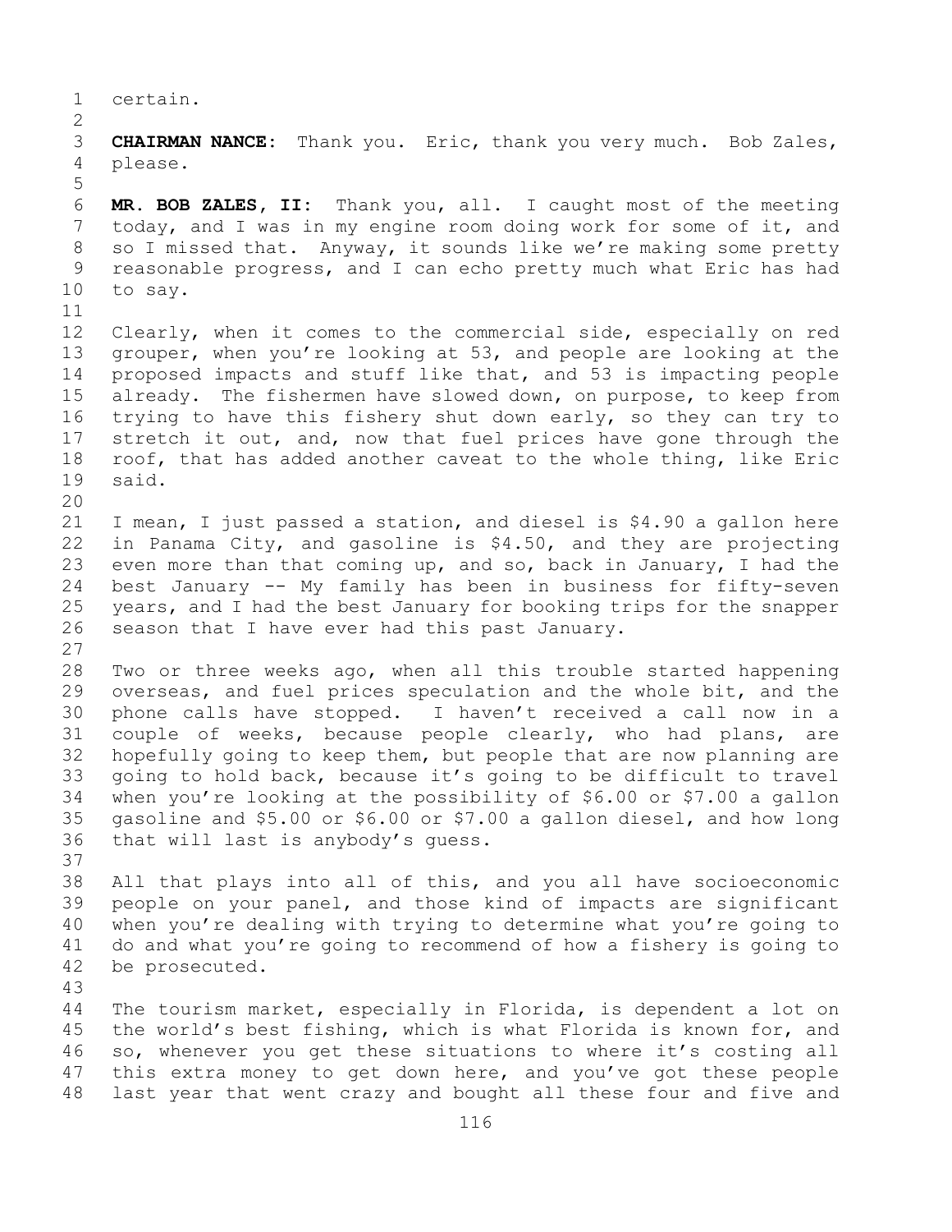certain.

**CHAIRMAN NANCE:** Thank you. Eric, thank you very much. Bob Zales, please.

**MR. BOB ZALES, II:** Thank you, all. I caught most of the meeting today, and I was in my engine room doing work for some of it, and so I missed that. Anyway, it sounds like we're making some pretty reasonable progress, and I can echo pretty much what Eric has had to say.

Clearly, when it comes to the commercial side, especially on red grouper, when you're looking at 53, and people are looking at the proposed impacts and stuff like that, and 53 is impacting people already. The fishermen have slowed down, on purpose, to keep from trying to have this fishery shut down early, so they can try to stretch it out, and, now that fuel prices have gone through the roof, that has added another caveat to the whole thing, like Eric said.

I mean, I just passed a station, and diesel is $4.90 a gallon here in Panama City, and gasoline is $4.50, and they are projecting even more than that coming up, and so, back in January, I had the best January -- My family has been in business for fifty-seven years, and I had the best January for booking trips for the snapper season that I have ever had this past January.

Two or three weeks ago, when all this trouble started happening overseas, and fuel prices speculation and the whole bit, and the phone calls have stopped. I haven't received a call now in a couple of weeks, because people clearly, who had plans, are hopefully going to keep them, but people that are now planning are going to hold back, because it's going to be difficult to travel when you're looking at the possibility of $6.00 or $7.00 a gallon gasoline and $5.00 or $6.00 or $7.00 a gallon diesel, and how long that will last is anybody's guess.

All that plays into all of this, and you all have socioeconomic people on your panel, and those kind of impacts are significant when you're dealing with trying to determine what you're going to do and what you're going to recommend of how a fishery is going to be prosecuted.

The tourism market, especially in Florida, is dependent a lot on the world's best fishing, which is what Florida is known for, and so, whenever you get these situations to where it's costing all this extra money to get down here, and you've got these people last year that went crazy and bought all these four and five and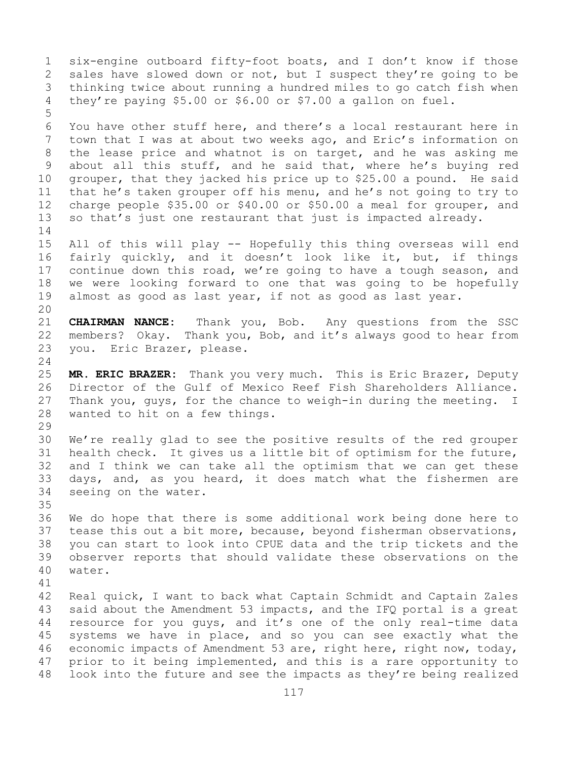six-engine outboard fifty-foot boats, and I don't know if those sales have slowed down or not, but I suspect they're going to be thinking twice about running a hundred miles to go catch fish when they're paying $5.00 or $6.00 or $7.00 a gallon on fuel.

You have other stuff here, and there's a local restaurant here in town that I was at about two weeks ago, and Eric's information on the lease price and whatnot is on target, and he was asking me about all this stuff, and he said that, where he's buying red grouper, that they jacked his price up to $25.00 a pound. He said that he's taken grouper off his menu, and he's not going to try to charge people $35.00 or $40.00 or $50.00 a meal for grouper, and so that's just one restaurant that just is impacted already.

All of this will play -- Hopefully this thing overseas will end fairly quickly, and it doesn't look like it, but, if things continue down this road, we're going to have a tough season, and we were looking forward to one that was going to be hopefully almost as good as last year, if not as good as last year.

**CHAIRMAN NANCE:** Thank you, Bob. Any questions from the SSC members? Okay. Thank you, Bob, and it's always good to hear from you. Eric Brazer, please.

**MR. ERIC BRAZER:** Thank you very much. This is Eric Brazer, Deputy Director of the Gulf of Mexico Reef Fish Shareholders Alliance. Thank you, guys, for the chance to weigh-in during the meeting. I wanted to hit on a few things.

We're really glad to see the positive results of the red grouper health check. It gives us a little bit of optimism for the future, and I think we can take all the optimism that we can get these days, and, as you heard, it does match what the fishermen are seeing on the water.

We do hope that there is some additional work being done here to tease this out a bit more, because, beyond fisherman observations, you can start to look into CPUE data and the trip tickets and the observer reports that should validate these observations on the water.

Real quick, I want to back what Captain Schmidt and Captain Zales said about the Amendment 53 impacts, and the IFQ portal is a great resource for you guys, and it's one of the only real-time data systems we have in place, and so you can see exactly what the economic impacts of Amendment 53 are, right here, right now, today, prior to it being implemented, and this is a rare opportunity to look into the future and see the impacts as they're being realized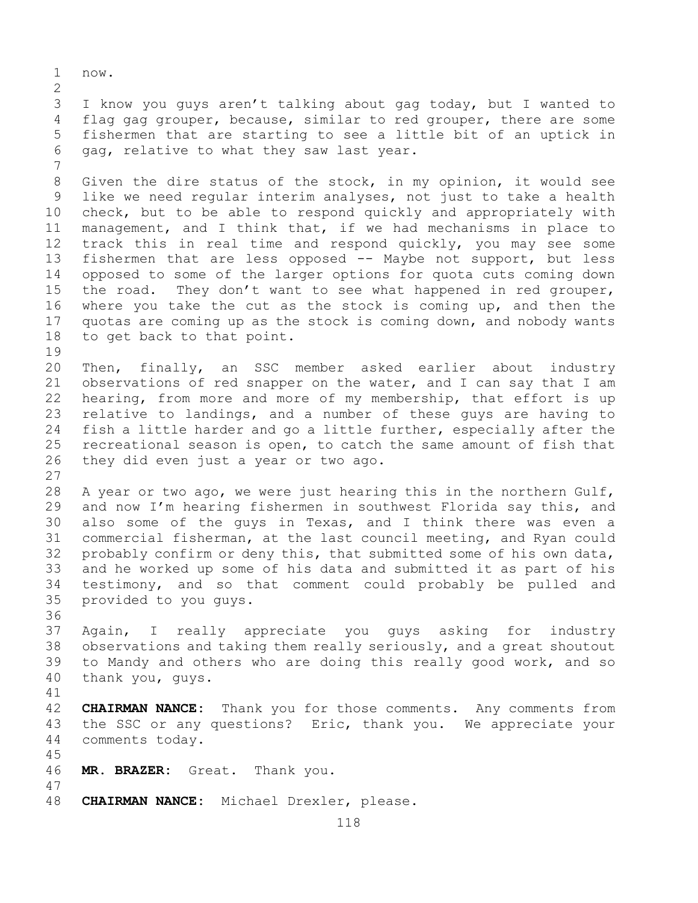now.

I know you guys aren't talking about gag today, but I wanted to flag gag grouper, because, similar to red grouper, there are some fishermen that are starting to see a little bit of an uptick in gag, relative to what they saw last year.

Given the dire status of the stock, in my opinion, it would see like we need regular interim analyses, not just to take a health check, but to be able to respond quickly and appropriately with management, and I think that, if we had mechanisms in place to track this in real time and respond quickly, you may see some fishermen that are less opposed -- Maybe not support, but less opposed to some of the larger options for quota cuts coming down the road. They don't want to see what happened in red grouper, where you take the cut as the stock is coming up, and then the quotas are coming up as the stock is coming down, and nobody wants to get back to that point.

Then, finally, an SSC member asked earlier about industry observations of red snapper on the water, and I can say that I am hearing, from more and more of my membership, that effort is up relative to landings, and a number of these guys are having to fish a little harder and go a little further, especially after the recreational season is open, to catch the same amount of fish that they did even just a year or two ago.

A year or two ago, we were just hearing this in the northern Gulf, and now I'm hearing fishermen in southwest Florida say this, and also some of the guys in Texas, and I think there was even a commercial fisherman, at the last council meeting, and Ryan could probably confirm or deny this, that submitted some of his own data, and he worked up some of his data and submitted it as part of his testimony, and so that comment could probably be pulled and provided to you guys.

Again, I really appreciate you guys asking for industry observations and taking them really seriously, and a great shoutout to Mandy and others who are doing this really good work, and so thank you, guys.

**CHAIRMAN NANCE:** Thank you for those comments. Any comments from the SSC or any questions? Eric, thank you. We appreciate your comments today.

**MR. BRAZER:** Great. Thank you.

**CHAIRMAN NANCE:** Michael Drexler, please.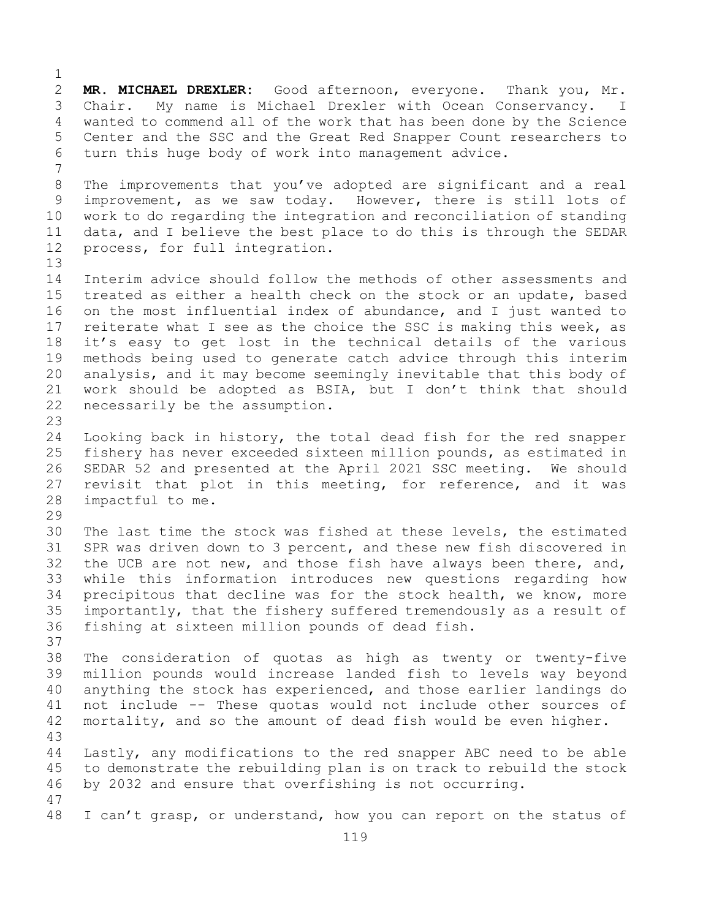**MR. MICHAEL DREXLER:** Good afternoon, everyone. Thank you, Mr. Chair. My name is Michael Drexler with Ocean Conservancy. I wanted to commend all of the work that has been done by the Science Center and the SSC and the Great Red Snapper Count researchers to turn this huge body of work into management advice.

The improvements that you've adopted are significant and a real improvement, as we saw today. However, there is still lots of work to do regarding the integration and reconciliation of standing data, and I believe the best place to do this is through the SEDAR process, for full integration.

Interim advice should follow the methods of other assessments and treated as either a health check on the stock or an update, based on the most influential index of abundance, and I just wanted to reiterate what I see as the choice the SSC is making this week, as it's easy to get lost in the technical details of the various methods being used to generate catch advice through this interim analysis, and it may become seemingly inevitable that this body of work should be adopted as BSIA, but I don't think that should necessarily be the assumption.

Looking back in history, the total dead fish for the red snapper fishery has never exceeded sixteen million pounds, as estimated in SEDAR 52 and presented at the April 2021 SSC meeting. We should revisit that plot in this meeting, for reference, and it was impactful to me.

The last time the stock was fished at these levels, the estimated SPR was driven down to 3 percent, and these new fish discovered in the UCB are not new, and those fish have always been there, and, while this information introduces new questions regarding how precipitous that decline was for the stock health, we know, more importantly, that the fishery suffered tremendously as a result of fishing at sixteen million pounds of dead fish.

The consideration of quotas as high as twenty or twenty-five million pounds would increase landed fish to levels way beyond anything the stock has experienced, and those earlier landings do not include -- These quotas would not include other sources of mortality, and so the amount of dead fish would be even higher.

Lastly, any modifications to the red snapper ABC need to be able to demonstrate the rebuilding plan is on track to rebuild the stock by 2032 and ensure that overfishing is not occurring.

I can't grasp, or understand, how you can report on the status of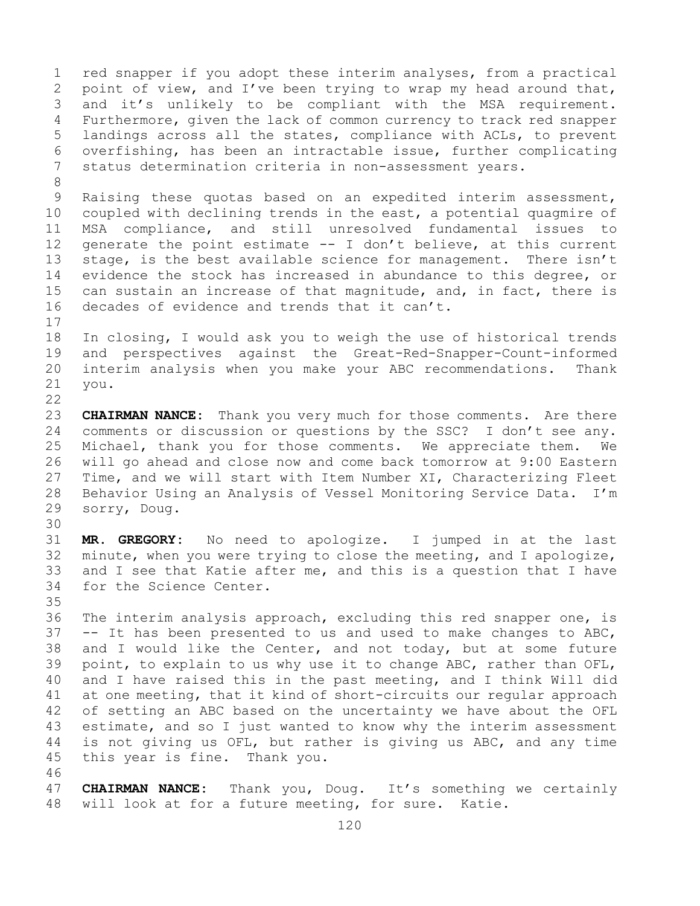red snapper if you adopt these interim analyses, from a practical point of view, and I've been trying to wrap my head around that, and it's unlikely to be compliant with the MSA requirement. Furthermore, given the lack of common currency to track red snapper landings across all the states, compliance with ACLs, to prevent overfishing, has been an intractable issue, further complicating status determination criteria in non-assessment years.

Raising these quotas based on an expedited interim assessment, coupled with declining trends in the east, a potential quagmire of MSA compliance, and still unresolved fundamental issues to generate the point estimate -- I don't believe, at this current stage, is the best available science for management. There isn't evidence the stock has increased in abundance to this degree, or can sustain an increase of that magnitude, and, in fact, there is decades of evidence and trends that it can't.

In closing, I would ask you to weigh the use of historical trends and perspectives against the Great-Red-Snapper-Count-informed interim analysis when you make your ABC recommendations. Thank you.

**CHAIRMAN NANCE:** Thank you very much for those comments. Are there comments or discussion or questions by the SSC? I don't see any. Michael, thank you for those comments. We appreciate them. We will go ahead and close now and come back tomorrow at 9:00 Eastern Time, and we will start with Item Number XI, Characterizing Fleet Behavior Using an Analysis of Vessel Monitoring Service Data. I'm sorry, Doug.

**MR. GREGORY:** No need to apologize. I jumped in at the last minute, when you were trying to close the meeting, and I apologize, and I see that Katie after me, and this is a question that I have for the Science Center.

The interim analysis approach, excluding this red snapper one, is -- It has been presented to us and used to make changes to ABC, and I would like the Center, and not today, but at some future point, to explain to us why use it to change ABC, rather than OFL, and I have raised this in the past meeting, and I think Will did at one meeting, that it kind of short-circuits our regular approach of setting an ABC based on the uncertainty we have about the OFL estimate, and so I just wanted to know why the interim assessment is not giving us OFL, but rather is giving us ABC, and any time this year is fine. Thank you.

**CHAIRMAN NANCE:** Thank you, Doug. It's something we certainly will look at for a future meeting, for sure. Katie.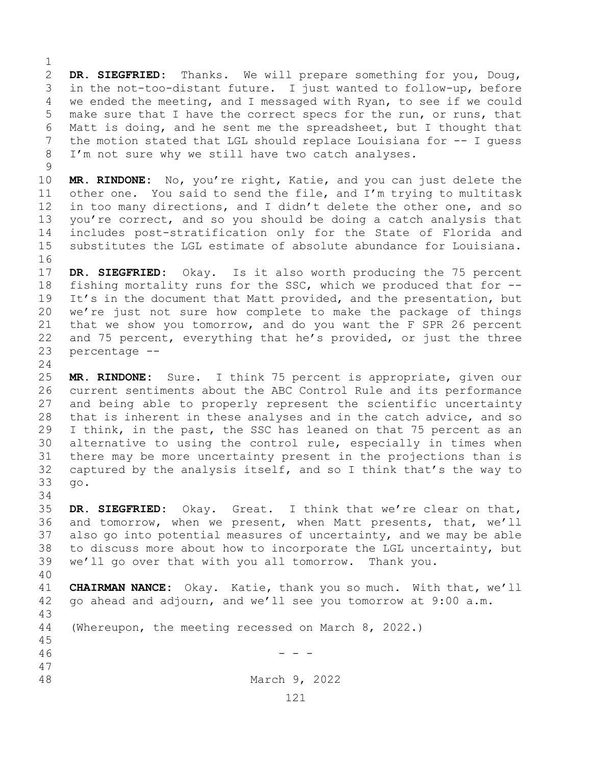**DR. SIEGFRIED:** Thanks. We will prepare something for you, Doug, in the not-too-distant future. I just wanted to follow-up, before we ended the meeting, and I messaged with Ryan, to see if we could make sure that I have the correct specs for the run, or runs, that Matt is doing, and he sent me the spreadsheet, but I thought that the motion stated that LGL should replace Louisiana for -- I guess I'm not sure why we still have two catch analyses.

**MR. RINDONE:** No, you're right, Katie, and you can just delete the other one. You said to send the file, and I'm trying to multitask in too many directions, and I didn't delete the other one, and so you're correct, and so you should be doing a catch analysis that includes post-stratification only for the State of Florida and substitutes the LGL estimate of absolute abundance for Louisiana.

**DR. SIEGFRIED:** Okay. Is it also worth producing the 75 percent fishing mortality runs for the SSC, which we produced that for -- It's in the document that Matt provided, and the presentation, but we're just not sure how complete to make the package of things that we show you tomorrow, and do you want the F SPR 26 percent and 75 percent, everything that he's provided, or just the three percentage --

**MR. RINDONE:** Sure. I think 75 percent is appropriate, given our current sentiments about the ABC Control Rule and its performance and being able to properly represent the scientific uncertainty that is inherent in these analyses and in the catch advice, and so I think, in the past, the SSC has leaned on that 75 percent as an alternative to using the control rule, especially in times when there may be more uncertainty present in the projections than is captured by the analysis itself, and so I think that's the way to go.

**DR. SIEGFRIED:** Okay. Great. I think that we're clear on that, and tomorrow, when we present, when Matt presents, that, we'll also go into potential measures of uncertainty, and we may be able to discuss more about how to incorporate the LGL uncertainty, but we'll go over that with you all tomorrow. Thank you.

**CHAIRMAN NANCE:** Okay. Katie, thank you so much. With that, we'll go ahead and adjourn, and we'll see you tomorrow at 9:00 a.m.

(Whereupon, the meeting recessed on March 8, 2022.)

\- - -

March 9, 2022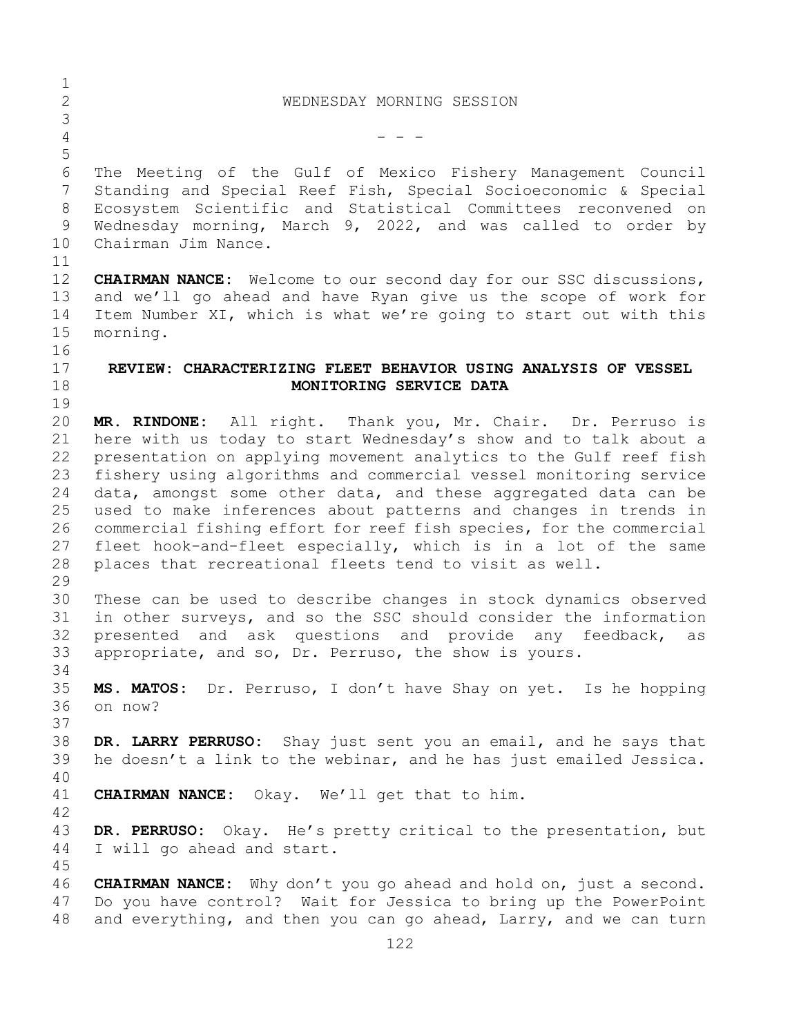WEDNESDAY MORNING SESSION

- - -

The Meeting of the Gulf of Mexico Fishery Management Council Standing and Special Reef Fish, Special Socioeconomic & Special Ecosystem Scientific and Statistical Committees reconvened on Wednesday morning, March 9, 2022, and was called to order by Chairman Jim Nance.

**CHAIRMAN NANCE:** Welcome to our second day for our SSC discussions, and we'll go ahead and have Ryan give us the scope of work for Item Number XI, which is what we're going to start out with this morning.

## REVIEW: CHARACTERIZING FLEET BEHAVIOR USING ANALYSIS OF VESSEL MONITORING SERVICE DATA

**MR. RINDONE:** All right. Thank you, Mr. Chair. Dr. Perruso is here with us today to start Wednesday's show and to talk about a presentation on applying movement analytics to the Gulf reef fish fishery using algorithms and commercial vessel monitoring service data, amongst some other data, and these aggregated data can be used to make inferences about patterns and changes in trends in commercial fishing effort for reef fish species, for the commercial fleet hook-and-fleet especially, which is in a lot of the same places that recreational fleets tend to visit as well.

These can be used to describe changes in stock dynamics observed in other surveys, and so the SSC should consider the information presented and ask questions and provide any feedback, as appropriate, and so, Dr. Perruso, the show is yours.

**MS. MATOS:** Dr. Perruso, I don't have Shay on yet. Is he hopping on now?

**DR. LARRY PERRUSO:** Shay just sent you an email, and he says that he doesn't a link to the webinar, and he has just emailed Jessica.

**CHAIRMAN NANCE:** Okay. We'll get that to him.

**DR. PERRUSO:** Okay. He's pretty critical to the presentation, but I will go ahead and start.

**CHAIRMAN NANCE:** Why don't you go ahead and hold on, just a second. Do you have control? Wait for Jessica to bring up the PowerPoint and everything, and then you can go ahead, Larry, and we can turn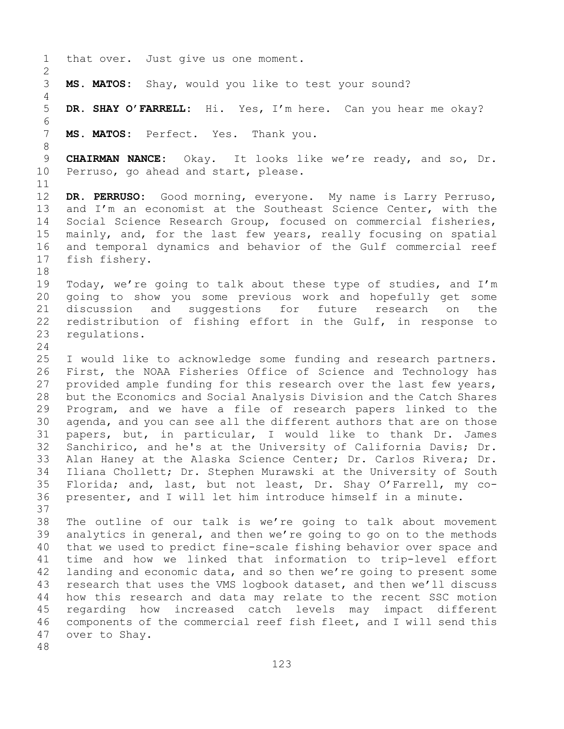that over. Just give us one moment.

**MS. MATOS:** Shay, would you like to test your sound?

**DR. SHAY O'FARRELL:** Hi. Yes, I'm here. Can you hear me okay?

**MS. MATOS:** Perfect. Yes. Thank you.

**CHAIRMAN NANCE:** Okay. It looks like we're ready, and so, Dr. Perruso, go ahead and start, please.

**DR. PERRUSO:** Good morning, everyone. My name is Larry Perruso, and I'm an economist at the Southeast Science Center, with the Social Science Research Group, focused on commercial fisheries, mainly, and, for the last few years, really focusing on spatial and temporal dynamics and behavior of the Gulf commercial reef fish fishery.

Today, we're going to talk about these type of studies, and I'm going to show you some previous work and hopefully get some discussion and suggestions for future research on the redistribution of fishing effort in the Gulf, in response to regulations.

I would like to acknowledge some funding and research partners. First, the NOAA Fisheries Office of Science and Technology has provided ample funding for this research over the last few years, but the Economics and Social Analysis Division and the Catch Shares Program, and we have a file of research papers linked to the agenda, and you can see all the different authors that are on those papers, but, in particular, I would like to thank Dr. James Sanchirico, and he's at the University of California Davis; Dr. Alan Haney at the Alaska Science Center; Dr. Carlos Rivera; Dr. Iliana Chollett; Dr. Stephen Murawski at the University of South Florida; and, last, but not least, Dr. Shay O'Farrell, my co-presenter, and I will let him introduce himself in a minute.

The outline of our talk is we're going to talk about movement analytics in general, and then we're going to go on to the methods that we used to predict fine-scale fishing behavior over space and time and how we linked that information to trip-level effort landing and economic data, and so then we're going to present some research that uses the VMS logbook dataset, and then we'll discuss how this research and data may relate to the recent SSC motion regarding how increased catch levels may impact different components of the commercial reef fish fleet, and I will send this over to Shay.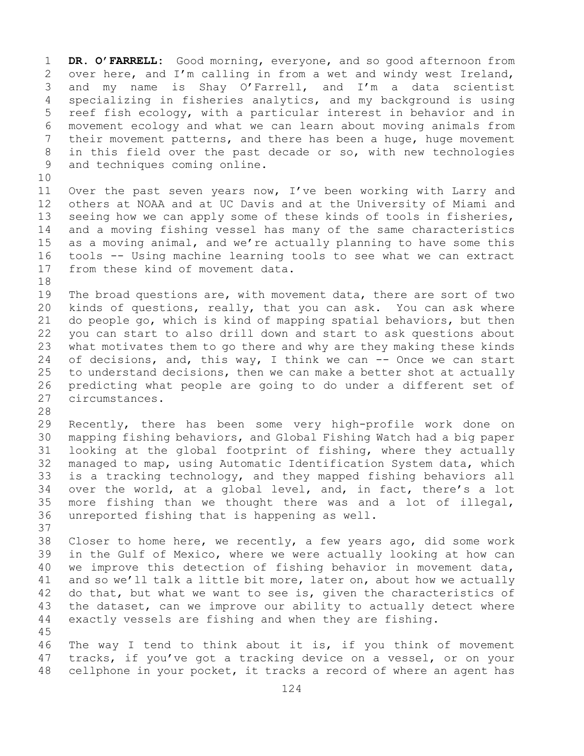**DR. O'FARRELL:** Good morning, everyone, and so good afternoon from over here, and I'm calling in from a wet and windy west Ireland, and my name is Shay O'Farrell, and I'm a data scientist specializing in fisheries analytics, and my background is using reef fish ecology, with a particular interest in behavior and in movement ecology and what we can learn about moving animals from their movement patterns, and there has been a huge, huge movement in this field over the past decade or so, with new technologies and techniques coming online.

Over the past seven years now, I've been working with Larry and others at NOAA and at UC Davis and at the University of Miami and seeing how we can apply some of these kinds of tools in fisheries, and a moving fishing vessel has many of the same characteristics as a moving animal, and we're actually planning to have some this tools -- Using machine learning tools to see what we can extract from these kind of movement data.

The broad questions are, with movement data, there are sort of two kinds of questions, really, that you can ask. You can ask where do people go, which is kind of mapping spatial behaviors, but then you can start to also drill down and start to ask questions about what motivates them to go there and why are they making these kinds of decisions, and, this way, I think we can -- Once we can start to understand decisions, then we can make a better shot at actually predicting what people are going to do under a different set of circumstances.

Recently, there has been some very high-profile work done on mapping fishing behaviors, and Global Fishing Watch had a big paper looking at the global footprint of fishing, where they actually managed to map, using Automatic Identification System data, which is a tracking technology, and they mapped fishing behaviors all over the world, at a global level, and, in fact, there's a lot more fishing than we thought there was and a lot of illegal, unreported fishing that is happening as well.

Closer to home here, we recently, a few years ago, did some work in the Gulf of Mexico, where we were actually looking at how can we improve this detection of fishing behavior in movement data, and so we'll talk a little bit more, later on, about how we actually do that, but what we want to see is, given the characteristics of the dataset, can we improve our ability to actually detect where exactly vessels are fishing and when they are fishing.

The way I tend to think about it is, if you think of movement tracks, if you've got a tracking device on a vessel, or on your cellphone in your pocket, it tracks a record of where an agent has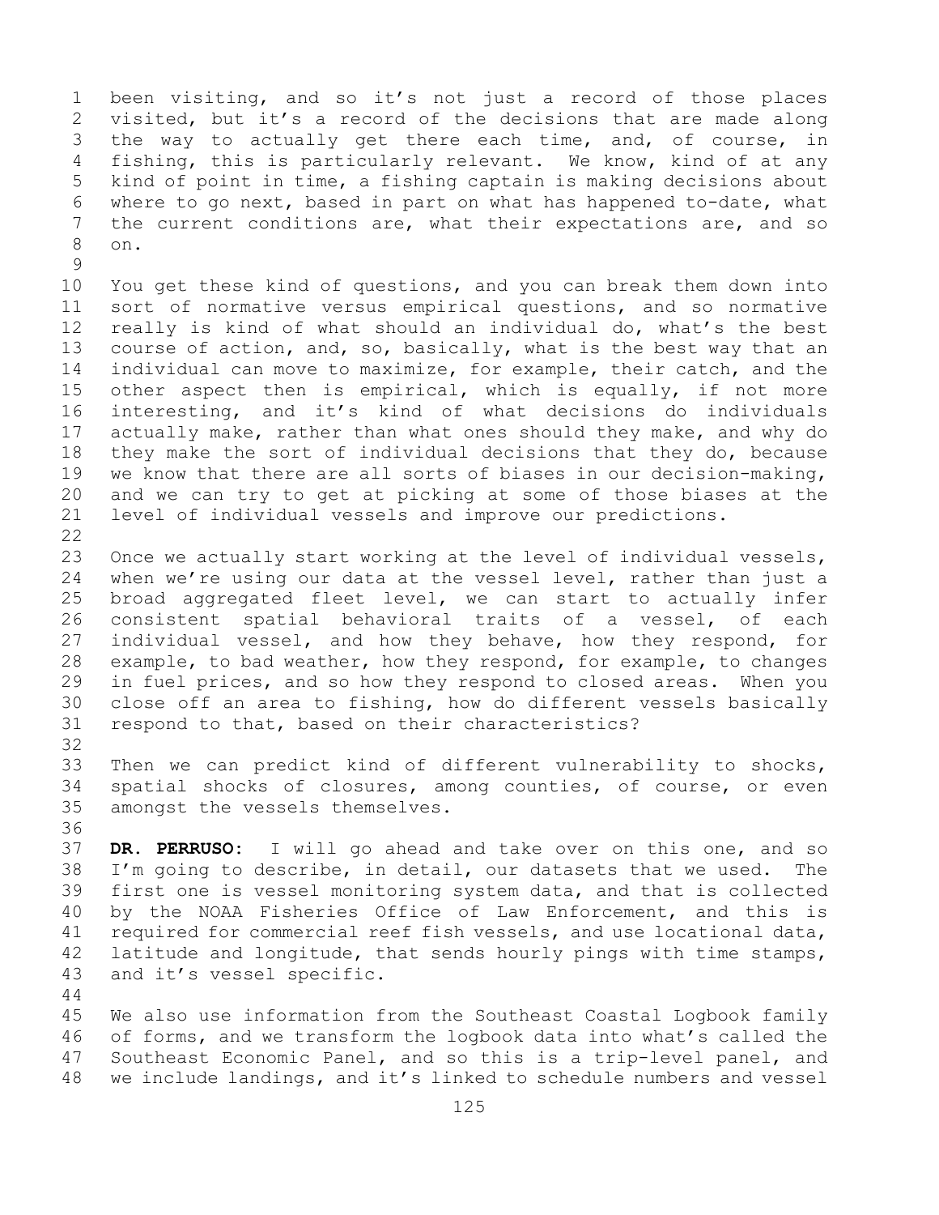been visiting, and so it's not just a record of those places visited, but it's a record of the decisions that are made along the way to actually get there each time, and, of course, in fishing, this is particularly relevant. We know, kind of at any kind of point in time, a fishing captain is making decisions about where to go next, based in part on what has happened to-date, what the current conditions are, what their expectations are, and so on.

You get these kind of questions, and you can break them down into sort of normative versus empirical questions, and so normative really is kind of what should an individual do, what's the best course of action, and, so, basically, what is the best way that an individual can move to maximize, for example, their catch, and the other aspect then is empirical, which is equally, if not more interesting, and it's kind of what decisions do individuals actually make, rather than what ones should they make, and why do they make the sort of individual decisions that they do, because we know that there are all sorts of biases in our decision-making, and we can try to get at picking at some of those biases at the level of individual vessels and improve our predictions.

Once we actually start working at the level of individual vessels, when we're using our data at the vessel level, rather than just a broad aggregated fleet level, we can start to actually infer consistent spatial behavioral traits of a vessel, of each individual vessel, and how they behave, how they respond, for example, to bad weather, how they respond, for example, to changes in fuel prices, and so how they respond to closed areas. When you close off an area to fishing, how do different vessels basically respond to that, based on their characteristics?

Then we can predict kind of different vulnerability to shocks, spatial shocks of closures, among counties, of course, or even amongst the vessels themselves.

**DR. PERRUSO:** I will go ahead and take over on this one, and so I'm going to describe, in detail, our datasets that we used. The first one is vessel monitoring system data, and that is collected by the NOAA Fisheries Office of Law Enforcement, and this is required for commercial reef fish vessels, and use locational data, latitude and longitude, that sends hourly pings with time stamps, and it's vessel specific.

We also use information from the Southeast Coastal Logbook family of forms, and we transform the logbook data into what's called the Southeast Economic Panel, and so this is a trip-level panel, and we include landings, and it's linked to schedule numbers and vessel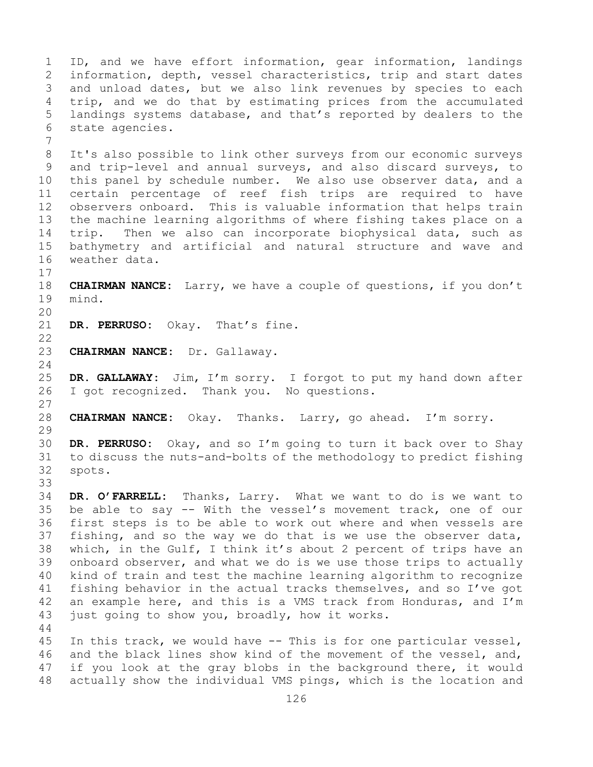ID, and we have effort information, gear information, landings information, depth, vessel characteristics, trip and start dates and unload dates, but we also link revenues by species to each trip, and we do that by estimating prices from the accumulated landings systems database, and that's reported by dealers to the state agencies.

It's also possible to link other surveys from our economic surveys and trip-level and annual surveys, and also discard surveys, to this panel by schedule number. We also use observer data, and a certain percentage of reef fish trips are required to have observers onboard. This is valuable information that helps train the machine learning algorithms of where fishing takes place on a trip. Then we also can incorporate biophysical data, such as bathymetry and artificial and natural structure and wave and weather data.

**CHAIRMAN NANCE:** Larry, we have a couple of questions, if you don't mind.

**DR. PERRUSO:** Okay. That's fine.

**CHAIRMAN NANCE:** Dr. Gallaway.

**DR. GALLAWAY:** Jim, I'm sorry. I forgot to put my hand down after I got recognized. Thank you. No questions.

**CHAIRMAN NANCE:** Okay. Thanks. Larry, go ahead. I'm sorry.

**DR. PERRUSO:** Okay, and so I'm going to turn it back over to Shay to discuss the nuts-and-bolts of the methodology to predict fishing spots.

**DR. O'FARRELL:** Thanks, Larry. What we want to do is we want to be able to say -- With the vessel's movement track, one of our first steps is to be able to work out where and when vessels are fishing, and so the way we do that is we use the observer data, which, in the Gulf, I think it's about 2 percent of trips have an onboard observer, and what we do is we use those trips to actually kind of train and test the machine learning algorithm to recognize fishing behavior in the actual tracks themselves, and so I've got an example here, and this is a VMS track from Honduras, and I'm just going to show you, broadly, how it works.

In this track, we would have -- This is for one particular vessel, and the black lines show kind of the movement of the vessel, and, if you look at the gray blobs in the background there, it would actually show the individual VMS pings, which is the location and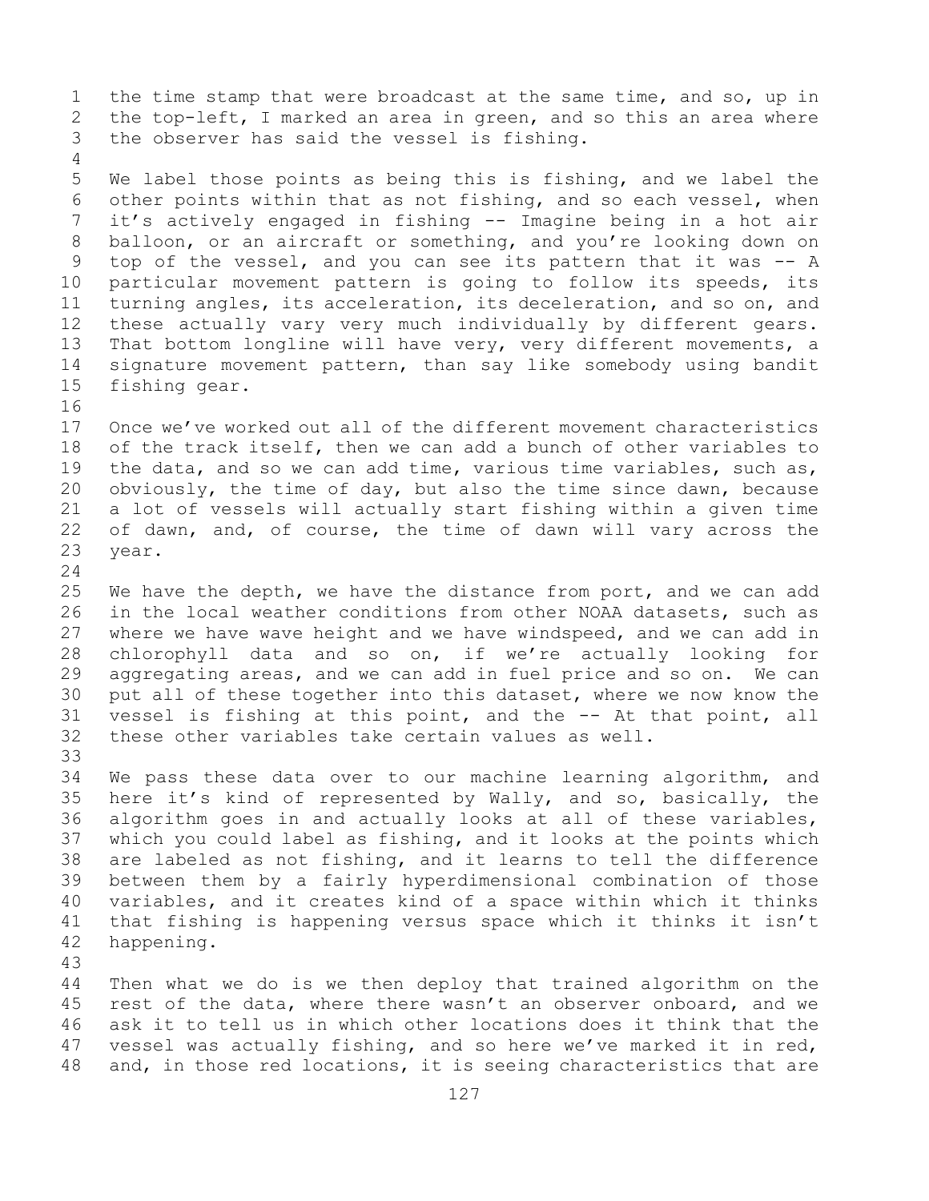the time stamp that were broadcast at the same time, and so, up in the top-left, I marked an area in green, and so this an area where the observer has said the vessel is fishing.

We label those points as being this is fishing, and we label the other points within that as not fishing, and so each vessel, when it's actively engaged in fishing -- Imagine being in a hot air balloon, or an aircraft or something, and you're looking down on top of the vessel, and you can see its pattern that it was -- A particular movement pattern is going to follow its speeds, its turning angles, its acceleration, its deceleration, and so on, and these actually vary very much individually by different gears. That bottom longline will have very, very different movements, a signature movement pattern, than say like somebody using bandit fishing gear.

Once we've worked out all of the different movement characteristics of the track itself, then we can add a bunch of other variables to the data, and so we can add time, various time variables, such as, obviously, the time of day, but also the time since dawn, because a lot of vessels will actually start fishing within a given time of dawn, and, of course, the time of dawn will vary across the year.

We have the depth, we have the distance from port, and we can add in the local weather conditions from other NOAA datasets, such as where we have wave height and we have windspeed, and we can add in chlorophyll data and so on, if we're actually looking for aggregating areas, and we can add in fuel price and so on. We can put all of these together into this dataset, where we now know the vessel is fishing at this point, and the -- At that point, all these other variables take certain values as well.

We pass these data over to our machine learning algorithm, and here it's kind of represented by Wally, and so, basically, the algorithm goes in and actually looks at all of these variables, which you could label as fishing, and it looks at the points which are labeled as not fishing, and it learns to tell the difference between them by a fairly hyperdimensional combination of those variables, and it creates kind of a space within which it thinks that fishing is happening versus space which it thinks it isn't happening.

Then what we do is we then deploy that trained algorithm on the rest of the data, where there wasn't an observer onboard, and we ask it to tell us in which other locations does it think that the vessel was actually fishing, and so here we've marked it in red, and, in those red locations, it is seeing characteristics that are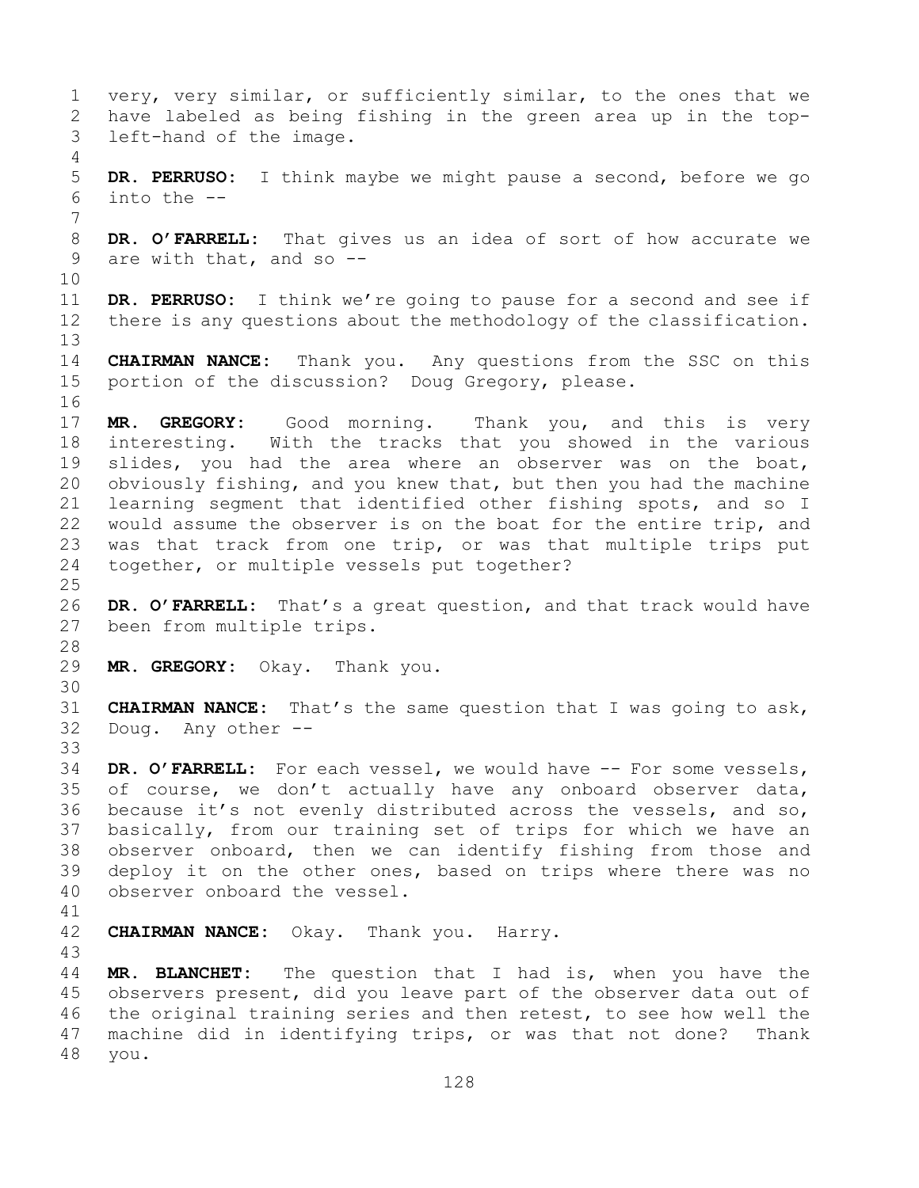very, very similar, or sufficiently similar, to the ones that we have labeled as being fishing in the green area up in the top-left-hand of the image.

**DR. PERRUSO:** I think maybe we might pause a second, before we go into the --

**DR. O'FARRELL:** That gives us an idea of sort of how accurate we are with that, and so --

**DR. PERRUSO:** I think we're going to pause for a second and see if there is any questions about the methodology of the classification.

**CHAIRMAN NANCE:** Thank you. Any questions from the SSC on this portion of the discussion? Doug Gregory, please.

**MR. GREGORY:** Good morning. Thank you, and this is very interesting. With the tracks that you showed in the various slides, you had the area where an observer was on the boat, obviously fishing, and you knew that, but then you had the machine learning segment that identified other fishing spots, and so I would assume the observer is on the boat for the entire trip, and was that track from one trip, or was that multiple trips put together, or multiple vessels put together?

**DR. O'FARRELL:** That's a great question, and that track would have been from multiple trips.

**MR. GREGORY:** Okay. Thank you.

**CHAIRMAN NANCE:** That's the same question that I was going to ask, Doug. Any other --

**DR. O'FARRELL:** For each vessel, we would have -- For some vessels, of course, we don't actually have any onboard observer data, because it's not evenly distributed across the vessels, and so, basically, from our training set of trips for which we have an observer onboard, then we can identify fishing from those and deploy it on the other ones, based on trips where there was no observer onboard the vessel.

**CHAIRMAN NANCE:** Okay. Thank you. Harry.

**MR. BLANCHET:** The question that I had is, when you have the observers present, did you leave part of the observer data out of the original training series and then retest, to see how well the machine did in identifying trips, or was that not done? Thank you.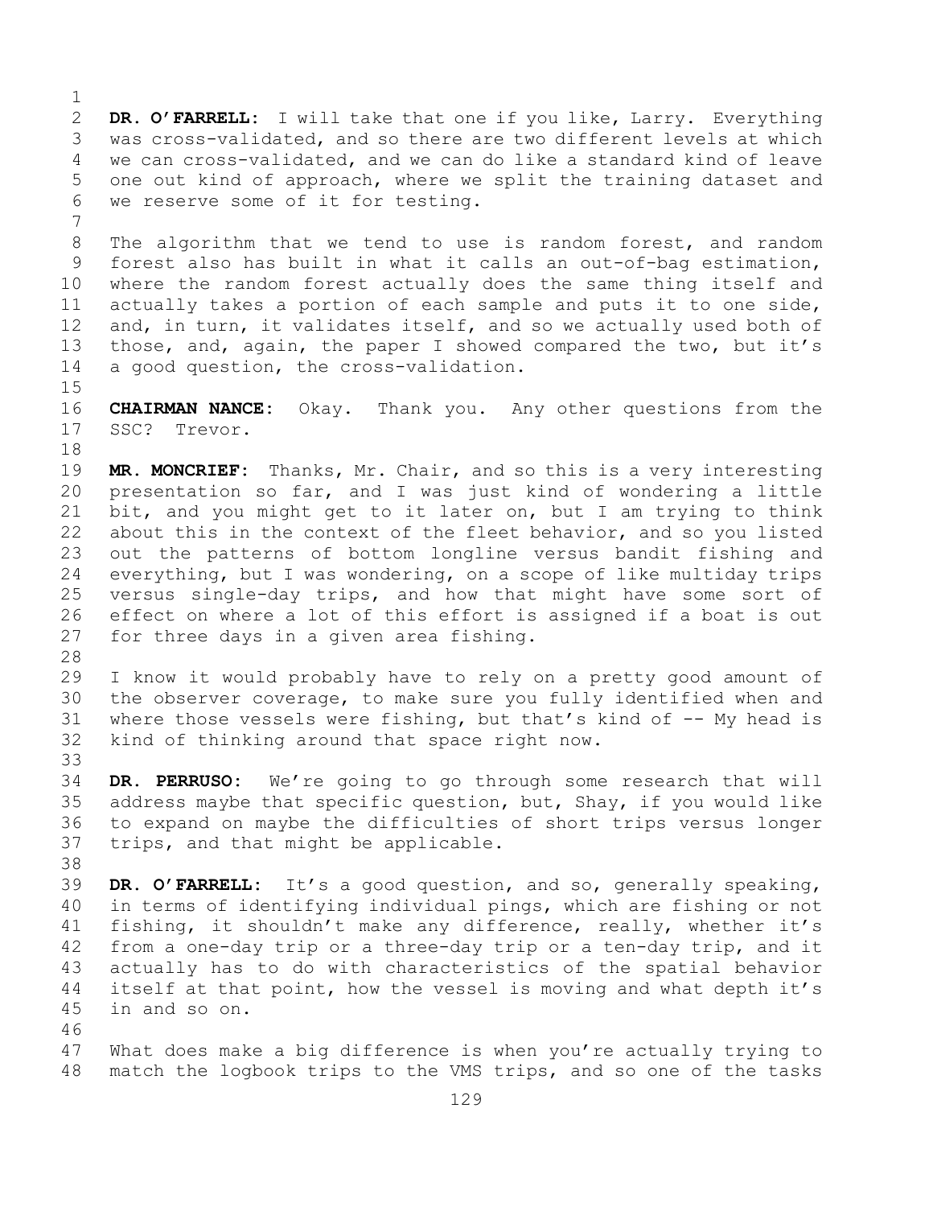**DR. O'FARRELL:** I will take that one if you like, Larry. Everything was cross-validated, and so there are two different levels at which we can cross-validated, and we can do like a standard kind of leave one out kind of approach, where we split the training dataset and we reserve some of it for testing.

The algorithm that we tend to use is random forest, and random forest also has built in what it calls an out-of-bag estimation, where the random forest actually does the same thing itself and actually takes a portion of each sample and puts it to one side, and, in turn, it validates itself, and so we actually used both of those, and, again, the paper I showed compared the two, but it's a good question, the cross-validation.

**CHAIRMAN NANCE:** Okay. Thank you. Any other questions from the SSC? Trevor.

**MR. MONCRIEF:** Thanks, Mr. Chair, and so this is a very interesting presentation so far, and I was just kind of wondering a little bit, and you might get to it later on, but I am trying to think about this in the context of the fleet behavior, and so you listed out the patterns of bottom longline versus bandit fishing and everything, but I was wondering, on a scope of like multiday trips versus single-day trips, and how that might have some sort of effect on where a lot of this effort is assigned if a boat is out for three days in a given area fishing.

I know it would probably have to rely on a pretty good amount of the observer coverage, to make sure you fully identified when and where those vessels were fishing, but that's kind of -- My head is kind of thinking around that space right now.

**DR. PERRUSO:** We're going to go through some research that will address maybe that specific question, but, Shay, if you would like to expand on maybe the difficulties of short trips versus longer trips, and that might be applicable.

**DR. O'FARRELL:** It's a good question, and so, generally speaking, in terms of identifying individual pings, which are fishing or not fishing, it shouldn't make any difference, really, whether it's from a one-day trip or a three-day trip or a ten-day trip, and it actually has to do with characteristics of the spatial behavior itself at that point, how the vessel is moving and what depth it's in and so on.

What does make a big difference is when you're actually trying to match the logbook trips to the VMS trips, and so one of the tasks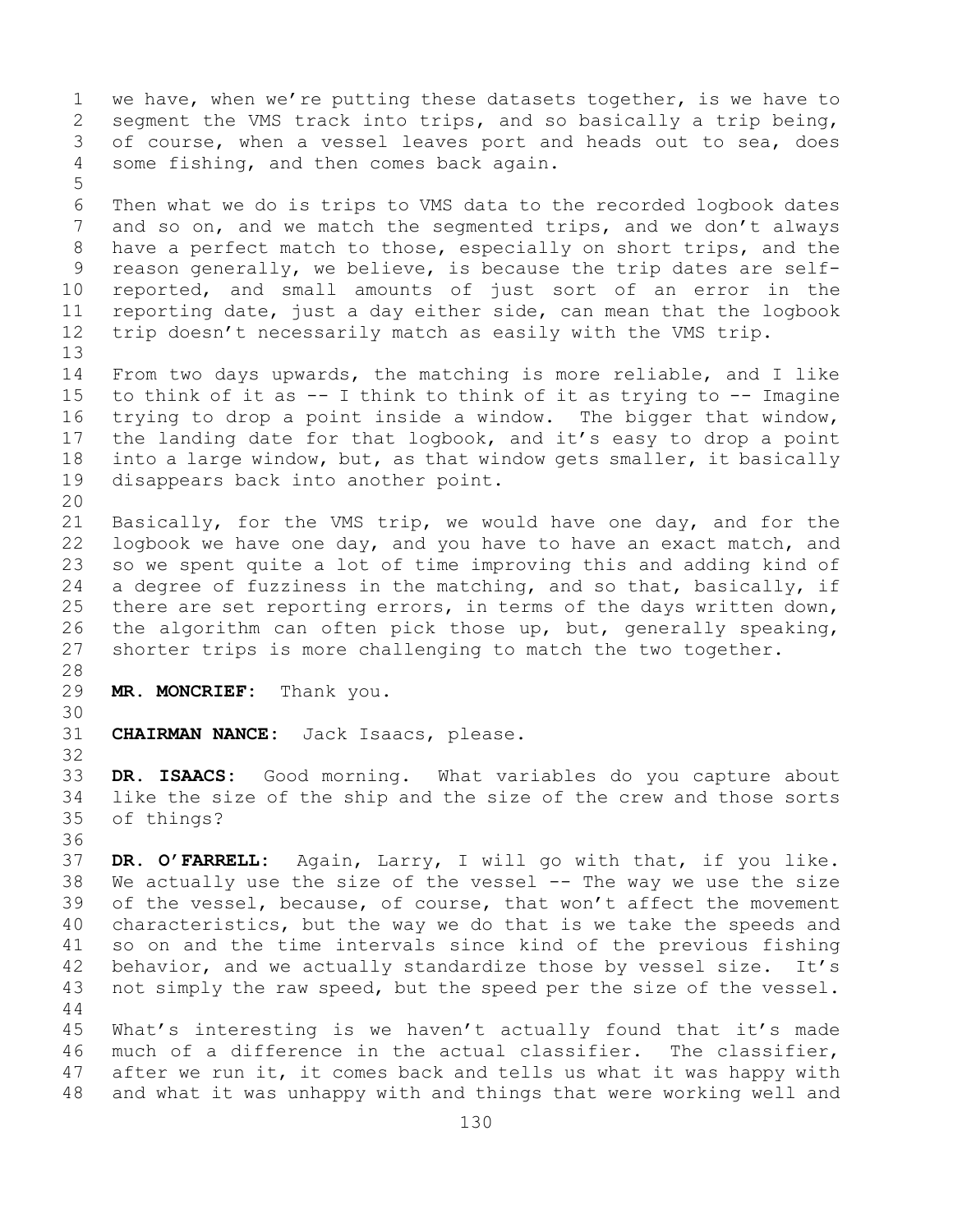we have, when we're putting these datasets together, is we have to segment the VMS track into trips, and so basically a trip being, of course, when a vessel leaves port and heads out to sea, does some fishing, and then comes back again.

Then what we do is trips to VMS data to the recorded logbook dates and so on, and we match the segmented trips, and we don't always have a perfect match to those, especially on short trips, and the reason generally, we believe, is because the trip dates are self-reported, and small amounts of just sort of an error in the reporting date, just a day either side, can mean that the logbook trip doesn't necessarily match as easily with the VMS trip.

From two days upwards, the matching is more reliable, and I like to think of it as -- I think to think of it as to -- Imagine trying to drop a point inside a window. The bigger that window, the landing date for that logbook, and it's easy to drop a point into a large window, but, as that window gets smaller, it basically disappears back into another point.

Basically, for the VMS trip, we would have one day, and for the logbook we have one day, and you have to have an exact match, and so we spent quite a lot of time improving this and adding kind of a degree of fuzziness in the matching, and so that, basically, if there are set reporting errors, in terms of the days written down, the algorithm can often pick those up, but, generally speaking, shorter trips is more challenging to match the two together.

**MR. MONCRIEF:** Thank you.

**CHAIRMAN NANCE:** Jack Isaacs, please.

**DR. ISAACS:** Good morning. What variables do you capture about like the size of the ship and the size of the crew and those sorts of things?

**DR. O'FARRELL:** Again, Larry, I will go with that, if you like. We actually use the size of the vessel -- The way we use the size of the vessel, because, of course, that won't affect the movement characteristics, but the way we do that is we take the speeds and so on and the time intervals since kind of the previous fishing behavior, and we actually standardize those by vessel size. It's not simply the raw speed, but the speed per the size of the vessel.

What's interesting is we haven't actually found that it's made much of a difference in the actual classifier. The classifier, after we run it, it comes back and tells us what it was happy with and what it was unhappy with and things that were working well and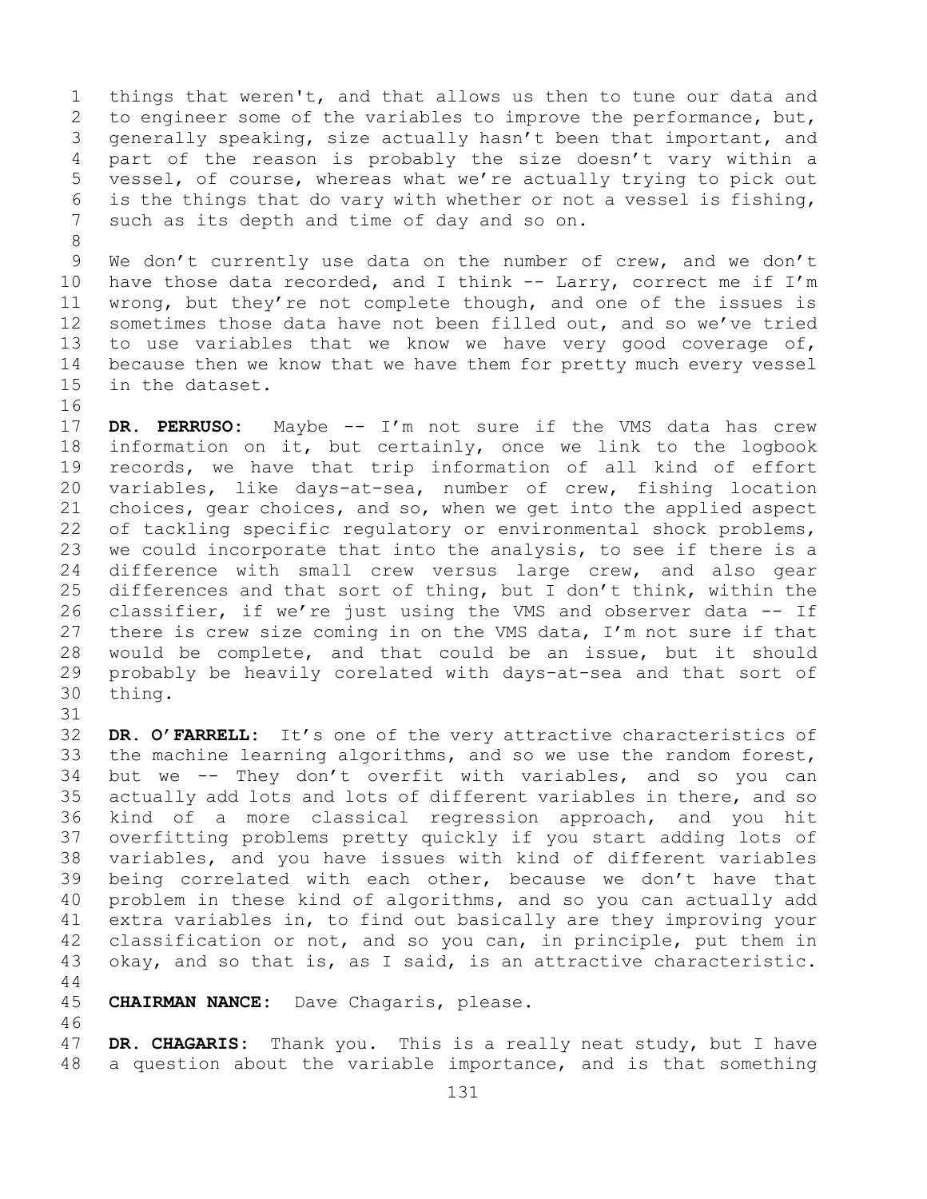things that weren't, and that allows us then to tune our data and to engineer some of the variables to improve the performance, but, generally speaking, size actually hasn't been that important, and part of the reason is probably the size doesn't vary within a vessel, of course, whereas what we're actually trying to pick out is the things that do vary with whether or not a vessel is fishing, such as its depth and time of day and so on.

We don't currently use data on the number of crew, and we don't have those data recorded, and I think -- Larry, correct me if I'm wrong, but they're not complete though, and one of the issues is sometimes those data have not been filled out, and so we've tried to use variables that we know we have very good coverage of, because then we know that we have them for pretty much every vessel in the dataset.

**DR. PERRUSO:** Maybe -- I'm not sure if the VMS data has crew information on it, but certainly, once we link to the logbook records, we have that trip information of all kind of effort variables, like days-at-sea, number of crew, fishing location choices, gear choices, and so, when we get into the applied aspect of tackling specific regulatory or environmental shock problems, we could incorporate that into the analysis, to see if there is a difference with small crew versus large crew, and also gear differences and that sort of thing, but I don't think, within the classifier, if we're just using the VMS and observer data -- If there is crew size coming in on the VMS data, I'm not sure if that would be complete, and that could be an issue, but it should probably be heavily corelated with days-at-sea and that sort of thing.

**DR. O'FARRELL:** It's one of the very attractive characteristics of the machine learning algorithms, and so we use the random forest, but we -- They don't overfit with variables, and so you can actually add lots and lots of different variables in there, and so kind of a more classical regression approach, and you hit overfitting problems pretty quickly if you start adding lots of variables, and you have issues with kind of different variables being correlated with each other, because we don't have that problem in these kind of algorithms, and so you can actually add extra variables in, to find out basically are they improving your classification or not, and so you can, in principle, put them in okay, and so that is, as I said, is an attractive characteristic.

**CHAIRMAN NANCE:** Dave Chagaris, please.

**DR. CHAGARIS:** Thank you. This is a really neat study, but I have a question about the variable importance, and is that something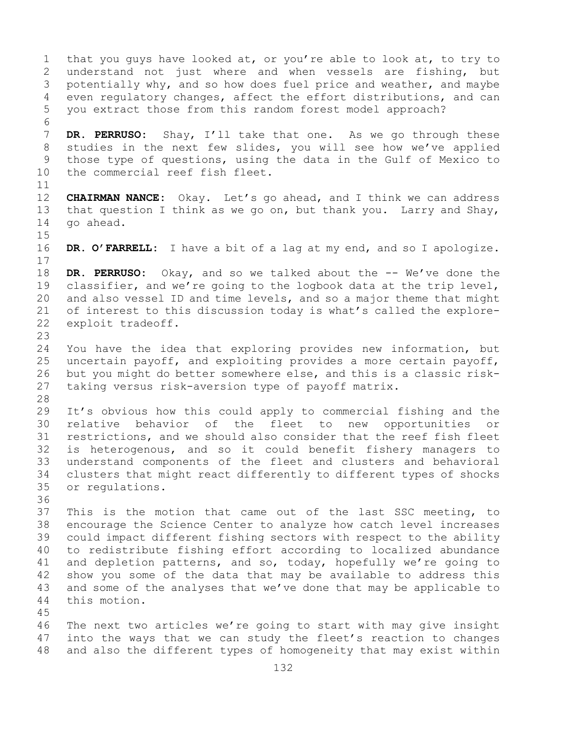that you guys have looked at, or you're able to look at, to try to understand not just where and when vessels are fishing, but potentially why, and so how does fuel price and weather, and maybe even regulatory changes, affect the effort distributions, and can you extract those from this random forest model approach?

**DR. PERRUSO:** Shay, I'll take that one. As we go through these studies in the next few slides, you will see how we've applied those type of questions, using the data in the Gulf of Mexico to the commercial reef fish fleet.

**CHAIRMAN NANCE:** Okay. Let's go ahead, and I think we can address that question I think as we go on, but thank you. Larry and Shay, go ahead.

**DR. O'FARRELL:** I have a bit of a lag at my end, and so I apologize.

**DR. PERRUSO:** Okay, and so we talked about the -- We've done the classifier, and we're going to the logbook data at the trip level, and also vessel ID and time levels, and so a major theme that might of interest to this discussion today is what's called the explore-exploit tradeoff.

You have the idea that exploring provides new information, but uncertain payoff, and exploiting provides a more certain payoff, but you might do better somewhere else, and this is a classic risk-taking versus risk-aversion type of payoff matrix.

It's obvious how this could apply to commercial fishing and the relative behavior of the fleet to new opportunities or restrictions, and we should also consider that the reef fish fleet is heterogenous, and so it could benefit fishery managers to understand components of the fleet and clusters and behavioral clusters that might react differently to different types of shocks or regulations.

This is the motion that came out of the last SSC meeting, to encourage the Science Center to analyze how catch level increases could impact different fishing sectors with respect to the ability to redistribute fishing effort according to localized abundance and depletion patterns, and so, today, hopefully we're going to show you some of the data that may be available to address this and some of the analyses that we've done that may be applicable to this motion.

The next two articles we're going to start with may give insight into the ways that we can study the fleet's reaction to changes and also the different types of homogeneity that may exist within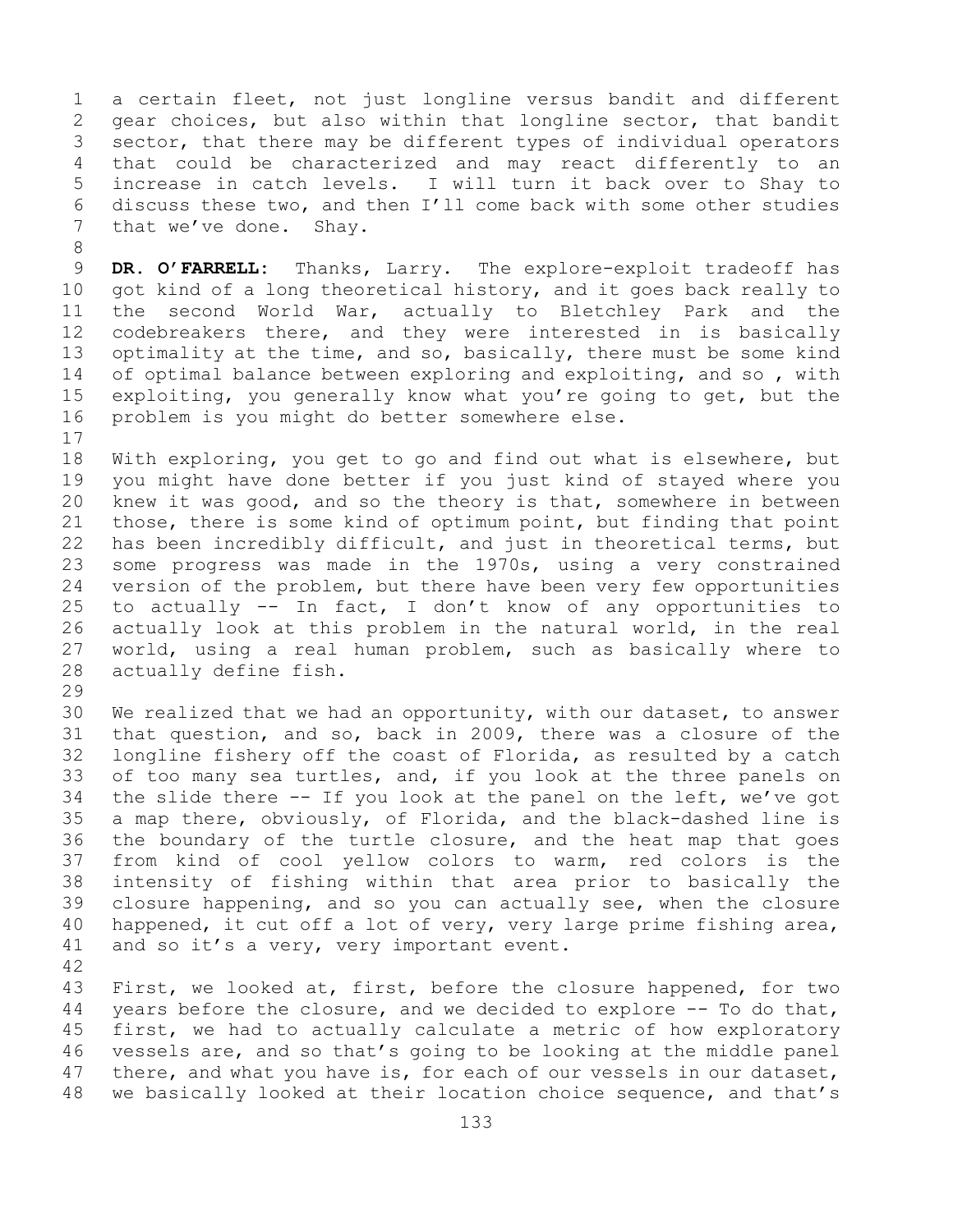a certain fleet, not just longline versus bandit and different gear choices, but also within that longline sector, that bandit sector, that there may be different types of individual operators that could be characterized and may react differently to an increase in catch levels. I will turn it back over to Shay to discuss these two, and then I'll come back with some other studies that we've done. Shay.

**DR. O'FARRELL:** Thanks, Larry. The explore-exploit tradeoff has got kind of a long theoretical history, and it goes back really to the second World War, actually to Bletchley Park and the codebreakers there, and they were interested in is basically optimality at the time, and so, basically, there must be some kind of optimal balance between exploring and exploiting, and so , with exploiting, you generally know what you're going to get, but the problem is you might do better somewhere else.

With exploring, you get to go and find out what is elsewhere, but you might have done better if you just kind of stayed where you knew it was good, and so the theory is that, somewhere in between those, there is some kind of optimum point, but finding that point has been incredibly difficult, and just in theoretical terms, but some progress was made in the 1970s, using a very constrained version of the problem, but there have been very few opportunities to actually -- In fact, I don't know of any opportunities to actually look at this problem in the natural world, in the real world, using a real human problem, such as basically where to actually define fish.

We realized that we had an opportunity, with our dataset, to answer that question, and so, back in 2009, there was a closure of the longline fishery off the coast of Florida, as resulted by a catch of too many sea turtles, and, if you look at the three panels on the slide there -- If you look at the panel on the left, we've got a map there, obviously, of Florida, and the black-dashed line is the boundary of the turtle closure, and the heat map that goes from kind of cool yellow colors to warm, red colors is the intensity of fishing within that area prior to basically the closure happening, and so you can actually see, when the closure happened, it cut off a lot of very, very large prime fishing area, and so it's a very, very important event.

First, we looked at, first, before the closure happened, for two years before the closure, and we decided to explore -- To do that, first, we had to actually calculate a metric of how exploratory vessels are, and so that's going to be looking at the middle panel there, and what you have is, for each of our vessels in our dataset, we basically looked at their location choice sequence, and that's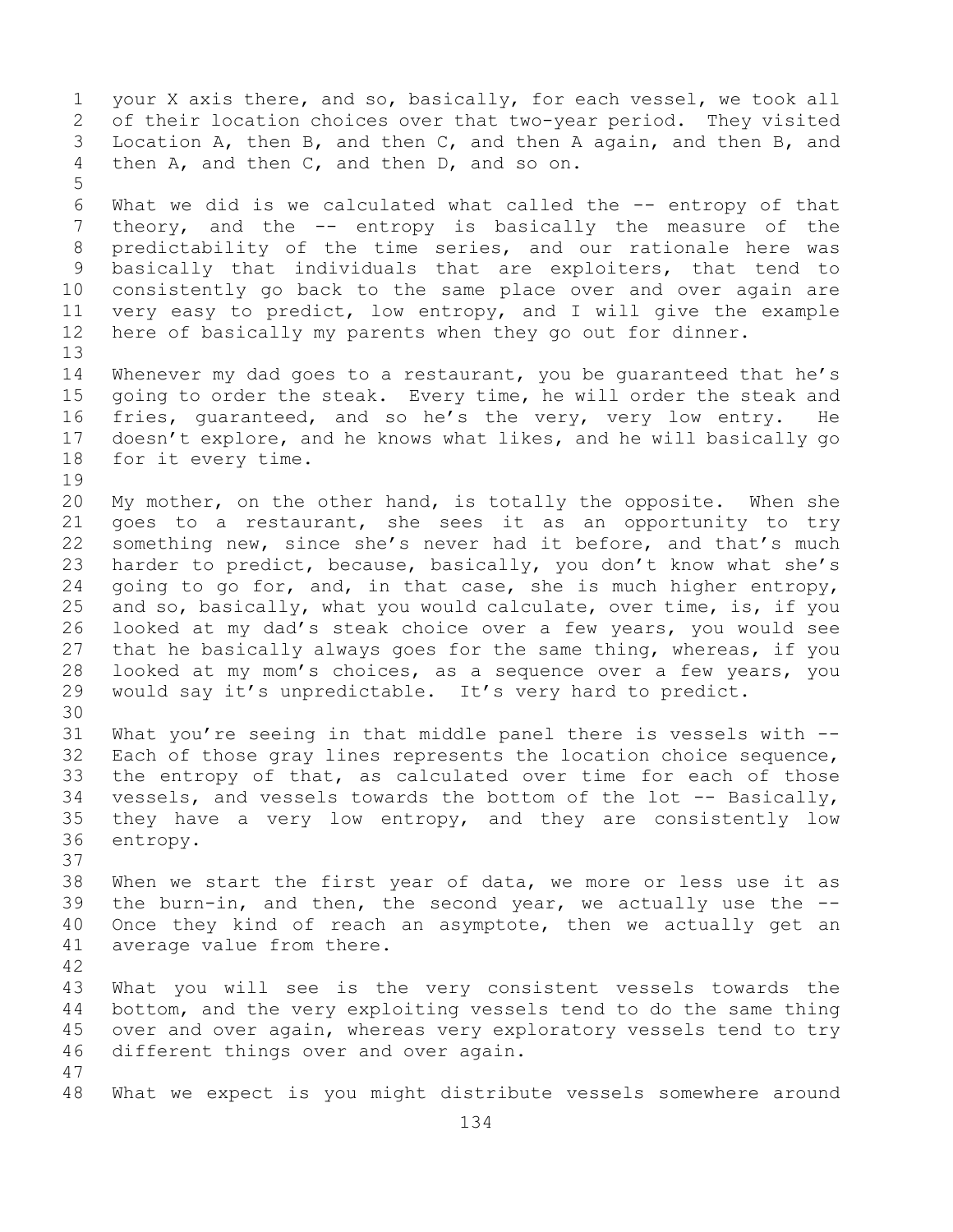your X axis there, and so, basically, for each vessel, we took all of their location choices over that two-year period. They visited Location A, then B, and then C, and then A again, and then B, and then A, and then C, and then D, and so on.

What we did is we calculated what called the -- entropy of that theory, and the -- entropy is basically the measure of the predictability of the time series, and our rationale here was basically that individuals that are exploiters, that tend to consistently go back to the same place over and over again are very easy to predict, low entropy, and I will give the example here of basically my parents when they go out for dinner.

Whenever my dad goes to a restaurant, you be guaranteed that he's going to order the steak. Every time, he will order the steak and fries, guaranteed, and so he's the very, very low entry. He doesn't explore, and he knows what likes, and he will basically go for it every time.

My mother, on the other hand, is totally the opposite. When she goes to a restaurant, she sees it as an opportunity to try something new, since she's never had it before, and that's much harder to predict, because, basically, you don't know what she's going to go for, and, in that case, she is much higher entropy, and so, basically, what you would calculate, over time, is, if you looked at my dad's steak choice over a few years, you would see that he basically always goes for the same thing, whereas, if you looked at my mom's choices, as a sequence over a few years, you would say it's unpredictable. It's very hard to predict.

What you're seeing in that middle panel there is vessels with -- Each of those gray lines represents the location choice sequence, the entropy of that, as calculated over time for each of those vessels, and vessels towards the bottom of the lot -- Basically, they have a very low entropy, and they are consistently low entropy.

When we start the first year of data, we more or less use it as the burn-in, and then, the second year, we actually use the -- Once they kind of reach an asymptote, then we actually get an average value from there.

What you will see is the very consistent vessels towards the bottom, and the very exploiting vessels tend to do the same thing over and over again, whereas very exploratory vessels tend to try different things over and over again.

What we expect is you might distribute vessels somewhere around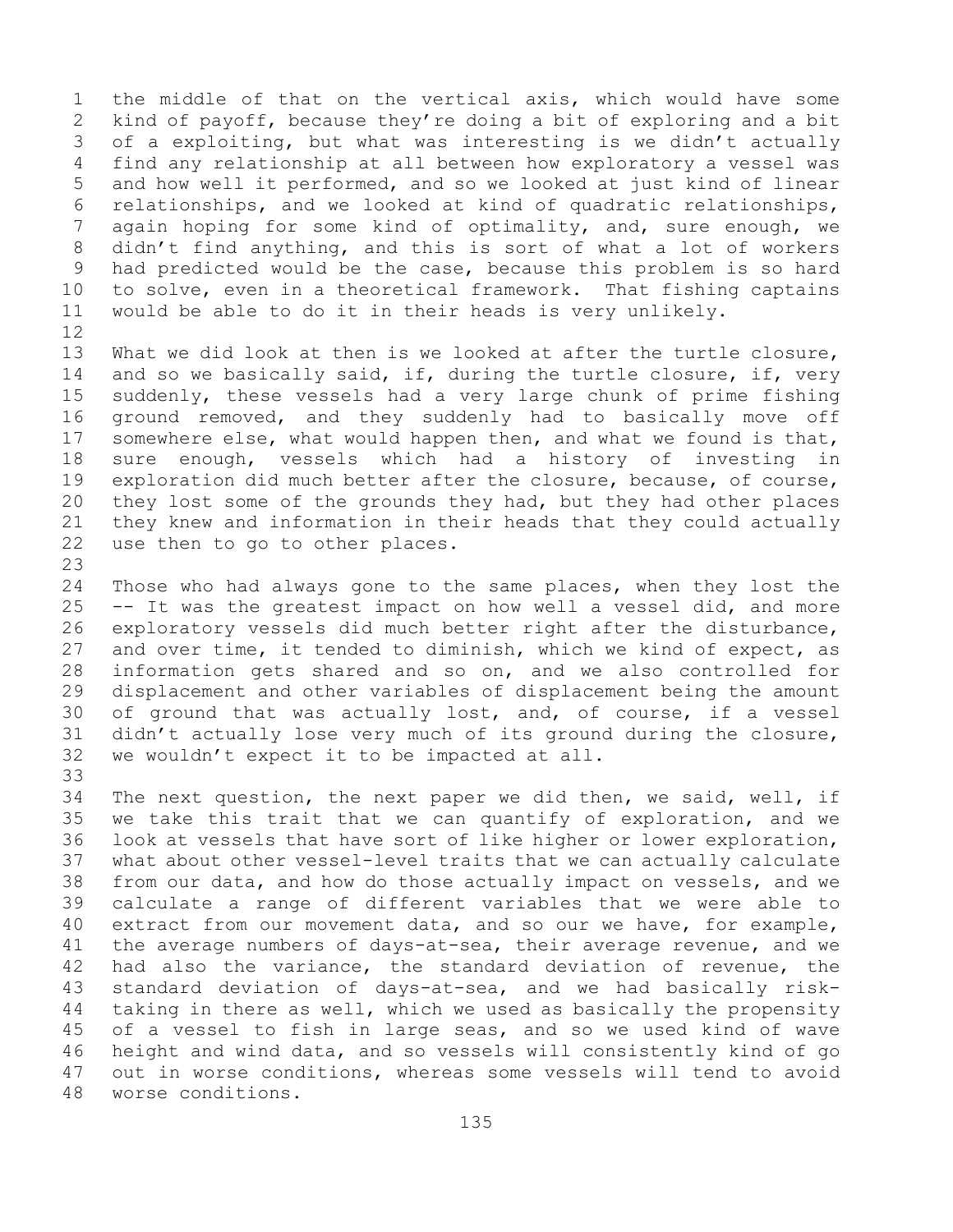the middle of that on the vertical axis, which would have some kind of payoff, because they're doing a bit of exploring and a bit of a exploiting, but what was interesting is we didn't actually find any relationship at all between how exploratory a vessel was and how well it performed, and so we looked at just kind of linear relationships, and we looked at kind of quadratic relationships, again hoping for some kind of optimality, and, sure enough, we didn't find anything, and this is sort of what a lot of workers had predicted would be the case, because this problem is so hard to solve, even in a theoretical framework. That fishing captains would be able to do it in their heads is very unlikely.

What we did look at then is we looked at after the turtle closure, and so we basically said, if, during the turtle closure, if, very suddenly, these vessels had a very large chunk of prime fishing ground removed, and they suddenly had to basically move off somewhere else, what would happen then, and what we found is that, sure enough, vessels which had a history of investing in exploration did much better after the closure, because, of course, they lost some of the grounds they had, but they had other places they knew and information in their heads that they could actually use then to go to other places.

Those who had always gone to the same places, when they lost the -- It was the greatest impact on how well a vessel did, and more exploratory vessels did much better right after the disturbance, and over time, it tended to diminish, which we kind of expect, as information gets shared and so on, and we also controlled for displacement and other variables of displacement being the amount of ground that was actually lost, and, of course, if a vessel didn't actually lose very much of its ground during the closure, we wouldn't expect it to be impacted at all.

The next question, the next paper we did then, we said, well, if we take this trait that we can quantify of exploration, and we look at vessels that have sort of like higher or lower exploration, what about other vessel-level traits that we can actually calculate from our data, and how do those actually impact on vessels, and we calculate a range of different variables that we were able to extract from our movement data, and so our we have, for example, the average numbers of days-at-sea, their average revenue, and we had also the variance, the standard deviation of revenue, the standard deviation of days-at-sea, and we had basically risk-taking in there as well, which we used as basically the propensity of a vessel to fish in large seas, and so we used kind of wave height and wind data, and so vessels will consistently kind of go out in worse conditions, whereas some vessels will tend to avoid worse conditions.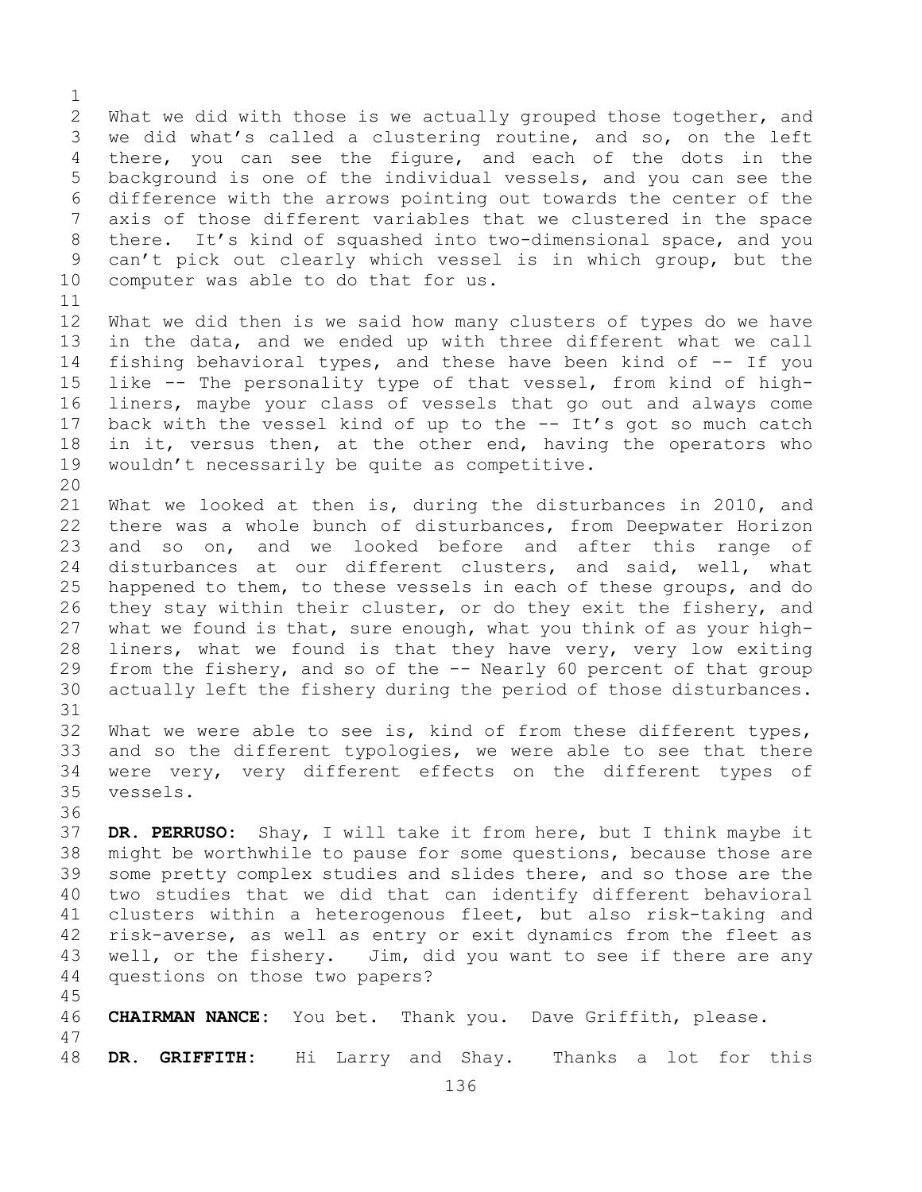What we did with those is we actually grouped those together, and we did what's called a clustering routine, and so, on the left there, you can see the figure, and each of the dots in the background is one of the individual vessels, and you can see the difference with the arrows pointing out towards the center of the axis of those different variables that we clustered in the space there. It's kind of squashed into two-dimensional space, and you can't pick out clearly which vessel is in which group, but the computer was able to do that for us.

What we did then is we said how many clusters of types do we have in the data, and we ended up with three different what we call fishing behavioral types, and these have been kind of -- If you like -- The personality type of that vessel, from kind of high-liners, maybe your class of vessels that go out and always come back with the vessel kind of up to the -- It's got so much catch in it, versus then, at the other end, having the operators who wouldn't necessarily be quite as competitive.

What we looked at then is, during the disturbances in 2010, and there was a whole bunch of disturbances, from Deepwater Horizon and so on, and we looked before and after this range of disturbances at our different clusters, and said, well, what happened to them, to these vessels in each of these groups, and do they stay within their cluster, or do they exit the fishery, and what we found is that, sure enough, what you think of as your high-liners, what we found is that they have very, very low exiting from the fishery, and so of the -- Nearly 60 percent of that group actually left the fishery during the period of those disturbances.

What we were able to see is, kind of from these different types, and so the different typologies, we were able to see that there were very, very different effects on the different types of vessels.

**DR. PERRUSO:** Shay, I will take it from here, but I think maybe it might be worthwhile to pause for some questions, because those are some pretty complex studies and slides there, and so those are the two studies that we did that can identify different behavioral clusters within a heterogenous fleet, but also risk-taking and risk-averse, as well as entry or exit dynamics from the fleet as well, or the fishery. Jim, did you want to see if there are any questions on those two papers?

**CHAIRMAN NANCE:** You bet. Thank you. Dave Griffith, please.

**DR. GRIFFITH:** Hi Larry and Shay. Thanks a lot for this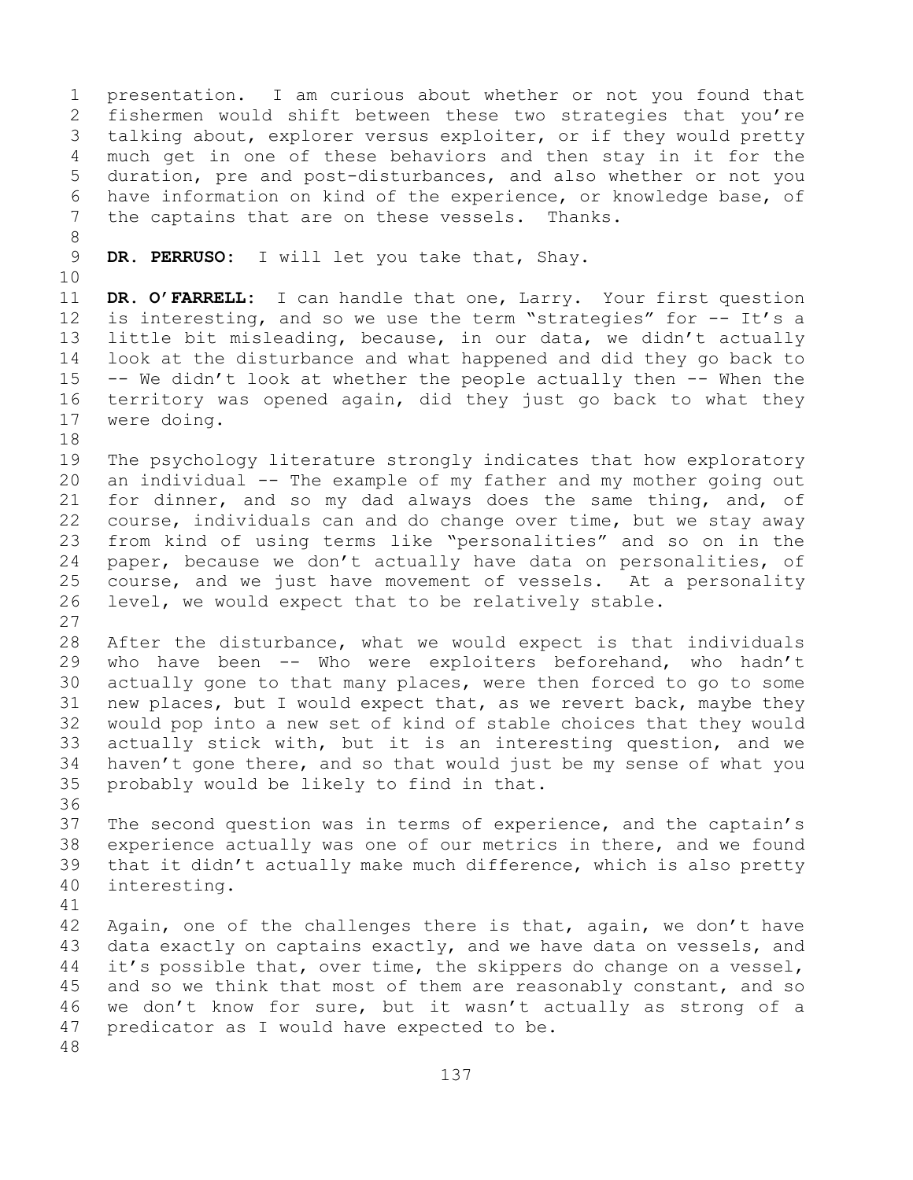presentation. I am curious about whether or not you found that fishermen would shift between these two strategies that you're talking about, explorer versus exploiter, or if they would pretty much get in one of these behaviors and then stay in it for the duration, pre and post-disturbances, and also whether or not you have information on kind of the experience, or knowledge base, of the captains that are on these vessels. Thanks.

**DR. PERRUSO:** I will let you take that, Shay.

**DR. O'FARRELL:** I can handle that one, Larry. Your first question is interesting, and so we use the term "strategies" for -- It's a little bit misleading, because, in our data, we didn't actually look at the disturbance and what happened and did they go back to -- We didn't look at whether the people actually then -- When the territory was opened again, did they just go back to what they were doing.

The psychology literature strongly indicates that how exploratory an individual -- The example of my father and my mother going out for dinner, and so my dad always does the same thing, and, of course, individuals can and do change over time, but we stay away from kind of using terms like "personalities" and so on in the paper, because we don't actually have data on personalities, of course, and we just have movement of vessels. At a personality level, we would expect that to be relatively stable.

After the disturbance, what we would expect is that individuals who have been -- Who were exploiters beforehand, who hadn't actually gone to that many places, were then forced to go to some new places, but I would expect that, as we revert back, maybe they would pop into a new set of kind of stable choices that they would actually stick with, but it is an interesting question, and we haven't gone there, and so that would just be my sense of what you probably would be likely to find in that.

The second question was in terms of experience, and the captain's experience actually was one of our metrics in there, and we found that it didn't actually make much difference, which is also pretty interesting.

Again, one of the challenges there is that, again, we don't have data exactly on captains exactly, and we have data on vessels, and it's possible that, over time, the skippers do change on a vessel, and so we think that most of them are reasonably constant, and so we don't know for sure, but it wasn't actually as strong of a predicator as I would have expected to be.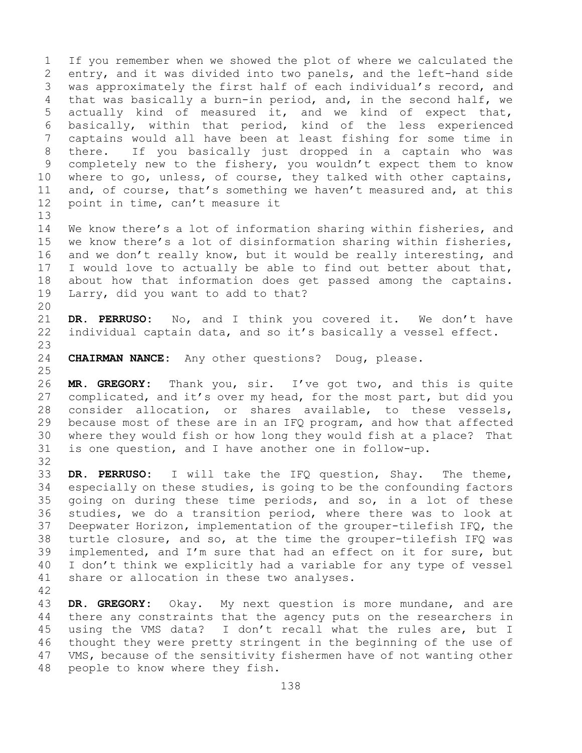If you remember when we showed the plot of where we calculated the entry, and it was divided into two panels, and the left-hand side was approximately the first half of each individual's record, and that was basically a burn-in period, and, in the second half, we actually kind of measured it, and we kind of expect that, basically, within that period, kind of the less experienced captains would all have been at least fishing for some time in there. If you basically just dropped in a captain who was completely new to the fishery, you wouldn't expect them to know where to go, unless, of course, they talked with other captains, and, of course, that's something we haven't measured and, at this point in time, can't measure it

We know there's a lot of information sharing within fisheries, and we know there's a lot of disinformation sharing within fisheries, and we don't really know, but it would be really interesting, and I would love to actually be able to find out better about that, about how that information does get passed among the captains. Larry, did you want to add to that?

**DR. PERRUSO:** No, and I think you covered it. We don't have individual captain data, and so it's basically a vessel effect.

**CHAIRMAN NANCE:** Any other questions? Doug, please.

**MR. GREGORY:** Thank you, sir. I've got two, and this is quite complicated, and it's over my head, for the most part, but did you consider allocation, or shares available, to these vessels, because most of these are in an IFQ program, and how that affected where they would fish or how long they would fish at a place? That is one question, and I have another one in follow-up.

**DR. PERRUSO:** I will take the IFQ question, Shay. The theme, especially on these studies, is going to be the confounding factors going on during these time periods, and so, in a lot of these studies, we do a transition period, where there was to look at Deepwater Horizon, implementation of the grouper-tilefish IFQ, the turtle closure, and so, at the time the grouper-tilefish IFQ was implemented, and I'm sure that had an effect on it for sure, but I don't think we explicitly had a variable for any type of vessel share or allocation in these two analyses.

**DR. GREGORY:** Okay. My next question is more mundane, and are there any constraints that the agency puts on the researchers in using the VMS data? I don't recall what the rules are, but I thought they were pretty stringent in the beginning of the use of VMS, because of the sensitivity fishermen have of not wanting other people to know where they fish.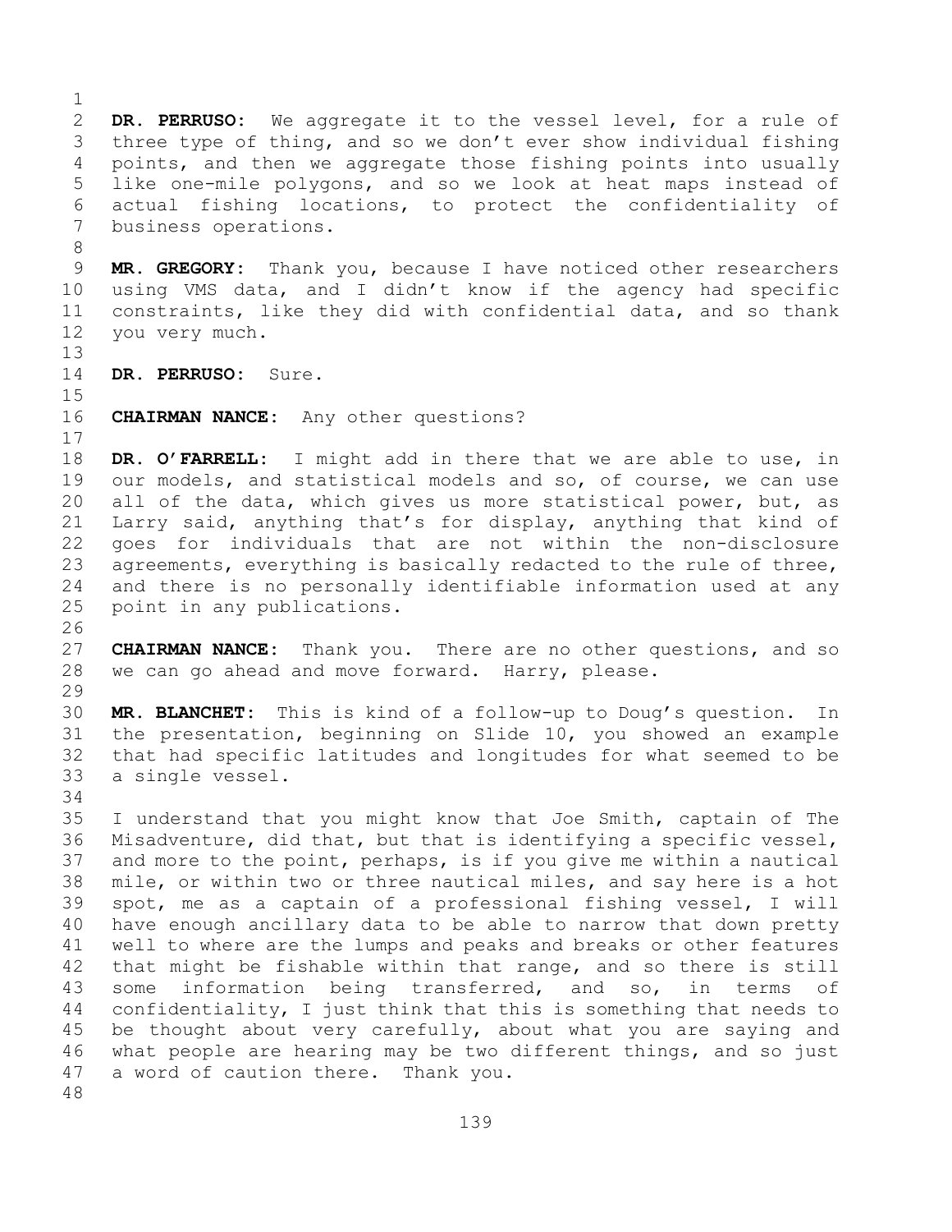**DR. PERRUSO:** We aggregate it to the vessel level, for a rule of three type of thing, and so we don't ever show individual fishing points, and then we aggregate those fishing points into usually like one-mile polygons, and so we look at heat maps instead of actual fishing locations, to protect the confidentiality of business operations.

**MR. GREGORY:** Thank you, because I have noticed other researchers using VMS data, and I didn't know if the agency had specific constraints, like they did with confidential data, and so thank you very much.

**DR. PERRUSO:** Sure.

**CHAIRMAN NANCE:** Any other questions?

**DR. O'FARRELL:** I might add in there that we are able to use, in our models, and statistical models and so, of course, we can use all of the data, which gives us more statistical power, but, as Larry said, anything that's for display, anything that kind of goes for individuals that are not within the non-disclosure agreements, everything is basically redacted to the rule of three, and there is no personally identifiable information used at any point in any publications.

**CHAIRMAN NANCE:** Thank you. There are no other questions, and so we can go ahead and move forward. Harry, please.

**MR. BLANCHET:** This is kind of a follow-up to Doug's question. In the presentation, beginning on Slide 10, you showed an example that had specific latitudes and longitudes for what seemed to be a single vessel.

I understand that you might know that Joe Smith, captain of The Misadventure, did that, but that is identifying a specific vessel, and more to the point, perhaps, is if you give me within a nautical mile, or within two or three nautical miles, and say here is a hot spot, me as a captain of a professional fishing vessel, I will have enough ancillary data to be able to narrow that down pretty well to where are the lumps and peaks and breaks or other features that might be fishable within that range, and so there is still some information being transferred, and so, in terms of confidentiality, I just think that this is something that needs to be thought about very carefully, about what you are saying and what people are hearing may be two different things, and so just a word of caution there. Thank you.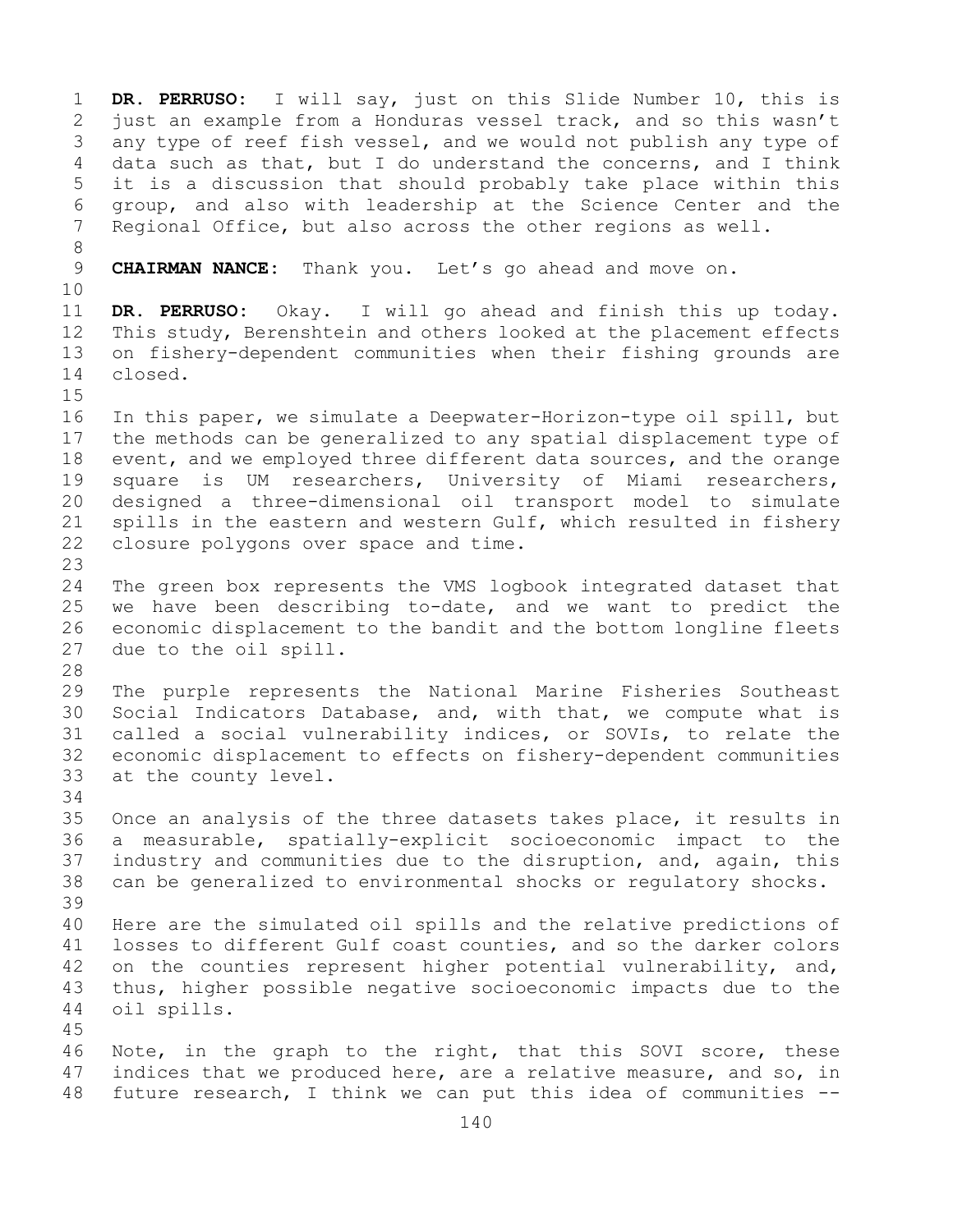**DR. PERRUSO:** I will say, just on this Slide Number 10, this is just an example from a Honduras vessel track, and so this wasn't any type of reef fish vessel, and we would not publish any type of data such as that, but I do understand the concerns, and I think it is a discussion that should probably take place within this group, and also with leadership at the Science Center and the Regional Office, but also across the other regions as well.

**CHAIRMAN NANCE:** Thank you. Let's go ahead and move on.

**DR. PERRUSO:** Okay. I will go ahead and finish this up today. This study, Berenshtein and others looked at the placement effects on fishery-dependent communities when their fishing grounds are closed.

In this paper, we simulate a Deepwater-Horizon-type oil spill, but the methods can be generalized to any spatial displacement type of event, and we employed three different data sources, and the orange square is UM researchers, University of Miami researchers, designed a three-dimensional oil transport model to simulate spills in the eastern and western Gulf, which resulted in fishery closure polygons over space and time.

The green box represents the VMS logbook integrated dataset that we have been describing to-date, and we want to predict the economic displacement to the bandit and the bottom longline fleets due to the oil spill.

The purple represents the National Marine Fisheries Southeast Social Indicators Database, and, with that, we compute what is called a social vulnerability indices, or SOVIs, to relate the economic displacement to effects on fishery-dependent communities at the county level.

Once an analysis of the three datasets takes place, it results in a measurable, spatially-explicit socioeconomic impact to the industry and communities due to the disruption, and, again, this can be generalized to environmental shocks or regulatory shocks.

Here are the simulated oil spills and the relative predictions of losses to different Gulf coast counties, and so the darker colors on the counties represent higher potential vulnerability, and, thus, higher possible negative socioeconomic impacts due to the oil spills.

Note, in the graph to the right, that this SOVI score, these indices that we produced here, are a relative measure, and so, in future research, I think we can put this idea of communities --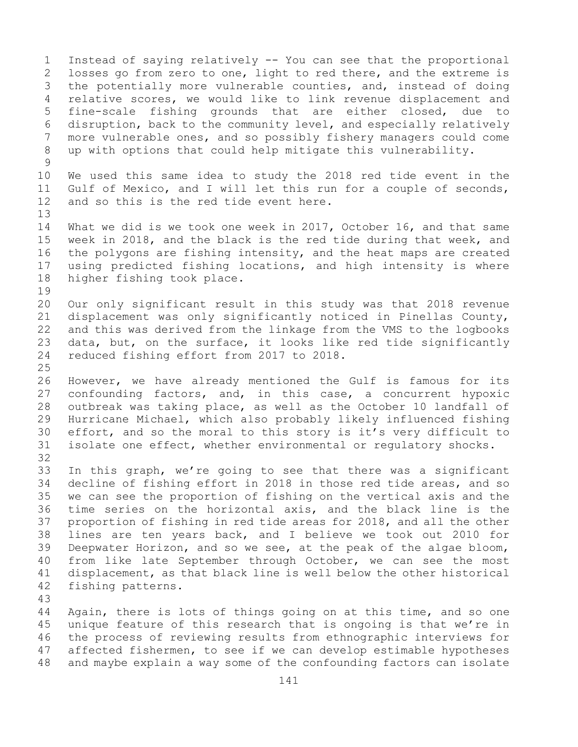Instead of saying relatively -- You can see that the proportional losses go from zero to one, light to red there, and the extreme is the potentially more vulnerable counties, and, instead of doing relative scores, we would like to link revenue displacement and fine-scale fishing grounds that are either closed, due to disruption, back to the community level, and especially relatively more vulnerable ones, and so possibly fishery managers could come up with options that could help mitigate this vulnerability.

We used this same idea to study the 2018 red tide event in the Gulf of Mexico, and I will let this run for a couple of seconds, and so this is the red tide event here.

What we did is we took one week in 2017, October 16, and that same week in 2018, and the black is the red tide during that week, and the polygons are fishing intensity, and the heat maps are created using predicted fishing locations, and high intensity is where higher fishing took place.

Our only significant result in this study was that 2018 revenue displacement was only significantly noticed in Pinellas County, and this was derived from the linkage from the VMS to the logbooks data, but, on the surface, it looks like red tide significantly reduced fishing effort from 2017 to 2018.

However, we have already mentioned the Gulf is famous for its confounding factors, and, in this case, a concurrent hypoxic outbreak was taking place, as well as the October 10 landfall of Hurricane Michael, which also probably likely influenced fishing effort, and so the moral to this story is it's very difficult to isolate one effect, whether environmental or regulatory shocks.

In this graph, we're going to see that there was a significant decline of fishing effort in 2018 in those red tide areas, and so we can see the proportion of fishing on the vertical axis and the time series on the horizontal axis, and the black line is the proportion of fishing in red tide areas for 2018, and all the other lines are ten years back, and I believe we took out 2010 for Deepwater Horizon, and so we see, at the peak of the algae bloom, from like late September through October, we can see the most displacement, as that black line is well below the other historical fishing patterns.

Again, there is lots of things going on at this time, and so one unique feature of this research that is ongoing is that we're in the process of reviewing results from ethnographic interviews for affected fishermen, to see if we can develop estimable hypotheses and maybe explain a way some of the confounding factors can isolate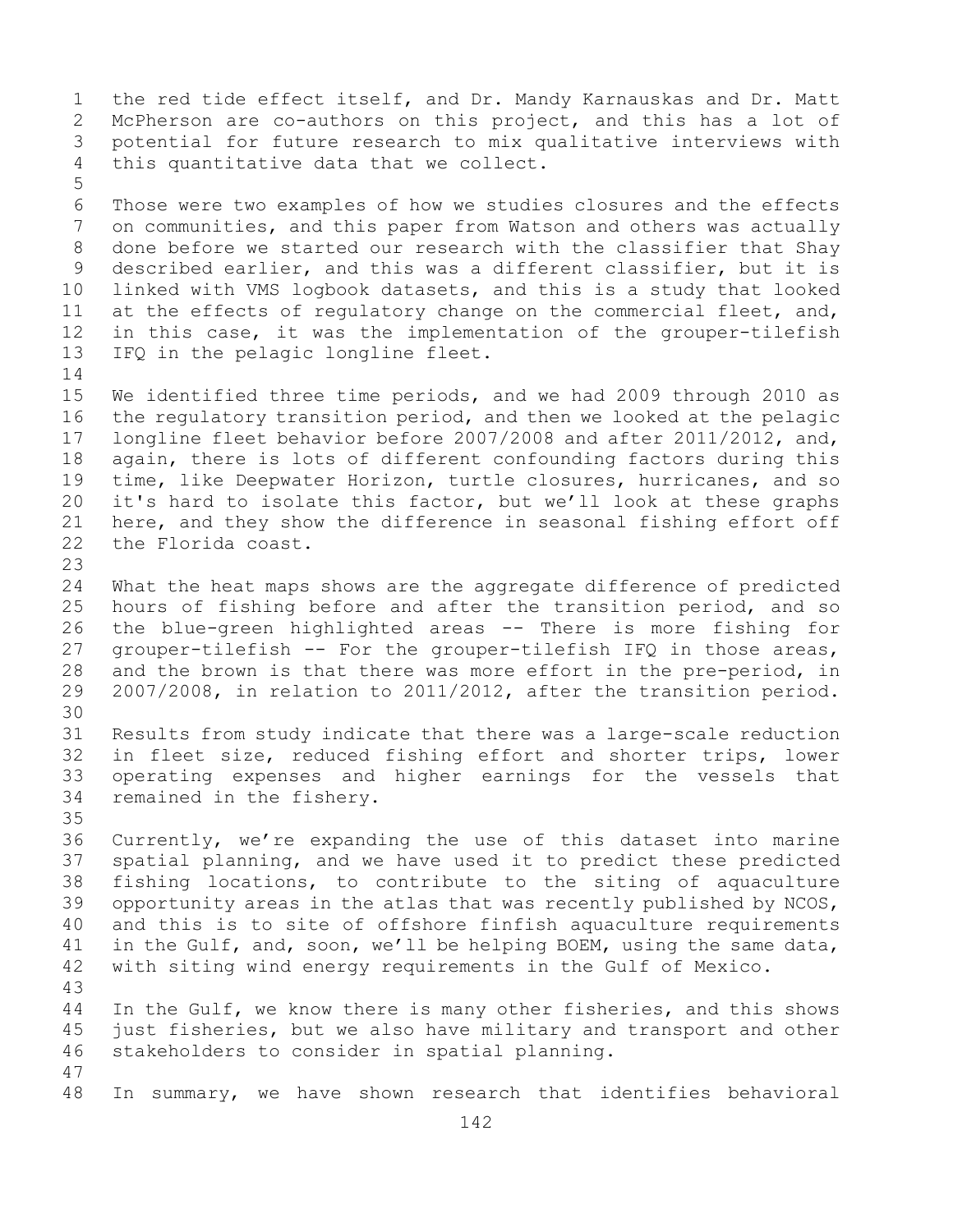the red tide effect itself, and Dr. Mandy Karnauskas and Dr. Matt McPherson are co-authors on this project, and this has a lot of potential for future research to mix qualitative interviews with this quantitative data that we collect.

Those were two examples of how we studies closures and the effects on communities, and this paper from Watson and others was actually done before we started our research with the classifier that Shay described earlier, and this was a different classifier, but it is linked with VMS logbook datasets, and this is a study that looked at the effects of regulatory change on the commercial fleet, and, in this case, it was the implementation of the grouper-tilefish IFQ in the pelagic longline fleet.

We identified three time periods, and we had 2009 through 2010 as the regulatory transition period, and then we looked at the pelagic longline fleet behavior before 2007/2008 and after 2011/2012, and, again, there is lots of different confounding factors during this time, like Deepwater Horizon, turtle closures, hurricanes, and so it's hard to isolate this factor, but we'll look at these graphs here, and they show the difference in seasonal fishing effort off the Florida coast.

What the heat maps shows are the aggregate difference of predicted hours of fishing before and after the transition period, and so the blue-green highlighted areas -- There is more fishing for grouper-tilefish -- For the grouper-tilefish IFQ in those areas, and the brown is that there was more effort in the pre-period, in 2007/2008, in relation to 2011/2012, after the transition period.

Results from study indicate that there was a large-scale reduction in fleet size, reduced fishing effort and shorter trips, lower operating expenses and higher earnings for the vessels that remained in the fishery.

Currently, we're expanding the use of this dataset into marine spatial planning, and we have used it to predict these predicted fishing locations, to contribute to the siting of aquaculture opportunity areas in the atlas that was recently published by NCOS, and this is to site of offshore finfish aquaculture requirements in the Gulf, and, soon, we'll be helping BOEM, using the same data, with siting wind energy requirements in the Gulf of Mexico.

In the Gulf, we know there is many other fisheries, and this shows just fisheries, but we also have military and transport and other stakeholders to consider in spatial planning.

In summary, we have shown research that identifies behavioral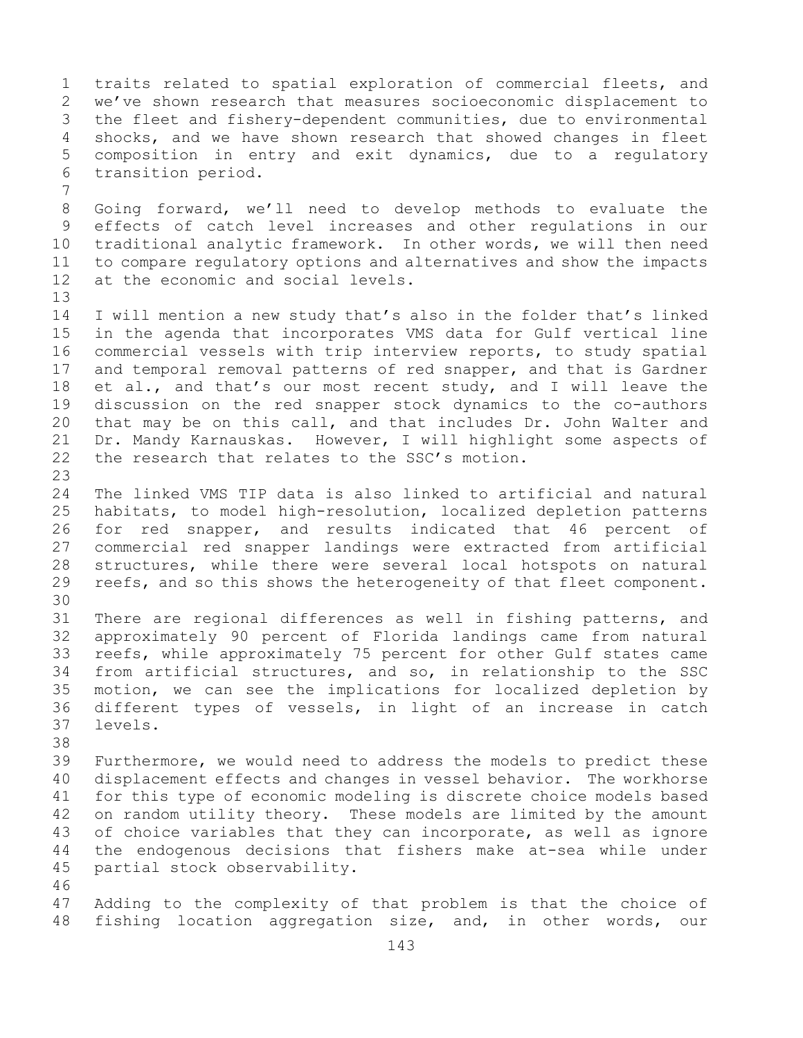traits related to spatial exploration of commercial fleets, and we've shown research that measures socioeconomic displacement to the fleet and fishery-dependent communities, due to environmental shocks, and we have shown research that showed changes in fleet composition in entry and exit dynamics, due to a regulatory transition period.

Going forward, we'll need to develop methods to evaluate the effects of catch level increases and other regulations in our traditional analytic framework. In other words, we will then need to compare regulatory options and alternatives and show the impacts at the economic and social levels.

I will mention a new study that's also in the folder that's linked in the agenda that incorporates VMS data for Gulf vertical line commercial vessels with trip interview reports, to study spatial and temporal removal patterns of red snapper, and that is Gardner et al., and that's our most recent study, and I will leave the discussion on the red snapper stock dynamics to the co-authors that may be on this call, and that includes Dr. John Walter and Dr. Mandy Karnauskas. However, I will highlight some aspects of the research that relates to the SSC's motion.

The linked VMS TIP data is also linked to artificial and natural habitats, to model high-resolution, localized depletion patterns for red snapper, and results indicated that 46 percent of commercial red snapper landings were extracted from artificial structures, while there were several local hotspots on natural reefs, and so this shows the heterogeneity of that fleet component.

There are regional differences as well in fishing patterns, and approximately 90 percent of Florida landings came from natural reefs, while approximately 75 percent for other Gulf states came from artificial structures, and so, in relationship to the SSC motion, we can see the implications for localized depletion by different types of vessels, in light of an increase in catch levels.

Furthermore, we would need to address the models to predict these displacement effects and changes in vessel behavior. The workhorse for this type of economic modeling is discrete choice models based on random utility theory. These models are limited by the amount of choice variables that they can incorporate, as well as ignore the endogenous decisions that fishers make at-sea while under partial stock observability.

Adding to the complexity of that problem is that the choice of fishing location aggregation size, and, in other words, our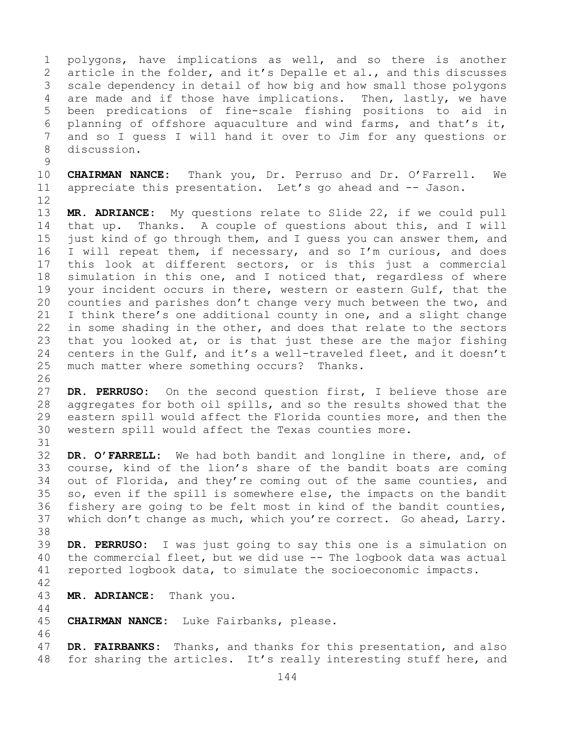polygons, have implications as well, and so there is another article in the folder, and it's Depalle et al., and this discusses scale dependency in detail of how big and how small those polygons are made and if those have implications. Then, lastly, we have been predications of fine-scale fishing positions to aid in planning of offshore aquaculture and wind farms, and that's it, and so I guess I will hand it over to Jim for any questions or discussion.

**CHAIRMAN NANCE:** Thank you, Dr. Perruso and Dr. O'Farrell. We appreciate this presentation. Let's go ahead and -- Jason.

**MR. ADRIANCE:** My questions relate to Slide 22, if we could pull that up. Thanks. A couple of questions about this, and I will just kind of go through them, and I guess you can answer them, and I will repeat them, if necessary, and so I'm curious, and does this look at different sectors, or is this just a commercial simulation in this one, and I noticed that, regardless of where your incident occurs in there, western or eastern Gulf, that the counties and parishes don't change very much between the two, and I think there's one additional county in one, and a slight change in some shading in the other, and does that relate to the sectors that you looked at, or is that just these are the major fishing centers in the Gulf, and it's a well-traveled fleet, and it doesn't much matter where something occurs? Thanks.

**DR. PERRUSO:** On the second question first, I believe those are aggregates for both oil spills, and so the results showed that the eastern spill would affect the Florida counties more, and then the western spill would affect the Texas counties more.

**DR. O'FARRELL:** We had both bandit and longline in there, and, of course, kind of the lion's share of the bandit boats are coming out of Florida, and they're coming out of the same counties, and so, even if the spill is somewhere else, the impacts on the bandit fishery are going to be felt most in kind of the bandit counties, which don't change as much, which you're correct. Go ahead, Larry.

**DR. PERRUSO:** I was just going to say this one is a simulation on the commercial fleet, but we did use -- The logbook data was actual reported logbook data, to simulate the socioeconomic impacts.

**MR. ADRIANCE:** Thank you.

**CHAIRMAN NANCE:** Luke Fairbanks, please.

**DR. FAIRBANKS:** Thanks, and thanks for this presentation, and also for sharing the articles. It's really interesting stuff here, and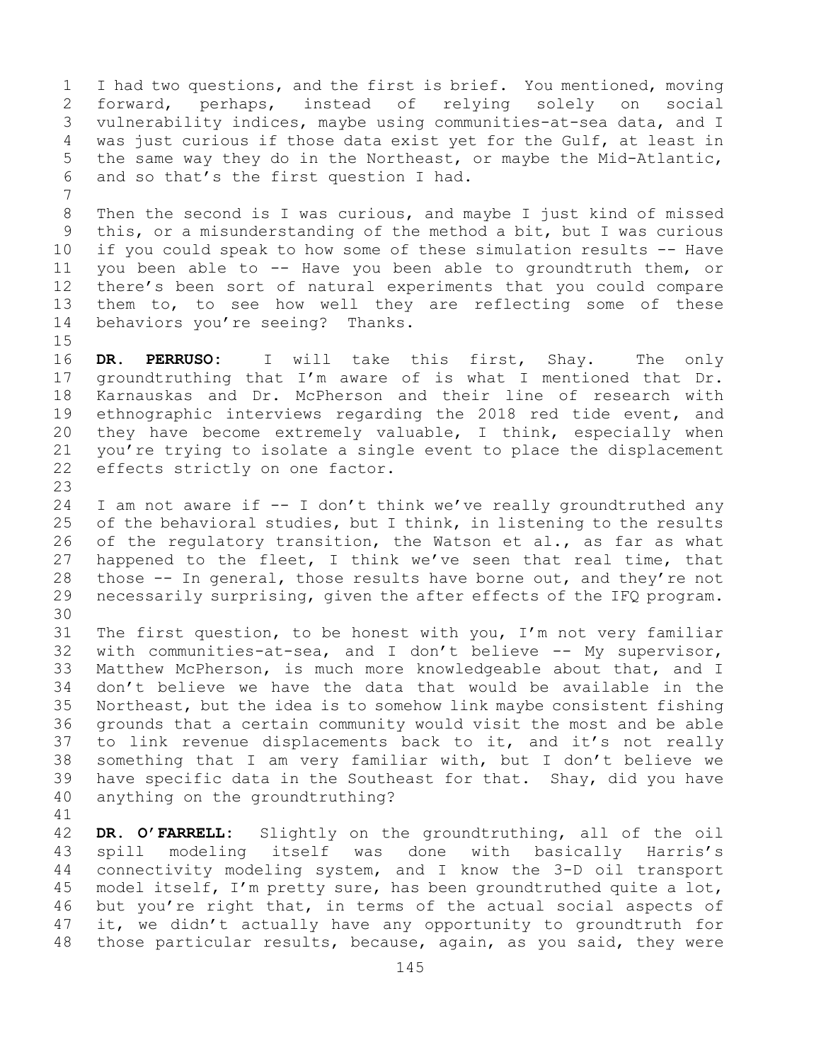I had two questions, and the first is brief. You mentioned, moving forward, perhaps, instead of relying solely on social vulnerability indices, maybe using communities-at-sea data, and I was just curious if those data exist yet for the Gulf, at least in the same way they do in the Northeast, or maybe the Mid-Atlantic, and so that's the first question I had.

Then the second is I was curious, and maybe I just kind of missed this, or a misunderstanding of the method a bit, but I was curious if you could speak to how some of these simulation results -- Have you been able to -- Have you been able to groundtruth them, or there's been sort of natural experiments that you could compare them to, to see how well they are reflecting some of these behaviors you're seeing? Thanks.

**DR. PERRUSO:** I will take this first, Shay. The only groundtruthing that I'm aware of is what I mentioned that Dr. Karnauskas and Dr. McPherson and their line of research with ethnographic interviews regarding the 2018 red tide event, and they have become extremely valuable, I think, especially when you're trying to isolate a single event to place the displacement effects strictly on one factor.

I am not aware if -- I don't think we've really groundtruthed any of the behavioral studies, but I think, in listening to the results of the regulatory transition, the Watson et al., as far as what happened to the fleet, I think we've seen that real time, that those -- In general, those results have borne out, and they're not necessarily surprising, given the after effects of the IFQ program.

The first question, to be honest with you, I'm not very familiar with communities-at-sea, and I don't believe -- My supervisor, Matthew McPherson, is much more knowledgeable about that, and I don't believe we have the data that would be available in the Northeast, but the idea is to somehow link maybe consistent fishing grounds that a certain community would visit the most and be able to link revenue displacements back to it, and it's not really something that I am very familiar with, but I don't believe we have specific data in the Southeast for that. Shay, did you have anything on the groundtruthing?

**DR. O'FARRELL:** Slightly on the groundtruthing, all of the oil spill modeling itself was done with basically Harris's connectivity modeling system, and I know the 3-D oil transport model itself, I'm pretty sure, has been groundtruthed quite a lot, but you're right that, in terms of the actual social aspects of it, we didn't actually have any opportunity to groundtruth for those particular results, because, again, as you said, they were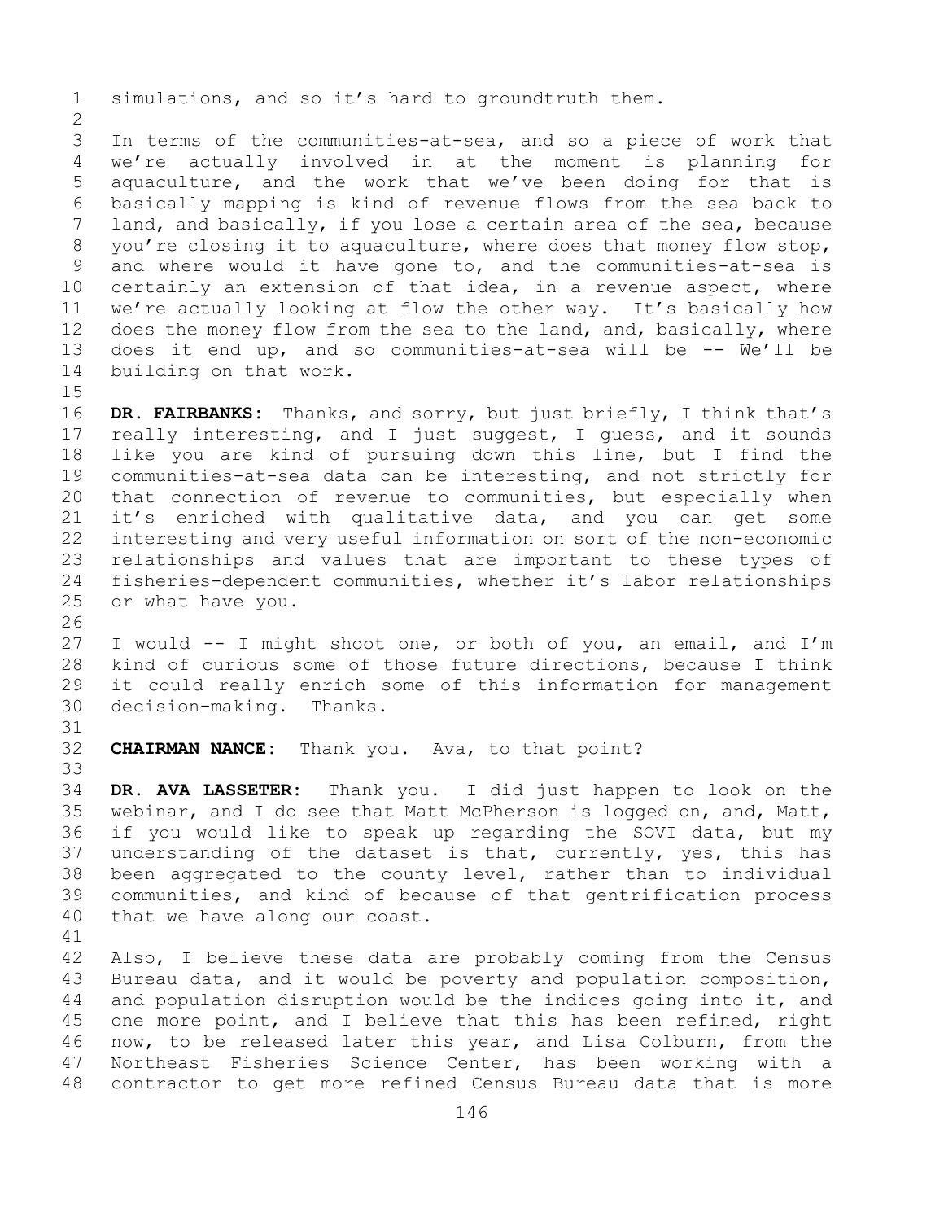simulations, and so it's hard to groundtruth them.

In terms of the communities-at-sea, and so a piece of work that we're actually involved in at the moment is planning for aquaculture, and the work that we've been doing for that is basically mapping is kind of revenue flows from the sea back to land, and basically, if you lose a certain area of the sea, because you're closing it to aquaculture, where does that money flow stop, and where would it have gone to, and the communities-at-sea is certainly an extension of that idea, in a revenue aspect, where we're actually looking at flow the other way. It's basically how does the money flow from the sea to the land, and, basically, where does it end up, and so communities-at-sea will be -- We'll be building on that work.

**DR. FAIRBANKS:** Thanks, and sorry, but just briefly, I think that's really interesting, and I just suggest, I guess, and it sounds like you are kind of pursuing down this line, but I find the communities-at-sea data can be interesting, and not strictly for that connection of revenue to communities, but especially when it's enriched with qualitative data, and you can get some interesting and very useful information on sort of the non-economic relationships and values that are important to these types of fisheries-dependent communities, whether it's labor relationships or what have you.

I would -- I might shoot one, or both of you, an email, and I'm kind of curious some of those future directions, because I think it could really enrich some of this information for management decision-making. Thanks.

**CHAIRMAN NANCE:** Thank you. Ava, to that point?

**DR. AVA LASSETER:** Thank you. I did just happen to look on the webinar, and I do see that Matt McPherson is logged on, and, Matt, if you would like to speak up regarding the SOVI data, but my understanding of the dataset is that, currently, yes, this has been aggregated to the county level, rather than to individual communities, and kind of because of that gentrification process that we have along our coast.

Also, I believe these data are probably coming from the Census Bureau data, and it would be poverty and population composition, and population disruption would be the indices going into it, and one more point, and I believe that this has been refined, right now, to be released later this year, and Lisa Colburn, from the Northeast Fisheries Science Center, has been working with a contractor to get more refined Census Bureau data that is more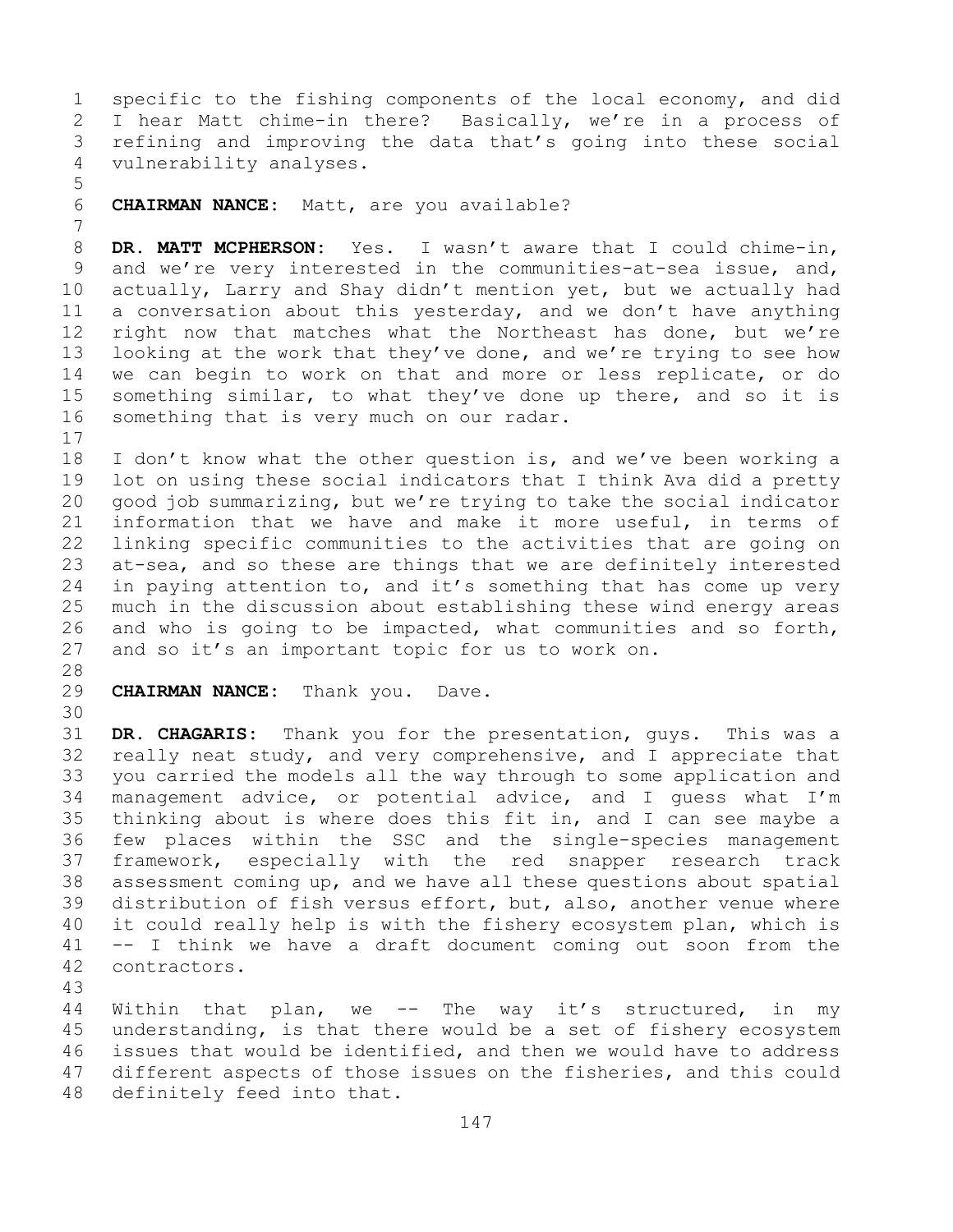specific to the fishing components of the local economy, and did I hear Matt chime-in there? Basically, we're in a process of refining and improving the data that's going into these social vulnerability analyses.

**CHAIRMAN NANCE:** Matt, are you available?

**DR. MATT MCPHERSON:** Yes. I wasn't aware that I could chime-in, and we're very interested in the communities-at-sea issue, and, actually, Larry and Shay didn't mention yet, but we actually had a conversation about this yesterday, and we don't have anything right now that matches what the Northeast has done, but we're looking at the work that they've done, and we're trying to see how we can begin to work on that and more or less replicate, or do something similar, to what they've done up there, and so it is something that is very much on our radar.

I don't know what the other question is, and we've been working a lot on using these social indicators that I think Ava did a pretty good job summarizing, but we're trying to take the social indicator information that we have and make it more useful, in terms of linking specific communities to the activities that are going on at-sea, and so these are things that we are definitely interested in paying attention to, and it's something that has come up very much in the discussion about establishing these wind energy areas and who is going to be impacted, what communities and so forth, and so it's an important topic for us to work on.

**CHAIRMAN NANCE:** Thank you. Dave.

**DR. CHAGARIS:** Thank you for the presentation, guys. This was a really neat study, and very comprehensive, and I appreciate that you carried the models all the way through to some application and management advice, or potential advice, and I guess what I'm thinking about is where does this fit in, and I can see maybe a few places within the SSC and the single-species management framework, especially with the red snapper research track assessment coming up, and we have all these questions about spatial distribution of fish versus effort, but, also, another venue where it could really help is with the fishery ecosystem plan, which is -- I think we have a draft document coming out soon from the contractors.

Within that plan, we -- The way it's structured, in my understanding, is that there would be a set of fishery ecosystem issues that would be identified, and then we would have to address different aspects of those issues on the fisheries, and this could definitely feed into that.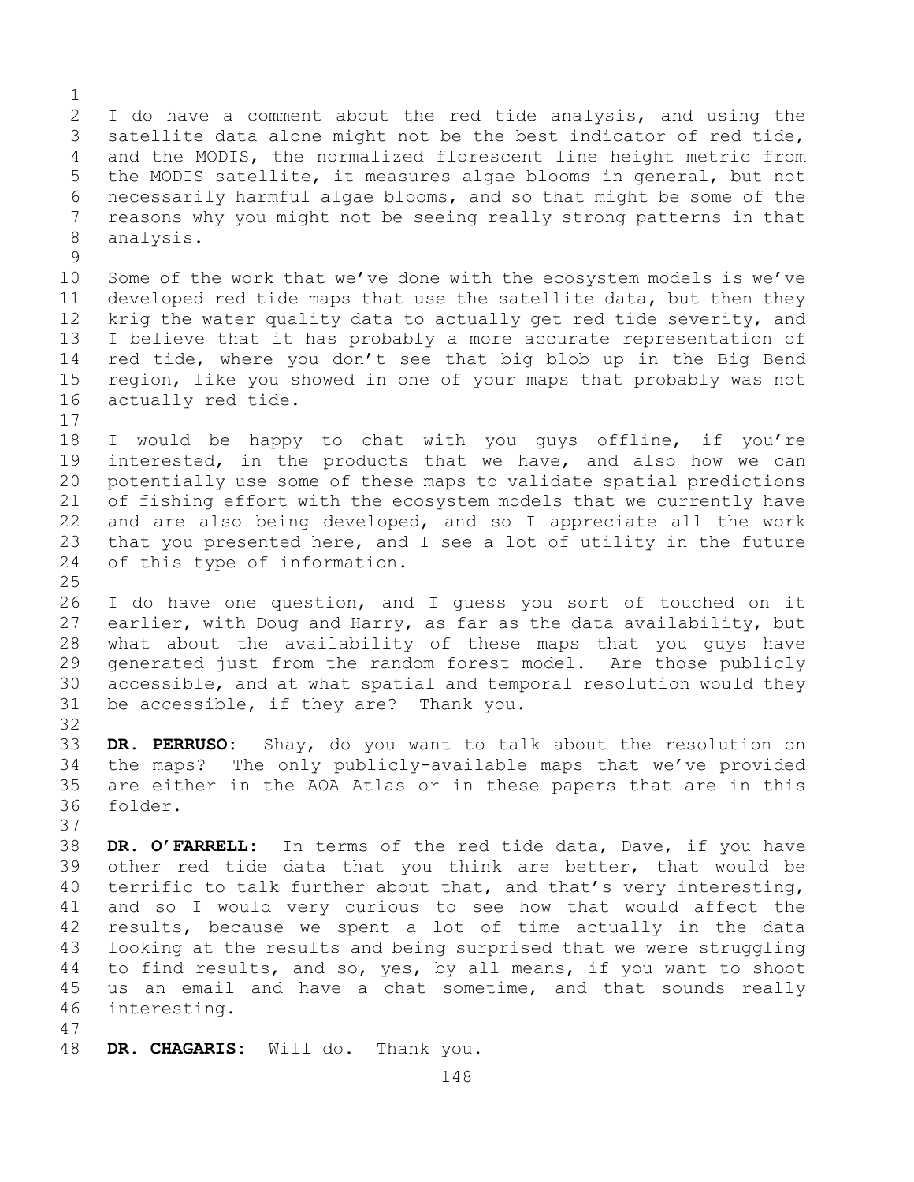I do have a comment about the red tide analysis, and using the satellite data alone might not be the best indicator of red tide, and the MODIS, the normalized florescent line height metric from the MODIS satellite, it measures algae blooms in general, but not necessarily harmful algae blooms, and so that might be some of the reasons why you might not be seeing really strong patterns in that analysis.

Some of the work that we've done with the ecosystem models is we've developed red tide maps that use the satellite data, but then they krig the water quality data to actually get red tide severity, and I believe that it has probably a more accurate representation of red tide, where you don't see that big blob up in the Big Bend region, like you showed in one of your maps that probably was not actually red tide.

I would be happy to chat with you guys offline, if you're interested, in the products that we have, and also how we can potentially use some of these maps to validate spatial predictions of fishing effort with the ecosystem models that we currently have and are also being developed, and so I appreciate all the work that you presented here, and I see a lot of utility in the future of this type of information.

I do have one question, and I guess you sort of touched on it earlier, with Doug and Harry, as far as the data availability, but what about the availability of these maps that you guys have generated just from the random forest model. Are those publicly accessible, and at what spatial and temporal resolution would they be accessible, if they are? Thank you.

**DR. PERRUSO:** Shay, do you want to talk about the resolution on the maps? The only publicly-available maps that we've provided are either in the AOA Atlas or in these papers that are in this folder.

**DR. O'FARRELL:** In terms of the red tide data, Dave, if you have other red tide data that you think are better, that would be terrific to talk further about that, and that's very interesting, and so I would very curious to see how that would affect the results, because we spent a lot of time actually in the data looking at the results and being surprised that we were struggling to find results, and so, yes, by all means, if you want to shoot us an email and have a chat sometime, and that sounds really interesting.

**DR. CHAGARIS:** Will do. Thank you.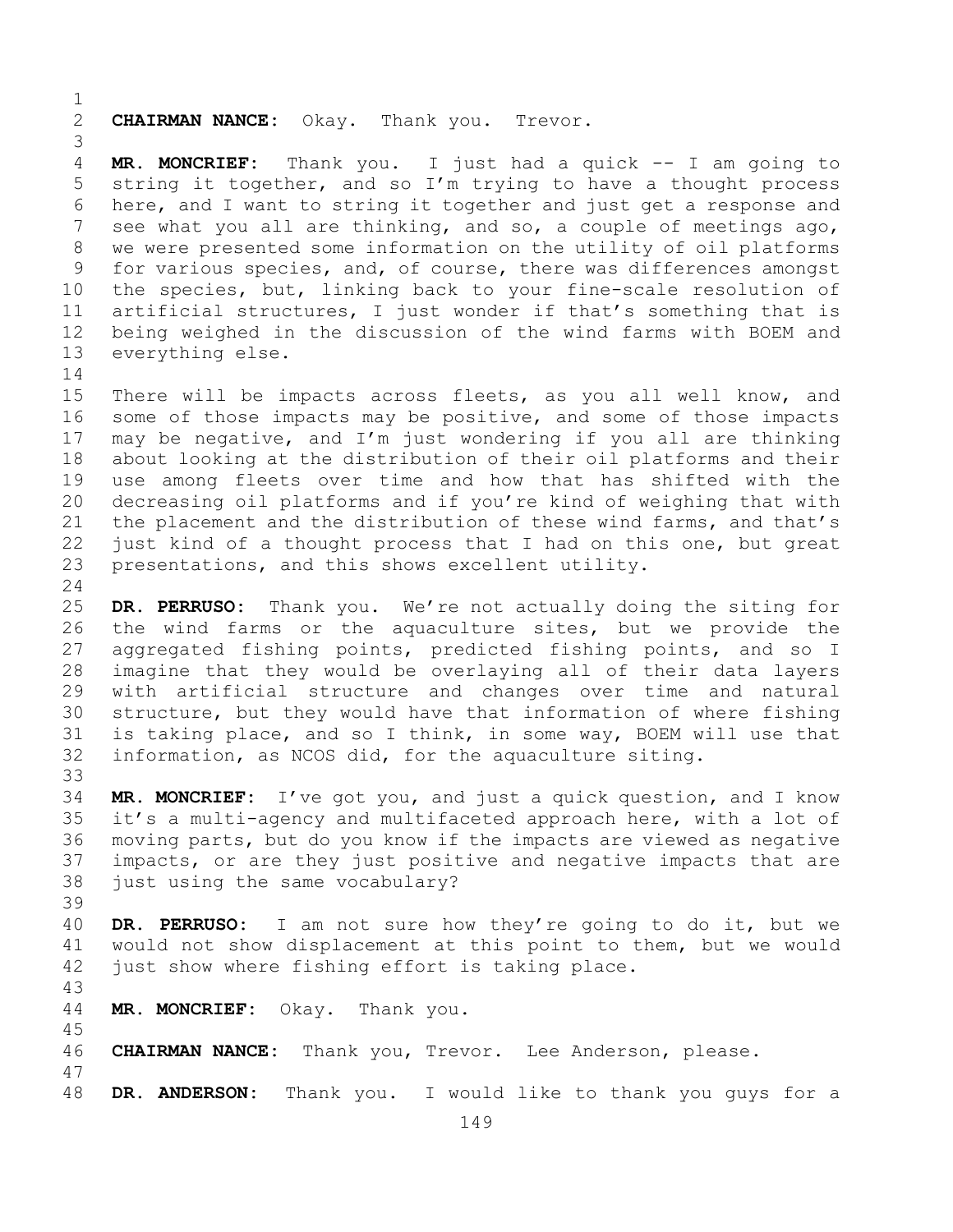**CHAIRMAN NANCE:** Okay. Thank you. Trevor.

**MR. MONCRIEF:** Thank you. I just had a quick -- I am going to string it together, and so I'm trying to have a thought process here, and I want to string it together and just get a response and see what you all are thinking, and so, a couple of meetings ago, we were presented some information on the utility of oil platforms for various species, and, of course, there was differences amongst the species, but, linking back to your fine-scale resolution of artificial structures, I just wonder if that's something that is being weighed in the discussion of the wind farms with BOEM and everything else.

There will be impacts across fleets, as you all well know, and some of those impacts may be positive, and some of those impacts may be negative, and I'm just wondering if you all are thinking about looking at the distribution of their oil platforms and their use among fleets over time and how that has shifted with the decreasing oil platforms and if you're kind of weighing that with the placement and the distribution of these wind farms, and that's just kind of a thought process that I had on this one, but great presentations, and this shows excellent utility.

**DR. PERRUSO:** Thank you. We're not actually doing the siting for the wind farms or the aquaculture sites, but we provide the aggregated fishing points, predicted fishing points, and so I imagine that they would be overlaying all of their data layers with artificial structure and changes over time and natural structure, but they would have that information of where fishing is taking place, and so I think, in some way, BOEM will use that information, as NCOS did, for the aquaculture siting.

**MR. MONCRIEF:** I've got you, and just a quick question, and I know it's a multi-agency and multifaceted approach here, with a lot of moving parts, but do you know if the impacts are viewed as negative impacts, or are they just positive and negative impacts that are just using the same vocabulary?

**DR. PERRUSO:** I am not sure how they're going to do it, but we would not show displacement at this point to them, but we would just show where fishing effort is taking place.

**MR. MONCRIEF:** Okay. Thank you.

**CHAIRMAN NANCE:** Thank you, Trevor. Lee Anderson, please.

**DR. ANDERSON:** Thank you. I would like to thank you guys for a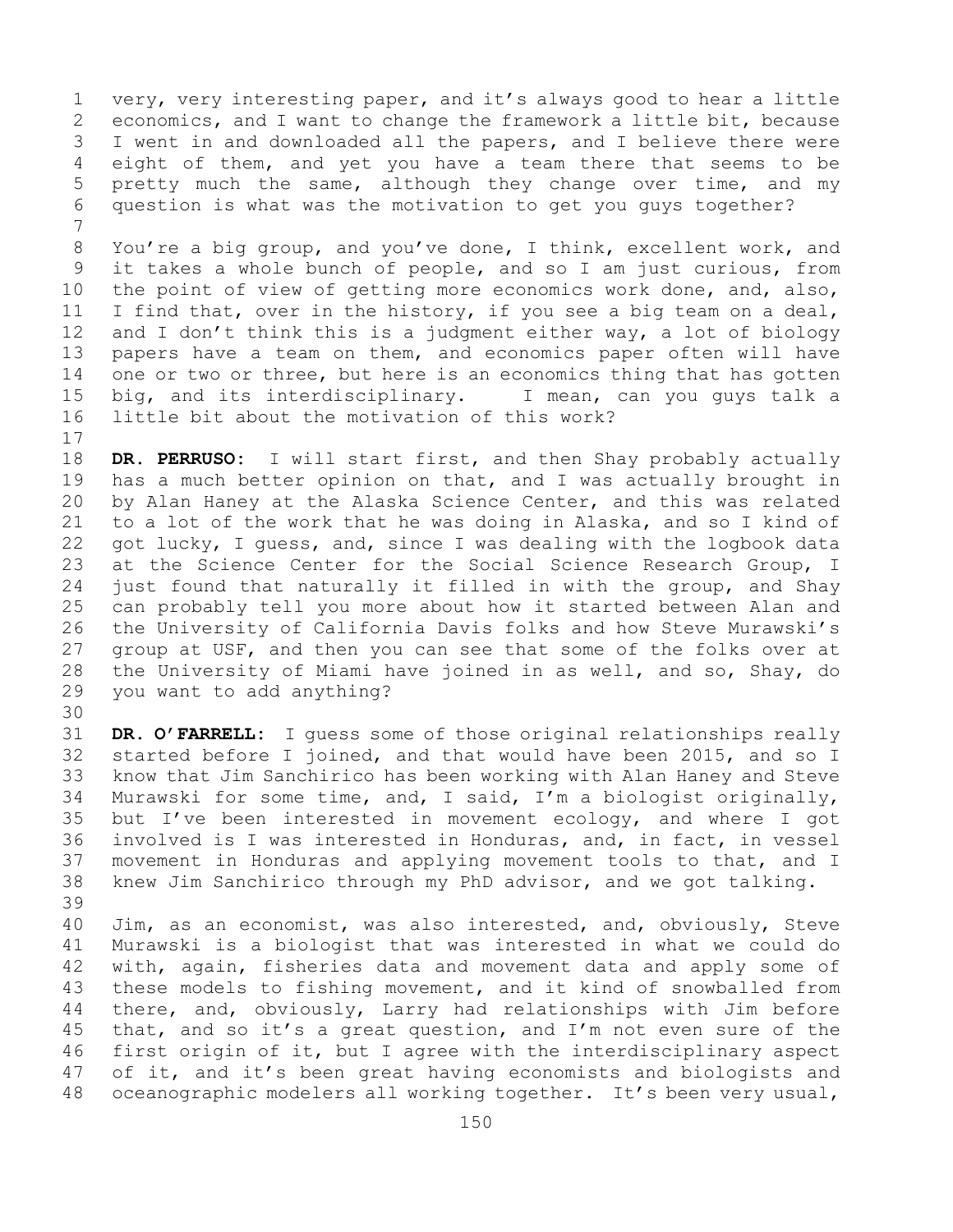very, very interesting paper, and it's always good to hear a little economics, and I want to change the framework a little bit, because I went in and downloaded all the papers, and I believe there were eight of them, and yet you have a team there that seems to be pretty much the same, although they change over time, and my question is what was the motivation to get you guys together?

You're a big group, and you've done, I think, excellent work, and it takes a whole bunch of people, and so I am just curious, from the point of view of getting more economics work done, and, also, I find that, over in the history, if you see a big team on a deal, and I don't think this is a judgment either way, a lot of biology papers have a team on them, and economics paper often will have one or two or three, but here is an economics thing that has gotten big, and its interdisciplinary. I mean, can you guys talk a little bit about the motivation of this work?

**DR. PERRUSO:** I will start first, and then Shay probably actually has a much better opinion on that, and I was actually brought in by Alan Haney at the Alaska Science Center, and this was related to a lot of the work that he was doing in Alaska, and so I kind of got lucky, I guess, and, since I was dealing with the logbook data at the Science Center for the Social Science Research Group, I just found that naturally it filled in with the group, and Shay can probably tell you more about how it started between Alan and the University of California Davis folks and how Steve Murawski's group at USF, and then you can see that some of the folks over at the University of Miami have joined in as well, and so, Shay, do you want to add anything?

**DR. O'FARRELL:** I guess some of those original relationships really started before I joined, and that would have been 2015, and so I know that Jim Sanchirico has been working with Alan Haney and Steve Murawski for some time, and, I said, I'm a biologist originally, but I've been interested in movement ecology, and where I got involved is I was interested in Honduras, and, in fact, in vessel movement in Honduras and applying movement tools to that, and I knew Jim Sanchirico through my PhD advisor, and we got talking.

Jim, as an economist, was also interested, and, obviously, Steve Murawski is a biologist that was interested in what we could do with, again, fisheries data and movement data and apply some of these models to fishing movement, and it kind of snowballed from there, and, obviously, Larry had relationships with Jim before that, and so it's a great question, and I'm not even sure of the first origin of it, but I agree with the interdisciplinary aspect of it, and it's been great having economists and biologists and oceanographic modelers all working together. It's been very usual,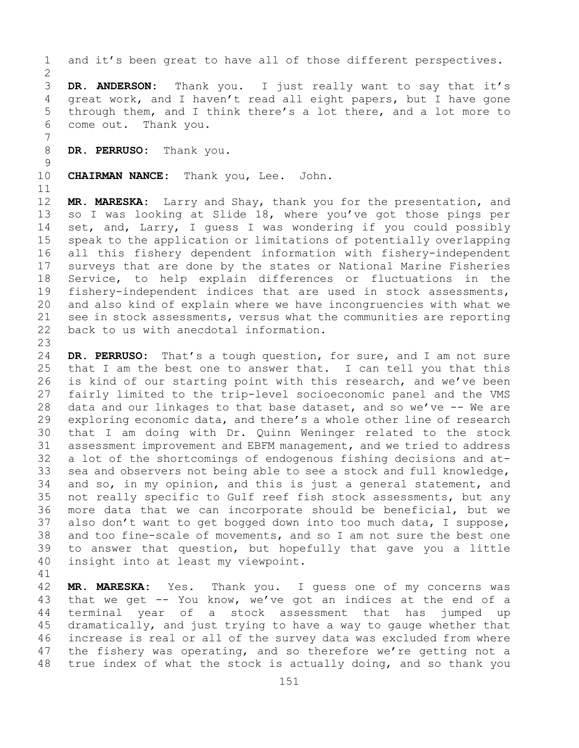and it's been great to have all of those different perspectives.

**DR. ANDERSON:** Thank you. I just really want to say that it's great work, and I haven't read all eight papers, but I have gone through them, and I think there's a lot there, and a lot more to come out. Thank you.

**DR. PERRUSO:** Thank you.

**CHAIRMAN NANCE:** Thank you, Lee. John.

**MR. MARESKA:** Larry and Shay, thank you for the presentation, and so I was looking at Slide 18, where you've got those pings per set, and, Larry, I guess I was wondering if you could possibly speak to the application or limitations of potentially overlapping all this fishery dependent information with fishery-independent surveys that are done by the states or National Marine Fisheries Service, to help explain differences or fluctuations in the fishery-independent indices that are used in stock assessments, and also kind of explain where we have incongruencies with what we see in stock assessments, versus what the communities are reporting back to us with anecdotal information.

**DR. PERRUSO:** That's a tough question, for sure, and I am not sure that I am the best one to answer that. I can tell you that this is kind of our starting point with this research, and we've been fairly limited to the trip-level socioeconomic panel and the VMS data and our linkages to that base dataset, and so we've -- We are exploring economic data, and there's a whole other line of research that I am doing with Dr. Quinn Weninger related to the stock assessment improvement and EBFM management, and we tried to address a lot of the shortcomings of endogenous fishing decisions and at-sea and observers not being able to see a stock and full knowledge, and so, in my opinion, and this is just a general statement, and not really specific to Gulf reef fish stock assessments, but any more data that we can incorporate should be beneficial, but we also don't want to get bogged down into too much data, I suppose, and too fine-scale of movements, and so I am not sure the best one to answer that question, but hopefully that gave you a little insight into at least my viewpoint.

**MR. MARESKA:** Yes. Thank you. I guess one of my concerns was that we get -- You know, we've got an indices at the end of a terminal year of a stock assessment that has jumped up dramatically, and just trying to have a way to gauge whether that increase is real or all of the survey data was excluded from where the fishery was operating, and so therefore we're getting not a true index of what the stock is actually doing, and so thank you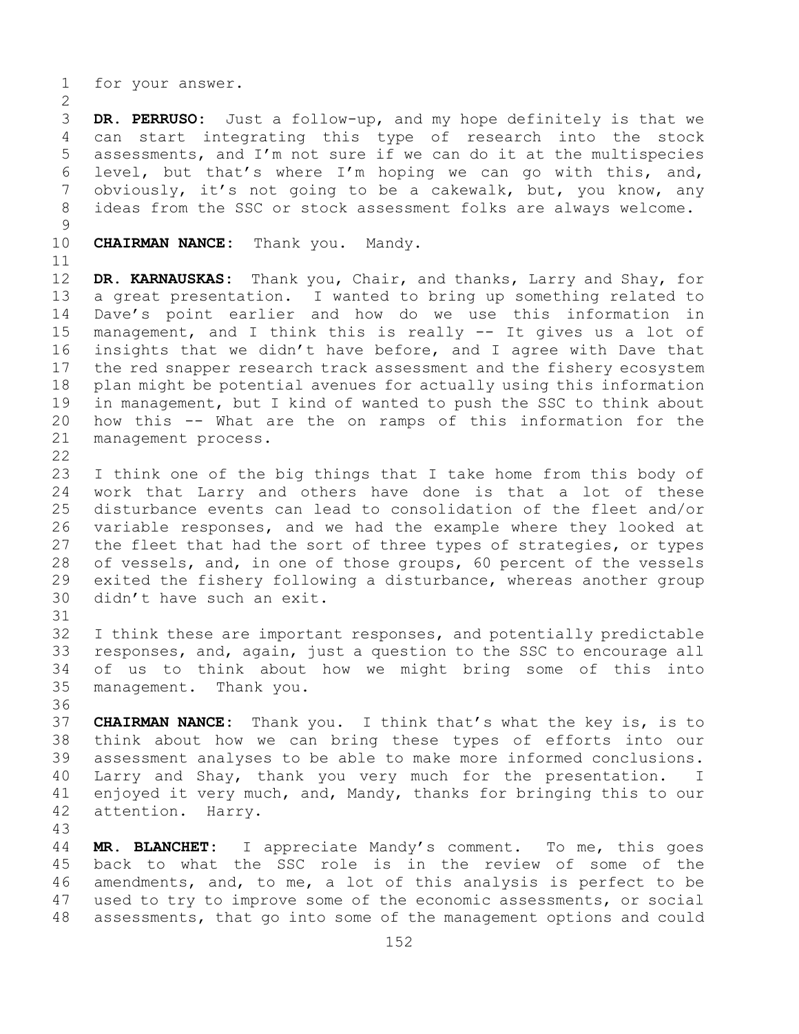for your answer.

**DR. PERRUSO:** Just a follow-up, and my hope definitely is that we can start integrating this type of research into the stock assessments, and I'm not sure if we can do it at the multispecies level, but that's where I'm hoping we can go with this, and, obviously, it's not going to be a cakewalk, but, you know, any ideas from the SSC or stock assessment folks are always welcome.

**CHAIRMAN NANCE:** Thank you. Mandy.

**DR. KARNAUSKAS:** Thank you, Chair, and thanks, Larry and Shay, for a great presentation. I wanted to bring up something related to Dave's point earlier and how do we use this information in management, and I think this is really -- It gives us a lot of insights that we didn't have before, and I agree with Dave that the red snapper research track assessment and the fishery ecosystem plan might be potential avenues for actually using this information in management, but I kind of wanted to push the SSC to think about how this -- What are the on ramps of this information for the management process.

I think one of the big things that I take home from this body of work that Larry and others have done is that a lot of these disturbance events can lead to consolidation of the fleet and/or variable responses, and we had the example where they looked at the fleet that had the sort of three types of strategies, or types of vessels, and, in one of those groups, 60 percent of the vessels exited the fishery following a disturbance, whereas another group didn't have such an exit.

I think these are important responses, and potentially predictable responses, and, again, just a question to the SSC to encourage all of us to think about how we might bring some of this into management. Thank you.

**CHAIRMAN NANCE:** Thank you. I think that's what the key is, is to think about how we can bring these types of efforts into our assessment analyses to be able to make more informed conclusions. Larry and Shay, thank you very much for the presentation. I enjoyed it very much, and, Mandy, thanks for bringing this to our attention. Harry.

**MR. BLANCHET:** I appreciate Mandy's comment. To me, this goes back to what the SSC role is in the review of some of the amendments, and, to me, a lot of this analysis is perfect to be used to try to improve some of the economic assessments, or social assessments, that go into some of the management options and could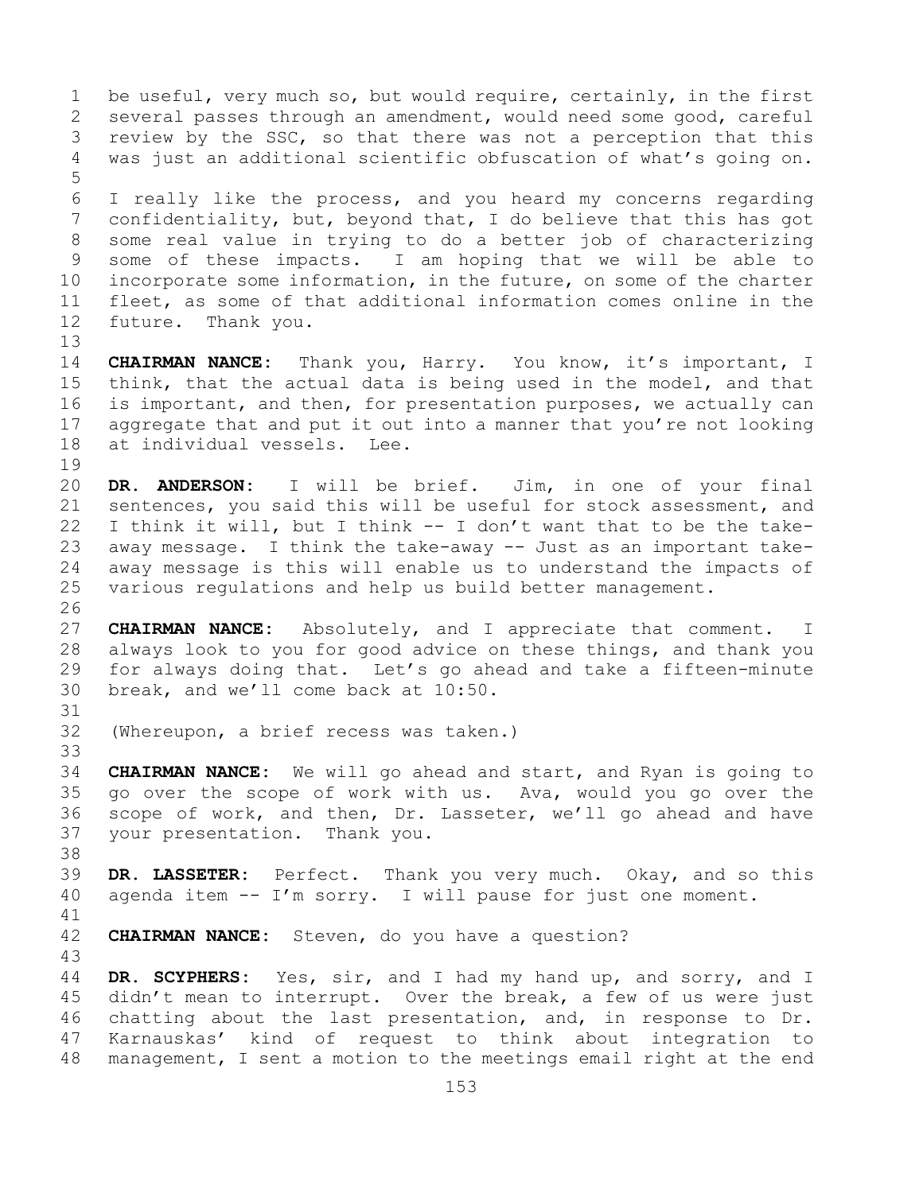be useful, very much so, but would require, certainly, in the first several passes through an amendment, would need some good, careful review by the SSC, so that there was not a perception that this was just an additional scientific obfuscation of what's going on.

I really like the process, and you heard my concerns regarding confidentiality, but, beyond that, I do believe that this has got some real value in trying to do a better job of characterizing some of these impacts. I am hoping that we will be able to incorporate some information, in the future, on some of the charter fleet, as some of that additional information comes online in the future. Thank you.

**CHAIRMAN NANCE:** Thank you, Harry. You know, it's important, I think, that the actual data is being used in the model, and that is important, and then, for presentation purposes, we actually can aggregate that and put it out into a manner that you're not looking at individual vessels. Lee.

**DR. ANDERSON:** I will be brief. Jim, in one of your final sentences, you said this will be useful for stock assessment, and I think it will, but I think -- I don't want that to be the take-away message. I think the take-away -- Just as an important take-away message is this will enable us to understand the impacts of various regulations and help us build better management.

**CHAIRMAN NANCE:** Absolutely, and I appreciate that comment. I always look to you for good advice on these things, and thank you for always doing that. Let's go ahead and take a fifteen-minute break, and we'll come back at 10:50.

(Whereupon, a brief recess was taken.)

**CHAIRMAN NANCE:** We will go ahead and start, and Ryan is going to go over the scope of work with us. Ava, would you go over the scope of work, and then, Dr. Lasseter, we'll go ahead and have your presentation. Thank you.

**DR. LASSETER:** Perfect. Thank you very much. Okay, and so this agenda item -- I'm sorry. I will pause for just one moment.

**CHAIRMAN NANCE:** Steven, do you have a question?

**DR. SCYPHERS:** Yes, sir, and I had my hand up, and sorry, and I didn't mean to interrupt. Over the break, a few of us were just chatting about the last presentation, and, in response to Dr. Karnauskas' kind of request to think about integration to management, I sent a motion to the meetings email right at the end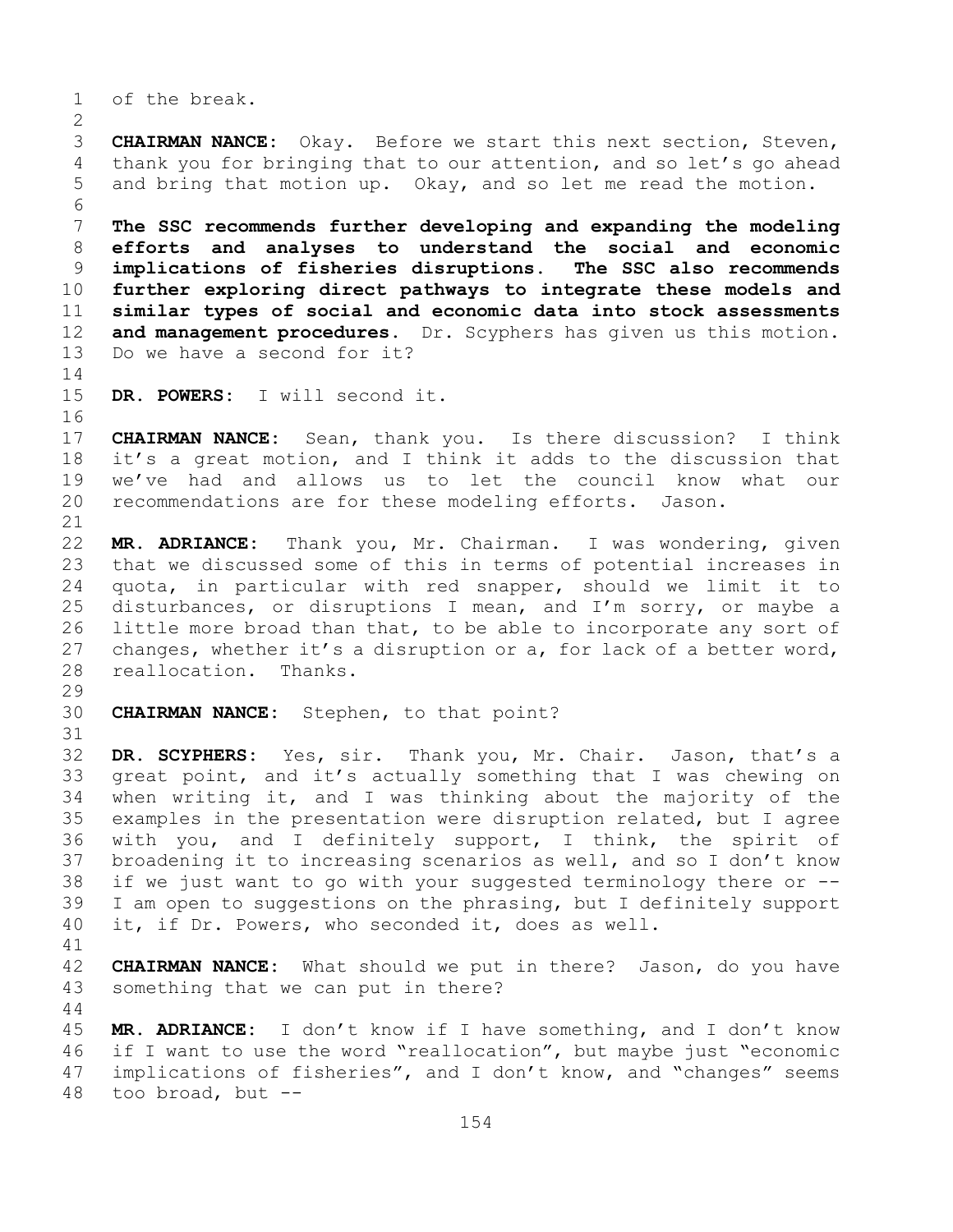of the break.

**CHAIRMAN NANCE:** Okay. Before we start this next section, Steven, thank you for bringing that to our attention, and so let's go ahead and bring that motion up. Okay, and so let me read the motion.

**The SSC recommends further developing and expanding the modeling efforts and analyses to understand the social and economic implications of fisheries disruptions. The SSC also recommends further exploring direct pathways to integrate these models and similar types of social and economic data into stock assessments and management procedures.** Dr. Scyphers has given us this motion. Do we have a second for it?

**DR. POWERS:** I will second it.

**CHAIRMAN NANCE:** Sean, thank you. Is there discussion? I think it's a great motion, and I think it adds to the discussion that we've had and allows us to let the council know what our recommendations are for these modeling efforts. Jason.

**MR. ADRIANCE:** Thank you, Mr. Chairman. I was wondering, given that we discussed some of this in terms of potential increases in quota, in particular with red snapper, should we limit it to disturbances, or disruptions I mean, and I'm sorry, or maybe a little more broad than that, to be able to incorporate any sort of changes, whether it's a disruption or a, for lack of a better word, reallocation. Thanks.

**CHAIRMAN NANCE:** Stephen, to that point?

**DR. SCYPHERS:** Yes, sir. Thank you, Mr. Chair. Jason, that's a great point, and it's actually something that I was chewing on when writing it, and I was thinking about the majority of the examples in the presentation were disruption related, but I agree with you, and I definitely support, I think, the spirit of broadening it to increasing scenarios as well, and so I don't know if we just want to go with your suggested terminology there or -- I am open to suggestions on the phrasing, but I definitely support it, if Dr. Powers, who seconded it, does as well.

**CHAIRMAN NANCE:** What should we put in there? Jason, do you have something that we can put in there?

**MR. ADRIANCE:** I don't know if I have something, and I don't know if I want to use the word "reallocation", but maybe just "economic implications of fisheries", and I don't know, and "changes" seems too broad, but --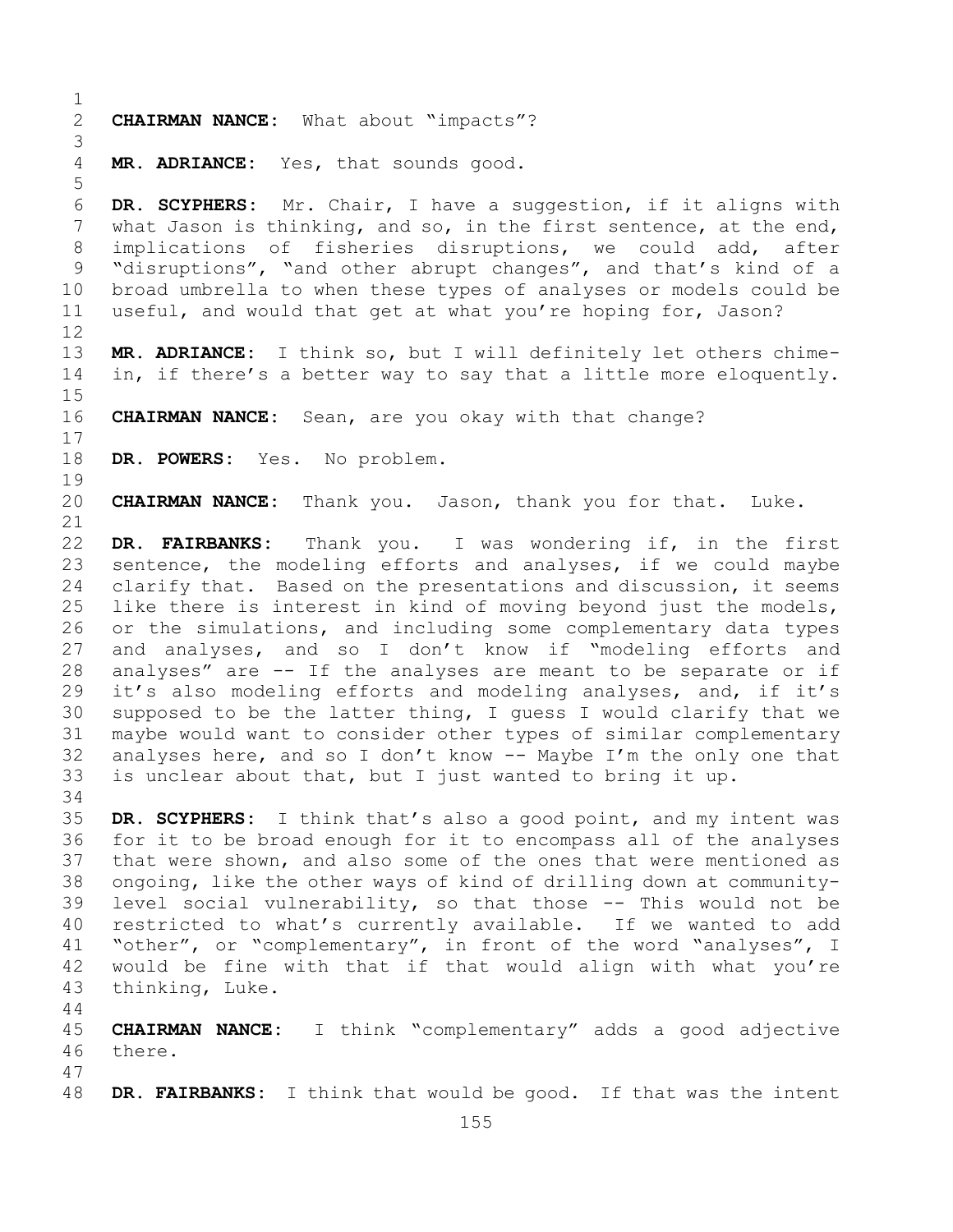**CHAIRMAN NANCE:** What about "impacts"?

**MR. ADRIANCE:** Yes, that sounds good.

**DR. SCYPHERS:** Mr. Chair, I have a suggestion, if it aligns with what Jason is thinking, and so, in the first sentence, at the end, implications of fisheries disruptions, we could add, after "disruptions", "and other abrupt changes", and that's kind of a broad umbrella to when these types of analyses or models could be useful, and would that get at what you're hoping for, Jason?

**MR. ADRIANCE:** I think so, but I will definitely let others chime-in, if there's a better way to say that a little more eloquently.

**CHAIRMAN NANCE:** Sean, are you okay with that change?

**DR. POWERS:** Yes. No problem.

**CHAIRMAN NANCE:** Thank you. Jason, thank you for that. Luke.

**DR. FAIRBANKS:** Thank you. I was wondering if, in the first sentence, the modeling efforts and analyses, if we could maybe clarify that. Based on the presentations and discussion, it seems like there is interest in kind of moving beyond just the models, or the simulations, and including some complementary data types and analyses, and so I don't know if "modeling efforts and analyses" are -- If the analyses are meant to be separate or if it's also modeling efforts and modeling analyses, and, if it's supposed to be the latter thing, I guess I would clarify that we maybe would want to consider other types of similar complementary analyses here, and so I don't know -- Maybe I'm the only one that is unclear about that, but I just wanted to bring it up.

**DR. SCYPHERS:** I think that's also a good point, and my intent was for it to be broad enough for it to encompass all of the analyses that were shown, and also some of the ones that were mentioned as ongoing, like the other ways of kind of drilling down at community-level social vulnerability, so that those -- This would not be restricted to what's currently available. If we wanted to add "other", or "complementary", in front of the word "analyses", I would be fine with that if that would align with what you're thinking, Luke.

**CHAIRMAN NANCE:** I think "complementary" adds a good adjective there.

**DR. FAIRBANKS:** I think that would be good. If that was the intent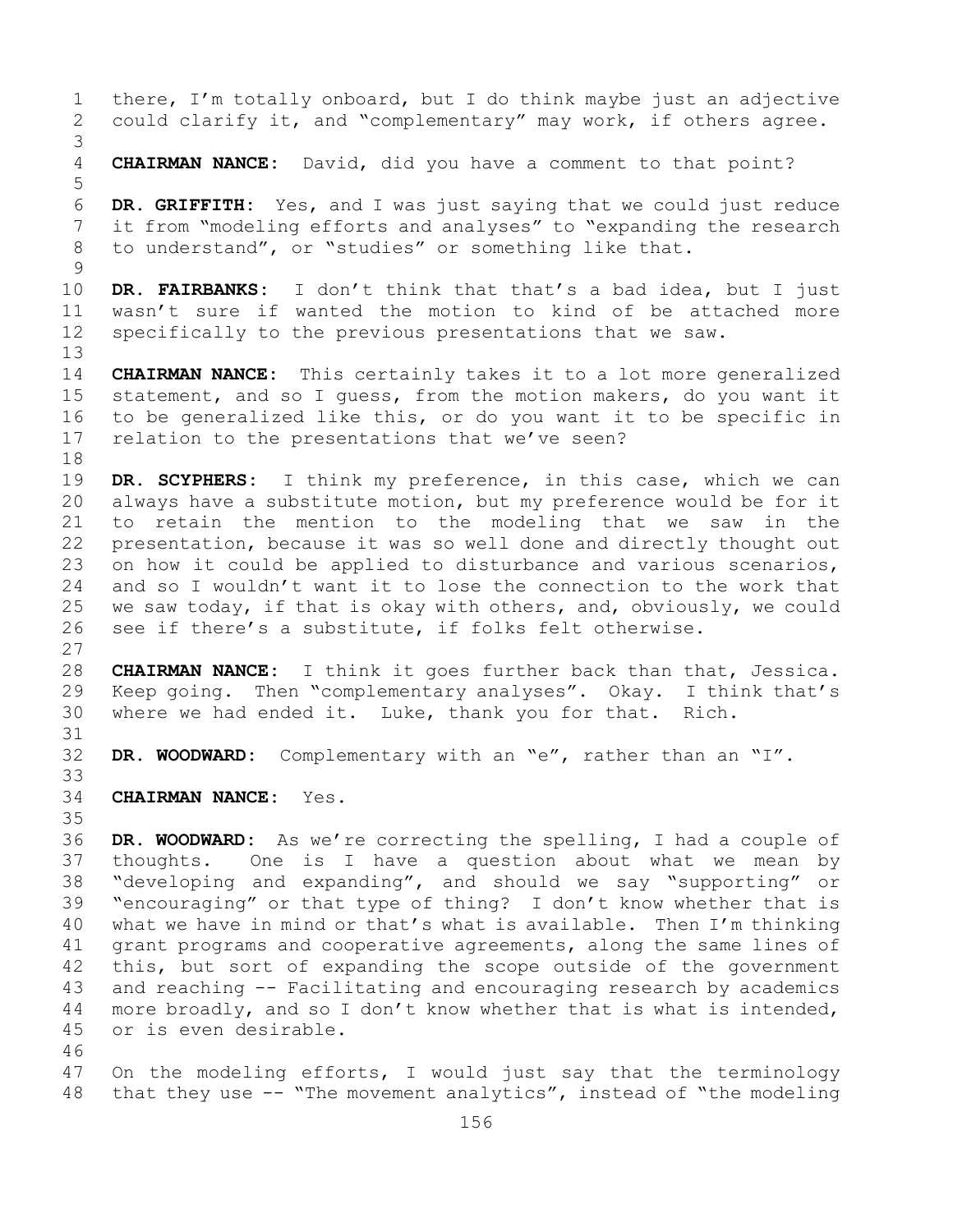there, I'm totally onboard, but I do think maybe just an adjective could clarify it, and "complementary" may work, if others agree.

**CHAIRMAN NANCE:** David, did you have a comment to that point?

**DR. GRIFFITH:** Yes, and I was just saying that we could just reduce it from "modeling efforts and analyses" to "expanding the research to understand", or "studies" or something like that.

**DR. FAIRBANKS:** I don't think that that's a bad idea, but I just wasn't sure if wanted the motion to kind of be attached more specifically to the previous presentations that we saw.

**CHAIRMAN NANCE:** This certainly takes it to a lot more generalized statement, and so I guess, from the motion makers, do you want it to be generalized like this, or do you want it to be specific in relation to the presentations that we've seen?

**DR. SCYPHERS:** I think my preference, in this case, which we can always have a substitute motion, but my preference would be for it to retain the mention to the modeling that we saw in the presentation, because it was so well done and directly thought out on how it could be applied to disturbance and various scenarios, and so I wouldn't want it to lose the connection to the work that we saw today, if that is okay with others, and, obviously, we could see if there's a substitute, if folks felt otherwise.

**CHAIRMAN NANCE:** I think it goes further back than that, Jessica. Keep going. Then "complementary analyses". Okay. I think that's where we had ended it. Luke, thank you for that. Rich.

**DR. WOODWARD:** Complementary with an "e", rather than an "I".

**CHAIRMAN NANCE:** Yes.

**DR. WOODWARD:** As we're correcting the spelling, I had a couple of thoughts. One is I have a question about what we mean by "developing and expanding", and should we say "supporting" or "encouraging" or that type of thing? I don't know whether that is what we have in mind or that's what is available. Then I'm thinking grant programs and cooperative agreements, along the same lines of this, but sort of expanding the scope outside of the government and reaching -- Facilitating and encouraging research by academics more broadly, and so I don't know whether that is what is intended, or is even desirable.

On the modeling efforts, I would just say that the terminology that they use -- "The movement analytics", instead of "the modeling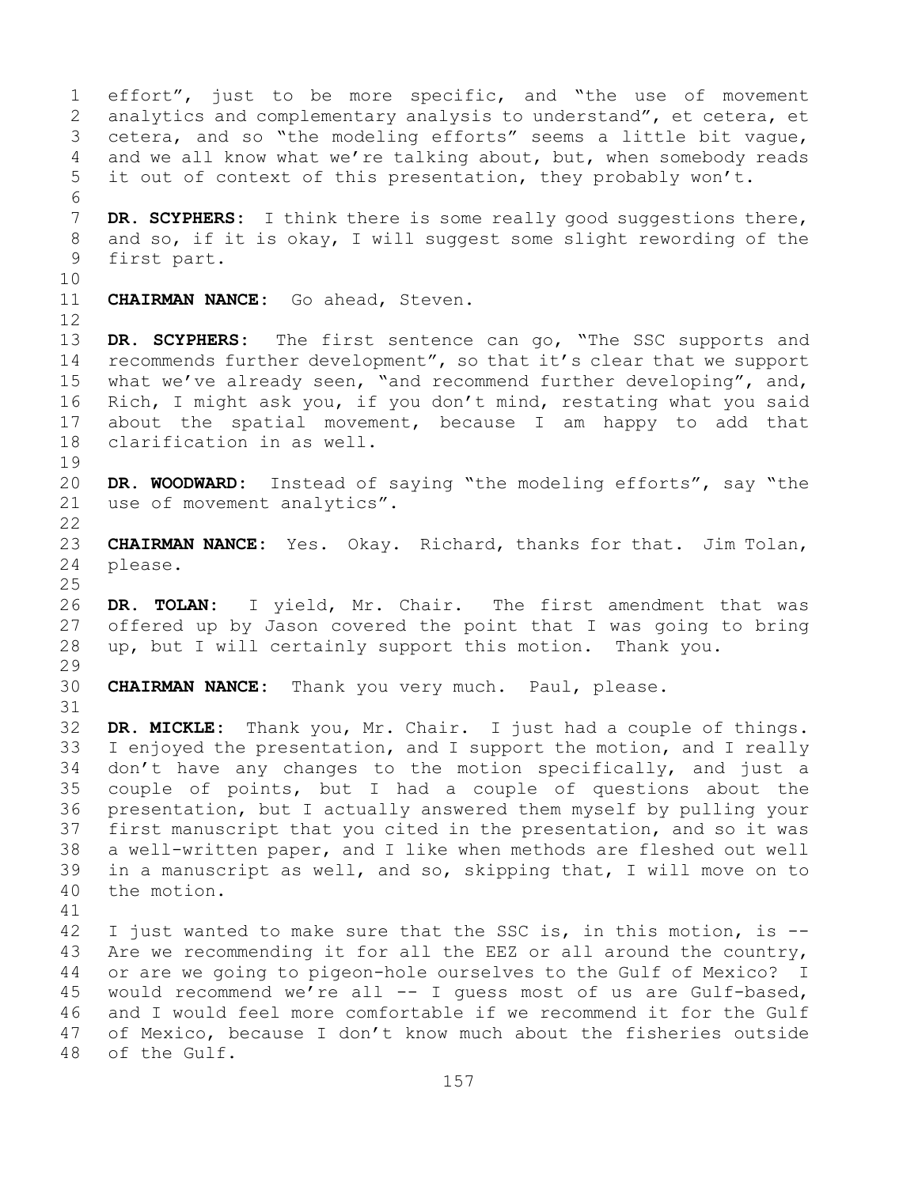effort", just to be more specific, and "the use of movement analytics and complementary analysis to understand", et cetera, et cetera, and so "the modeling efforts" seems a little bit vague, and we all know what we're talking about, but, when somebody reads it out of context of this presentation, they probably won't.

**DR. SCYPHERS:** I think there is some really good suggestions there, and so, if it is okay, I will suggest some slight rewording of the first part.

**CHAIRMAN NANCE:** Go ahead, Steven.

**DR. SCYPHERS:** The first sentence can go, "The SSC supports and recommends further development", so that it's clear that we support what we've already seen, "and recommend further developing", and, Rich, I might ask you, if you don't mind, restating what you said about the spatial movement, because I am happy to add that clarification in as well.

**DR. WOODWARD:** Instead of saying "the modeling efforts", say "the use of movement analytics".

**CHAIRMAN NANCE:** Yes. Okay. Richard, thanks for that. Jim Tolan, please.

**DR. TOLAN:** I yield, Mr. Chair. The first amendment that was offered up by Jason covered the point that I was going to bring up, but I will certainly support this motion. Thank you.

**CHAIRMAN NANCE:** Thank you very much. Paul, please.

**DR. MICKLE:** Thank you, Mr. Chair. I just had a couple of things. I enjoyed the presentation, and I support the motion, and I really don't have any changes to the motion specifically, and just a couple of points, but I had a couple of questions about the presentation, but I actually answered them myself by pulling your first manuscript that you cited in the presentation, and so it was a well-written paper, and I like when methods are fleshed out well in a manuscript as well, and so, skipping that, I will move on to the motion.

I just wanted to make sure that the SSC is, in this motion, is -- Are we recommending it for all the EEZ or all around the country, or are we going to pigeon-hole ourselves to the Gulf of Mexico? I would recommend we're all -- I guess most of us are Gulf-based, and I would feel more comfortable if we recommend it for the Gulf of Mexico, because I don't know much about the fisheries outside of the Gulf.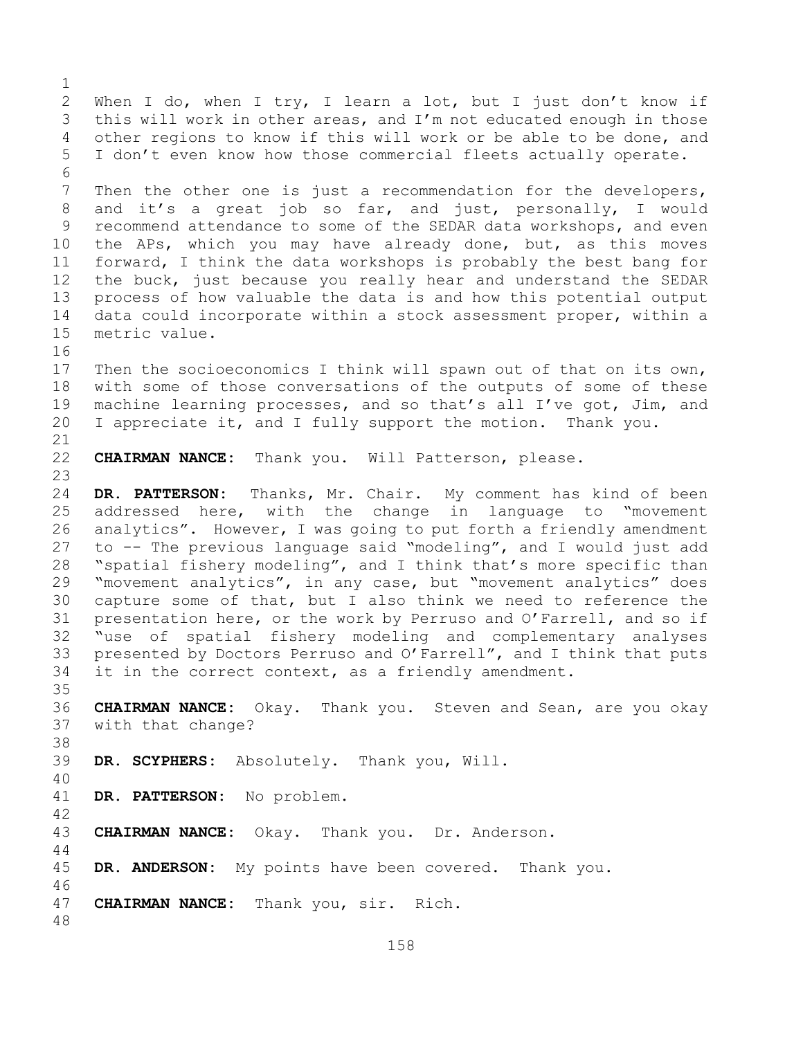When I do, when I try, I learn a lot, but I just don't know if this will work in other areas, and I'm not educated enough in those other regions to know if this will work or be able to be done, and I don't even know how those commercial fleets actually operate.

Then the other one is just a recommendation for the developers, and it's a great job so far, and just, personally, I would recommend attendance to some of the SEDAR data workshops, and even the APs, which you may have already done, but, as this moves forward, I think the data workshops is probably the best bang for the buck, just because you really hear and understand the SEDAR process of how valuable the data is and how this potential output data could incorporate within a stock assessment proper, within a metric value.

Then the socioeconomics I think will spawn out of that on its own, with some of those conversations of the outputs of some of these machine learning processes, and so that's all I've got, Jim, and I appreciate it, and I fully support the motion. Thank you.

**CHAIRMAN NANCE:** Thank you. Will Patterson, please.

**DR. PATTERSON:** Thanks, Mr. Chair. My comment has kind of been addressed here, with the change in language to "movement analytics". However, I was going to put forth a friendly amendment to -- The previous language said "modeling", and I would just add "spatial fishery modeling", and I think that's more specific than "movement analytics", in any case, but "movement analytics" does capture some of that, but I also think we need to reference the presentation here, or the work by Perruso and O'Farrell, and so if "use of spatial fishery modeling and complementary analyses presented by Doctors Perruso and O'Farrell", and I think that puts it in the correct context, as a friendly amendment.

**CHAIRMAN NANCE:** Okay. Thank you. Steven and Sean, are you okay with that change?

**DR. SCYPHERS:** Absolutely. Thank you, Will.

**DR. PATTERSON:** No problem.

**CHAIRMAN NANCE:** Okay. Thank you. Dr. Anderson.

**DR. ANDERSON:** My points have been covered. Thank you.

**CHAIRMAN NANCE:** Thank you, sir. Rich.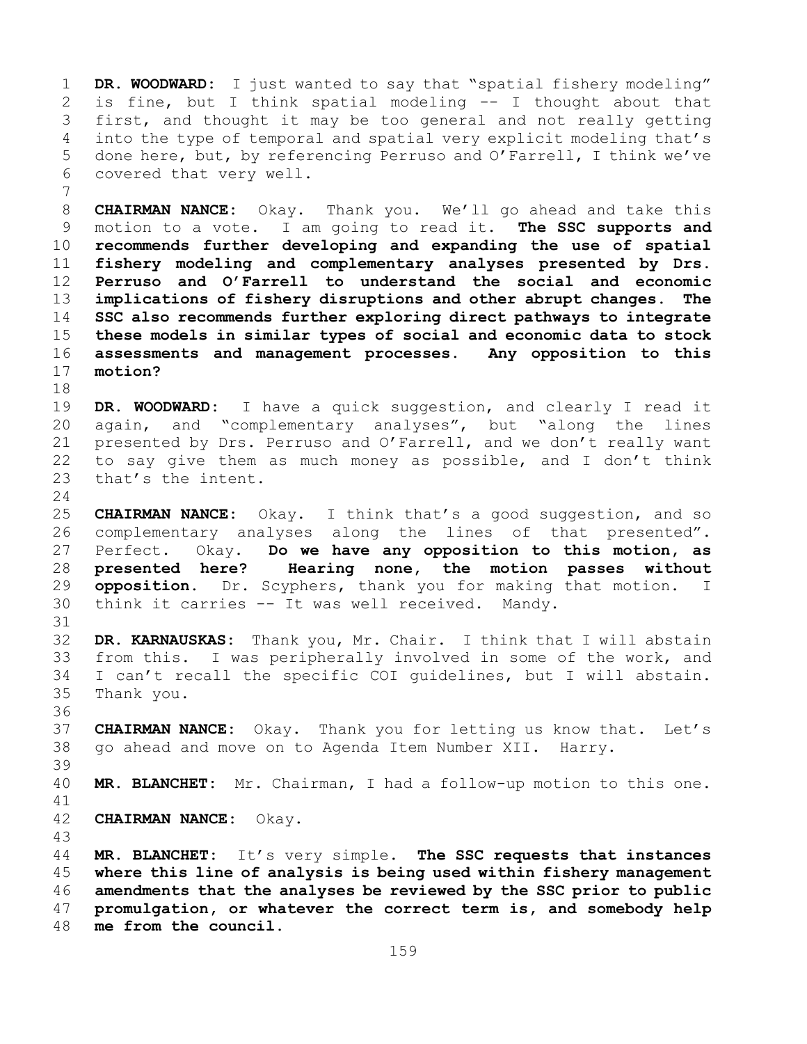**DR. WOODWARD:** I just wanted to say that "spatial fishery modeling" is fine, but I think spatial modeling -- I thought about that first, and thought it may be too general and not really getting into the type of temporal and spatial very explicit modeling that's done here, but, by referencing Perruso and O'Farrell, I think we've covered that very well.

**CHAIRMAN NANCE:** Okay. Thank you. We'll go ahead and take this motion to a vote. I am going to read it. **The SSC supports and recommends further developing and expanding the use of spatial fishery modeling and complementary analyses presented by Drs. Perruso and O'Farrell to understand the social and economic implications of fishery disruptions and other abrupt changes. The SSC also recommends further exploring direct pathways to integrate these models in similar types of social and economic data to stock assessments and management processes. Any opposition to this motion?**

**DR. WOODWARD:** I have a quick suggestion, and clearly I read it again, and "complementary analyses", but "along the lines presented by Drs. Perruso and O'Farrell, and we don't really want to say give them as much money as possible, and I don't think that's the intent.

**CHAIRMAN NANCE:** Okay. I think that's a good suggestion, and so complementary analyses along the lines of that presented". Perfect. Okay. **Do we have any opposition to this motion, as presented here? Hearing none, the motion passes without opposition.** Dr. Scyphers, thank you for making that motion. I think it carries -- It was well received. Mandy.

**DR. KARNAUSKAS:** Thank you, Mr. Chair. I think that I will abstain from this. I was peripherally involved in some of the work, and I can't recall the specific COI guidelines, but I will abstain. Thank you.

**CHAIRMAN NANCE:** Okay. Thank you for letting us know that. Let's go ahead and move on to Agenda Item Number XII. Harry.

**MR. BLANCHET:** Mr. Chairman, I had a follow-up motion to this one.

**CHAIRMAN NANCE:** Okay.

**MR. BLANCHET:** It's very simple. **The SSC requests that instances where this line of analysis is being used within fishery management amendments that the analyses be reviewed by the SSC prior to public promulgation, or whatever the correct term is, and somebody help me from the council.**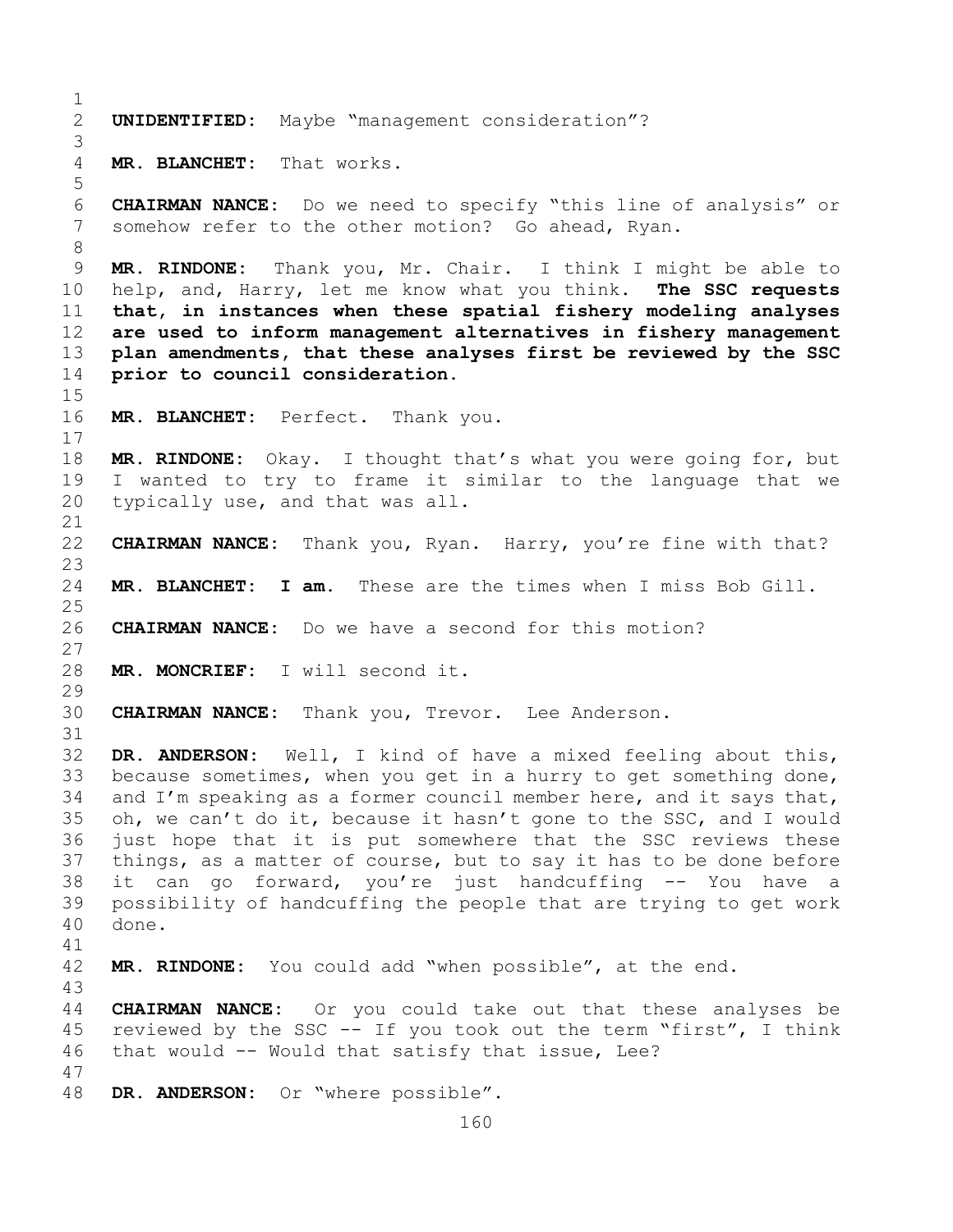**UNIDENTIFIED:** Maybe "management consideration"?

**MR. BLANCHET:** That works.

**CHAIRMAN NANCE:** Do we need to specify "this line of analysis" or somehow refer to the other motion? Go ahead, Ryan.

**MR. RINDONE:** Thank you, Mr. Chair. I think I might be able to help, and, Harry, let me know what you think. **The SSC requests that, in instances when these spatial fishery modeling analyses are used to inform management alternatives in fishery management plan amendments, that these analyses first be reviewed by the SSC prior to council consideration.**

**MR. BLANCHET:** Perfect. Thank you.

**MR. RINDONE:** Okay. I thought that's what you were going for, but I wanted to try to frame it similar to the language that we typically use, and that was all.

**CHAIRMAN NANCE:** Thank you, Ryan. Harry, you're fine with that?

**MR. BLANCHET: I am.** These are the times when I miss Bob Gill.

**CHAIRMAN NANCE:** Do we have a second for this motion?

**MR. MONCRIEF:** I will second it.

**CHAIRMAN NANCE:** Thank you, Trevor. Lee Anderson.

**DR. ANDERSON:** Well, I kind of have a mixed feeling about this, because sometimes, when you get in a hurry to get something done, and I'm speaking as a former council member here, and it says that, oh, we can't do it, because it hasn't gone to the SSC, and I would just hope that it is put somewhere that the SSC reviews these things, as a matter of course, but to say it has to be done before it can go forward, you're just handcuffing -- You have a possibility of handcuffing the people that are trying to get work done.

**MR. RINDONE:** You could add "when possible", at the end.

**CHAIRMAN NANCE:** Or you could take out that these analyses be reviewed by the SSC -- If you took out the term "first", I think that would -- Would that satisfy that issue, Lee?

**DR. ANDERSON:** Or "where possible".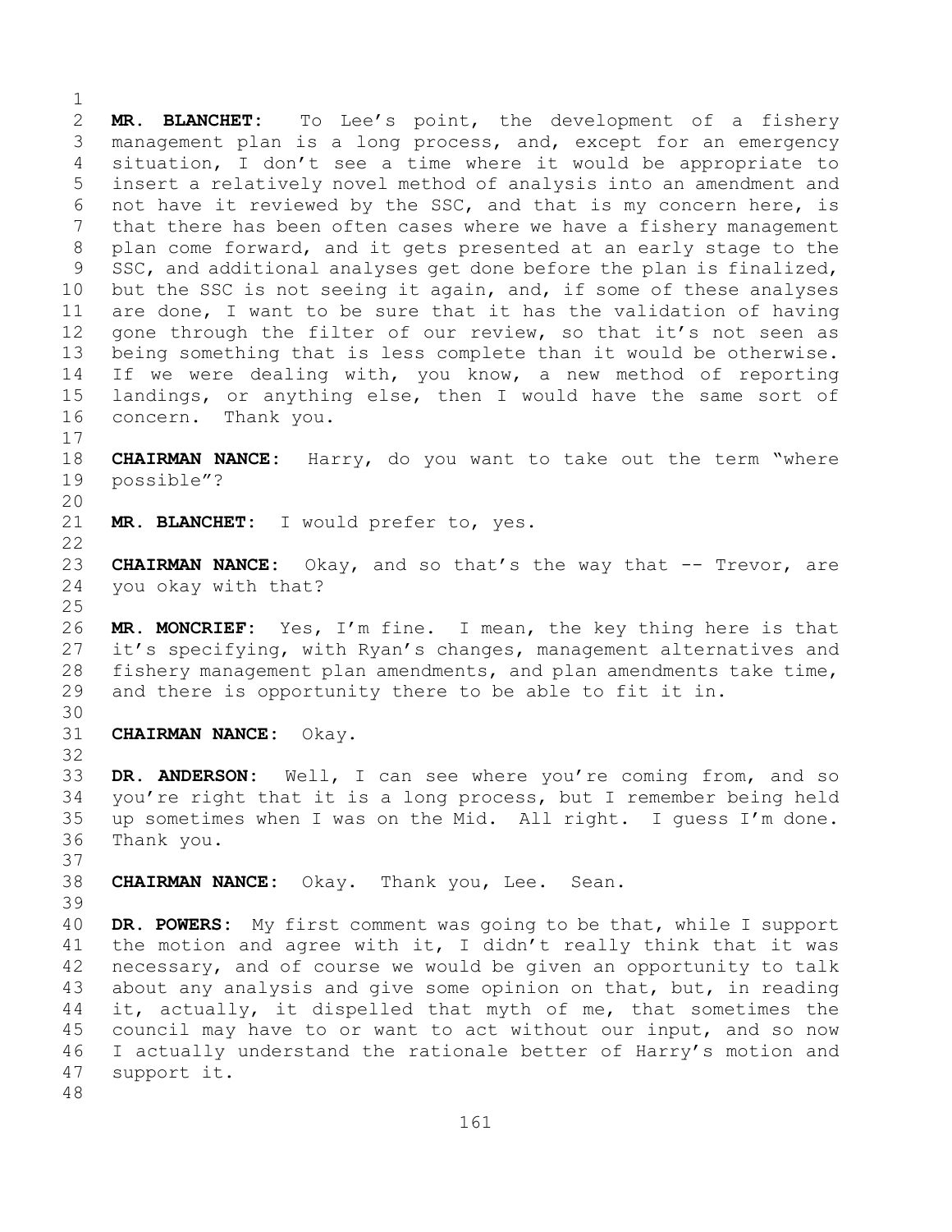**MR. BLANCHET:** To Lee's point, the development of a fishery management plan is a long process, and, except for an emergency situation, I don't see a time where it would be appropriate to insert a relatively novel method of analysis into an amendment and not have it reviewed by the SSC, and that is my concern here, is that there has been often cases where we have a fishery management plan come forward, and it gets presented at an early stage to the SSC, and additional analyses get done before the plan is finalized, but the SSC is not seeing it again, and, if some of these analyses are done, I want to be sure that it has the validation of having gone through the filter of our review, so that it's not seen as being something that is less complete than it would be otherwise. If we were dealing with, you know, a new method of reporting landings, or anything else, then I would have the same sort of concern. Thank you.

**CHAIRMAN NANCE:** Harry, do you want to take out the term "where possible"?

**MR. BLANCHET:** I would prefer to, yes.

**CHAIRMAN NANCE:** Okay, and so that's the way that -- Trevor, are you okay with that?

**MR. MONCRIEF:** Yes, I'm fine. I mean, the key thing here is that it's specifying, with Ryan's changes, management alternatives and fishery management plan amendments, and plan amendments take time, and there is opportunity there to be able to fit it in.

**CHAIRMAN NANCE:** Okay.

**DR. ANDERSON:** Well, I can see where you're coming from, and so you're right that it is a long process, but I remember being held up sometimes when I was on the Mid. All right. I guess I'm done. Thank you.

**CHAIRMAN NANCE:** Okay. Thank you, Lee. Sean.

**DR. POWERS:** My first comment was going to be that, while I support the motion and agree with it, I didn't really think that it was necessary, and of course we would be given an opportunity to talk about any analysis and give some opinion on that, but, in reading it, actually, it dispelled that myth of me, that sometimes the council may have to or want to act without our input, and so now I actually understand the rationale better of Harry's motion and support it.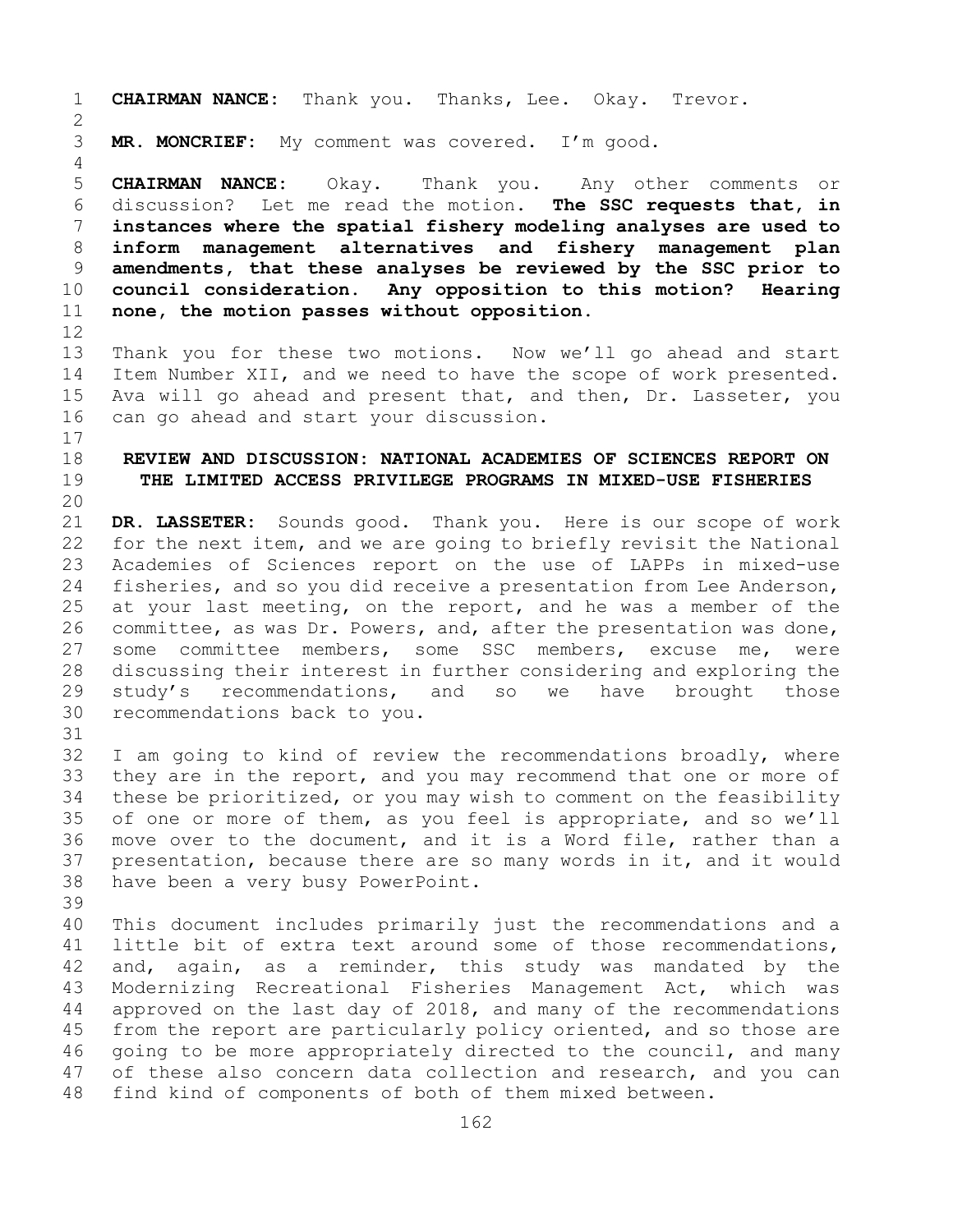**CHAIRMAN NANCE:** Thank you. Thanks, Lee. Okay. Trevor.

**MR. MONCRIEF:** My comment was covered. I'm good.

**CHAIRMAN NANCE:** Okay. Thank you. Any other comments or discussion? Let me read the motion. **The SSC requests that, in instances where the spatial fishery modeling analyses are used to inform management alternatives and fishery management plan amendments, that these analyses be reviewed by the SSC prior to council consideration. Any opposition to this motion? Hearing none, the motion passes without opposition.**

Thank you for these two motions. Now we'll go ahead and start Item Number XII, and we need to have the scope of work presented. Ava will go ahead and present that, and then, Dr. Lasseter, you can go ahead and start your discussion.

## REVIEW AND DISCUSSION: NATIONAL ACADEMIES OF SCIENCES REPORT ON THE LIMITED ACCESS PRIVILEGE PROGRAMS IN MIXED-USE FISHERIES

**DR. LASSETER:** Sounds good. Thank you. Here is our scope of work for the next item, and we are going to briefly revisit the National Academies of Sciences report on the use of LAPPs in mixed-use fisheries, and so you did receive a presentation from Lee Anderson, at your last meeting, on the report, and he was a member of the committee, as was Dr. Powers, and, after the presentation was done, some committee members, some SSC members, excuse me, were discussing their interest in further considering and exploring the study's recommendations, and so we have brought those recommendations back to you.

I am going to kind of review the recommendations broadly, where they are in the report, and you may recommend that one or more of these be prioritized, or you may wish to comment on the feasibility of one or more of them, as you feel is appropriate, and so we'll move over to the document, and it is a Word file, rather than a presentation, because there are so many words in it, and it would have been a very busy PowerPoint.

This document includes primarily just the recommendations and a little bit of extra text around some of those recommendations, and, again, as a reminder, this study was mandated by the Modernizing Recreational Fisheries Management Act, which was approved on the last day of 2018, and many of the recommendations from the report are particularly policy oriented, and so those are going to be more appropriately directed to the council, and many of these also concern data collection and research, and you can find kind of components of both of them mixed between.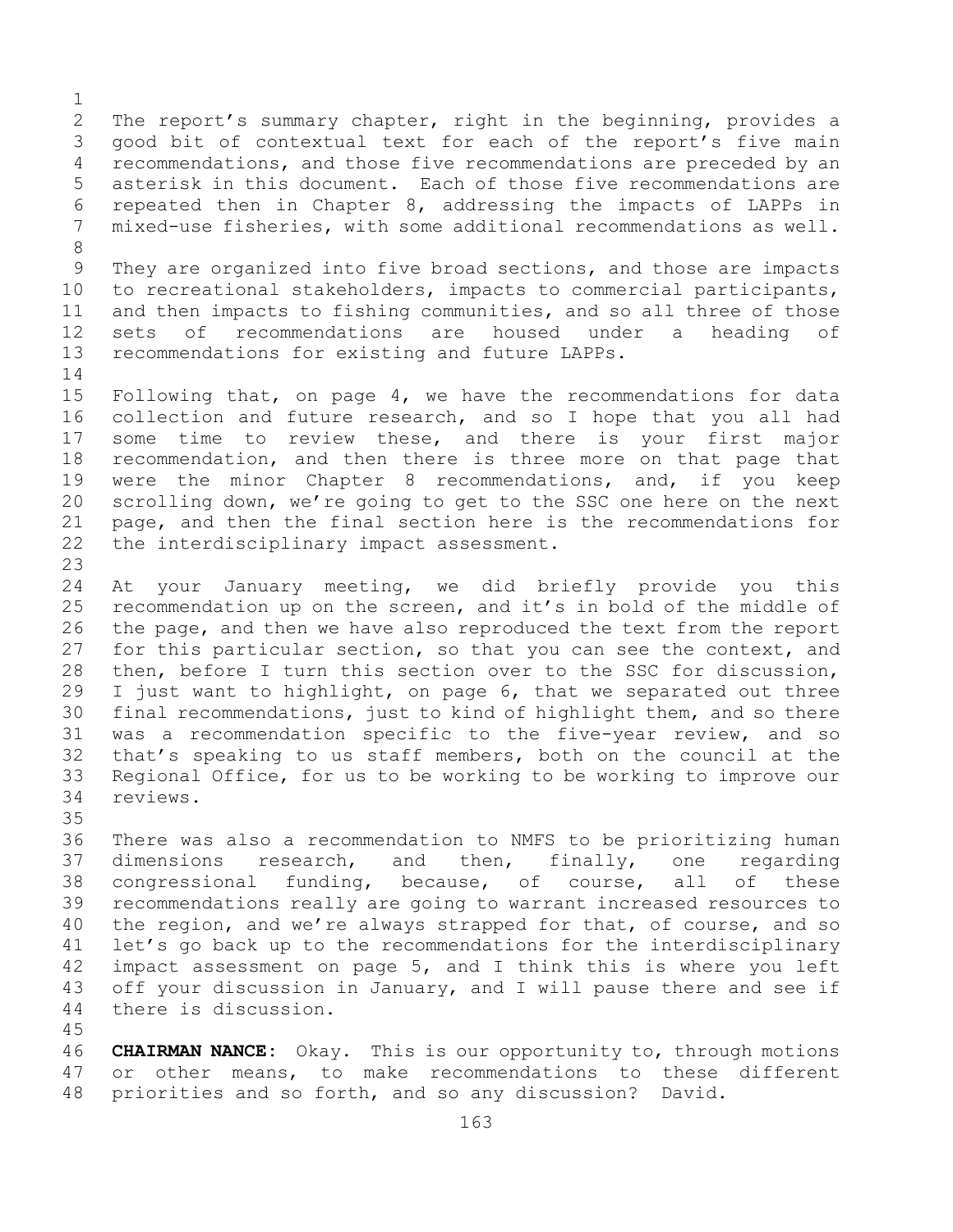The report's summary chapter, right in the beginning, provides a good bit of contextual text for each of the report's five main recommendations, and those five recommendations are preceded by an asterisk in this document. Each of those five recommendations are repeated then in Chapter 8, addressing the impacts of LAPPs in mixed-use fisheries, with some additional recommendations as well.

They are organized into five broad sections, and those are impacts to recreational stakeholders, impacts to commercial participants, and then impacts to fishing communities, and so all three of those sets of recommendations are housed under a heading of recommendations for existing and future LAPPs.

Following that, on page 4, we have the recommendations for data collection and future research, and so I hope that you all had some time to review these, and there is your first major recommendation, and then there is three more on that page that were the minor Chapter 8 recommendations, and, if you keep scrolling down, we're going to get to the SSC one here on the next page, and then the final section here is the recommendations for the interdisciplinary impact assessment.

At your January meeting, we did briefly provide you this recommendation up on the screen, and it's in bold of the middle of the page, and then we have also reproduced the text from the report for this particular section, so that you can see the context, and then, before I turn this section over to the SSC for discussion, I just want to highlight, on page 6, that we separated out three final recommendations, just to kind of highlight them, and so there was a recommendation specific to the five-year review, and so that's speaking to us staff members, both on the council at the Regional Office, for us to be working to be working to improve our reviews.

There was also a recommendation to NMFS to be prioritizing human dimensions research, and then, finally, one regarding congressional funding, because, of course, all of these recommendations really are going to warrant increased resources to the region, and we're always strapped for that, of course, and so let's go back up to the recommendations for the interdisciplinary impact assessment on page 5, and I think this is where you left off your discussion in January, and I will pause there and see if there is discussion.

**CHAIRMAN NANCE:** Okay. This is our opportunity to, through motions or other means, to make recommendations to these different priorities and so forth, and so any discussion? David.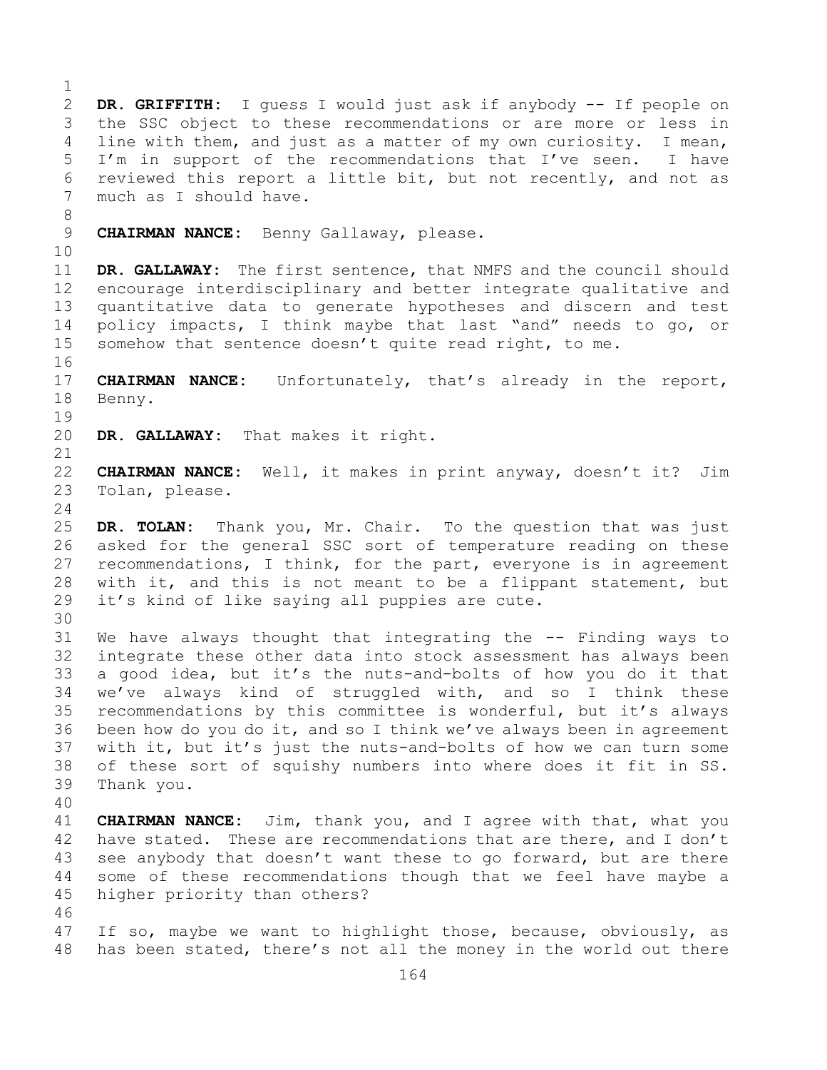**DR. GRIFFITH:** I guess I would just ask if anybody -- If people on the SSC object to these recommendations or are more or less in line with them, and just as a matter of my own curiosity. I mean, I'm in support of the recommendations that I've seen. I have reviewed this report a little bit, but not recently, and not as much as I should have.

**CHAIRMAN NANCE:** Benny Gallaway, please.

**DR. GALLAWAY:** The first sentence, that NMFS and the council should encourage interdisciplinary and better integrate qualitative and quantitative data to generate hypotheses and discern and test policy impacts, I think maybe that last "and" needs to go, or somehow that sentence doesn't quite read right, to me.

**CHAIRMAN NANCE:** Unfortunately, that's already in the report, Benny.

**DR. GALLAWAY:** That makes it right.

**CHAIRMAN NANCE:** Well, it makes in print anyway, doesn't it? Jim Tolan, please.

**DR. TOLAN:** Thank you, Mr. Chair. To the question that was just asked for the general SSC sort of temperature reading on these recommendations, I think, for the part, everyone is in agreement with it, and this is not meant to be a flippant statement, but it's kind of like saying all puppies are cute.

We have always thought that integrating the -- Finding ways to integrate these other data into stock assessment has always been a good idea, but it's the nuts-and-bolts of how you do it that we've always kind of struggled with, and so I think these recommendations by this committee is wonderful, but it's always been how do you do it, and so I think we've always been in agreement with it, but it's just the nuts-and-bolts of how we can turn some of these sort of squishy numbers into where does it fit in SS. Thank you.

**CHAIRMAN NANCE:** Jim, thank you, and I agree with that, what you have stated. These are recommendations that are there, and I don't see anybody that doesn't want these to go forward, but are there some of these recommendations though that we feel have maybe a higher priority than others?

If so, maybe we want to highlight those, because, obviously, as has been stated, there's not all the money in the world out there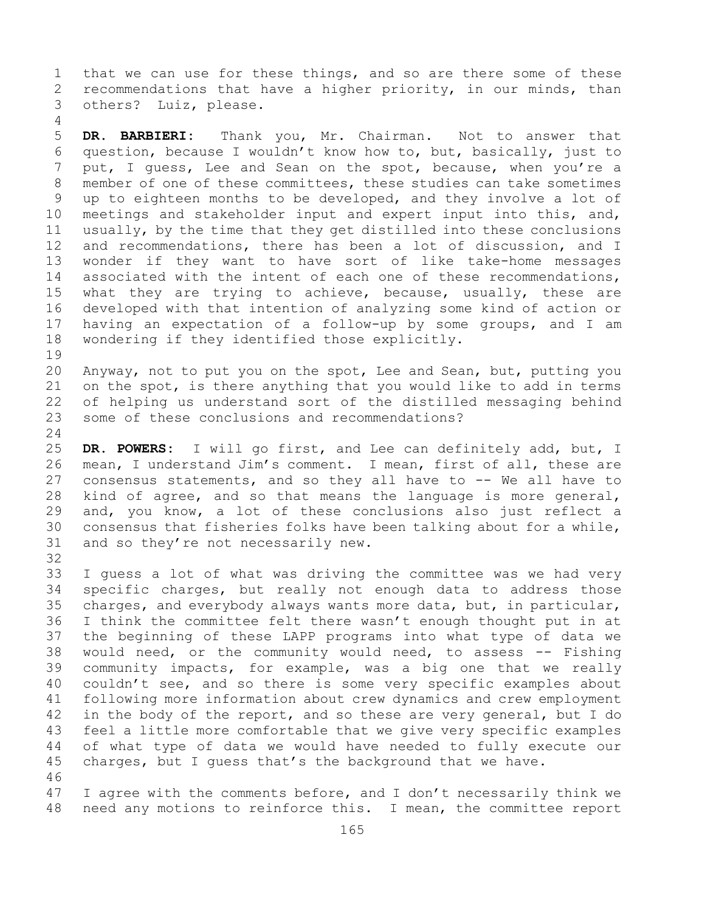that we can use for these things, and so are there some of these recommendations that have a higher priority, in our minds, than others? Luiz, please.

**DR. BARBIERI:** Thank you, Mr. Chairman. Not to answer that question, because I wouldn't know how to, but, basically, just to put, I guess, Lee and Sean on the spot, because, when you're a member of one of these committees, these studies can take sometimes up to eighteen months to be developed, and they involve a lot of meetings and stakeholder input and expert input into this, and, usually, by the time that they get distilled into these conclusions and recommendations, there has been a lot of discussion, and I wonder if they want to have sort of like take-home messages associated with the intent of each one of these recommendations, what they are trying to achieve, because, usually, these are developed with that intention of analyzing some kind of action or having an expectation of a follow-up by some groups, and I am wondering if they identified those explicitly.

Anyway, not to put you on the spot, Lee and Sean, but, putting you on the spot, is there anything that you would like to add in terms of helping us understand sort of the distilled messaging behind some of these conclusions and recommendations?

**DR. POWERS:** I will go first, and Lee can definitely add, but, I mean, I understand Jim's comment. I mean, first of all, these are consensus statements, and so they all have to -- We all have to kind of agree, and so that means the language is more general, and, you know, a lot of these conclusions also just reflect a consensus that fisheries folks have been talking about for a while, and so they're not necessarily new.

I guess a lot of what was driving the committee was we had very specific charges, but really not enough data to address those charges, and everybody always wants more data, but, in particular, I think the committee felt there wasn't enough thought put in at the beginning of these LAPP programs into what type of data we would need, or the community would need, to assess -- Fishing community impacts, for example, was a big one that we really couldn't see, and so there is some very specific examples about following more information about crew dynamics and crew employment in the body of the report, and so these are very general, but I do feel a little more comfortable that we give very specific examples of what type of data we would have needed to fully execute our charges, but I guess that's the background that we have.

I agree with the comments before, and I don't necessarily think we need any motions to reinforce this. I mean, the committee report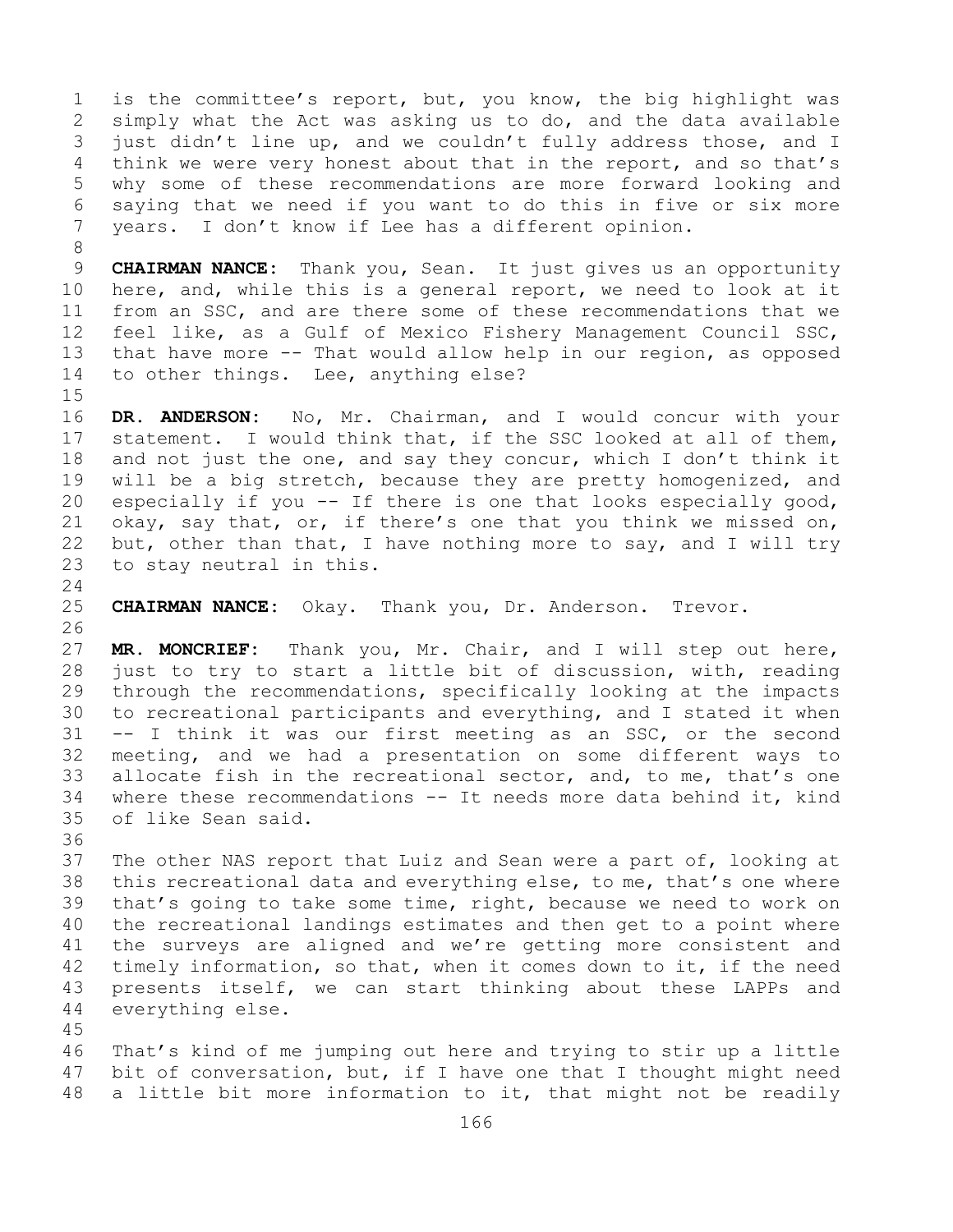is the committee's report, but, you know, the big highlight was simply what the Act was asking us to do, and the data available just didn't line up, and we couldn't fully address those, and I think we were very honest about that in the report, and so that's why some of these recommendations are more forward looking and saying that we need if you want to do this in five or six more years. I don't know if Lee has a different opinion.

**CHAIRMAN NANCE:** Thank you, Sean. It just gives us an opportunity here, and, while this is a general report, we need to look at it from an SSC, and are there some of these recommendations that we feel like, as a Gulf of Mexico Fishery Management Council SSC, that have more -- That would allow help in our region, as opposed to other things. Lee, anything else?

**DR. ANDERSON:** No, Mr. Chairman, and I would concur with your statement. I would think that, if the SSC looked at all of them, and not just the one, and say they concur, which I don't think it will be a big stretch, because they are pretty homogenized, and especially if you -- If there is one that looks especially good, okay, say that, or, if there's one that you think we missed on, but, other than that, I have nothing more to say, and I will try to stay neutral in this.

**CHAIRMAN NANCE:** Okay. Thank you, Dr. Anderson. Trevor.

**MR. MONCRIEF:** Thank you, Mr. Chair, and I will step out here, just to try to start a little bit of discussion, with, reading through the recommendations, specifically looking at the impacts to recreational participants and everything, and I stated it when -- I think it was our first meeting as an SSC, or the second meeting, and we had a presentation on some different ways to allocate fish in the recreational sector, and, to me, that's one where these recommendations -- It needs more data behind it, kind of like Sean said.

The other NAS report that Luiz and Sean were a part of, looking at this recreational data and everything else, to me, that's one where that's going to take some time, right, because we need to work on the recreational landings estimates and then get to a point where the surveys are aligned and we're getting more consistent and timely information, so that, when it comes down to it, if the need presents itself, we can start thinking about these LAPPs and everything else.

That's kind of me jumping out here and trying to stir up a little bit of conversation, but, if I have one that I thought might need a little bit more information to it, that might not be readily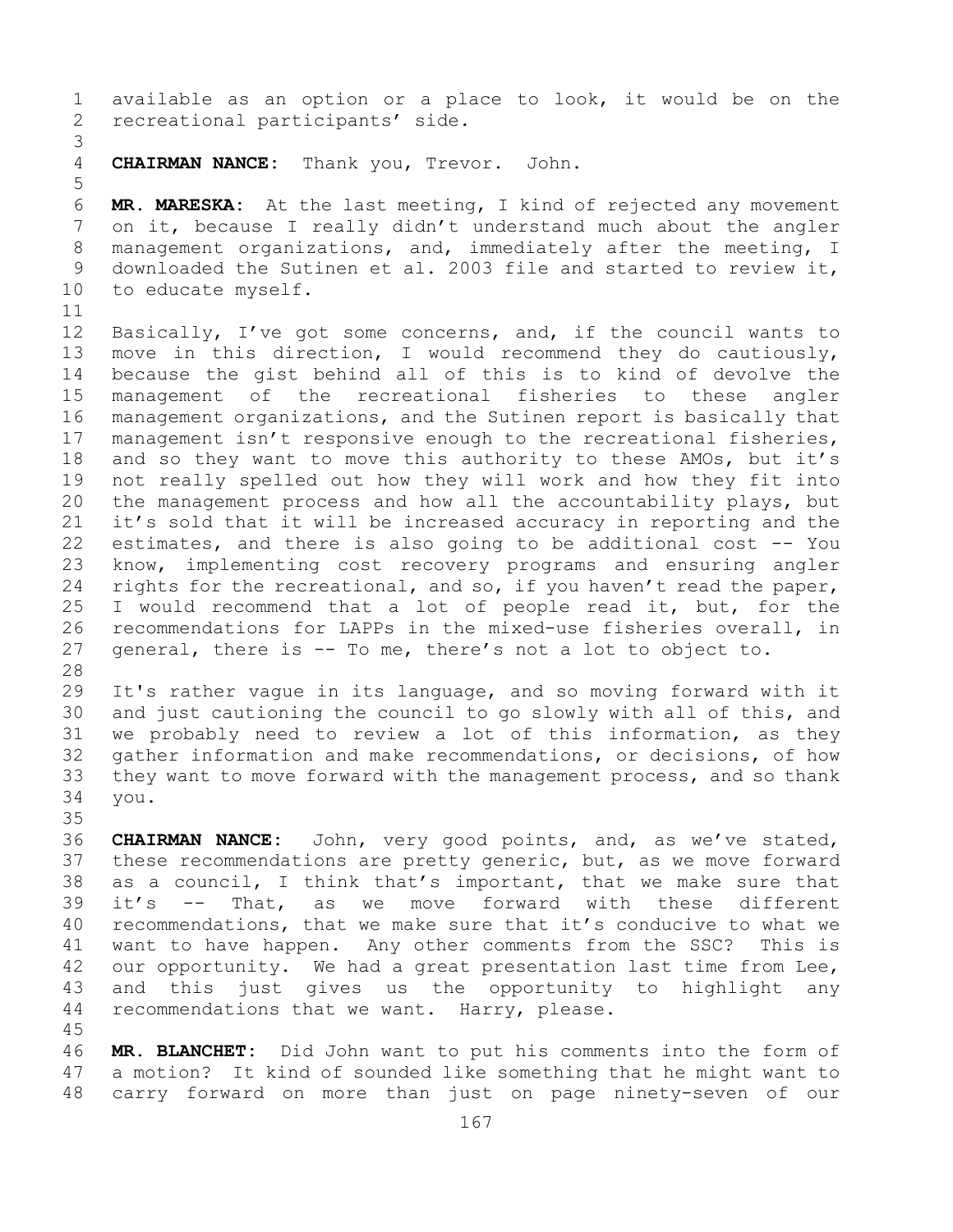available as an option or a place to look, it would be on the recreational participants' side.

**CHAIRMAN NANCE:** Thank you, Trevor. John.

**MR. MARESKA:** At the last meeting, I kind of rejected any movement on it, because I really didn't understand much about the angler management organizations, and, immediately after the meeting, I downloaded the Sutinen et al. 2003 file and started to review it, to educate myself.

Basically, I've got some concerns, and, if the council wants to move in this direction, I would recommend they do cautiously, because the gist behind all of this is to kind of devolve the management of the recreational fisheries to these angler management organizations, and the Sutinen report is basically that management isn't responsive enough to the recreational fisheries, and so they want to move this authority to these AMOs, but it's not really spelled out how they will work and how they fit into the management process and how all the accountability plays, but it's sold that it will be increased accuracy in reporting and the estimates, and there is also going to be additional cost -- You know, implementing cost recovery programs and ensuring angler rights for the recreational, and so, if you haven't read the paper, I would recommend that a lot of people read it, but, for the recommendations for LAPPs in the mixed-use fisheries overall, in general, there is -- To me, there's not a lot to object to.

It's rather vague in its language, and so moving forward with it and just cautioning the council to go slowly with all of this, and we probably need to review a lot of this information, as they gather information and make recommendations, or decisions, of how they want to move forward with the management process, and so thank you.

**CHAIRMAN NANCE:** John, very good points, and, as we've stated, these recommendations are pretty generic, but, as we move forward as a council, I think that's important, that we make sure that it's -- That, as we move forward with these different recommendations, that we make sure that it's conducive to what we want to have happen. Any other comments from the SSC? This is our opportunity. We had a great presentation last time from Lee, and this just gives us the opportunity to highlight any recommendations that we want. Harry, please.

**MR. BLANCHET:** Did John want to put his comments into the form of a motion? It kind of sounded like something that he might want to carry forward on more than just on page ninety-seven of our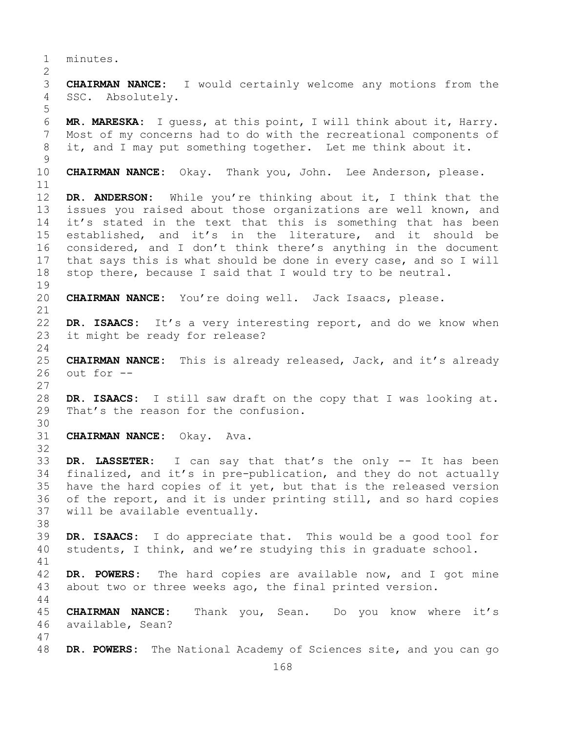minutes.

**CHAIRMAN NANCE:** I would certainly welcome any motions from the SSC. Absolutely.

**MR. MARESKA:** I guess, at this point, I will think about it, Harry. Most of my concerns had to do with the recreational components of it, and I may put something together. Let me think about it.

**CHAIRMAN NANCE:** Okay. Thank you, John. Lee Anderson, please.

**DR. ANDERSON:** While you're thinking about it, I think that the issues you raised about those organizations are well known, and it's stated in the text that this is something that has been established, and it's in the literature, and it should be considered, and I don't think there's anything in the document that says this is what should be done in every case, and so I will stop there, because I said that I would try to be neutral.

**CHAIRMAN NANCE:** You're doing well. Jack Isaacs, please.

**DR. ISAACS:** It's a very interesting report, and do we know when it might be ready for release?

**CHAIRMAN NANCE:** This is already released, Jack, and it's already out for --

**DR. ISAACS:** I still saw draft on the copy that I was looking at. That's the reason for the confusion.

**CHAIRMAN NANCE:** Okay. Ava.

**DR. LASSETER:** I can say that that's the only -- It has been finalized, and it's in pre-publication, and they do not actually have the hard copies of it yet, but that is the released version of the report, and it is under printing still, and so hard copies will be available eventually.

**DR. ISAACS:** I do appreciate that. This would be a good tool for students, I think, and we're studying this in graduate school.

**DR. POWERS:** The hard copies are available now, and I got mine about two or three weeks ago, the final printed version.

**CHAIRMAN NANCE:** Thank you, Sean. Do you know where it's available, Sean?

**DR. POWERS:** The National Academy of Sciences site, and you can go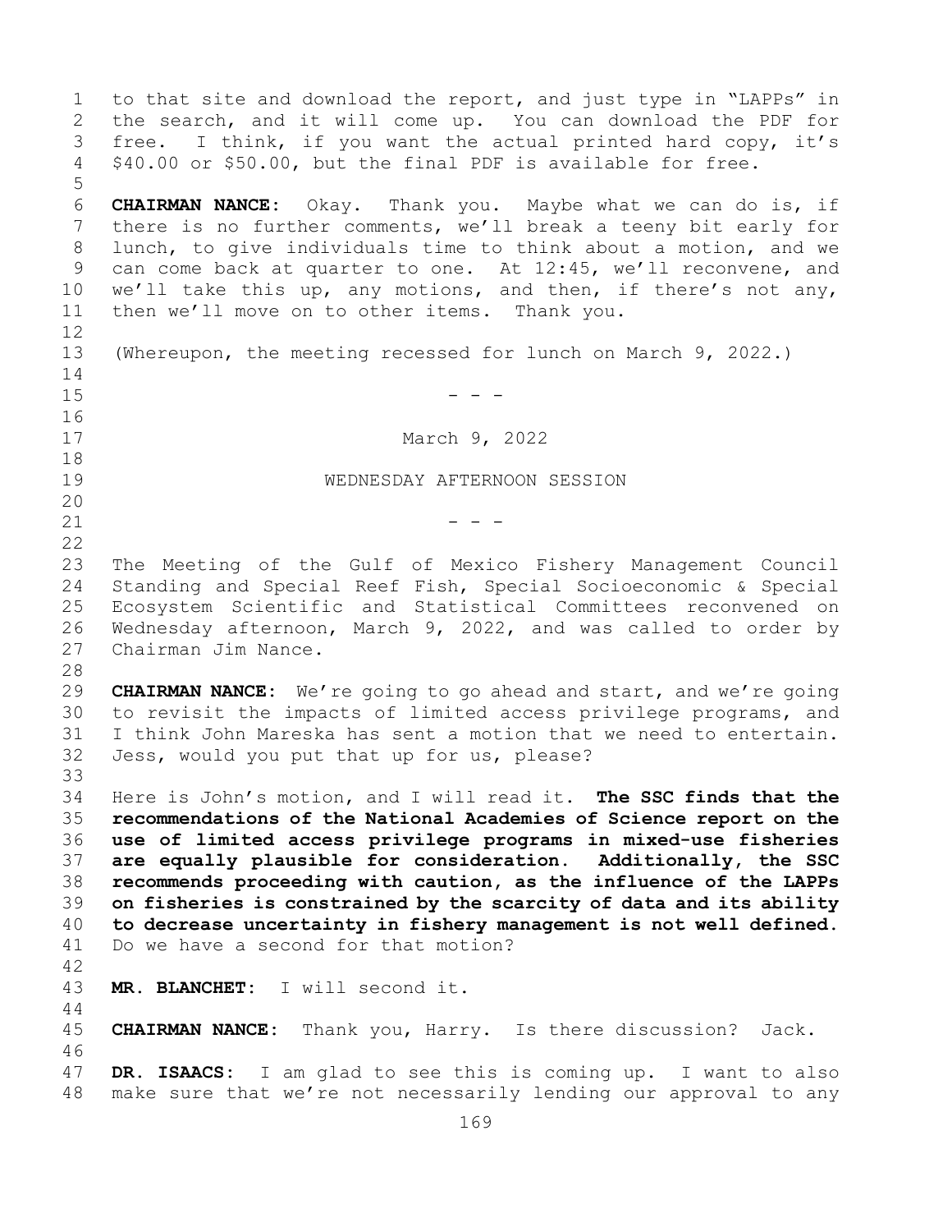to that site and download the report, and just type in "LAPPs" in the search, and it will come up. You can download the PDF for free. I think, if you want the actual printed hard copy, it's $40.00 or $50.00, but the final PDF is available for free.

**CHAIRMAN NANCE:** Okay. Thank you. Maybe what we can do is, if there is no further comments, we'll break a teeny bit early for lunch, to give individuals time to think about a motion, and we can come back at quarter to one. At 12:45, we'll reconvene, and we'll take this up, any motions, and then, if there's not any, then we'll move on to other items. Thank you.

(Whereupon, the meeting recessed for lunch on March 9, 2022.)

- - -

March 9, 2022

WEDNESDAY AFTERNOON SESSION

- - -

The Meeting of the Gulf of Mexico Fishery Management Council Standing and Special Reef Fish, Special Socioeconomic & Special Ecosystem Scientific and Statistical Committees reconvened on Wednesday afternoon, March 9, 2022, and was called to order by Chairman Jim Nance.

**CHAIRMAN NANCE:** We're going to go ahead and start, and we're going to revisit the impacts of limited access privilege programs, and I think John Mareska has sent a motion that we need to entertain. Jess, would you put that up for us, please?

Here is John's motion, and I will read it. **The SSC finds that the recommendations of the National Academies of Science report on the use of limited access privilege programs in mixed-use fisheries are equally plausible for consideration. Additionally, the SSC recommends proceeding with caution, as the influence of the LAPPs on fisheries is constrained by the scarcity of data and its ability to decrease uncertainty in fishery management is not well defined.** Do we have a second for that motion?

**MR. BLANCHET:** I will second it.

**CHAIRMAN NANCE:** Thank you, Harry. Is there discussion? Jack.

**DR. ISAACS:** I am glad to see this is coming up. I want to also make sure that we're not necessarily lending our approval to any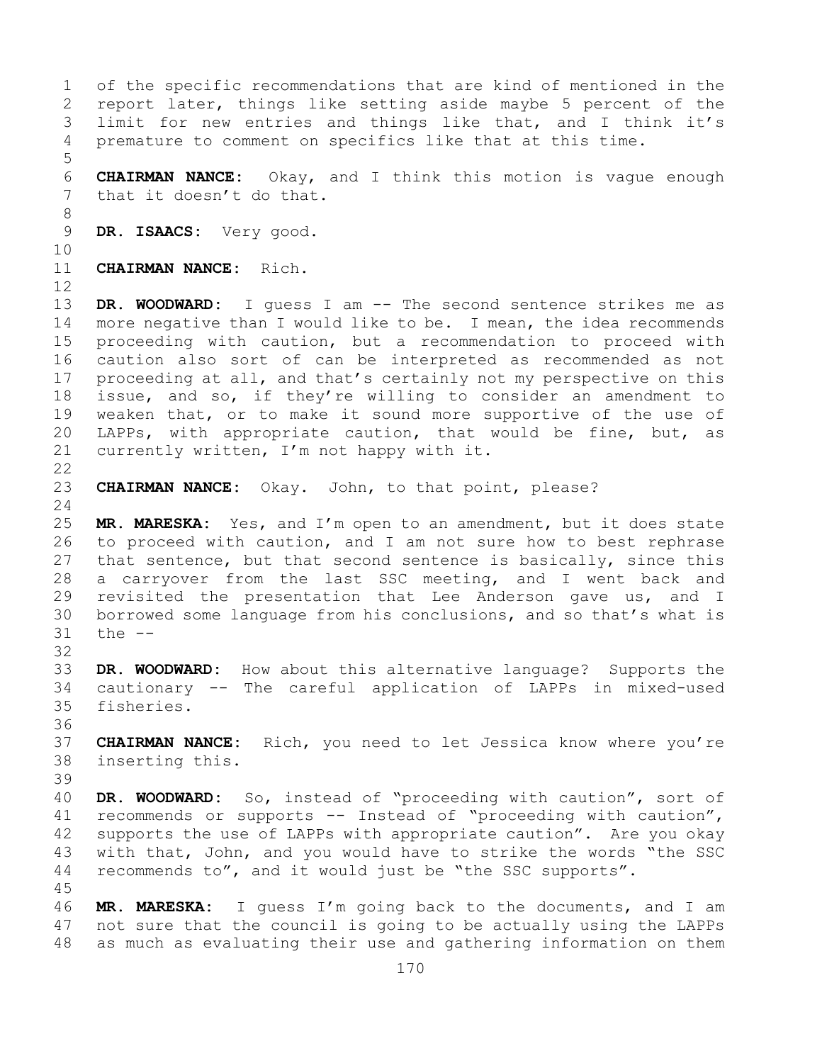of the specific recommendations that are kind of mentioned in the report later, things like setting aside maybe 5 percent of the limit for new entries and things like that, and I think it's premature to comment on specifics like that at this time.

**CHAIRMAN NANCE:** Okay, and I think this motion is vague enough that it doesn't do that.

**DR. ISAACS:** Very good.

**CHAIRMAN NANCE:** Rich.

**DR. WOODWARD:** I guess I am -- The second sentence strikes me as more negative than I would like to be. I mean, the idea recommends proceeding with caution, but a recommendation to proceed with caution also sort of can be interpreted as recommended as not proceeding at all, and that's certainly not my perspective on this issue, and so, if they're willing to consider an amendment to weaken that, or to make it sound more supportive of the use of LAPPs, with appropriate caution, that would be fine, but, as currently written, I'm not happy with it.

**CHAIRMAN NANCE:** Okay. John, to that point, please?

**MR. MARESKA:** Yes, and I'm open to an amendment, but it does state to proceed with caution, and I am not sure how to best rephrase that sentence, but that second sentence is basically, since this a carryover from the last SSC meeting, and I went back and revisited the presentation that Lee Anderson gave us, and I borrowed some language from his conclusions, and so that's what is the --

**DR. WOODWARD:** How about this alternative language? Supports the cautionary -- The careful application of LAPPs in mixed-used fisheries.

**CHAIRMAN NANCE:** Rich, you need to let Jessica know where you're inserting this.

**DR. WOODWARD:** So, instead of "proceeding with caution", sort of recommends or supports -- Instead of "proceeding with caution", supports the use of LAPPs with appropriate caution". Are you okay with that, John, and you would have to strike the words "the SSC recommends to", and it would just be "the SSC supports".

**MR. MARESKA:** I guess I'm going back to the documents, and I am not sure that the council is going to be actually using the LAPPs as much as evaluating their use and gathering information on them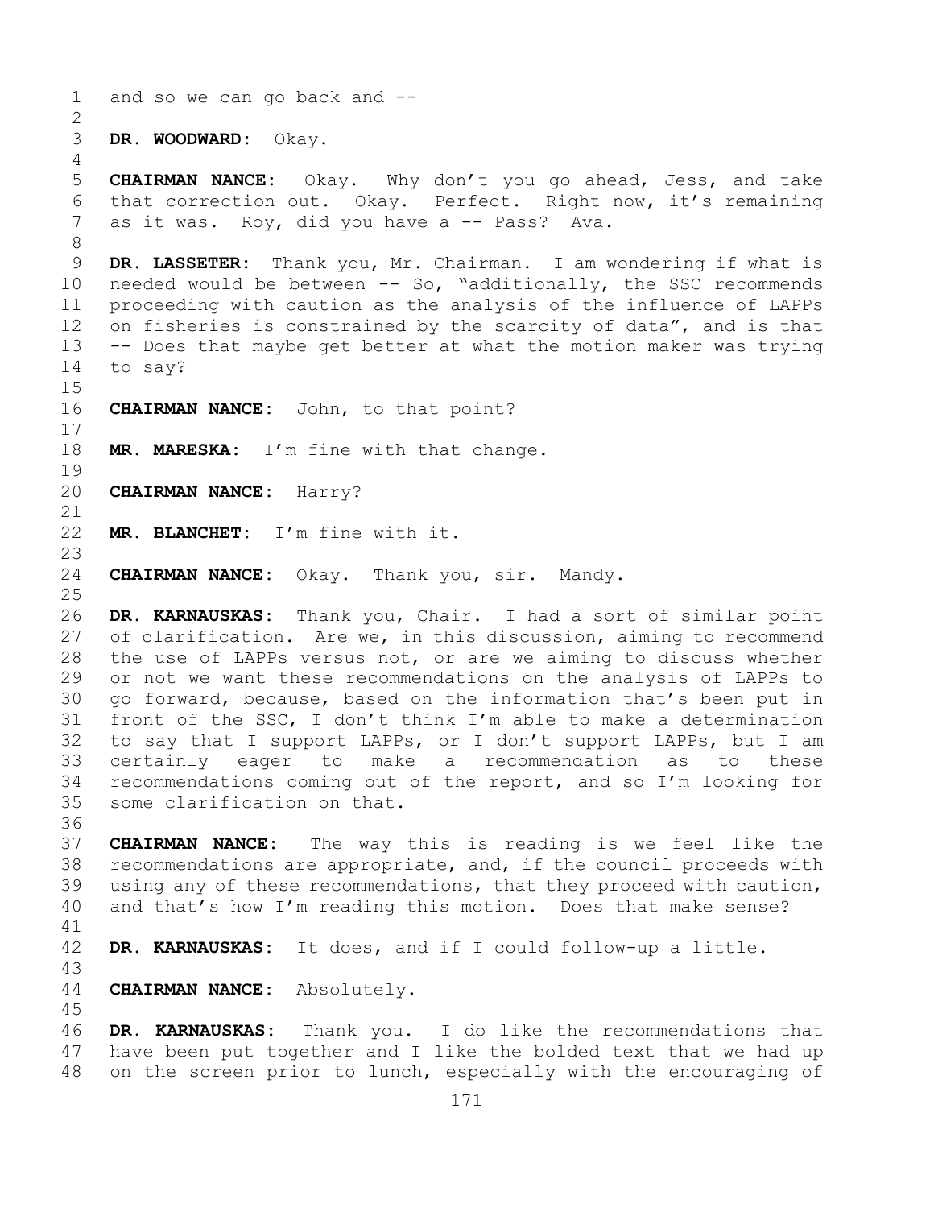and so we can go back and --

**DR. WOODWARD:** Okay.

**CHAIRMAN NANCE:** Okay. Why don't you go ahead, Jess, and take that correction out. Okay. Perfect. Right now, it's remaining as it was. Roy, did you have a -- Pass? Ava.

**DR. LASSETER:** Thank you, Mr. Chairman. I am wondering if what is needed would be between -- So, "additionally, the SSC recommends proceeding with caution as the analysis of the influence of LAPPs on fisheries is constrained by the scarcity of data", and is that -- Does that maybe get better at what the motion maker was trying to say?

**CHAIRMAN NANCE:** John, to that point?

**MR. MARESKA:** I'm fine with that change.

**CHAIRMAN NANCE:** Harry?

**MR. BLANCHET:** I'm fine with it.

**CHAIRMAN NANCE:** Okay. Thank you, sir. Mandy.

**DR. KARNAUSKAS:** Thank you, Chair. I had a sort of similar point of clarification. Are we, in this discussion, aiming to recommend the use of LAPPs versus not, or are we aiming to discuss whether or not we want these recommendations on the analysis of LAPPs to go forward, because, based on the information that's been put in front of the SSC, I don't think I'm able to make a determination to say that I support LAPPs, or I don't support LAPPs, but I am certainly eager to make a recommendation as to these recommendations coming out of the report, and so I'm looking for some clarification on that.

**CHAIRMAN NANCE:** The way this is reading is we feel like the recommendations are appropriate, and, if the council proceeds with using any of these recommendations, that they proceed with caution, and that's how I'm reading this motion. Does that make sense?

**DR. KARNAUSKAS:** It does, and if I could follow-up a little.

**CHAIRMAN NANCE:** Absolutely.

**DR. KARNAUSKAS:** Thank you. I do like the recommendations that have been put together and I like the bolded text that we had up on the screen prior to lunch, especially with the encouraging of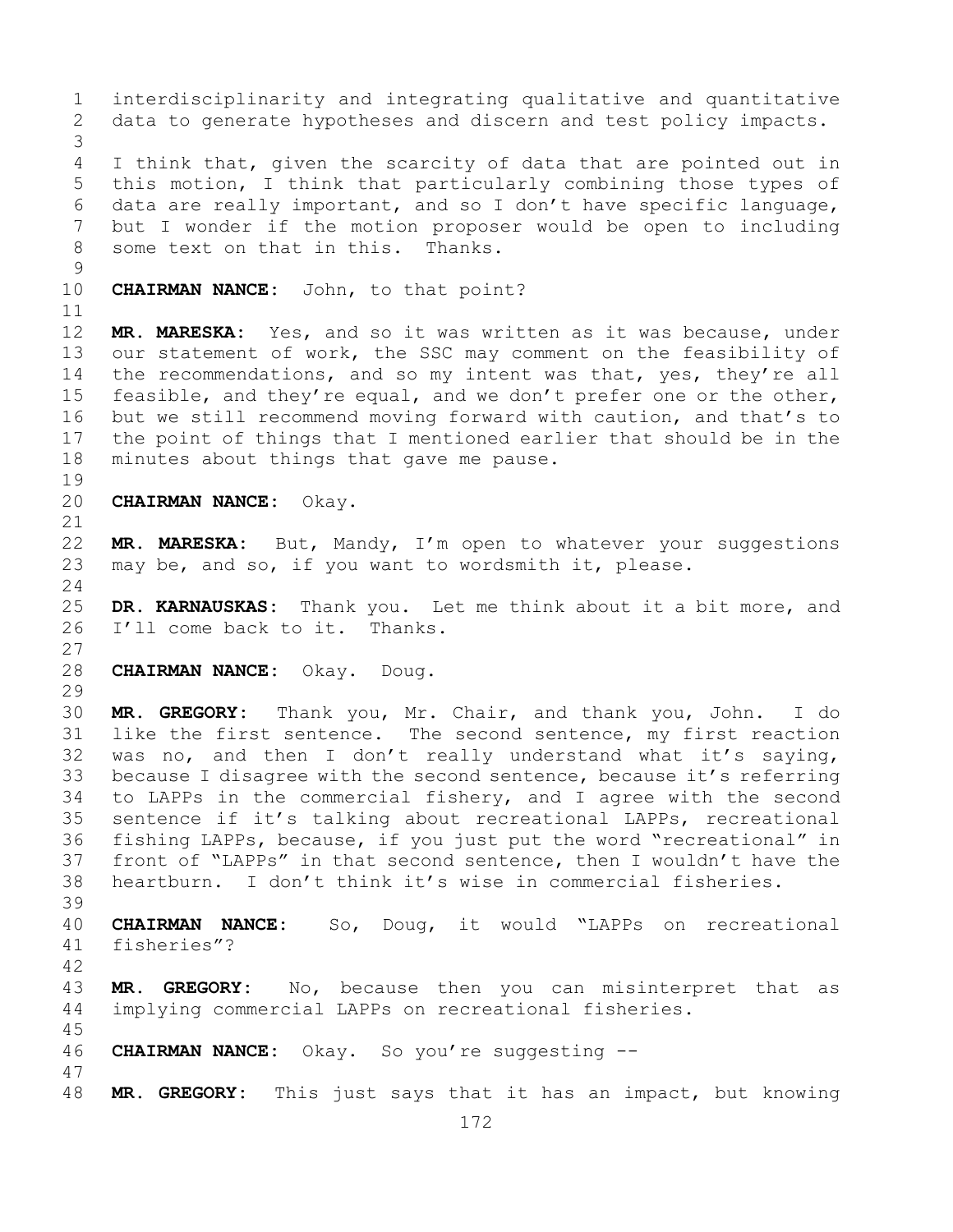interdisciplinarity and integrating qualitative and quantitative data to generate hypotheses and discern and test policy impacts.

I think that, given the scarcity of data that are pointed out in this motion, I think that particularly combining those types of data are really important, and so I don't have specific language, but I wonder if the motion proposer would be open to including some text on that in this. Thanks.

**CHAIRMAN NANCE:** John, to that point?

**MR. MARESKA:** Yes, and so it was written as it was because, under our statement of work, the SSC may comment on the feasibility of the recommendations, and so my intent was that, yes, they're all feasible, and they're equal, and we don't prefer one or the other, but we still recommend moving forward with caution, and that's to the point of things that I mentioned earlier that should be in the minutes about things that gave me pause.

**CHAIRMAN NANCE:** Okay.

**MR. MARESKA:** But, Mandy, I'm open to whatever your suggestions may be, and so, if you want to wordsmith it, please.

**DR. KARNAUSKAS:** Thank you. Let me think about it a bit more, and I'll come back to it. Thanks.

**CHAIRMAN NANCE:** Okay. Doug.

**MR. GREGORY:** Thank you, Mr. Chair, and thank you, John. I do like the first sentence. The second sentence, my first reaction was no, and then I don't really understand what it's saying, because I disagree with the second sentence, because it's referring to LAPPs in the commercial fishery, and I agree with the second sentence if it's talking about recreational LAPPs, recreational fishing LAPPs, because, if you just put the word "recreational" in front of "LAPPs" in that second sentence, then I wouldn't have the heartburn. I don't think it's wise in commercial fisheries.

**CHAIRMAN NANCE:** So, Doug, it would "LAPPs on recreational fisheries"?

**MR. GREGORY:** No, because then you can misinterpret that as implying commercial LAPPs on recreational fisheries.

**CHAIRMAN NANCE:** Okay. So you're suggesting --

**MR. GREGORY:** This just says that it has an impact, but knowing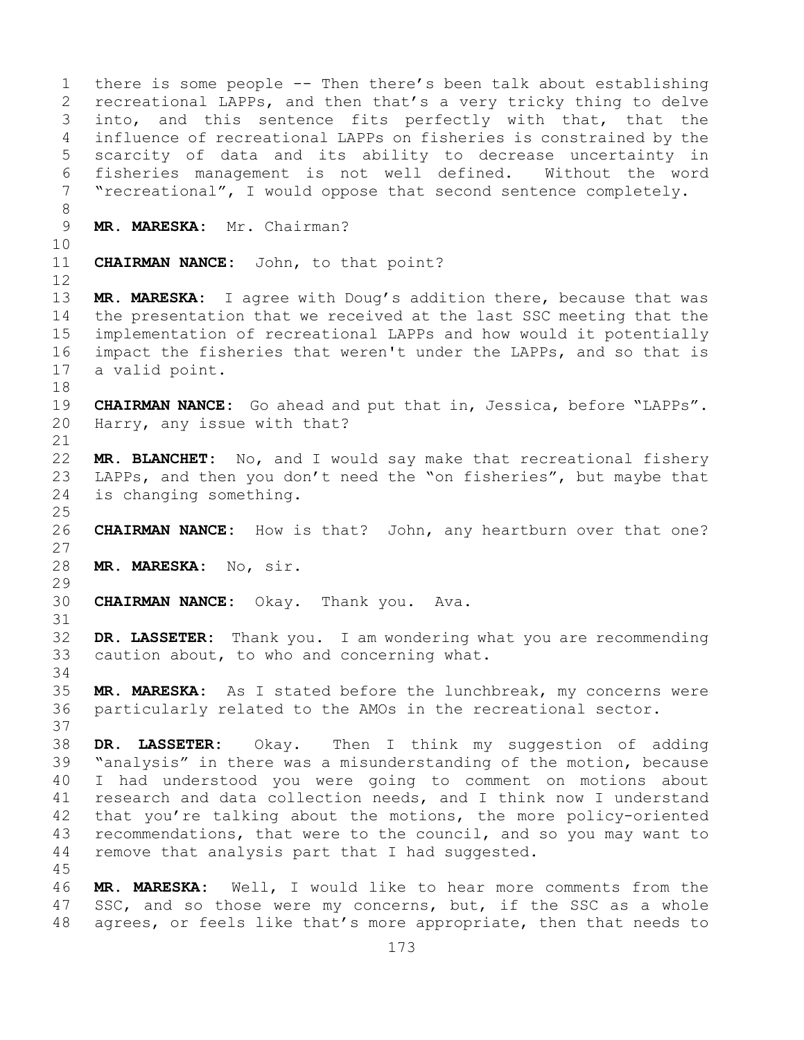there is some people -- Then there's been talk about establishing recreational LAPPs, and then that's a very tricky thing to delve into, and this sentence fits perfectly with that, that the influence of recreational LAPPs on fisheries is constrained by the scarcity of data and its ability to decrease uncertainty in fisheries management is not well defined. Without the word "recreational", I would oppose that second sentence completely.

**MR. MARESKA:** Mr. Chairman?

**CHAIRMAN NANCE:** John, to that point?

**MR. MARESKA:** I agree with Doug's addition there, because that was the presentation that we received at the last SSC meeting that the implementation of recreational LAPPs and how would it potentially impact the fisheries that weren't under the LAPPs, and so that is a valid point.

**CHAIRMAN NANCE:** Go ahead and put that in, Jessica, before "LAPPs". Harry, any issue with that?

**MR. BLANCHET:** No, and I would say make that recreational fishery LAPPs, and then you don't need the "on fisheries", but maybe that is changing something.

**CHAIRMAN NANCE:** How is that? John, any heartburn over that one?

**MR. MARESKA:** No, sir.

**CHAIRMAN NANCE:** Okay. Thank you. Ava.

**DR. LASSETER:** Thank you. I am wondering what you are recommending caution about, to who and concerning what.

**MR. MARESKA:** As I stated before the lunchbreak, my concerns were particularly related to the AMOs in the recreational sector.

**DR. LASSETER:** Okay. Then I think my suggestion of adding "analysis" in there was a misunderstanding of the motion, because I had understood you were going to comment on motions about research and data collection needs, and I think now I understand that you're talking about the motions, the more policy-oriented recommendations, that were to the council, and so you may want to remove that analysis part that I had suggested.

**MR. MARESKA:** Well, I would like to hear more comments from the SSC, and so those were my concerns, but, if the SSC as a whole agrees, or feels like that's more appropriate, then that needs to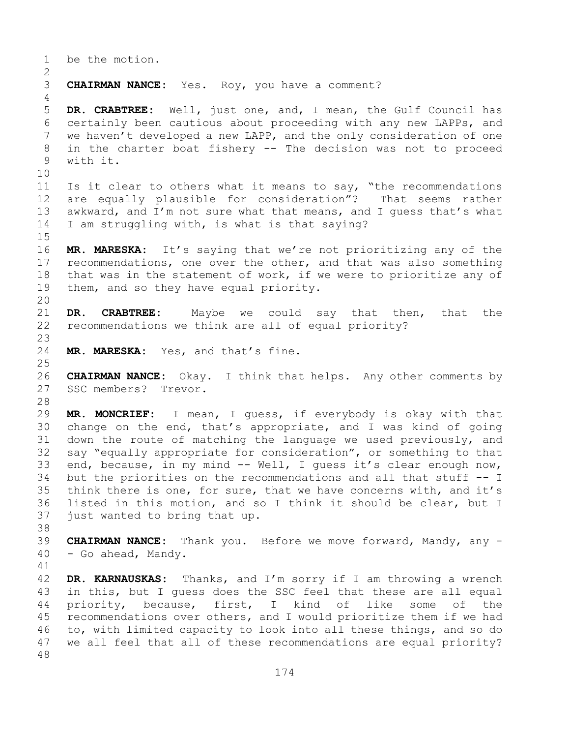be the motion.

**CHAIRMAN NANCE:** Yes. Roy, you have a comment?

**DR. CRABTREE:** Well, just one, and, I mean, the Gulf Council has certainly been cautious about proceeding with any new LAPPs, and we haven't developed a new LAPP, and the only consideration of one in the charter boat fishery -- The decision was not to proceed with it.

Is it clear to others what it means to say, "the recommendations are equally plausible for consideration"? That seems rather awkward, and I'm not sure what that means, and I guess that's what I am struggling with, is what is that saying?

**MR. MARESKA:** It's saying that we're not prioritizing any of the recommendations, one over the other, and that was also something that was in the statement of work, if we were to prioritize any of them, and so they have equal priority.

**DR. CRABTREE:** Maybe we could say that then, that the recommendations we think are all of equal priority?

**MR. MARESKA:** Yes, and that's fine.

**CHAIRMAN NANCE:** Okay. I think that helps. Any other comments by SSC members? Trevor.

**MR. MONCRIEF:** I mean, I guess, if everybody is okay with that change on the end, that's appropriate, and I was kind of going down the route of matching the language we used previously, and say "equally appropriate for consideration", or something to that end, because, in my mind -- Well, I guess it's clear enough now, but the priorities on the recommendations and all that stuff -- I think there is one, for sure, that we have concerns with, and it's listed in this motion, and so I think it should be clear, but I just wanted to bring that up.

**CHAIRMAN NANCE:** Thank you. Before we move forward, Mandy, any -- Go ahead, Mandy.

**DR. KARNAUSKAS:** Thanks, and I'm sorry if I am throwing a wrench in this, but I guess does the SSC feel that these are all equal priority, because, first, I kind of like some of the recommendations over others, and I would prioritize them if we had to, with limited capacity to look into all these things, and so do we all feel that all of these recommendations are equal priority?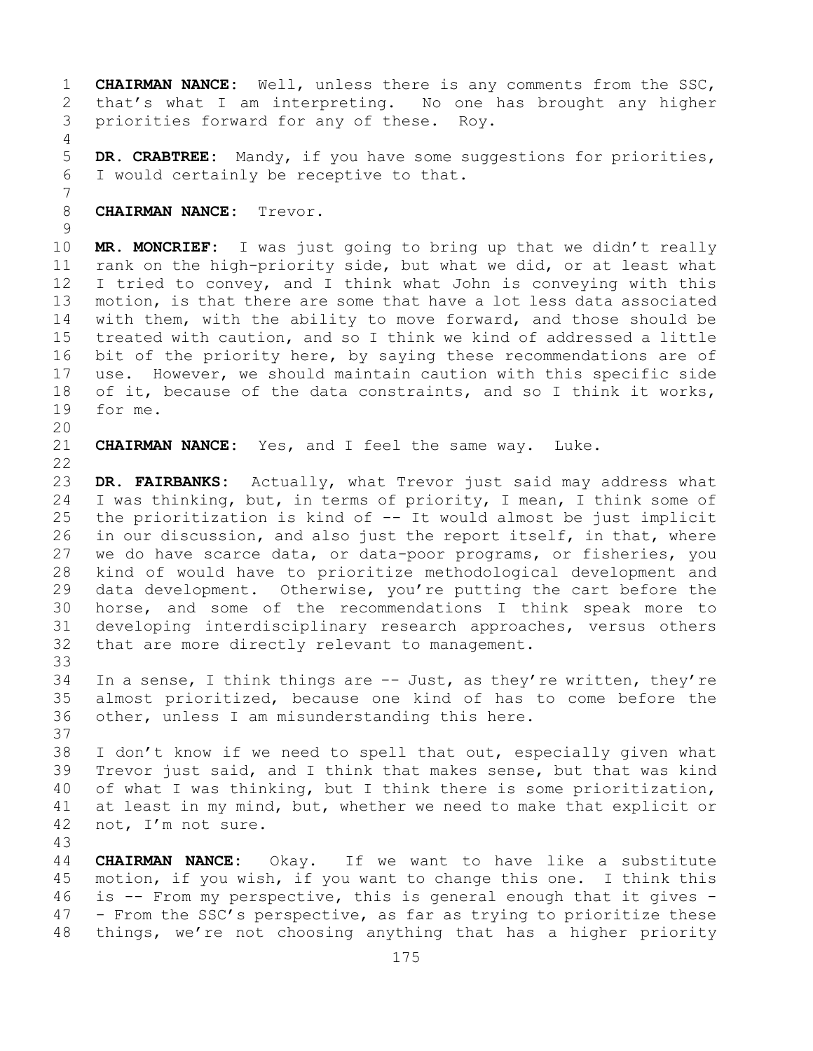**CHAIRMAN NANCE:** Well, unless there is any comments from the SSC, that's what I am interpreting. No one has brought any higher priorities forward for any of these. Roy.

**DR. CRABTREE:** Mandy, if you have some suggestions for priorities, I would certainly be receptive to that.

**CHAIRMAN NANCE:** Trevor.

**MR. MONCRIEF:** I was just going to bring up that we didn't really rank on the high-priority side, but what we did, or at least what I tried to convey, and I think what John is conveying with this motion, is that there are some that have a lot less data associated with them, with the ability to move forward, and those should be treated with caution, and so I think we kind of addressed a little bit of the priority here, by saying these recommendations are of use. However, we should maintain caution with this specific side of it, because of the data constraints, and so I think it works, for me.

**CHAIRMAN NANCE:** Yes, and I feel the same way. Luke.

**DR. FAIRBANKS:** Actually, what Trevor just said may address what I was thinking, but, in terms of priority, I mean, I think some of the prioritization is kind of -- It would almost be just implicit in our discussion, and also just the report itself, in that, where we do have scarce data, or data-poor programs, or fisheries, you kind of would have to prioritize methodological development and data development. Otherwise, you're putting the cart before the horse, and some of the recommendations I think speak more to developing interdisciplinary research approaches, versus others that are more directly relevant to management.

In a sense, I think things are -- Just, as they're written, they're almost prioritized, because one kind of has to come before the other, unless I am misunderstanding this here.

I don't know if we need to spell that out, especially given what Trevor just said, and I think that makes sense, but that was kind of what I was thinking, but I think there is some prioritization, at least in my mind, but, whether we need to make that explicit or not, I'm not sure.

**CHAIRMAN NANCE:** Okay. If we want to have like a substitute motion, if you wish, if you want to change this one. I think this is -- From my perspective, this is general enough that it gives -- From the SSC's perspective, as far as trying to prioritize these things, we're not choosing anything that has a higher priority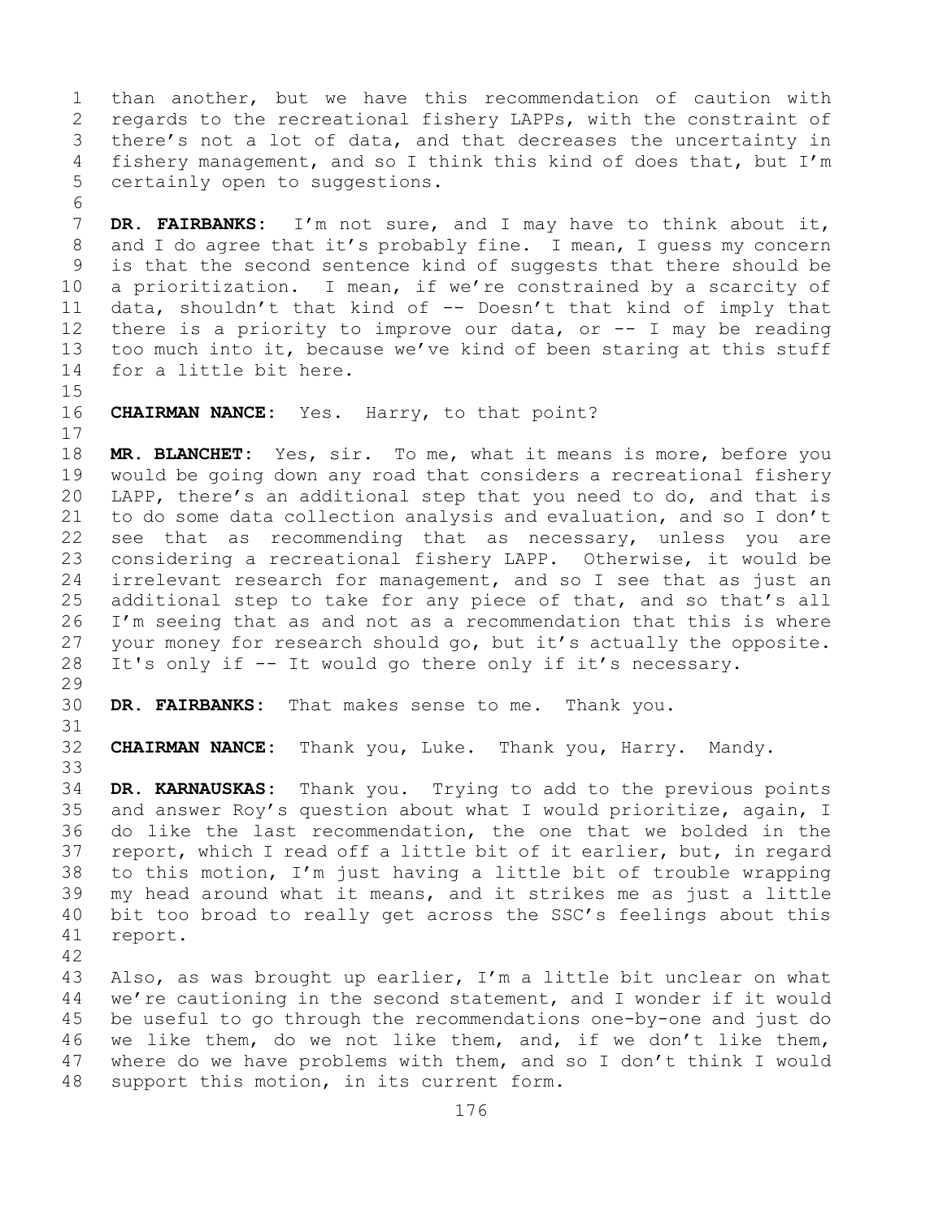than another, but we have this recommendation of caution with regards to the recreational fishery LAPPs, with the constraint of there's not a lot of data, and that decreases the uncertainty in fishery management, and so I think this kind of does that, but I'm certainly open to suggestions.

**DR. FAIRBANKS:** I'm not sure, and I may have to think about it, and I do agree that it's probably fine. I mean, I guess my concern is that the second sentence kind of suggests that there should be a prioritization. I mean, if we're constrained by a scarcity of data, shouldn't that kind of -- Doesn't that kind of imply that there is a priority to improve our data, or -- I may be reading too much into it, because we've kind of been staring at this stuff for a little bit here.

**CHAIRMAN NANCE:** Yes. Harry, to that point?

**MR. BLANCHET:** Yes, sir. To me, what it means is more, before you would be going down any road that considers a recreational fishery LAPP, there's an additional step that you need to do, and that is to do some data collection analysis and evaluation, and so I don't see that as recommending that as necessary, unless you are considering a recreational fishery LAPP. Otherwise, it would be irrelevant research for management, and so I see that as just an additional step to take for any piece of that, and so that's all I'm seeing that as and not as a recommendation that this is where your money for research should go, but it's actually the opposite. It's only if -- It would go there only if it's necessary.

**DR. FAIRBANKS:** That makes sense to me. Thank you.

**CHAIRMAN NANCE:** Thank you, Luke. Thank you, Harry. Mandy.

**DR. KARNAUSKAS:** Thank you. Trying to add to the previous points and answer Roy's question about what I would prioritize, again, I do like the last recommendation, the one that we bolded in the report, which I read off a little bit of it earlier, but, in regard to this motion, I'm just having a little bit of trouble wrapping my head around what it means, and it strikes me as just a little bit too broad to really get across the SSC's feelings about this report.

Also, as was brought up earlier, I'm a little bit unclear on what we're cautioning in the second statement, and I wonder if it would be useful to go through the recommendations one-by-one and just do we like them, do we not like them, and, if we don't like them, where do we have problems with them, and so I don't think I would support this motion, in its current form.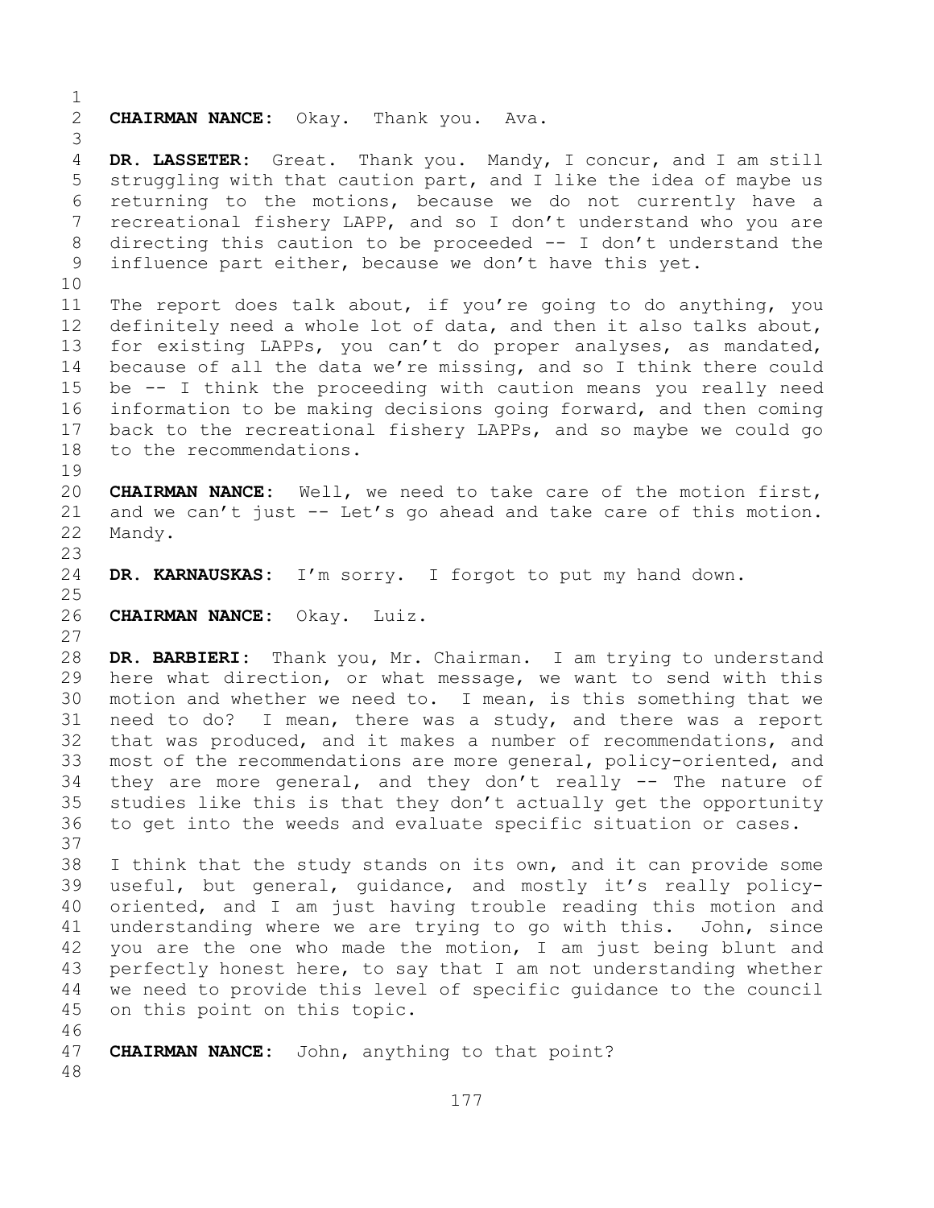**CHAIRMAN NANCE:** Okay. Thank you. Ava.

**DR. LASSETER:** Great. Thank you. Mandy, I concur, and I am still struggling with that caution part, and I like the idea of maybe us returning to the motions, because we do not currently have a recreational fishery LAPP, and so I don't understand who you are directing this caution to be proceeded -- I don't understand the influence part either, because we don't have this yet.

The report does talk about, if you're going to do anything, you definitely need a whole lot of data, and then it also talks about, for existing LAPPs, you can't do proper analyses, as mandated, because of all the data we're missing, and so I think there could be -- I think the proceeding with caution means you really need information to be making decisions going forward, and then coming back to the recreational fishery LAPPs, and so maybe we could go to the recommendations.

**CHAIRMAN NANCE:** Well, we need to take care of the motion first, and we can't just -- Let's go ahead and take care of this motion. Mandy.

**DR. KARNAUSKAS:** I'm sorry. I forgot to put my hand down.

**CHAIRMAN NANCE:** Okay. Luiz.

**DR. BARBIERI:** Thank you, Mr. Chairman. I am trying to understand here what direction, or what message, we want to send with this motion and whether we need to. I mean, is this something that we need to do? I mean, there was a study, and there was a report that was produced, and it makes a number of recommendations, and most of the recommendations are more general, policy-oriented, and they are more general, and they don't really -- The nature of studies like this is that they don't actually get the opportunity to get into the weeds and evaluate specific situation or cases.

I think that the study stands on its own, and it can provide some useful, but general, guidance, and mostly it's really policy-oriented, and I am just having trouble reading this motion and understanding where we are trying to go with this. John, since you are the one who made the motion, I am just being blunt and perfectly honest here, to say that I am not understanding whether we need to provide this level of specific guidance to the council on this point on this topic.

**CHAIRMAN NANCE:** John, anything to that point?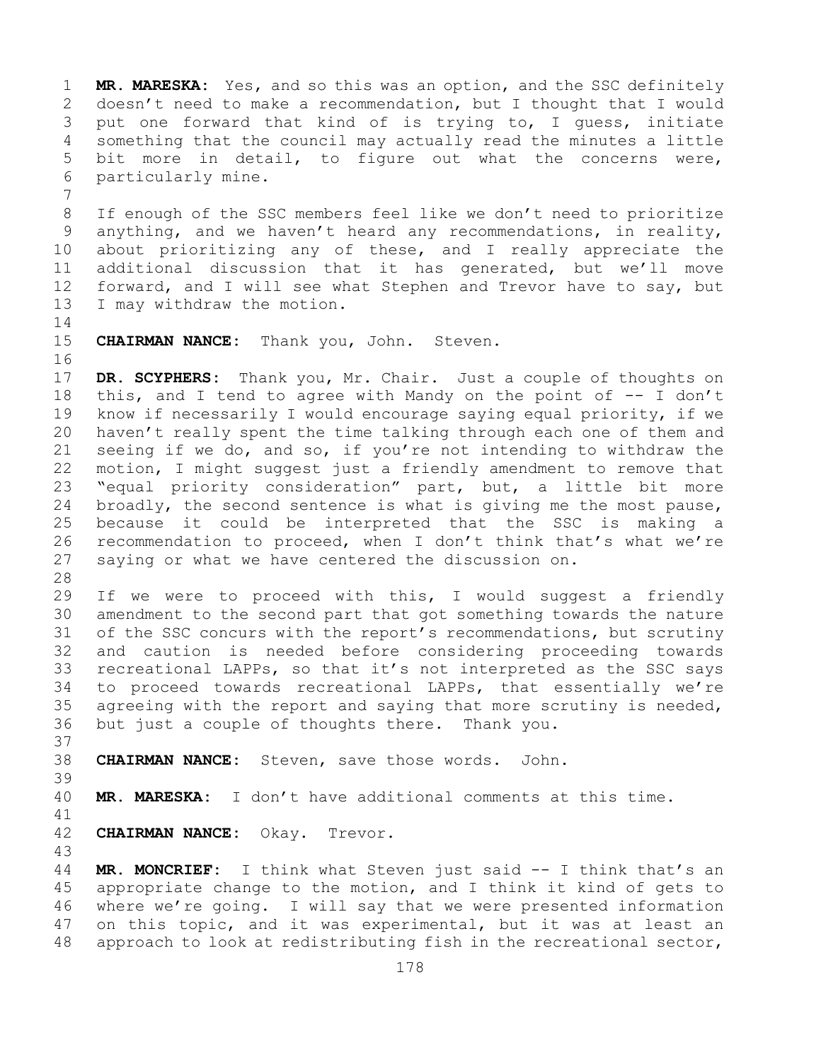**MR. MARESKA:** Yes, and so this was an option, and the SSC definitely doesn't need to make a recommendation, but I thought that I would put one forward that kind of is trying to, I guess, initiate something that the council may actually read the minutes a little bit more in detail, to figure out what the concerns were, particularly mine.

If enough of the SSC members feel like we don't need to prioritize anything, and we haven't heard any recommendations, in reality, about prioritizing any of these, and I really appreciate the additional discussion that it has generated, but we'll move forward, and I will see what Stephen and Trevor have to say, but I may withdraw the motion.

**CHAIRMAN NANCE:** Thank you, John. Steven.

**DR. SCYPHERS:** Thank you, Mr. Chair. Just a couple of thoughts on this, and I tend to agree with Mandy on the point of -- I don't know if necessarily I would encourage saying equal priority, if we haven't really spent the time talking through each one of them and seeing if we do, and so, if you're not intending to withdraw the motion, I might suggest just a friendly amendment to remove that "equal priority consideration" part, but, a little bit more broadly, the second sentence is what is giving me the most pause, because it could be interpreted that the SSC is making a recommendation to proceed, when I don't think that's what we're saying or what we have centered the discussion on.

If we were to proceed with this, I would suggest a friendly amendment to the second part that got something towards the nature of the SSC concurs with the report's recommendations, but scrutiny and caution is needed before considering proceeding towards recreational LAPPs, so that it's not interpreted as the SSC says to proceed towards recreational LAPPs, that essentially we're agreeing with the report and saying that more scrutiny is needed, but just a couple of thoughts there. Thank you.

**CHAIRMAN NANCE:** Steven, save those words. John.

**MR. MARESKA:** I don't have additional comments at this time.

**CHAIRMAN NANCE:** Okay. Trevor.

**MR. MONCRIEF:** I think what Steven just said -- I think that's an appropriate change to the motion, and I think it kind of gets to where we're going. I will say that we were presented information on this topic, and it was experimental, but it was at least an approach to look at redistributing fish in the recreational sector,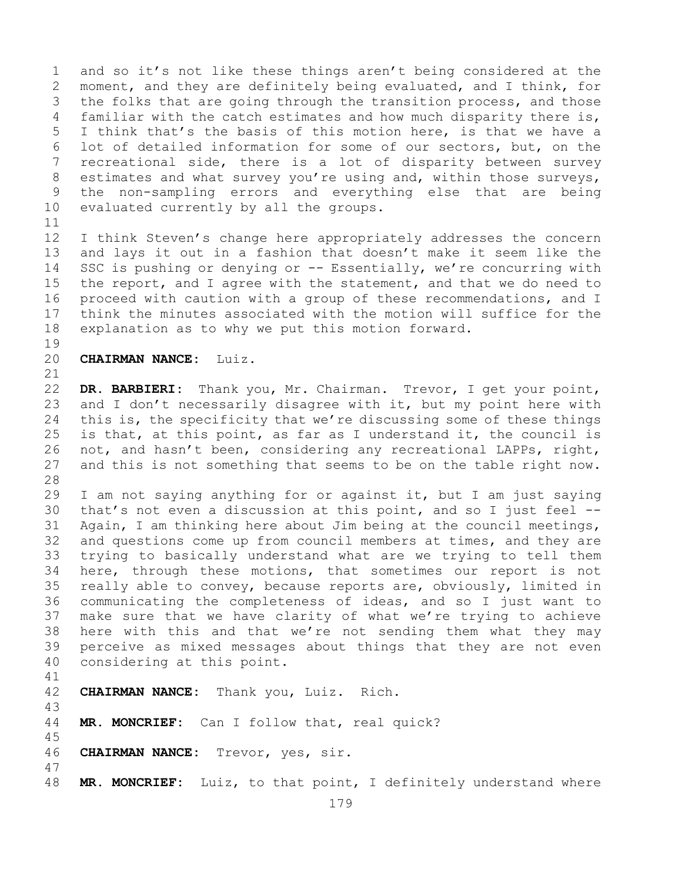and so it's not like these things aren't being considered at the moment, and they are definitely being evaluated, and I think, for the folks that are going through the transition process, and those familiar with the catch estimates and how much disparity there is, I think that's the basis of this motion here, is that we have a lot of detailed information for some of our sectors, but, on the recreational side, there is a lot of disparity between survey estimates and what survey you're using and, within those surveys, the non-sampling errors and everything else that are being evaluated currently by all the groups.

I think Steven's change here appropriately addresses the concern and lays it out in a fashion that doesn't make it seem like the SSC is pushing or denying or -- Essentially, we're concurring with the report, and I agree with the statement, and that we do need to proceed with caution with a group of these recommendations, and I think the minutes associated with the motion will suffice for the explanation as to why we put this motion forward.

**CHAIRMAN NANCE:** Luiz.

**DR. BARBIERI:** Thank you, Mr. Chairman. Trevor, I get your point, and I don't necessarily disagree with it, but my point here with this is, the specificity that we're discussing some of these things is that, at this point, as far as I understand it, the council is not, and hasn't been, considering any recreational LAPPs, right, and this is not something that seems to be on the table right now.

I am not saying anything for or against it, but I am just saying that's not even a discussion at this point, and so I just feel -- Again, I am thinking here about Jim being at the council meetings, and questions come up from council members at times, and they are trying to basically understand what are we trying to tell them here, through these motions, that sometimes our report is not really able to convey, because reports are, obviously, limited in communicating the completeness of ideas, and so I just want to make sure that we have clarity of what we're trying to achieve here with this and that we're not sending them what they may perceive as mixed messages about things that they are not even considering at this point.

**CHAIRMAN NANCE:** Thank you, Luiz. Rich.

**MR. MONCRIEF:** Can I follow that, real quick?

**CHAIRMAN NANCE:** Trevor, yes, sir.

**MR. MONCRIEF:** Luiz, to that point, I definitely understand where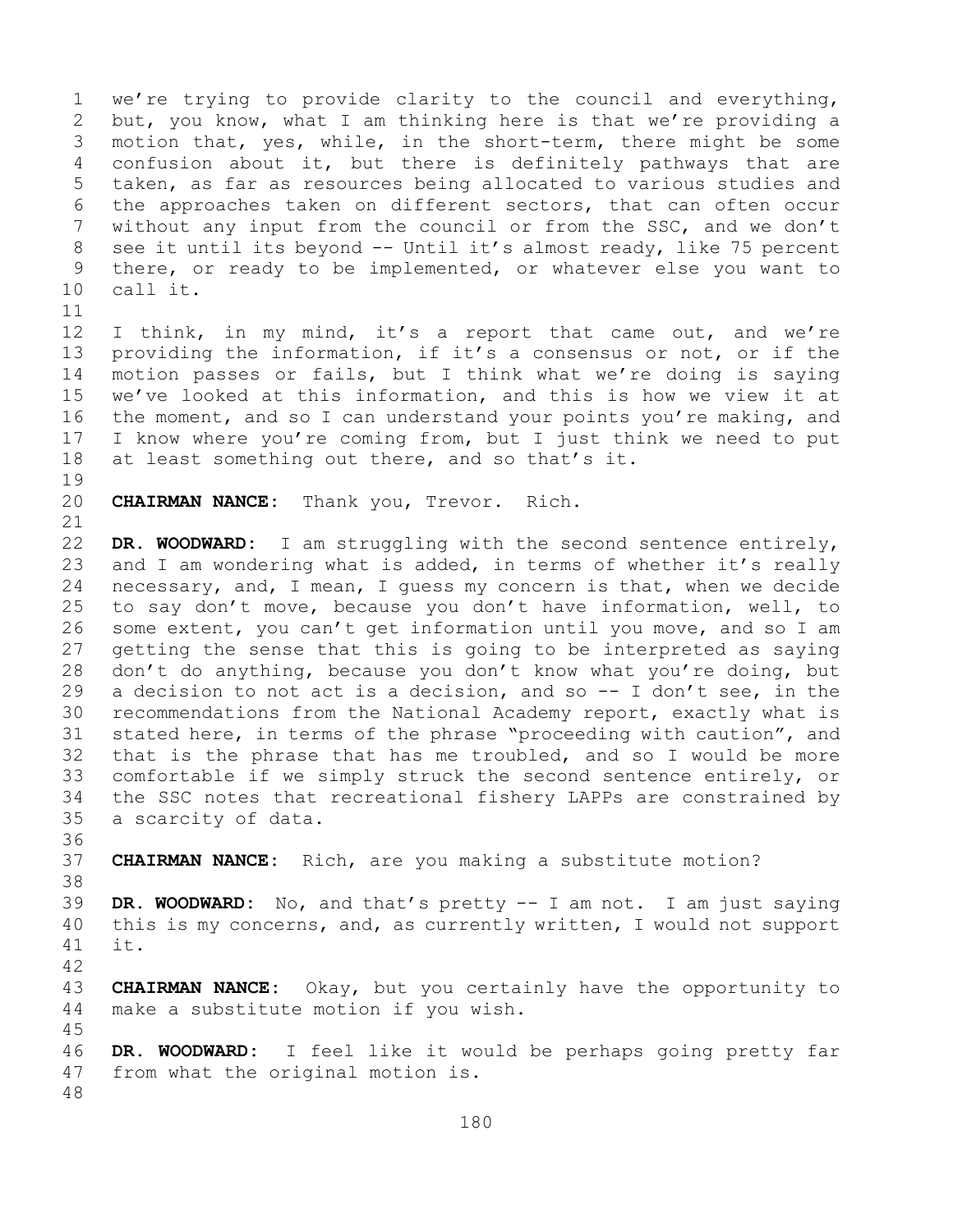we're trying to provide clarity to the council and everything, but, you know, what I am thinking here is that we're providing a motion that, yes, while, in the short-term, there might be some confusion about it, but there is definitely pathways that are taken, as far as resources being allocated to various studies and the approaches taken on different sectors, that can often occur without any input from the council or from the SSC, and we don't see it until its beyond -- Until it's almost ready, like 75 percent there, or ready to be implemented, or whatever else you want to call it.

I think, in my mind, it's a report that came out, and we're providing the information, if it's a consensus or not, or if the motion passes or fails, but I think what we're doing is saying we've looked at this information, and this is how we view it at the moment, and so I can understand your points you're making, and I know where you're coming from, but I just think we need to put at least something out there, and so that's it.

**CHAIRMAN NANCE:** Thank you, Trevor. Rich.

**DR. WOODWARD:** I am struggling with the second sentence entirely, and I am wondering what is added, in terms of whether it's really necessary, and, I mean, I guess my concern is that, when we decide to say don't move, because you don't have information, well, to some extent, you can't get information until you move, and so I am getting the sense that this is going to be interpreted as saying don't do anything, because you don't know what you're doing, but a decision to not act is a decision, and so -- I don't see, in the recommendations from the National Academy report, exactly what is stated here, in terms of the phrase "proceeding with caution", and that is the phrase that has me troubled, and so I would be more comfortable if we simply struck the second sentence entirely, or the SSC notes that recreational fishery LAPPs are constrained by a scarcity of data.

**CHAIRMAN NANCE:** Rich, are you making a substitute motion?

**DR. WOODWARD:** No, and that's pretty -- I am not. I am just saying this is my concerns, and, as currently written, I would not support it.

**CHAIRMAN NANCE:** Okay, but you certainly have the opportunity to make a substitute motion if you wish.

**DR. WOODWARD:** I feel like it would be perhaps going pretty far from what the original motion is.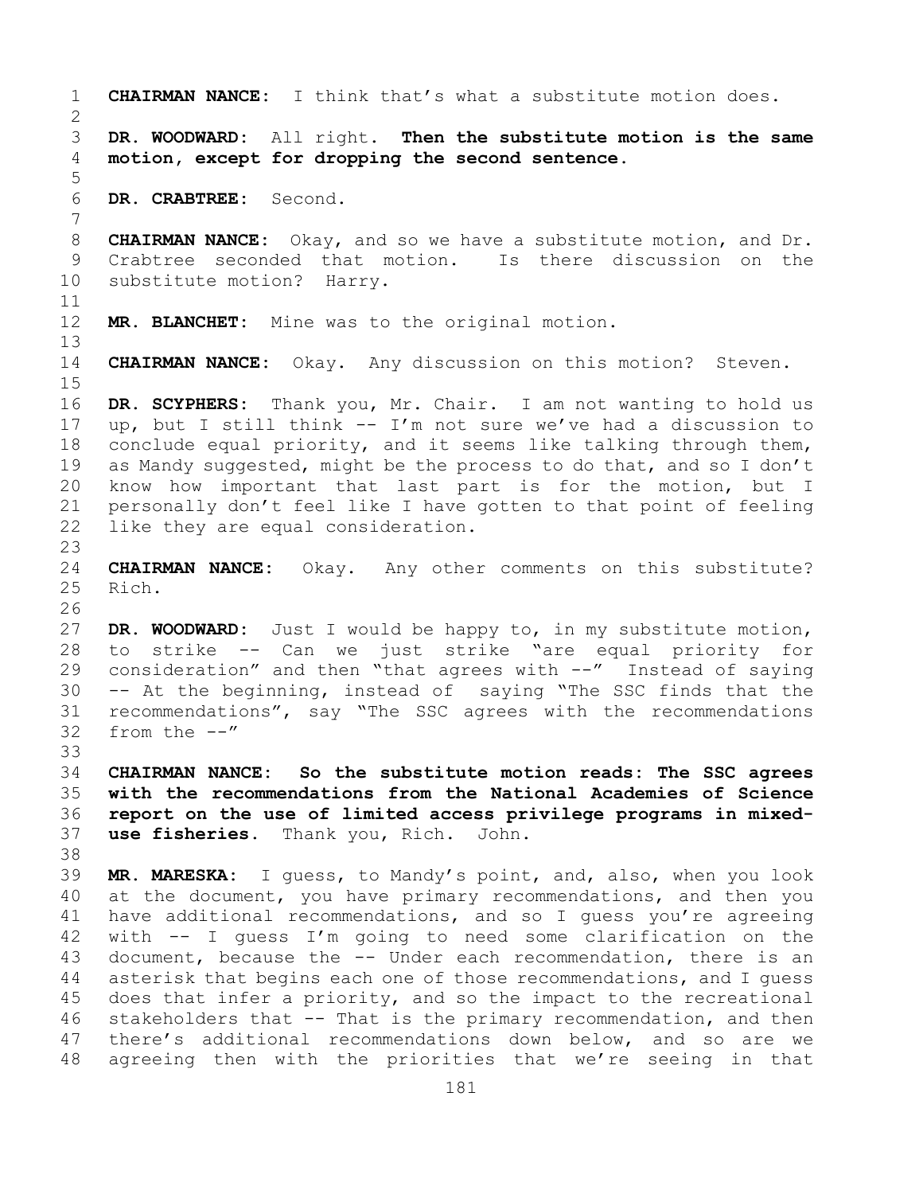**CHAIRMAN NANCE:** I think that's what a substitute motion does.

**DR. WOODWARD:** All right. **Then the substitute motion is the same motion, except for dropping the second sentence.**

**DR. CRABTREE:** Second.

**CHAIRMAN NANCE:** Okay, and so we have a substitute motion, and Dr. Crabtree seconded that motion. Is there discussion on the substitute motion? Harry.

**MR. BLANCHET:** Mine was to the original motion.

**CHAIRMAN NANCE:** Okay. Any discussion on this motion? Steven.

**DR. SCYPHERS:** Thank you, Mr. Chair. I am not wanting to hold us up, but I still think -- I'm not sure we've had a discussion to conclude equal priority, and it seems like talking through them, as Mandy suggested, might be the process to do that, and so I don't know how important that last part is for the motion, but I personally don't feel like I have gotten to that point of feeling like they are equal consideration.

**CHAIRMAN NANCE:** Okay. Any other comments on this substitute? Rich.

**DR. WOODWARD:** Just I would be happy to, in my substitute motion, to strike -- Can we just strike "are equal priority for consideration" and then "that agrees with --" Instead of saying -- At the beginning, instead of saying "The SSC finds that the recommendations", say "The SSC agrees with the recommendations from the --"

**CHAIRMAN NANCE: So the substitute motion reads: The SSC agrees with the recommendations from the National Academies of Science report on the use of limited access privilege programs in mixed-use fisheries.** Thank you, Rich. John.

**MR. MARESKA:** I guess, to Mandy's point, and, also, when you look at the document, you have primary recommendations, and then you have additional recommendations, and so I guess you're agreeing with -- I guess I'm going to need some clarification on the document, because the -- Under each recommendation, there is an asterisk that begins each one of those recommendations, and I guess does that infer a priority, and so the impact to the recreational stakeholders that -- That is the primary recommendation, and then there's additional recommendations down below, and so are we agreeing then with the priorities that we're seeing in that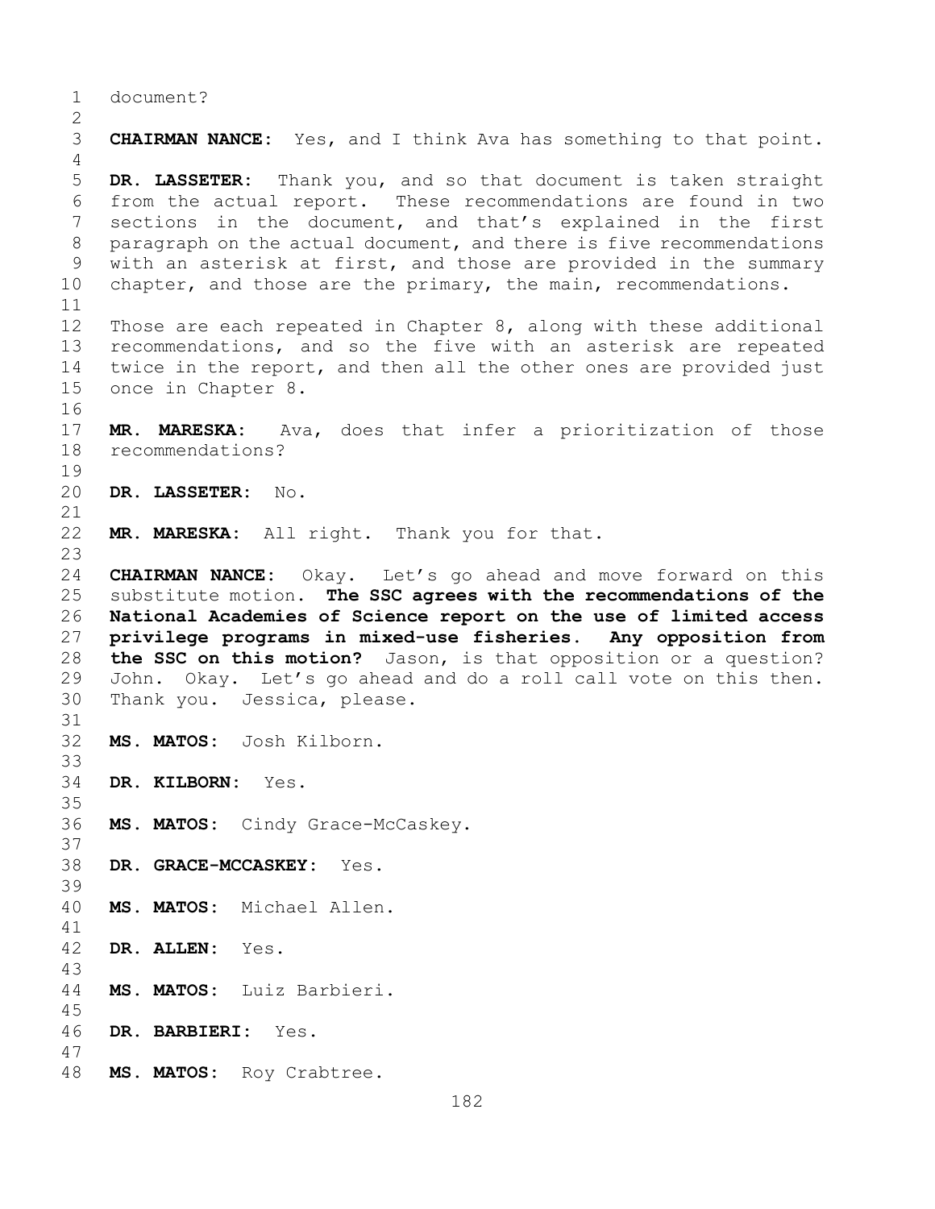document?

**CHAIRMAN NANCE:** Yes, and I think Ava has something to that point.

**DR. LASSETER:** Thank you, and so that document is taken straight from the actual report. These recommendations are found in two sections in the document, and that's explained in the first paragraph on the actual document, and there is five recommendations with an asterisk at first, and those are provided in the summary chapter, and those are the primary, the main, recommendations.

Those are each repeated in Chapter 8, along with these additional recommendations, and so the five with an asterisk are repeated twice in the report, and then all the other ones are provided just once in Chapter 8.

**MR. MARESKA:** Ava, does that infer a prioritization of those recommendations?

**DR. LASSETER:** No.

**MR. MARESKA:** All right. Thank you for that.

**CHAIRMAN NANCE:** Okay. Let's go ahead and move forward on this substitute motion. **The SSC agrees with the recommendations of the National Academies of Science report on the use of limited access privilege programs in mixed-use fisheries. Any opposition from the SSC on this motion?** Jason, is that opposition or a question? John. Okay. Let's go ahead and do a roll call vote on this then. Thank you. Jessica, please.

**MS. MATOS:** Josh Kilborn.

**DR. KILBORN:** Yes.

**MS. MATOS:** Cindy Grace-McCaskey.

**DR. GRACE-MCCASKEY:** Yes.

**MS. MATOS:** Michael Allen.

**DR. ALLEN:** Yes.

**MS. MATOS:** Luiz Barbieri.

**DR. BARBIERI:** Yes.

**MS. MATOS:** Roy Crabtree.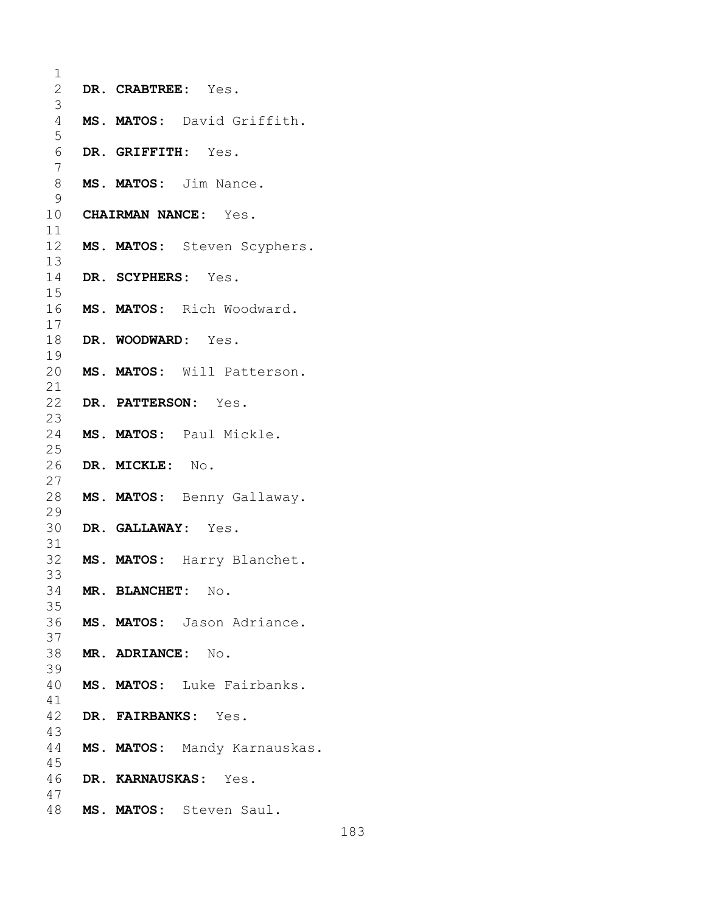**DR. CRABTREE:** Yes.

**MS. MATOS:** David Griffith.

**DR. GRIFFITH:** Yes.

**MS. MATOS:** Jim Nance.

**CHAIRMAN NANCE:** Yes.

**MS. MATOS:** Steven Scyphers.

**DR. SCYPHERS:** Yes.

**MS. MATOS:** Rich Woodward.

**DR. WOODWARD:** Yes.

**MS. MATOS:** Will Patterson.

**DR. PATTERSON:** Yes.

**MS. MATOS:** Paul Mickle.

**DR. MICKLE:** No.

**MS. MATOS:** Benny Gallaway.

**DR. GALLAWAY:** Yes.

**MS. MATOS:** Harry Blanchet.

**MR. BLANCHET:** No.

**MS. MATOS:** Jason Adriance.

**MR. ADRIANCE:** No.

**MS. MATOS:** Luke Fairbanks.

**DR. FAIRBANKS:** Yes.

**MS. MATOS:** Mandy Karnauskas.

**DR. KARNAUSKAS:** Yes.

**MS. MATOS:** Steven Saul.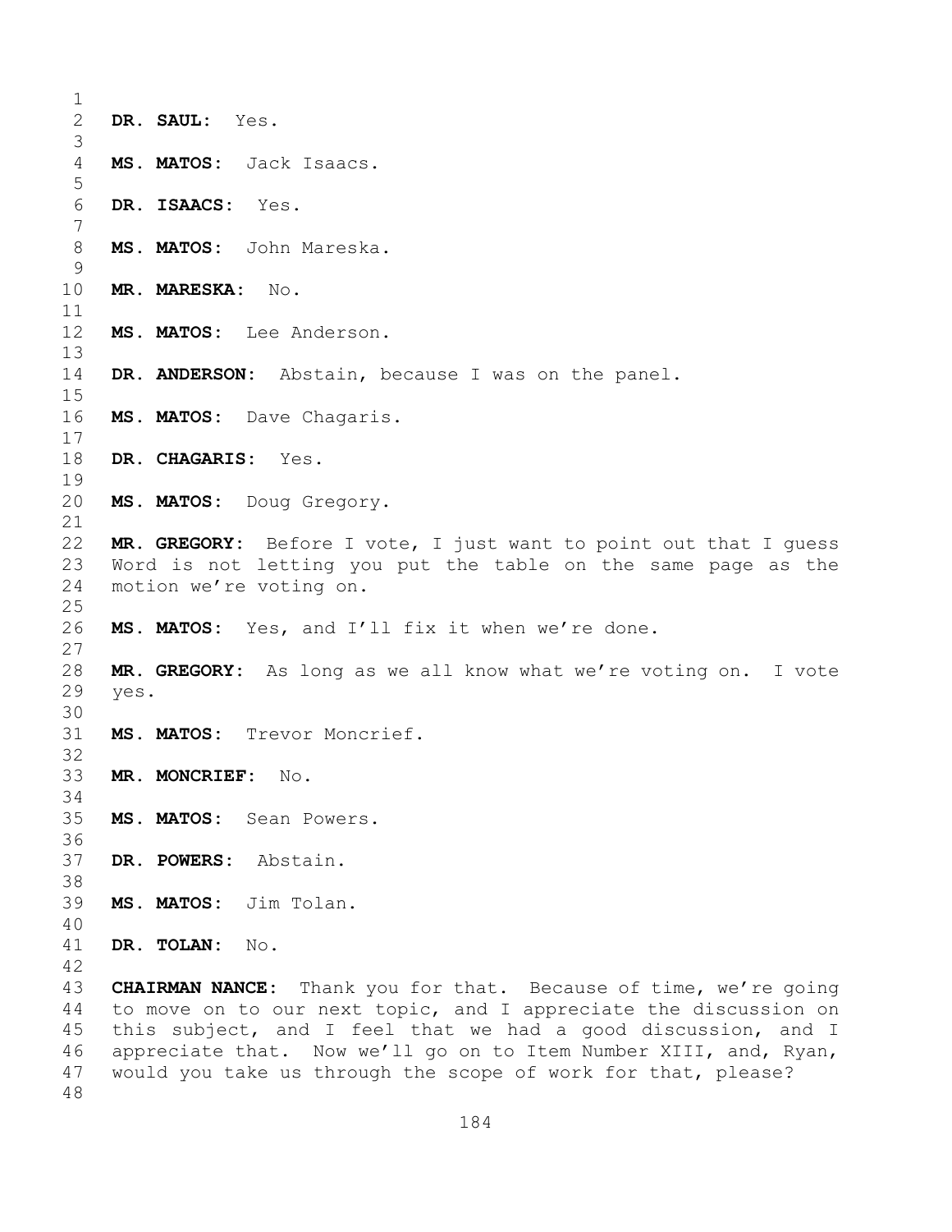**DR. SAUL:** Yes.

**MS. MATOS:** Jack Isaacs.

**DR. ISAACS:** Yes.

**MS. MATOS:** John Mareska.

**MR. MARESKA:** No.

**MS. MATOS:** Lee Anderson.

**DR. ANDERSON:** Abstain, because I was on the panel.

**MS. MATOS:** Dave Chagaris.

**DR. CHAGARIS:** Yes.

**MS. MATOS:** Doug Gregory.

**MR. GREGORY:** Before I vote, I just want to point out that I guess Word is not letting you put the table on the same page as the motion we're voting on.

**MS. MATOS:** Yes, and I'll fix it when we're done.

**MR. GREGORY:** As long as we all know what we're voting on. I vote yes.

**MS. MATOS:** Trevor Moncrief.

**MR. MONCRIEF:** No.

**MS. MATOS:** Sean Powers.

**DR. POWERS:** Abstain.

**MS. MATOS:** Jim Tolan.

**DR. TOLAN:** No.

**CHAIRMAN NANCE:** Thank you for that. Because of time, we're going to move on to our next topic, and I appreciate the discussion on this subject, and I feel that we had a good discussion, and I appreciate that. Now we'll go on to Item Number XIII, and, Ryan, would you take us through the scope of work for that, please?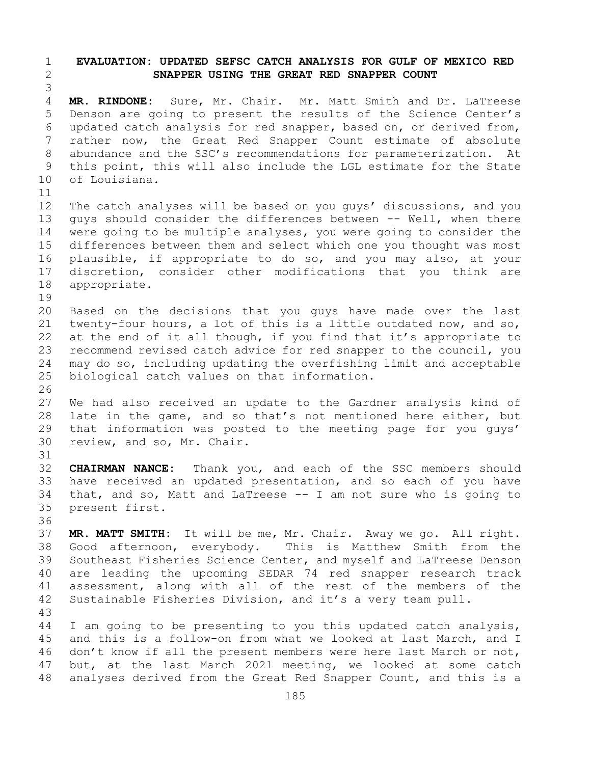## EVALUATION: UPDATED SEFSC CATCH ANALYSIS FOR GULF OF MEXICO RED SNAPPER USING THE GREAT RED SNAPPER COUNT

**MR. RINDONE:** Sure, Mr. Chair. Mr. Matt Smith and Dr. LaTreese Denson are going to present the results of the Science Center's updated catch analysis for red snapper, based on, or derived from, rather now, the Great Red Snapper Count estimate of absolute abundance and the SSC's recommendations for parameterization. At this point, this will also include the LGL estimate for the State of Louisiana.

The catch analyses will be based on you guys' discussions, and you guys should consider the differences between -- Well, when there were going to be multiple analyses, you were going to consider the differences between them and select which one you thought was most plausible, if appropriate to do so, and you may also, at your discretion, consider other modifications that you think are appropriate.

Based on the decisions that you guys have made over the last twenty-four hours, a lot of this is a little outdated now, and so, at the end of it all though, if you find that it's appropriate to recommend revised catch advice for red snapper to the council, you may do so, including updating the overfishing limit and acceptable biological catch values on that information.

We had also received an update to the Gardner analysis kind of late in the game, and so that's not mentioned here either, but that information was posted to the meeting page for you guys' review, and so, Mr. Chair.

**CHAIRMAN NANCE:** Thank you, and each of the SSC members should have received an updated presentation, and so each of you have that, and so, Matt and LaTreese -- I am not sure who is going to present first.

**MR. MATT SMITH:** It will be me, Mr. Chair. Away we go. All right. Good afternoon, everybody. This is Matthew Smith from the Southeast Fisheries Science Center, and myself and LaTreese Denson are leading the upcoming SEDAR 74 red snapper research track assessment, along with all of the rest of the members of the Sustainable Fisheries Division, and it's a very team pull.

I am going to be presenting to you this updated catch analysis, and this is a follow-on from what we looked at last March, and I don't know if all the present members were here last March or not, but, at the last March 2021 meeting, we looked at some catch analyses derived from the Great Red Snapper Count, and this is a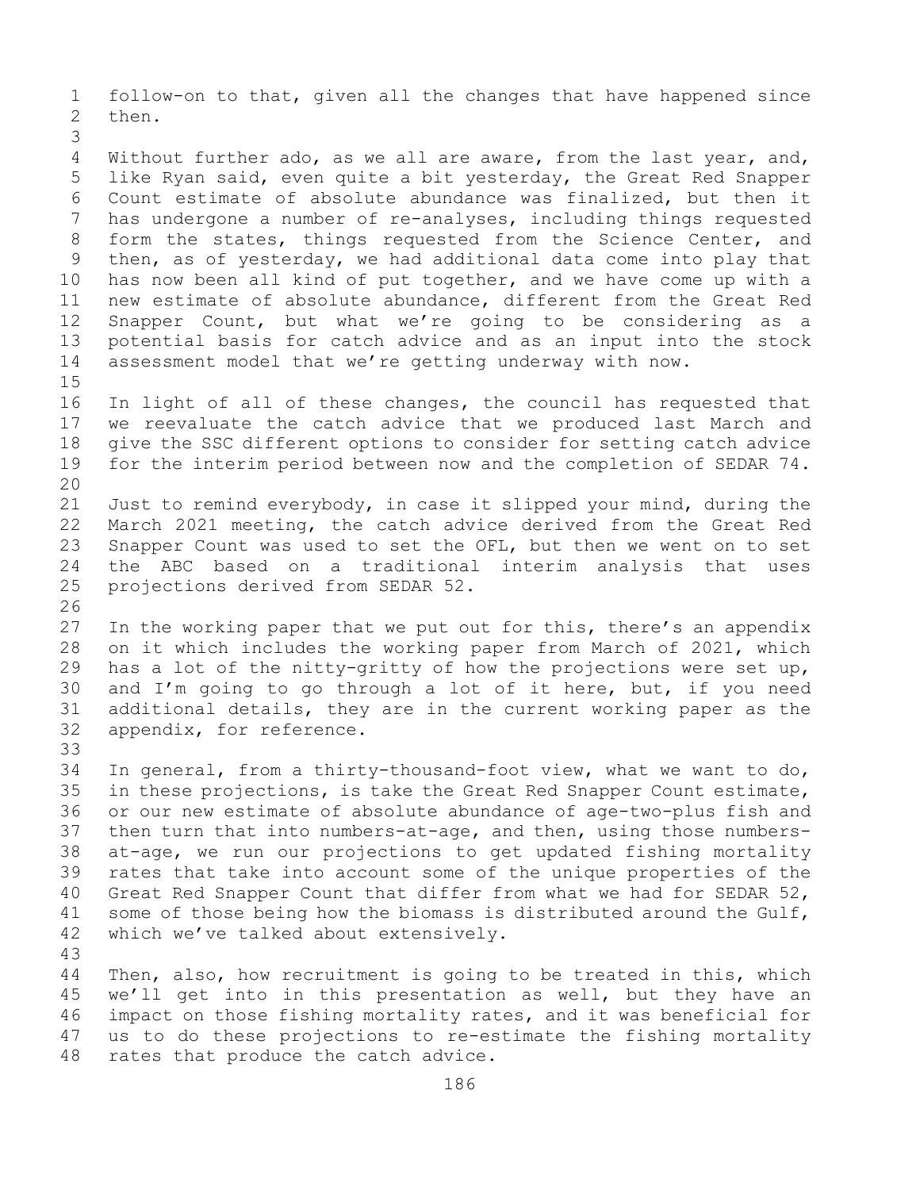follow-on to that, given all the changes that have happened since then.

Without further ado, as we all are aware, from the last year, and, like Ryan said, even quite a bit yesterday, the Great Red Snapper Count estimate of absolute abundance was finalized, but then it has undergone a number of re-analyses, including things requested form the states, things requested from the Science Center, and then, as of yesterday, we had additional data come into play that has now been all kind of put together, and we have come up with a new estimate of absolute abundance, different from the Great Red Snapper Count, but what we're going to be considering as a potential basis for catch advice and as an input into the stock assessment model that we're getting underway with now.

In light of all of these changes, the council has requested that we reevaluate the catch advice that we produced last March and give the SSC different options to consider for setting catch advice for the interim period between now and the completion of SEDAR 74.

Just to remind everybody, in case it slipped your mind, during the March 2021 meeting, the catch advice derived from the Great Red Snapper Count was used to set the OFL, but then we went on to set the ABC based on a traditional interim analysis that uses projections derived from SEDAR 52.

In the working paper that we put out for this, there's an appendix on it which includes the working paper from March of 2021, which has a lot of the nitty-gritty of how the projections were set up, and I'm going to go through a lot of it here, but, if you need additional details, they are in the current working paper as the appendix, for reference.

In general, from a thirty-thousand-foot view, what we want to do, in these projections, is take the Great Red Snapper Count estimate, or our new estimate of absolute abundance of age-two-plus fish and then turn that into numbers-at-age, and then, using those numbers-at-age, we run our projections to get updated fishing mortality rates that take into account some of the unique properties of the Great Red Snapper Count that differ from what we had for SEDAR 52, some of those being how the biomass is distributed around the Gulf, which we've talked about extensively.

Then, also, how recruitment is going to be treated in this, which we'll get into in this presentation as well, but they have an impact on those fishing mortality rates, and it was beneficial for us to do these projections to re-estimate the fishing mortality rates that produce the catch advice.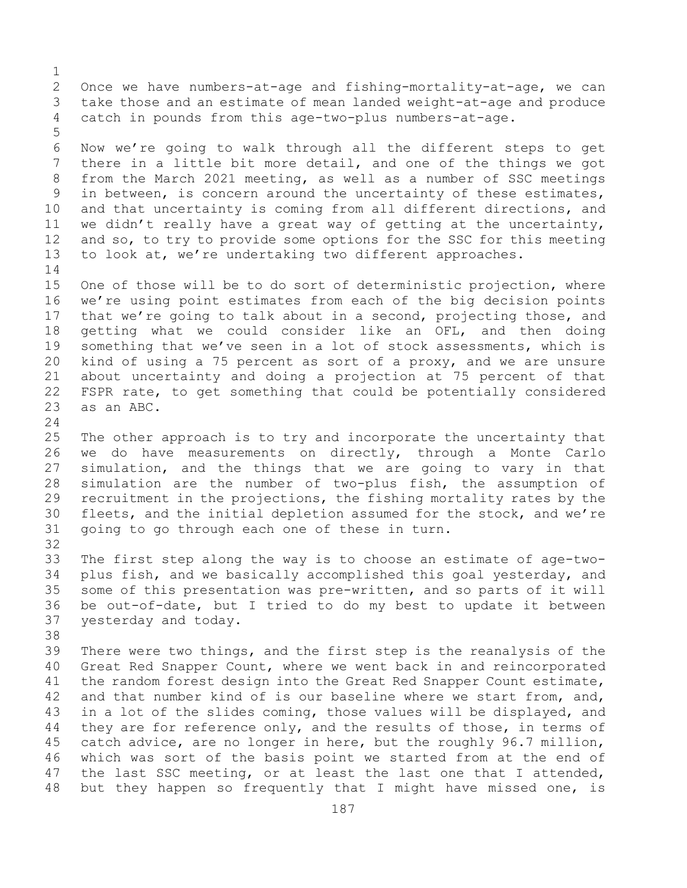Once we have numbers-at-age and fishing-mortality-at-age, we can take those and an estimate of mean landed weight-at-age and produce catch in pounds from this age-two-plus numbers-at-age.

Now we're going to walk through all the different steps to get there in a little bit more detail, and one of the things we got from the March 2021 meeting, as well as a number of SSC meetings in between, is concern around the uncertainty of these estimates, and that uncertainty is coming from all different directions, and we didn't really have a great way of getting at the uncertainty, and so, to try to provide some options for the SSC for this meeting to look at, we're undertaking two different approaches.

One of those will be to do sort of deterministic projection, where we're using point estimates from each of the big decision points that we're going to talk about in a second, projecting those, and getting what we could consider like an OFL, and then doing something that we've seen in a lot of stock assessments, which is kind of using a 75 percent as sort of a proxy, and we are unsure about uncertainty and doing a projection at 75 percent of that FSPR rate, to get something that could be potentially considered as an ABC.

The other approach is to try and incorporate the uncertainty that we do have measurements on directly, through a Monte Carlo simulation, and the things that we are going to vary in that simulation are the number of two-plus fish, the assumption of recruitment in the projections, the fishing mortality rates by the fleets, and the initial depletion assumed for the stock, and we're going to go through each one of these in turn.

The first step along the way is to choose an estimate of age-two-plus fish, and we basically accomplished this goal yesterday, and some of this presentation was pre-written, and so parts of it will be out-of-date, but I tried to do my best to update it between yesterday and today.

There were two things, and the first step is the reanalysis of the Great Red Snapper Count, where we went back in and reincorporated the random forest design into the Great Red Snapper Count estimate, and that number kind of is our baseline where we start from, and, in a lot of the slides coming, those values will be displayed, and they are for reference only, and the results of those, in terms of catch advice, are no longer in here, but the roughly 96.7 million, which was sort of the basis point we started from at the end of the last SSC meeting, or at least the last one that I attended, but they happen so frequently that I might have missed one, is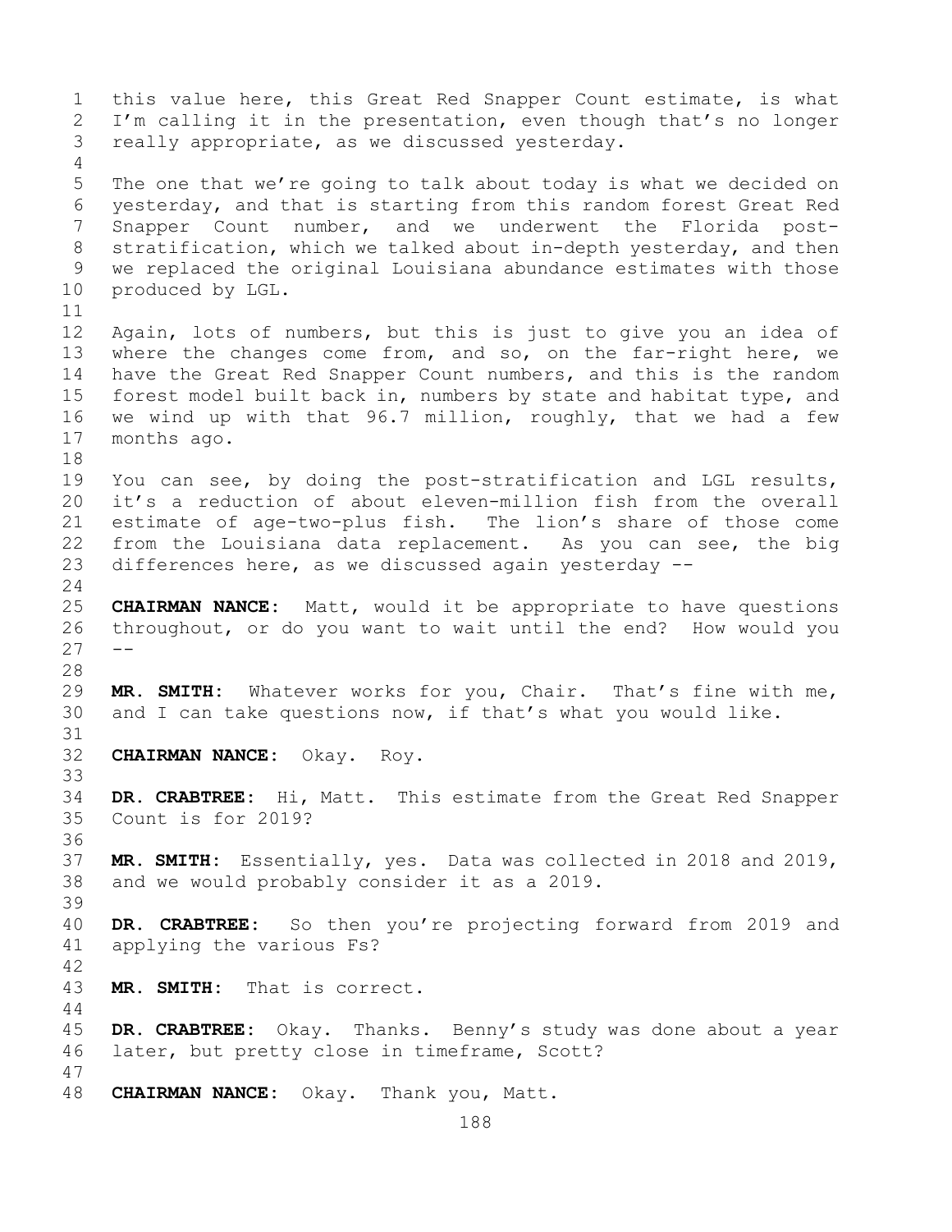this value here, this Great Red Snapper Count estimate, is what I'm calling it in the presentation, even though that's no longer really appropriate, as we discussed yesterday.

The one that we're going to talk about today is what we decided on yesterday, and that is starting from this random forest Great Red Snapper Count number, and we underwent the Florida post-stratification, which we talked about in-depth yesterday, and then we replaced the original Louisiana abundance estimates with those produced by LGL.

Again, lots of numbers, but this is just to give you an idea of where the changes come from, and so, on the far-right here, we have the Great Red Snapper Count numbers, and this is the random forest model built back in, numbers by state and habitat type, and we wind up with that 96.7 million, roughly, that we had a few months ago.

You can see, by doing the post-stratification and LGL results, it's a reduction of about eleven-million fish from the overall estimate of age-two-plus fish. The lion's share of those come from the Louisiana data replacement. As you can see, the big differences here, as we discussed again yesterday --

**CHAIRMAN NANCE:** Matt, would it be appropriate to have questions throughout, or do you want to wait until the end? How would you --

**MR. SMITH:** Whatever works for you, Chair. That's fine with me, and I can take questions now, if that's what you would like.

**CHAIRMAN NANCE:** Okay. Roy.

**DR. CRABTREE:** Hi, Matt. This estimate from the Great Red Snapper Count is for 2019?

**MR. SMITH:** Essentially, yes. Data was collected in 2018 and 2019, and we would probably consider it as a 2019.

**DR. CRABTREE:** So then you're projecting forward from 2019 and applying the various Fs?

**MR. SMITH:** That is correct.

**DR. CRABTREE:** Okay. Thanks. Benny's study was done about a year later, but pretty close in timeframe, Scott?

**CHAIRMAN NANCE:** Okay. Thank you, Matt.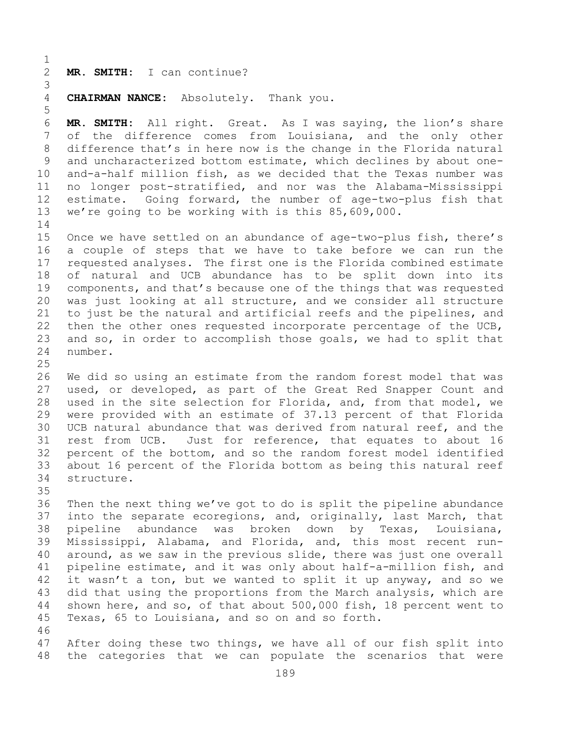**MR. SMITH:** I can continue?

**CHAIRMAN NANCE:** Absolutely. Thank you.

**MR. SMITH:** All right. Great. As I was saying, the lion's share of the difference comes from Louisiana, and the only other difference that's in here now is the change in the Florida natural and uncharacterized bottom estimate, which declines by about one-and-a-half million fish, as we decided that the Texas number was no longer post-stratified, and nor was the Alabama-Mississippi estimate. Going forward, the number of age-two-plus fish that we're going to be working with is this 85,609,000.

Once we have settled on an abundance of age-two-plus fish, there's a couple of steps that we have to take before we can run the requested analyses. The first one is the Florida combined estimate of natural and UCB abundance has to be split down into its components, and that's because one of the things that was requested was just looking at all structure, and we consider all structure to just be the natural and artificial reefs and the pipelines, and then the other ones requested incorporate percentage of the UCB, and so, in order to accomplish those goals, we had to split that number.

We did so using an estimate from the random forest model that was used, or developed, as part of the Great Red Snapper Count and used in the site selection for Florida, and, from that model, we were provided with an estimate of 37.13 percent of that Florida UCB natural abundance that was derived from natural reef, and the rest from UCB. Just for reference, that equates to about 16 percent of the bottom, and so the random forest model identified about 16 percent of the Florida bottom as being this natural reef structure.

Then the next thing we've got to do is split the pipeline abundance into the separate ecoregions, and, originally, last March, that pipeline abundance was broken down by Texas, Louisiana, Mississippi, Alabama, and Florida, and, this most recent run-around, as we saw in the previous slide, there was just one overall pipeline estimate, and it was only about half-a-million fish, and it wasn't a ton, but we wanted to split it up anyway, and so we did that using the proportions from the March analysis, which are shown here, and so, of that about 500,000 fish, 18 percent went to Texas, 65 to Louisiana, and so on and so forth.

After doing these two things, we have all of our fish split into the categories that we can populate the scenarios that were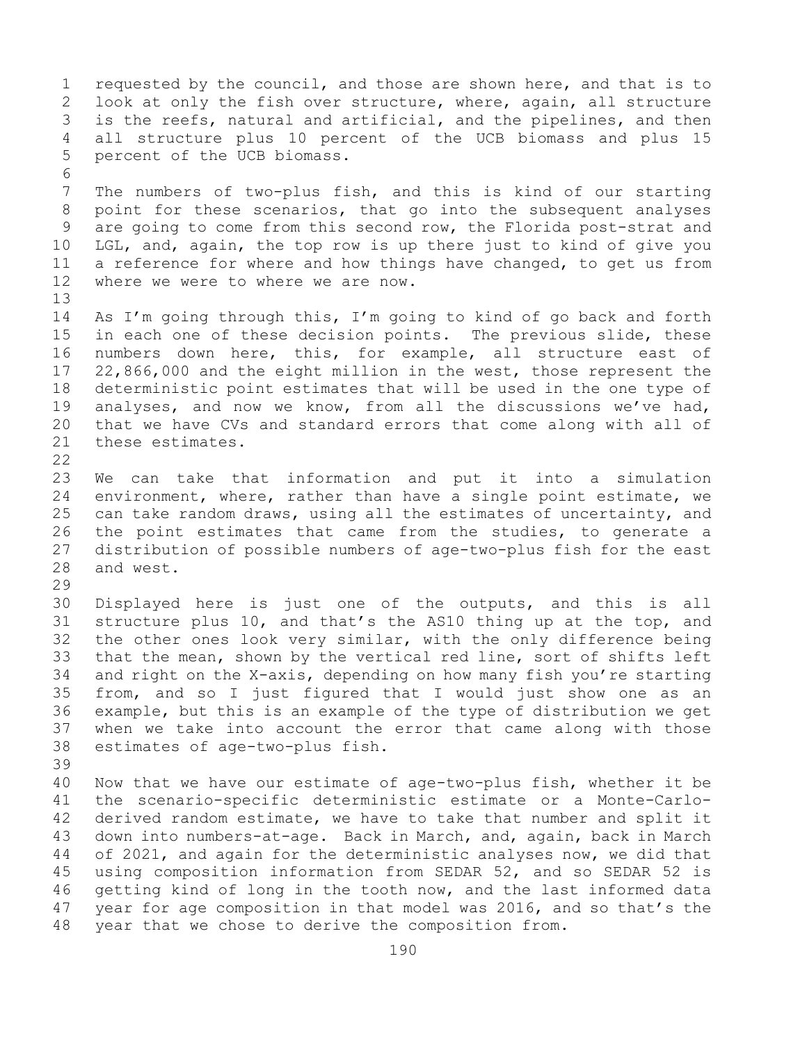requested by the council, and those are shown here, and that is to look at only the fish over structure, where, again, all structure is the reefs, natural and artificial, and the pipelines, and then all structure plus 10 percent of the UCB biomass and plus 15 percent of the UCB biomass.

The numbers of two-plus fish, and this is kind of our starting point for these scenarios, that go into the subsequent analyses are going to come from this second row, the Florida post-strat and LGL, and, again, the top row is up there just to kind of give you a reference for where and how things have changed, to get us from where we were to where we are now.

As I'm going through this, I'm going to kind of go back and forth in each one of these decision points. The previous slide, these numbers down here, this, for example, all structure east of 22,866,000 and the eight million in the west, those represent the deterministic point estimates that will be used in the one type of analyses, and now we know, from all the discussions we've had, that we have CVs and standard errors that come along with all of these estimates.

We can take that information and put it into a simulation environment, where, rather than have a single point estimate, we can take random draws, using all the estimates of uncertainty, and the point estimates that came from the studies, to generate a distribution of possible numbers of age-two-plus fish for the east and west.

Displayed here is just one of the outputs, and this is all structure plus 10, and that's the AS10 thing up at the top, and the other ones look very similar, with the only difference being that the mean, shown by the vertical red line, sort of shifts left and right on the X-axis, depending on how many fish you're starting from, and so I just figured that I would just show one as an example, but this is an example of the type of distribution we get when we take into account the error that came along with those estimates of age-two-plus fish.

Now that we have our estimate of age-two-plus fish, whether it be the scenario-specific deterministic estimate or a Monte-Carlo-derived random estimate, we have to take that number and split it down into numbers-at-age. Back in March, and, again, back in March of 2021, and again for the deterministic analyses now, we did that using composition information from SEDAR 52, and so SEDAR 52 is getting kind of long in the tooth now, and the last informed data year for age composition in that model was 2016, and so that's the year that we chose to derive the composition from.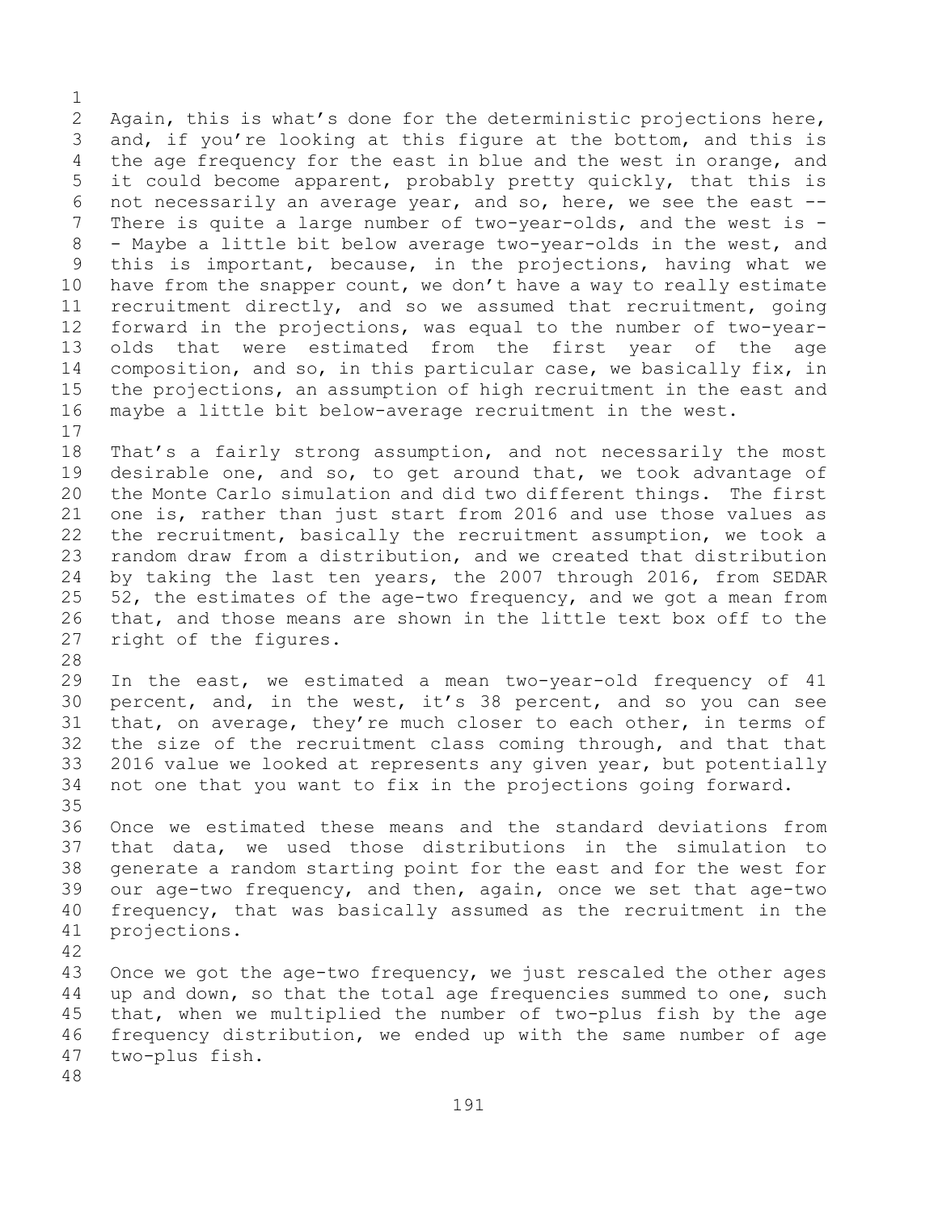Again, this is what's done for the deterministic projections here, and, if you're looking at this figure at the bottom, and this is the age frequency for the east in blue and the west in orange, and it could become apparent, probably pretty quickly, that this is not necessarily an average year, and so, here, we see the east -- There is quite a large number of two-year-olds, and the west is -- Maybe a little bit below average two-year-olds in the west, and this is important, because, in the projections, having what we have from the snapper count, we don't have a way to really estimate recruitment directly, and so we assumed that recruitment, going forward in the projections, was equal to the number of two-year-olds that were estimated from the first year of the age composition, and so, in this particular case, we basically fix, in the projections, an assumption of high recruitment in the east and maybe a little bit below-average recruitment in the west.

That's a fairly strong assumption, and not necessarily the most desirable one, and so, to get around that, we took advantage of the Monte Carlo simulation and did two different things. The first one is, rather than just start from 2016 and use those values as the recruitment, basically the recruitment assumption, we took a random draw from a distribution, and we created that distribution by taking the last ten years, the 2007 through 2016, from SEDAR 52, the estimates of the age-two frequency, and we got a mean from that, and those means are shown in the little text box off to the right of the figures.

In the east, we estimated a mean two-year-old frequency of 41 percent, and, in the west, it's 38 percent, and so you can see that, on average, they're much closer to each other, in terms of the size of the recruitment class coming through, and that that 2016 value we looked at represents any given year, but potentially not one that you want to fix in the projections going forward.

Once we estimated these means and the standard deviations from that data, we used those distributions in the simulation to generate a random starting point for the east and for the west for our age-two frequency, and then, again, once we set that age-two frequency, that was basically assumed as the recruitment in the projections.

Once we got the age-two frequency, we just rescaled the other ages up and down, so that the total age frequencies summed to one, such that, when we multiplied the number of two-plus fish by the age frequency distribution, we ended up with the same number of age two-plus fish.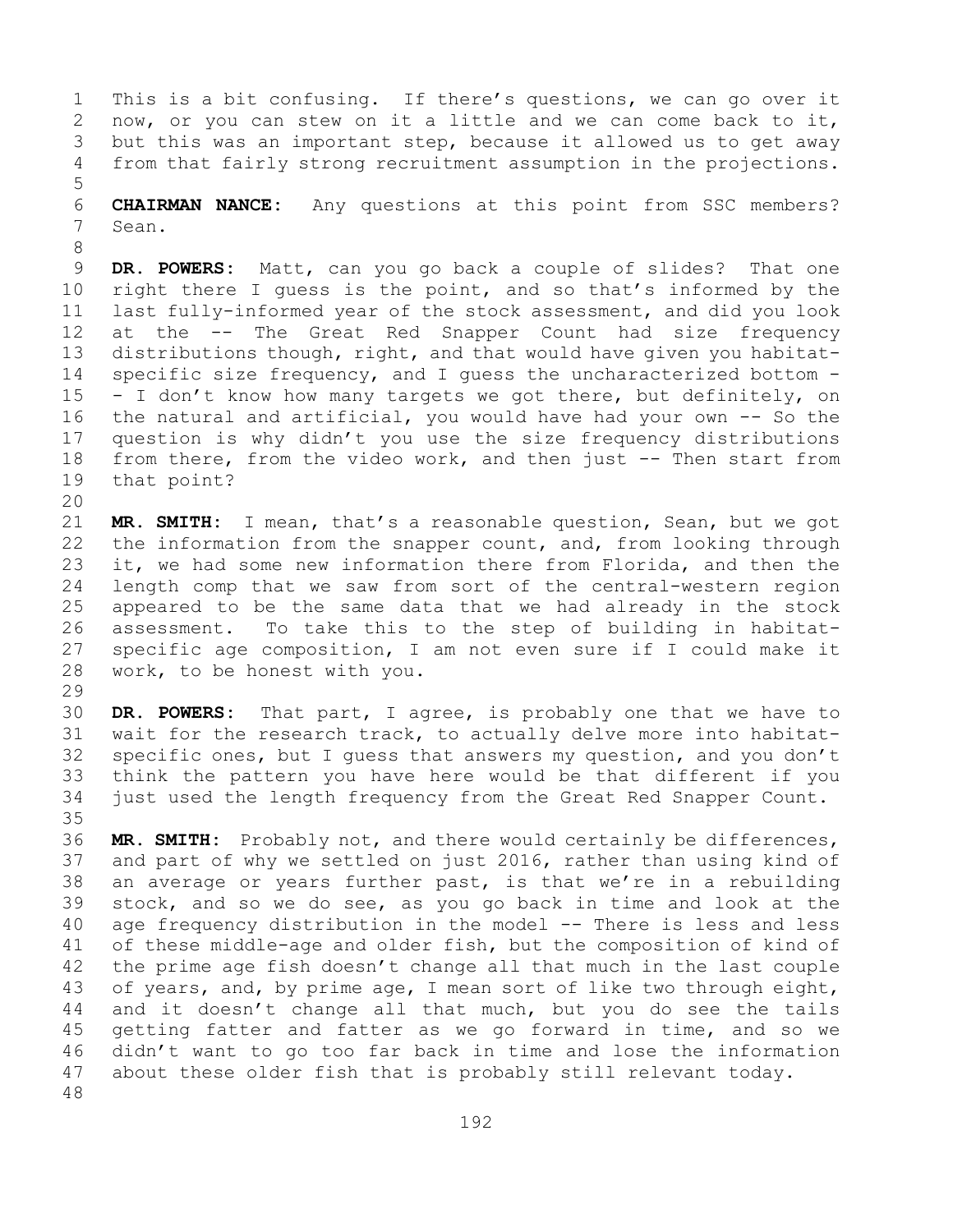This is a bit confusing. If there's questions, we can go over it now, or you can stew on it a little and we can come back to it, but this was an important step, because it allowed us to get away from that fairly strong recruitment assumption in the projections.

**CHAIRMAN NANCE:** Any questions at this point from SSC members? Sean.

**DR. POWERS:** Matt, can you go back a couple of slides? That one right there I guess is the point, and so that's informed by the last fully-informed year of the stock assessment, and did you look at the -- The Great Red Snapper Count had size frequency distributions though, right, and that would have given you habitat-specific size frequency, and I guess the uncharacterized bottom -- I don't know how many targets we got there, but definitely, on the natural and artificial, you would have had your own -- So the question is why didn't you use the size frequency distributions from there, from the video work, and then just -- Then start from that point?

**MR. SMITH:** I mean, that's a reasonable question, Sean, but we got the information from the snapper count, and, from looking through it, we had some new information there from Florida, and then the length comp that we saw from sort of the central-western region appeared to be the same data that we had already in the stock assessment. To take this to the step of building in habitat-specific age composition, I am not even sure if I could make it work, to be honest with you.

**DR. POWERS:** That part, I agree, is probably one that we have to wait for the research track, to actually delve more into habitat-specific ones, but I guess that answers my question, and you don't think the pattern you have here would be that different if you just used the length frequency from the Great Red Snapper Count.

**MR. SMITH:** Probably not, and there would certainly be differences, and part of why we settled on just 2016, rather than using kind of an average or years further past, is that we're in a rebuilding stock, and so we do see, as you go back in time and look at the age frequency distribution in the model -- There is less and less of these middle-age and older fish, but the composition of kind of the prime age fish doesn't change all that much in the last couple of years, and, by prime age, I mean sort of like two through eight, and it doesn't change all that much, but you do see the tails getting fatter and fatter as we go forward in time, and so we didn't want to go too far back in time and lose the information about these older fish that is probably still relevant today.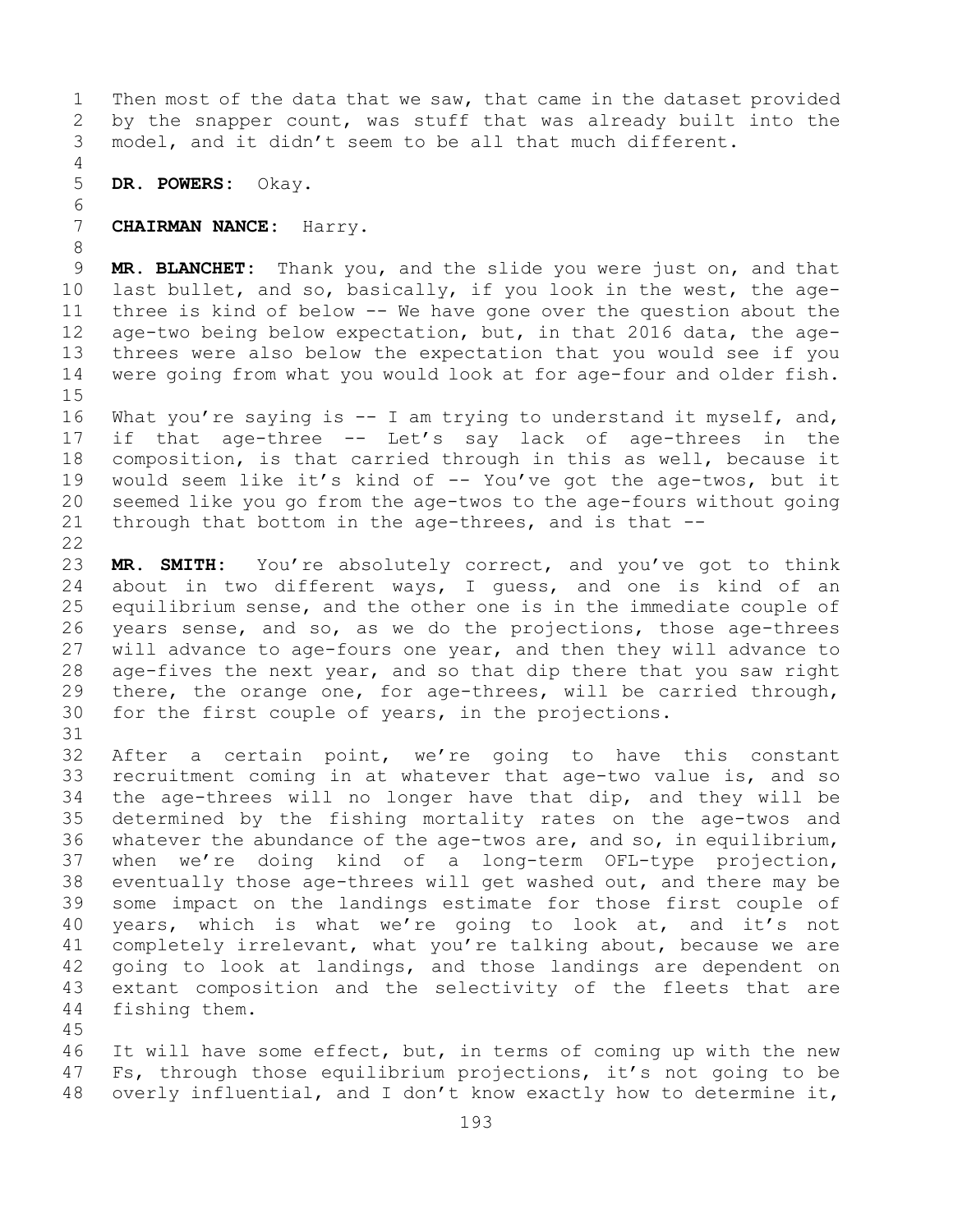Then most of the data that we saw, that came in the dataset provided by the snapper count, was stuff that was already built into the model, and it didn't seem to be all that much different.

**DR. POWERS:** Okay.

**CHAIRMAN NANCE:** Harry.

**MR. BLANCHET:** Thank you, and the slide you were just on, and that last bullet, and so, basically, if you look in the west, the age-three is kind of below -- We have gone over the question about the age-two being below expectation, but, in that 2016 data, the age-threes were also below the expectation that you would see if you were going from what you would look at for age-four and older fish.

What you're saying is -- I am trying to understand it myself, and, if that age-three -- Let's say lack of age-threes in the composition, is that carried through in this as well, because it would seem like it's kind of -- You've got the age-twos, but it seemed like you go from the age-twos to the age-fours without going through that bottom in the age-threes, and is that --

**MR. SMITH:** You're absolutely correct, and you've got to think about in two different ways, I guess, and one is kind of an equilibrium sense, and the other one is in the immediate couple of years sense, and so, as we do the projections, those age-threes will advance to age-fours one year, and then they will advance to age-fives the next year, and so that dip there that you saw right there, the orange one, for age-threes, will be carried through, for the first couple of years, in the projections.

After a certain point, we're going to have this constant recruitment coming in at whatever that age-two value is, and so the age-threes will no longer have that dip, and they will be determined by the fishing mortality rates on the age-twos and whatever the abundance of the age-twos are, and so, in equilibrium, when we're doing kind of a long-term OFL-type projection, eventually those age-threes will get washed out, and there may be some impact on the landings estimate for those first couple of years, which is what we're going to look at, and it's not completely irrelevant, what you're talking about, because we are going to look at landings, and those landings are dependent on extant composition and the selectivity of the fleets that are fishing them.

It will have some effect, but, in terms of coming up with the new Fs, through those equilibrium projections, it's not going to be overly influential, and I don't know exactly how to determine it,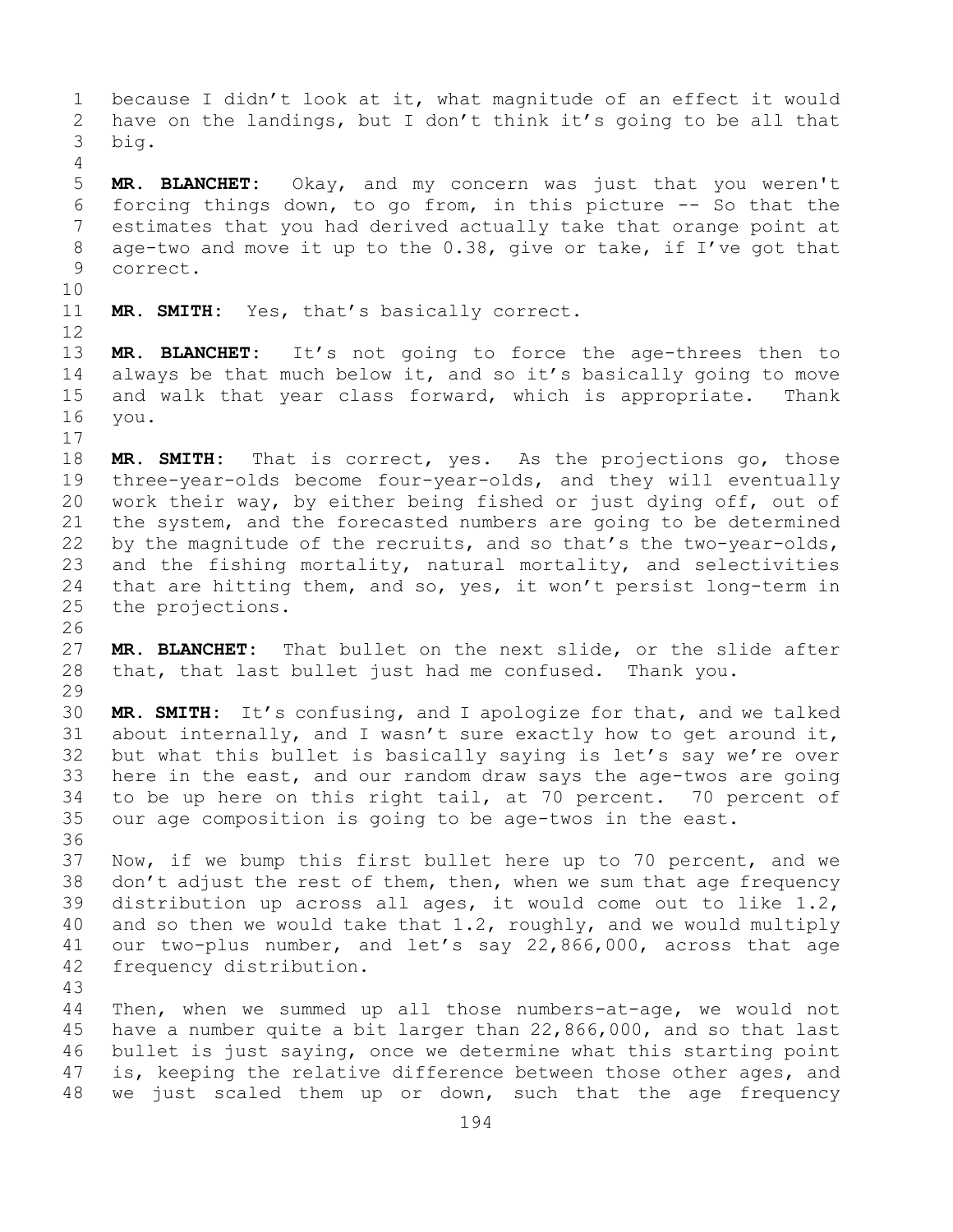because I didn't look at it, what magnitude of an effect it would have on the landings, but I don't think it's going to be all that big.

**MR. BLANCHET:** Okay, and my concern was just that you weren't forcing things down, to go from, in this picture -- So that the estimates that you had derived actually take that orange point at age-two and move it up to the 0.38, give or take, if I've got that correct.

**MR. SMITH:** Yes, that's basically correct.

**MR. BLANCHET:** It's not going to force the age-threes then to always be that much below it, and so it's basically going to move and walk that year class forward, which is appropriate. Thank you.

**MR. SMITH:** That is correct, yes. As the projections go, those three-year-olds become four-year-olds, and they will eventually work their way, by either being fished or just dying off, out of the system, and the forecasted numbers are going to be determined by the magnitude of the recruits, and so that's the two-year-olds, and the fishing mortality, natural mortality, and selectivities that are hitting them, and so, yes, it won't persist long-term in the projections.

**MR. BLANCHET:** That bullet on the next slide, or the slide after that, that last bullet just had me confused. Thank you.

**MR. SMITH:** It's confusing, and I apologize for that, and we talked about internally, and I wasn't sure exactly how to get around it, but what this bullet is basically saying is let's say we're over here in the east, and our random draw says the age-twos are going to be up here on this right tail, at 70 percent. 70 percent of our age composition is going to be age-twos in the east.

Now, if we bump this first bullet here up to 70 percent, and we don't adjust the rest of them, then, when we sum that age frequency distribution up across all ages, it would come out to like 1.2, and so then we would take that 1.2, roughly, and we would multiply our two-plus number, and let's say 22,866,000, across that age frequency distribution.

Then, when we summed up all those numbers-at-age, we would not have a number quite a bit larger than 22,866,000, and so that last bullet is just saying, once we determine what this starting point is, keeping the relative difference between those other ages, and we just scaled them up or down, such that the age frequency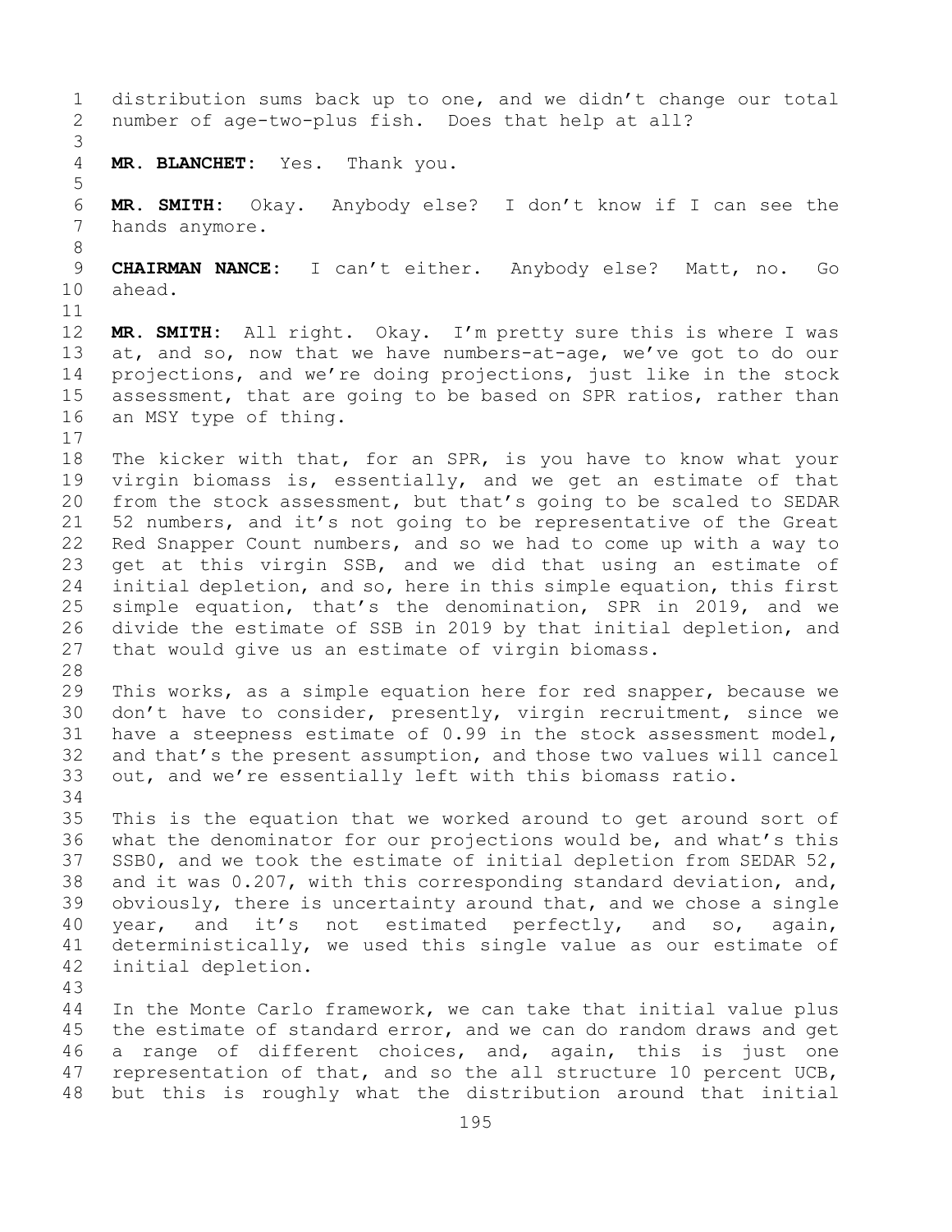distribution sums back up to one, and we didn't change our total number of age-two-plus fish. Does that help at all?

**MR. BLANCHET:** Yes. Thank you.

**MR. SMITH:** Okay. Anybody else? I don't know if I can see the hands anymore.

**CHAIRMAN NANCE:** I can't either. Anybody else? Matt, no. Go ahead.

**MR. SMITH:** All right. Okay. I'm pretty sure this is where I was at, and so, now that we have numbers-at-age, we've got to do our projections, and we're doing projections, just like in the stock assessment, that are going to be based on SPR ratios, rather than an MSY type of thing.

The kicker with that, for an SPR, is you have to know what your virgin biomass is, essentially, and we get an estimate of that from the stock assessment, but that's going to be scaled to SEDAR 52 numbers, and it's not going to be representative of the Great Red Snapper Count numbers, and so we had to come up with a way to get at this virgin SSB, and we did that using an estimate of initial depletion, and so, here in this simple equation, this first simple equation, that's the denomination, SPR in 2019, and we divide the estimate of SSB in 2019 by that initial depletion, and that would give us an estimate of virgin biomass.

This works, as a simple equation here for red snapper, because we don't have to consider, presently, virgin recruitment, since we have a steepness estimate of 0.99 in the stock assessment model, and that's the present assumption, and those two values will cancel out, and we're essentially left with this biomass ratio.

This is the equation that we worked around to get around sort of what the denominator for our projections would be, and what's this SSB0, and we took the estimate of initial depletion from SEDAR 52, and it was 0.207, with this corresponding standard deviation, and, obviously, there is uncertainty around that, and we chose a single year, and it's not estimated perfectly, and so, again, deterministically, we used this single value as our estimate of initial depletion.

In the Monte Carlo framework, we can take that initial value plus the estimate of standard error, and we can do random draws and get a range of different choices, and, again, this is just one representation of that, and so the all structure 10 percent UCB, but this is roughly what the distribution around that initial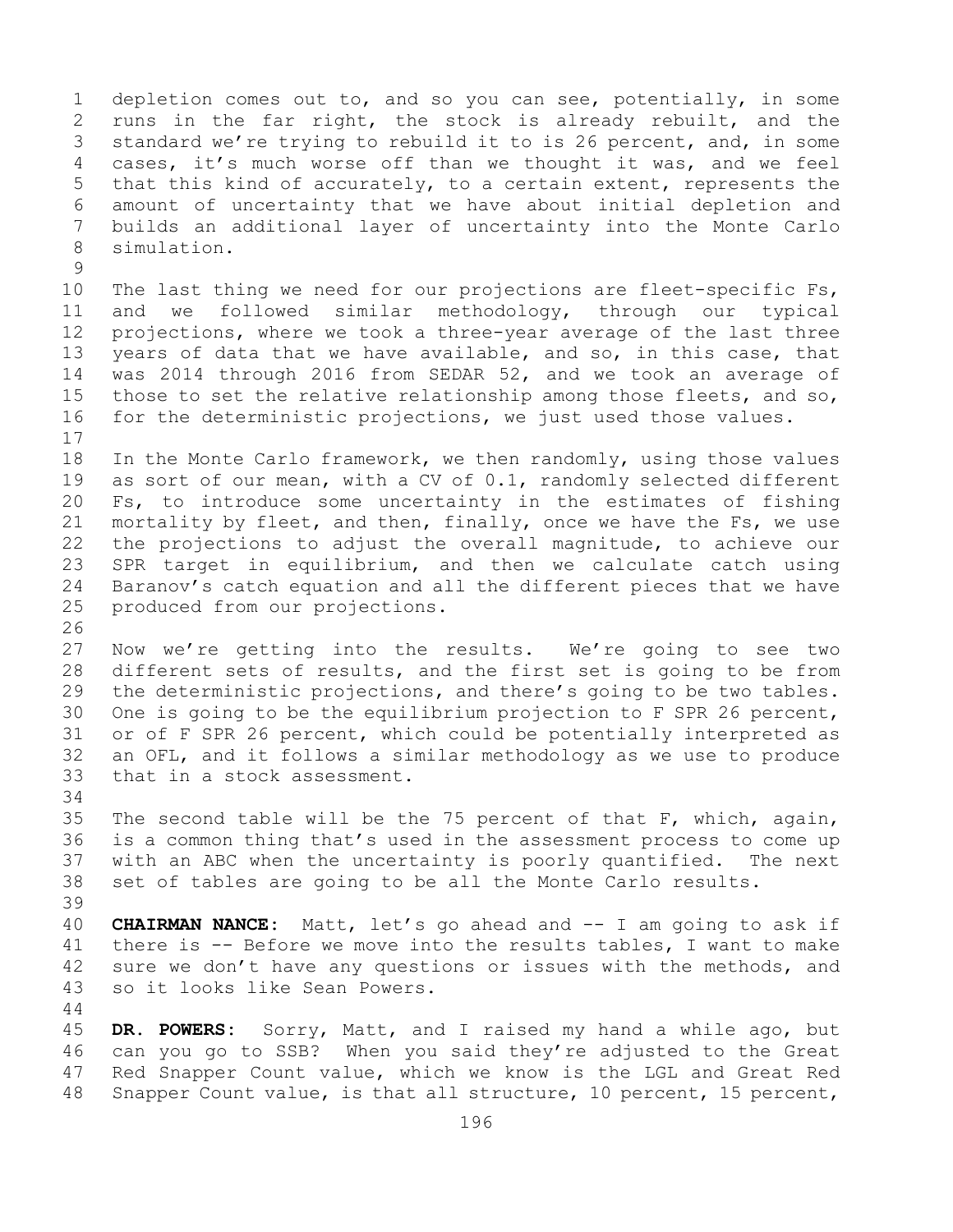depletion comes out to, and so you can see, potentially, in some runs in the far right, the stock is already rebuilt, and the standard we're trying to rebuild it to is 26 percent, and, in some cases, it's much worse off than we thought it was, and we feel that this kind of accurately, to a certain extent, represents the amount of uncertainty that we have about initial depletion and builds an additional layer of uncertainty into the Monte Carlo simulation.

The last thing we need for our projections are fleet-specific Fs, and we followed similar methodology, through our typical projections, where we took a three-year average of the last three years of data that we have available, and so, in this case, that was 2014 through 2016 from SEDAR 52, and we took an average of those to set the relative relationship among those fleets, and so, for the deterministic projections, we just used those values.

In the Monte Carlo framework, we then randomly, using those values as sort of our mean, with a CV of 0.1, randomly selected different Fs, to introduce some uncertainty in the estimates of fishing mortality by fleet, and then, finally, once we have the Fs, we use the projections to adjust the overall magnitude, to achieve our SPR target in equilibrium, and then we calculate catch using Baranov's catch equation and all the different pieces that we have produced from our projections.

Now we're getting into the results. We're going to see two different sets of results, and the first set is going to be from the deterministic projections, and there's going to be two tables. One is going to be the equilibrium projection to F SPR 26 percent, or of F SPR 26 percent, which could be potentially interpreted as an OFL, and it follows a similar methodology as we use to produce that in a stock assessment.

The second table will be the 75 percent of that F, which, again, is a common thing that's used in the assessment process to come up with an ABC when the uncertainty is poorly quantified. The next set of tables are going to be all the Monte Carlo results.

**CHAIRMAN NANCE:** Matt, let's go ahead and -- I am going to ask if there is -- Before we move into the results tables, I want to make sure we don't have any questions or issues with the methods, and so it looks like Sean Powers.

**DR. POWERS:** Sorry, Matt, and I raised my hand a while ago, but can you go to SSB? When you said they're adjusted to the Great Red Snapper Count value, which we know is the LGL and Great Red Snapper Count value, is that all structure, 10 percent, 15 percent,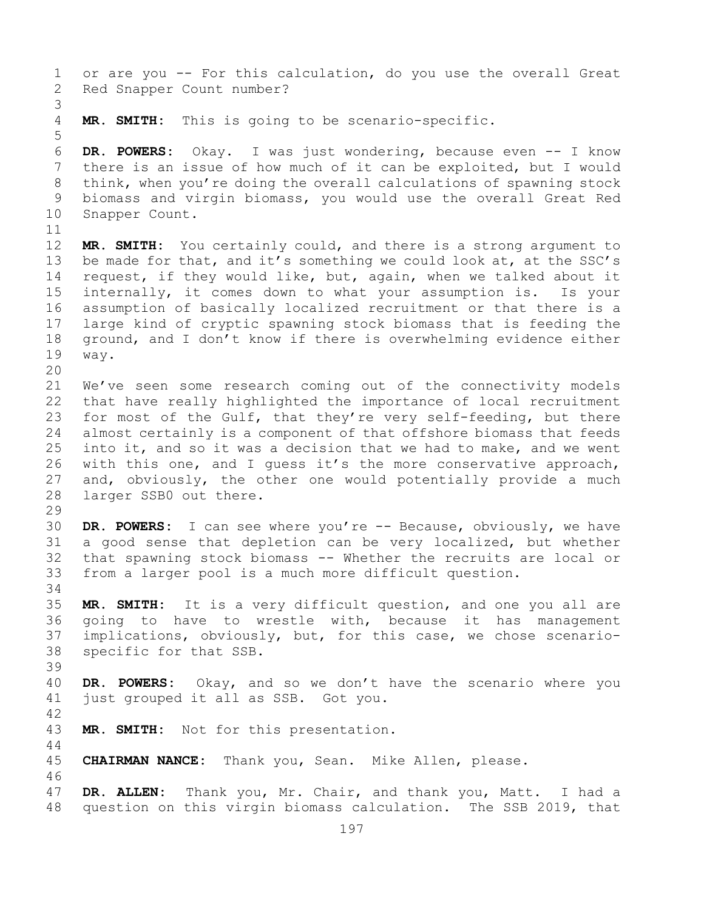or are you -- For this calculation, do you use the overall Great Red Snapper Count number?

**MR. SMITH:** This is going to be scenario-specific.

**DR. POWERS:** Okay. I was just wondering, because even -- I know there is an issue of how much of it can be exploited, but I would think, when you're doing the overall calculations of spawning stock biomass and virgin biomass, you would use the overall Great Red Snapper Count.

**MR. SMITH:** You certainly could, and there is a strong argument to be made for that, and it's something we could look at, at the SSC's request, if they would like, but, again, when we talked about it internally, it comes down to what your assumption is. Is your assumption of basically localized recruitment or that there is a large kind of cryptic spawning stock biomass that is feeding the ground, and I don't know if there is overwhelming evidence either way.

We've seen some research coming out of the connectivity models that have really highlighted the importance of local recruitment for most of the Gulf, that they're very self-feeding, but there almost certainly is a component of that offshore biomass that feeds into it, and so it was a decision that we had to make, and we went with this one, and I guess it's the more conservative approach, and, obviously, the other one would potentially provide a much larger SSB0 out there.

**DR. POWERS:** I can see where you're -- Because, obviously, we have a good sense that depletion can be very localized, but whether that spawning stock biomass -- Whether the recruits are local or from a larger pool is a much more difficult question.

**MR. SMITH:** It is a very difficult question, and one you all are going to have to wrestle with, because it has management implications, obviously, but, for this case, we chose scenario-specific for that SSB.

**DR. POWERS:** Okay, and so we don't have the scenario where you just grouped it all as SSB. Got you.

**MR. SMITH:** Not for this presentation.

**CHAIRMAN NANCE:** Thank you, Sean. Mike Allen, please.

**DR. ALLEN:** Thank you, Mr. Chair, and thank you, Matt. I had a question on this virgin biomass calculation. The SSB 2019, that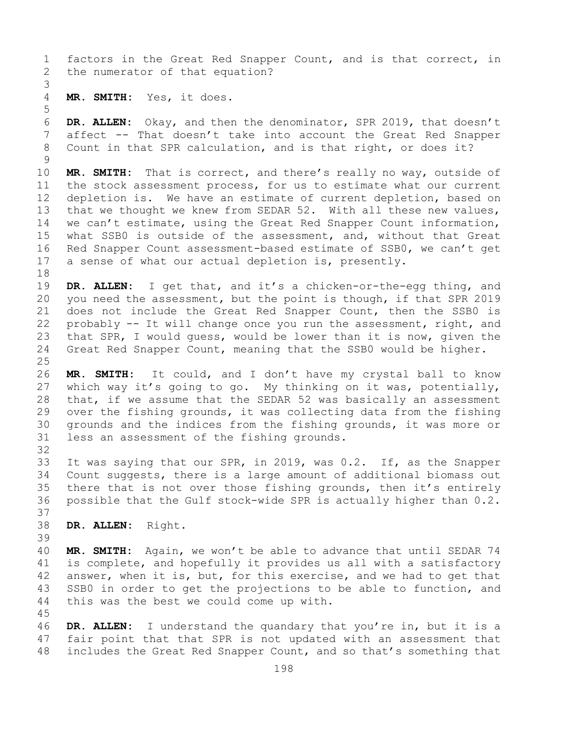factors in the Great Red Snapper Count, and is that correct, in the numerator of that equation?

**MR. SMITH:** Yes, it does.

**DR. ALLEN:** Okay, and then the denominator, SPR 2019, that doesn't affect -- That doesn't take into account the Great Red Snapper Count in that SPR calculation, and is that right, or does it?

**MR. SMITH:** That is correct, and there's really no way, outside of the stock assessment process, for us to estimate what our current depletion is. We have an estimate of current depletion, based on that we thought we knew from SEDAR 52. With all these new values, we can't estimate, using the Great Red Snapper Count information, what SSB0 is outside of the assessment, and, without that Great Red Snapper Count assessment-based estimate of SSB0, we can't get a sense of what our actual depletion is, presently.

**DR. ALLEN:** I get that, and it's a chicken-or-the-egg thing, and you need the assessment, but the point is though, if that SPR 2019 does not include the Great Red Snapper Count, then the SSB0 is probably -- It will change once you run the assessment, right, and that SPR, I would guess, would be lower than it is now, given the Great Red Snapper Count, meaning that the SSB0 would be higher.

**MR. SMITH:** It could, and I don't have my crystal ball to know which way it's going to go. My thinking on it was, potentially, that, if we assume that the SEDAR 52 was basically an assessment over the fishing grounds, it was collecting data from the fishing grounds and the indices from the fishing grounds, it was more or less an assessment of the fishing grounds.

It was saying that our SPR, in 2019, was 0.2. If, as the Snapper Count suggests, there is a large amount of additional biomass out there that is not over those fishing grounds, then it's entirely possible that the Gulf stock-wide SPR is actually higher than 0.2.

**DR. ALLEN:** Right.

**MR. SMITH:** Again, we won't be able to advance that until SEDAR 74 is complete, and hopefully it provides us all with a satisfactory answer, when it is, but, for this exercise, and we had to get that SSB0 in order to get the projections to be able to function, and this was the best we could come up with.

**DR. ALLEN:** I understand the quandary that you're in, but it is a fair point that that SPR is not updated with an assessment that includes the Great Red Snapper Count, and so that's something that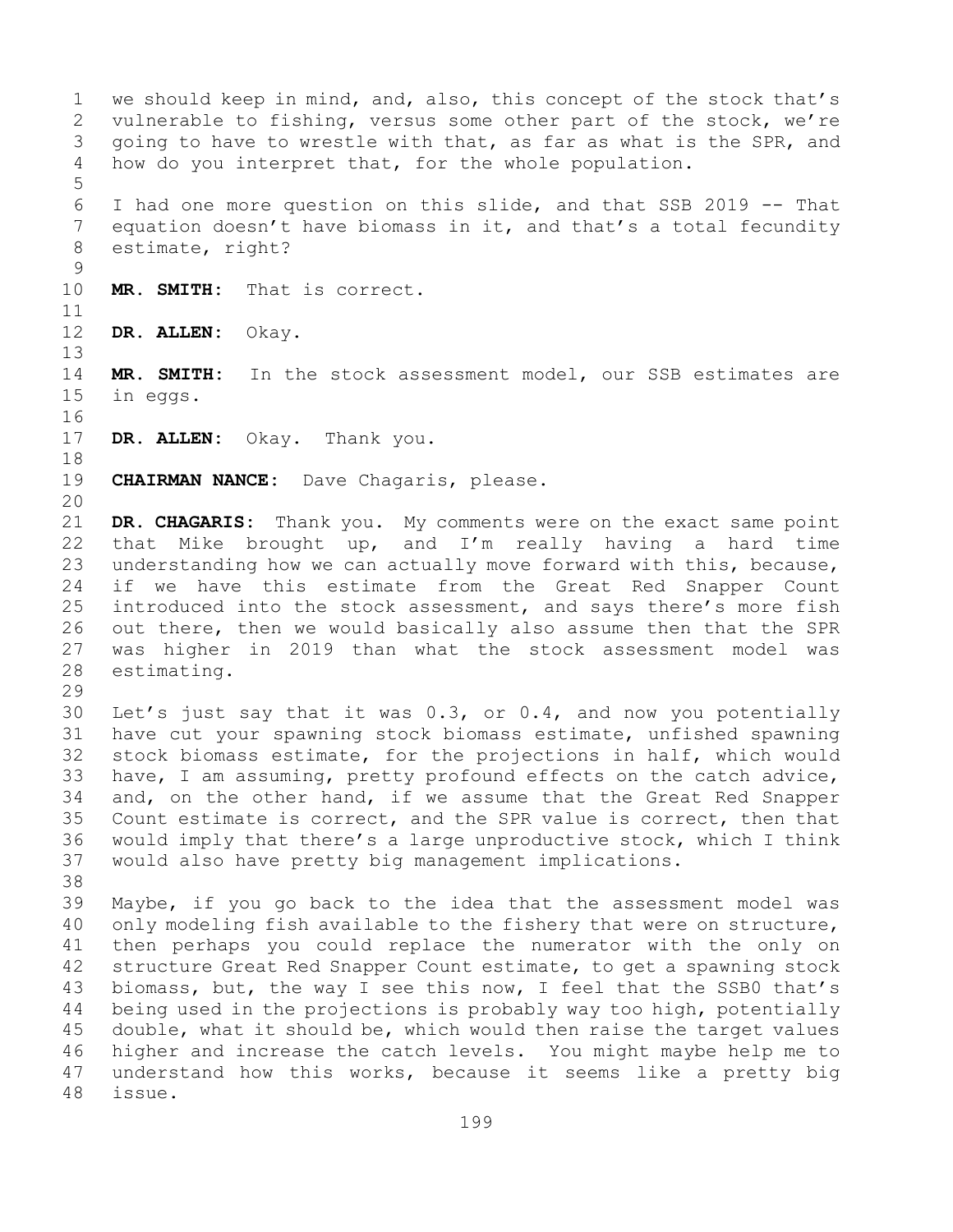we should keep in mind, and, also, this concept of the stock that's vulnerable to fishing, versus some other part of the stock, we're going to have to wrestle with that, as far as what is the SPR, and how do you interpret that, for the whole population.

I had one more question on this slide, and that SSB 2019 -- That equation doesn't have biomass in it, and that's a total fecundity estimate, right?

**MR. SMITH:** That is correct.

**DR. ALLEN:** Okay.

**MR. SMITH:** In the stock assessment model, our SSB estimates are in eggs.

**DR. ALLEN:** Okay. Thank you.

**CHAIRMAN NANCE:** Dave Chagaris, please.

**DR. CHAGARIS:** Thank you. My comments were on the exact same point that Mike brought up, and I'm really having a hard time understanding how we can actually move forward with this, because, if we have this estimate from the Great Red Snapper Count introduced into the stock assessment, and says there's more fish out there, then we would basically also assume then that the SPR was higher in 2019 than what the stock assessment model was estimating.

Let's just say that it was 0.3, or 0.4, and now you potentially have cut your spawning stock biomass estimate, unfished spawning stock biomass estimate, for the projections in half, which would have, I am assuming, pretty profound effects on the catch advice, and, on the other hand, if we assume that the Great Red Snapper Count estimate is correct, and the SPR value is correct, then that would imply that there's a large unproductive stock, which I think would also have pretty big management implications.

Maybe, if you go back to the idea that the assessment model was only modeling fish available to the fishery that were on structure, then perhaps you could replace the numerator with the only on structure Great Red Snapper Count estimate, to get a spawning stock biomass, but, the way I see this now, I feel that the SSB0 that's being used in the projections is probably way too high, potentially double, what it should be, which would then raise the target values higher and increase the catch levels. You might maybe help me to understand how this works, because it seems like a pretty big issue.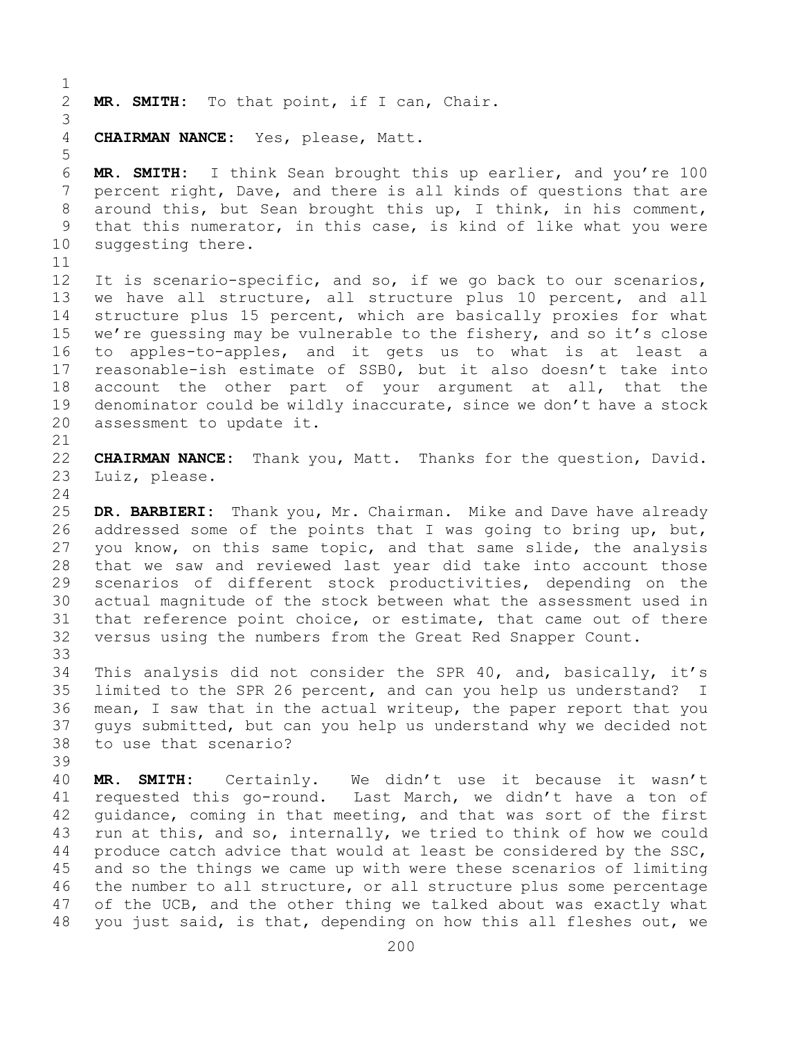**MR. SMITH:** To that point, if I can, Chair.

**CHAIRMAN NANCE:** Yes, please, Matt.

**MR. SMITH:** I think Sean brought this up earlier, and you're 100 percent right, Dave, and there is all kinds of questions that are around this, but Sean brought this up, I think, in his comment, that this numerator, in this case, is kind of like what you were suggesting there.

It is scenario-specific, and so, if we go back to our scenarios, we have all structure, all structure plus 10 percent, and all structure plus 15 percent, which are basically proxies for what we're guessing may be vulnerable to the fishery, and so it's close to apples-to-apples, and it gets us to what is at least a reasonable-ish estimate of SSB0, but it also doesn't take into account the other part of your argument at all, that the denominator could be wildly inaccurate, since we don't have a stock assessment to update it.

**CHAIRMAN NANCE:** Thank you, Matt. Thanks for the question, David. Luiz, please.

**DR. BARBIERI:** Thank you, Mr. Chairman. Mike and Dave have already addressed some of the points that I was going to bring up, but, you know, on this same topic, and that same slide, the analysis that we saw and reviewed last year did take into account those scenarios of different stock productivities, depending on the actual magnitude of the stock between what the assessment used in that reference point choice, or estimate, that came out of there versus using the numbers from the Great Red Snapper Count.

This analysis did not consider the SPR 40, and, basically, it's limited to the SPR 26 percent, and can you help us understand? I mean, I saw that in the actual writeup, the paper report that you guys submitted, but can you help us understand why we decided not to use that scenario?

**MR. SMITH:** Certainly. We didn't use it because it wasn't requested this go-round. Last March, we didn't have a ton of guidance, coming in that meeting, and that was sort of the first run at this, and so, internally, we tried to think of how we could produce catch advice that would at least be considered by the SSC, and so the things we came up with were these scenarios of limiting the number to all structure, or all structure plus some percentage of the UCB, and the other thing we talked about was exactly what you just said, is that, depending on how this all fleshes out, we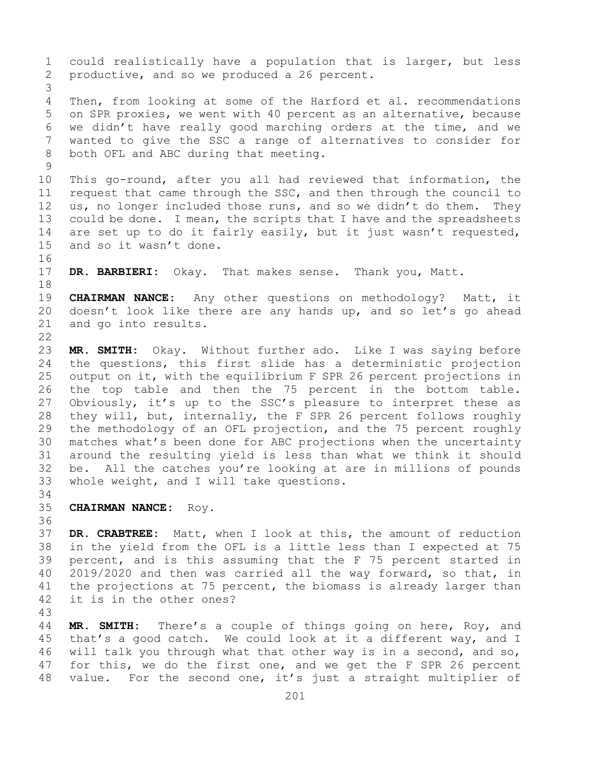could realistically have a population that is larger, but less productive, and so we produced a 26 percent.

Then, from looking at some of the Harford et al. recommendations on SPR proxies, we went with 40 percent as an alternative, because we didn't have really good marching orders at the time, and we wanted to give the SSC a range of alternatives to consider for both OFL and ABC during that meeting.

This go-round, after you all had reviewed that information, the request that came through the SSC, and then through the council to us, no longer included those runs, and so we didn't do them. They could be done. I mean, the scripts that I have and the spreadsheets are set up to do it fairly easily, but it just wasn't requested, and so it wasn't done.

**DR. BARBIERI:** Okay. That makes sense. Thank you, Matt.

**CHAIRMAN NANCE:** Any other questions on methodology? Matt, it doesn't look like there are any hands up, and so let's go ahead and go into results.

**MR. SMITH:** Okay. Without further ado. Like I was saying before the questions, this first slide has a deterministic projection output on it, with the equilibrium F SPR 26 percent projections in the top table and then the 75 percent in the bottom table. Obviously, it's up to the SSC's pleasure to interpret these as they will, but, internally, the F SPR 26 percent follows roughly the methodology of an OFL projection, and the 75 percent roughly matches what's been done for ABC projections when the uncertainty around the resulting yield is less than what we think it should be. All the catches you're looking at are in millions of pounds whole weight, and I will take questions.

**CHAIRMAN NANCE:** Roy.

**DR. CRABTREE:** Matt, when I look at this, the amount of reduction in the yield from the OFL is a little less than I expected at 75 percent, and is this assuming that the F 75 percent started in 2019/2020 and then was carried all the way forward, so that, in the projections at 75 percent, the biomass is already larger than it is in the other ones?

**MR. SMITH:** There's a couple of things going on here, Roy, and that's a good catch. We could look at it a different way, and I will talk you through what that other way is in a second, and so, for this, we do the first one, and we get the F SPR 26 percent value. For the second one, it's just a straight multiplier of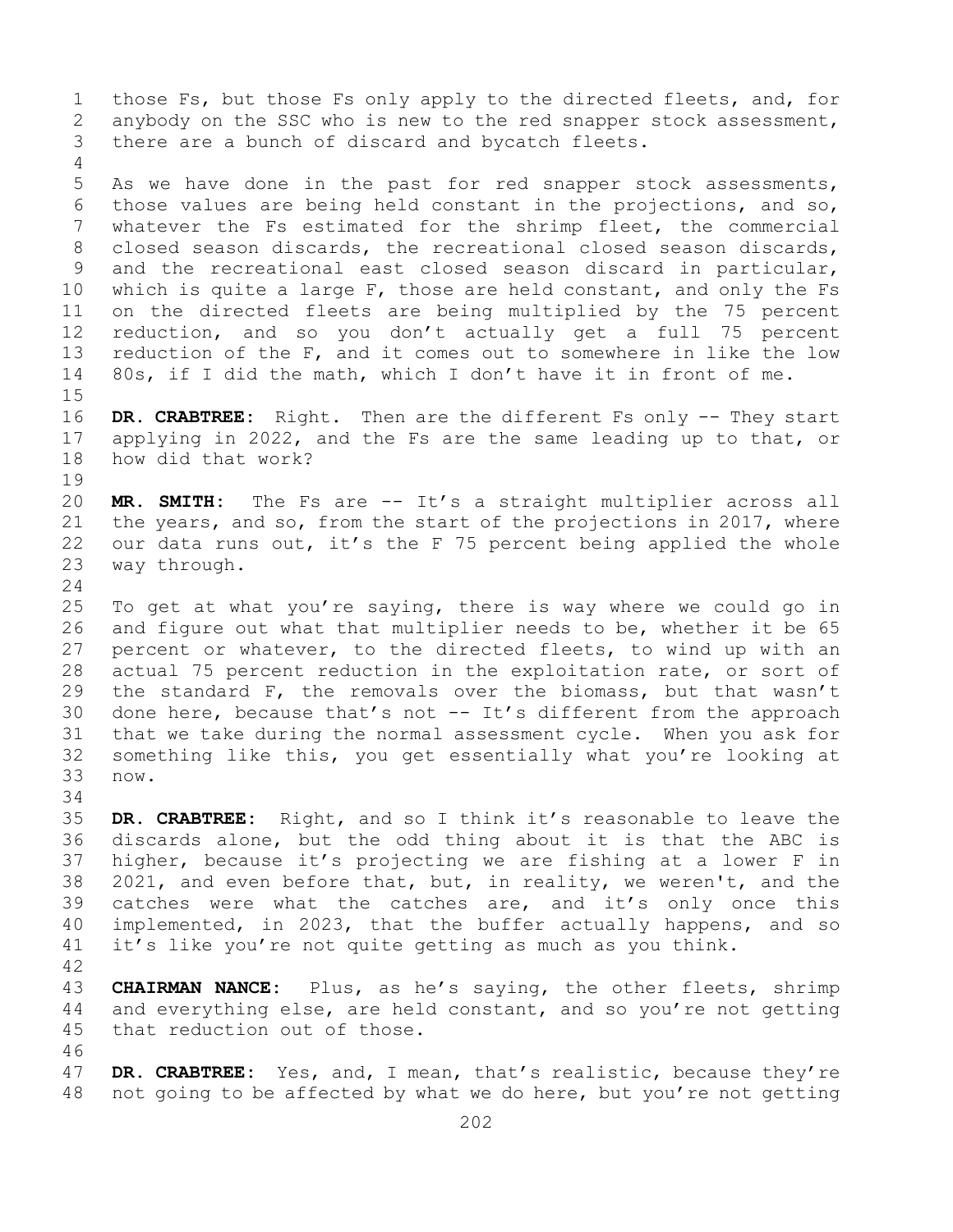those Fs, but those Fs only apply to the directed fleets, and, for anybody on the SSC who is new to the red snapper stock assessment, there are a bunch of discard and bycatch fleets.

As we have done in the past for red snapper stock assessments, those values are being held constant in the projections, and so, whatever the Fs estimated for the shrimp fleet, the commercial closed season discards, the recreational closed season discards, and the recreational east closed season discard in particular, which is quite a large F, those are held constant, and only the Fs on the directed fleets are being multiplied by the 75 percent reduction, and so you don't actually get a full 75 percent reduction of the F, and it comes out to somewhere in like the low 80s, if I did the math, which I don't have it in front of me.

**DR. CRABTREE:** Right. Then are the different Fs only -- They start applying in 2022, and the Fs are the same leading up to that, or how did that work?

**MR. SMITH:** The Fs are -- It's a straight multiplier across all the years, and so, from the start of the projections in 2017, where our data runs out, it's the F 75 percent being applied the whole way through.

To get at what you're saying, there is way where we could go in and figure out what that multiplier needs to be, whether it be 65 percent or whatever, to the directed fleets, to wind up with an actual 75 percent reduction in the exploitation rate, or sort of the standard F, the removals over the biomass, but that wasn't done here, because that's not -- It's different from the approach that we take during the normal assessment cycle. When you ask for something like this, you get essentially what you're looking at now.

**DR. CRABTREE:** Right, and so I think it's reasonable to leave the discards alone, but the odd thing about it is that the ABC is higher, because it's projecting we are fishing at a lower F in 2021, and even before that, but, in reality, we weren't, and the catches were what the catches are, and it's only once this implemented, in 2023, that the buffer actually happens, and so it's like you're not quite getting as much as you think.

**CHAIRMAN NANCE:** Plus, as he's saying, the other fleets, shrimp and everything else, are held constant, and so you're not getting that reduction out of those.

**DR. CRABTREE:** Yes, and, I mean, that's realistic, because they're not going to be affected by what we do here, but you're not getting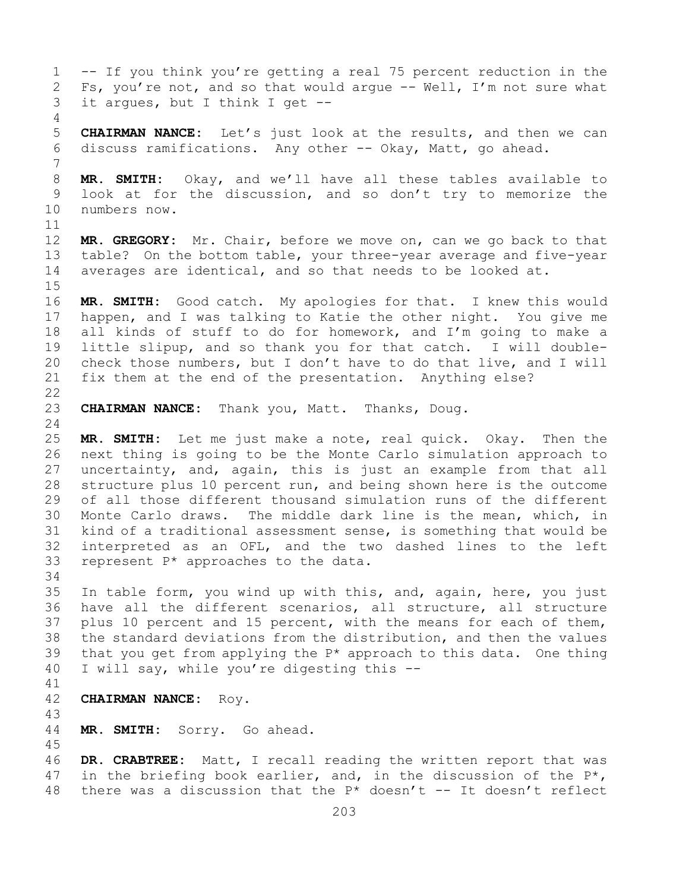-- If you think you're getting a real 75 percent reduction in the Fs, you're not, and so that would argue -- Well, I'm not sure what it argues, but I think I get --

**CHAIRMAN NANCE:** Let's just look at the results, and then we can discuss ramifications. Any other -- Okay, Matt, go ahead.

**MR. SMITH:** Okay, and we'll have all these tables available to look at for the discussion, and so don't try to memorize the numbers now.

**MR. GREGORY:** Mr. Chair, before we move on, can we go back to that table? On the bottom table, your three-year average and five-year averages are identical, and so that needs to be looked at.

**MR. SMITH:** Good catch. My apologies for that. I knew this would happen, and I was talking to Katie the other night. You give me all kinds of stuff to do for homework, and I'm going to make a little slipup, and so thank you for that catch. I will double-check those numbers, but I don't have to do that live, and I will fix them at the end of the presentation. Anything else?

**CHAIRMAN NANCE:** Thank you, Matt. Thanks, Doug.

**MR. SMITH:** Let me just make a note, real quick. Okay. Then the next thing is going to be the Monte Carlo simulation approach to uncertainty, and, again, this is just an example from that all structure plus 10 percent run, and being shown here is the outcome of all those different thousand simulation runs of the different Monte Carlo draws. The middle dark line is the mean, which, in kind of a traditional assessment sense, is something that would be interpreted as an OFL, and the two dashed lines to the left represent P* approaches to the data.

In table form, you wind up with this, and, again, here, you just have all the different scenarios, all structure, all structure plus 10 percent and 15 percent, with the means for each of them, the standard deviations from the distribution, and then the values that you get from applying the P* approach to this data. One thing I will say, while you're digesting this --

**CHAIRMAN NANCE:** Roy.

**MR. SMITH:** Sorry. Go ahead.

**DR. CRABTREE:** Matt, I recall reading the written report that was in the briefing book earlier, and, in the discussion of the P*, there was a discussion that the P* doesn't -- It doesn't reflect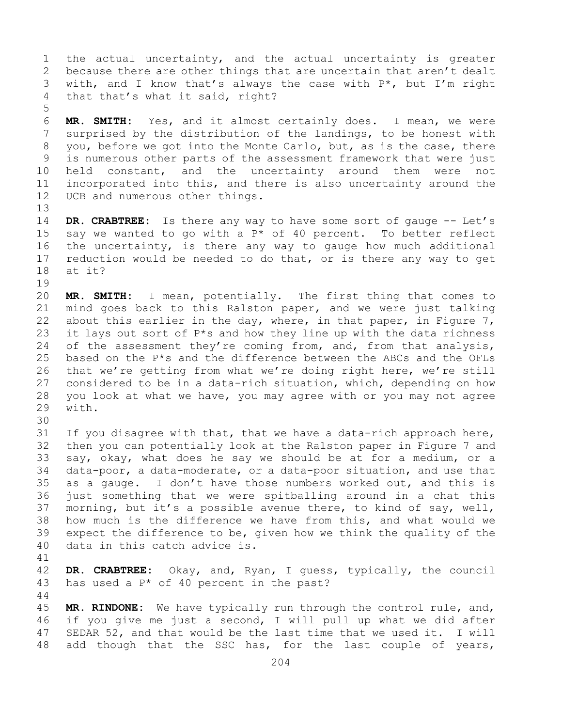the actual uncertainty, and the actual uncertainty is greater because there are other things that are uncertain that aren't dealt with, and I know that's always the case with P*, but I'm right that that's what it said, right?

**MR. SMITH:** Yes, and it almost certainly does. I mean, we were surprised by the distribution of the landings, to be honest with you, before we got into the Monte Carlo, but, as is the case, there is numerous other parts of the assessment framework that were just held constant, and the uncertainty around them were not incorporated into this, and there is also uncertainty around the UCB and numerous other things.

**DR. CRABTREE:** Is there any way to have some sort of gauge -- Let's say we wanted to go with a P* of 40 percent. To better reflect the uncertainty, is there any way to gauge how much additional reduction would be needed to do that, or is there any way to get at it?

**MR. SMITH:** I mean, potentially. The first thing that comes to mind goes back to this Ralston paper, and we were just talking about this earlier in the day, where, in that paper, in Figure 7, it lays out sort of P*s and how they line up with the data richness of the assessment they're coming from, and, from that analysis, based on the P*s and the difference between the ABCs and the OFLs that we're getting from what we're doing right here, we're still considered to be in a data-rich situation, which, depending on how you look at what we have, you may agree with or you may not agree with.

If you disagree with that, that we have a data-rich approach here, then you can potentially look at the Ralston paper in Figure 7 and say, okay, what does he say we should be at for a medium, or a data-poor, a data-moderate, or a data-poor situation, and use that as a gauge. I don't have those numbers worked out, and this is just something that we were spitballing around in a chat this morning, but it's a possible avenue there, to kind of say, well, how much is the difference we have from this, and what would we expect the difference to be, given how we think the quality of the data in this catch advice is.

**DR. CRABTREE:** Okay, and, Ryan, I guess, typically, the council has used a P* of 40 percent in the past?

**MR. RINDONE:** We have typically run through the control rule, and, if you give me just a second, I will pull up what we did after SEDAR 52, and that would be the last time that we used it. I will add though that the SSC has, for the last couple of years,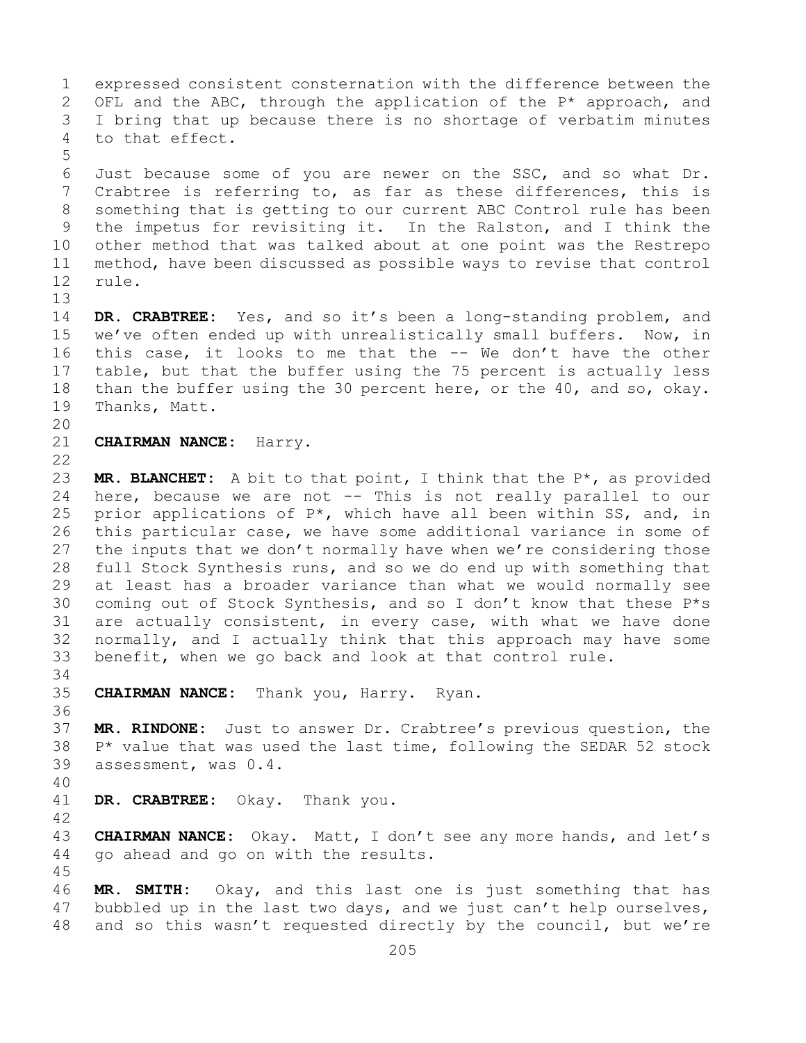expressed consistent consternation with the difference between the OFL and the ABC, through the application of the P* approach, and I bring that up because there is no shortage of verbatim minutes to that effect.

Just because some of you are newer on the SSC, and so what Dr. Crabtree is referring to, as far as these differences, this is something that is getting to our current ABC Control rule has been the impetus for revisiting it. In the Ralston, and I think the other method that was talked about at one point was the Restrepo method, have been discussed as possible ways to revise that control rule.

**DR. CRABTREE:** Yes, and so it's been a long-standing problem, and we've often ended up with unrealistically small buffers. Now, in this case, it looks to me that the -- We don't have the other table, but that the buffer using the 75 percent is actually less than the buffer using the 30 percent here, or the 40, and so, okay. Thanks, Matt.

**CHAIRMAN NANCE:** Harry.

**MR. BLANCHET:** A bit to that point, I think that the P*, as provided here, because we are not -- This is not really parallel to our prior applications of P*, which have all been within SS, and, in this particular case, we have some additional variance in some of the inputs that we don't normally have when we're considering those full Stock Synthesis runs, and so we do end up with something that at least has a broader variance than what we would normally see coming out of Stock Synthesis, and so I don't know that these P*s are actually consistent, in every case, with what we have done normally, and I actually think that this approach may have some benefit, when we go back and look at that control rule.

**CHAIRMAN NANCE:** Thank you, Harry. Ryan.

**MR. RINDONE:** Just to answer Dr. Crabtree's previous question, the P* value that was used the last time, following the SEDAR 52 stock assessment, was 0.4.

**DR. CRABTREE:** Okay. Thank you.

**CHAIRMAN NANCE:** Okay. Matt, I don't see any more hands, and let's go ahead and go on with the results.

**MR. SMITH:** Okay, and this last one is just something that has bubbled up in the last two days, and we just can't help ourselves, and so this wasn't requested directly by the council, but we're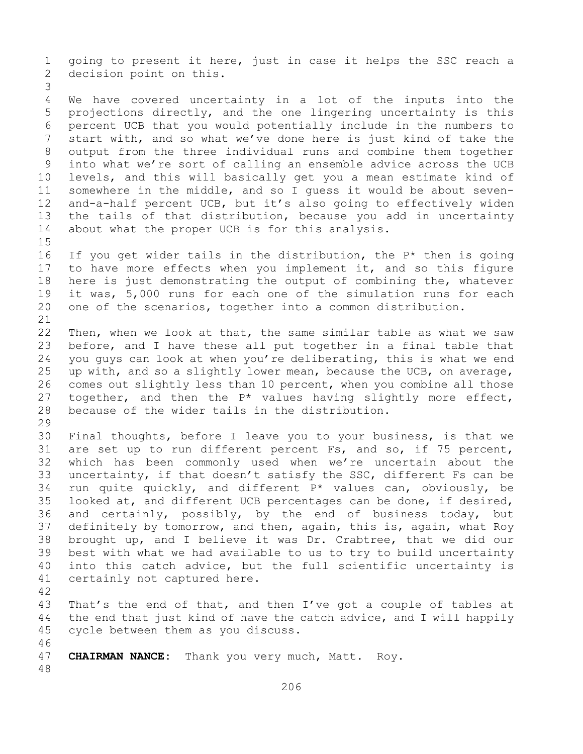going to present it here, just in case it helps the SSC reach a decision point on this.

We have covered uncertainty in a lot of the inputs into the projections directly, and the one lingering uncertainty is this percent UCB that you would potentially include in the numbers to start with, and so what we've done here is just kind of take the output from the three individual runs and combine them together into what we're sort of calling an ensemble advice across the UCB levels, and this will basically get you a mean estimate kind of somewhere in the middle, and so I guess it would be about seven-and-a-half percent UCB, but it's also going to effectively widen the tails of that distribution, because you add in uncertainty about what the proper UCB is for this analysis.

If you get wider tails in the distribution, the P* then is going to have more effects when you implement it, and so this figure here is just demonstrating the output of combining the, whatever it was, 5,000 runs for each one of the simulation runs for each one of the scenarios, together into a common distribution.

Then, when we look at that, the same similar table as what we saw before, and I have these all put together in a final table that you guys can look at when you're deliberating, this is what we end up with, and so a slightly lower mean, because the UCB, on average, comes out slightly less than 10 percent, when you combine all those together, and then the P* values having slightly more effect, because of the wider tails in the distribution.

Final thoughts, before I leave you to your business, is that we are set up to run different percent Fs, and so, if 75 percent, which has been commonly used when we're uncertain about the uncertainty, if that doesn't satisfy the SSC, different Fs can be run quite quickly, and different P* values can, obviously, be looked at, and different UCB percentages can be done, if desired, and certainly, possibly, by the end of business today, but definitely by tomorrow, and then, again, this is, again, what Roy brought up, and I believe it was Dr. Crabtree, that we did our best with what we had available to us to try to build uncertainty into this catch advice, but the full scientific uncertainty is certainly not captured here.

That's the end of that, and then I've got a couple of tables at the end that just kind of have the catch advice, and I will happily cycle between them as you discuss.

**CHAIRMAN NANCE:** Thank you very much, Matt. Roy.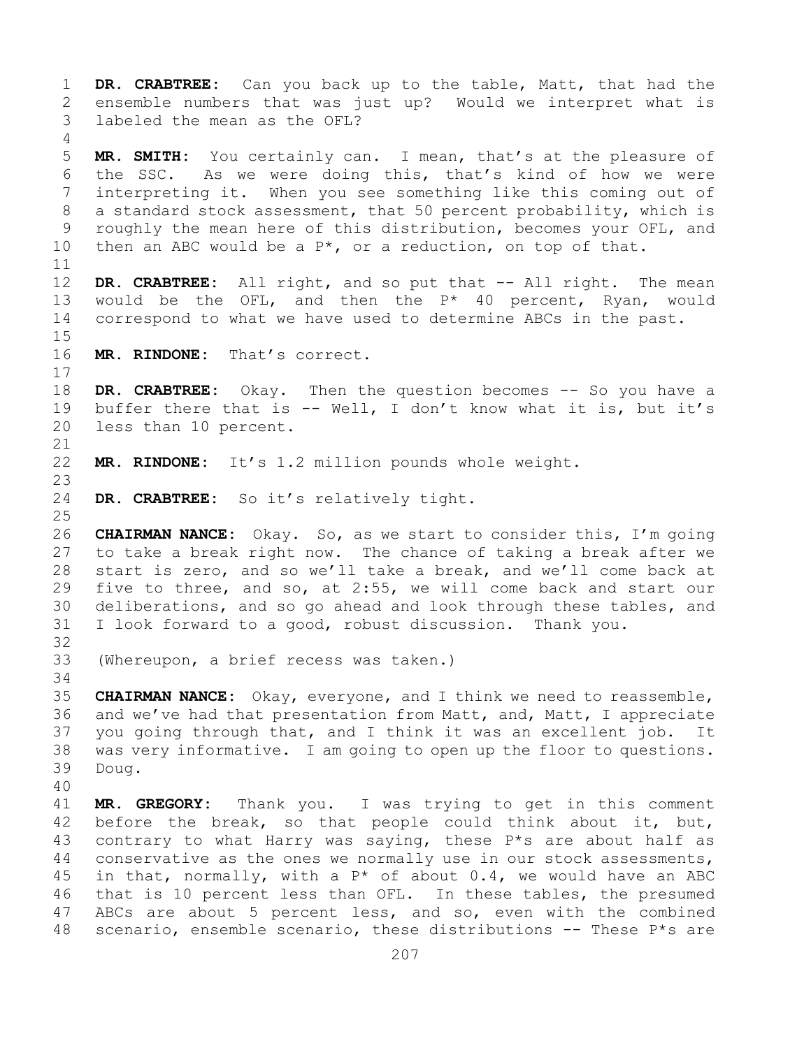**DR. CRABTREE:** Can you back up to the table, Matt, that had the ensemble numbers that was just up? Would we interpret what is labeled the mean as the OFL?

**MR. SMITH:** You certainly can. I mean, that's at the pleasure of the SSC. As we were doing this, that's kind of how we were interpreting it. When you see something like this coming out of a standard stock assessment, that 50 percent probability, which is roughly the mean here of this distribution, becomes your OFL, and then an ABC would be a P*, or a reduction, on top of that.

**DR. CRABTREE:** All right, and so put that -- All right. The mean would be the OFL, and then the P* 40 percent, Ryan, would correspond to what we have used to determine ABCs in the past.

**MR. RINDONE:** That's correct.

**DR. CRABTREE:** Okay. Then the question becomes -- So you have a buffer there that is -- Well, I don't know what it is, but it's less than 10 percent.

**MR. RINDONE:** It's 1.2 million pounds whole weight.

**DR. CRABTREE:** So it's relatively tight.

**CHAIRMAN NANCE:** Okay. So, as we start to consider this, I'm going to take a break right now. The chance of taking a break after we start is zero, and so we'll take a break, and we'll come back at five to three, and so, at 2:55, we will come back and start our deliberations, and so go ahead and look through these tables, and I look forward to a good, robust discussion. Thank you.

(Whereupon, a brief recess was taken.)

**CHAIRMAN NANCE:** Okay, everyone, and I think we need to reassemble, and we've had that presentation from Matt, and, Matt, I appreciate you going through that, and I think it was an excellent job. It was very informative. I am going to open up the floor to questions. Doug.

**MR. GREGORY:** Thank you. I was trying to get in this comment before the break, so that people could think about it, but, contrary to what Harry was saying, these P*s are about half as conservative as the ones we normally use in our stock assessments, in that, normally, with a P* of about 0.4, we would have an ABC that is 10 percent less than OFL. In these tables, the presumed ABCs are about 5 percent less, and so, even with the combined scenario, ensemble scenario, these distributions -- These P*s are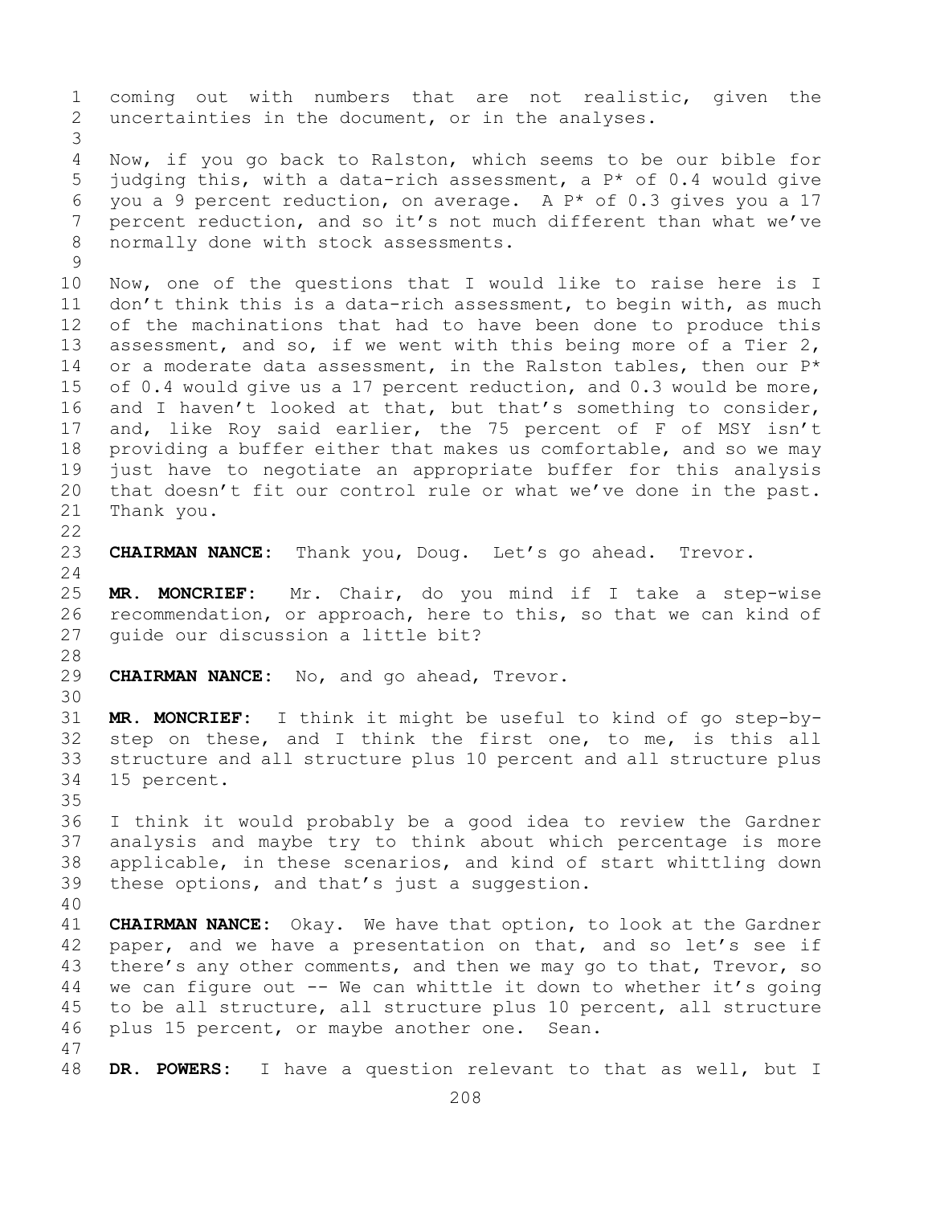coming out with numbers that are not realistic, given the uncertainties in the document, or in the analyses.

Now, if you go back to Ralston, which seems to be our bible for judging this, with a data-rich assessment, a P* of 0.4 would give you a 9 percent reduction, on average. A P* of 0.3 gives you a 17 percent reduction, and so it's not much different than what we've normally done with stock assessments.

Now, one of the questions that I would like to raise here is I don't think this is a data-rich assessment, to begin with, as much of the machinations that had to have been done to produce this assessment, and so, if we went with this being more of a Tier 2, or a moderate data assessment, in the Ralston tables, then our P* of 0.4 would give us a 17 percent reduction, and 0.3 would be more, and I haven't looked at that, but that's something to consider, and, like Roy said earlier, the 75 percent of F of MSY isn't providing a buffer either that makes us comfortable, and so we may just have to negotiate an appropriate buffer for this analysis that doesn't fit our control rule or what we've done in the past. Thank you.

**CHAIRMAN NANCE:** Thank you, Doug. Let's go ahead. Trevor.

**MR. MONCRIEF:** Mr. Chair, do you mind if I take a step-wise recommendation, or approach, here to this, so that we can kind of guide our discussion a little bit?

**CHAIRMAN NANCE:** No, and go ahead, Trevor.

**MR. MONCRIEF:** I think it might be useful to kind of go step-by-step on these, and I think the first one, to me, is this all structure and all structure plus 10 percent and all structure plus 15 percent.

I think it would probably be a good idea to review the Gardner analysis and maybe try to think about which percentage is more applicable, in these scenarios, and kind of start whittling down these options, and that's just a suggestion.

**CHAIRMAN NANCE:** Okay. We have that option, to look at the Gardner paper, and we have a presentation on that, and so let's see if there's any other comments, and then we may go to that, Trevor, so we can figure out -- We can whittle it down to whether it's going to be all structure, all structure plus 10 percent, all structure plus 15 percent, or maybe another one. Sean.

**DR. POWERS:** I have a question relevant to that as well, but I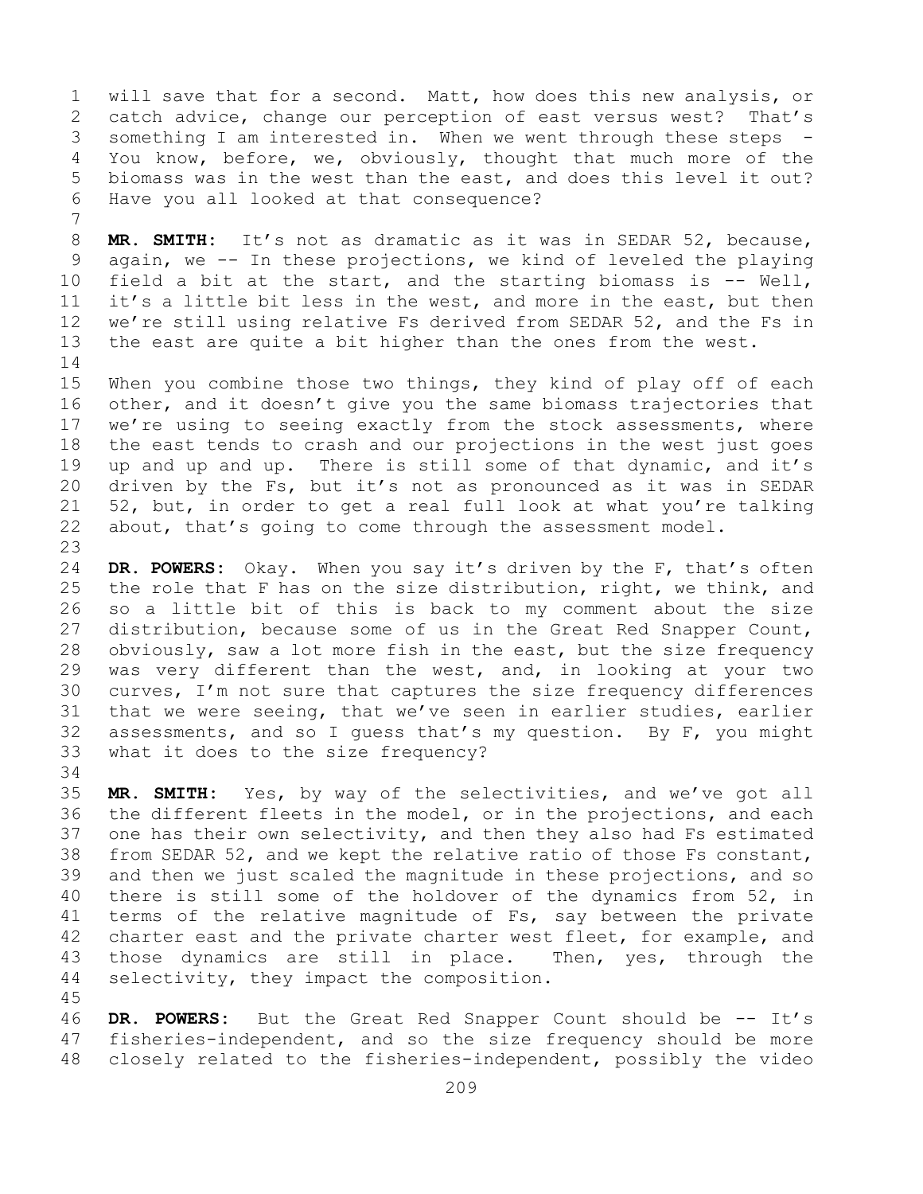will save that for a second. Matt, how does this new analysis, or catch advice, change our perception of east versus west? That's something I am interested in. When we went through these steps - You know, before, we, obviously, thought that much more of the biomass was in the west than the east, and does this level it out? Have you all looked at that consequence?

**MR. SMITH:** It's not as dramatic as it was in SEDAR 52, because, again, we -- In these projections, we kind of leveled the playing field a bit at the start, and the starting biomass is -- Well, it's a little bit less in the west, and more in the east, but then we're still using relative Fs derived from SEDAR 52, and the Fs in the east are quite a bit higher than the ones from the west.

When you combine those two things, they kind of play off of each other, and it doesn't give you the same biomass trajectories that we're using to seeing exactly from the stock assessments, where the east tends to crash and our projections in the west just goes up and up and up. There is still some of that dynamic, and it's driven by the Fs, but it's not as pronounced as it was in SEDAR 52, but, in order to get a real full look at what you're talking about, that's going to come through the assessment model.

**DR. POWERS:** Okay. When you say it's driven by the F, that's often the role that F has on the size distribution, right, we think, and so a little bit of this is back to my comment about the size distribution, because some of us in the Great Red Snapper Count, obviously, saw a lot more fish in the east, but the size frequency was very different than the west, and, in looking at your two curves, I'm not sure that captures the size frequency differences that we were seeing, that we've seen in earlier studies, earlier assessments, and so I guess that's my question. By F, you might what it does to the size frequency?

**MR. SMITH:** Yes, by way of the selectivities, and we've got all the different fleets in the model, or in the projections, and each one has their own selectivity, and then they also had Fs estimated from SEDAR 52, and we kept the relative ratio of those Fs constant, and then we just scaled the magnitude in these projections, and so there is still some of the holdover of the dynamics from 52, in terms of the relative magnitude of Fs, say between the private charter east and the private charter west fleet, for example, and those dynamics are still in place. Then, yes, through the selectivity, they impact the composition.

**DR. POWERS:** But the Great Red Snapper Count should be -- It's fisheries-independent, and so the size frequency should be more closely related to the fisheries-independent, possibly the video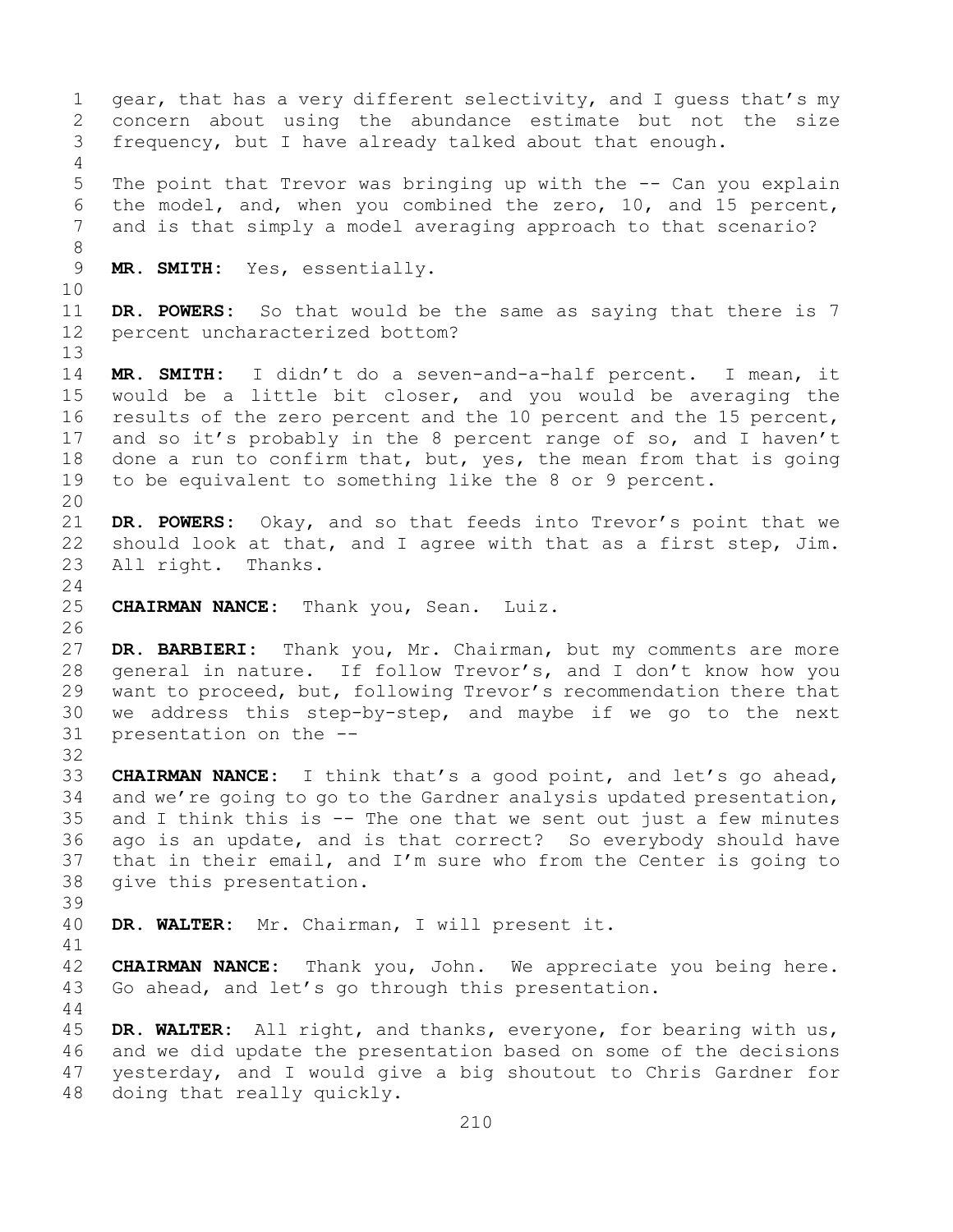gear, that has a very different selectivity, and I guess that's my concern about using the abundance estimate but not the size frequency, but I have already talked about that enough.

The point that Trevor was bringing up with the -- Can you explain the model, and, when you combined the zero, 10, and 15 percent, and is that simply a model averaging approach to that scenario?

**MR. SMITH:** Yes, essentially.

**DR. POWERS:** So that would be the same as saying that there is 7 percent uncharacterized bottom?

**MR. SMITH:** I didn't do a seven-and-a-half percent. I mean, it would be a little bit closer, and you would be averaging the results of the zero percent and the 10 percent and the 15 percent, and so it's probably in the 8 percent range of so, and I haven't done a run to confirm that, but, yes, the mean from that is going to be equivalent to something like the 8 or 9 percent.

**DR. POWERS:** Okay, and so that feeds into Trevor's point that we should look at that, and I agree with that as a first step, Jim. All right. Thanks.

**CHAIRMAN NANCE:** Thank you, Sean. Luiz.

**DR. BARBIERI:** Thank you, Mr. Chairman, but my comments are more general in nature. If follow Trevor's, and I don't know how you want to proceed, but, following Trevor's recommendation there that we address this step-by-step, and maybe if we go to the next presentation on the --

**CHAIRMAN NANCE:** I think that's a good point, and let's go ahead, and we're going to go to the Gardner analysis updated presentation, and I think this is -- The one that we sent out just a few minutes ago is an update, and is that correct? So everybody should have that in their email, and I'm sure who from the Center is going to give this presentation.

**DR. WALTER:** Mr. Chairman, I will present it.

**CHAIRMAN NANCE:** Thank you, John. We appreciate you being here. Go ahead, and let's go through this presentation.

**DR. WALTER:** All right, and thanks, everyone, for bearing with us, and we did update the presentation based on some of the decisions yesterday, and I would give a big shoutout to Chris Gardner for doing that really quickly.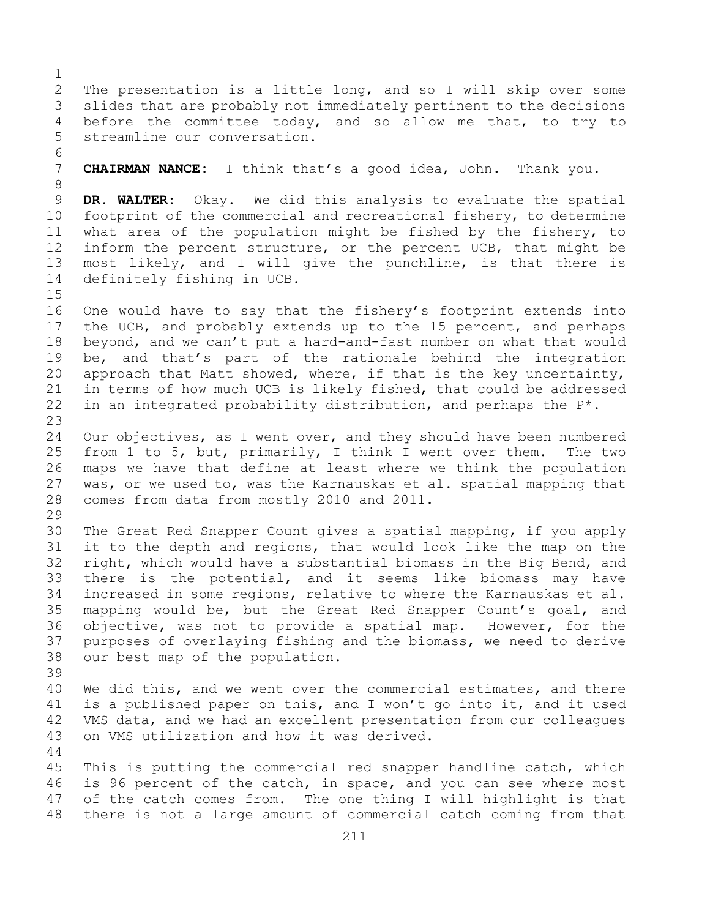The presentation is a little long, and so I will skip over some slides that are probably not immediately pertinent to the decisions before the committee today, and so allow me that, to try to streamline our conversation.

**CHAIRMAN NANCE:** I think that's a good idea, John. Thank you.

**DR. WALTER:** Okay. We did this analysis to evaluate the spatial footprint of the commercial and recreational fishery, to determine what area of the population might be fished by the fishery, to inform the percent structure, or the percent UCB, that might be most likely, and I will give the punchline, is that there is definitely fishing in UCB.

One would have to say that the fishery's footprint extends into the UCB, and probably extends up to the 15 percent, and perhaps beyond, and we can't put a hard-and-fast number on what that would be, and that's part of the rationale behind the integration approach that Matt showed, where, if that is the key uncertainty, in terms of how much UCB is likely fished, that could be addressed in an integrated probability distribution, and perhaps the P*.

Our objectives, as I went over, and they should have been numbered from 1 to 5, but, primarily, I think I went over them. The two maps we have that define at least where we think the population was, or we used to, was the Karnauskas et al. spatial mapping that comes from data from mostly 2010 and 2011.

The Great Red Snapper Count gives a spatial mapping, if you apply it to the depth and regions, that would look like the map on the right, which would have a substantial biomass in the Big Bend, and there is the potential, and it seems like biomass may have increased in some regions, relative to where the Karnauskas et al. mapping would be, but the Great Red Snapper Count's goal, and objective, was not to provide a spatial map. However, for the purposes of overlaying fishing and the biomass, we need to derive our best map of the population.

We did this, and we went over the commercial estimates, and there is a published paper on this, and I won't go into it, and it used VMS data, and we had an excellent presentation from our colleagues on VMS utilization and how it was derived.

This is putting the commercial red snapper handline catch, which is 96 percent of the catch, in space, and you can see where most of the catch comes from. The one thing I will highlight is that there is not a large amount of commercial catch coming from that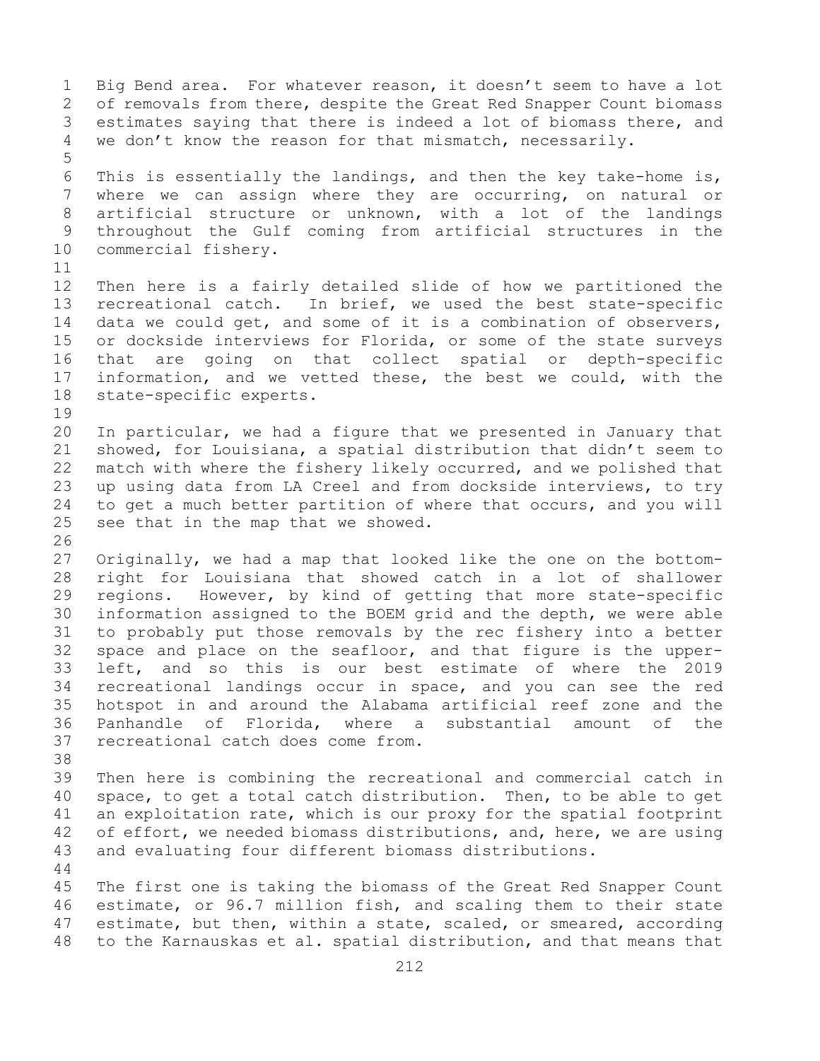Big Bend area. For whatever reason, it doesn't seem to have a lot of removals from there, despite the Great Red Snapper Count biomass estimates saying that there is indeed a lot of biomass there, and we don't know the reason for that mismatch, necessarily.

This is essentially the landings, and then the key take-home is, where we can assign where they are occurring, on natural or artificial structure or unknown, with a lot of the landings throughout the Gulf coming from artificial structures in the commercial fishery.

Then here is a fairly detailed slide of how we partitioned the recreational catch. In brief, we used the best state-specific data we could get, and some of it is a combination of observers, or dockside interviews for Florida, or some of the state surveys that are going on that collect spatial or depth-specific information, and we vetted these, the best we could, with the state-specific experts.

In particular, we had a figure that we presented in January that showed, for Louisiana, a spatial distribution that didn't seem to match with where the fishery likely occurred, and we polished that up using data from LA Creel and from dockside interviews, to try to get a much better partition of where that occurs, and you will see that in the map that we showed.

Originally, we had a map that looked like the one on the bottom-right for Louisiana that showed catch in a lot of shallower regions. However, by kind of getting that more state-specific information assigned to the BOEM grid and the depth, we were able to probably put those removals by the rec fishery into a better space and place on the seafloor, and that figure is the upper-left, and so this is our best estimate of where the 2019 recreational landings occur in space, and you can see the red hotspot in and around the Alabama artificial reef zone and the Panhandle of Florida, where a substantial amount of the recreational catch does come from.

Then here is combining the recreational and commercial catch in space, to get a total catch distribution. Then, to be able to get an exploitation rate, which is our proxy for the spatial footprint of effort, we needed biomass distributions, and, here, we are using and evaluating four different biomass distributions.

The first one is taking the biomass of the Great Red Snapper Count estimate, or 96.7 million fish, and scaling them to their state estimate, but then, within a state, scaled, or smeared, according to the Karnauskas et al. spatial distribution, and that means that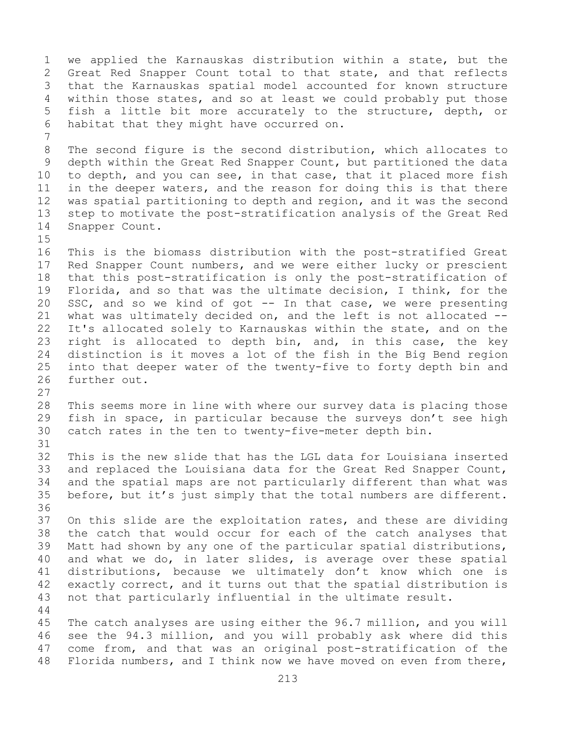we applied the Karnauskas distribution within a state, but the Great Red Snapper Count total to that state, and that reflects that the Karnauskas spatial model accounted for known structure within those states, and so at least we could probably put those fish a little bit more accurately to the structure, depth, or habitat that they might have occurred on.

The second figure is the second distribution, which allocates to depth within the Great Red Snapper Count, but partitioned the data to depth, and you can see, in that case, that it placed more fish in the deeper waters, and the reason for doing this is that there was spatial partitioning to depth and region, and it was the second step to motivate the post-stratification analysis of the Great Red Snapper Count.

This is the biomass distribution with the post-stratified Great Red Snapper Count numbers, and we were either lucky or prescient that this post-stratification is only the post-stratification of Florida, and so that was the ultimate decision, I think, for the SSC, and so we kind of got -- In that case, we were presenting what was ultimately decided on, and the left is not allocated -- It's allocated solely to Karnauskas within the state, and on the right is allocated to depth bin, and, in this case, the key distinction is it moves a lot of the fish in the Big Bend region into that deeper water of the twenty-five to forty depth bin and further out.

This seems more in line with where our survey data is placing those fish in space, in particular because the surveys don't see high catch rates in the ten to twenty-five-meter depth bin.

This is the new slide that has the LGL data for Louisiana inserted and replaced the Louisiana data for the Great Red Snapper Count, and the spatial maps are not particularly different than what was before, but it's just simply that the total numbers are different.

On this slide are the exploitation rates, and these are dividing the catch that would occur for each of the catch analyses that Matt had shown by any one of the particular spatial distributions, and what we do, in later slides, is average over these spatial distributions, because we ultimately don't know which one is exactly correct, and it turns out that the spatial distribution is not that particularly influential in the ultimate result.

The catch analyses are using either the 96.7 million, and you will see the 94.3 million, and you will probably ask where did this come from, and that was an original post-stratification of the Florida numbers, and I think now we have moved on even from there,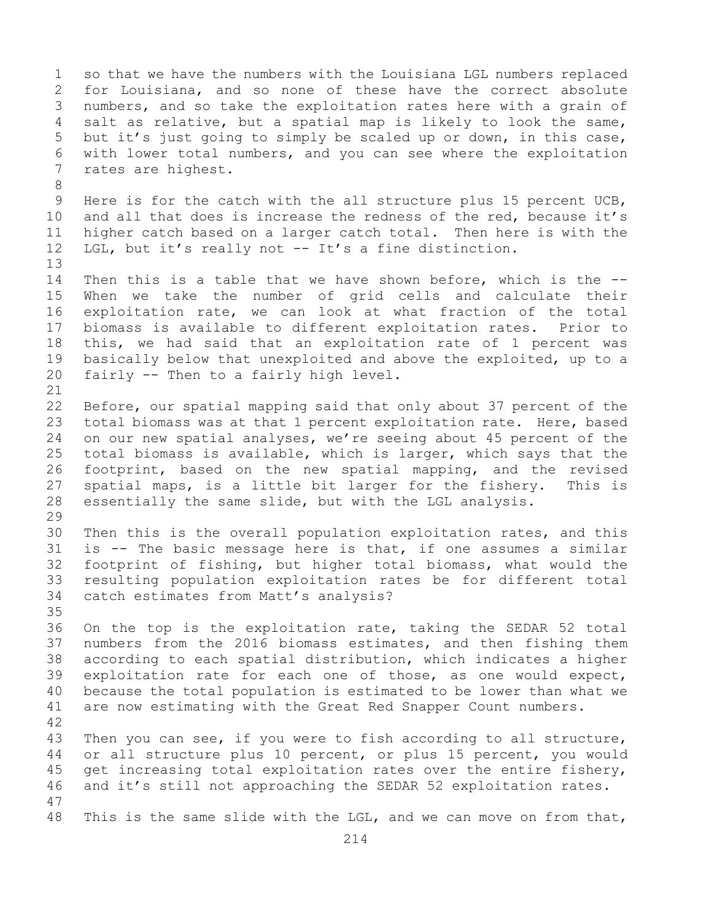so that we have the numbers with the Louisiana LGL numbers replaced for Louisiana, and so none of these have the correct absolute numbers, and so take the exploitation rates here with a grain of salt as relative, but a spatial map is likely to look the same, but it's just going to simply be scaled up or down, in this case, with lower total numbers, and you can see where the exploitation rates are highest.

Here is for the catch with the all structure plus 15 percent UCB, and all that does is increase the redness of the red, because it's higher catch based on a larger catch total. Then here is with the LGL, but it's really not -- It's a fine distinction.

Then this is a table that we have shown before, which is the -- When we take the number of grid cells and calculate their exploitation rate, we can look at what fraction of the total biomass is available to different exploitation rates. Prior to this, we had said that an exploitation rate of 1 percent was basically below that unexploited and above the exploited, up to a fairly -- Then to a fairly high level.

Before, our spatial mapping said that only about 37 percent of the total biomass was at that 1 percent exploitation rate. Here, based on our new spatial analyses, we're seeing about 45 percent of the total biomass is available, which is larger, which says that the footprint, based on the new spatial mapping, and the revised spatial maps, is a little bit larger for the fishery. This is essentially the same slide, but with the LGL analysis.

Then this is the overall population exploitation rates, and this is -- The basic message here is that, if one assumes a similar footprint of fishing, but higher total biomass, what would the resulting population exploitation rates be for different total catch estimates from Matt's analysis?

On the top is the exploitation rate, taking the SEDAR 52 total numbers from the 2016 biomass estimates, and then fishing them according to each spatial distribution, which indicates a higher exploitation rate for each one of those, as one would expect, because the total population is estimated to be lower than what we are now estimating with the Great Red Snapper Count numbers.

Then you can see, if you were to fish according to all structure, or all structure plus 10 percent, or plus 15 percent, you would get increasing total exploitation rates over the entire fishery, and it's still not approaching the SEDAR 52 exploitation rates.

This is the same slide with the LGL, and we can move on from that,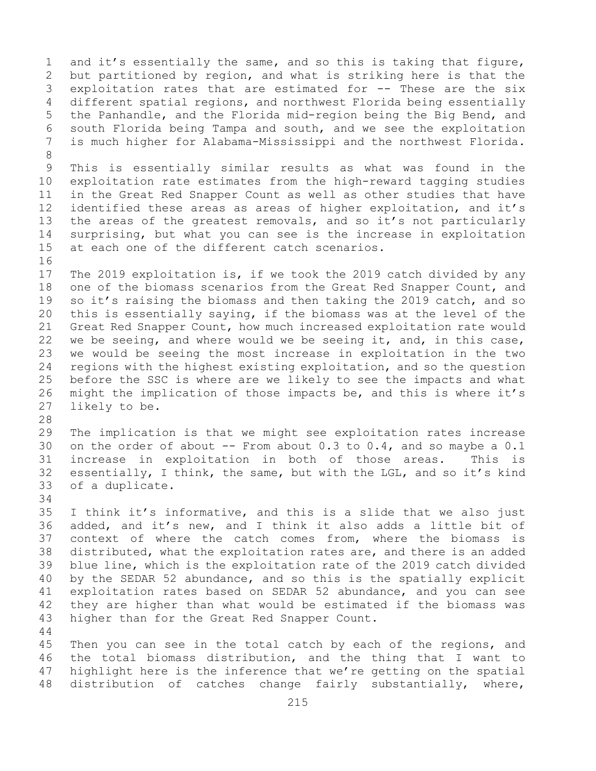and it's essentially the same, and so this is taking that figure, but partitioned by region, and what is striking here is that the exploitation rates that are estimated for -- These are the six different spatial regions, and northwest Florida being essentially the Panhandle, and the Florida mid-region being the Big Bend, and south Florida being Tampa and south, and we see the exploitation is much higher for Alabama-Mississippi and the northwest Florida.

This is essentially similar results as what was found in the exploitation rate estimates from the high-reward tagging studies in the Great Red Snapper Count as well as other studies that have identified these areas as areas of higher exploitation, and it's the areas of the greatest removals, and so it's not particularly surprising, but what you can see is the increase in exploitation at each one of the different catch scenarios.

The 2019 exploitation is, if we took the 2019 catch divided by any one of the biomass scenarios from the Great Red Snapper Count, and so it's raising the biomass and then taking the 2019 catch, and so this is essentially saying, if the biomass was at the level of the Great Red Snapper Count, how much increased exploitation rate would we be seeing, and where would we be seeing it, and, in this case, we would be seeing the most increase in exploitation in the two regions with the highest existing exploitation, and so the question before the SSC is where are we likely to see the impacts and what might the implication of those impacts be, and this is where it's likely to be.

The implication is that we might see exploitation rates increase on the order of about -- From about 0.3 to 0.4, and so maybe a 0.1 increase in exploitation in both of those areas. This is essentially, I think, the same, but with the LGL, and so it's kind of a duplicate.

I think it's informative, and this is a slide that we also just added, and it's new, and I think it also adds a little bit of context of where the catch comes from, where the biomass is distributed, what the exploitation rates are, and there is an added blue line, which is the exploitation rate of the 2019 catch divided by the SEDAR 52 abundance, and so this is the spatially explicit exploitation rates based on SEDAR 52 abundance, and you can see they are higher than what would be estimated if the biomass was higher than for the Great Red Snapper Count.

Then you can see in the total catch by each of the regions, and the total biomass distribution, and the thing that I want to highlight here is the inference that we're getting on the spatial distribution of catches change fairly substantially, where,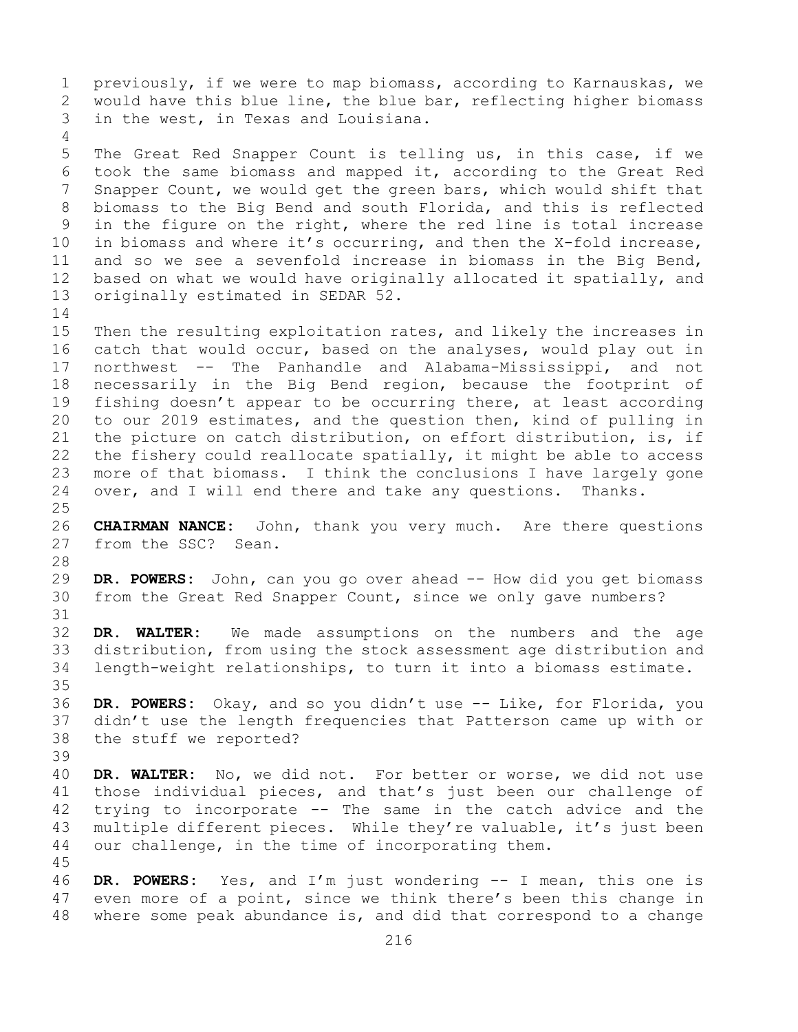previously, if we were to map biomass, according to Karnauskas, we would have this blue line, the blue bar, reflecting higher biomass in the west, in Texas and Louisiana.

The Great Red Snapper Count is telling us, in this case, if we took the same biomass and mapped it, according to the Great Red Snapper Count, we would get the green bars, which would shift that biomass to the Big Bend and south Florida, and this is reflected in the figure on the right, where the red line is total increase in biomass and where it's occurring, and then the X-fold increase, and so we see a sevenfold increase in biomass in the Big Bend, based on what we would have originally allocated it spatially, and originally estimated in SEDAR 52.

Then the resulting exploitation rates, and likely the increases in catch that would occur, based on the analyses, would play out in northwest -- The Panhandle and Alabama-Mississippi, and not necessarily in the Big Bend region, because the footprint of fishing doesn't appear to be occurring there, at least according to our 2019 estimates, and the question then, kind of pulling in the picture on catch distribution, on effort distribution, is, if the fishery could reallocate spatially, it might be able to access more of that biomass. I think the conclusions I have largely gone over, and I will end there and take any questions. Thanks.

**CHAIRMAN NANCE:** John, thank you very much. Are there questions from the SSC? Sean.

**DR. POWERS:** John, can you go over ahead -- How did you get biomass from the Great Red Snapper Count, since we only gave numbers?

**DR. WALTER:** We made assumptions on the numbers and the age distribution, from using the stock assessment age distribution and length-weight relationships, to turn it into a biomass estimate.

**DR. POWERS:** Okay, and so you didn't use -- Like, for Florida, you didn't use the length frequencies that Patterson came up with or the stuff we reported?

**DR. WALTER:** No, we did not. For better or worse, we did not use those individual pieces, and that's just been our challenge of trying to incorporate -- The same in the catch advice and the multiple different pieces. While they're valuable, it's just been our challenge, in the time of incorporating them.

**DR. POWERS:** Yes, and I'm just wondering -- I mean, this one is even more of a point, since we think there's been this change in where some peak abundance is, and did that correspond to a change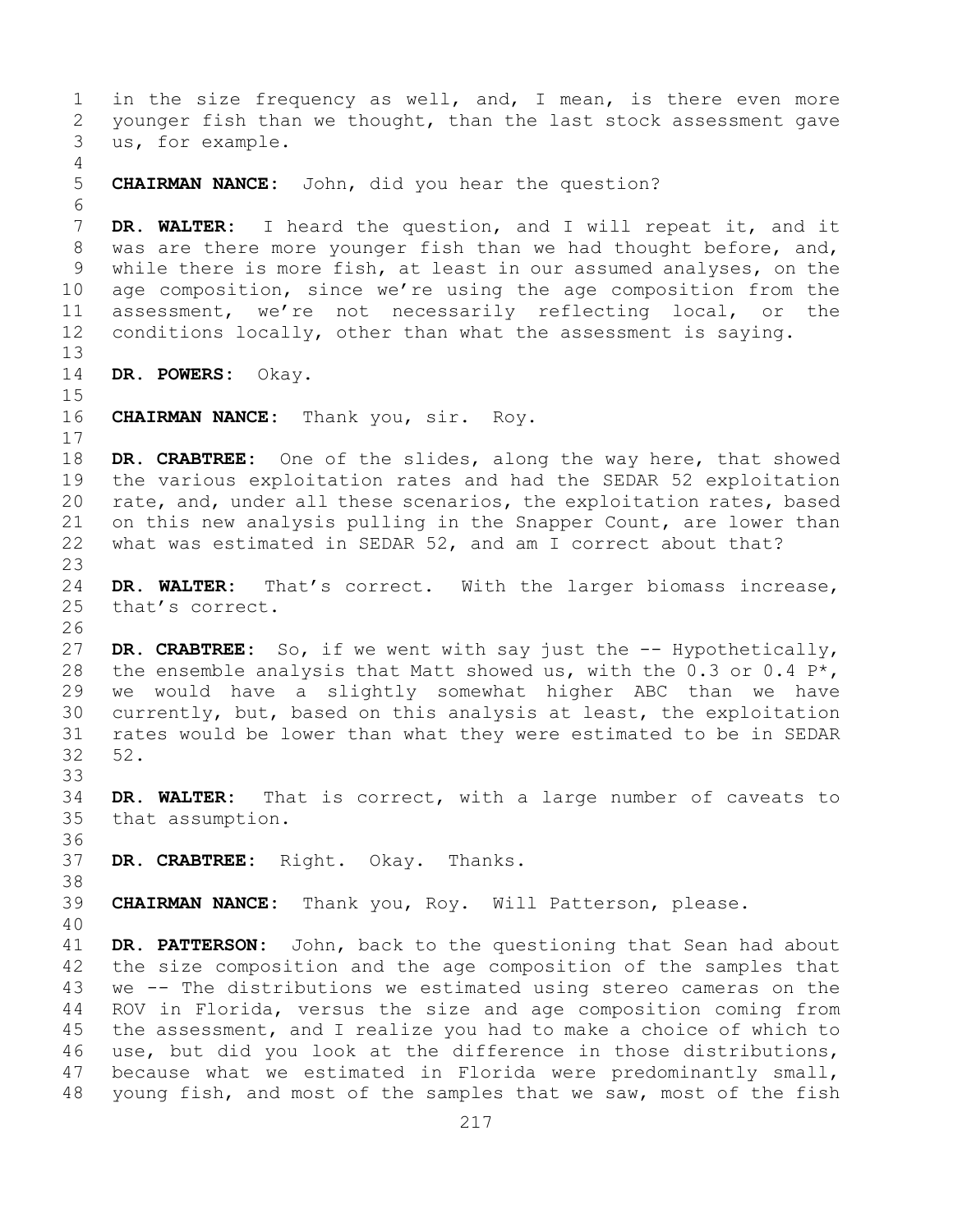in the size frequency as well, and, I mean, is there even more younger fish than we thought, than the last stock assessment gave us, for example.

**CHAIRMAN NANCE:** John, did you hear the question?

**DR. WALTER:** I heard the question, and I will repeat it, and it was are there more younger fish than we had thought before, and, while there is more fish, at least in our assumed analyses, on the age composition, since we're using the age composition from the assessment, we're not necessarily reflecting local, or the conditions locally, other than what the assessment is saying.

**DR. POWERS:** Okay.

**CHAIRMAN NANCE:** Thank you, sir. Roy.

**DR. CRABTREE:** One of the slides, along the way here, that showed the various exploitation rates and had the SEDAR 52 exploitation rate, and, under all these scenarios, the exploitation rates, based on this new analysis pulling in the Snapper Count, are lower than what was estimated in SEDAR 52, and am I correct about that?

**DR. WALTER:** That's correct. With the larger biomass increase, that's correct.

**DR. CRABTREE:** So, if we went with say just the -- Hypothetically, the ensemble analysis that Matt showed us, with the 0.3 or 0.4 P*, we would have a slightly somewhat higher ABC than we have currently, but, based on this analysis at least, the exploitation rates would be lower than what they were estimated to be in SEDAR 52.

**DR. WALTER:** That is correct, with a large number of caveats to that assumption.

**DR. CRABTREE:** Right. Okay. Thanks.

**CHAIRMAN NANCE:** Thank you, Roy. Will Patterson, please.

**DR. PATTERSON:** John, back to the questioning that Sean had about the size composition and the age composition of the samples that we -- The distributions we estimated using stereo cameras on the ROV in Florida, versus the size and age composition coming from the assessment, and I realize you had to make a choice of which to use, but did you look at the difference in those distributions, because what we estimated in Florida were predominantly small, young fish, and most of the samples that we saw, most of the fish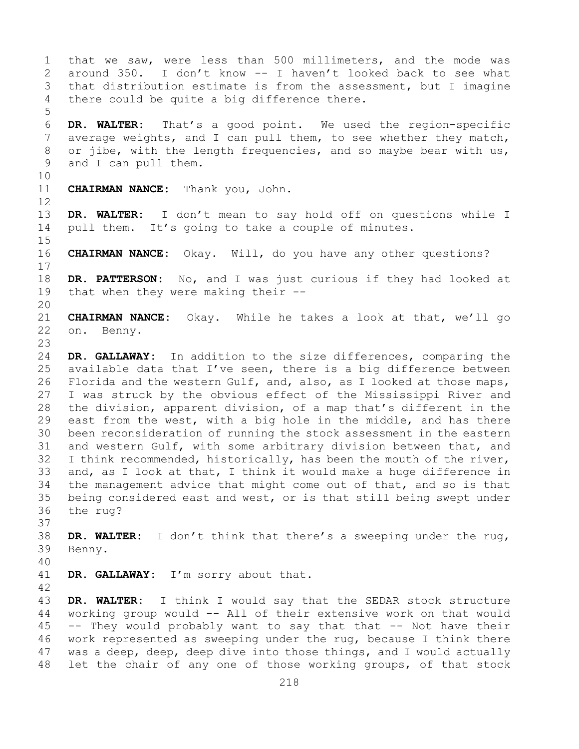that we saw, were less than 500 millimeters, and the mode was around 350. I don't know -- I haven't looked back to see what that distribution estimate is from the assessment, but I imagine there could be quite a big difference there.

**DR. WALTER:** That's a good point. We used the region-specific average weights, and I can pull them, to see whether they match, or jibe, with the length frequencies, and so maybe bear with us, and I can pull them.

**CHAIRMAN NANCE:** Thank you, John.

**DR. WALTER:** I don't mean to say hold off on questions while I pull them. It's going to take a couple of minutes.

**CHAIRMAN NANCE:** Okay. Will, do you have any other questions?

**DR. PATTERSON:** No, and I was just curious if they had looked at that when they were making their --

**CHAIRMAN NANCE:** Okay. While he takes a look at that, we'll go on. Benny.

**DR. GALLAWAY:** In addition to the size differences, comparing the available data that I've seen, there is a big difference between Florida and the western Gulf, and, also, as I looked at those maps, I was struck by the obvious effect of the Mississippi River and the division, apparent division, of a map that's different in the east from the west, with a big hole in the middle, and has there been reconsideration of running the stock assessment in the eastern and western Gulf, with some arbitrary division between that, and I think recommended, historically, has been the mouth of the river, and, as I look at that, I think it would make a huge difference in the management advice that might come out of that, and so is that being considered east and west, or is that still being swept under the rug?

**DR. WALTER:** I don't think that there's a sweeping under the rug, Benny.

**DR. GALLAWAY:** I'm sorry about that.

**DR. WALTER:** I think I would say that the SEDAR stock structure working group would -- All of their extensive work on that would -- They would probably want to say that that -- Not have their work represented as sweeping under the rug, because I think there was a deep, deep, deep dive into those things, and I would actually let the chair of any one of those working groups, of that stock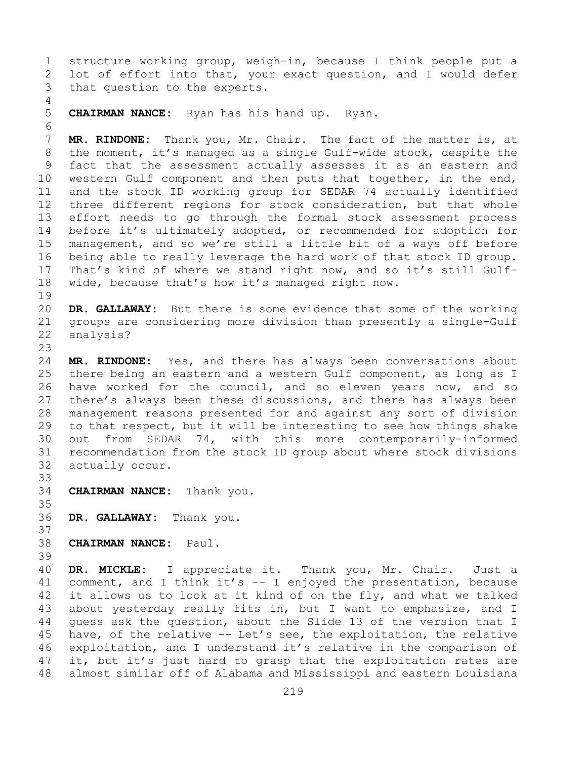structure working group, weigh-in, because I think people put a lot of effort into that, your exact question, and I would defer that question to the experts.

**CHAIRMAN NANCE:** Ryan has his hand up. Ryan.

**MR. RINDONE:** Thank you, Mr. Chair. The fact of the matter is, at the moment, it's managed as a single Gulf-wide stock, despite the fact that the assessment actually assesses it as an eastern and western Gulf component and then puts that together, in the end, and the stock ID working group for SEDAR 74 actually identified three different regions for stock consideration, but that whole effort needs to go through the formal stock assessment process before it's ultimately adopted, or recommended for adoption for management, and so we're still a little bit of a ways off before being able to really leverage the hard work of that stock ID group. That's kind of where we stand right now, and so it's still Gulf-wide, because that's how it's managed right now.

**DR. GALLAWAY:** But there is some evidence that some of the working groups are considering more division than presently a single-Gulf analysis?

**MR. RINDONE:** Yes, and there has always been conversations about there being an eastern and a western Gulf component, as long as I have worked for the council, and so eleven years now, and so there's always been these discussions, and there has always been management reasons presented for and against any sort of division to that respect, but it will be interesting to see how things shake out from SEDAR 74, with this more contemporarily-informed recommendation from the stock ID group about where stock divisions actually occur.

**CHAIRMAN NANCE:** Thank you.

**DR. GALLAWAY:** Thank you.

**CHAIRMAN NANCE:** Paul.

**DR. MICKLE:** I appreciate it. Thank you, Mr. Chair. Just a comment, and I think it's -- I enjoyed the presentation, because it allows us to look at it kind of on the fly, and what we talked about yesterday really fits in, but I want to emphasize, and I guess ask the question, about the Slide 13 of the version that I have, of the relative -- Let's see, the exploitation, the relative exploitation, and I understand it's relative in the comparison of it, but it's just hard to grasp that the exploitation rates are almost similar off of Alabama and Mississippi and eastern Louisiana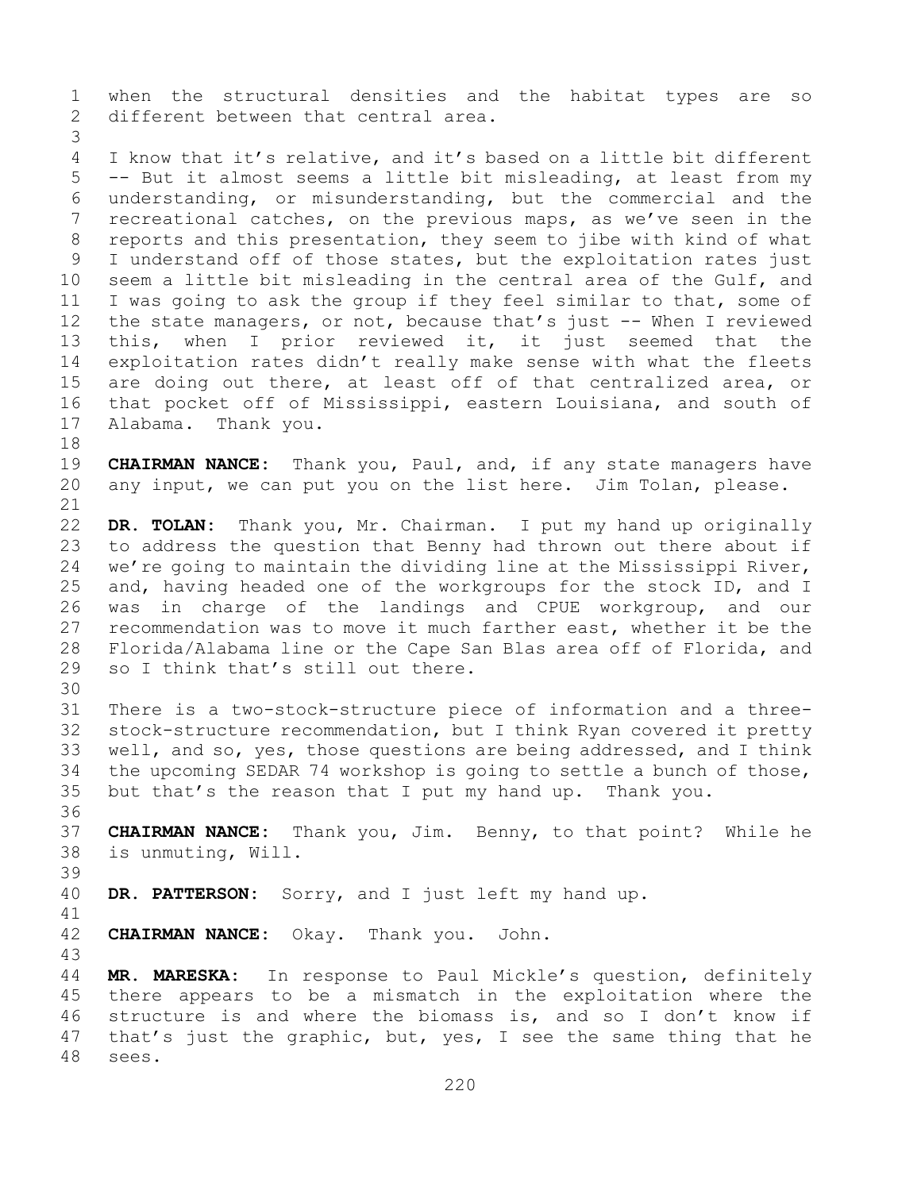when the structural densities and the habitat types are so different between that central area.

I know that it's relative, and it's based on a little bit different -- But it almost seems a little bit misleading, at least from my understanding, or misunderstanding, but the commercial and the recreational catches, on the previous maps, as we've seen in the reports and this presentation, they seem to jibe with kind of what I understand off of those states, but the exploitation rates just seem a little bit misleading in the central area of the Gulf, and I was going to ask the group if they feel similar to that, some of the state managers, or not, because that's just -- When I reviewed this, when I prior reviewed it, it just seemed that the exploitation rates didn't really make sense with what the fleets are doing out there, at least off of that centralized area, or that pocket off of Mississippi, eastern Louisiana, and south of Alabama. Thank you.

**CHAIRMAN NANCE:** Thank you, Paul, and, if any state managers have any input, we can put you on the list here. Jim Tolan, please.

**DR. TOLAN:** Thank you, Mr. Chairman. I put my hand up originally to address the question that Benny had thrown out there about if we're going to maintain the dividing line at the Mississippi River, and, having headed one of the workgroups for the stock ID, and I was in charge of the landings and CPUE workgroup, and our recommendation was to move it much farther east, whether it be the Florida/Alabama line or the Cape San Blas area off of Florida, and so I think that's still out there.

There is a two-stock-structure piece of information and a three-stock-structure recommendation, but I think Ryan covered it pretty well, and so, yes, those questions are being addressed, and I think the upcoming SEDAR 74 workshop is going to settle a bunch of those, but that's the reason that I put my hand up. Thank you.

**CHAIRMAN NANCE:** Thank you, Jim. Benny, to that point? While he is unmuting, Will.

**DR. PATTERSON:** Sorry, and I just left my hand up.

**CHAIRMAN NANCE:** Okay. Thank you. John.

**MR. MARESKA:** In response to Paul Mickle's question, definitely there appears to be a mismatch in the exploitation where the structure is and where the biomass is, and so I don't know if that's just the graphic, but, yes, I see the same thing that he sees.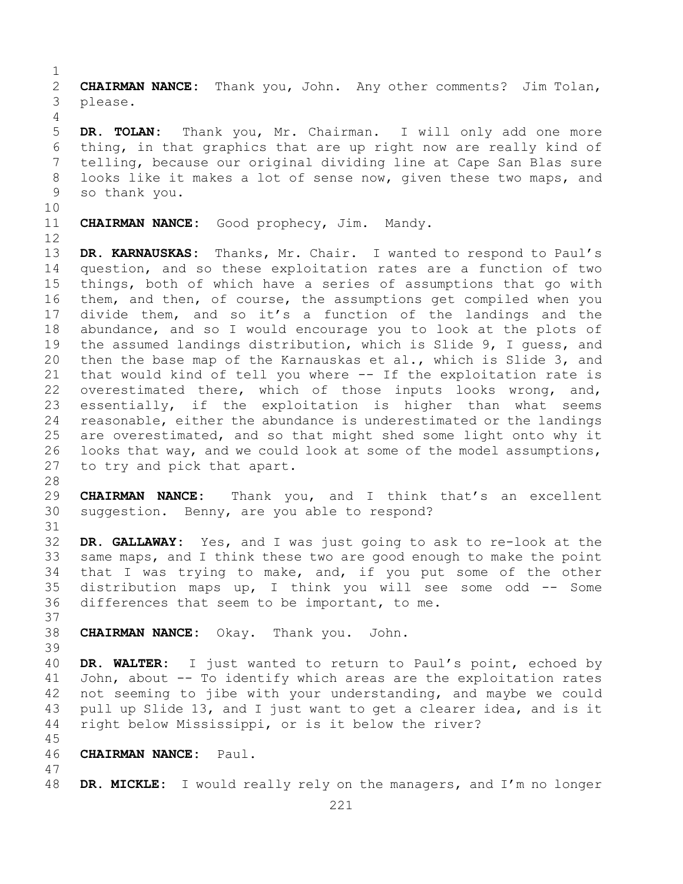**CHAIRMAN NANCE:** Thank you, John. Any other comments? Jim Tolan, please.

**DR. TOLAN:** Thank you, Mr. Chairman. I will only add one more thing, in that graphics that are up right now are really kind of telling, because our original dividing line at Cape San Blas sure looks like it makes a lot of sense now, given these two maps, and so thank you.

**CHAIRMAN NANCE:** Good prophecy, Jim. Mandy.

**DR. KARNAUSKAS:** Thanks, Mr. Chair. I wanted to respond to Paul's question, and so these exploitation rates are a function of two things, both of which have a series of assumptions that go with them, and then, of course, the assumptions get compiled when you divide them, and so it's a function of the landings and the abundance, and so I would encourage you to look at the plots of the assumed landings distribution, which is Slide 9, I guess, and then the base map of the Karnauskas et al., which is Slide 3, and that would kind of tell you where -- If the exploitation rate is overestimated there, which of those inputs looks wrong, and, essentially, if the exploitation is higher than what seems reasonable, either the abundance is underestimated or the landings are overestimated, and so that might shed some light onto why it looks that way, and we could look at some of the model assumptions, to try and pick that apart.

**CHAIRMAN NANCE:** Thank you, and I think that's an excellent suggestion. Benny, are you able to respond?

**DR. GALLAWAY:** Yes, and I was just going to ask to re-look at the same maps, and I think these two are good enough to make the point that I was trying to make, and, if you put some of the other distribution maps up, I think you will see some odd -- Some differences that seem to be important, to me.

**CHAIRMAN NANCE:** Okay. Thank you. John.

**DR. WALTER:** I just wanted to return to Paul's point, echoed by John, about -- To identify which areas are the exploitation rates not seeming to jibe with your understanding, and maybe we could pull up Slide 13, and I just want to get a clearer idea, and is it right below Mississippi, or is it below the river?

**CHAIRMAN NANCE:** Paul.

**DR. MICKLE:** I would really rely on the managers, and I'm no longer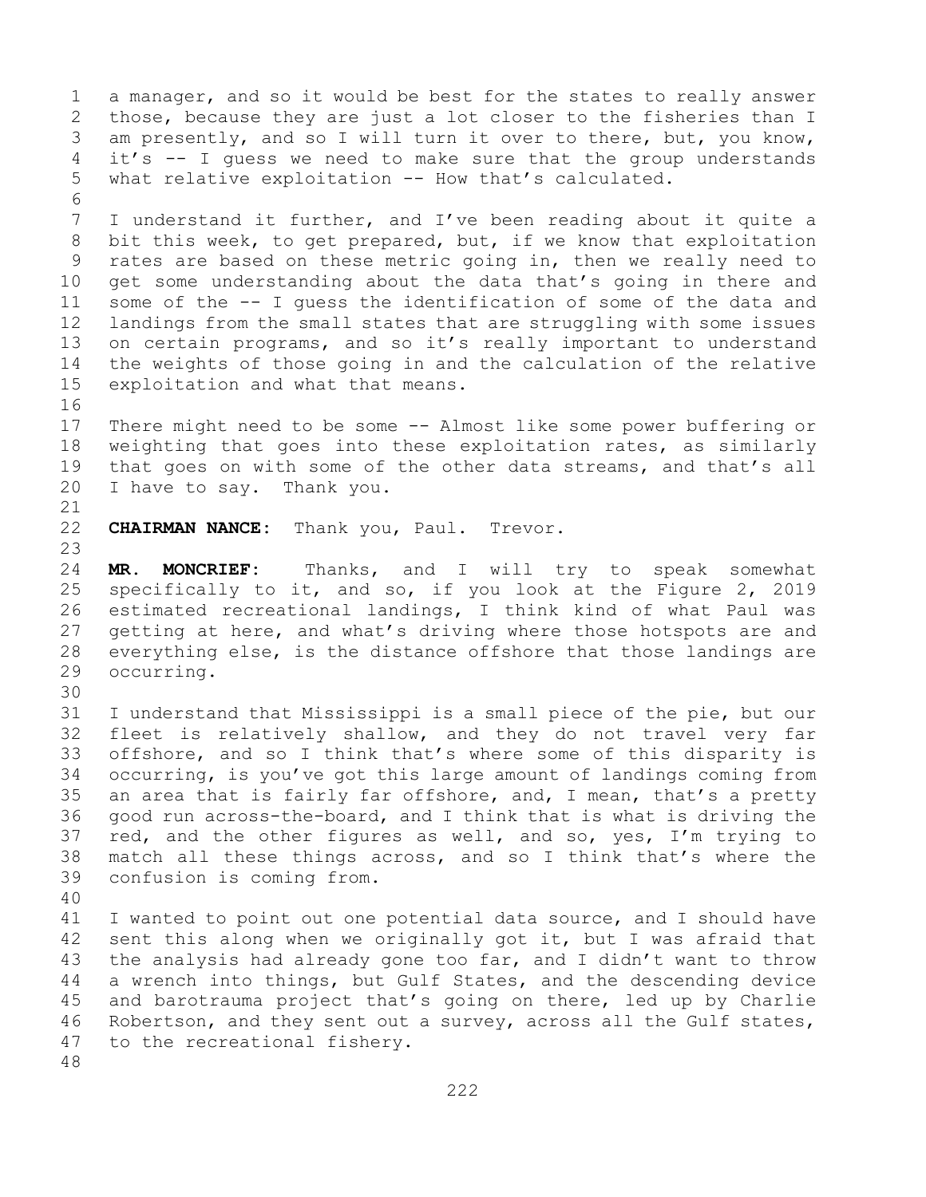a manager, and so it would be best for the states to really answer those, because they are just a lot closer to the fisheries than I am presently, and so I will turn it over to there, but, you know, it's -- I guess we need to make sure that the group understands what relative exploitation -- How that's calculated.

I understand it further, and I've been reading about it quite a bit this week, to get prepared, but, if we know that exploitation rates are based on these metric going in, then we really need to get some understanding about the data that's going in there and some of the -- I guess the identification of some of the data and landings from the small states that are struggling with some issues on certain programs, and so it's really important to understand the weights of those going in and the calculation of the relative exploitation and what that means.

There might need to be some -- Almost like some power buffering or weighting that goes into these exploitation rates, as similarly that goes on with some of the other data streams, and that's all I have to say. Thank you.

**CHAIRMAN NANCE:** Thank you, Paul. Trevor.

**MR. MONCRIEF:** Thanks, and I will try to speak somewhat specifically to it, and so, if you look at the Figure 2, 2019 estimated recreational landings, I think kind of what Paul was getting at here, and what's driving where those hotspots are and everything else, is the distance offshore that those landings are occurring.

I understand that Mississippi is a small piece of the pie, but our fleet is relatively shallow, and they do not travel very far offshore, and so I think that's where some of this disparity is occurring, is you've got this large amount of landings coming from an area that is fairly far offshore, and, I mean, that's a pretty good run across-the-board, and I think that is what is driving the red, and the other figures as well, and so, yes, I'm trying to match all these things across, and so I think that's where the confusion is coming from.

I wanted to point out one potential data source, and I should have sent this along when we originally got it, but I was afraid that the analysis had already gone too far, and I didn't want to throw a wrench into things, but Gulf States, and the descending device and barotrauma project that's going on there, led up by Charlie Robertson, and they sent out a survey, across all the Gulf states, to the recreational fishery.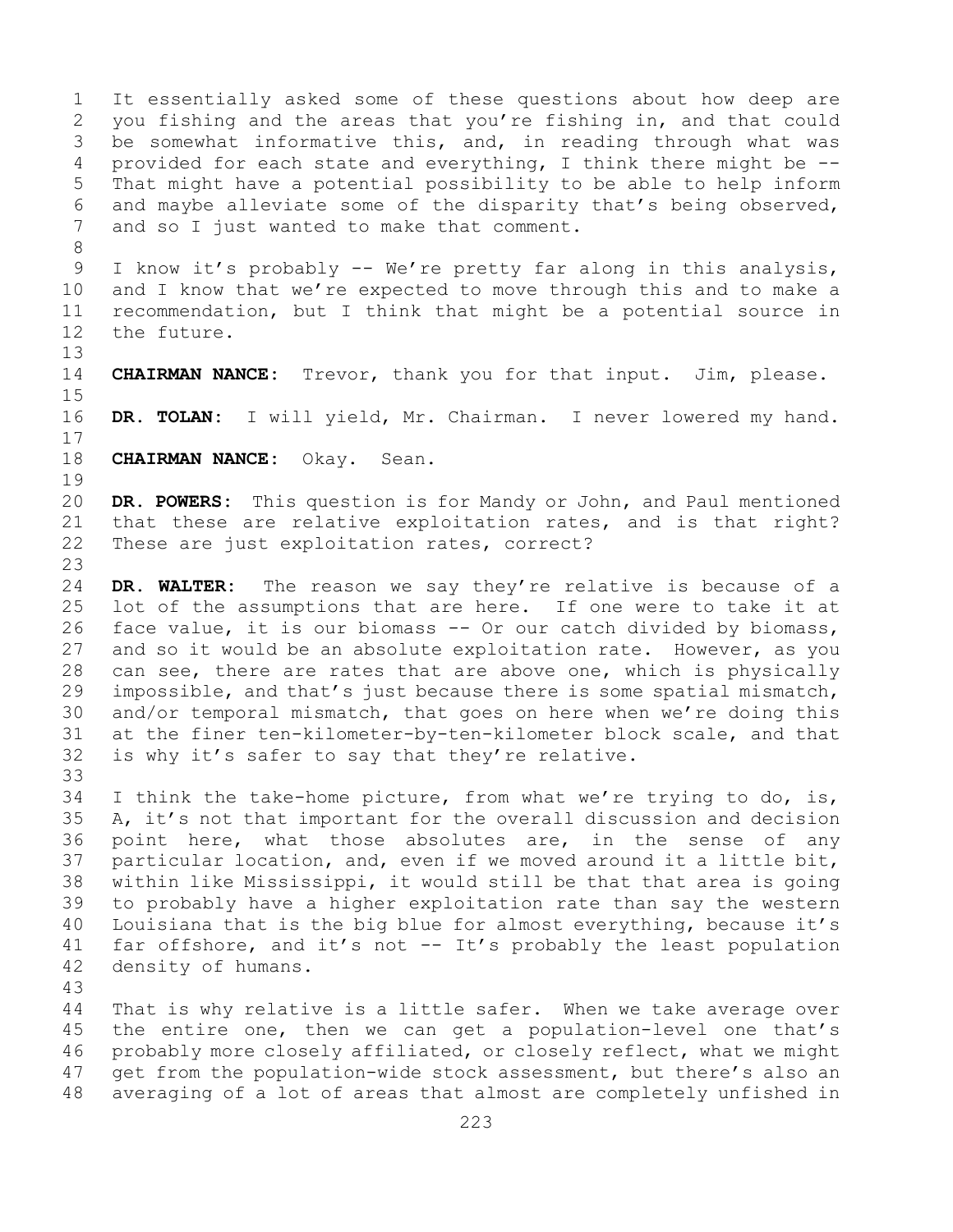It essentially asked some of these questions about how deep are you fishing and the areas that you're fishing in, and that could be somewhat informative this, and, in reading through what was provided for each state and everything, I think there might be -- That might have a potential possibility to be able to help inform and maybe alleviate some of the disparity that's being observed, and so I just wanted to make that comment.

I know it's probably -- We're pretty far along in this analysis, and I know that we're expected to move through this and to make a recommendation, but I think that might be a potential source in the future.

**CHAIRMAN NANCE:** Trevor, thank you for that input. Jim, please.

**DR. TOLAN:** I will yield, Mr. Chairman. I never lowered my hand.

**CHAIRMAN NANCE:** Okay. Sean.

**DR. POWERS:** This question is for Mandy or John, and Paul mentioned that these are relative exploitation rates, and is that right? These are just exploitation rates, correct?

**DR. WALTER:** The reason we say they're relative is because of a lot of the assumptions that are here. If one were to take it at face value, it is our biomass -- Or our catch divided by biomass, and so it would be an absolute exploitation rate. However, as you can see, there are rates that are above one, which is physically impossible, and that's just because there is some spatial mismatch, and/or temporal mismatch, that goes on here when we're doing this at the finer ten-kilometer-by-ten-kilometer block scale, and that is why it's safer to say that they're relative.

I think the take-home picture, from what we're trying to do, is, A, it's not that important for the overall discussion and decision point here, what those absolutes are, in the sense of any particular location, and, even if we moved around it a little bit, within like Mississippi, it would still be that that area is going to probably have a higher exploitation rate than say the western Louisiana that is the big blue for almost everything, because it's far offshore, and it's not -- It's probably the least population density of humans.

That is why relative is a little safer. When we take average over the entire one, then we can get a population-level one that's probably more closely affiliated, or closely reflect, what we might get from the population-wide stock assessment, but there's also an averaging of a lot of areas that almost are completely unfished in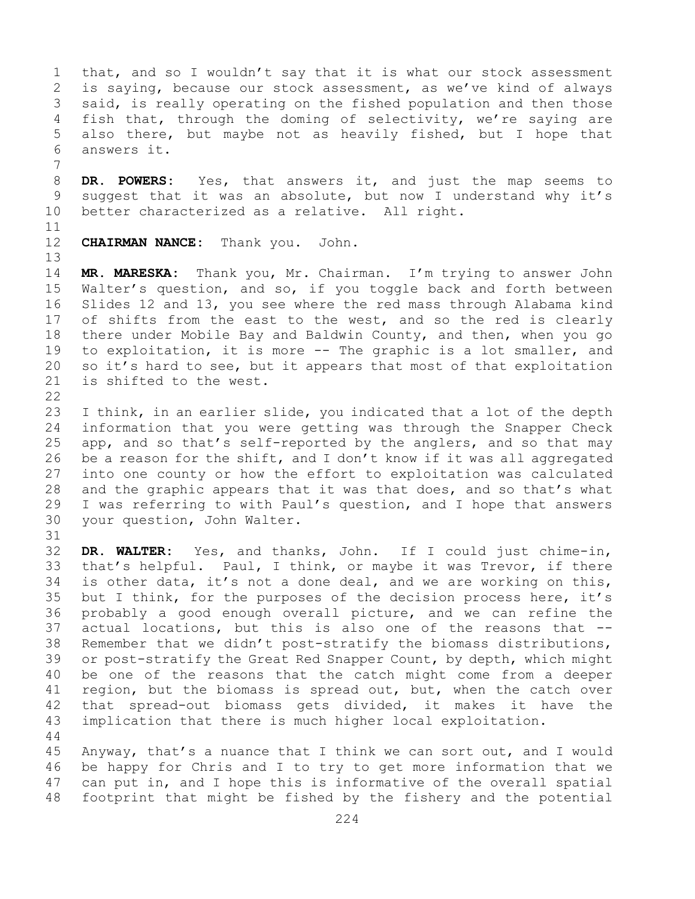that, and so I wouldn't say that it is what our stock assessment is saying, because our stock assessment, as we've kind of always said, is really operating on the fished population and then those fish that, through the doming of selectivity, we're saying are also there, but maybe not as heavily fished, but I hope that answers it.

**DR. POWERS:** Yes, that answers it, and just the map seems to suggest that it was an absolute, but now I understand why it's better characterized as a relative. All right.

**CHAIRMAN NANCE:** Thank you. John.

**MR. MARESKA:** Thank you, Mr. Chairman. I'm trying to answer John Walter's question, and so, if you toggle back and forth between Slides 12 and 13, you see where the red mass through Alabama kind of shifts from the east to the west, and so the red is clearly there under Mobile Bay and Baldwin County, and then, when you go to exploitation, it is more -- The graphic is a lot smaller, and so it's hard to see, but it appears that most of that exploitation is shifted to the west.

I think, in an earlier slide, you indicated that a lot of the depth information that you were getting was through the Snapper Check app, and so that's self-reported by the anglers, and so that may be a reason for the shift, and I don't know if it was all aggregated into one county or how the effort to exploitation was calculated and the graphic appears that it was that does, and so that's what I was referring to with Paul's question, and I hope that answers your question, John Walter.

**DR. WALTER:** Yes, and thanks, John. If I could just chime-in, that's helpful. Paul, I think, or maybe it was Trevor, if there is other data, it's not a done deal, and we are working on this, but I think, for the purposes of the decision process here, it's probably a good enough overall picture, and we can refine the actual locations, but this is also one of the reasons that -- Remember that we didn't post-stratify the biomass distributions, or post-stratify the Great Red Snapper Count, by depth, which might be one of the reasons that the catch might come from a deeper region, but the biomass is spread out, but, when the catch over that spread-out biomass gets divided, it makes it have the implication that there is much higher local exploitation.

Anyway, that's a nuance that I think we can sort out, and I would be happy for Chris and I to try to get more information that we can put in, and I hope this is informative of the overall spatial footprint that might be fished by the fishery and the potential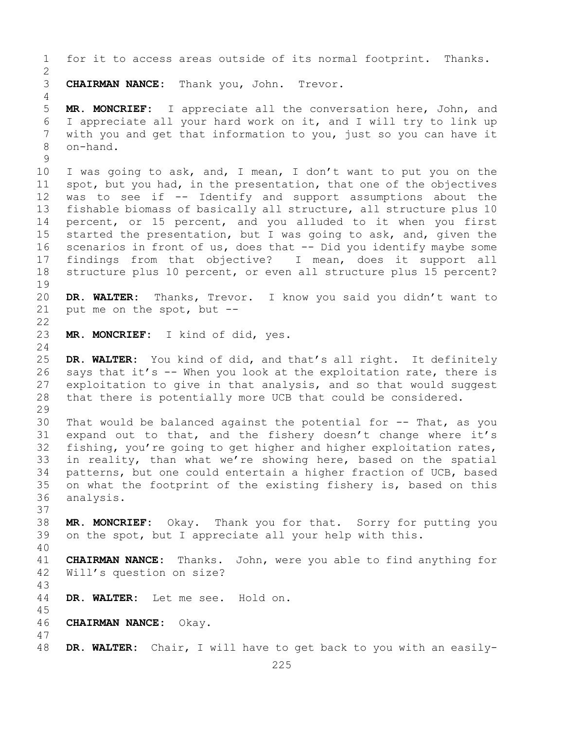for it to access areas outside of its normal footprint. Thanks.

**CHAIRMAN NANCE:** Thank you, John. Trevor.

**MR. MONCRIEF:** I appreciate all the conversation here, John, and I appreciate all your hard work on it, and I will try to link up with you and get that information to you, just so you can have it on-hand.

I was going to ask, and, I mean, I don't want to put you on the spot, but you had, in the presentation, that one of the objectives was to see if -- Identify and support assumptions about the fishable biomass of basically all structure, all structure plus 10 percent, or 15 percent, and you alluded to it when you first started the presentation, but I was going to ask, and, given the scenarios in front of us, does that -- Did you identify maybe some findings from that objective? I mean, does it support all structure plus 10 percent, or even all structure plus 15 percent?

**DR. WALTER:** Thanks, Trevor. I know you said you didn't want to put me on the spot, but --

**MR. MONCRIEF:** I kind of did, yes.

**DR. WALTER:** You kind of did, and that's all right. It definitely says that it's -- When you look at the exploitation rate, there is exploitation to give in that analysis, and so that would suggest that there is potentially more UCB that could be considered.

That would be balanced against the potential for -- That, as you expand out to that, and the fishery doesn't change where it's fishing, you're going to get higher and higher exploitation rates, in reality, than what we're showing here, based on the spatial patterns, but one could entertain a higher fraction of UCB, based on what the footprint of the existing fishery is, based on this analysis.

**MR. MONCRIEF:** Okay. Thank you for that. Sorry for putting you on the spot, but I appreciate all your help with this.

**CHAIRMAN NANCE:** Thanks. John, were you able to find anything for Will's question on size?

**DR. WALTER:** Let me see. Hold on.

**CHAIRMAN NANCE:** Okay.

**DR. WALTER:** Chair, I will have to get back to you with an easily-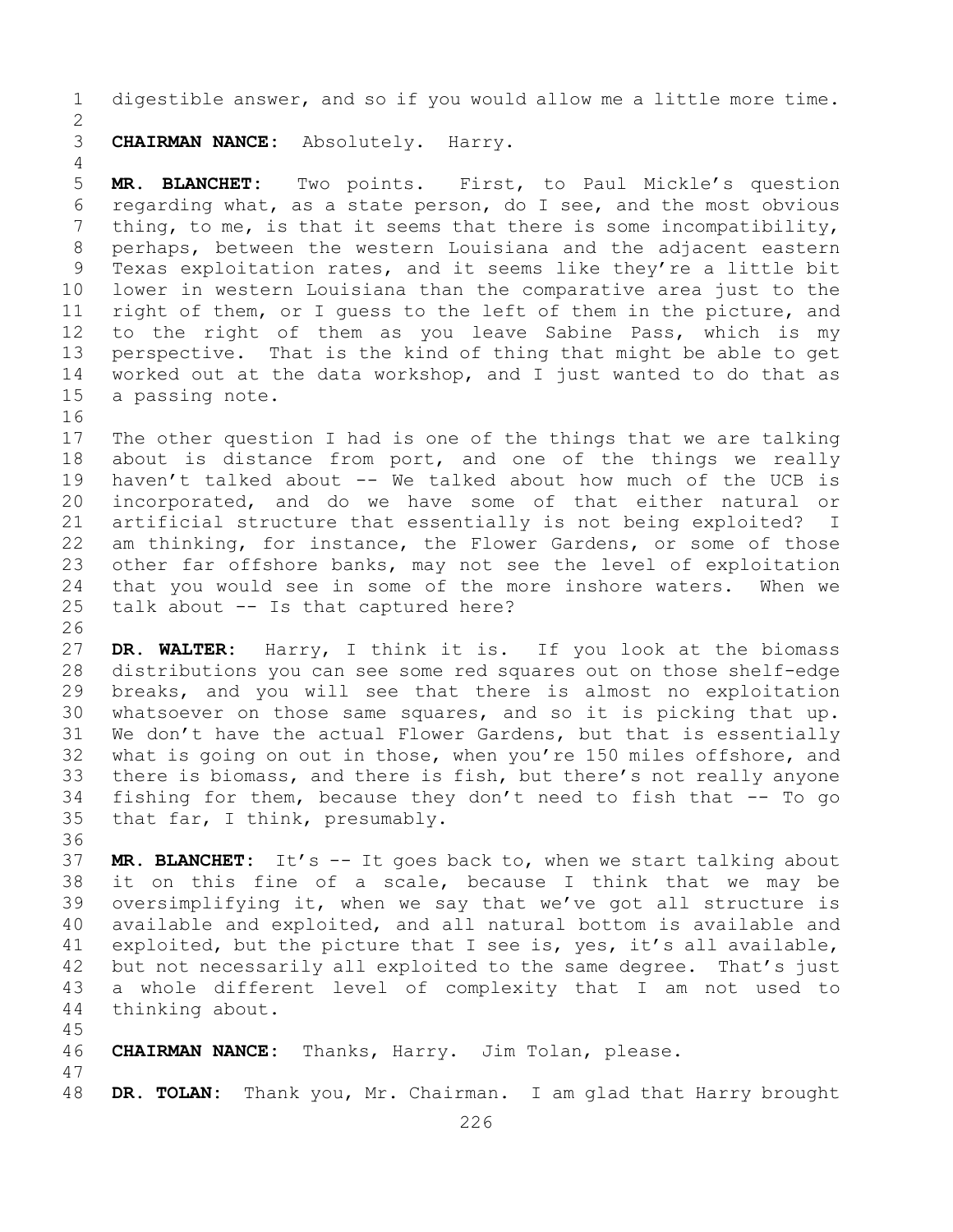digestible answer, and so if you would allow me a little more time.

**CHAIRMAN NANCE:** Absolutely. Harry.

**MR. BLANCHET:** Two points. First, to Paul Mickle's question regarding what, as a state person, do I see, and the most obvious thing, to me, is that it seems that there is some incompatibility, perhaps, between the western Louisiana and the adjacent eastern Texas exploitation rates, and it seems like they're a little bit lower in western Louisiana than the comparative area just to the right of them, or I guess to the left of them in the picture, and to the right of them as you leave Sabine Pass, which is my perspective. That is the kind of thing that might be able to get worked out at the data workshop, and I just wanted to do that as a passing note.

The other question I had is one of the things that we are talking about is distance from port, and one of the things we really haven't talked about -- We talked about how much of the UCB is incorporated, and do we have some of that either natural or artificial structure that essentially is not being exploited? I am thinking, for instance, the Flower Gardens, or some of those other far offshore banks, may not see the level of exploitation that you would see in some of the more inshore waters. When we talk about -- Is that captured here?

**DR. WALTER:** Harry, I think it is. If you look at the biomass distributions you can see some red squares out on those shelf-edge breaks, and you will see that there is almost no exploitation whatsoever on those same squares, and so it is picking that up. We don't have the actual Flower Gardens, but that is essentially what is going on out in those, when you're 150 miles offshore, and there is biomass, and there is fish, but there's not really anyone fishing for them, because they don't need to fish that -- To go that far, I think, presumably.

**MR. BLANCHET:** It's -- It goes back to, when we start talking about it on this fine of a scale, because I think that we may be oversimplifying it, when we say that we've got all structure is available and exploited, and all natural bottom is available and exploited, but the picture that I see is, yes, it's all available, but not necessarily all exploited to the same degree. That's just a whole different level of complexity that I am not used to thinking about.

**CHAIRMAN NANCE:** Thanks, Harry. Jim Tolan, please.

**DR. TOLAN:** Thank you, Mr. Chairman. I am glad that Harry brought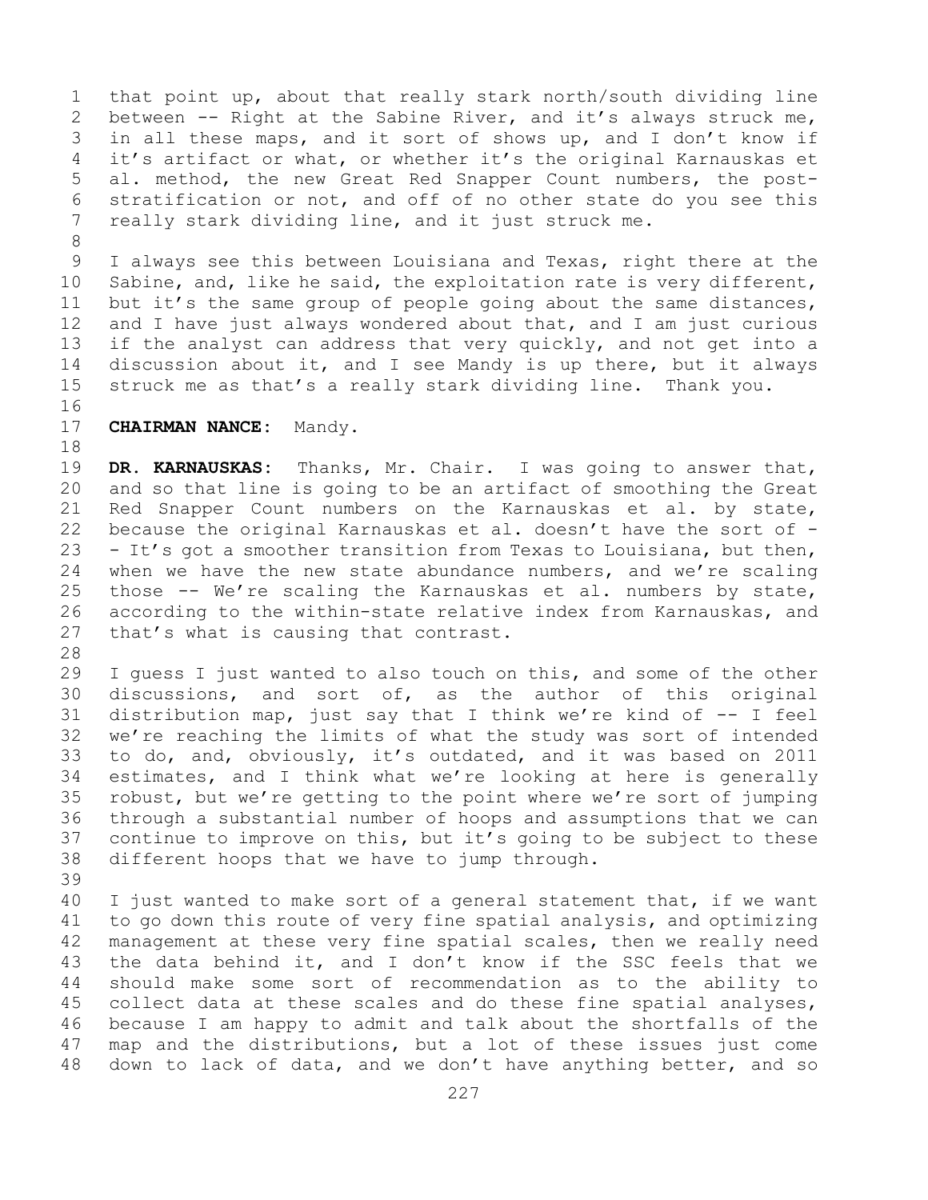that point up, about that really stark north/south dividing line between -- Right at the Sabine River, and it's always struck me, in all these maps, and it sort of shows up, and I don't know if it's artifact or what, or whether it's the original Karnauskas et al. method, the new Great Red Snapper Count numbers, the post-stratification or not, and off of no other state do you see this really stark dividing line, and it just struck me.

I always see this between Louisiana and Texas, right there at the Sabine, and, like he said, the exploitation rate is very different, but it's the same group of people going about the same distances, and I have just always wondered about that, and I am just curious if the analyst can address that very quickly, and not get into a discussion about it, and I see Mandy is up there, but it always struck me as that's a really stark dividing line. Thank you.

**CHAIRMAN NANCE:** Mandy.

**DR. KARNAUSKAS:** Thanks, Mr. Chair. I was going to answer that, and so that line is going to be an artifact of smoothing the Great Red Snapper Count numbers on the Karnauskas et al. by state, because the original Karnauskas et al. doesn't have the sort of -- It's got a smoother transition from Texas to Louisiana, but then, when we have the new state abundance numbers, and we're scaling those -- We're scaling the Karnauskas et al. numbers by state, according to the within-state relative index from Karnauskas, and that's what is causing that contrast.

I guess I just wanted to also touch on this, and some of the other discussions, and sort of, as the author of this original distribution map, just say that I think we're kind of -- I feel we're reaching the limits of what the study was sort of intended to do, and, obviously, it's outdated, and it was based on 2011 estimates, and I think what we're looking at here is generally robust, but we're getting to the point where we're sort of jumping through a substantial number of hoops and assumptions that we can continue to improve on this, but it's going to be subject to these different hoops that we have to jump through.

I just wanted to make sort of a general statement that, if we want to go down this route of very fine spatial analysis, and optimizing management at these very fine spatial scales, then we really need the data behind it, and I don't know if the SSC feels that we should make some sort of recommendation as to the ability to collect data at these scales and do these fine spatial analyses, because I am happy to admit and talk about the shortfalls of the map and the distributions, but a lot of these issues just come down to lack of data, and we don't have anything better, and so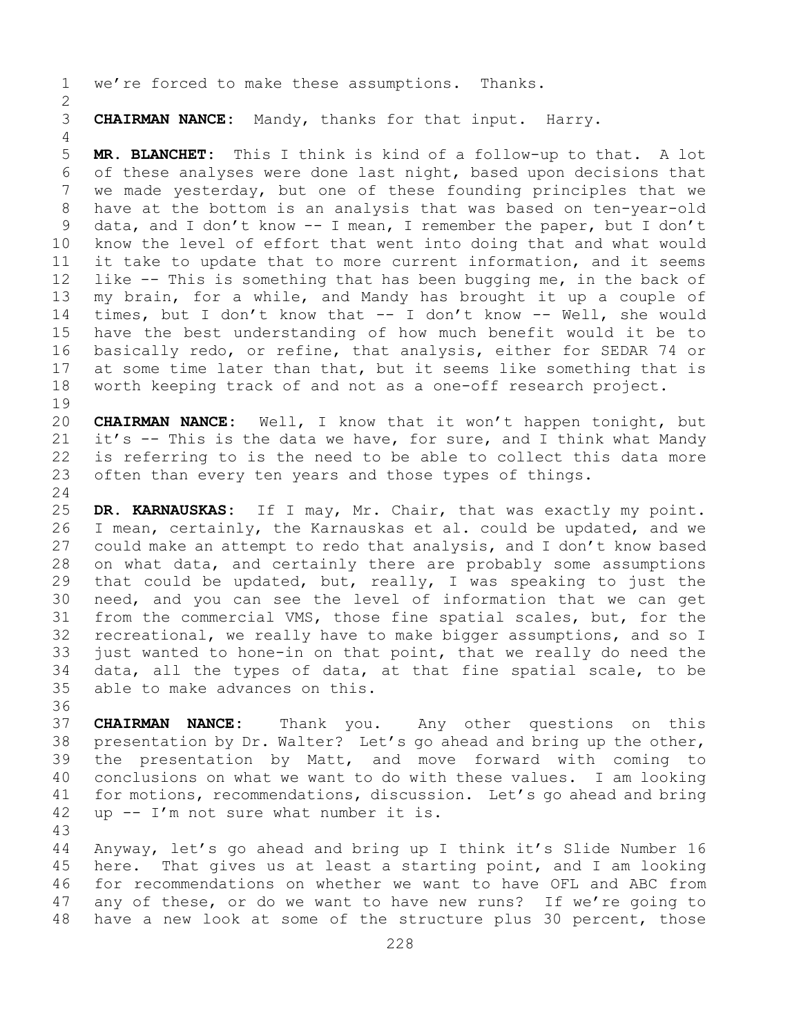we're forced to make these assumptions. Thanks.

**CHAIRMAN NANCE:** Mandy, thanks for that input. Harry.

**MR. BLANCHET:** This I think is kind of a follow-up to that. A lot of these analyses were done last night, based upon decisions that we made yesterday, but one of these founding principles that we have at the bottom is an analysis that was based on ten-year-old data, and I don't know -- I mean, I remember the paper, but I don't know the level of effort that went into doing that and what would it take to update that to more current information, and it seems like -- This is something that has been bugging me, in the back of my brain, for a while, and Mandy has brought it up a couple of times, but I don't know that -- I don't know -- Well, she would have the best understanding of how much benefit would it be to basically redo, or refine, that analysis, either for SEDAR 74 or at some time later than that, but it seems like something that is worth keeping track of and not as a one-off research project.

**CHAIRMAN NANCE:** Well, I know that it won't happen tonight, but it's -- This is the data we have, for sure, and I think what Mandy is referring to is the need to be able to collect this data more often than every ten years and those types of things.

**DR. KARNAUSKAS:** If I may, Mr. Chair, that was exactly my point. I mean, certainly, the Karnauskas et al. could be updated, and we could make an attempt to redo that analysis, and I don't know based on what data, and certainly there are probably some assumptions that could be updated, but, really, I was speaking to just the need, and you can see the level of information that we can get from the commercial VMS, those fine spatial scales, but, for the recreational, we really have to make bigger assumptions, and so I just wanted to hone-in on that point, that we really do need the data, all the types of data, at that fine spatial scale, to be able to make advances on this.

**CHAIRMAN NANCE:** Thank you. Any other questions on this presentation by Dr. Walter? Let's go ahead and bring up the other, the presentation by Matt, and move forward with coming to conclusions on what we want to do with these values. I am looking for motions, recommendations, discussion. Let's go ahead and bring up -- I'm not sure what number it is.

Anyway, let's go ahead and bring up I think it's Slide Number 16 here. That gives us at least a starting point, and I am looking for recommendations on whether we want to have OFL and ABC from any of these, or do we want to have new runs? If we're going to have a new look at some of the structure plus 30 percent, those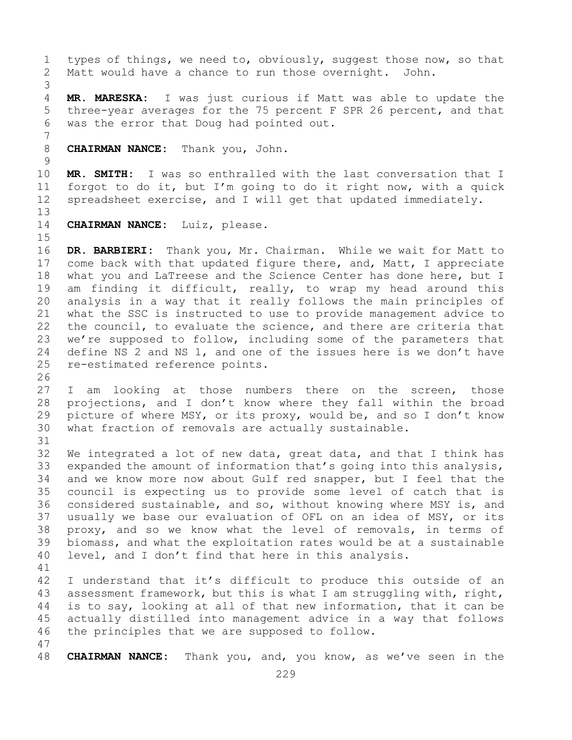types of things, we need to, obviously, suggest those now, so that Matt would have a chance to run those overnight. John.

**MR. MARESKA:** I was just curious if Matt was able to update the three-year averages for the 75 percent F SPR 26 percent, and that was the error that Doug had pointed out.

**CHAIRMAN NANCE:** Thank you, John.

**MR. SMITH:** I was so enthralled with the last conversation that I forgot to do it, but I'm going to do it right now, with a quick spreadsheet exercise, and I will get that updated immediately.

**CHAIRMAN NANCE:** Luiz, please.

**DR. BARBIERI:** Thank you, Mr. Chairman. While we wait for Matt to come back with that updated figure there, and, Matt, I appreciate what you and LaTreese and the Science Center has done here, but I am finding it difficult, really, to wrap my head around this analysis in a way that it really follows the main principles of what the SSC is instructed to use to provide management advice to the council, to evaluate the science, and there are criteria that we're supposed to follow, including some of the parameters that define NS 2 and NS 1, and one of the issues here is we don't have re-estimated reference points.

I am looking at those numbers there on the screen, those projections, and I don't know where they fall within the broad picture of where MSY, or its proxy, would be, and so I don't know what fraction of removals are actually sustainable.

We integrated a lot of new data, great data, and that I think has expanded the amount of information that's going into this analysis, and we know more now about Gulf red snapper, but I feel that the council is expecting us to provide some level of catch that is considered sustainable, and so, without knowing where MSY is, and usually we base our evaluation of OFL on an idea of MSY, or its proxy, and so we know what the level of removals, in terms of biomass, and what the exploitation rates would be at a sustainable level, and I don't find that here in this analysis.

I understand that it's difficult to produce this outside of an assessment framework, but this is what I am struggling with, right, is to say, looking at all of that new information, that it can be actually distilled into management advice in a way that follows the principles that we are supposed to follow.

**CHAIRMAN NANCE:** Thank you, and, you know, as we've seen in the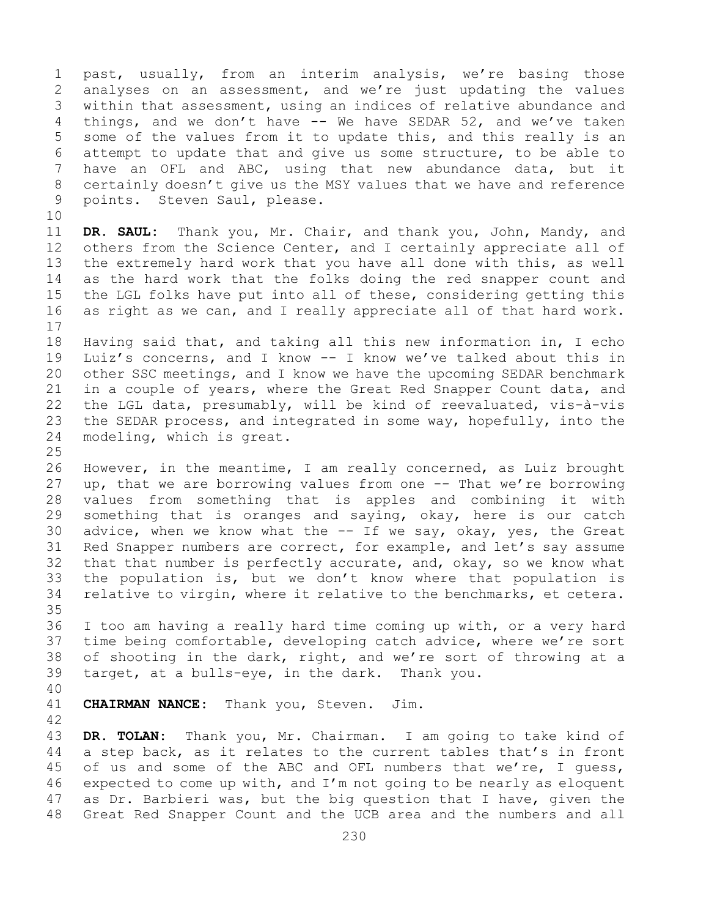past, usually, from an interim analysis, we're basing those analyses on an assessment, and we're just updating the values within that assessment, using an indices of relative abundance and things, and we don't have -- We have SEDAR 52, and we've taken some of the values from it to update this, and this really is an attempt to update that and give us some structure, to be able to have an OFL and ABC, using that new abundance data, but it certainly doesn't give us the MSY values that we have and reference points. Steven Saul, please.

**DR. SAUL:** Thank you, Mr. Chair, and thank you, John, Mandy, and others from the Science Center, and I certainly appreciate all of the extremely hard work that you have all done with this, as well as the hard work that the folks doing the red snapper count and the LGL folks have put into all of these, considering getting this as right as we can, and I really appreciate all of that hard work.

Having said that, and taking all this new information in, I echo Luiz's concerns, and I know -- I know we've talked about this in other SSC meetings, and I know we have the upcoming SEDAR benchmark in a couple of years, where the Great Red Snapper Count data, and the LGL data, presumably, will be kind of reevaluated, vis-à-vis the SEDAR process, and integrated in some way, hopefully, into the modeling, which is great.

However, in the meantime, I am really concerned, as Luiz brought up, that we are borrowing values from one -- That we're borrowing values from something that is apples and combining it with something that is oranges and saying, okay, here is our catch advice, when we know what the -- If we say, okay, yes, the Great Red Snapper numbers are correct, for example, and let's say assume that that number is perfectly accurate, and, okay, so we know what the population is, but we don't know where that population is relative to virgin, where it relative to the benchmarks, et cetera.

I too am having a really hard time coming up with, or a very hard time being comfortable, developing catch advice, where we're sort of shooting in the dark, right, and we're sort of throwing at a target, at a bulls-eye, in the dark. Thank you.

**CHAIRMAN NANCE:** Thank you, Steven. Jim.

**DR. TOLAN:** Thank you, Mr. Chairman. I am going to take kind of a step back, as it relates to the current tables that's in front of us and some of the ABC and OFL numbers that we're, I guess, expected to come up with, and I'm not going to be nearly as eloquent as Dr. Barbieri was, but the big question that I have, given the Great Red Snapper Count and the UCB area and the numbers and all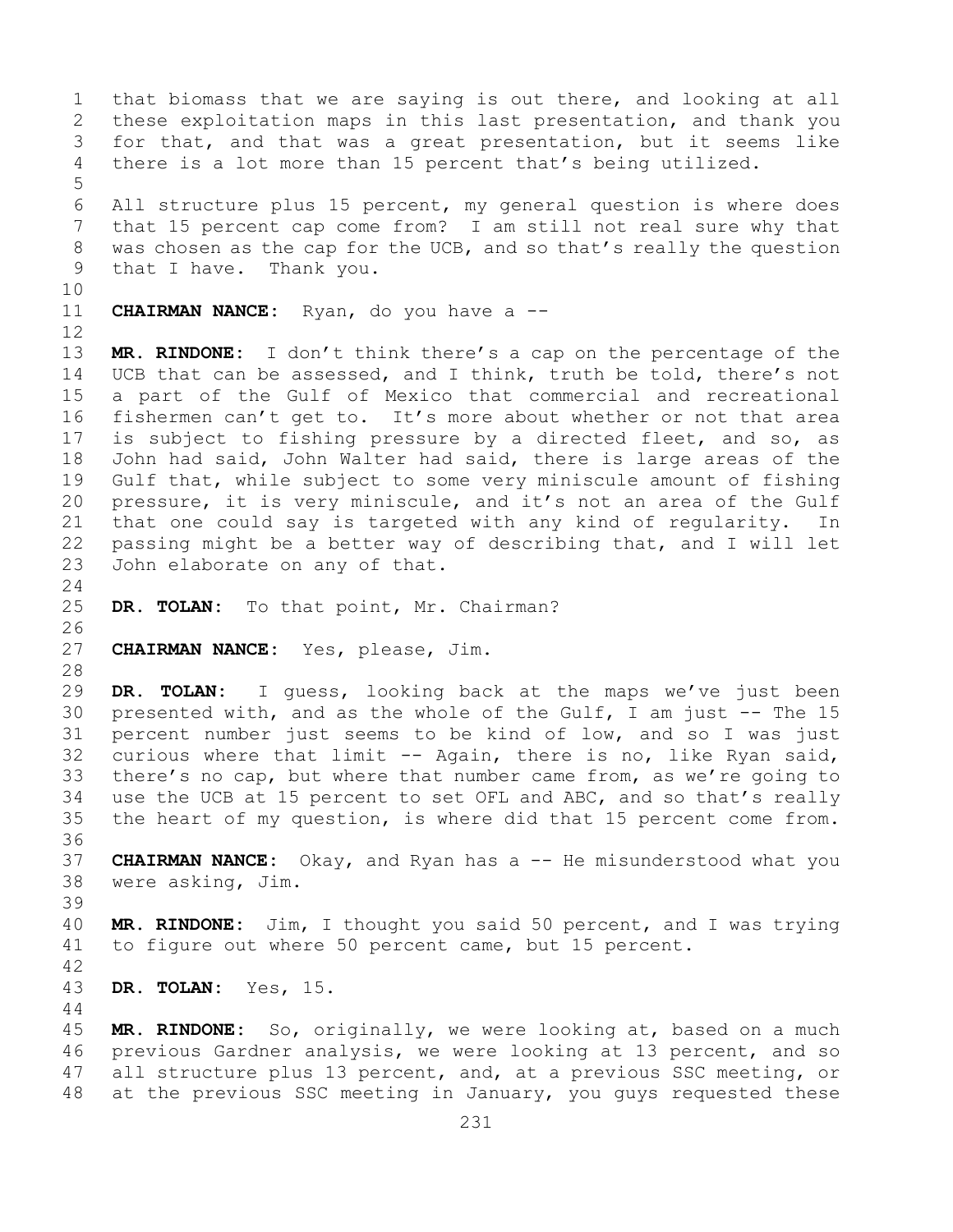that biomass that we are saying is out there, and looking at all these exploitation maps in this last presentation, and thank you for that, and that was a great presentation, but it seems like there is a lot more than 15 percent that's being utilized.

All structure plus 15 percent, my general question is where does that 15 percent cap come from? I am still not real sure why that was chosen as the cap for the UCB, and so that's really the question that I have. Thank you.

**CHAIRMAN NANCE:** Ryan, do you have a --

**MR. RINDONE:** I don't think there's a cap on the percentage of the UCB that can be assessed, and I think, truth be told, there's not a part of the Gulf of Mexico that commercial and recreational fishermen can't get to. It's more about whether or not that area is subject to fishing pressure by a directed fleet, and so, as John had said, John Walter had said, there is large areas of the Gulf that, while subject to some very miniscule amount of fishing pressure, it is very miniscule, and it's not an area of the Gulf that one could say is targeted with any kind of regularity. In passing might be a better way of describing that, and I will let John elaborate on any of that.

**DR. TOLAN:** To that point, Mr. Chairman?

**CHAIRMAN NANCE:** Yes, please, Jim.

**DR. TOLAN:** I guess, looking back at the maps we've just been presented with, and as the whole of the Gulf, I am just -- The 15 percent number just seems to be kind of low, and so I was just curious where that limit -- Again, there is no, like Ryan said, there's no cap, but where that number came from, as we're going to use the UCB at 15 percent to set OFL and ABC, and so that's really the heart of my question, is where did that 15 percent come from.

**CHAIRMAN NANCE:** Okay, and Ryan has a -- He misunderstood what you were asking, Jim.

**MR. RINDONE:** Jim, I thought you said 50 percent, and I was trying to figure out where 50 percent came, but 15 percent.

**DR. TOLAN:** Yes, 15.

**MR. RINDONE:** So, originally, we were looking at, based on a much previous Gardner analysis, we were looking at 13 percent, and so all structure plus 13 percent, and, at a previous SSC meeting, or at the previous SSC meeting in January, you guys requested these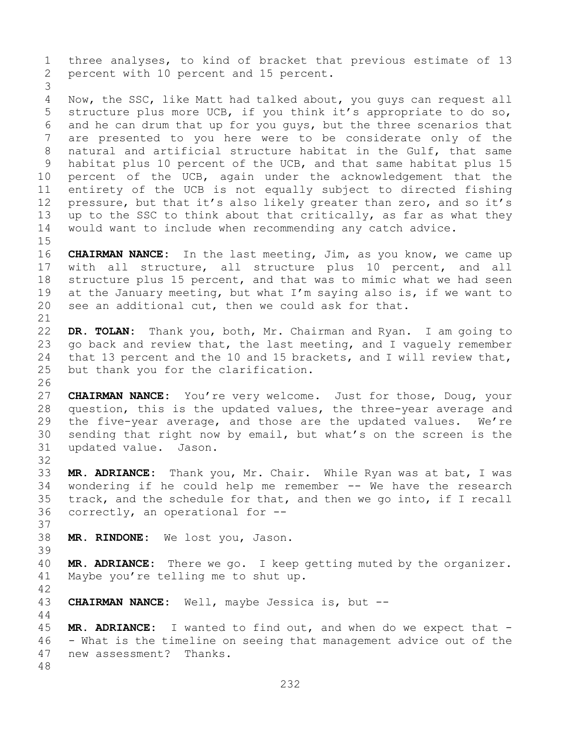three analyses, to kind of bracket that previous estimate of 13 percent with 10 percent and 15 percent.

Now, the SSC, like Matt had talked about, you guys can request all structure plus more UCB, if you think it's appropriate to do so, and he can drum that up for you guys, but the three scenarios that are presented to you here were to be considerate only of the natural and artificial structure habitat in the Gulf, that same habitat plus 10 percent of the UCB, and that same habitat plus 15 percent of the UCB, again under the acknowledgement that the entirety of the UCB is not equally subject to directed fishing pressure, but that it's also likely greater than zero, and so it's up to the SSC to think about that critically, as far as what they would want to include when recommending any catch advice.

**CHAIRMAN NANCE:** In the last meeting, Jim, as you know, we came up with all structure, all structure plus 10 percent, and all structure plus 15 percent, and that was to mimic what we had seen at the January meeting, but what I'm saying also is, if we want to see an additional cut, then we could ask for that.

**DR. TOLAN:** Thank you, both, Mr. Chairman and Ryan. I am going to go back and review that, the last meeting, and I vaguely remember that 13 percent and the 10 and 15 brackets, and I will review that, but thank you for the clarification.

**CHAIRMAN NANCE:** You're very welcome. Just for those, Doug, your question, this is the updated values, the three-year average and the five-year average, and those are the updated values. We're sending that right now by email, but what's on the screen is the updated value. Jason.

**MR. ADRIANCE:** Thank you, Mr. Chair. While Ryan was at bat, I was wondering if he could help me remember -- We have the research track, and the schedule for that, and then we go into, if I recall correctly, an operational for --

**MR. RINDONE:** We lost you, Jason.

**MR. ADRIANCE:** There we go. I keep getting muted by the organizer. Maybe you're telling me to shut up.

**CHAIRMAN NANCE:** Well, maybe Jessica is, but --

**MR. ADRIANCE:** I wanted to find out, and when do we expect that -- What is the timeline on seeing that management advice out of the new assessment? Thanks.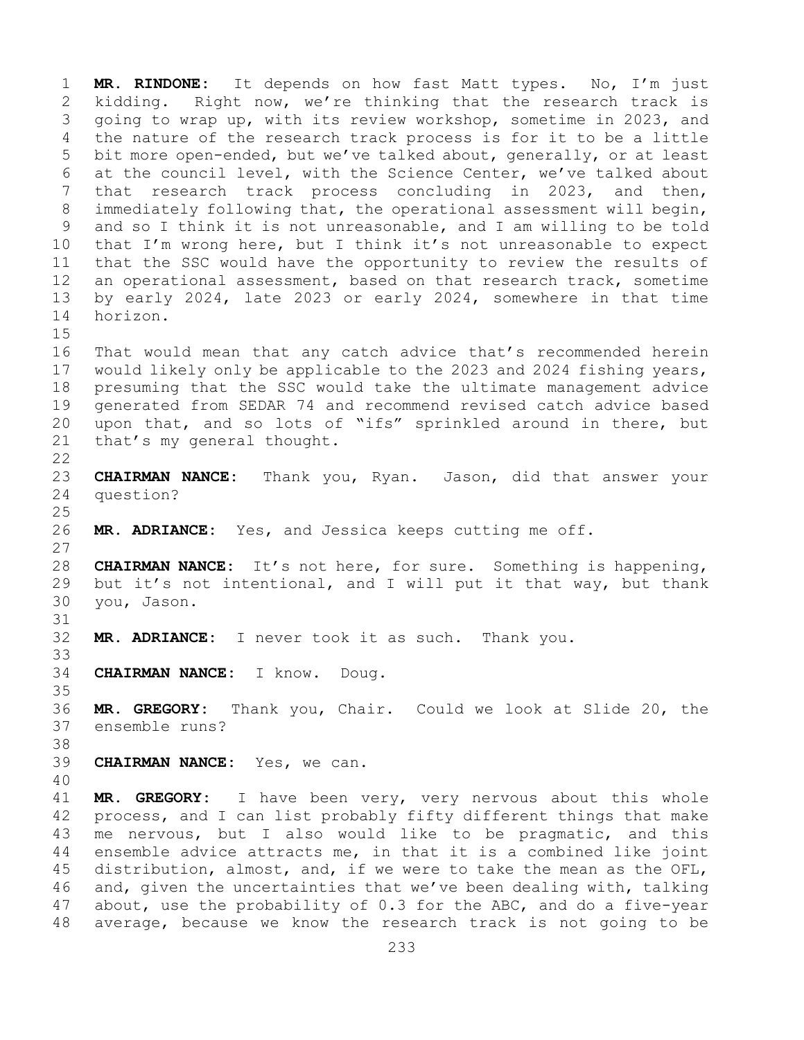**MR. RINDONE:** It depends on how fast Matt types. No, I'm just kidding. Right now, we're thinking that the research track is going to wrap up, with its review workshop, sometime in 2023, and the nature of the research track process is for it to be a little bit more open-ended, but we've talked about, generally, or at least at the council level, with the Science Center, we've talked about that research track process concluding in 2023, and then, immediately following that, the operational assessment will begin, and so I think it is not unreasonable, and I am willing to be told that I'm wrong here, but I think it's not unreasonable to expect that the SSC would have the opportunity to review the results of an operational assessment, based on that research track, sometime by early 2024, late 2023 or early 2024, somewhere in that time horizon.

That would mean that any catch advice that's recommended herein would likely only be applicable to the 2023 and 2024 fishing years, presuming that the SSC would take the ultimate management advice generated from SEDAR 74 and recommend revised catch advice based upon that, and so lots of "ifs" sprinkled around in there, but that's my general thought.

**CHAIRMAN NANCE:** Thank you, Ryan. Jason, did that answer your question?

**MR. ADRIANCE:** Yes, and Jessica keeps cutting me off.

**CHAIRMAN NANCE:** It's not here, for sure. Something is happening, but it's not intentional, and I will put it that way, but thank you, Jason.

**MR. ADRIANCE:** I never took it as such. Thank you.

**CHAIRMAN NANCE:** I know. Doug.

**MR. GREGORY:** Thank you, Chair. Could we look at Slide 20, the ensemble runs?

**CHAIRMAN NANCE:** Yes, we can.

**MR. GREGORY:** I have been very, very nervous about this whole process, and I can list probably fifty different things that make me nervous, but I also would like to be pragmatic, and this ensemble advice attracts me, in that it is a combined like joint distribution, almost, and, if we were to take the mean as the OFL, and, given the uncertainties that we've been dealing with, talking about, use the probability of 0.3 for the ABC, and do a five-year average, because we know the research track is not going to be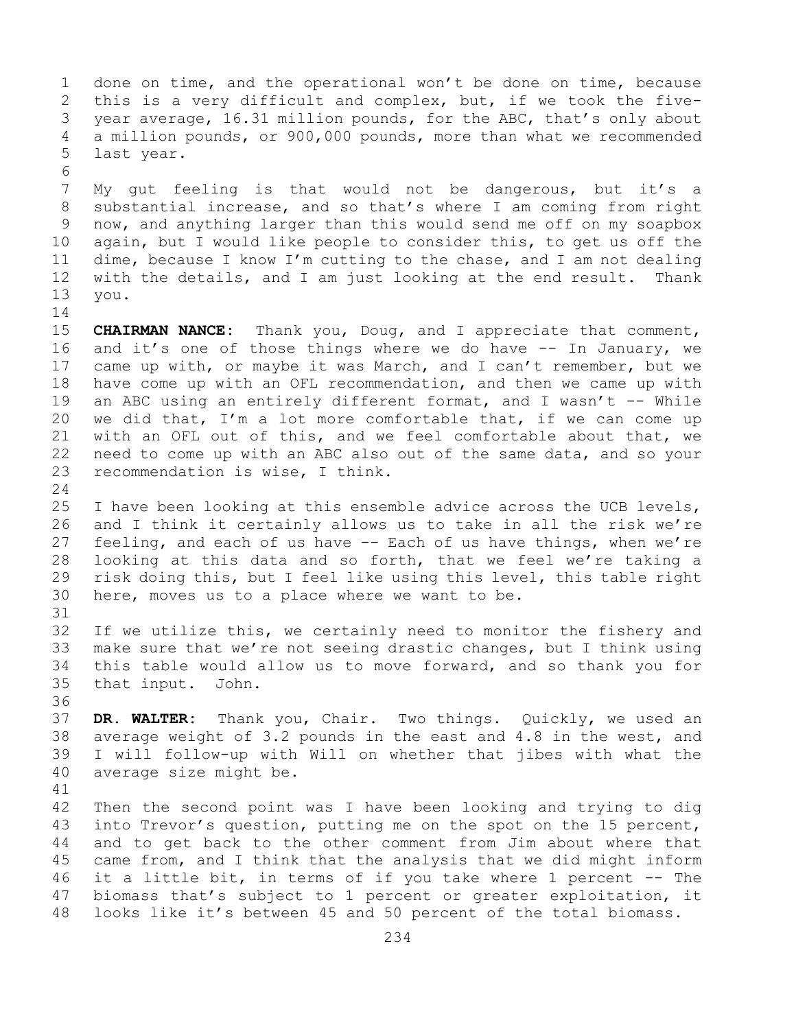done on time, and the operational won't be done on time, because this is a very difficult and complex, but, if we took the five-year average, 16.31 million pounds, for the ABC, that's only about a million pounds, or 900,000 pounds, more than what we recommended last year.

My gut feeling is that would not be dangerous, but it's a substantial increase, and so that's where I am coming from right now, and anything larger than this would send me off on my soapbox again, but I would like people to consider this, to get us off the dime, because I know I'm cutting to the chase, and I am not dealing with the details, and I am just looking at the end result. Thank you.

**CHAIRMAN NANCE:** Thank you, Doug, and I appreciate that comment, and it's one of those things where we do have -- In January, we came up with, or maybe it was March, and I can't remember, but we have come up with an OFL recommendation, and then we came up with an ABC using an entirely different format, and I wasn't -- While we did that, I'm a lot more comfortable that, if we can come up with an OFL out of this, and we feel comfortable about that, we need to come up with an ABC also out of the same data, and so your recommendation is wise, I think.

I have been looking at this ensemble advice across the UCB levels, and I think it certainly allows us to take in all the risk we're feeling, and each of us have -- Each of us have things, when we're looking at this data and so forth, that we feel we're taking a risk doing this, but I feel like using this level, this table right here, moves us to a place where we want to be.

If we utilize this, we certainly need to monitor the fishery and make sure that we're not seeing drastic changes, but I think using this table would allow us to move forward, and so thank you for that input. John.

**DR. WALTER:** Thank you, Chair. Two things. Quickly, we used an average weight of 3.2 pounds in the east and 4.8 in the west, and I will follow-up with Will on whether that jibes with what the average size might be.

Then the second point was I have been looking and trying to dig into Trevor's question, putting me on the spot on the 15 percent, and to get back to the other comment from Jim about where that came from, and I think that the analysis that we did might inform it a little bit, in terms of if you take where 1 percent -- The biomass that's subject to 1 percent or greater exploitation, it looks like it's between 45 and 50 percent of the total biomass.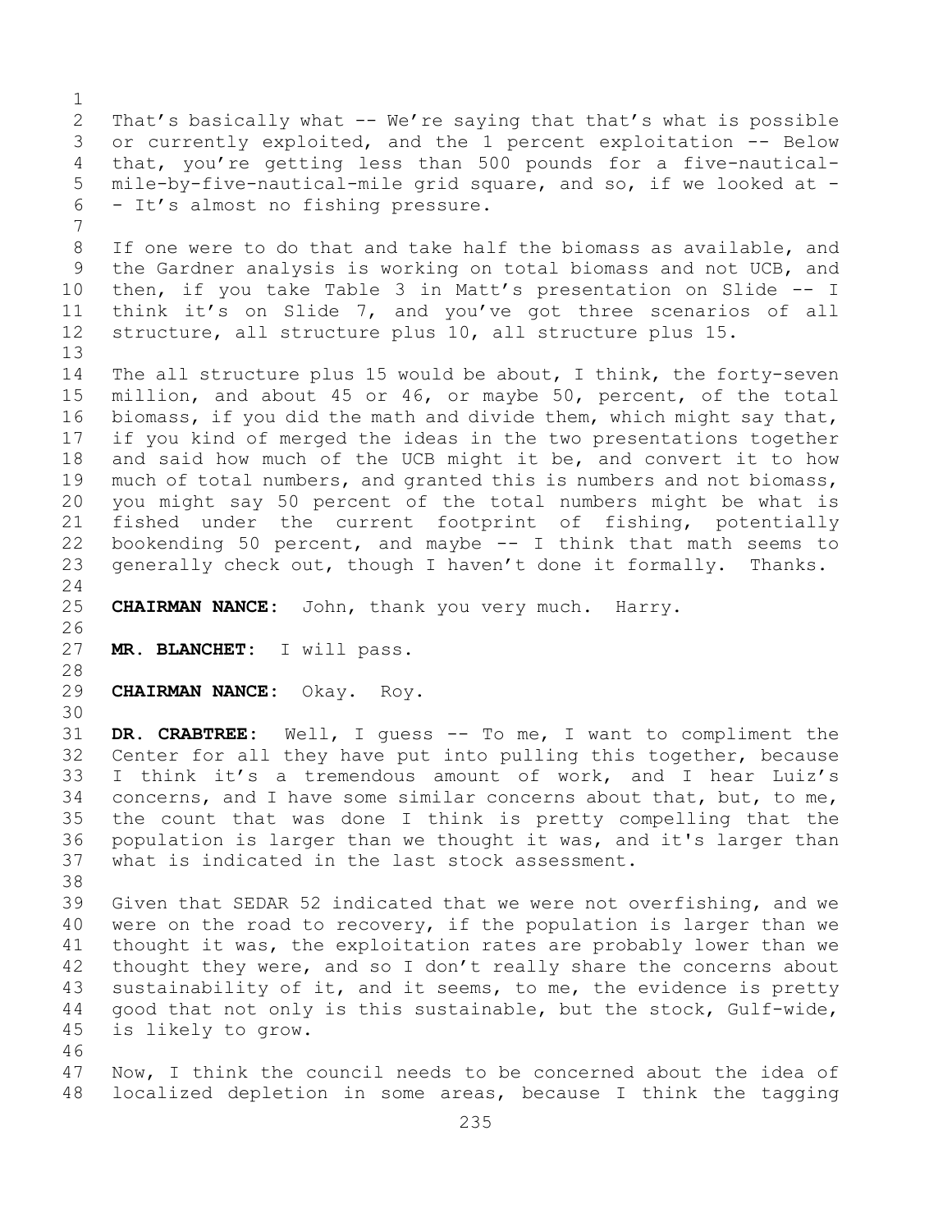That's basically what -- We're saying that that's what is possible or currently exploited, and the 1 percent exploitation -- Below that, you're getting less than 500 pounds for a five-nautical-mile-by-five-nautical-mile grid square, and so, if we looked at -- It's almost no fishing pressure.

If one were to do that and take half the biomass as available, and the Gardner analysis is working on total biomass and not UCB, and then, if you take Table 3 in Matt's presentation on Slide -- I think it's on Slide 7, and you've got three scenarios of all structure, all structure plus 10, all structure plus 15.

The all structure plus 15 would be about, I think, the forty-seven million, and about 45 or 46, or maybe 50, percent, of the total biomass, if you did the math and divide them, which might say that, if you kind of merged the ideas in the two presentations together and said how much of the UCB might it be, and convert it to how much of total numbers, and granted this is numbers and not biomass, you might say 50 percent of the total numbers might be what is fished under the current footprint of fishing, potentially bookending 50 percent, and maybe -- I think that math seems to generally check out, though I haven't done it formally. Thanks.

**CHAIRMAN NANCE:** John, thank you very much. Harry.

**MR. BLANCHET:** I will pass.

**CHAIRMAN NANCE:** Okay. Roy.

**DR. CRABTREE:** Well, I guess -- To me, I want to compliment the Center for all they have put into pulling this together, because I think it's a tremendous amount of work, and I hear Luiz's concerns, and I have some similar concerns about that, but, to me, the count that was done I think is pretty compelling that the population is larger than we thought it was, and it's larger than what is indicated in the last stock assessment.

Given that SEDAR 52 indicated that we were not overfishing, and we were on the road to recovery, if the population is larger than we thought it was, the exploitation rates are probably lower than we thought they were, and so I don't really share the concerns about sustainability of it, and it seems, to me, the evidence is pretty good that not only is this sustainable, but the stock, Gulf-wide, is likely to grow.

Now, I think the council needs to be concerned about the idea of localized depletion in some areas, because I think the tagging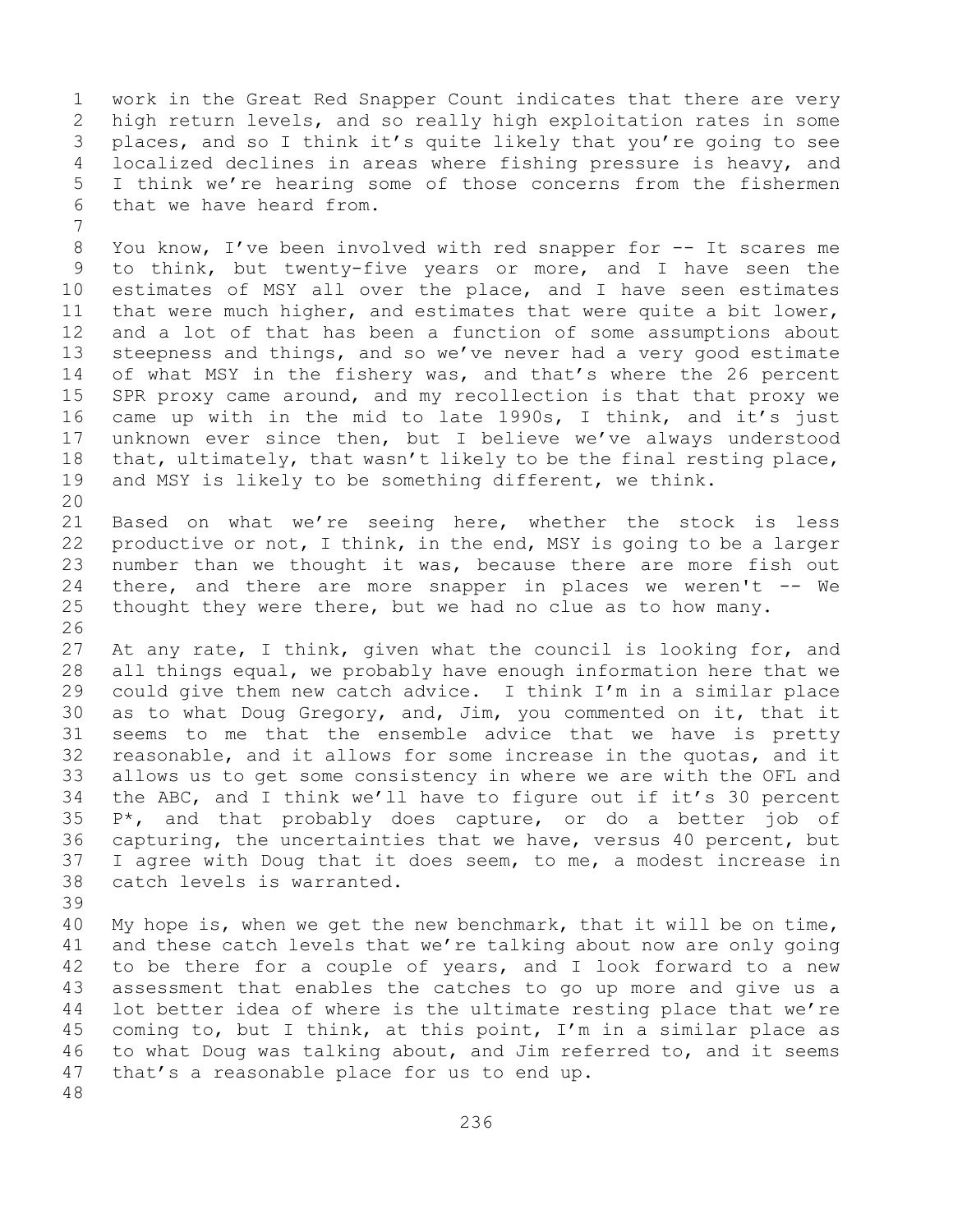work in the Great Red Snapper Count indicates that there are very high return levels, and so really high exploitation rates in some places, and so I think it's quite likely that you're going to see localized declines in areas where fishing pressure is heavy, and I think we're hearing some of those concerns from the fishermen that we have heard from.

You know, I've been involved with red snapper for -- It scares me to think, but twenty-five years or more, and I have seen the estimates of MSY all over the place, and I have seen estimates that were much higher, and estimates that were quite a bit lower, and a lot of that has been a function of some assumptions about steepness and things, and so we've never had a very good estimate of what MSY in the fishery was, and that's where the 26 percent SPR proxy came around, and my recollection is that that proxy we came up with in the mid to late 1990s, I think, and it's just unknown ever since then, but I believe we've always understood that, ultimately, that wasn't likely to be the final resting place, and MSY is likely to be something different, we think.

Based on what we're seeing here, whether the stock is less productive or not, I think, in the end, MSY is going to be a larger number than we thought it was, because there are more fish out there, and there are more snapper in places we weren't -- We thought they were there, but we had no clue as to how many.

At any rate, I think, given what the council is looking for, and all things equal, we probably have enough information here that we could give them new catch advice. I think I'm in a similar place as to what Doug Gregory, and, Jim, you commented on it, that it seems to me that the ensemble advice that we have is pretty reasonable, and it allows for some increase in the quotas, and it allows us to get some consistency in where we are with the OFL and the ABC, and I think we'll have to figure out if it's 30 percent P*, and that probably does capture, or do a better job of capturing, the uncertainties that we have, versus 40 percent, but I agree with Doug that it does seem, to me, a modest increase in catch levels is warranted.

My hope is, when we get the new benchmark, that it will be on time, and these catch levels that we're talking about now are only going to be there for a couple of years, and I look forward to a new assessment that enables the catches to go up more and give us a lot better idea of where is the ultimate resting place that we're coming to, but I think, at this point, I'm in a similar place as to what Doug was talking about, and Jim referred to, and it seems that's a reasonable place for us to end up.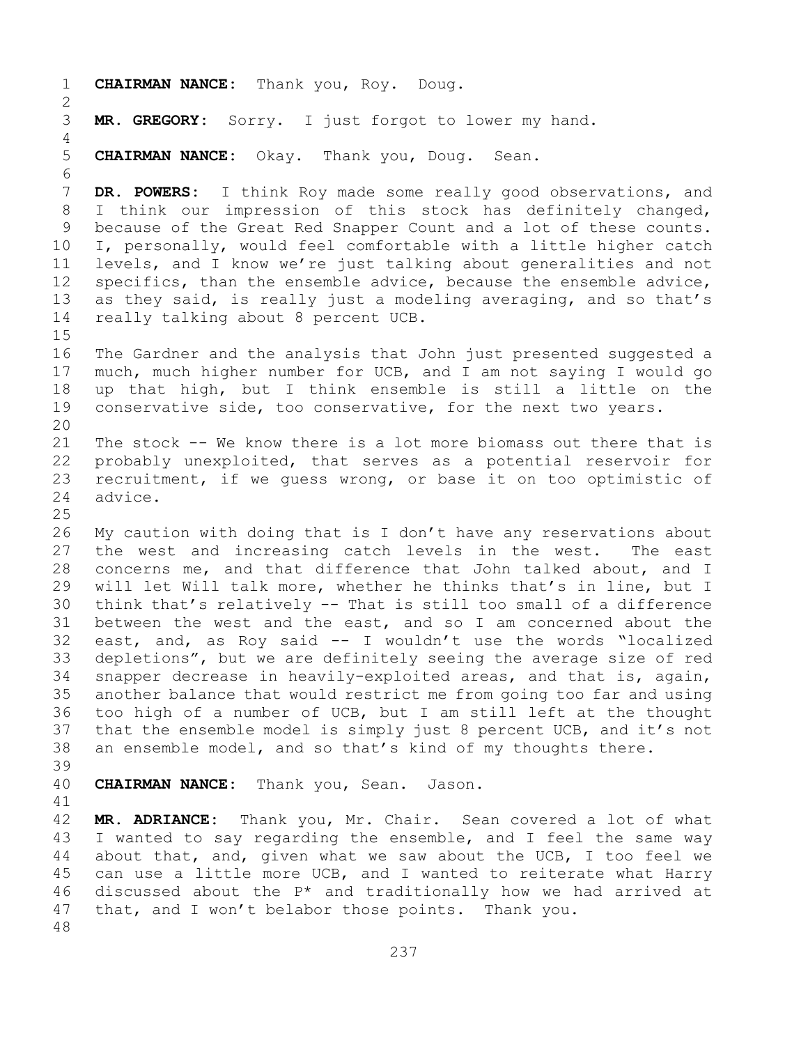**CHAIRMAN NANCE:** Thank you, Roy. Doug.

**MR. GREGORY:** Sorry. I just forgot to lower my hand.

**CHAIRMAN NANCE:** Okay. Thank you, Doug. Sean.

**DR. POWERS:** I think Roy made some really good observations, and I think our impression of this stock has definitely changed, because of the Great Red Snapper Count and a lot of these counts. I, personally, would feel comfortable with a little higher catch levels, and I know we're just talking about generalities and not specifics, than the ensemble advice, because the ensemble advice, as they said, is really just a modeling averaging, and so that's really talking about 8 percent UCB.

The Gardner and the analysis that John just presented suggested a much, much higher number for UCB, and I am not saying I would go up that high, but I think ensemble is still a little on the conservative side, too conservative, for the next two years.

The stock -- We know there is a lot more biomass out there that is probably unexploited, that serves as a potential reservoir for recruitment, if we guess wrong, or base it on too optimistic of advice.

My caution with doing that is I don't have any reservations about the west and increasing catch levels in the west. The east concerns me, and that difference that John talked about, and I will let Will talk more, whether he thinks that's in line, but I think that's relatively -- That is still too small of a difference between the west and the east, and so I am concerned about the east, and, as Roy said -- I wouldn't use the words "localized depletions", but we are definitely seeing the average size of red snapper decrease in heavily-exploited areas, and that is, again, another balance that would restrict me from going too far and using too high of a number of UCB, but I am still left at the thought that the ensemble model is simply just 8 percent UCB, and it's not an ensemble model, and so that's kind of my thoughts there.

**CHAIRMAN NANCE:** Thank you, Sean. Jason.

**MR. ADRIANCE:** Thank you, Mr. Chair. Sean covered a lot of what I wanted to say regarding the ensemble, and I feel the same way about that, and, given what we saw about the UCB, I too feel we can use a little more UCB, and I wanted to reiterate what Harry discussed about the P* and traditionally how we had arrived at that, and I won't belabor those points. Thank you.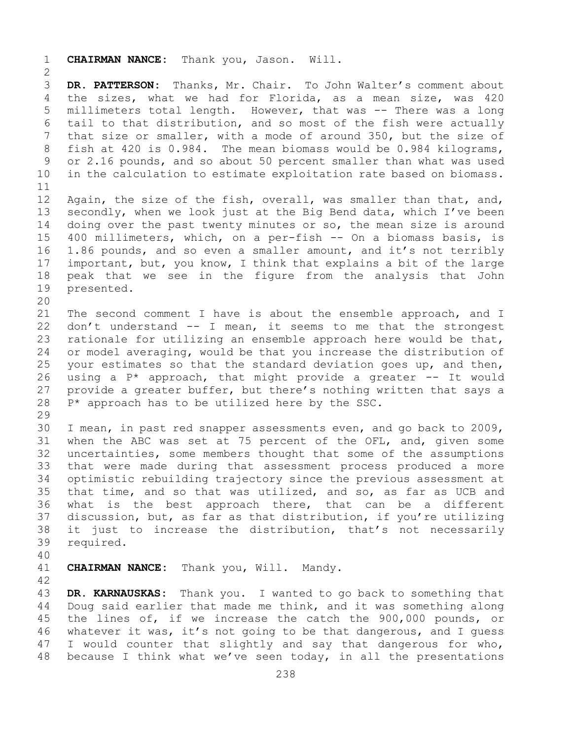**CHAIRMAN NANCE:** Thank you, Jason. Will.

**DR. PATTERSON:** Thanks, Mr. Chair. To John Walter's comment about the sizes, what we had for Florida, as a mean size, was 420 millimeters total length. However, that was -- There was a long tail to that distribution, and so most of the fish were actually that size or smaller, with a mode of around 350, but the size of fish at 420 is 0.984. The mean biomass would be 0.984 kilograms, or 2.16 pounds, and so about 50 percent smaller than what was used in the calculation to estimate exploitation rate based on biomass.

Again, the size of the fish, overall, was smaller than that, and, secondly, when we look just at the Big Bend data, which I've been doing over the past twenty minutes or so, the mean size is around 400 millimeters, which, on a per-fish -- On a biomass basis, is 1.86 pounds, and so even a smaller amount, and it's not terribly important, but, you know, I think that explains a bit of the large peak that we see in the figure from the analysis that John presented.

The second comment I have is about the ensemble approach, and I don't understand -- I mean, it seems to me that the strongest rationale for utilizing an ensemble approach here would be that, or model averaging, would be that you increase the distribution of your estimates so that the standard deviation goes up, and then, using a P* approach, that might provide a greater -- It would provide a greater buffer, but there's nothing written that says a P* approach has to be utilized here by the SSC.

I mean, in past red snapper assessments even, and go back to 2009, when the ABC was set at 75 percent of the OFL, and, given some uncertainties, some members thought that some of the assumptions that were made during that assessment process produced a more optimistic rebuilding trajectory since the previous assessment at that time, and so that was utilized, and so, as far as UCB and what is the best approach there, that can be a different discussion, but, as far as that distribution, if you're utilizing it just to increase the distribution, that's not necessarily required.

**CHAIRMAN NANCE:** Thank you, Will. Mandy.

**DR. KARNAUSKAS:** Thank you. I wanted to go back to something that Doug said earlier that made me think, and it was something along the lines of, if we increase the catch the 900,000 pounds, or whatever it was, it's not going to be that dangerous, and I guess I would counter that slightly and say that dangerous for who, because I think what we've seen today, in all the presentations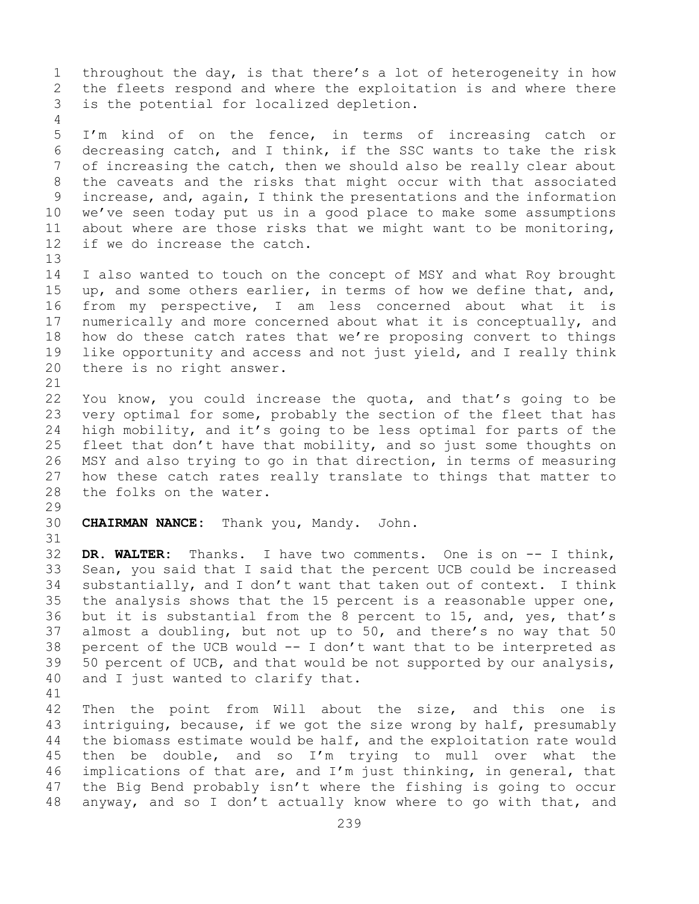throughout the day, is that there's a lot of heterogeneity in how the fleets respond and where the exploitation is and where there is the potential for localized depletion.

I'm kind of on the fence, in terms of increasing catch or decreasing catch, and I think, if the SSC wants to take the risk of increasing the catch, then we should also be really clear about the caveats and the risks that might occur with that associated increase, and, again, I think the presentations and the information we've seen today put us in a good place to make some assumptions about where are those risks that we might want to be monitoring, if we do increase the catch.

I also wanted to touch on the concept of MSY and what Roy brought up, and some others earlier, in terms of how we define that, and, from my perspective, I am less concerned about what it is numerically and more concerned about what it is conceptually, and how do these catch rates that we're proposing convert to things like opportunity and access and not just yield, and I really think there is no right answer.

You know, you could increase the quota, and that's going to be very optimal for some, probably the section of the fleet that has high mobility, and it's going to be less optimal for parts of the fleet that don't have that mobility, and so just some thoughts on MSY and also trying to go in that direction, in terms of measuring how these catch rates really translate to things that matter to the folks on the water.

**CHAIRMAN NANCE:** Thank you, Mandy. John.

**DR. WALTER:** Thanks. I have two comments. One is on -- I think, Sean, you said that I said that the percent UCB could be increased substantially, and I don't want that taken out of context. I think the analysis shows that the 15 percent is a reasonable upper one, but it is substantial from the 8 percent to 15, and, yes, that's almost a doubling, but not up to 50, and there's no way that 50 percent of the UCB would -- I don't want that to be interpreted as 50 percent of UCB, and that would be not supported by our analysis, and I just wanted to clarify that.

Then the point from Will about the size, and this one is intriguing, because, if we got the size wrong by half, presumably the biomass estimate would be half, and the exploitation rate would then be double, and so I'm trying to mull over what the implications of that are, and I'm just thinking, in general, that the Big Bend probably isn't where the fishing is going to occur anyway, and so I don't actually know where to go with that, and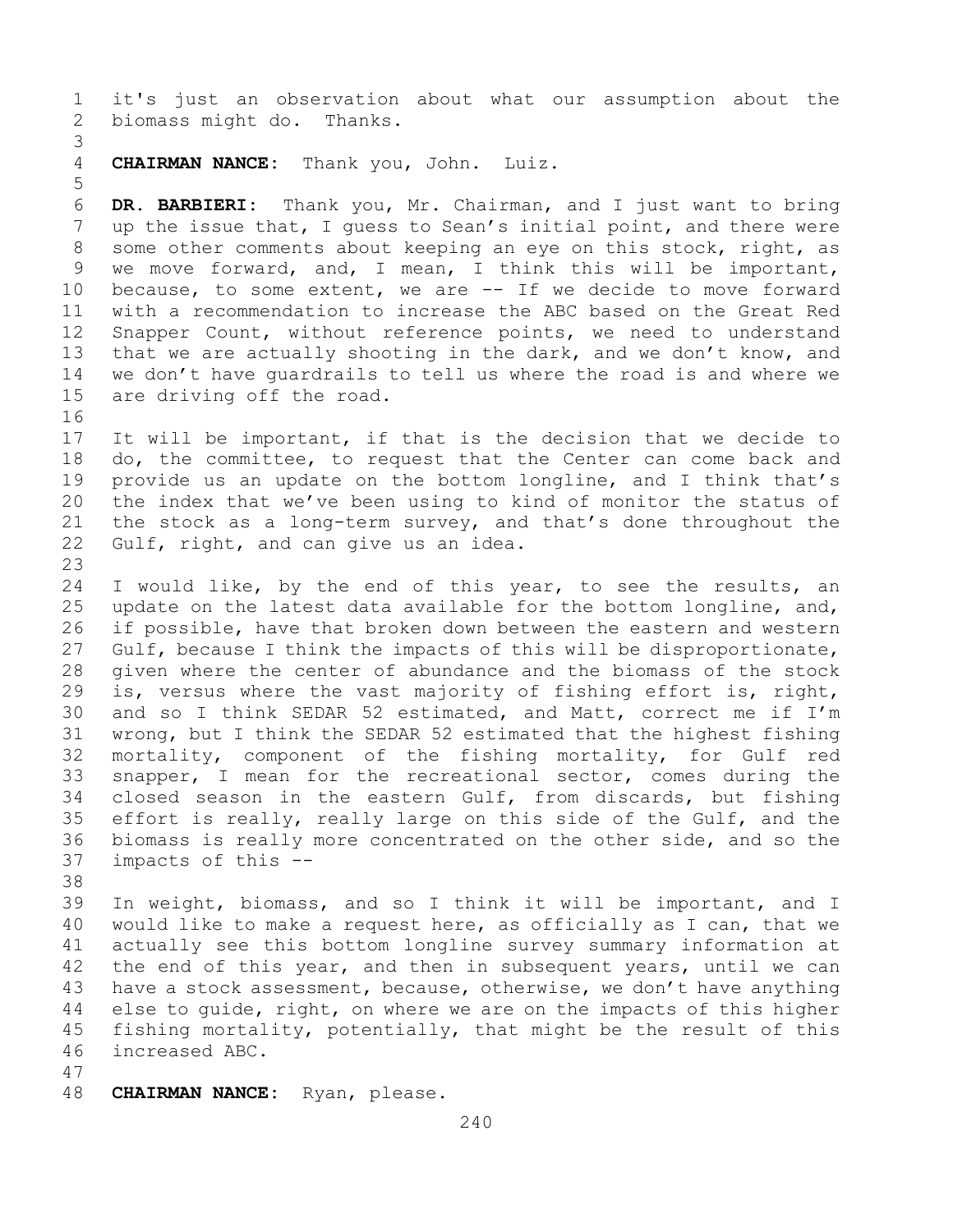it's just an observation about what our assumption about the biomass might do. Thanks.

**CHAIRMAN NANCE:** Thank you, John. Luiz.

**DR. BARBIERI:** Thank you, Mr. Chairman, and I just want to bring up the issue that, I guess to Sean's initial point, and there were some other comments about keeping an eye on this stock, right, as we move forward, and, I mean, I think this will be important, because, to some extent, we are -- If we decide to move forward with a recommendation to increase the ABC based on the Great Red Snapper Count, without reference points, we need to understand that we are actually shooting in the dark, and we don't know, and we don't have guardrails to tell us where the road is and where we are driving off the road.

It will be important, if that is the decision that we decide to do, the committee, to request that the Center can come back and provide us an update on the bottom longline, and I think that's the index that we've been using to kind of monitor the status of the stock as a long-term survey, and that's done throughout the Gulf, right, and can give us an idea.

I would like, by the end of this year, to see the results, an update on the latest data available for the bottom longline, and, if possible, have that broken down between the eastern and western Gulf, because I think the impacts of this will be disproportionate, given where the center of abundance and the biomass of the stock is, versus where the vast majority of fishing effort is, right, and so I think SEDAR 52 estimated, and Matt, correct me if I'm wrong, but I think the SEDAR 52 estimated that the highest fishing mortality, component of the fishing mortality, for Gulf red snapper, I mean for the recreational sector, comes during the closed season in the eastern Gulf, from discards, but fishing effort is really, really large on this side of the Gulf, and the biomass is really more concentrated on the other side, and so the impacts of this --

In weight, biomass, and so I think it will be important, and I would like to make a request here, as officially as I can, that we actually see this bottom longline survey summary information at the end of this year, and then in subsequent years, until we can have a stock assessment, because, otherwise, we don't have anything else to guide, right, on where we are on the impacts of this higher fishing mortality, potentially, that might be the result of this increased ABC.

**CHAIRMAN NANCE:** Ryan, please.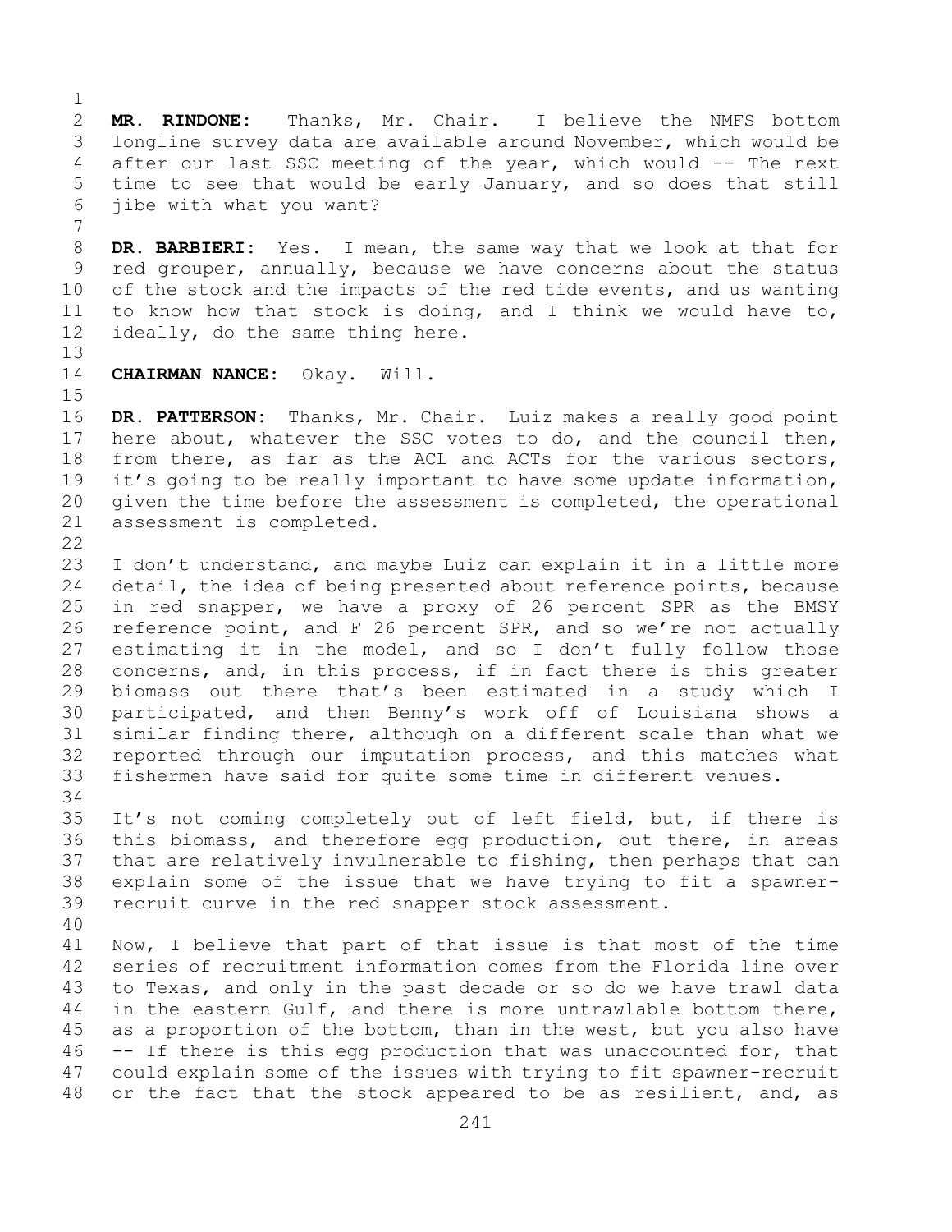**MR. RINDONE:** Thanks, Mr. Chair. I believe the NMFS bottom longline survey data are available around November, which would be after our last SSC meeting of the year, which would -- The next time to see that would be early January, and so does that still jibe with what you want?

**DR. BARBIERI:** Yes. I mean, the same way that we look at that for red grouper, annually, because we have concerns about the status of the stock and the impacts of the red tide events, and us wanting to know how that stock is doing, and I think we would have to, ideally, do the same thing here.

**CHAIRMAN NANCE:** Okay. Will.

**DR. PATTERSON:** Thanks, Mr. Chair. Luiz makes a really good point here about, whatever the SSC votes to do, and the council then, from there, as far as the ACL and ACTs for the various sectors, it's going to be really important to have some update information, given the time before the assessment is completed, the operational assessment is completed.

I don't understand, and maybe Luiz can explain it in a little more detail, the idea of being presented about reference points, because in red snapper, we have a proxy of 26 percent SPR as the BMSY reference point, and F 26 percent SPR, and so we're not actually estimating it in the model, and so I don't fully follow those concerns, and, in this process, if in fact there is this greater biomass out there that's been estimated in a study which I participated, and then Benny's work off of Louisiana shows a similar finding there, although on a different scale than what we reported through our imputation process, and this matches what fishermen have said for quite some time in different venues.

It's not coming completely out of left field, but, if there is this biomass, and therefore egg production, out there, in areas that are relatively invulnerable to fishing, then perhaps that can explain some of the issue that we have trying to fit a spawner-recruit curve in the red snapper stock assessment.

Now, I believe that part of that issue is that most of the time series of recruitment information comes from the Florida line over to Texas, and only in the past decade or so do we have trawl data in the eastern Gulf, and there is more untrawlable bottom there, as a proportion of the bottom, than in the west, but you also have -- If there is this egg production that was unaccounted for, that could explain some of the issues with trying to fit spawner-recruit or the fact that the stock appeared to be as resilient, and, as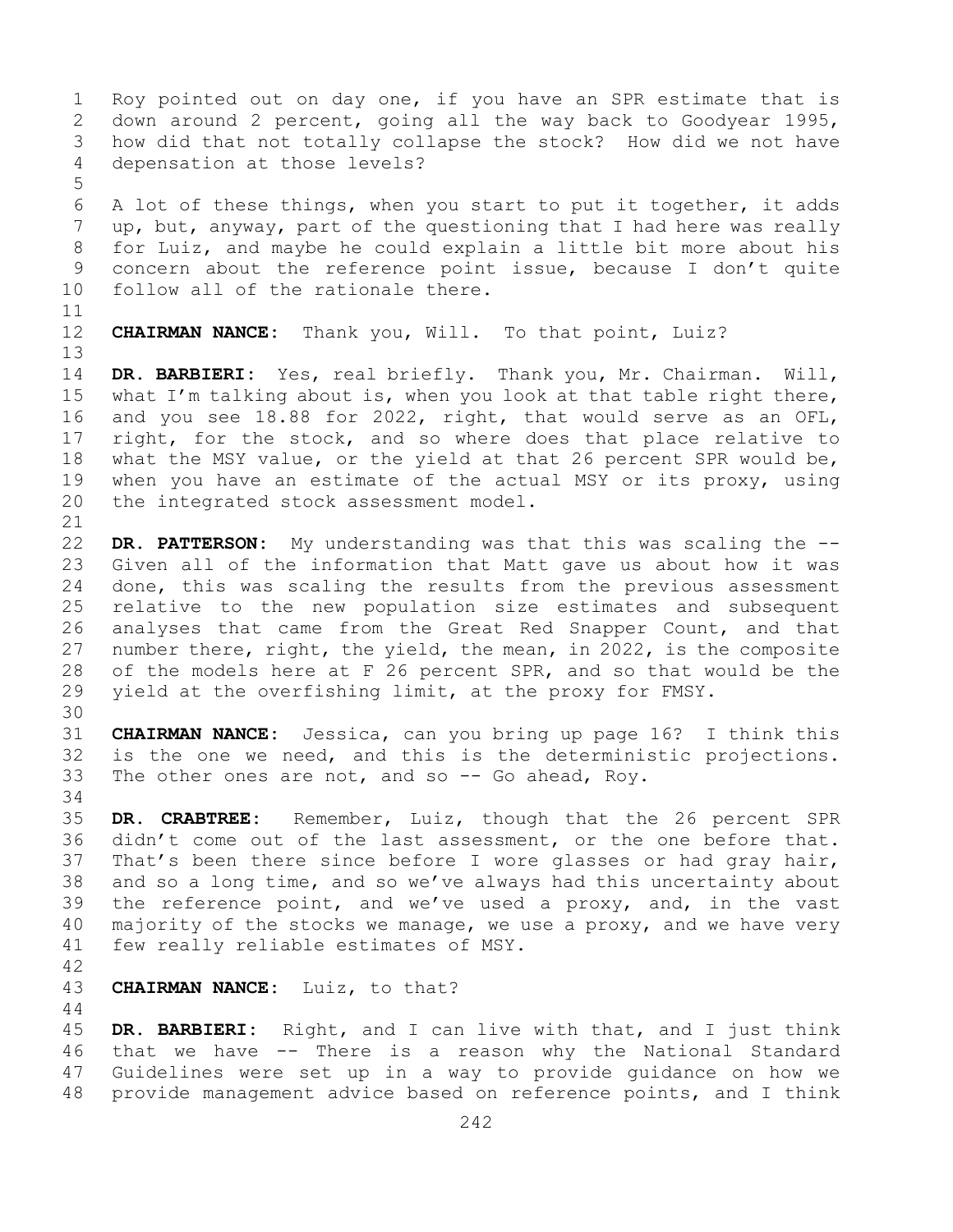Roy pointed out on day one, if you have an SPR estimate that is down around 2 percent, going all the way back to Goodyear 1995, how did that not totally collapse the stock? How did we not have depensation at those levels?

A lot of these things, when you start to put it together, it adds up, but, anyway, part of the questioning that I had here was really for Luiz, and maybe he could explain a little bit more about his concern about the reference point issue, because I don't quite follow all of the rationale there.

**CHAIRMAN NANCE:** Thank you, Will. To that point, Luiz?

**DR. BARBIERI:** Yes, real briefly. Thank you, Mr. Chairman. Will, what I'm talking about is, when you look at that table right there, and you see 18.88 for 2022, right, that would serve as an OFL, right, for the stock, and so where does that place relative to what the MSY value, or the yield at that 26 percent SPR would be, when you have an estimate of the actual MSY or its proxy, using the integrated stock assessment model.

**DR. PATTERSON:** My understanding was that this was scaling the -- Given all of the information that Matt gave us about how it was done, this was scaling the results from the previous assessment relative to the new population size estimates and subsequent analyses that came from the Great Red Snapper Count, and that number there, right, the yield, the mean, in 2022, is the composite of the models here at F 26 percent SPR, and so that would be the yield at the overfishing limit, at the proxy for FMSY.

**CHAIRMAN NANCE:** Jessica, can you bring up page 16? I think this is the one we need, and this is the deterministic projections. The other ones are not, and so -- Go ahead, Roy.

**DR. CRABTREE:** Remember, Luiz, though that the 26 percent SPR didn't come out of the last assessment, or the one before that. That's been there since before I wore glasses or had gray hair, and so a long time, and so we've always had this uncertainty about the reference point, and we've used a proxy, and, in the vast majority of the stocks we manage, we use a proxy, and we have very few really reliable estimates of MSY.

**CHAIRMAN NANCE:** Luiz, to that?

**DR. BARBIERI:** Right, and I can live with that, and I just think that we have -- There is a reason why the National Standard Guidelines were set up in a way to provide guidance on how we provide management advice based on reference points, and I think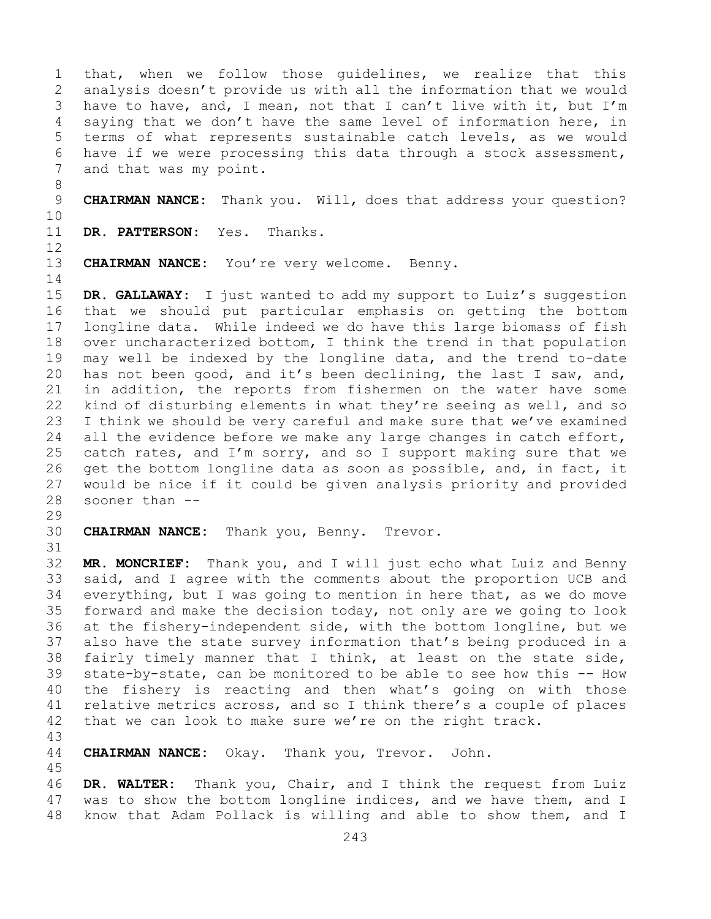that, when we follow those guidelines, we realize that this analysis doesn't provide us with all the information that we would have to have, and, I mean, not that I can't live with it, but I'm saying that we don't have the same level of information here, in terms of what represents sustainable catch levels, as we would have if we were processing this data through a stock assessment, and that was my point.

**CHAIRMAN NANCE:** Thank you. Will, does that address your question?

**DR. PATTERSON:** Yes. Thanks.

**CHAIRMAN NANCE:** You're very welcome. Benny.

**DR. GALLAWAY:** I just wanted to add my support to Luiz's suggestion that we should put particular emphasis on getting the bottom longline data. While indeed we do have this large biomass of fish over uncharacterized bottom, I think the trend in that population may well be indexed by the longline data, and the trend to-date has not been good, and it's been declining, the last I saw, and, in addition, the reports from fishermen on the water have some kind of disturbing elements in what they're seeing as well, and so I think we should be very careful and make sure that we've examined all the evidence before we make any large changes in catch effort, catch rates, and I'm sorry, and so I support making sure that we get the bottom longline data as soon as possible, and, in fact, it would be nice if it could be given analysis priority and provided sooner than --

**CHAIRMAN NANCE:** Thank you, Benny. Trevor.

**MR. MONCRIEF:** Thank you, and I will just echo what Luiz and Benny said, and I agree with the comments about the proportion UCB and everything, but I was going to mention in here that, as we do move forward and make the decision today, not only are we going to look at the fishery-independent side, with the bottom longline, but we also have the state survey information that's being produced in a fairly timely manner that I think, at least on the state side, state-by-state, can be monitored to be able to see how this -- How the fishery is reacting and then what's going on with those relative metrics across, and so I think there's a couple of places that we can look to make sure we're on the right track.

**CHAIRMAN NANCE:** Okay. Thank you, Trevor. John.

**DR. WALTER:** Thank you, Chair, and I think the request from Luiz was to show the bottom longline indices, and we have them, and I know that Adam Pollack is willing and able to show them, and I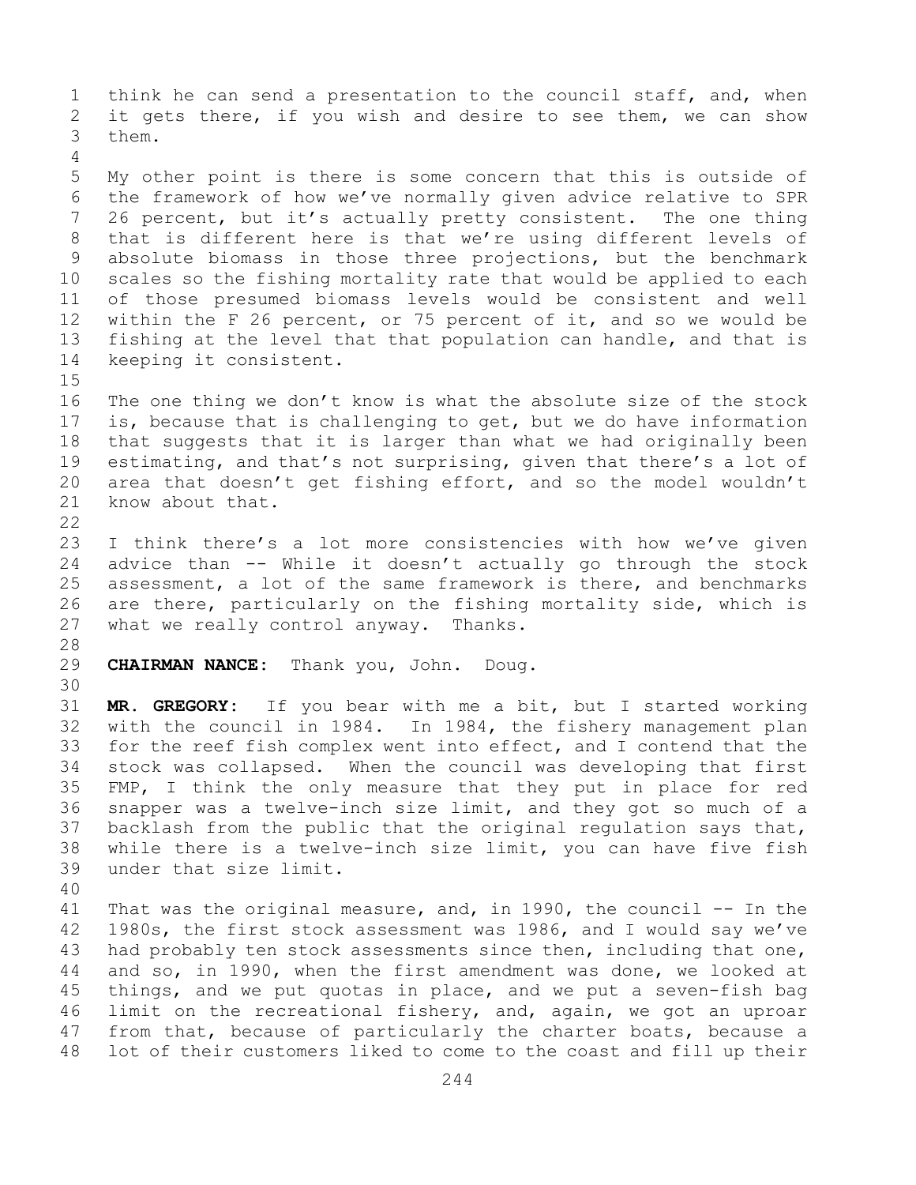think he can send a presentation to the council staff, and, when it gets there, if you wish and desire to see them, we can show them.

My other point is there is some concern that this is outside of the framework of how we've normally given advice relative to SPR 26 percent, but it's actually pretty consistent. The one thing that is different here is that we're using different levels of absolute biomass in those three projections, but the benchmark scales so the fishing mortality rate that would be applied to each of those presumed biomass levels would be consistent and well within the F 26 percent, or 75 percent of it, and so we would be fishing at the level that that population can handle, and that is keeping it consistent.

The one thing we don't know is what the absolute size of the stock is, because that is challenging to get, but we do have information that suggests that it is larger than what we had originally been estimating, and that's not surprising, given that there's a lot of area that doesn't get fishing effort, and so the model wouldn't know about that.

I think there's a lot more consistencies with how we've given advice than -- While it doesn't actually go through the stock assessment, a lot of the same framework is there, and benchmarks are there, particularly on the fishing mortality side, which is what we really control anyway. Thanks.

**CHAIRMAN NANCE:** Thank you, John. Doug.

**MR. GREGORY:** If you bear with me a bit, but I started working with the council in 1984. In 1984, the fishery management plan for the reef fish complex went into effect, and I contend that the stock was collapsed. When the council was developing that first FMP, I think the only measure that they put in place for red snapper was a twelve-inch size limit, and they got so much of a backlash from the public that the original regulation says that, while there is a twelve-inch size limit, you can have five fish under that size limit.

That was the original measure, and, in 1990, the council -- In the 1980s, the first stock assessment was 1986, and I would say we've had probably ten stock assessments since then, including that one, and so, in 1990, when the first amendment was done, we looked at things, and we put quotas in place, and we put a seven-fish bag limit on the recreational fishery, and, again, we got an uproar from that, because of particularly the charter boats, because a lot of their customers liked to come to the coast and fill up their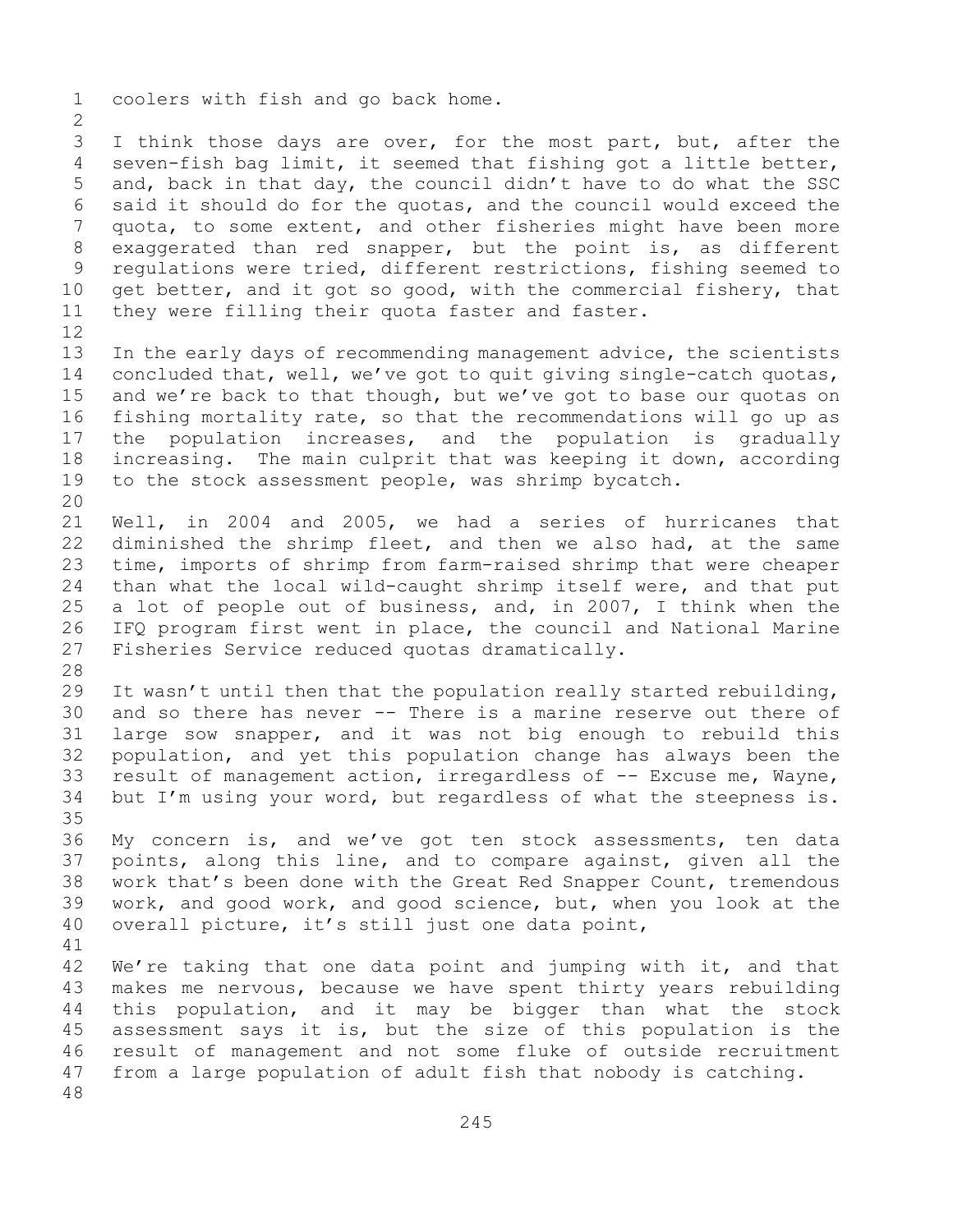coolers with fish and go back home.

I think those days are over, for the most part, but, after the seven-fish bag limit, it seemed that fishing got a little better, and, back in that day, the council didn't have to do what the SSC said it should do for the quotas, and the council would exceed the quota, to some extent, and other fisheries might have been more exaggerated than red snapper, but the point is, as different regulations were tried, different restrictions, fishing seemed to get better, and it got so good, with the commercial fishery, that they were filling their quota faster and faster.

In the early days of recommending management advice, the scientists concluded that, well, we've got to quit giving single-catch quotas, and we're back to that though, but we've got to base our quotas on fishing mortality rate, so that the recommendations will go up as the population increases, and the population is gradually increasing. The main culprit that was keeping it down, according to the stock assessment people, was shrimp bycatch.

Well, in 2004 and 2005, we had a series of hurricanes that diminished the shrimp fleet, and then we also had, at the same time, imports of shrimp from farm-raised shrimp that were cheaper than what the local wild-caught shrimp itself were, and that put a lot of people out of business, and, in 2007, I think when the IFQ program first went in place, the council and National Marine Fisheries Service reduced quotas dramatically.

It wasn't until then that the population really started rebuilding, and so there has never -- There is a marine reserve out there of large sow snapper, and it was not big enough to rebuild this population, and yet this population change has always been the result of management action, irregardless of -- Excuse me, Wayne, but I'm using your word, but regardless of what the steepness is.

My concern is, and we've got ten stock assessments, ten data points, along this line, and to compare against, given all the work that's been done with the Great Red Snapper Count, tremendous work, and good work, and good science, but, when you look at the overall picture, it's still just one data point,

We're taking that one data point and jumping with it, and that makes me nervous, because we have spent thirty years rebuilding this population, and it may be bigger than what the stock assessment says it is, but the size of this population is the result of management and not some fluke of outside recruitment from a large population of adult fish that nobody is catching.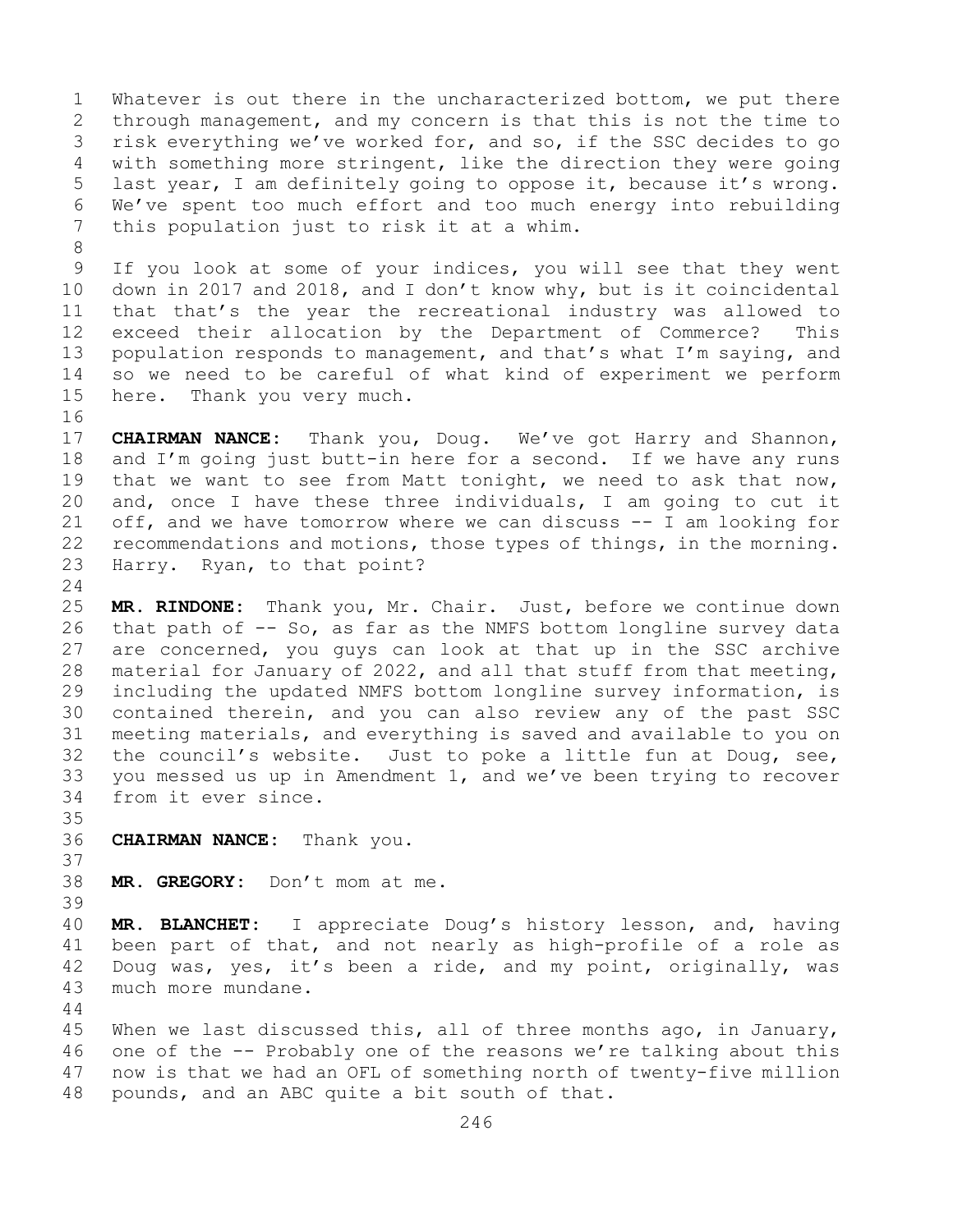Whatever is out there in the uncharacterized bottom, we put there through management, and my concern is that this is not the time to risk everything we've worked for, and so, if the SSC decides to go with something more stringent, like the direction they were going last year, I am definitely going to oppose it, because it's wrong. We've spent too much effort and too much energy into rebuilding this population just to risk it at a whim.

If you look at some of your indices, you will see that they went down in 2017 and 2018, and I don't know why, but is it coincidental that that's the year the recreational industry was allowed to exceed their allocation by the Department of Commerce? This population responds to management, and that's what I'm saying, and so we need to be careful of what kind of experiment we perform here. Thank you very much.

**CHAIRMAN NANCE:** Thank you, Doug. We've got Harry and Shannon, and I'm going just butt-in here for a second. If we have any runs that we want to see from Matt tonight, we need to ask that now, and, once I have these three individuals, I am going to cut it off, and we have tomorrow where we can discuss -- I am looking for recommendations and motions, those types of things, in the morning. Harry. Ryan, to that point?

**MR. RINDONE:** Thank you, Mr. Chair. Just, before we continue down that path of -- So, as far as the NMFS bottom longline survey data are concerned, you guys can look at that up in the SSC archive material for January of 2022, and all that stuff from that meeting, including the updated NMFS bottom longline survey information, is contained therein, and you can also review any of the past SSC meeting materials, and everything is saved and available to you on the council's website. Just to poke a little fun at Doug, see, you messed us up in Amendment 1, and we've been trying to recover from it ever since.

**CHAIRMAN NANCE:** Thank you.

**MR. GREGORY:** Don't mom at me.

**MR. BLANCHET:** I appreciate Doug's history lesson, and, having been part of that, and not nearly as high-profile of a role as Doug was, yes, it's been a ride, and my point, originally, was much more mundane.

When we last discussed this, all of three months ago, in January, one of the -- Probably one of the reasons we're talking about this now is that we had an OFL of something north of twenty-five million pounds, and an ABC quite a bit south of that.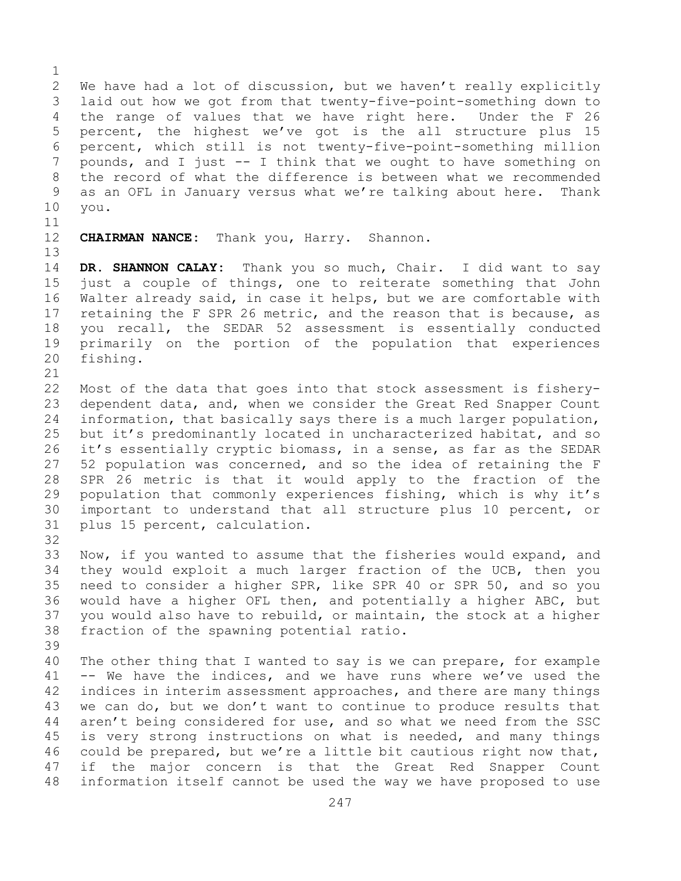We have had a lot of discussion, but we haven't really explicitly laid out how we got from that twenty-five-point-something down to the range of values that we have right here. Under the F 26 percent, the highest we've got is the all structure plus 15 percent, which still is not twenty-five-point-something million pounds, and I just -- I think that we ought to have something on the record of what the difference is between what we recommended as an OFL in January versus what we're talking about here. Thank you.

**CHAIRMAN NANCE:** Thank you, Harry. Shannon.

**DR. SHANNON CALAY:** Thank you so much, Chair. I did want to say just a couple of things, one to reiterate something that John Walter already said, in case it helps, but we are comfortable with retaining the F SPR 26 metric, and the reason that is because, as you recall, the SEDAR 52 assessment is essentially conducted primarily on the portion of the population that experiences fishing.

Most of the data that goes into that stock assessment is fishery-dependent data, and, when we consider the Great Red Snapper Count information, that basically says there is a much larger population, but it's predominantly located in uncharacterized habitat, and so it's essentially cryptic biomass, in a sense, as far as the SEDAR 52 population was concerned, and so the idea of retaining the F SPR 26 metric is that it would apply to the fraction of the population that commonly experiences fishing, which is why it's important to understand that all structure plus 10 percent, or plus 15 percent, calculation.

Now, if you wanted to assume that the fisheries would expand, and they would exploit a much larger fraction of the UCB, then you need to consider a higher SPR, like SPR 40 or SPR 50, and so you would have a higher OFL then, and potentially a higher ABC, but you would also have to rebuild, or maintain, the stock at a higher fraction of the spawning potential ratio.

The other thing that I wanted to say is we can prepare, for example -- We have the indices, and we have runs where we've used the indices in interim assessment approaches, and there are many things we can do, but we don't want to continue to produce results that aren't being considered for use, and so what we need from the SSC is very strong instructions on what is needed, and many things could be prepared, but we're a little bit cautious right now that, if the major concern is that the Great Red Snapper Count information itself cannot be used the way we have proposed to use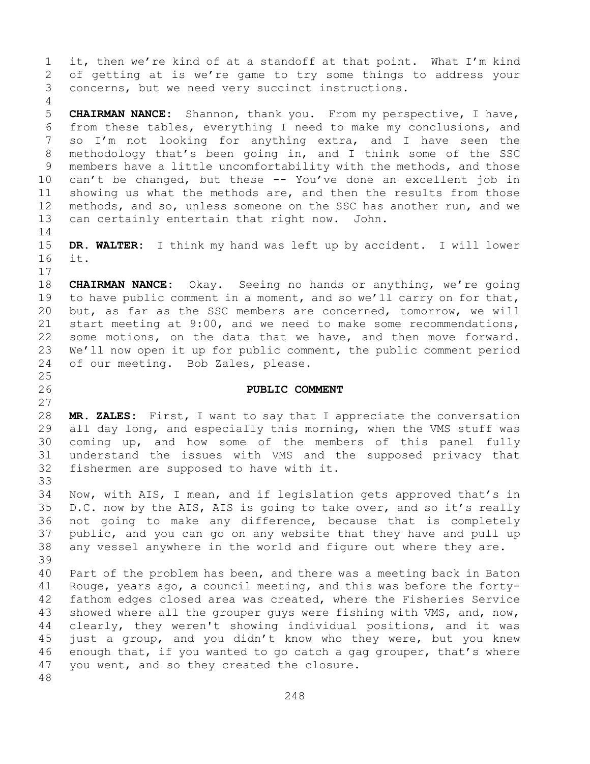it, then we're kind of at a standoff at that point. What I'm kind of getting at is we're game to try some things to address your concerns, but we need very succinct instructions.

**CHAIRMAN NANCE:** Shannon, thank you. From my perspective, I have, from these tables, everything I need to make my conclusions, and so I'm not looking for anything extra, and I have seen the methodology that's been going in, and I think some of the SSC members have a little uncomfortability with the methods, and those can't be changed, but these -- You've done an excellent job in showing us what the methods are, and then the results from those methods, and so, unless someone on the SSC has another run, and we can certainly entertain that right now. John.

**DR. WALTER:** I think my hand was left up by accident. I will lower it.

**CHAIRMAN NANCE:** Okay. Seeing no hands or anything, we're going to have public comment in a moment, and so we'll carry on for that, but, as far as the SSC members are concerned, tomorrow, we will start meeting at 9:00, and we need to make some recommendations, some motions, on the data that we have, and then move forward. We'll now open it up for public comment, the public comment period of our meeting. Bob Zales, please.

## PUBLIC COMMENT

**MR. ZALES:** First, I want to say that I appreciate the conversation all day long, and especially this morning, when the VMS stuff was coming up, and how some of the members of this panel fully understand the issues with VMS and the supposed privacy that fishermen are supposed to have with it.

Now, with AIS, I mean, and if legislation gets approved that's in D.C. now by the AIS, AIS is going to take over, and so it's really not going to make any difference, because that is completely public, and you can go on any website that they have and pull up any vessel anywhere in the world and figure out where they are.

Part of the problem has been, and there was a meeting back in Baton Rouge, years ago, a council meeting, and this was before the forty-fathom edges closed area was created, where the Fisheries Service showed where all the grouper guys were fishing with VMS, and, now, clearly, they weren't showing individual positions, and it was just a group, and you didn't know who they were, but you knew enough that, if you wanted to go catch a gag grouper, that's where you went, and so they created the closure.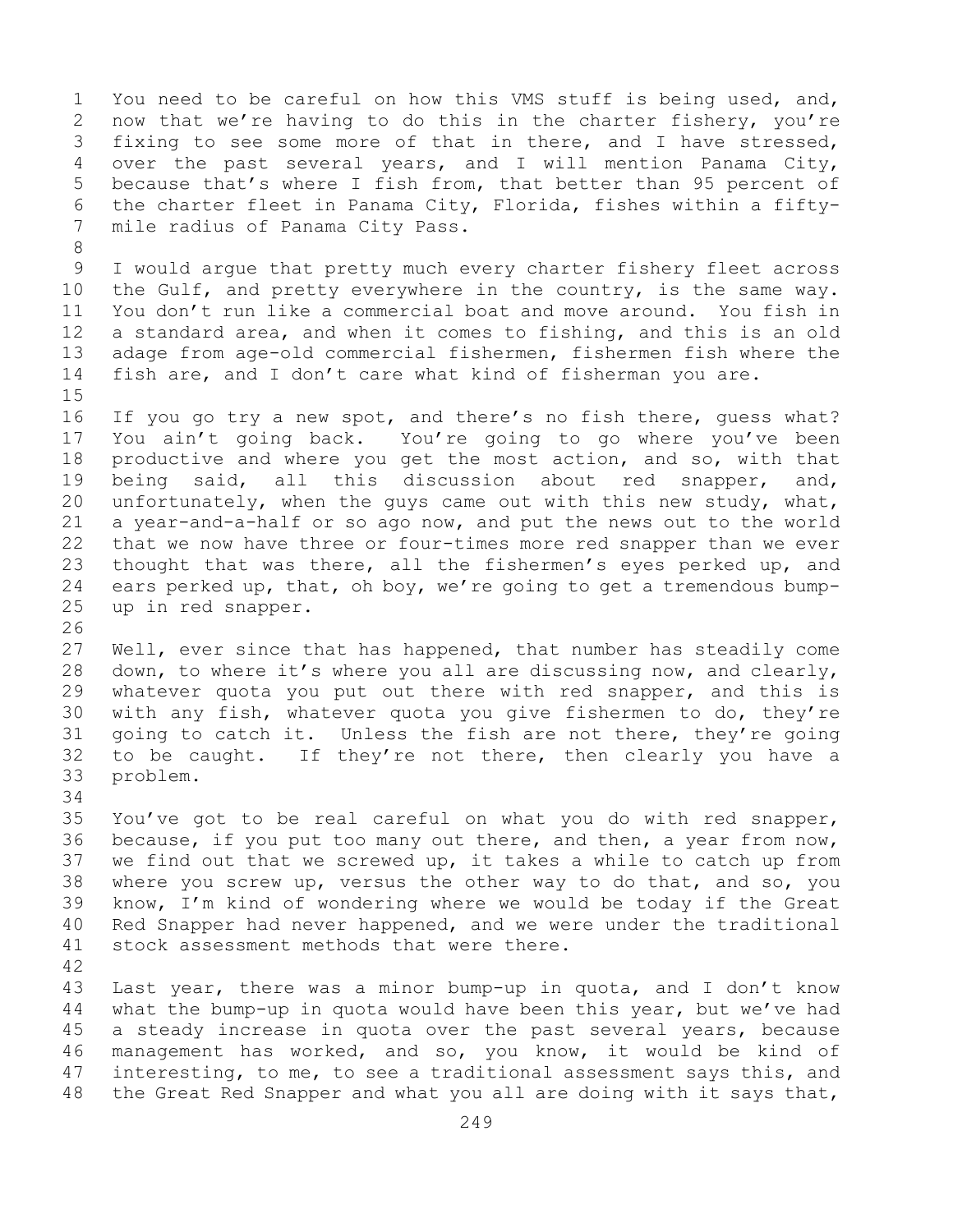You need to be careful on how this VMS stuff is being used, and, now that we're having to do this in the charter fishery, you're fixing to see some more of that in there, and I have stressed, over the past several years, and I will mention Panama City, because that's where I fish from, that better than 95 percent of the charter fleet in Panama City, Florida, fishes within a fifty-mile radius of Panama City Pass.

I would argue that pretty much every charter fishery fleet across the Gulf, and pretty everywhere in the country, is the same way. You don't run like a commercial boat and move around. You fish in a standard area, and when it comes to fishing, and this is an old adage from age-old commercial fishermen, fishermen fish where the fish are, and I don't care what kind of fisherman you are.

If you go try a new spot, and there's no fish there, guess what? You ain't going back. You're going to go where you've been productive and where you get the most action, and so, with that being said, all this discussion about red snapper, and, unfortunately, when the guys came out with this new study, what, a year-and-a-half or so ago now, and put the news out to the world that we now have three or four-times more red snapper than we ever thought that was there, all the fishermen's eyes perked up, and ears perked up, that, oh boy, we're going to get a tremendous bump-up in red snapper.

Well, ever since that has happened, that number has steadily come down, to where it's where you all are discussing now, and clearly, whatever quota you put out there with red snapper, and this is with any fish, whatever quota you give fishermen to do, they're going to catch it. Unless the fish are not there, they're going to be caught. If they're not there, then clearly you have a problem.

You've got to be real careful on what you do with red snapper, because, if you put too many out there, and then, a year from now, we find out that we screwed up, it takes a while to catch up from where you screw up, versus the other way to do that, and so, you know, I'm kind of wondering where we would be today if the Great Red Snapper had never happened, and we were under the traditional stock assessment methods that were there.

Last year, there was a minor bump-up in quota, and I don't know what the bump-up in quota would have been this year, but we've had a steady increase in quota over the past several years, because management has worked, and so, you know, it would be kind of interesting, to me, to see a traditional assessment says this, and the Great Red Snapper and what you all are doing with it says that,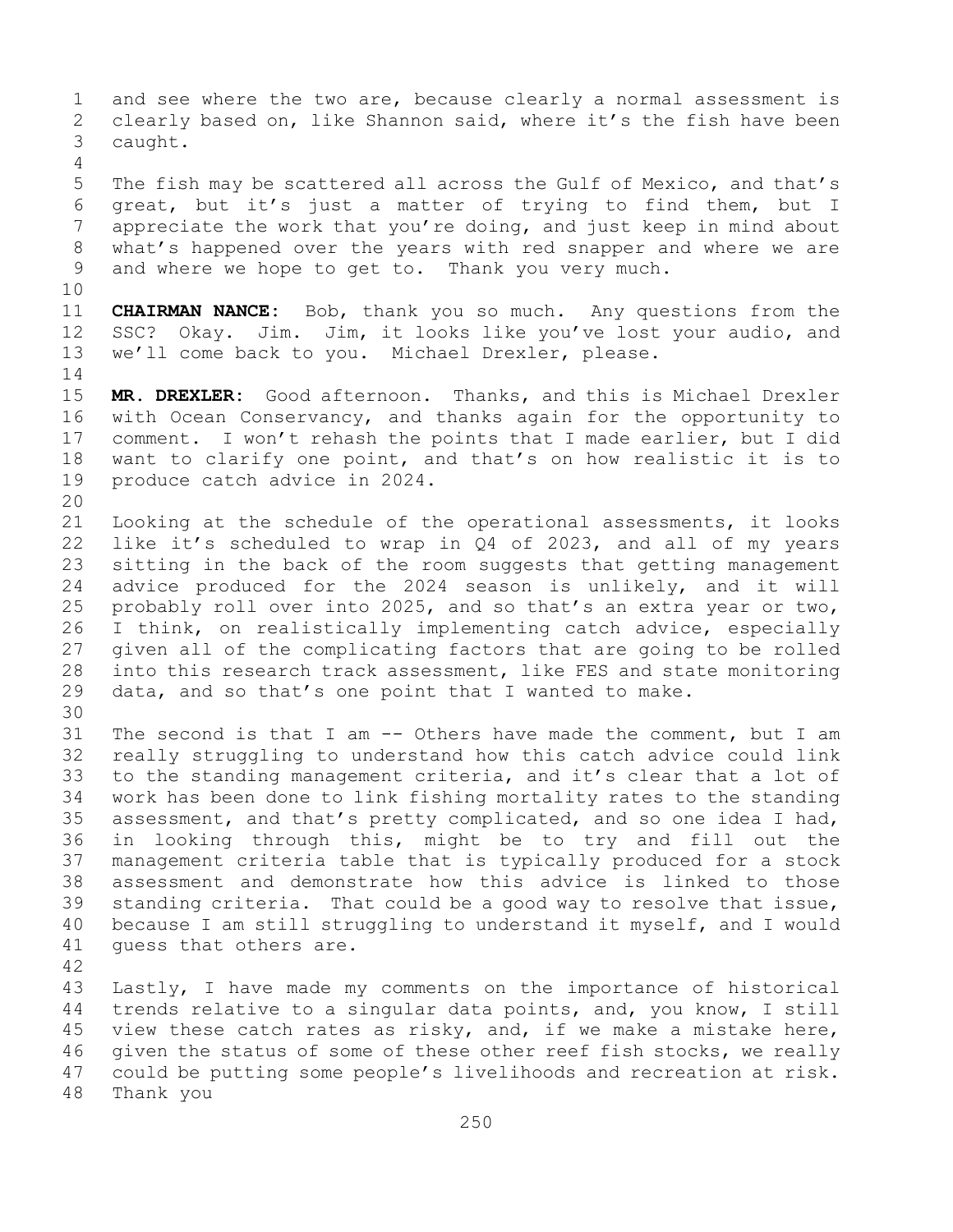and see where the two are, because clearly a normal assessment is clearly based on, like Shannon said, where it's the fish have been caught.

The fish may be scattered all across the Gulf of Mexico, and that's great, but it's just a matter of trying to find them, but I appreciate the work that you're doing, and just keep in mind about what's happened over the years with red snapper and where we are and where we hope to get to. Thank you very much.

**CHAIRMAN NANCE:** Bob, thank you so much. Any questions from the SSC? Okay. Jim. Jim, it looks like you've lost your audio, and we'll come back to you. Michael Drexler, please.

**MR. DREXLER:** Good afternoon. Thanks, and this is Michael Drexler with Ocean Conservancy, and thanks again for the opportunity to comment. I won't rehash the points that I made earlier, but I did want to clarify one point, and that's on how realistic it is to produce catch advice in 2024.

Looking at the schedule of the operational assessments, it looks like it's scheduled to wrap in Q4 of 2023, and all of my years sitting in the back of the room suggests that getting management advice produced for the 2024 season is unlikely, and it will probably roll over into 2025, and so that's an extra year or two, I think, on realistically implementing catch advice, especially given all of the complicating factors that are going to be rolled into this research track assessment, like FES and state monitoring data, and so that's one point that I wanted to make.

The second is that I am -- Others have made the comment, but I am really struggling to understand how this catch advice could link to the standing management criteria, and it's clear that a lot of work has been done to link fishing mortality rates to the standing assessment, and that's pretty complicated, and so one idea I had, in looking through this, might be to try and fill out the management criteria table that is typically produced for a stock assessment and demonstrate how this advice is linked to those standing criteria. That could be a good way to resolve that issue, because I am still struggling to understand it myself, and I would guess that others are.

Lastly, I have made my comments on the importance of historical trends relative to a singular data points, and, you know, I still view these catch rates as risky, and, if we make a mistake here, given the status of some of these other reef fish stocks, we really could be putting some people's livelihoods and recreation at risk. Thank you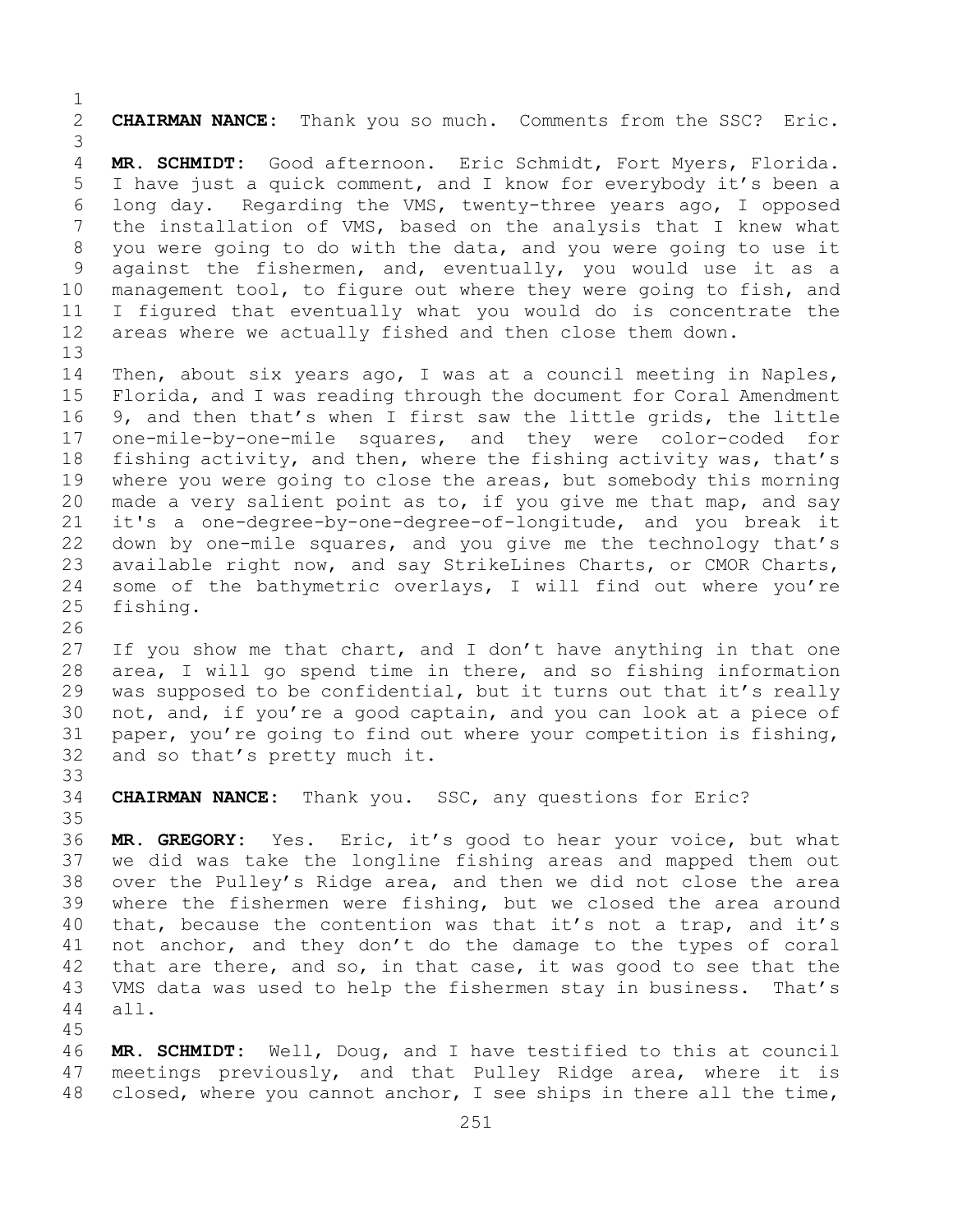**CHAIRMAN NANCE:** Thank you so much. Comments from the SSC? Eric.

**MR. SCHMIDT:** Good afternoon. Eric Schmidt, Fort Myers, Florida. I have just a quick comment, and I know for everybody it's been a long day. Regarding the VMS, twenty-three years ago, I opposed the installation of VMS, based on the analysis that I knew what you were going to do with the data, and you were going to use it against the fishermen, and, eventually, you would use it as a management tool, to figure out where they were going to fish, and I figured that eventually what you would do is concentrate the areas where we actually fished and then close them down.

Then, about six years ago, I was at a council meeting in Naples, Florida, and I was reading through the document for Coral Amendment 9, and then that's when I first saw the little grids, the little one-mile-by-one-mile squares, and they were color-coded for fishing activity, and then, where the fishing activity was, that's where you were going to close the areas, but somebody this morning made a very salient point as to, if you give me that map, and say it's a one-degree-by-one-degree-of-longitude, and you break it down by one-mile squares, and you give me the technology that's available right now, and say StrikeLines Charts, or CMOR Charts, some of the bathymetric overlays, I will find out where you're fishing.

If you show me that chart, and I don't have anything in that one area, I will go spend time in there, and so fishing information was supposed to be confidential, but it turns out that it's really not, and, if you're a good captain, and you can look at a piece of paper, you're going to find out where your competition is fishing, and so that's pretty much it.

**CHAIRMAN NANCE:** Thank you. SSC, any questions for Eric?

**MR. GREGORY:** Yes. Eric, it's good to hear your voice, but what we did was take the longline fishing areas and mapped them out over the Pulley's Ridge area, and then we did not close the area where the fishermen were fishing, but we closed the area around that, because the contention was that it's not a trap, and it's not anchor, and they don't do the damage to the types of coral that are there, and so, in that case, it was good to see that the VMS data was used to help the fishermen stay in business. That's all.

**MR. SCHMIDT:** Well, Doug, and I have testified to this at council meetings previously, and that Pulley Ridge area, where it is closed, where you cannot anchor, I see ships in there all the time,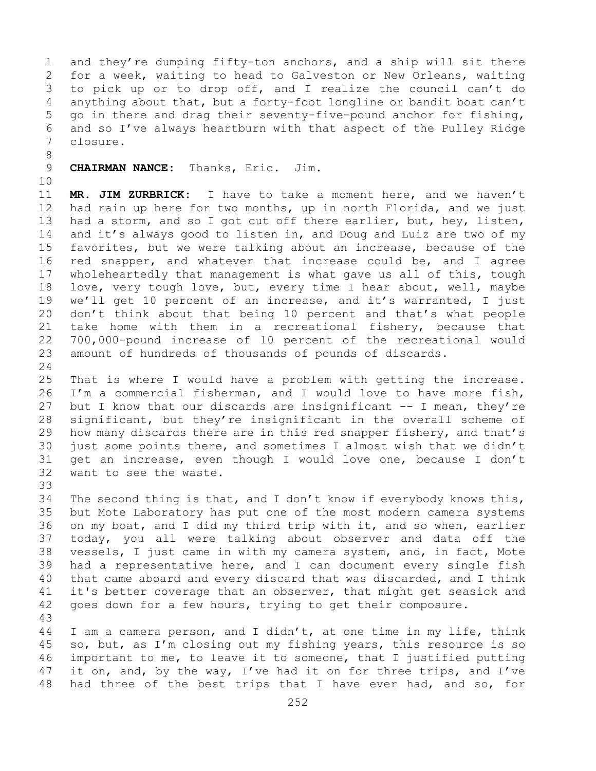and they're dumping fifty-ton anchors, and a ship will sit there for a week, waiting to head to Galveston or New Orleans, waiting to pick up or to drop off, and I realize the council can't do anything about that, but a forty-foot longline or bandit boat can't go in there and drag their seventy-five-pound anchor for fishing, and so I've always heartburn with that aspect of the Pulley Ridge closure.

**CHAIRMAN NANCE:** Thanks, Eric. Jim.

**MR. JIM ZURBRICK:** I have to take a moment here, and we haven't had rain up here for two months, up in north Florida, and we just had a storm, and so I got cut off there earlier, but, hey, listen, and it's always good to listen in, and Doug and Luiz are two of my favorites, but we were talking about an increase, because of the red snapper, and whatever that increase could be, and I agree wholeheartedly that management is what gave us all of this, tough love, very tough love, but, every time I hear about, well, maybe we'll get 10 percent of an increase, and it's warranted, I just don't think about that being 10 percent and that's what people take home with them in a recreational fishery, because that 700,000-pound increase of 10 percent of the recreational would amount of hundreds of thousands of pounds of discards.

That is where I would have a problem with getting the increase. I'm a commercial fisherman, and I would love to have more fish, but I know that our discards are insignificant -- I mean, they're significant, but they're insignificant in the overall scheme of how many discards there are in this red snapper fishery, and that's just some points there, and sometimes I almost wish that we didn't get an increase, even though I would love one, because I don't want to see the waste.

The second thing is that, and I don't know if everybody knows this, but Mote Laboratory has put one of the most modern camera systems on my boat, and I did my third trip with it, and so when, earlier today, you all were talking about observer and data off the vessels, I just came in with my camera system, and, in fact, Mote had a representative here, and I can document every single fish that came aboard and every discard that was discarded, and I think it's better coverage that an observer, that might get seasick and goes down for a few hours, trying to get their composure.

I am a camera person, and I didn't, at one time in my life, think so, but, as I'm closing out my fishing years, this resource is so important to me, to leave it to someone, that I justified putting it on, and, by the way, I've had it on for three trips, and I've had three of the best trips that I have ever had, and so, for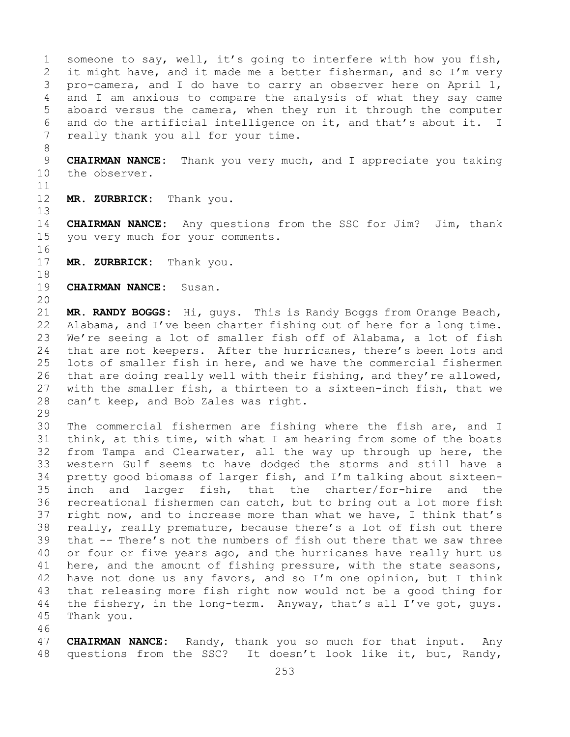someone to say, well, it's going to interfere with how you fish, it might have, and it made me a better fisherman, and so I'm very pro-camera, and I do have to carry an observer here on April 1, and I am anxious to compare the analysis of what they say came aboard versus the camera, when they run it through the computer and do the artificial intelligence on it, and that's about it. I really thank you all for your time.

**CHAIRMAN NANCE:** Thank you very much, and I appreciate you taking the observer.

**MR. ZURBRICK:** Thank you.

**CHAIRMAN NANCE:** Any questions from the SSC for Jim? Jim, thank you very much for your comments.

**MR. ZURBRICK:** Thank you.

**CHAIRMAN NANCE:** Susan.

**MR. RANDY BOGGS:** Hi, guys. This is Randy Boggs from Orange Beach, Alabama, and I've been charter fishing out of here for a long time. We're seeing a lot of smaller fish off of Alabama, a lot of fish that are not keepers. After the hurricanes, there's been lots and lots of smaller fish in here, and we have the commercial fishermen that are doing really well with their fishing, and they're allowed, with the smaller fish, a thirteen to a sixteen-inch fish, that we can't keep, and Bob Zales was right.

The commercial fishermen are fishing where the fish are, and I think, at this time, with what I am hearing from some of the boats from Tampa and Clearwater, all the way up through up here, the western Gulf seems to have dodged the storms and still have a pretty good biomass of larger fish, and I'm talking about sixteen-inch and larger fish, that the charter/for-hire and the recreational fishermen can catch, but to bring out a lot more fish right now, and to increase more than what we have, I think that's really, really premature, because there's a lot of fish out there that -- There's not the numbers of fish out there that we saw three or four or five years ago, and the hurricanes have really hurt us here, and the amount of fishing pressure, with the state seasons, have not done us any favors, and so I'm one opinion, but I think that releasing more fish right now would not be a good thing for the fishery, in the long-term. Anyway, that's all I've got, guys. Thank you.

**CHAIRMAN NANCE:** Randy, thank you so much for that input. Any questions from the SSC? It doesn't look like it, but, Randy,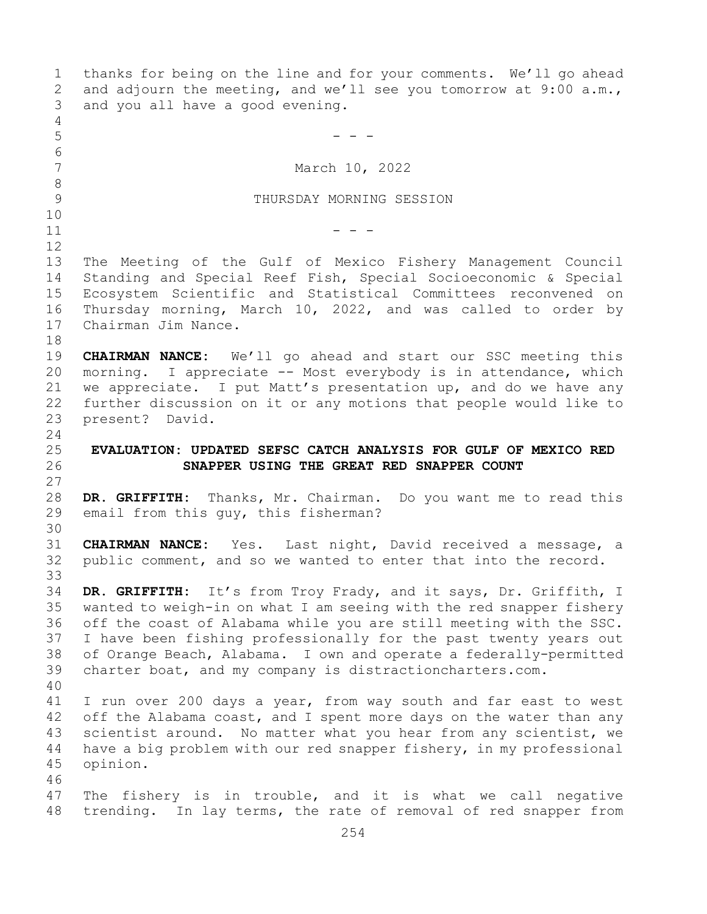thanks for being on the line and for your comments. We'll go ahead and adjourn the meeting, and we'll see you tomorrow at 9:00 a.m., and you all have a good evening.

- - -

March 10, 2022

THURSDAY MORNING SESSION

- - -

The Meeting of the Gulf of Mexico Fishery Management Council Standing and Special Reef Fish, Special Socioeconomic & Special Ecosystem Scientific and Statistical Committees reconvened on Thursday morning, March 10, 2022, and was called to order by Chairman Jim Nance.

**CHAIRMAN NANCE:** We'll go ahead and start our SSC meeting this morning. I appreciate -- Most everybody is in attendance, which we appreciate. I put Matt's presentation up, and do we have any further discussion on it or any motions that people would like to present? David.

## EVALUATION: UPDATED SEFSC CATCH ANALYSIS FOR GULF OF MEXICO RED SNAPPER USING THE GREAT RED SNAPPER COUNT

**DR. GRIFFITH:** Thanks, Mr. Chairman. Do you want me to read this email from this guy, this fisherman?

**CHAIRMAN NANCE:** Yes. Last night, David received a message, a public comment, and so we wanted to enter that into the record.

**DR. GRIFFITH:** It's from Troy Frady, and it says, Dr. Griffith, I wanted to weigh-in on what I am seeing with the red snapper fishery off the coast of Alabama while you are still meeting with the SSC. I have been fishing professionally for the past twenty years out of Orange Beach, Alabama. I own and operate a federally-permitted charter boat, and my company is distractioncharters.com.

I run over 200 days a year, from way south and far east to west off the Alabama coast, and I spent more days on the water than any scientist around. No matter what you hear from any scientist, we have a big problem with our red snapper fishery, in my professional opinion.

The fishery is in trouble, and it is what we call negative trending. In lay terms, the rate of removal of red snapper from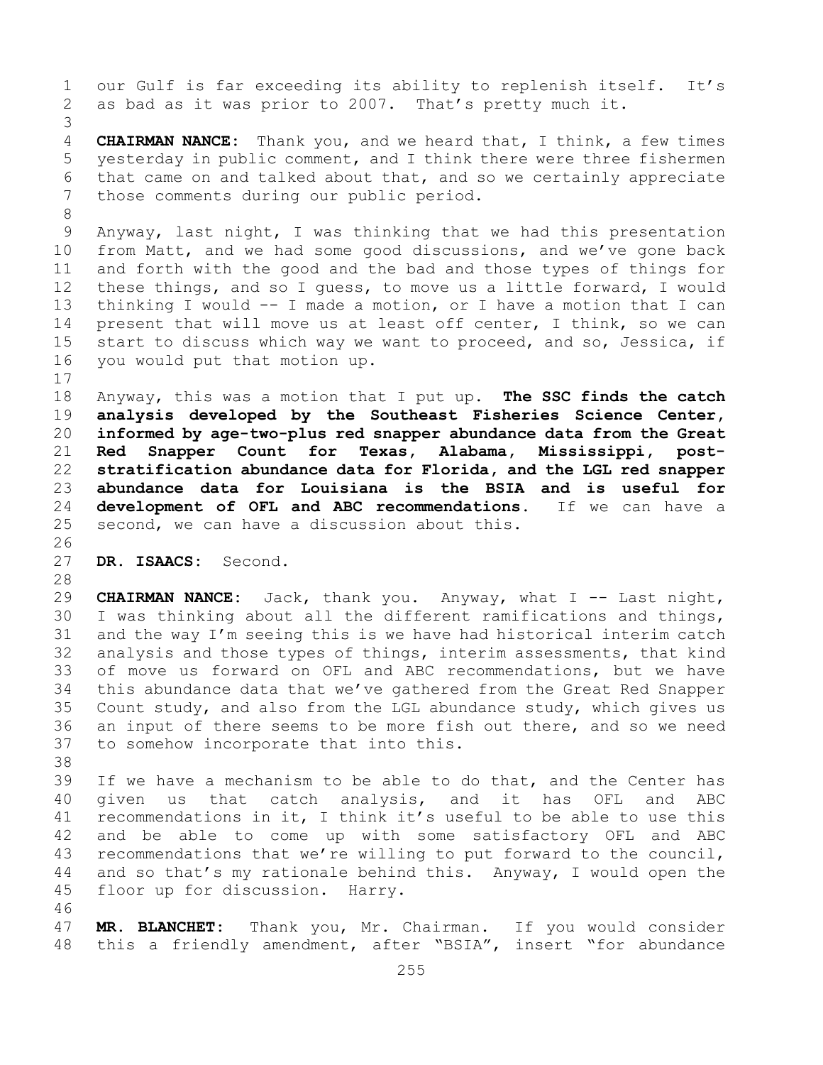our Gulf is far exceeding its ability to replenish itself. It's as bad as it was prior to 2007. That's pretty much it.

**CHAIRMAN NANCE:** Thank you, and we heard that, I think, a few times yesterday in public comment, and I think there were three fishermen that came on and talked about that, and so we certainly appreciate those comments during our public period.

Anyway, last night, I was thinking that we had this presentation from Matt, and we had some good discussions, and we've gone back and forth with the good and the bad and those types of things for these things, and so I guess, to move us a little forward, I would thinking I would -- I made a motion, or I have a motion that I can present that will move us at least off center, I think, so we can start to discuss which way we want to proceed, and so, Jessica, if you would put that motion up.

Anyway, this was a motion that I put up. **The SSC finds the catch analysis developed by the Southeast Fisheries Science Center, informed by age-two-plus red snapper abundance data from the Great Red Snapper Count for Texas, Alabama, Mississippi, post-stratification abundance data for Florida, and the LGL red snapper abundance data for Louisiana is the BSIA and is useful for development of OFL and ABC recommendations.** If we can have a second, we can have a discussion about this.

**DR. ISAACS:** Second.

**CHAIRMAN NANCE:** Jack, thank you. Anyway, what I -- Last night, I was thinking about all the different ramifications and things, and the way I'm seeing this is we have had historical interim catch analysis and those types of things, interim assessments, that kind of move us forward on OFL and ABC recommendations, but we have this abundance data that we've gathered from the Great Red Snapper Count study, and also from the LGL abundance study, which gives us an input of there seems to be more fish out there, and so we need to somehow incorporate that into this.

If we have a mechanism to be able to do that, and the Center has given us that catch analysis, and it has OFL and ABC recommendations in it, I think it's useful to be able to use this and be able to come up with some satisfactory OFL and ABC recommendations that we're willing to put forward to the council, and so that's my rationale behind this. Anyway, I would open the floor up for discussion. Harry.

**MR. BLANCHET:** Thank you, Mr. Chairman. If you would consider this a friendly amendment, after "BSIA", insert "for abundance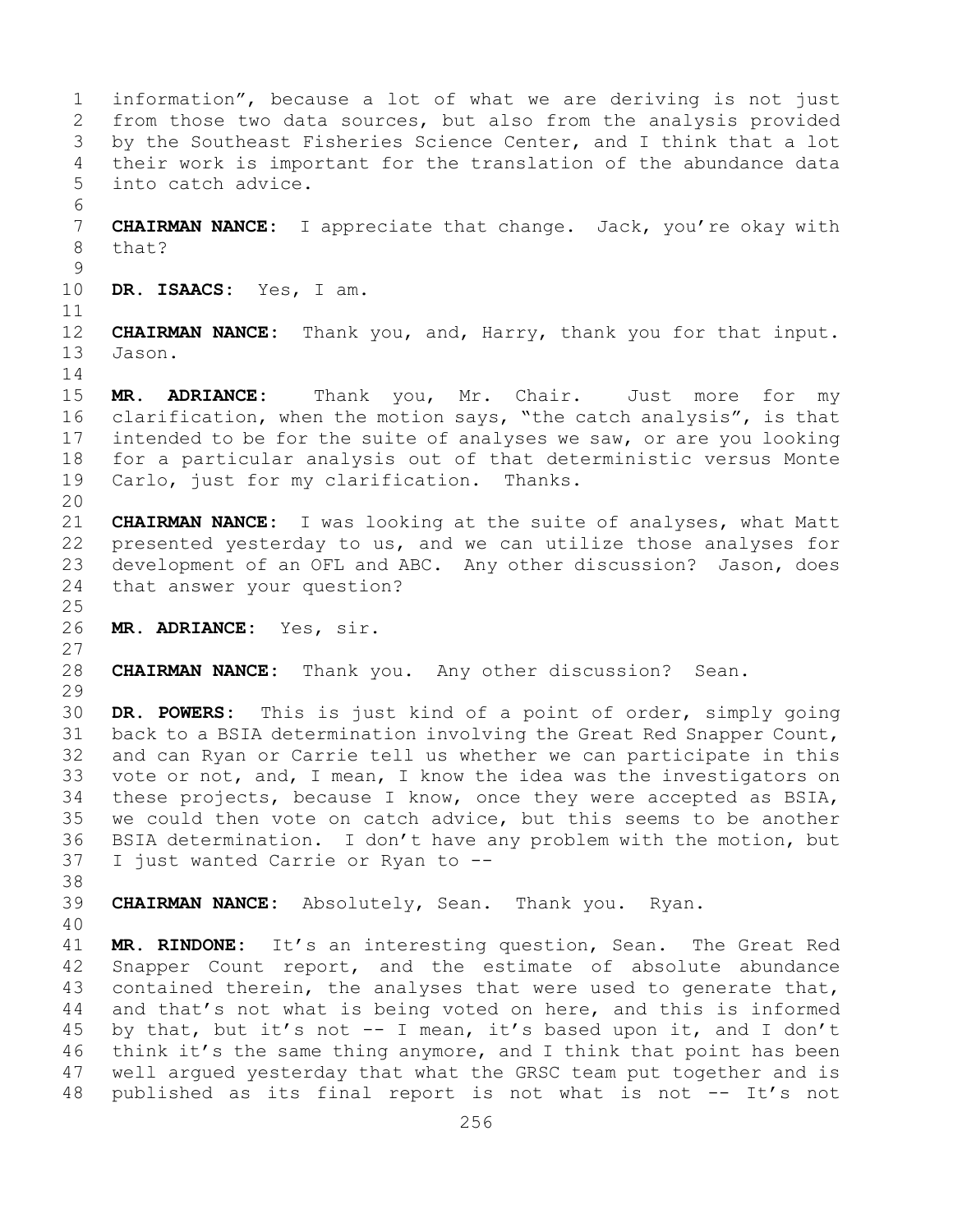information", because a lot of what we are deriving is not just from those two data sources, but also from the analysis provided by the Southeast Fisheries Science Center, and I think that a lot their work is important for the translation of the abundance data into catch advice.

**CHAIRMAN NANCE:** I appreciate that change. Jack, you're okay with that?

**DR. ISAACS:** Yes, I am.

**CHAIRMAN NANCE:** Thank you, and, Harry, thank you for that input. Jason.

**MR. ADRIANCE:** Thank you, Mr. Chair. Just more for my clarification, when the motion says, "the catch analysis", is that intended to be for the suite of analyses we saw, or are you looking for a particular analysis out of that deterministic versus Monte Carlo, just for my clarification. Thanks.

**CHAIRMAN NANCE:** I was looking at the suite of analyses, what Matt presented yesterday to us, and we can utilize those analyses for development of an OFL and ABC. Any other discussion? Jason, does that answer your question?

**MR. ADRIANCE:** Yes, sir.

**CHAIRMAN NANCE:** Thank you. Any other discussion? Sean.

**DR. POWERS:** This is just kind of a point of order, simply going back to a BSIA determination involving the Great Red Snapper Count, and can Ryan or Carrie tell us whether we can participate in this vote or not, and, I mean, I know the idea was the investigators on these projects, because I know, once they were accepted as BSIA, we could then vote on catch advice, but this seems to be another BSIA determination. I don't have any problem with the motion, but I just wanted Carrie or Ryan to --

**CHAIRMAN NANCE:** Absolutely, Sean. Thank you. Ryan.

**MR. RINDONE:** It's an interesting question, Sean. The Great Red Snapper Count report, and the estimate of absolute abundance contained therein, the analyses that were used to generate that, and that's not what is being voted on here, and this is informed by that, but it's not -- I mean, it's based upon it, and I don't think it's the same thing anymore, and I think that point has been well argued yesterday that what the GRSC team put together and is published as its final report is not what is not -- It's not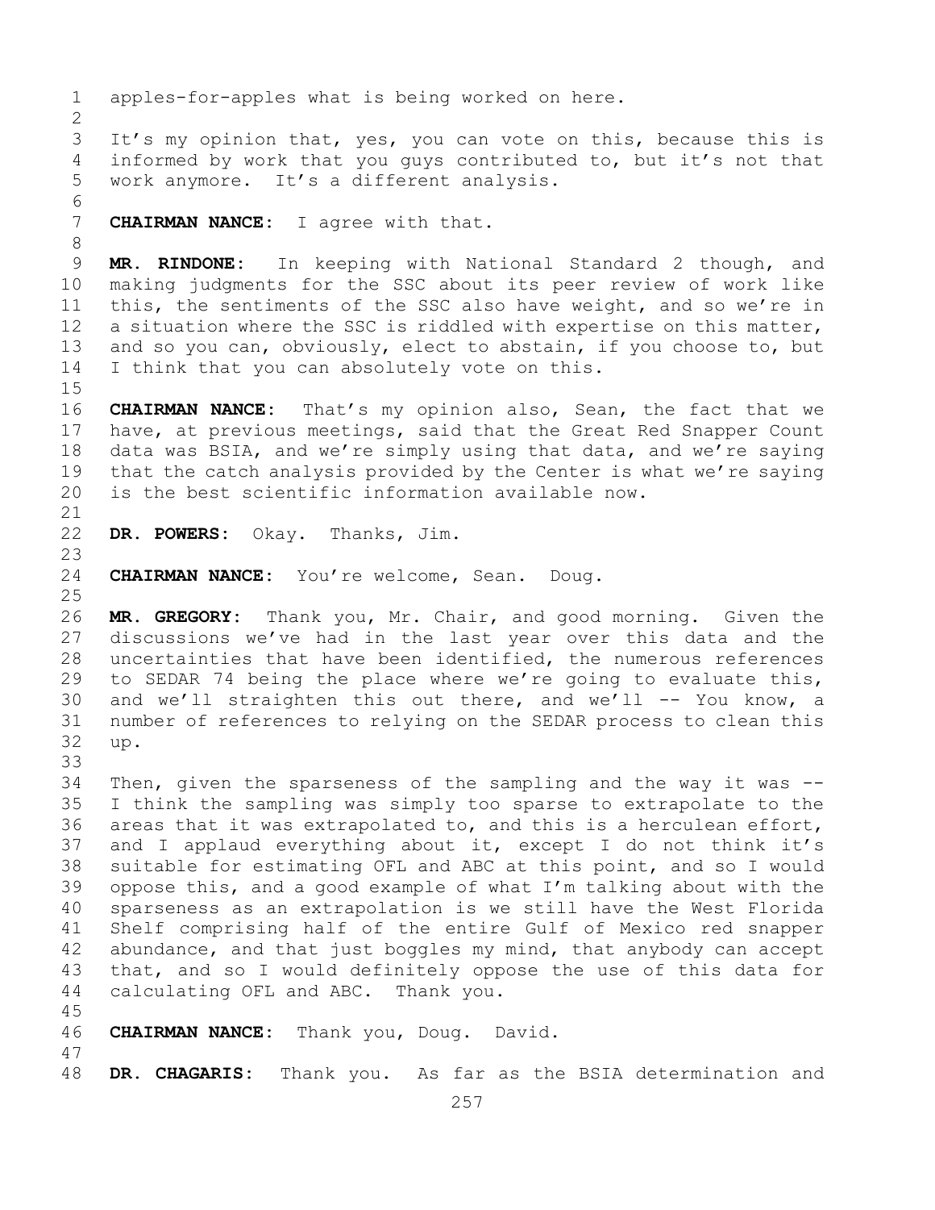apples-for-apples what is being worked on here.

It's my opinion that, yes, you can vote on this, because this is informed by work that you guys contributed to, but it's not that work anymore. It's a different analysis.

**CHAIRMAN NANCE:** I agree with that.

**MR. RINDONE:** In keeping with National Standard 2 though, and making judgments for the SSC about its peer review of work like this, the sentiments of the SSC also have weight, and so we're in a situation where the SSC is riddled with expertise on this matter, and so you can, obviously, elect to abstain, if you choose to, but I think that you can absolutely vote on this.

**CHAIRMAN NANCE:** That's my opinion also, Sean, the fact that we have, at previous meetings, said that the Great Red Snapper Count data was BSIA, and we're simply using that data, and we're saying that the catch analysis provided by the Center is what we're saying is the best scientific information available now.

**DR. POWERS:** Okay. Thanks, Jim.

**CHAIRMAN NANCE:** You're welcome, Sean. Doug.

**MR. GREGORY:** Thank you, Mr. Chair, and good morning. Given the discussions we've had in the last year over this data and the uncertainties that have been identified, the numerous references to SEDAR 74 being the place where we're going to evaluate this, and we'll straighten this out there, and we'll -- You know, a number of references to relying on the SEDAR process to clean this up.

Then, given the sparseness of the sampling and the way it was -- I think the sampling was simply too sparse to extrapolate to the areas that it was extrapolated to, and this is a herculean effort, and I applaud everything about it, except I do not think it's suitable for estimating OFL and ABC at this point, and so I would oppose this, and a good example of what I'm talking about with the sparseness as an extrapolation is we still have the West Florida Shelf comprising half of the entire Gulf of Mexico red snapper abundance, and that just boggles my mind, that anybody can accept that, and so I would definitely oppose the use of this data for calculating OFL and ABC. Thank you.

**CHAIRMAN NANCE:** Thank you, Doug. David.

**DR. CHAGARIS:** Thank you. As far as the BSIA determination and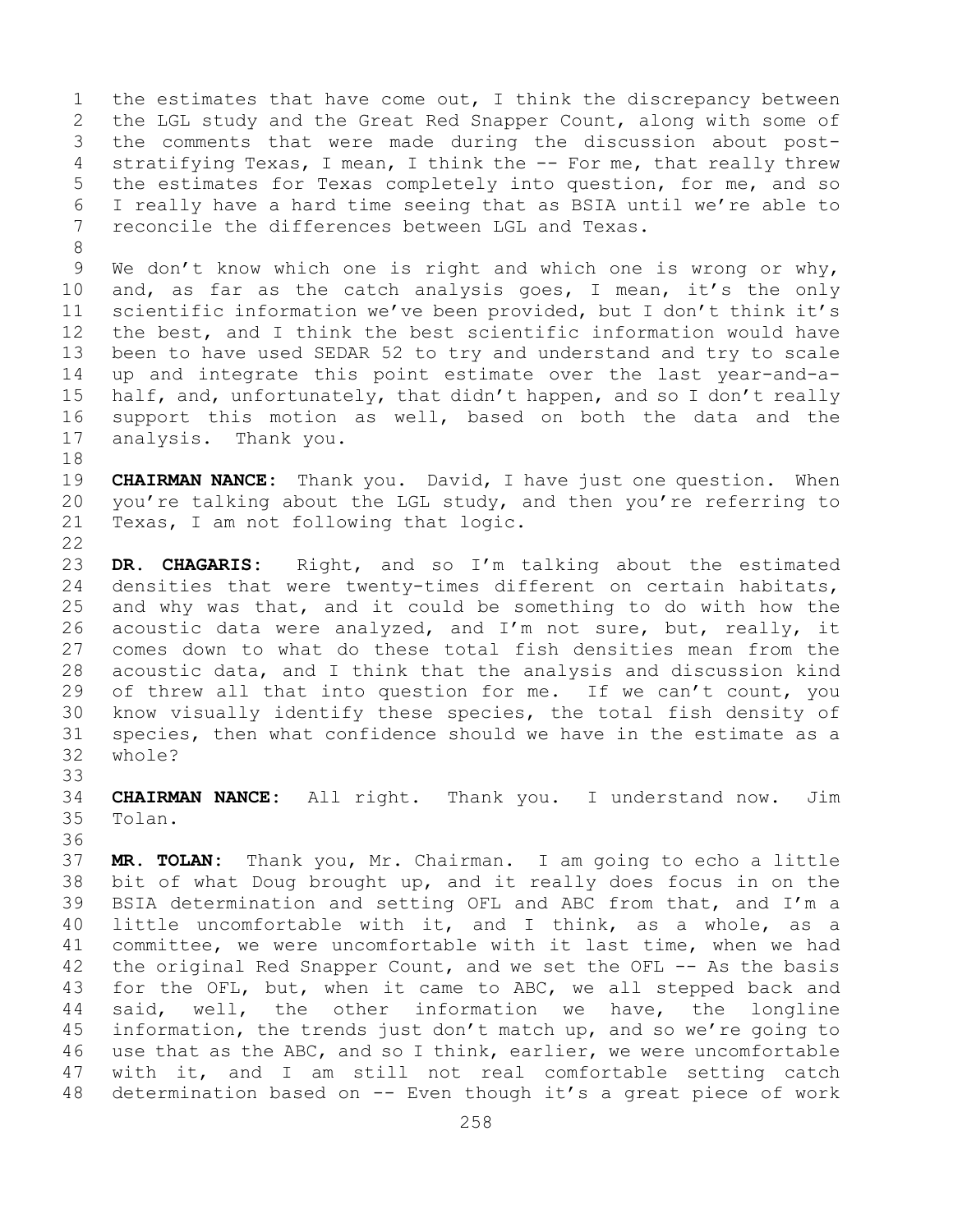the estimates that have come out, I think the discrepancy between the LGL study and the Great Red Snapper Count, along with some of the comments that were made during the discussion about post-stratifying Texas, I mean, I think the -- For me, that really threw the estimates for Texas completely into question, for me, and so I really have a hard time seeing that as BSIA until we're able to reconcile the differences between LGL and Texas.

We don't know which one is right and which one is wrong or why, and, as far as the catch analysis goes, I mean, it's the only scientific information we've been provided, but I don't think it's the best, and I think the best scientific information would have been to have used SEDAR 52 to try and understand and try to scale up and integrate this point estimate over the last year-and-a-half, and, unfortunately, that didn't happen, and so I don't really support this motion as well, based on both the data and the analysis. Thank you.

**CHAIRMAN NANCE:** Thank you. David, I have just one question. When you're talking about the LGL study, and then you're referring to Texas, I am not following that logic.

**DR. CHAGARIS:** Right, and so I'm talking about the estimated densities that were twenty-times different on certain habitats, and why was that, and it could be something to do with how the acoustic data were analyzed, and I'm not sure, but, really, it comes down to what do these total fish densities mean from the acoustic data, and I think that the analysis and discussion kind of threw all that into question for me. If we can't count, you know visually identify these species, the total fish density of species, then what confidence should we have in the estimate as a whole?

**CHAIRMAN NANCE:** All right. Thank you. I understand now. Jim Tolan.

**MR. TOLAN:** Thank you, Mr. Chairman. I am going to echo a little bit of what Doug brought up, and it really does focus in on the BSIA determination and setting OFL and ABC from that, and I'm a little uncomfortable with it, and I think, as a whole, as a committee, we were uncomfortable with it last time, when we had the original Red Snapper Count, and we set the OFL -- As the basis for the OFL, but, when it came to ABC, we all stepped back and said, well, the other information we have, the longline information, the trends just don't match up, and so we're going to use that as the ABC, and so I think, earlier, we were uncomfortable with it, and I am still not real comfortable setting catch determination based on -- Even though it's a great piece of work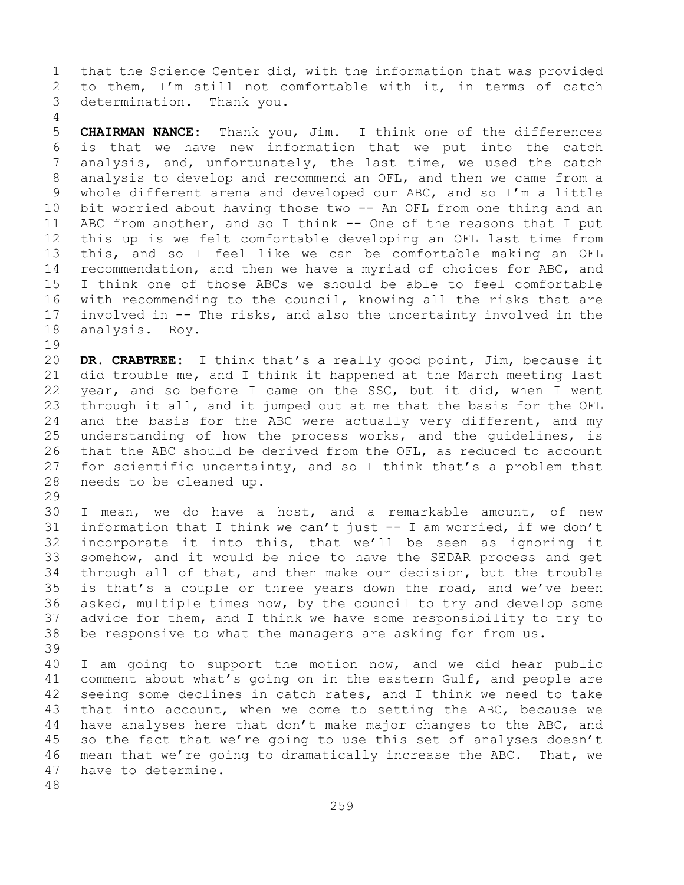that the Science Center did, with the information that was provided to them, I'm still not comfortable with it, in terms of catch determination. Thank you.

**CHAIRMAN NANCE:** Thank you, Jim. I think one of the differences is that we have new information that we put into the catch analysis, and, unfortunately, the last time, we used the catch analysis to develop and recommend an OFL, and then we came from a whole different arena and developed our ABC, and so I'm a little bit worried about having those two -- An OFL from one thing and an ABC from another, and so I think -- One of the reasons that I put this up is we felt comfortable developing an OFL last time from this, and so I feel like we can be comfortable making an OFL recommendation, and then we have a myriad of choices for ABC, and I think one of those ABCs we should be able to feel comfortable with recommending to the council, knowing all the risks that are involved in -- The risks, and also the uncertainty involved in the analysis. Roy.

**DR. CRABTREE:** I think that's a really good point, Jim, because it did trouble me, and I think it happened at the March meeting last year, and so before I came on the SSC, but it did, when I went through it all, and it jumped out at me that the basis for the OFL and the basis for the ABC were actually very different, and my understanding of how the process works, and the guidelines, is that the ABC should be derived from the OFL, as reduced to account for scientific uncertainty, and so I think that's a problem that needs to be cleaned up.

I mean, we do have a host, and a remarkable amount, of new information that I think we can't just -- I am worried, if we don't incorporate it into this, that we'll be seen as ignoring it somehow, and it would be nice to have the SEDAR process and get through all of that, and then make our decision, but the trouble is that's a couple or three years down the road, and we've been asked, multiple times now, by the council to try and develop some advice for them, and I think we have some responsibility to try to be responsive to what the managers are asking for from us.

I am going to support the motion now, and we did hear public comment about what's going on in the eastern Gulf, and people are seeing some declines in catch rates, and I think we need to take that into account, when we come to setting the ABC, because we have analyses here that don't make major changes to the ABC, and so the fact that we're going to use this set of analyses doesn't mean that we're going to dramatically increase the ABC. That, we have to determine.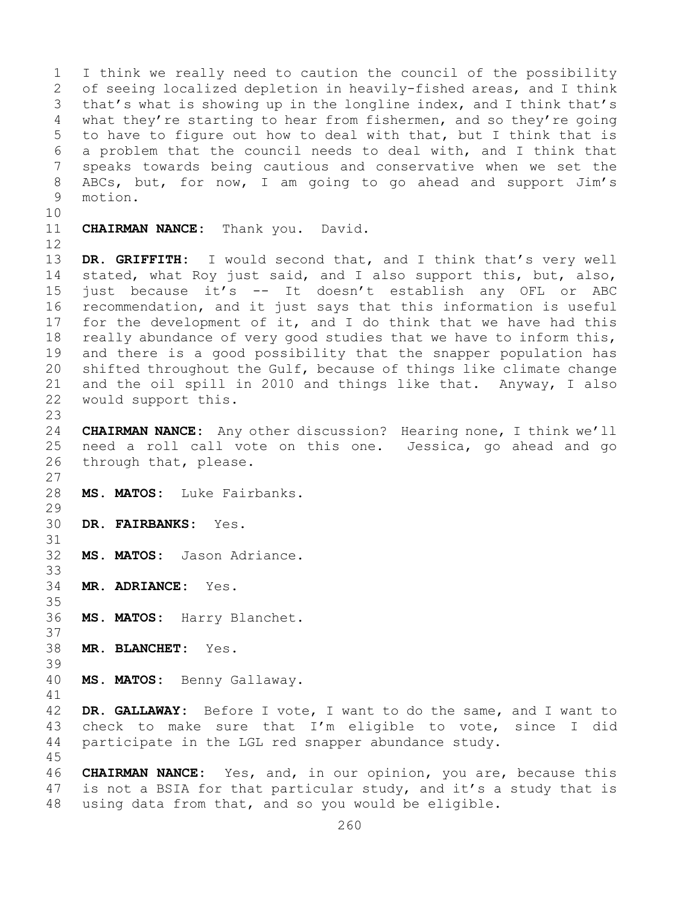I think we really need to caution the council of the possibility of seeing localized depletion in heavily-fished areas, and I think that's what is showing up in the longline index, and I think that's what they're starting to hear from fishermen, and so they're going to have to figure out how to deal with that, but I think that is a problem that the council needs to deal with, and I think that speaks towards being cautious and conservative when we set the ABCs, but, for now, I am going to go ahead and support Jim's motion.

**CHAIRMAN NANCE:** Thank you. David.

**DR. GRIFFITH:** I would second that, and I think that's very well stated, what Roy just said, and I also support this, but, also, just because it's -- It doesn't establish any OFL or ABC recommendation, and it just says that this information is useful for the development of it, and I do think that we have had this really abundance of very good studies that we have to inform this, and there is a good possibility that the snapper population has shifted throughout the Gulf, because of things like climate change and the oil spill in 2010 and things like that. Anyway, I also would support this.

**CHAIRMAN NANCE:** Any other discussion? Hearing none, I think we'll need a roll call vote on this one. Jessica, go ahead and go through that, please.

**MS. MATOS:** Luke Fairbanks.

**DR. FAIRBANKS:** Yes.

**MS. MATOS:** Jason Adriance.

**MR. ADRIANCE:** Yes.

**MS. MATOS:** Harry Blanchet.

**MR. BLANCHET:** Yes.

**MS. MATOS:** Benny Gallaway.

**DR. GALLAWAY:** Before I vote, I want to do the same, and I want to check to make sure that I'm eligible to vote, since I did participate in the LGL red snapper abundance study.

**CHAIRMAN NANCE:** Yes, and, in our opinion, you are, because this is not a BSIA for that particular study, and it's a study that is using data from that, and so you would be eligible.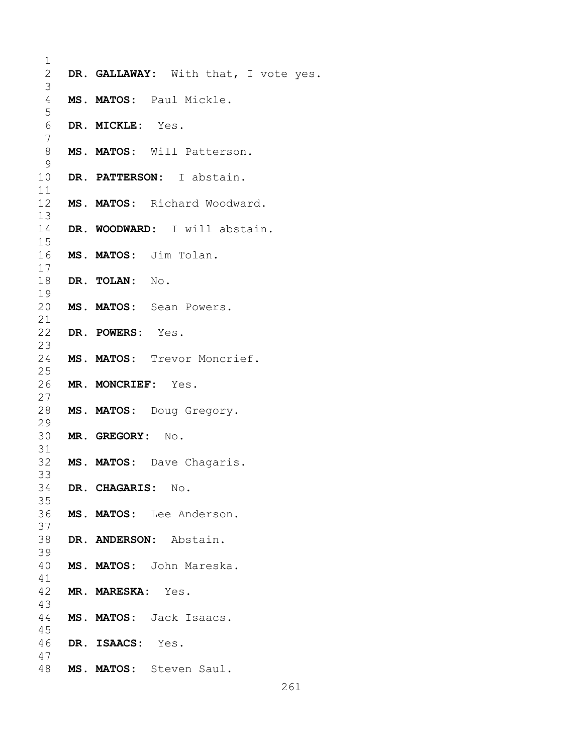**DR. GALLAWAY:** With that, I vote yes.

**MS. MATOS:** Paul Mickle.

**DR. MICKLE:** Yes.

**MS. MATOS:** Will Patterson.

**DR. PATTERSON:** I abstain.

**MS. MATOS:** Richard Woodward.

**DR. WOODWARD:** I will abstain.

**MS. MATOS:** Jim Tolan.

**DR. TOLAN:** No.

**MS. MATOS:** Sean Powers.

**DR. POWERS:** Yes.

**MS. MATOS:** Trevor Moncrief.

**MR. MONCRIEF:** Yes.

**MS. MATOS:** Doug Gregory.

**MR. GREGORY:** No.

**MS. MATOS:** Dave Chagaris.

**DR. CHAGARIS:** No.

**MS. MATOS:** Lee Anderson.

**DR. ANDERSON:** Abstain.

**MS. MATOS:** John Mareska.

**MR. MARESKA:** Yes.

**MS. MATOS:** Jack Isaacs.

**DR. ISAACS:** Yes.

**MS. MATOS:** Steven Saul.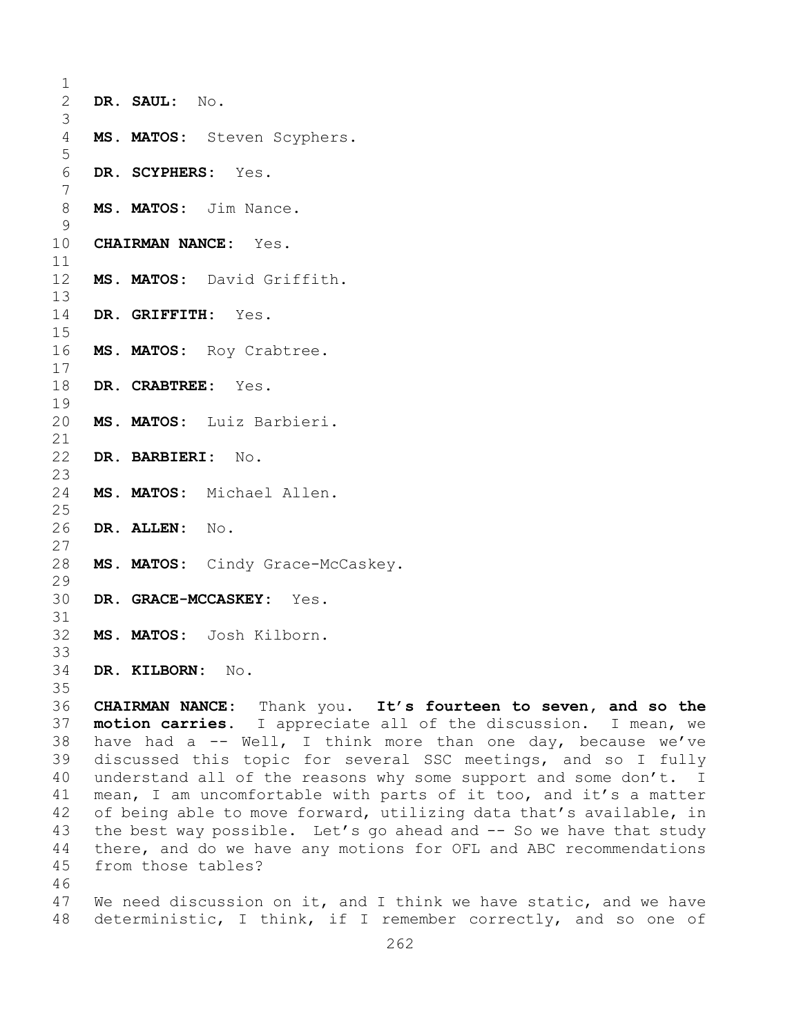**DR. SAUL:** No.

**MS. MATOS:** Steven Scyphers.

**DR. SCYPHERS:** Yes.

**MS. MATOS:** Jim Nance.

**CHAIRMAN NANCE:** Yes.

**MS. MATOS:** David Griffith.

**DR. GRIFFITH:** Yes.

**MS. MATOS:** Roy Crabtree.

**DR. CRABTREE:** Yes.

**MS. MATOS:** Luiz Barbieri.

**DR. BARBIERI:** No.

**MS. MATOS:** Michael Allen.

**DR. ALLEN:** No.

**MS. MATOS:** Cindy Grace-McCaskey.

**DR. GRACE-MCCASKEY:** Yes.

**MS. MATOS:** Josh Kilborn.

**DR. KILBORN:** No.

**CHAIRMAN NANCE:** Thank you. **It's fourteen to seven, and so the motion carries.** I appreciate all of the discussion. I mean, we have had a -- Well, I think more than one day, because we've discussed this topic for several SSC meetings, and so I fully understand all of the reasons why some support and some don't. I mean, I am uncomfortable with parts of it too, and it's a matter of being able to move forward, utilizing data that's available, in the best way possible. Let's go ahead and -- So we have that study there, and do we have any motions for OFL and ABC recommendations from those tables?

We need discussion on it, and I think we have static, and we have deterministic, I think, if I remember correctly, and so one of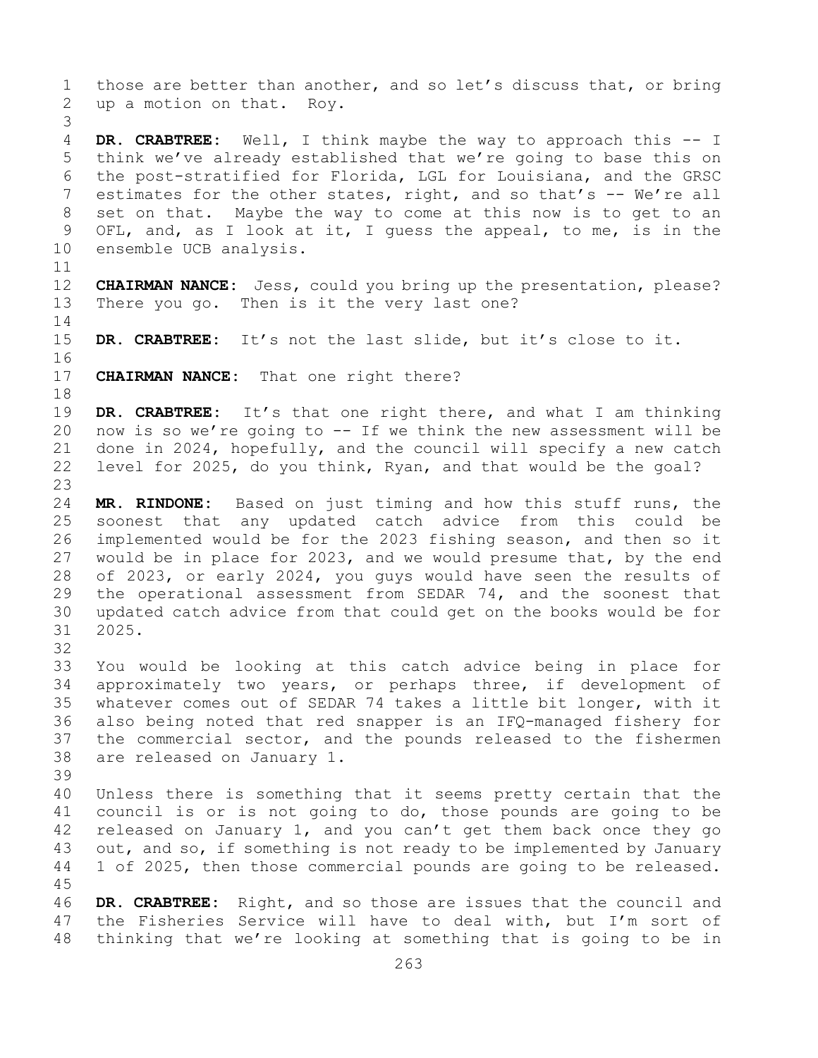those are better than another, and so let's discuss that, or bring up a motion on that. Roy.

**DR. CRABTREE:** Well, I think maybe the way to approach this -- I think we've already established that we're going to base this on the post-stratified for Florida, LGL for Louisiana, and the GRSC estimates for the other states, right, and so that's -- We're all set on that. Maybe the way to come at this now is to get to an OFL, and, as I look at it, I guess the appeal, to me, is in the ensemble UCB analysis.

**CHAIRMAN NANCE:** Jess, could you bring up the presentation, please? There you go. Then is it the very last one?

**DR. CRABTREE:** It's not the last slide, but it's close to it.

**CHAIRMAN NANCE:** That one right there?

**DR. CRABTREE:** It's that one right there, and what I am thinking now is so we're going to -- If we think the new assessment will be done in 2024, hopefully, and the council will specify a new catch level for 2025, do you think, Ryan, and that would be the goal?

**MR. RINDONE:** Based on just timing and how this stuff runs, the soonest that any updated catch advice from this could be implemented would be for the 2023 fishing season, and then so it would be in place for 2023, and we would presume that, by the end of 2023, or early 2024, you guys would have seen the results of the operational assessment from SEDAR 74, and the soonest that updated catch advice from that could get on the books would be for 2025.

You would be looking at this catch advice being in place for approximately two years, or perhaps three, if development of whatever comes out of SEDAR 74 takes a little bit longer, with it also being noted that red snapper is an IFQ-managed fishery for the commercial sector, and the pounds released to the fishermen are released on January 1.

Unless there is something that it seems pretty certain that the council is or is not going to do, those pounds are going to be released on January 1, and you can't get them back once they go out, and so, if something is not ready to be implemented by January 1 of 2025, then those commercial pounds are going to be released.

**DR. CRABTREE:** Right, and so those are issues that the council and the Fisheries Service will have to deal with, but I'm sort of thinking that we're looking at something that is going to be in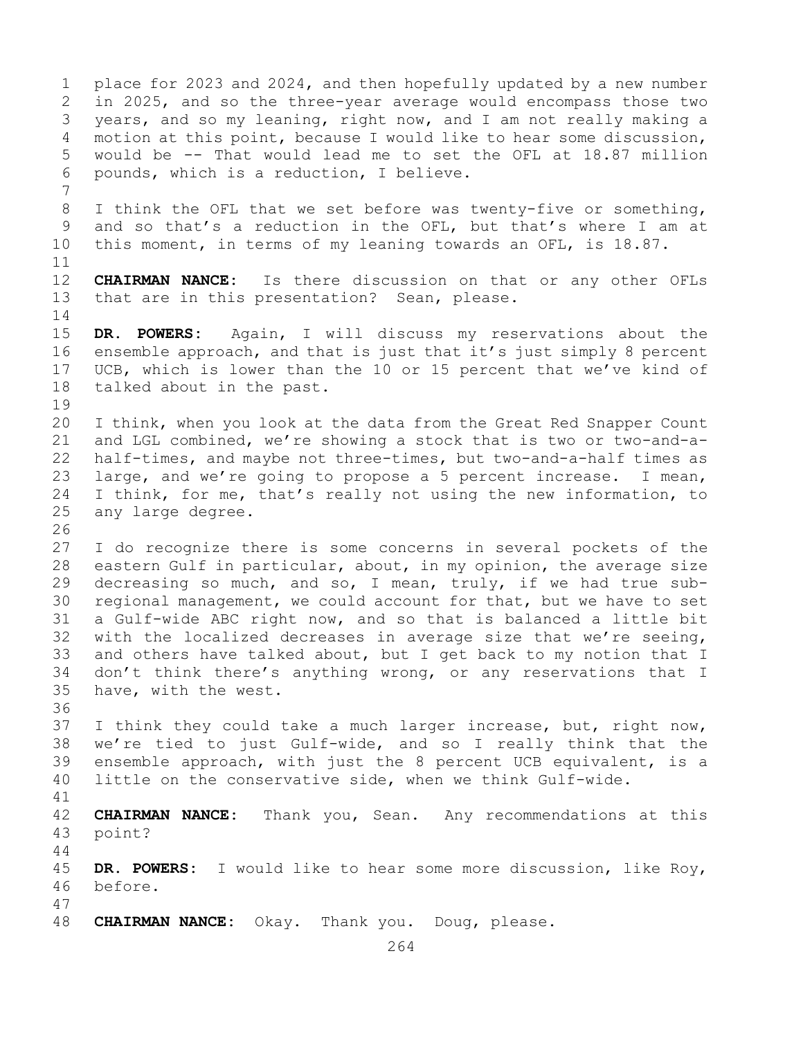place for 2023 and 2024, and then hopefully updated by a new number in 2025, and so the three-year average would encompass those two years, and so my leaning, right now, and I am not really making a motion at this point, because I would like to hear some discussion, would be -- That would lead me to set the OFL at 18.87 million pounds, which is a reduction, I believe.

I think the OFL that we set before was twenty-five or something, and so that's a reduction in the OFL, but that's where I am at this moment, in terms of my leaning towards an OFL, is 18.87.

**CHAIRMAN NANCE:** Is there discussion on that or any other OFLs that are in this presentation? Sean, please.

**DR. POWERS:** Again, I will discuss my reservations about the ensemble approach, and that is just that it's just simply 8 percent UCB, which is lower than the 10 or 15 percent that we've kind of talked about in the past.

I think, when you look at the data from the Great Red Snapper Count and LGL combined, we're showing a stock that is two or two-and-a-half-times, and maybe not three-times, but two-and-a-half times as large, and we're going to propose a 5 percent increase. I mean, I think, for me, that's really not using the new information, to any large degree.

I do recognize there is some concerns in several pockets of the eastern Gulf in particular, about, in my opinion, the average size decreasing so much, and so, I mean, truly, if we had true sub-regional management, we could account for that, but we have to set a Gulf-wide ABC right now, and so that is balanced a little bit with the localized decreases in average size that we're seeing, and others have talked about, but I get back to my notion that I don't think there's anything wrong, or any reservations that I have, with the west.

I think they could take a much larger increase, but, right now, we're tied to just Gulf-wide, and so I really think that the ensemble approach, with just the 8 percent UCB equivalent, is a little on the conservative side, when we think Gulf-wide.

**CHAIRMAN NANCE:** Thank you, Sean. Any recommendations at this point?

**DR. POWERS:** I would like to hear some more discussion, like Roy, before.

**CHAIRMAN NANCE:** Okay. Thank you. Doug, please.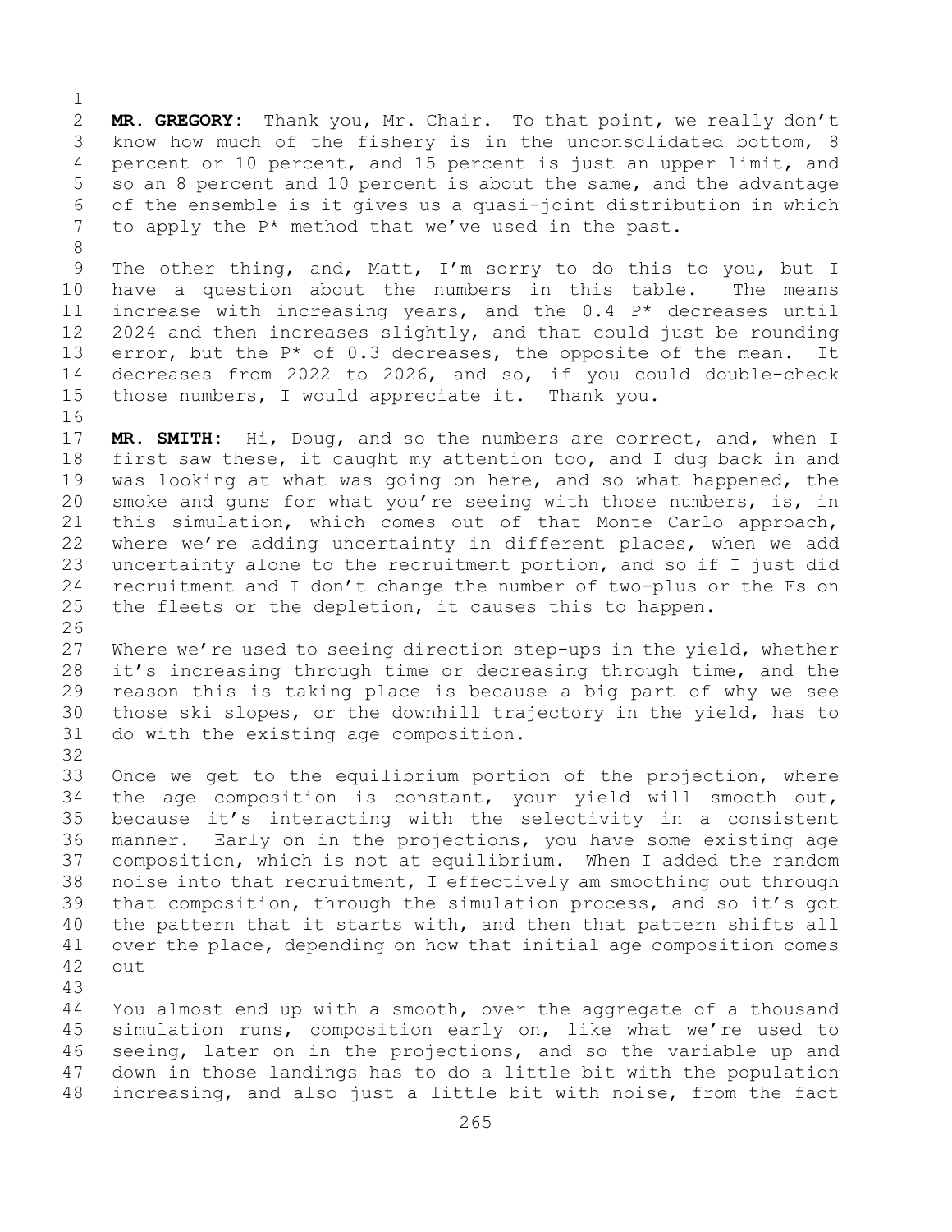**MR. GREGORY:** Thank you, Mr. Chair. To that point, we really don't know how much of the fishery is in the unconsolidated bottom, 8 percent or 10 percent, and 15 percent is just an upper limit, and so an 8 percent and 10 percent is about the same, and the advantage of the ensemble is it gives us a quasi-joint distribution in which to apply the P* method that we've used in the past.

The other thing, and, Matt, I'm sorry to do this to you, but I have a question about the numbers in this table. The means increase with increasing years, and the 0.4 P* decreases until 2024 and then increases slightly, and that could just be rounding error, but the P* of 0.3 decreases, the opposite of the mean. It decreases from 2022 to 2026, and so, if you could double-check those numbers, I would appreciate it. Thank you.

**MR. SMITH:** Hi, Doug, and so the numbers are correct, and, when I first saw these, it caught my attention too, and I dug back in and was looking at what was going on here, and so what happened, the smoke and guns for what you're seeing with those numbers, is, in this simulation, which comes out of that Monte Carlo approach, where we're adding uncertainty in different places, when we add uncertainty alone to the recruitment portion, and so if I just did recruitment and I don't change the number of two-plus or the Fs on the fleets or the depletion, it causes this to happen.

Where we're used to seeing direction step-ups in the yield, whether it's increasing through time or decreasing through time, and the reason this is taking place is because a big part of why we see those ski slopes, or the downhill trajectory in the yield, has to do with the existing age composition.

Once we get to the equilibrium portion of the projection, where the age composition is constant, your yield will smooth out, because it's interacting with the selectivity in a consistent manner. Early on in the projections, you have some existing age composition, which is not at equilibrium. When I added the random noise into that recruitment, I effectively am smoothing out through that composition, through the simulation process, and so it's got the pattern that it starts with, and then that pattern shifts all over the place, depending on how that initial age composition comes out

You almost end up with a smooth, over the aggregate of a thousand simulation runs, composition early on, like what we're used to seeing, later on in the projections, and so the variable up and down in those landings has to do a little bit with the population increasing, and also just a little bit with noise, from the fact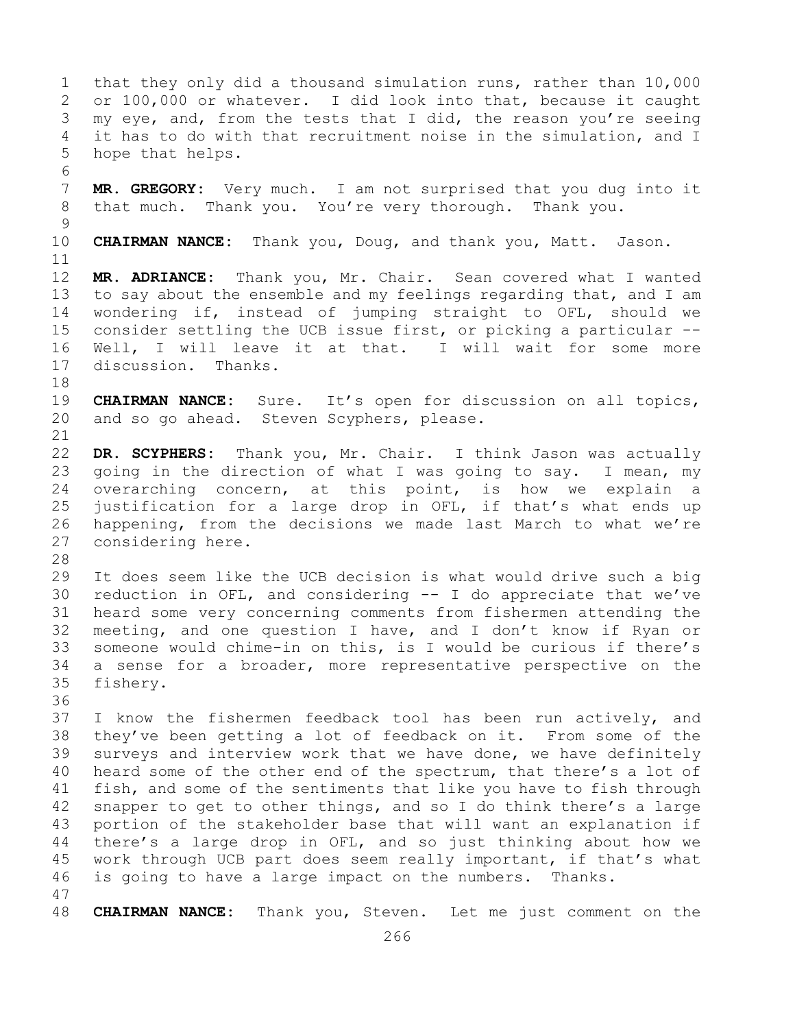that they only did a thousand simulation runs, rather than 10,000 or 100,000 or whatever. I did look into that, because it caught my eye, and, from the tests that I did, the reason you're seeing it has to do with that recruitment noise in the simulation, and I hope that helps.

**MR. GREGORY:** Very much. I am not surprised that you dug into it that much. Thank you. You're very thorough. Thank you.

**CHAIRMAN NANCE:** Thank you, Doug, and thank you, Matt. Jason.

**MR. ADRIANCE:** Thank you, Mr. Chair. Sean covered what I wanted to say about the ensemble and my feelings regarding that, and I am wondering if, instead of jumping straight to OFL, should we consider settling the UCB issue first, or picking a particular -- Well, I will leave it at that. I will wait for some more discussion. Thanks.

**CHAIRMAN NANCE:** Sure. It's open for discussion on all topics, and so go ahead. Steven Scyphers, please.

**DR. SCYPHERS:** Thank you, Mr. Chair. I think Jason was actually going in the direction of what I was going to say. I mean, my overarching concern, at this point, is how we explain a justification for a large drop in OFL, if that's what ends up happening, from the decisions we made last March to what we're considering here.

It does seem like the UCB decision is what would drive such a big reduction in OFL, and considering -- I do appreciate that we've heard some very concerning comments from fishermen attending the meeting, and one question I have, and I don't know if Ryan or someone would chime-in on this, is I would be curious if there's a sense for a broader, more representative perspective on the fishery.

I know the fishermen feedback tool has been run actively, and they've been getting a lot of feedback on it. From some of the surveys and interview work that we have done, we have definitely heard some of the other end of the spectrum, that there's a lot of fish, and some of the sentiments that like you have to fish through snapper to get to other things, and so I do think there's a large portion of the stakeholder base that will want an explanation if there's a large drop in OFL, and so just thinking about how we work through UCB part does seem really important, if that's what is going to have a large impact on the numbers. Thanks.

**CHAIRMAN NANCE:** Thank you, Steven. Let me just comment on the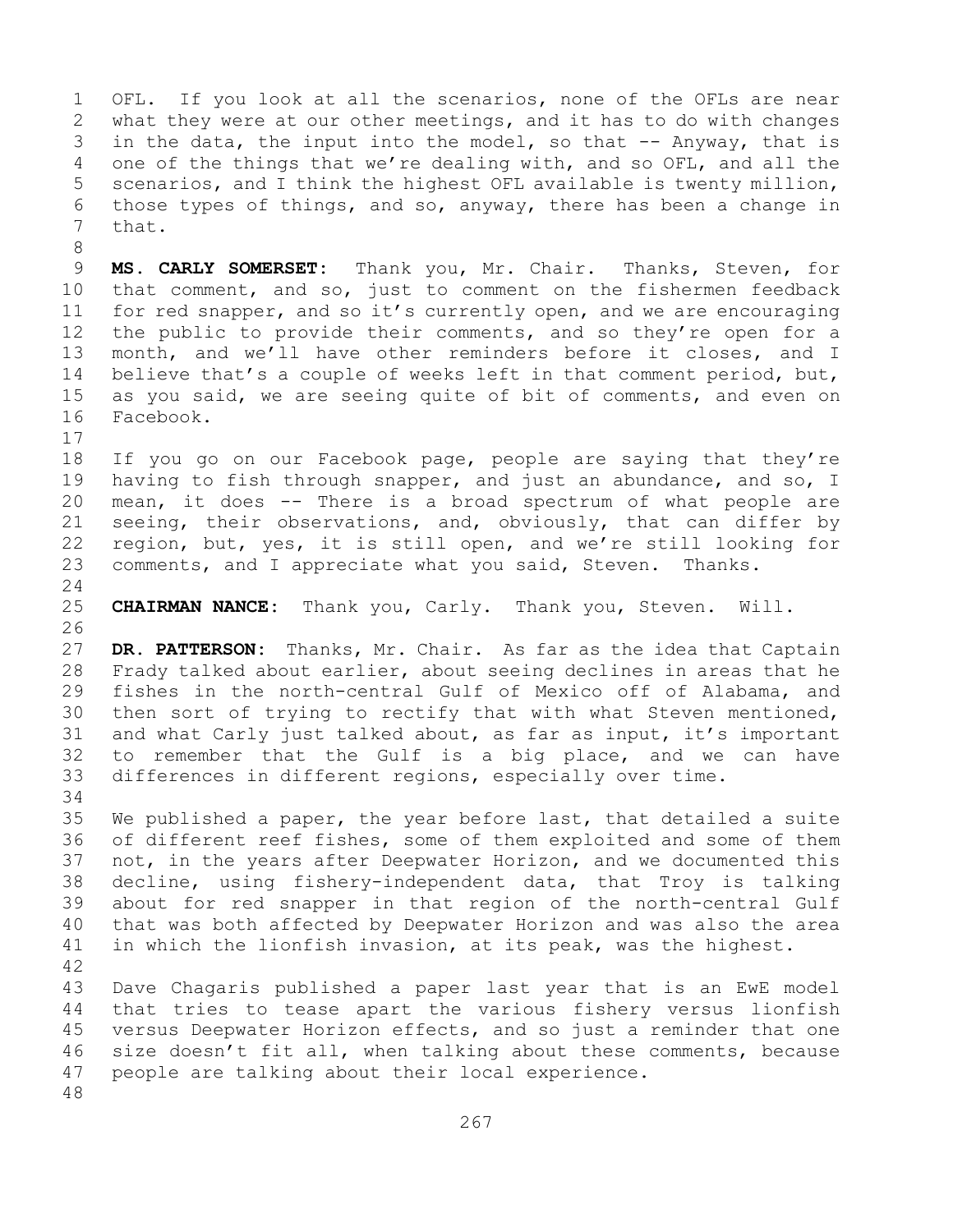OFL. If you look at all the scenarios, none of the OFLs are near what they were at our other meetings, and it has to do with changes in the data, the input into the model, so that -- Anyway, that is one of the things that we're dealing with, and so OFL, and all the scenarios, and I think the highest OFL available is twenty million, those types of things, and so, anyway, there has been a change in that.

**MS. CARLY SOMERSET:** Thank you, Mr. Chair. Thanks, Steven, for that comment, and so, just to comment on the fishermen feedback for red snapper, and so it's currently open, and we are encouraging the public to provide their comments, and so they're open for a month, and we'll have other reminders before it closes, and I believe that's a couple of weeks left in that comment period, but, as you said, we are seeing quite of bit of comments, and even on Facebook.

If you go on our Facebook page, people are saying that they're having to fish through snapper, and just an abundance, and so, I mean, it does -- There is a broad spectrum of what people are seeing, their observations, and, obviously, that can differ by region, but, yes, it is still open, and we're still looking for comments, and I appreciate what you said, Steven. Thanks.

**CHAIRMAN NANCE:** Thank you, Carly. Thank you, Steven. Will.

**DR. PATTERSON:** Thanks, Mr. Chair. As far as the idea that Captain Frady talked about earlier, about seeing declines in areas that he fishes in the north-central Gulf of Mexico off of Alabama, and then sort of trying to rectify that with what Steven mentioned, and what Carly just talked about, as far as input, it's important to remember that the Gulf is a big place, and we can have differences in different regions, especially over time.

We published a paper, the year before last, that detailed a suite of different reef fishes, some of them exploited and some of them not, in the years after Deepwater Horizon, and we documented this decline, using fishery-independent data, that Troy is talking about for red snapper in that region of the north-central Gulf that was both affected by Deepwater Horizon and was also the area in which the lionfish invasion, at its peak, was the highest.

Dave Chagaris published a paper last year that is an EwE model that tries to tease apart the various fishery versus lionfish versus Deepwater Horizon effects, and so just a reminder that one size doesn't fit all, when talking about these comments, because people are talking about their local experience.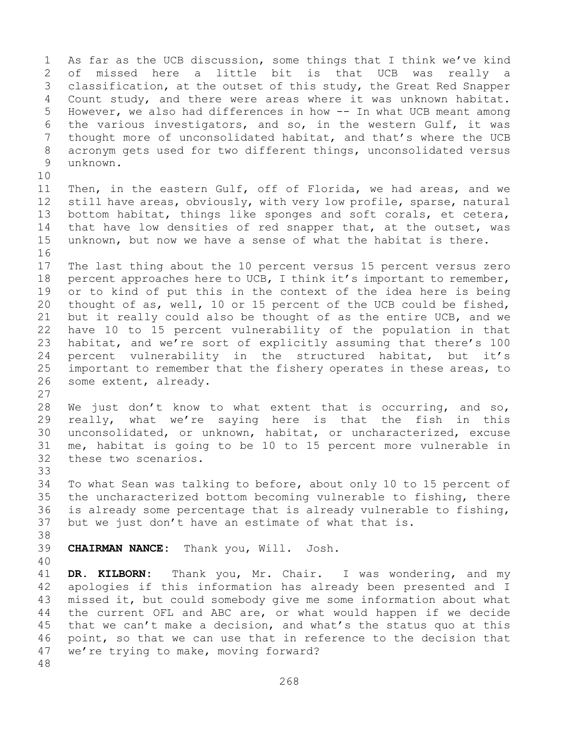As far as the UCB discussion, some things that I think we've kind of missed here a little bit is that UCB was really a classification, at the outset of this study, the Great Red Snapper Count study, and there were areas where it was unknown habitat. However, we also had differences in how -- In what UCB meant among the various investigators, and so, in the western Gulf, it was thought more of unconsolidated habitat, and that's where the UCB acronym gets used for two different things, unconsolidated versus unknown.

Then, in the eastern Gulf, off of Florida, we had areas, and we still have areas, obviously, with very low profile, sparse, natural bottom habitat, things like sponges and soft corals, et cetera, that have low densities of red snapper that, at the outset, was unknown, but now we have a sense of what the habitat is there.

The last thing about the 10 percent versus 15 percent versus zero percent approaches here to UCB, I think it's important to remember, or to kind of put this in the context of the idea here is being thought of as, well, 10 or 15 percent of the UCB could be fished, but it really could also be thought of as the entire UCB, and we have 10 to 15 percent vulnerability of the population in that habitat, and we're sort of explicitly assuming that there's 100 percent vulnerability in the structured habitat, but it's important to remember that the fishery operates in these areas, to some extent, already.

We just don't know to what extent that is occurring, and so, really, what we're saying here is that the fish in this unconsolidated, or unknown, habitat, or uncharacterized, excuse me, habitat is going to be 10 to 15 percent more vulnerable in these two scenarios.

To what Sean was talking to before, about only 10 to 15 percent of the uncharacterized bottom becoming vulnerable to fishing, there is already some percentage that is already vulnerable to fishing, but we just don't have an estimate of what that is.

**CHAIRMAN NANCE:** Thank you, Will. Josh.

**DR. KILBORN:** Thank you, Mr. Chair. I was wondering, and my apologies if this information has already been presented and I missed it, but could somebody give me some information about what the current OFL and ABC are, or what would happen if we decide that we can't make a decision, and what's the status quo at this point, so that we can use that in reference to the decision that we're trying to make, moving forward?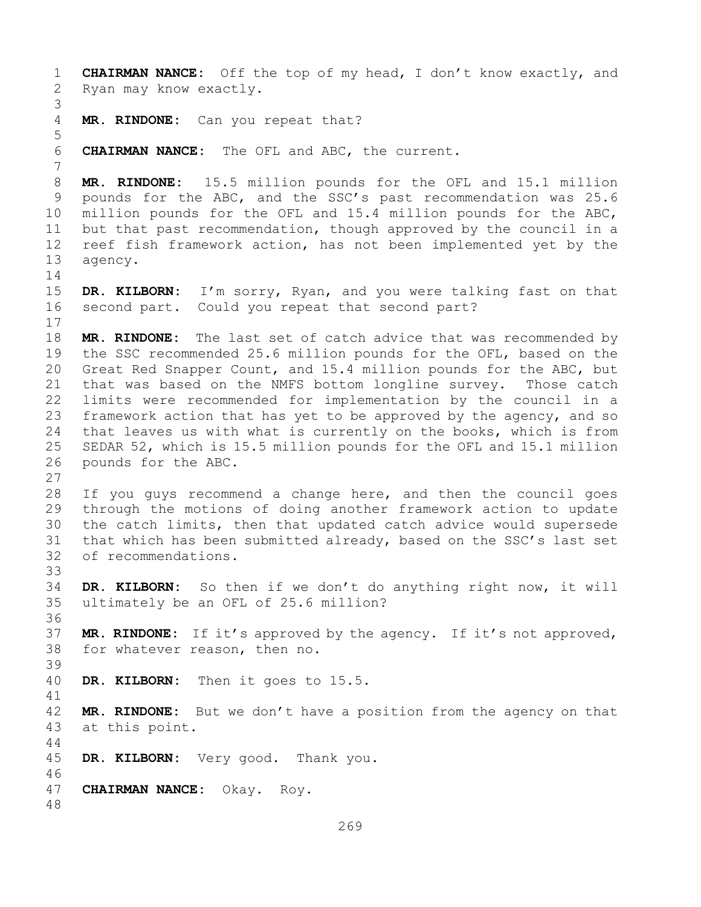**CHAIRMAN NANCE:** Off the top of my head, I don't know exactly, and Ryan may know exactly.

**MR. RINDONE:** Can you repeat that?

**CHAIRMAN NANCE:** The OFL and ABC, the current.

**MR. RINDONE:** 15.5 million pounds for the OFL and 15.1 million pounds for the ABC, and the SSC's past recommendation was 25.6 million pounds for the OFL and 15.4 million pounds for the ABC, but that past recommendation, though approved by the council in a reef fish framework action, has not been implemented yet by the agency.

**DR. KILBORN:** I'm sorry, Ryan, and you were talking fast on that second part. Could you repeat that second part?

**MR. RINDONE:** The last set of catch advice that was recommended by the SSC recommended 25.6 million pounds for the OFL, based on the Great Red Snapper Count, and 15.4 million pounds for the ABC, but that was based on the NMFS bottom longline survey. Those catch limits were recommended for implementation by the council in a framework action that has yet to be approved by the agency, and so that leaves us with what is currently on the books, which is from SEDAR 52, which is 15.5 million pounds for the OFL and 15.1 million pounds for the ABC.

If you guys recommend a change here, and then the council goes through the motions of doing another framework action to update the catch limits, then that updated catch advice would supersede that which has been submitted already, based on the SSC's last set of recommendations.

**DR. KILBORN:** So then if we don't do anything right now, it will ultimately be an OFL of 25.6 million?

**MR. RINDONE:** If it's approved by the agency. If it's not approved, for whatever reason, then no.

**DR. KILBORN:** Then it goes to 15.5.

**MR. RINDONE:** But we don't have a position from the agency on that at this point.

**DR. KILBORN:** Very good. Thank you.

**CHAIRMAN NANCE:** Okay. Roy.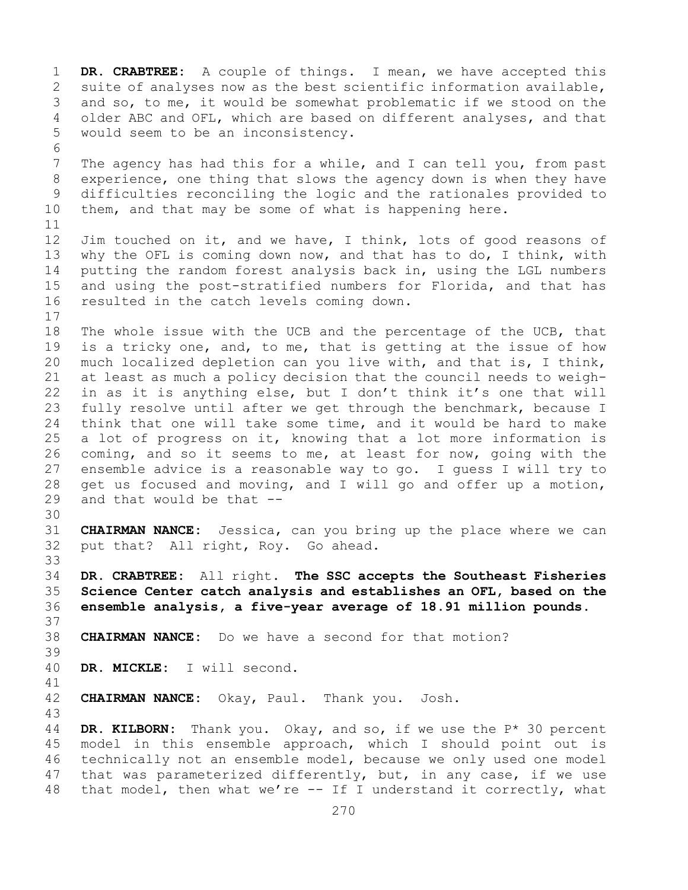**DR. CRABTREE:** A couple of things. I mean, we have accepted this suite of analyses now as the best scientific information available, and so, to me, it would be somewhat problematic if we stood on the older ABC and OFL, which are based on different analyses, and that would seem to be an inconsistency.

The agency has had this for a while, and I can tell you, from past experience, one thing that slows the agency down is when they have difficulties reconciling the logic and the rationales provided to them, and that may be some of what is happening here.

Jim touched on it, and we have, I think, lots of good reasons of why the OFL is coming down now, and that has to do, I think, with putting the random forest analysis back in, using the LGL numbers and using the post-stratified numbers for Florida, and that has resulted in the catch levels coming down.

The whole issue with the UCB and the percentage of the UCB, that is a tricky one, and, to me, that is getting at the issue of how much localized depletion can you live with, and that is, I think, at least as much a policy decision that the council needs to weigh-in as it is anything else, but I don't think it's one that will fully resolve until after we get through the benchmark, because I think that one will take some time, and it would be hard to make a lot of progress on it, knowing that a lot more information is coming, and so it seems to me, at least for now, going with the ensemble advice is a reasonable way to go. I guess I will try to get us focused and moving, and I will go and offer up a motion, and that would be that --

**CHAIRMAN NANCE:** Jessica, can you bring up the place where we can put that? All right, Roy. Go ahead.

**DR. CRABTREE:** All right. **The SSC accepts the Southeast Fisheries Science Center catch analysis and establishes an OFL, based on the ensemble analysis, a five-year average of 18.91 million pounds.**

**CHAIRMAN NANCE:** Do we have a second for that motion?

**DR. MICKLE:** I will second.

**CHAIRMAN NANCE:** Okay, Paul. Thank you. Josh.

**DR. KILBORN:** Thank you. Okay, and so, if we use the P* 30 percent model in this ensemble approach, which I should point out is technically not an ensemble model, because we only used one model that was parameterized differently, but, in any case, if we use that model, then what we're -- If I understand it correctly, what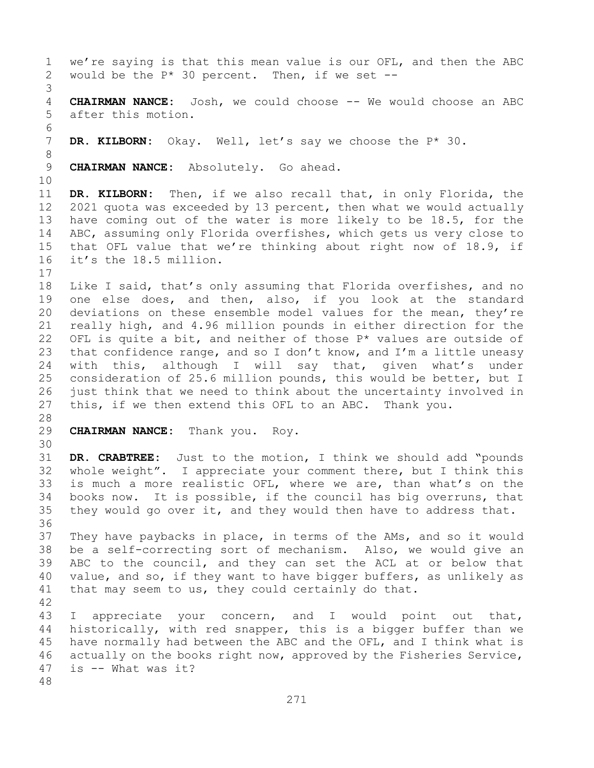we're saying is that this mean value is our OFL, and then the ABC would be the P* 30 percent. Then, if we set --

**CHAIRMAN NANCE:** Josh, we could choose -- We would choose an ABC after this motion.

**DR. KILBORN:** Okay. Well, let's say we choose the P* 30.

**CHAIRMAN NANCE:** Absolutely. Go ahead.

**DR. KILBORN:** Then, if we also recall that, in only Florida, the 2021 quota was exceeded by 13 percent, then what we would actually have coming out of the water is more likely to be 18.5, for the ABC, assuming only Florida overfishes, which gets us very close to that OFL value that we're thinking about right now of 18.9, if it's the 18.5 million.

Like I said, that's only assuming that Florida overfishes, and no one else does, and then, also, if you look at the standard deviations on these ensemble model values for the mean, they're really high, and 4.96 million pounds in either direction for the OFL is quite a bit, and neither of those P* values are outside of that confidence range, and so I don't know, and I'm a little uneasy with this, although I will say that, given what's under consideration of 25.6 million pounds, this would be better, but I just think that we need to think about the uncertainty involved in this, if we then extend this OFL to an ABC. Thank you.

**CHAIRMAN NANCE:** Thank you. Roy.

**DR. CRABTREE:** Just to the motion, I think we should add "pounds whole weight". I appreciate your comment there, but I think this is much a more realistic OFL, where we are, than what's on the books now. It is possible, if the council has big overruns, that they would go over it, and they would then have to address that.

They have paybacks in place, in terms of the AMs, and so it would be a self-correcting sort of mechanism. Also, we would give an ABC to the council, and they can set the ACL at or below that value, and so, if they want to have bigger buffers, as unlikely as that may seem to us, they could certainly do that.

I appreciate your concern, and I would point out that, historically, with red snapper, this is a bigger buffer than we have normally had between the ABC and the OFL, and I think what is actually on the books right now, approved by the Fisheries Service, is -- What was it?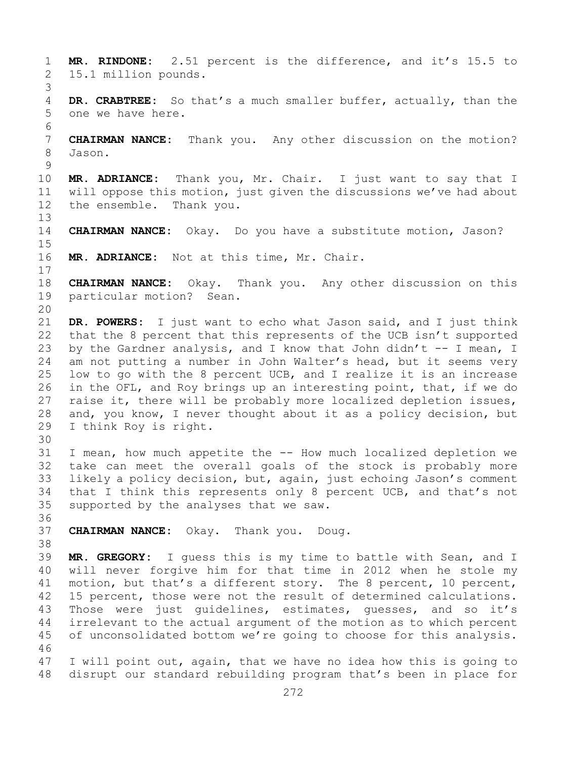**MR. RINDONE:** 2.51 percent is the difference, and it's 15.5 to 15.1 million pounds.

**DR. CRABTREE:** So that's a much smaller buffer, actually, than the one we have here.

**CHAIRMAN NANCE:** Thank you. Any other discussion on the motion? Jason.

**MR. ADRIANCE:** Thank you, Mr. Chair. I just want to say that I will oppose this motion, just given the discussions we've had about the ensemble. Thank you.

**CHAIRMAN NANCE:** Okay. Do you have a substitute motion, Jason?

**MR. ADRIANCE:** Not at this time, Mr. Chair.

**CHAIRMAN NANCE:** Okay. Thank you. Any other discussion on this particular motion? Sean.

**DR. POWERS:** I just want to echo what Jason said, and I just think that the 8 percent that this represents of the UCB isn't supported by the Gardner analysis, and I know that John didn't -- I mean, I am not putting a number in John Walter's head, but it seems very low to go with the 8 percent UCB, and I realize it is an increase in the OFL, and Roy brings up an interesting point, that, if we do raise it, there will be probably more localized depletion issues, and, you know, I never thought about it as a policy decision, but I think Roy is right.

I mean, how much appetite the -- How much localized depletion we take can meet the overall goals of the stock is probably more likely a policy decision, but, again, just echoing Jason's comment that I think this represents only 8 percent UCB, and that's not supported by the analyses that we saw.

**CHAIRMAN NANCE:** Okay. Thank you. Doug.

**MR. GREGORY:** I guess this is my time to battle with Sean, and I will never forgive him for that time in 2012 when he stole my motion, but that's a different story. The 8 percent, 10 percent, 15 percent, those were not the result of determined calculations. Those were just guidelines, estimates, guesses, and so it's irrelevant to the actual argument of the motion as to which percent of unconsolidated bottom we're going to choose for this analysis.

I will point out, again, that we have no idea how this is going to disrupt our standard rebuilding program that's been in place for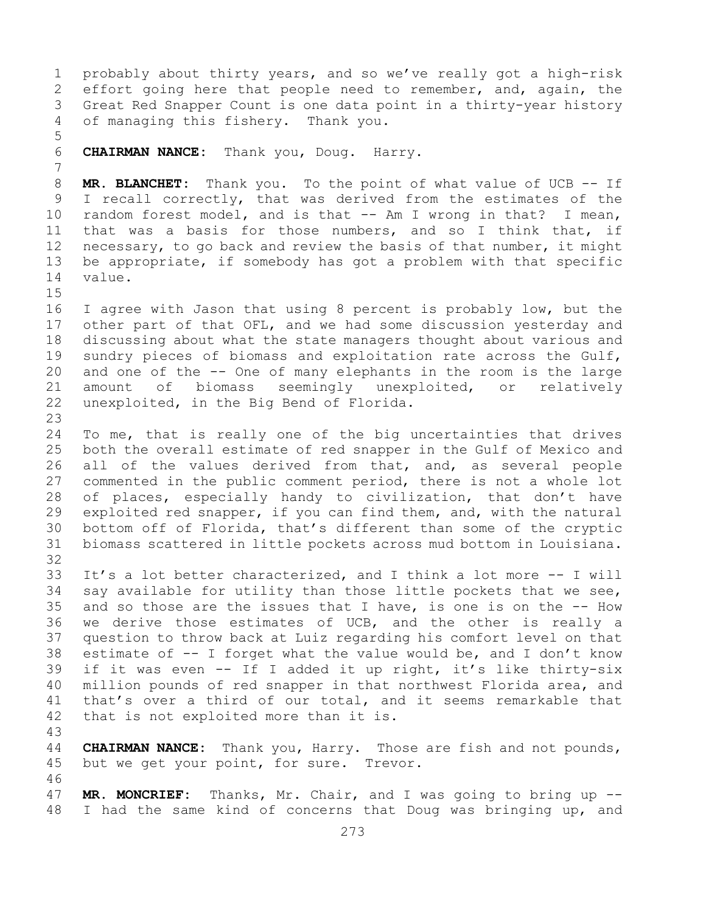probably about thirty years, and so we've really got a high-risk effort going here that people need to remember, and, again, the Great Red Snapper Count is one data point in a thirty-year history of managing this fishery. Thank you.

**CHAIRMAN NANCE:** Thank you, Doug. Harry.

**MR. BLANCHET:** Thank you. To the point of what value of UCB -- If I recall correctly, that was derived from the estimates of the random forest model, and is that -- Am I wrong in that? I mean, that was a basis for those numbers, and so I think that, if necessary, to go back and review the basis of that number, it might be appropriate, if somebody has got a problem with that specific value.

I agree with Jason that using 8 percent is probably low, but the other part of that OFL, and we had some discussion yesterday and discussing about what the state managers thought about various and sundry pieces of biomass and exploitation rate across the Gulf, and one of the -- One of many elephants in the room is the large amount of biomass seemingly unexploited, or relatively unexploited, in the Big Bend of Florida.

To me, that is really one of the big uncertainties that drives both the overall estimate of red snapper in the Gulf of Mexico and all of the values derived from that, and, as several people commented in the public comment period, there is not a whole lot of places, especially handy to civilization, that don't have exploited red snapper, if you can find them, and, with the natural bottom off of Florida, that's different than some of the cryptic biomass scattered in little pockets across mud bottom in Louisiana.

It's a lot better characterized, and I think a lot more -- I will say available for utility than those little pockets that we see, and so those are the issues that I have, is one is on the -- How we derive those estimates of UCB, and the other is really a question to throw back at Luiz regarding his comfort level on that estimate of -- I forget what the value would be, and I don't know if it was even -- If I added it up right, it's like thirty-six million pounds of red snapper in that northwest Florida area, and that's over a third of our total, and it seems remarkable that that is not exploited more than it is.

**CHAIRMAN NANCE:** Thank you, Harry. Those are fish and not pounds, but we get your point, for sure. Trevor.

**MR. MONCRIEF:** Thanks, Mr. Chair, and I was going to bring up -- I had the same kind of concerns that Doug was bringing up, and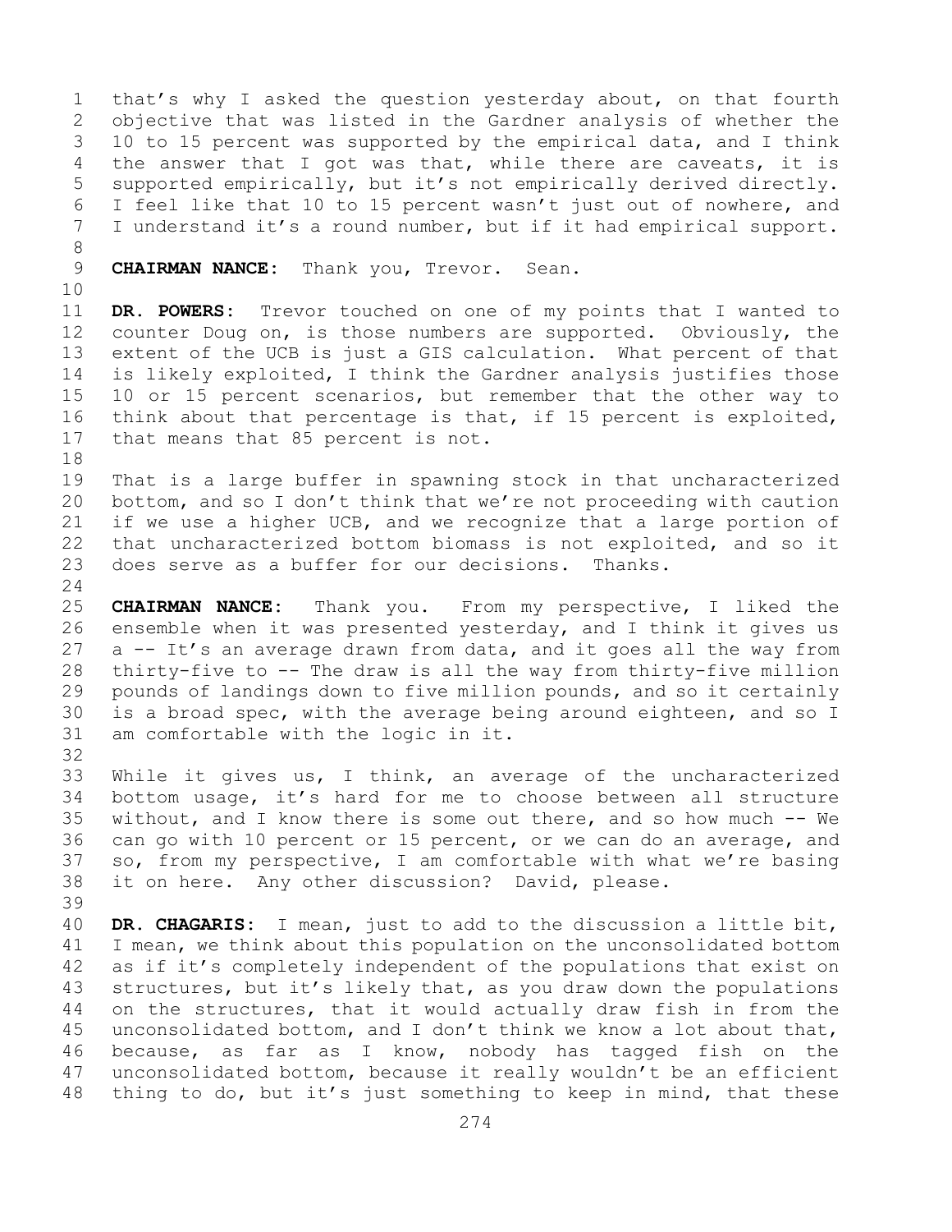that's why I asked the question yesterday about, on that fourth objective that was listed in the Gardner analysis of whether the 10 to 15 percent was supported by the empirical data, and I think the answer that I got was that, while there are caveats, it is supported empirically, but it's not empirically derived directly. I feel like that 10 to 15 percent wasn't just out of nowhere, and I understand it's a round number, but if it had empirical support.

**CHAIRMAN NANCE:** Thank you, Trevor. Sean.

**DR. POWERS:** Trevor touched on one of my points that I wanted to counter Doug on, is those numbers are supported. Obviously, the extent of the UCB is just a GIS calculation. What percent of that is likely exploited, I think the Gardner analysis justifies those 10 or 15 percent scenarios, but remember that the other way to think about that percentage is that, if 15 percent is exploited, that means that 85 percent is not.

That is a large buffer in spawning stock in that uncharacterized bottom, and so I don't think that we're not proceeding with caution if we use a higher UCB, and we recognize that a large portion of that uncharacterized bottom biomass is not exploited, and so it does serve as a buffer for our decisions. Thanks.

**CHAIRMAN NANCE:** Thank you. From my perspective, I liked the ensemble when it was presented yesterday, and I think it gives us a -- It's an average drawn from data, and it goes all the way from thirty-five to -- The draw is all the way from thirty-five million pounds of landings down to five million pounds, and so it certainly is a broad spec, with the average being around eighteen, and so I am comfortable with the logic in it.

While it gives us, I think, an average of the uncharacterized bottom usage, it's hard for me to choose between all structure without, and I know there is some out there, and so how much -- We can go with 10 percent or 15 percent, or we can do an average, and so, from my perspective, I am comfortable with what we're basing it on here. Any other discussion? David, please.

**DR. CHAGARIS:** I mean, just to add to the discussion a little bit, I mean, we think about this population on the unconsolidated bottom as if it's completely independent of the populations that exist on structures, but it's likely that, as you draw down the populations on the structures, that it would actually draw fish in from the unconsolidated bottom, and I don't think we know a lot about that, because, as far as I know, nobody has tagged fish on the unconsolidated bottom, because it really wouldn't be an efficient thing to do, but it's just something to keep in mind, that these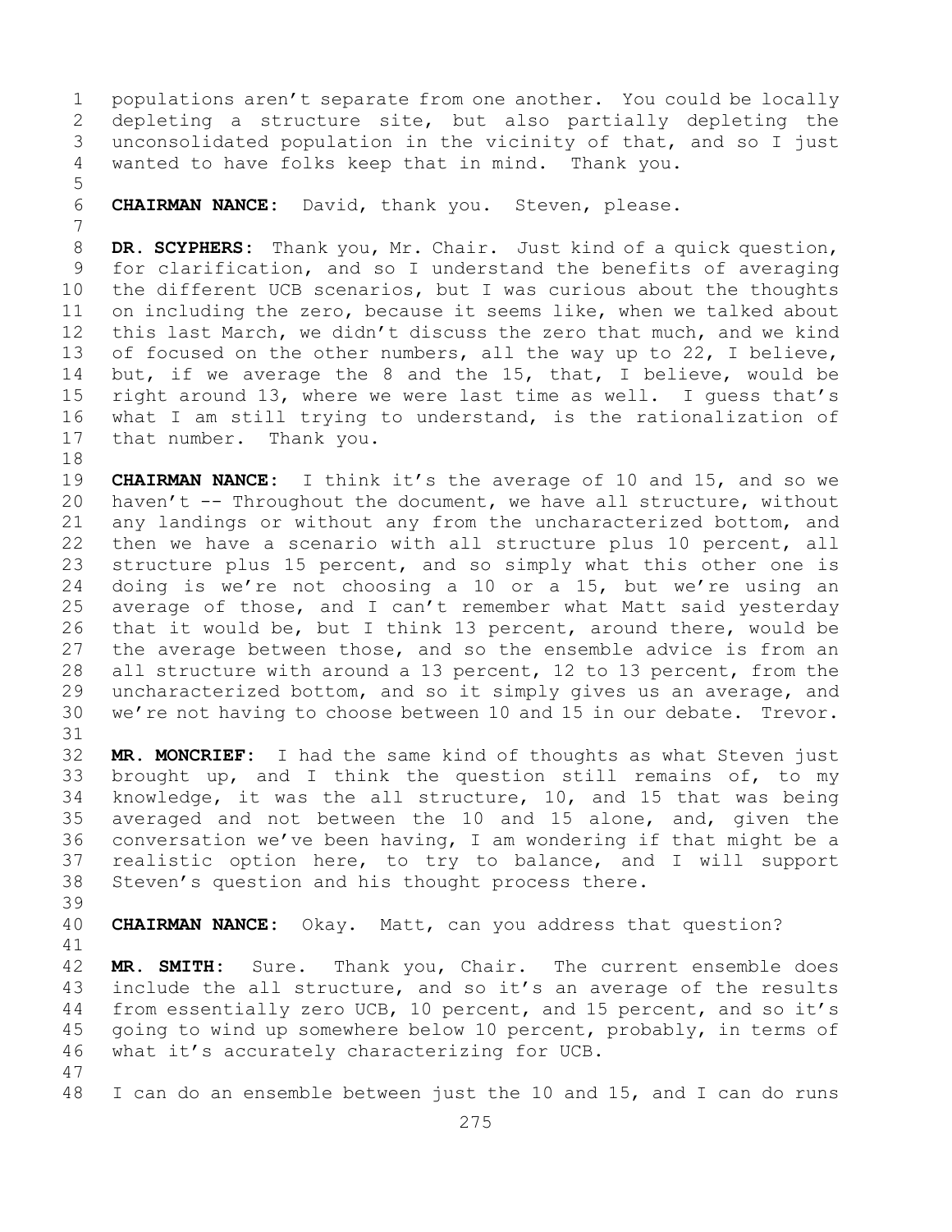populations aren't separate from one another. You could be locally depleting a structure site, but also partially depleting the unconsolidated population in the vicinity of that, and so I just wanted to have folks keep that in mind. Thank you.

**CHAIRMAN NANCE:** David, thank you. Steven, please.

**DR. SCYPHERS:** Thank you, Mr. Chair. Just kind of a quick question, for clarification, and so I understand the benefits of averaging the different UCB scenarios, but I was curious about the thoughts on including the zero, because it seems like, when we talked about this last March, we didn't discuss the zero that much, and we kind of focused on the other numbers, all the way up to 22, I believe, but, if we average the 8 and the 15, that, I believe, would be right around 13, where we were last time as well. I guess that's what I am still trying to understand, is the rationalization of that number. Thank you.

**CHAIRMAN NANCE:** I think it's the average of 10 and 15, and so we haven't -- Throughout the document, we have all structure, without any landings or without any from the uncharacterized bottom, and then we have a scenario with all structure plus 10 percent, all structure plus 15 percent, and so simply what this other one is doing is we're not choosing a 10 or a 15, but we're using an average of those, and I can't remember what Matt said yesterday that it would be, but I think 13 percent, around there, would be the average between those, and so the ensemble advice is from an all structure with around a 13 percent, 12 to 13 percent, from the uncharacterized bottom, and so it simply gives us an average, and we're not having to choose between 10 and 15 in our debate. Trevor.

**MR. MONCRIEF:** I had the same kind of thoughts as what Steven just brought up, and I think the question still remains of, to my knowledge, it was the all structure, 10, and 15 that was being averaged and not between the 10 and 15 alone, and, given the conversation we've been having, I am wondering if that might be a realistic option here, to try to balance, and I will support Steven's question and his thought process there.

**CHAIRMAN NANCE:** Okay. Matt, can you address that question?

**MR. SMITH:** Sure. Thank you, Chair. The current ensemble does include the all structure, and so it's an average of the results from essentially zero UCB, 10 percent, and 15 percent, and so it's going to wind up somewhere below 10 percent, probably, in terms of what it's accurately characterizing for UCB.

I can do an ensemble between just the 10 and 15, and I can do runs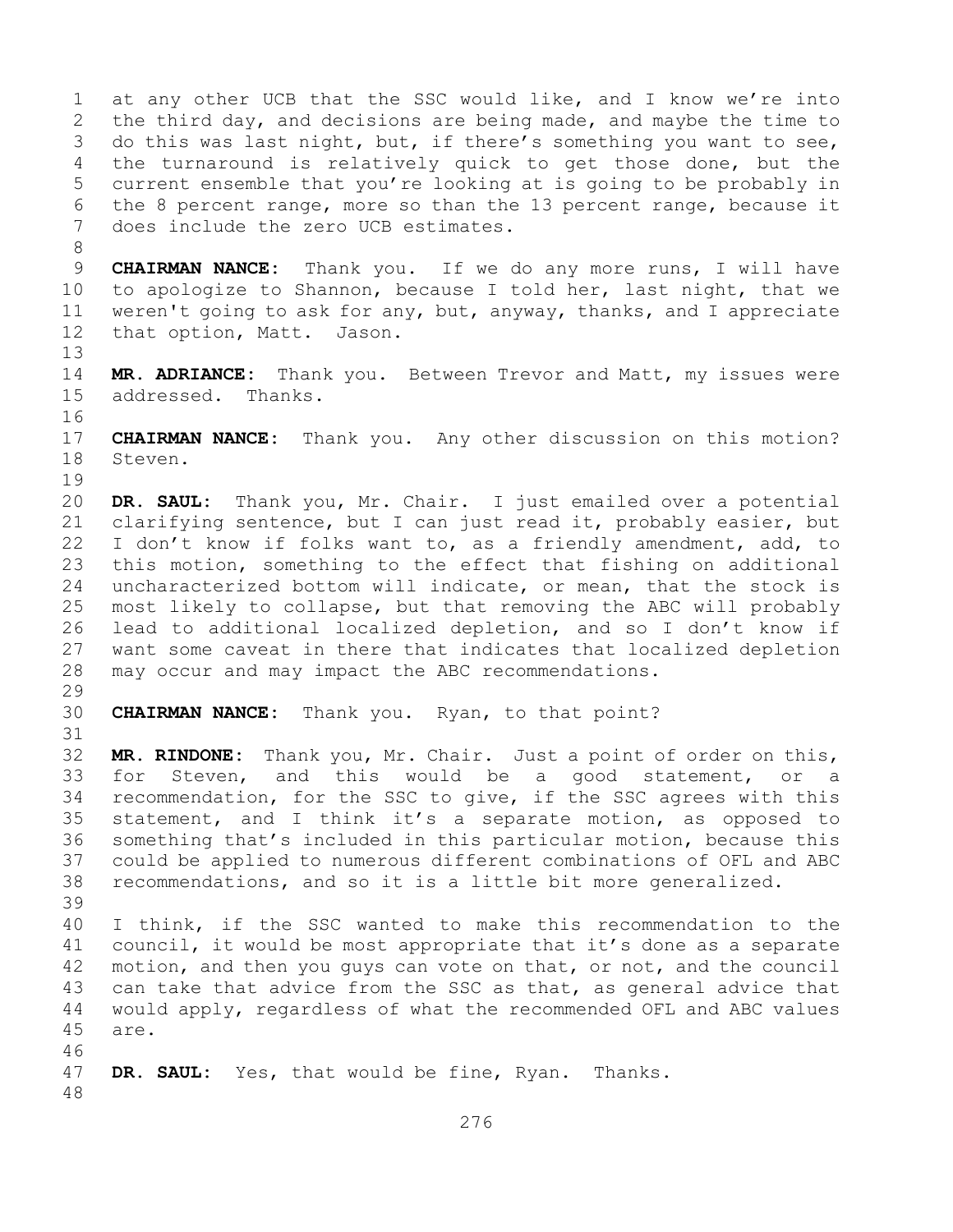at any other UCB that the SSC would like, and I know we're into the third day, and decisions are being made, and maybe the time to do this was last night, but, if there's something you want to see, the turnaround is relatively quick to get those done, but the current ensemble that you're looking at is going to be probably in the 8 percent range, more so than the 13 percent range, because it does include the zero UCB estimates.

**CHAIRMAN NANCE:** Thank you. If we do any more runs, I will have to apologize to Shannon, because I told her, last night, that we weren't going to ask for any, but, anyway, thanks, and I appreciate that option, Matt. Jason.

**MR. ADRIANCE:** Thank you. Between Trevor and Matt, my issues were addressed. Thanks.

**CHAIRMAN NANCE:** Thank you. Any other discussion on this motion? Steven.

**DR. SAUL:** Thank you, Mr. Chair. I just emailed over a potential clarifying sentence, but I can just read it, probably easier, but I don't know if folks want to, as a friendly amendment, add, to this motion, something to the effect that fishing on additional uncharacterized bottom will indicate, or mean, that the stock is most likely to collapse, but that removing the ABC will probably lead to additional localized depletion, and so I don't know if want some caveat in there that indicates that localized depletion may occur and may impact the ABC recommendations.

**CHAIRMAN NANCE:** Thank you. Ryan, to that point?

**MR. RINDONE:** Thank you, Mr. Chair. Just a point of order on this, for Steven, and this would be a good statement, or a recommendation, for the SSC to give, if the SSC agrees with this statement, and I think it's a separate motion, as opposed to something that's included in this particular motion, because this could be applied to numerous different combinations of OFL and ABC recommendations, and so it is a little bit more generalized.

I think, if the SSC wanted to make this recommendation to the council, it would be most appropriate that it's done as a separate motion, and then you guys can vote on that, or not, and the council can take that advice from the SSC as that, as general advice that would apply, regardless of what the recommended OFL and ABC values are.

**DR. SAUL:** Yes, that would be fine, Ryan. Thanks.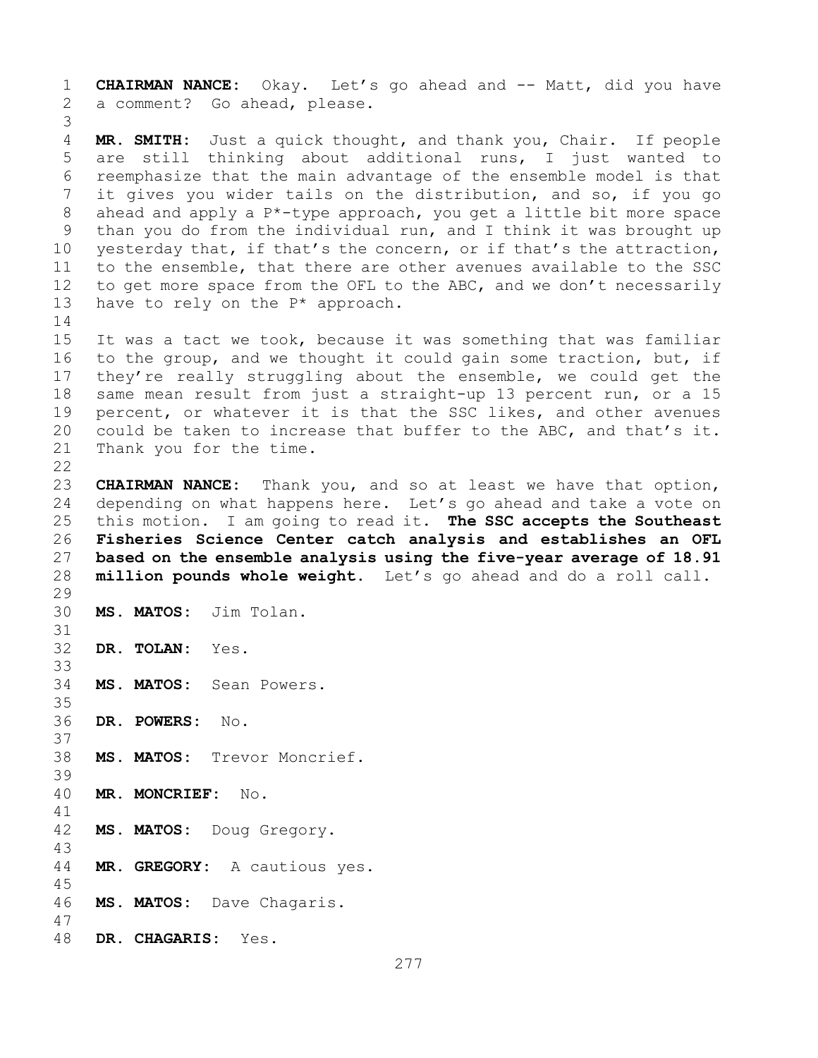**CHAIRMAN NANCE:** Okay. Let's go ahead and -- Matt, did you have a comment? Go ahead, please.

**MR. SMITH:** Just a quick thought, and thank you, Chair. If people are still thinking about additional runs, I just wanted to reemphasize that the main advantage of the ensemble model is that it gives you wider tails on the distribution, and so, if you go ahead and apply a P*-type approach, you get a little bit more space than you do from the individual run, and I think it was brought up yesterday that, if that's the concern, or if that's the attraction, to the ensemble, that there are other avenues available to the SSC to get more space from the OFL to the ABC, and we don't necessarily have to rely on the P* approach.

It was a tact we took, because it was something that was familiar to the group, and we thought it could gain some traction, but, if they're really struggling about the ensemble, we could get the same mean result from just a straight-up 13 percent run, or a 15 percent, or whatever it is that the SSC likes, and other avenues could be taken to increase that buffer to the ABC, and that's it. Thank you for the time.

**CHAIRMAN NANCE:** Thank you, and so at least we have that option, depending on what happens here. Let's go ahead and take a vote on this motion. I am going to read it. **The SSC accepts the Southeast Fisheries Science Center catch analysis and establishes an OFL based on the ensemble analysis using the five-year average of 18.91 million pounds whole weight.** Let's go ahead and do a roll call.

**MS. MATOS:** Jim Tolan.

**DR. TOLAN:** Yes.

**MS. MATOS:** Sean Powers.

**DR. POWERS:** No.

**MS. MATOS:** Trevor Moncrief.

**MR. MONCRIEF:** No.

**MS. MATOS:** Doug Gregory.

**MR. GREGORY:** A cautious yes.

**MS. MATOS:** Dave Chagaris.

**DR. CHAGARIS:** Yes.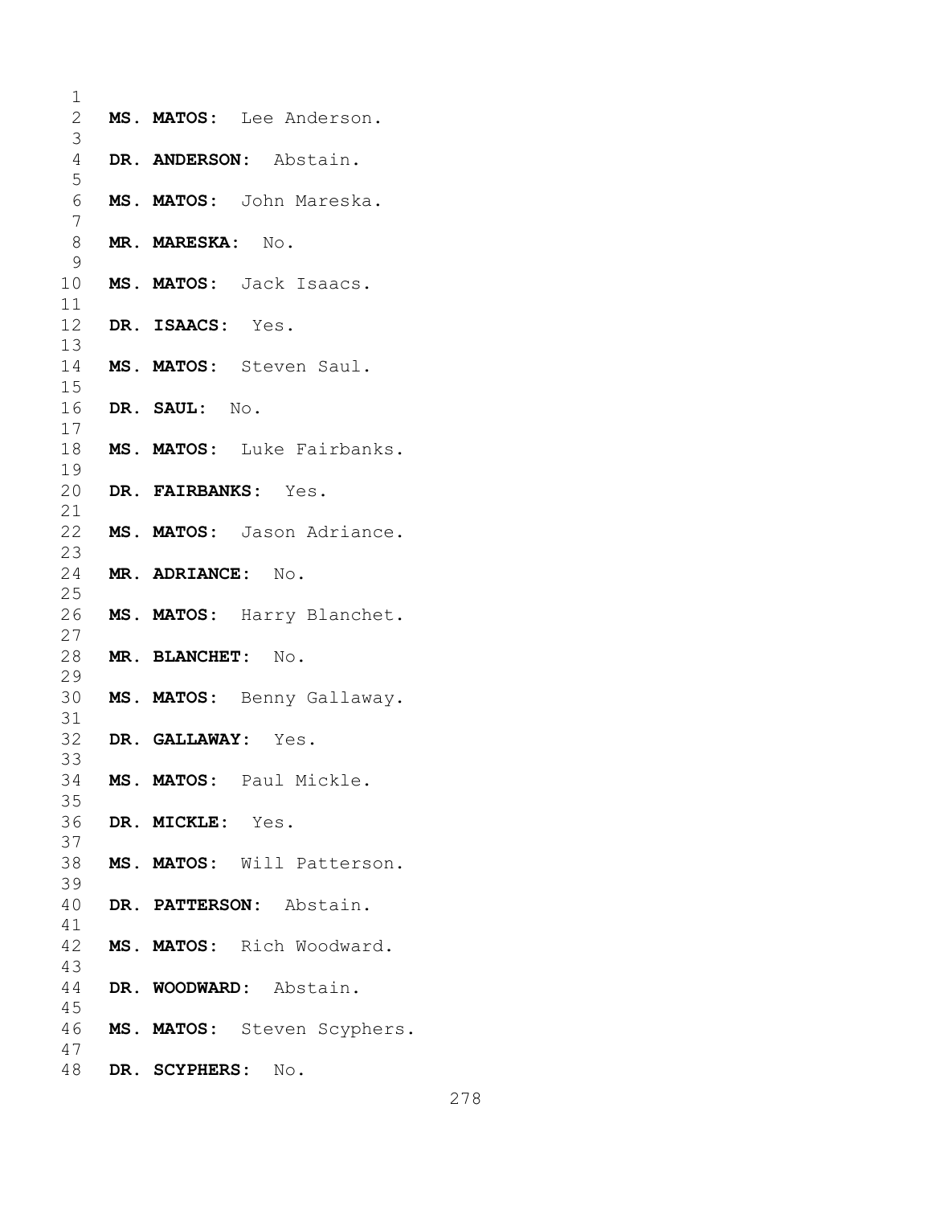**MS. MATOS:** Lee Anderson.

**DR. ANDERSON:** Abstain.

**MS. MATOS:** John Mareska.

**MR. MARESKA:** No.

**MS. MATOS:** Jack Isaacs.

**DR. ISAACS:** Yes.

**MS. MATOS:** Steven Saul.

**DR. SAUL:** No.

**MS. MATOS:** Luke Fairbanks.

**DR. FAIRBANKS:** Yes.

**MS. MATOS:** Jason Adriance.

**MR. ADRIANCE:** No.

**MS. MATOS:** Harry Blanchet.

**MR. BLANCHET:** No.

**MS. MATOS:** Benny Gallaway.

**DR. GALLAWAY:** Yes.

**MS. MATOS:** Paul Mickle.

**DR. MICKLE:** Yes.

**MS. MATOS:** Will Patterson.

**DR. PATTERSON:** Abstain.

**MS. MATOS:** Rich Woodward.

**DR. WOODWARD:** Abstain.

**MS. MATOS:** Steven Scyphers.

**DR. SCYPHERS:** No.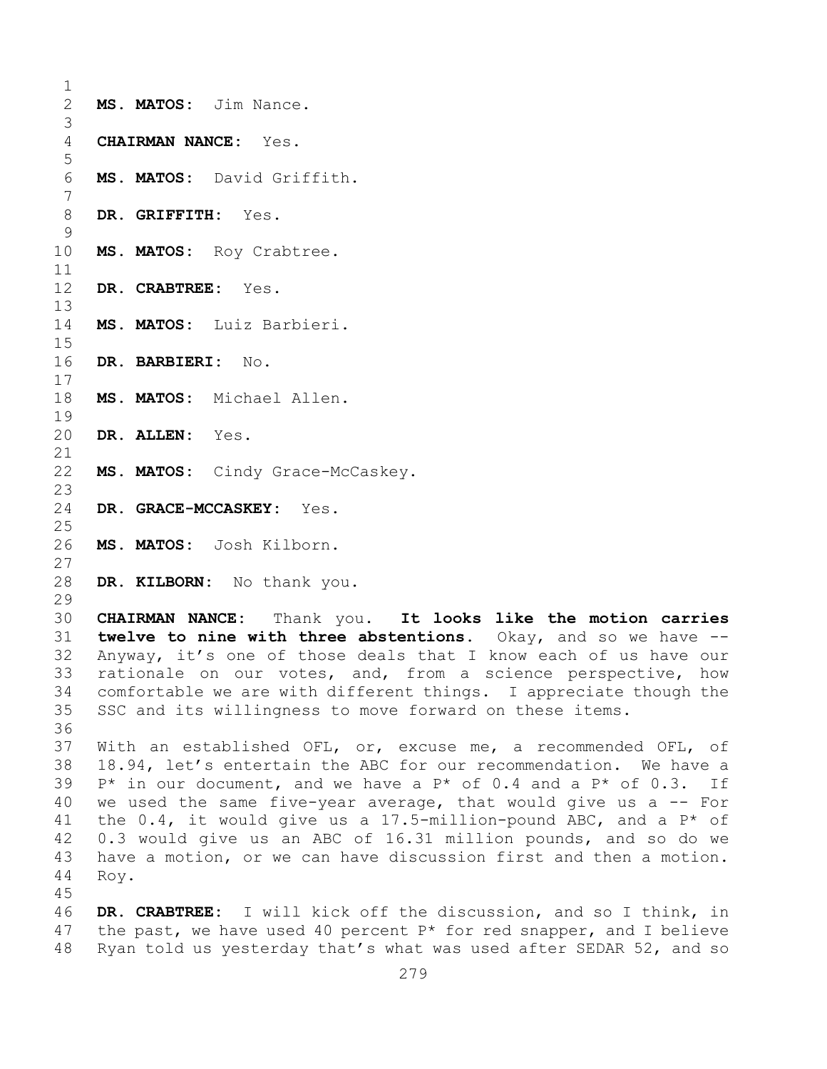**MS. MATOS:** Jim Nance.

**CHAIRMAN NANCE:** Yes.

**MS. MATOS:** David Griffith.

**DR. GRIFFITH:** Yes.

**MS. MATOS:** Roy Crabtree.

**DR. CRABTREE:** Yes.

**MS. MATOS:** Luiz Barbieri.

**DR. BARBIERI:** No.

**MS. MATOS:** Michael Allen.

**DR. ALLEN:** Yes.

**MS. MATOS:** Cindy Grace-McCaskey.

**DR. GRACE-MCCASKEY:** Yes.

**MS. MATOS:** Josh Kilborn.

**DR. KILBORN:** No thank you.

**CHAIRMAN NANCE:** Thank you. **It looks like the motion carries twelve to nine with three abstentions.** Okay, and so we have -- Anyway, it's one of those deals that I know each of us have our rationale on our votes, and, from a science perspective, how comfortable we are with different things. I appreciate though the SSC and its willingness to move forward on these items.

With an established OFL, or, excuse me, a recommended OFL, of 18.94, let's entertain the ABC for our recommendation. We have a P* in our document, and we have a P* of 0.4 and a P* of 0.3. If we used the same five-year average, that would give us a -- For the 0.4, it would give us a 17.5-million-pound ABC, and a P* of 0.3 would give us an ABC of 16.31 million pounds, and so do we have a motion, or we can have discussion first and then a motion. Roy.

**DR. CRABTREE:** I will kick off the discussion, and so I think, in the past, we have used 40 percent P* for red snapper, and I believe Ryan told us yesterday that's what was used after SEDAR 52, and so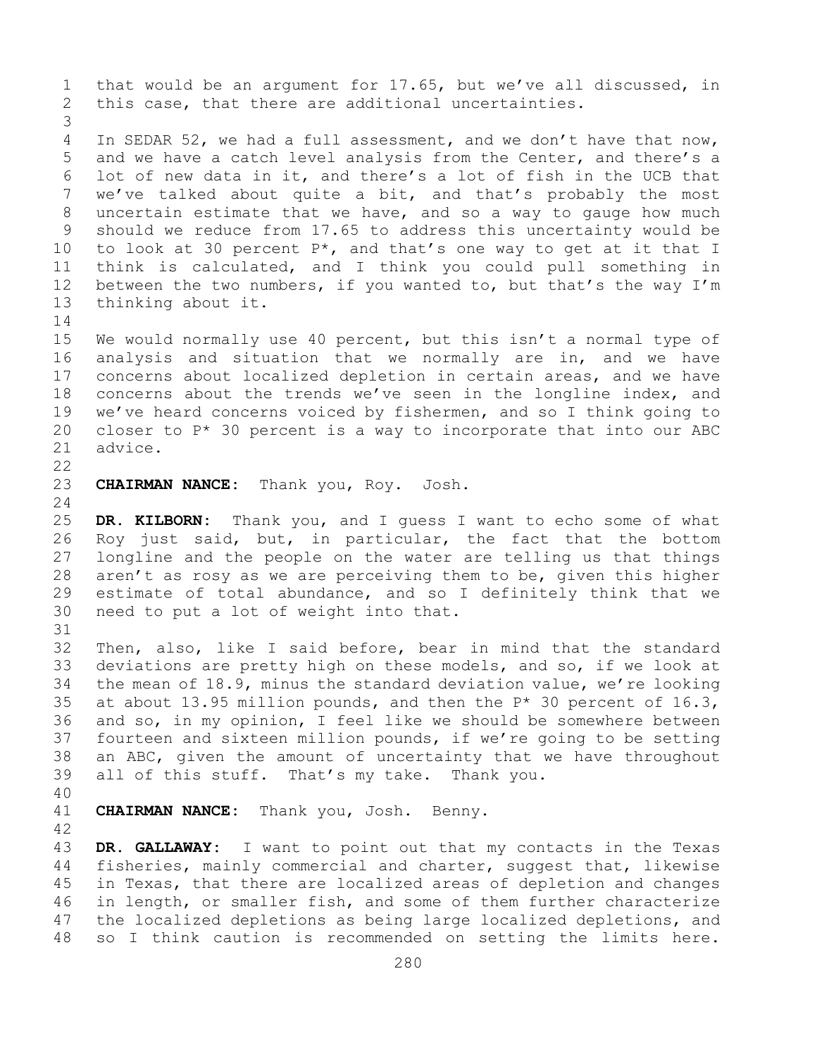that would be an argument for 17.65, but we've all discussed, in this case, that there are additional uncertainties.

In SEDAR 52, we had a full assessment, and we don't have that now, and we have a catch level analysis from the Center, and there's a lot of new data in it, and there's a lot of fish in the UCB that we've talked about quite a bit, and that's probably the most uncertain estimate that we have, and so a way to gauge how much should we reduce from 17.65 to address this uncertainty would be to look at 30 percent P*, and that's one way to get at it that I think is calculated, and I think you could pull something in between the two numbers, if you wanted to, but that's the way I'm thinking about it.

We would normally use 40 percent, but this isn't a normal type of analysis and situation that we normally are in, and we have concerns about localized depletion in certain areas, and we have concerns about the trends we've seen in the longline index, and we've heard concerns voiced by fishermen, and so I think going to closer to P* 30 percent is a way to incorporate that into our ABC advice.

**CHAIRMAN NANCE:** Thank you, Roy. Josh.

**DR. KILBORN:** Thank you, and I guess I want to echo some of what Roy just said, but, in particular, the fact that the bottom longline and the people on the water are telling us that things aren't as rosy as we are perceiving them to be, given this higher estimate of total abundance, and so I definitely think that we need to put a lot of weight into that.

Then, also, like I said before, bear in mind that the standard deviations are pretty high on these models, and so, if we look at the mean of 18.9, minus the standard deviation value, we're looking at about 13.95 million pounds, and then the P* 30 percent of 16.3, and so, in my opinion, I feel like we should be somewhere between fourteen and sixteen million pounds, if we're going to be setting an ABC, given the amount of uncertainty that we have throughout all of this stuff. That's my take. Thank you.

**CHAIRMAN NANCE:** Thank you, Josh. Benny.

**DR. GALLAWAY:** I want to point out that my contacts in the Texas fisheries, mainly commercial and charter, suggest that, likewise in Texas, that there are localized areas of depletion and changes in length, or smaller fish, and some of them further characterize the localized depletions as being large localized depletions, and so I think caution is recommended on setting the limits here.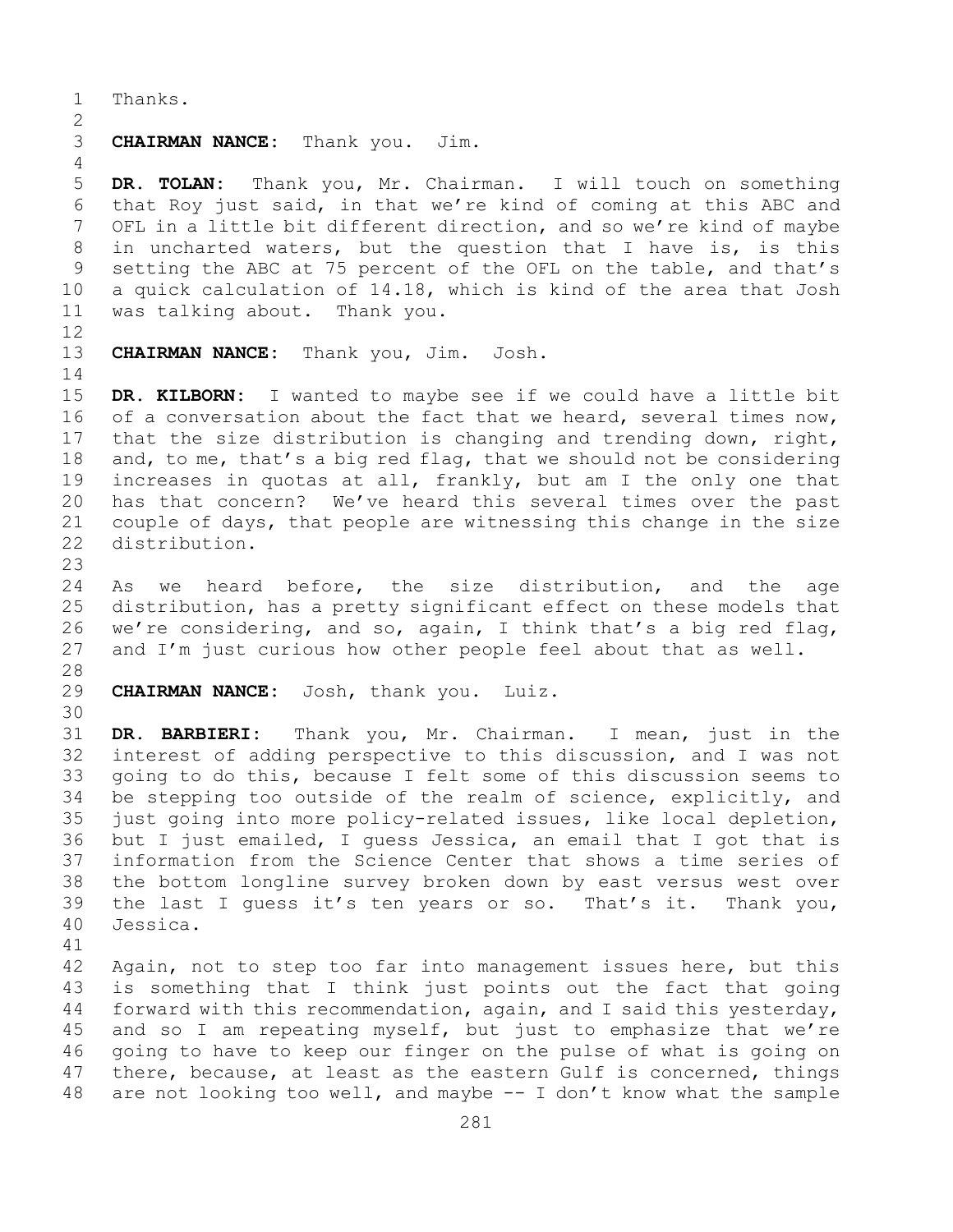Thanks.

**CHAIRMAN NANCE:** Thank you. Jim.

**DR. TOLAN:** Thank you, Mr. Chairman. I will touch on something that Roy just said, in that we're kind of coming at this ABC and OFL in a little bit different direction, and so we're kind of maybe in uncharted waters, but the question that I have is, is this setting the ABC at 75 percent of the OFL on the table, and that's a quick calculation of 14.18, which is kind of the area that Josh was talking about. Thank you.

**CHAIRMAN NANCE:** Thank you, Jim. Josh.

**DR. KILBORN:** I wanted to maybe see if we could have a little bit of a conversation about the fact that we heard, several times now, that the size distribution is changing and trending down, right, and, to me, that's a big red flag, that we should not be considering increases in quotas at all, frankly, but am I the only one that has that concern? We've heard this several times over the past couple of days, that people are witnessing this change in the size distribution.

As we heard before, the size distribution, and the age distribution, has a pretty significant effect on these models that we're considering, and so, again, I think that's a big red flag, and I'm just curious how other people feel about that as well.

**CHAIRMAN NANCE:** Josh, thank you. Luiz.

**DR. BARBIERI:** Thank you, Mr. Chairman. I mean, just in the interest of adding perspective to this discussion, and I was not going to do this, because I felt some of this discussion seems to be stepping too outside of the realm of science, explicitly, and just going into more policy-related issues, like local depletion, but I just emailed, I guess Jessica, an email that I got that is information from the Science Center that shows a time series of the bottom longline survey broken down by east versus west over the last I guess it's ten years or so. That's it. Thank you, Jessica.

Again, not to step too far into management issues here, but this is something that I think just points out the fact that going forward with this recommendation, again, and I said this yesterday, and so I am repeating myself, but just to emphasize that we're going to have to keep our finger on the pulse of what is going on there, because, at least as the eastern Gulf is concerned, things are not looking too well, and maybe -- I don't know what the sample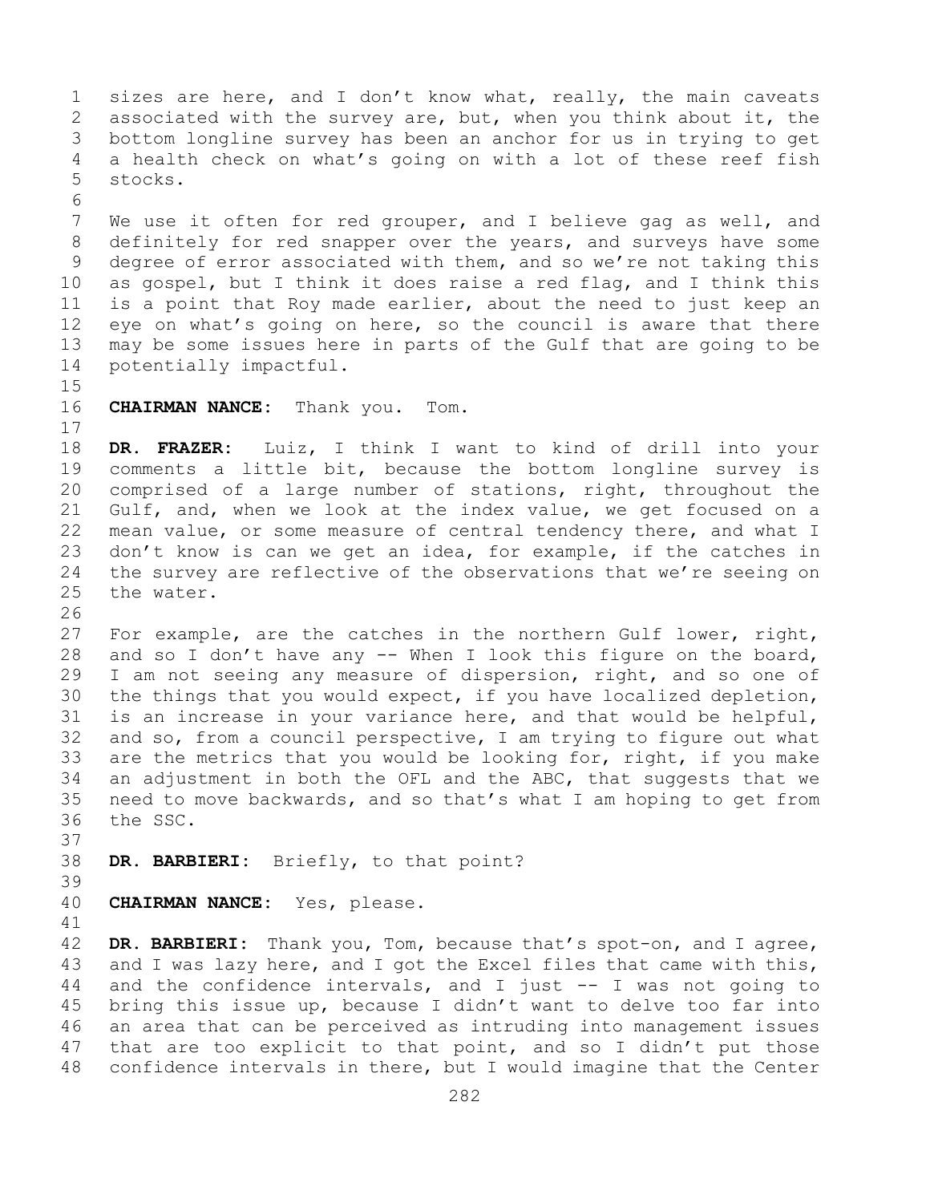sizes are here, and I don't know what, really, the main caveats associated with the survey are, but, when you think about it, the bottom longline survey has been an anchor for us in trying to get a health check on what's going on with a lot of these reef fish stocks.

We use it often for red grouper, and I believe gag as well, and definitely for red snapper over the years, and surveys have some degree of error associated with them, and so we're not taking this as gospel, but I think it does raise a red flag, and I think this is a point that Roy made earlier, about the need to just keep an eye on what's going on here, so the council is aware that there may be some issues here in parts of the Gulf that are going to be potentially impactful.

**CHAIRMAN NANCE:** Thank you. Tom.

**DR. FRAZER:** Luiz, I think I want to kind of drill into your comments a little bit, because the bottom longline survey is comprised of a large number of stations, right, throughout the Gulf, and, when we look at the index value, we get focused on a mean value, or some measure of central tendency there, and what I don't know is can we get an idea, for example, if the catches in the survey are reflective of the observations that we're seeing on the water.

For example, are the catches in the northern Gulf lower, right, and so I don't have any -- When I look this figure on the board, I am not seeing any measure of dispersion, right, and so one of the things that you would expect, if you have localized depletion, is an increase in your variance here, and that would be helpful, and so, from a council perspective, I am trying to figure out what are the metrics that you would be looking for, right, if you make an adjustment in both the OFL and the ABC, that suggests that we need to move backwards, and so that's what I am hoping to get from the SSC.

**DR. BARBIERI:** Briefly, to that point?

**CHAIRMAN NANCE:** Yes, please.

**DR. BARBIERI:** Thank you, Tom, because that's spot-on, and I agree, and I was lazy here, and I got the Excel files that came with this, and the confidence intervals, and I just -- I was not going to bring this issue up, because I didn't want to delve too far into an area that can be perceived as intruding into management issues that are too explicit to that point, and so I didn't put those confidence intervals in there, but I would imagine that the Center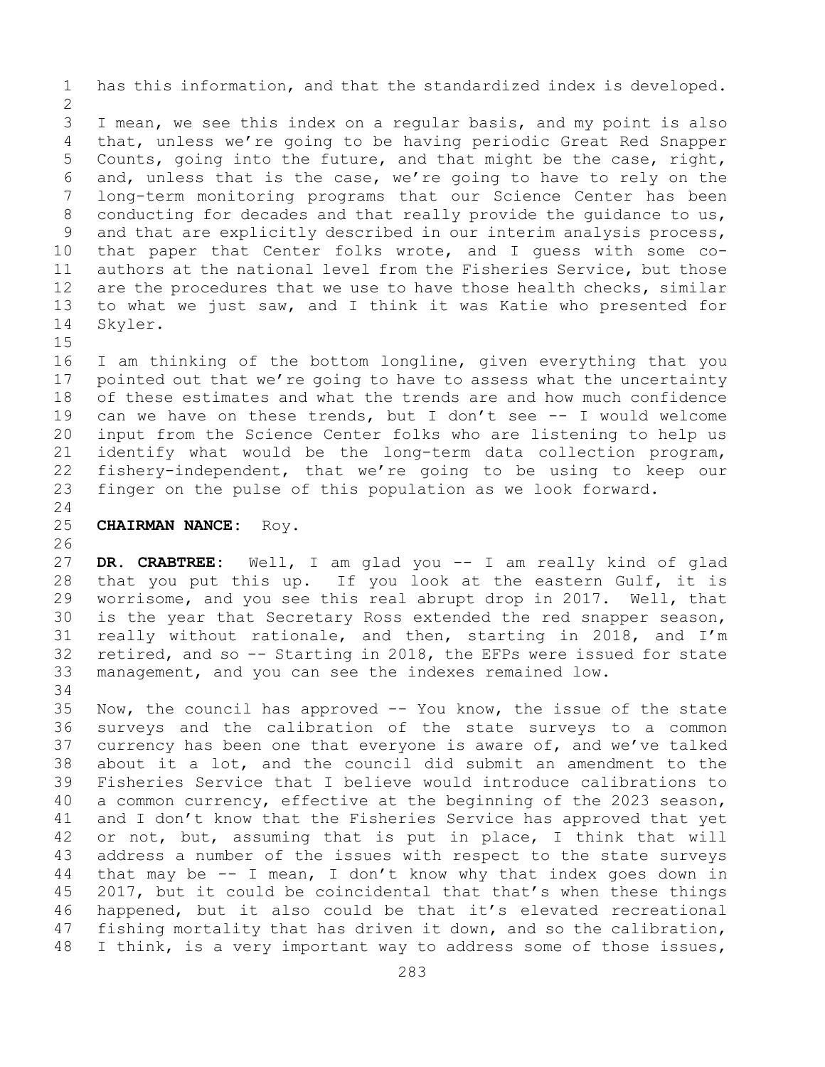has this information, and that the standardized index is developed.

I mean, we see this index on a regular basis, and my point is also that, unless we're going to be having periodic Great Red Snapper Counts, going into the future, and that might be the case, right, and, unless that is the case, we're going to have to rely on the long-term monitoring programs that our Science Center has been conducting for decades and that really provide the guidance to us, and that are explicitly described in our interim analysis process, that paper that Center folks wrote, and I guess with some co-authors at the national level from the Fisheries Service, but those are the procedures that we use to have those health checks, similar to what we just saw, and I think it was Katie who presented for Skyler.

I am thinking of the bottom longline, given everything that you pointed out that we're going to have to assess what the uncertainty of these estimates and what the trends are and how much confidence can we have on these trends, but I don't see -- I would welcome input from the Science Center folks who are listening to help us identify what would be the long-term data collection program, fishery-independent, that we're going to be using to keep our finger on the pulse of this population as we look forward.

**CHAIRMAN NANCE:** Roy.

**DR. CRABTREE:** Well, I am glad you -- I am really kind of glad that you put this up. If you look at the eastern Gulf, it is worrisome, and you see this real abrupt drop in 2017. Well, that is the year that Secretary Ross extended the red snapper season, really without rationale, and then, starting in 2018, and I'm retired, and so -- Starting in 2018, the EFPs were issued for state management, and you can see the indexes remained low.

Now, the council has approved -- You know, the issue of the state surveys and the calibration of the state surveys to a common currency has been one that everyone is aware of, and we've talked about it a lot, and the council did submit an amendment to the Fisheries Service that I believe would introduce calibrations to a common currency, effective at the beginning of the 2023 season, and I don't know that the Fisheries Service has approved that yet or not, but, assuming that is put in place, I think that will address a number of the issues with respect to the state surveys that may be -- I mean, I don't know why that index goes down in 2017, but it could be coincidental that that's when these things happened, but it also could be that it's elevated recreational fishing mortality that has driven it down, and so the calibration, I think, is a very important way to address some of those issues,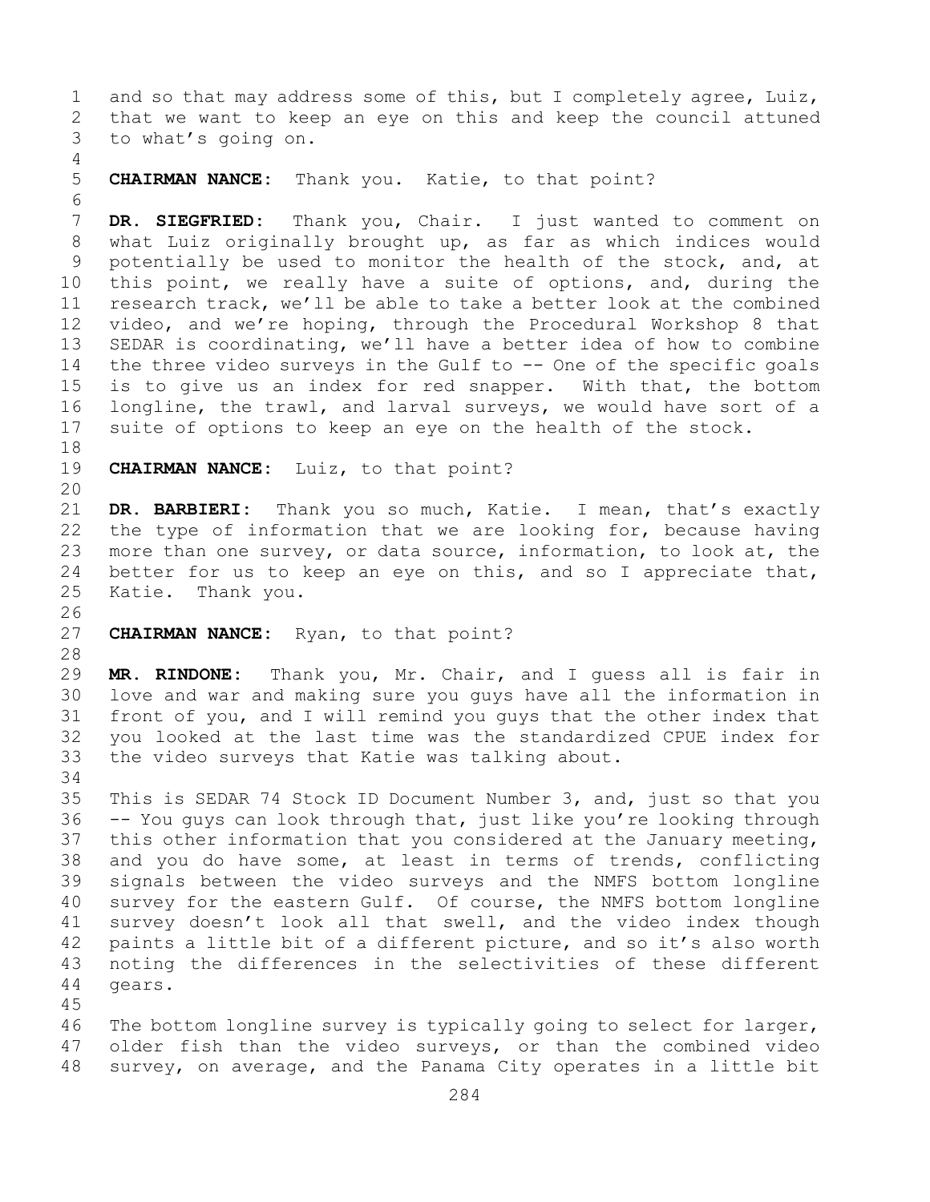and so that may address some of this, but I completely agree, Luiz, that we want to keep an eye on this and keep the council attuned to what's going on.

**CHAIRMAN NANCE:** Thank you. Katie, to that point?

**DR. SIEGFRIED:** Thank you, Chair. I just wanted to comment on what Luiz originally brought up, as far as which indices would potentially be used to monitor the health of the stock, and, at this point, we really have a suite of options, and, during the research track, we'll be able to take a better look at the combined video, and we're hoping, through the Procedural Workshop 8 that SEDAR is coordinating, we'll have a better idea of how to combine the three video surveys in the Gulf to -- One of the specific goals is to give us an index for red snapper. With that, the bottom longline, the trawl, and larval surveys, we would have sort of a suite of options to keep an eye on the health of the stock.

**CHAIRMAN NANCE:** Luiz, to that point?

**DR. BARBIERI:** Thank you so much, Katie. I mean, that's exactly the type of information that we are looking for, because having more than one survey, or data source, information, to look at, the better for us to keep an eye on this, and so I appreciate that, Katie. Thank you.

**CHAIRMAN NANCE:** Ryan, to that point?

**MR. RINDONE:** Thank you, Mr. Chair, and I guess all is fair in love and war and making sure you guys have all the information in front of you, and I will remind you guys that the other index that you looked at the last time was the standardized CPUE index for the video surveys that Katie was talking about.

This is SEDAR 74 Stock ID Document Number 3, and, just so that you -- You guys can look through that, just like you're looking through this other information that you considered at the January meeting, and you do have some, at least in terms of trends, conflicting signals between the video surveys and the NMFS bottom longline survey for the eastern Gulf. Of course, the NMFS bottom longline survey doesn't look all that swell, and the video index though paints a little bit of a different picture, and so it's also worth noting the differences in the selectivities of these different gears.

The bottom longline survey is typically going to select for larger, older fish than the video surveys, or than the combined video survey, on average, and the Panama City operates in a little bit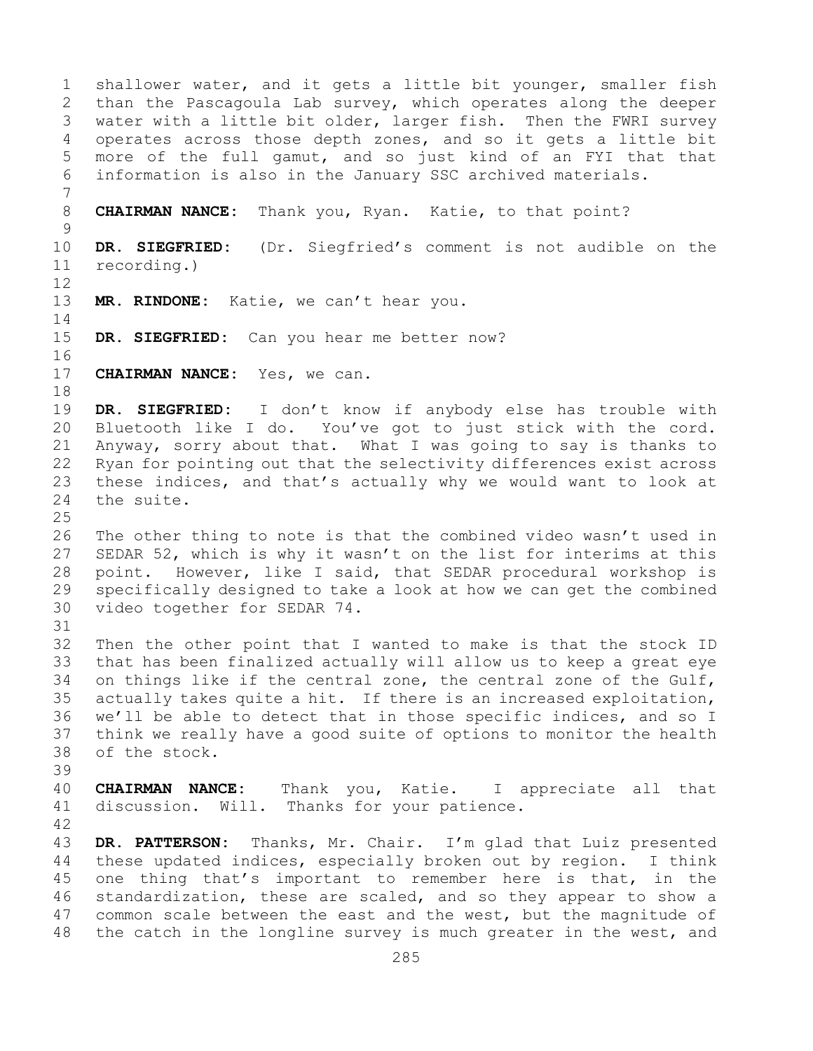shallower water, and it gets a little bit younger, smaller fish than the Pascagoula Lab survey, which operates along the deeper water with a little bit older, larger fish. Then the FWRI survey operates across those depth zones, and so it gets a little bit more of the full gamut, and so just kind of an FYI that that information is also in the January SSC archived materials.

**CHAIRMAN NANCE:** Thank you, Ryan. Katie, to that point?

**DR. SIEGFRIED:** (Dr. Siegfried's comment is not audible on the recording.)

**MR. RINDONE:** Katie, we can't hear you.

**DR. SIEGFRIED:** Can you hear me better now?

**CHAIRMAN NANCE:** Yes, we can.

**DR. SIEGFRIED:** I don't know if anybody else has trouble with Bluetooth like I do. You've got to just stick with the cord. Anyway, sorry about that. What I was going to say is thanks to Ryan for pointing out that the selectivity differences exist across these indices, and that's actually why we would want to look at the suite.

The other thing to note is that the combined video wasn't used in SEDAR 52, which is why it wasn't on the list for interims at this point. However, like I said, that SEDAR procedural workshop is specifically designed to take a look at how we can get the combined video together for SEDAR 74.

Then the other point that I wanted to make is that the stock ID that has been finalized actually will allow us to keep a great eye on things like if the central zone, the central zone of the Gulf, actually takes quite a hit. If there is an increased exploitation, we'll be able to detect that in those specific indices, and so I think we really have a good suite of options to monitor the health of the stock.

**CHAIRMAN NANCE:** Thank you, Katie. I appreciate all that discussion. Will. Thanks for your patience.

**DR. PATTERSON:** Thanks, Mr. Chair. I'm glad that Luiz presented these updated indices, especially broken out by region. I think one thing that's important to remember here is that, in the standardization, these are scaled, and so they appear to show a common scale between the east and the west, but the magnitude of the catch in the longline survey is much greater in the west, and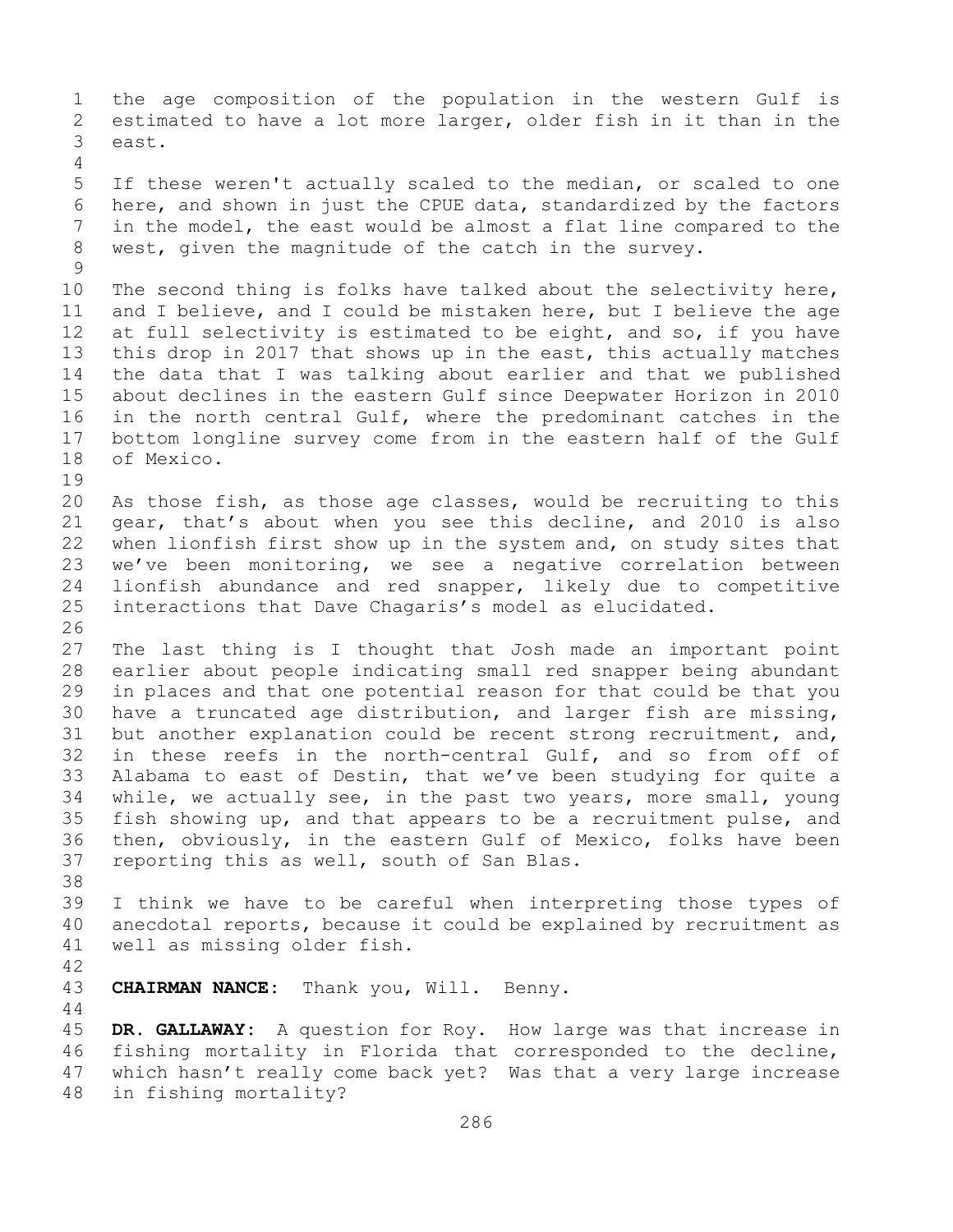the age composition of the population in the western Gulf is estimated to have a lot more larger, older fish in it than in the east.

If these weren't actually scaled to the median, or scaled to one here, and shown in just the CPUE data, standardized by the factors in the model, the east would be almost a flat line compared to the west, given the magnitude of the catch in the survey.

The second thing is folks have talked about the selectivity here, and I believe, and I could be mistaken here, but I believe the age at full selectivity is estimated to be eight, and so, if you have this drop in 2017 that shows up in the east, this actually matches the data that I was talking about earlier and that we published about declines in the eastern Gulf since Deepwater Horizon in 2010 in the north central Gulf, where the predominant catches in the bottom longline survey come from in the eastern half of the Gulf of Mexico.

As those fish, as those age classes, would be recruiting to this gear, that's about when you see this decline, and 2010 is also when lionfish first show up in the system and, on study sites that we've been monitoring, we see a negative correlation between lionfish abundance and red snapper, likely due to competitive interactions that Dave Chagaris's model as elucidated.

The last thing is I thought that Josh made an important point earlier about people indicating small red snapper being abundant in places and that one potential reason for that could be that you have a truncated age distribution, and larger fish are missing, but another explanation could be recent strong recruitment, and, in these reefs in the north-central Gulf, and so from off of Alabama to east of Destin, that we've been studying for quite a while, we actually see, in the past two years, more small, young fish showing up, and that appears to be a recruitment pulse, and then, obviously, in the eastern Gulf of Mexico, folks have been reporting this as well, south of San Blas.

I think we have to be careful when interpreting those types of anecdotal reports, because it could be explained by recruitment as well as missing older fish.

**CHAIRMAN NANCE:** Thank you, Will. Benny.

**DR. GALLAWAY:** A question for Roy. How large was that increase in fishing mortality in Florida that corresponded to the decline, which hasn't really come back yet? Was that a very large increase in fishing mortality?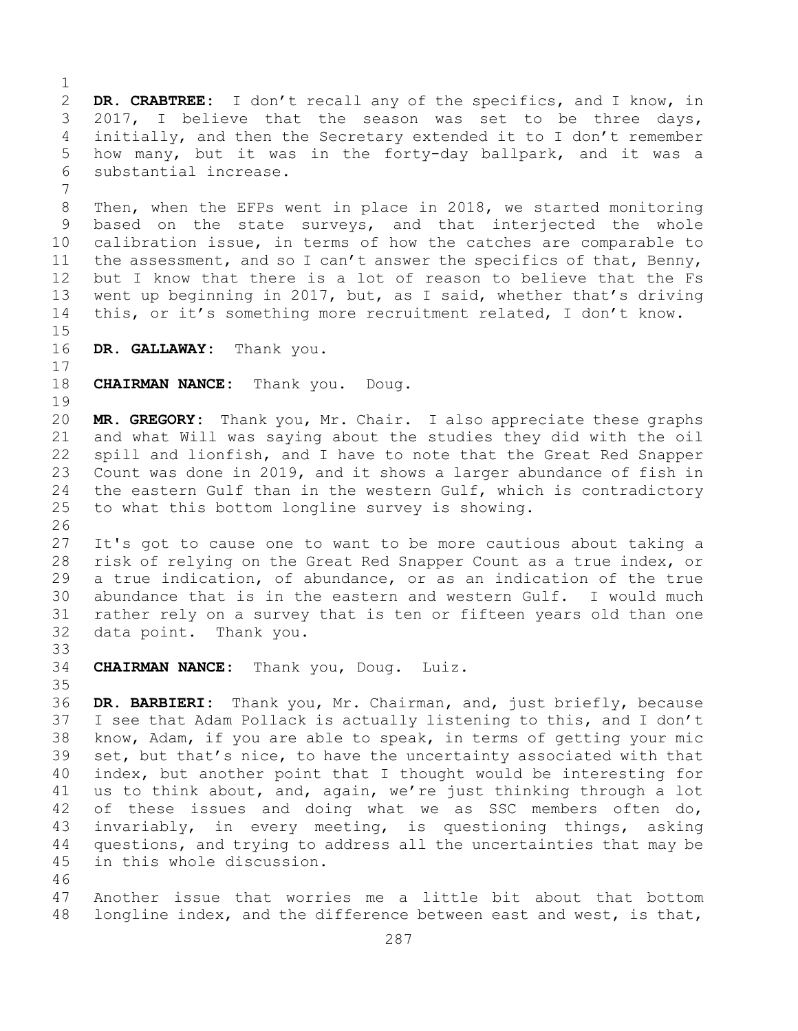**DR. CRABTREE:** I don't recall any of the specifics, and I know, in 2017, I believe that the season was set to be three days, initially, and then the Secretary extended it to I don't remember how many, but it was in the forty-day ballpark, and it was a substantial increase.

Then, when the EFPs went in place in 2018, we started monitoring based on the state surveys, and that interjected the whole calibration issue, in terms of how the catches are comparable to the assessment, and so I can't answer the specifics of that, Benny, but I know that there is a lot of reason to believe that the Fs went up beginning in 2017, but, as I said, whether that's driving this, or it's something more recruitment related, I don't know.

**DR. GALLAWAY:** Thank you.

**CHAIRMAN NANCE:** Thank you. Doug.

**MR. GREGORY:** Thank you, Mr. Chair. I also appreciate these graphs and what Will was saying about the studies they did with the oil spill and lionfish, and I have to note that the Great Red Snapper Count was done in 2019, and it shows a larger abundance of fish in the eastern Gulf than in the western Gulf, which is contradictory to what this bottom longline survey is showing.

It's got to cause one to want to be more cautious about taking a risk of relying on the Great Red Snapper Count as a true index, or a true indication, of abundance, or as an indication of the true abundance that is in the eastern and western Gulf. I would much rather rely on a survey that is ten or fifteen years old than one data point. Thank you.

**CHAIRMAN NANCE:** Thank you, Doug. Luiz.

**DR. BARBIERI:** Thank you, Mr. Chairman, and, just briefly, because I see that Adam Pollack is actually listening to this, and I don't know, Adam, if you are able to speak, in terms of getting your mic set, but that's nice, to have the uncertainty associated with that index, but another point that I thought would be interesting for us to think about, and, again, we're just thinking through a lot of these issues and doing what we as SSC members often do, invariably, in every meeting, is questioning things, asking questions, and trying to address all the uncertainties that may be in this whole discussion.

Another issue that worries me a little bit about that bottom longline index, and the difference between east and west, is that,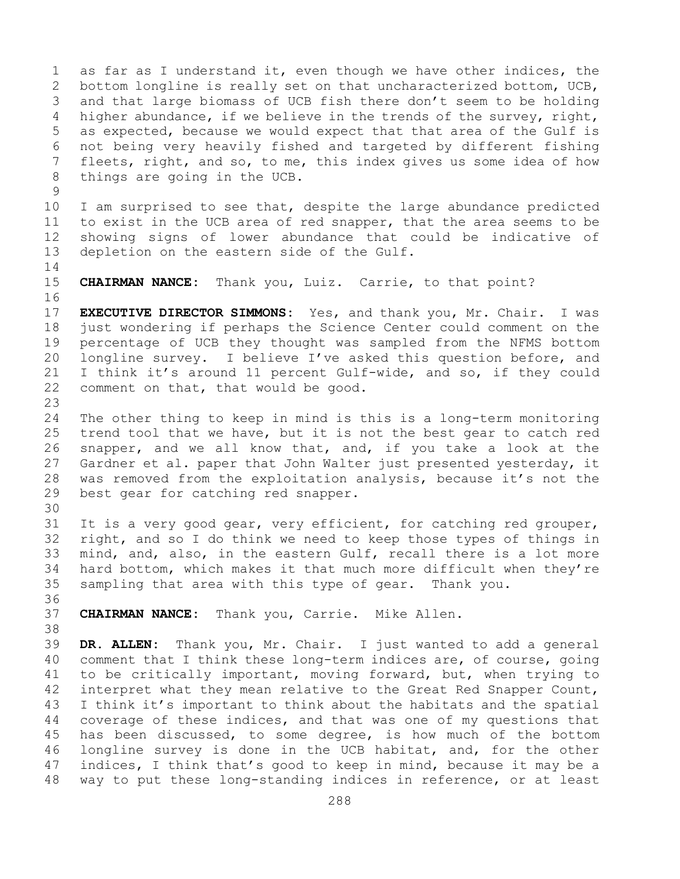as far as I understand it, even though we have other indices, the bottom longline is really set on that uncharacterized bottom, UCB, and that large biomass of UCB fish there don't seem to be holding higher abundance, if we believe in the trends of the survey, right, as expected, because we would expect that that area of the Gulf is not being very heavily fished and targeted by different fishing fleets, right, and so, to me, this index gives us some idea of how things are going in the UCB.

I am surprised to see that, despite the large abundance predicted to exist in the UCB area of red snapper, that the area seems to be showing signs of lower abundance that could be indicative of depletion on the eastern side of the Gulf.

**CHAIRMAN NANCE:** Thank you, Luiz. Carrie, to that point?

**EXECUTIVE DIRECTOR SIMMONS:** Yes, and thank you, Mr. Chair. I was just wondering if perhaps the Science Center could comment on the percentage of UCB they thought was sampled from the NFMS bottom longline survey. I believe I've asked this question before, and I think it's around 11 percent Gulf-wide, and so, if they could comment on that, that would be good.

The other thing to keep in mind is this is a long-term monitoring trend tool that we have, but it is not the best gear to catch red snapper, and we all know that, and, if you take a look at the Gardner et al. paper that John Walter just presented yesterday, it was removed from the exploitation analysis, because it's not the best gear for catching red snapper.

It is a very good gear, very efficient, for catching red grouper, right, and so I do think we need to keep those types of things in mind, and, also, in the eastern Gulf, recall there is a lot more hard bottom, which makes it that much more difficult when they're sampling that area with this type of gear. Thank you.

**CHAIRMAN NANCE:** Thank you, Carrie. Mike Allen.

**DR. ALLEN:** Thank you, Mr. Chair. I just wanted to add a general comment that I think these long-term indices are, of course, going to be critically important, moving forward, but, when trying to interpret what they mean relative to the Great Red Snapper Count, I think it's important to think about the habitats and the spatial coverage of these indices, and that was one of my questions that has been discussed, to some degree, is how much of the bottom longline survey is done in the UCB habitat, and, for the other indices, I think that's good to keep in mind, because it may be a way to put these long-standing indices in reference, or at least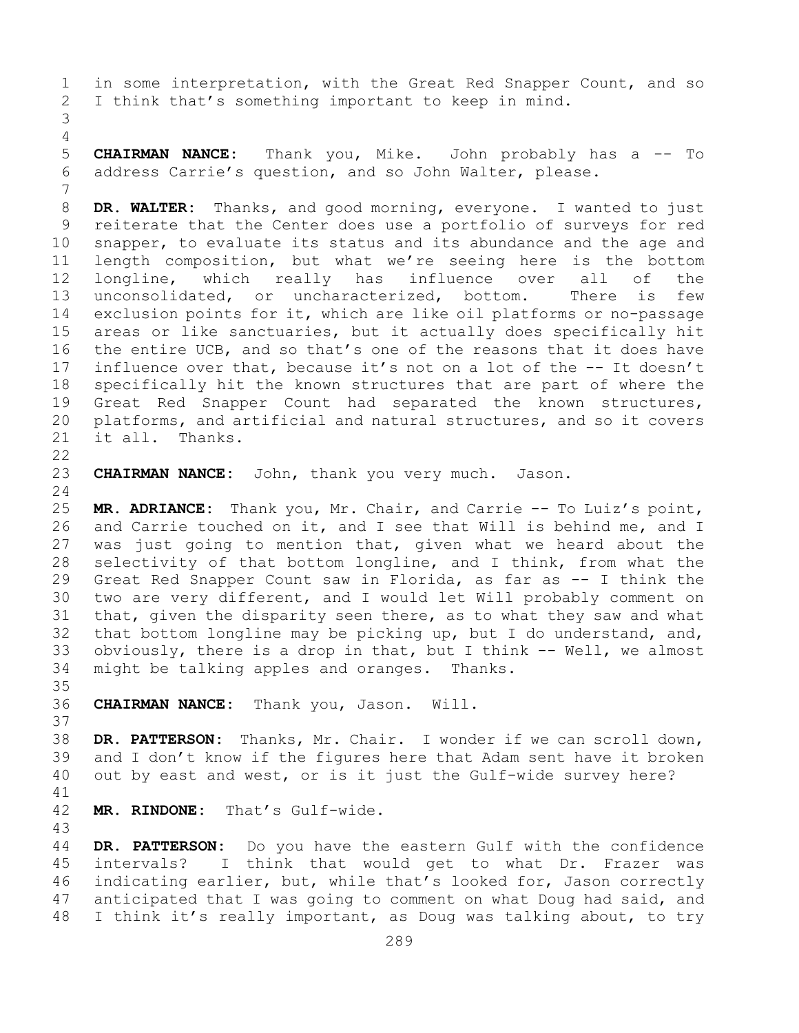in some interpretation, with the Great Red Snapper Count, and so I think that's something important to keep in mind.

**CHAIRMAN NANCE:** Thank you, Mike. John probably has a -- To address Carrie's question, and so John Walter, please.

**DR. WALTER:** Thanks, and good morning, everyone. I wanted to just reiterate that the Center does use a portfolio of surveys for red snapper, to evaluate its status and its abundance and the age and length composition, but what we're seeing here is the bottom longline, which really has influence over all of the unconsolidated, or uncharacterized, bottom. There is few exclusion points for it, which are like oil platforms or no-passage areas or like sanctuaries, but it actually does specifically hit the entire UCB, and so that's one of the reasons that it does have influence over that, because it's not on a lot of the -- It doesn't specifically hit the known structures that are part of where the Great Red Snapper Count had separated the known structures, platforms, and artificial and natural structures, and so it covers it all. Thanks.

**CHAIRMAN NANCE:** John, thank you very much. Jason.

**MR. ADRIANCE:** Thank you, Mr. Chair, and Carrie -- To Luiz's point, and Carrie touched on it, and I see that Will is behind me, and I was just going to mention that, given what we heard about the selectivity of that bottom longline, and I think, from what the Great Red Snapper Count saw in Florida, as far as -- I think the two are very different, and I would let Will probably comment on that, given the disparity seen there, as to what they saw and what that bottom longline may be picking up, but I do understand, and, obviously, there is a drop in that, but I think -- Well, we almost might be talking apples and oranges. Thanks.

**CHAIRMAN NANCE:** Thank you, Jason. Will.

**DR. PATTERSON:** Thanks, Mr. Chair. I wonder if we can scroll down, and I don't know if the figures here that Adam sent have it broken out by east and west, or is it just the Gulf-wide survey here?

**MR. RINDONE:** That's Gulf-wide.

**DR. PATTERSON:** Do you have the eastern Gulf with the confidence intervals? I think that would get to what Dr. Frazer was indicating earlier, but, while that's looked for, Jason correctly anticipated that I was going to comment on what Doug had said, and I think it's really important, as Doug was talking about, to try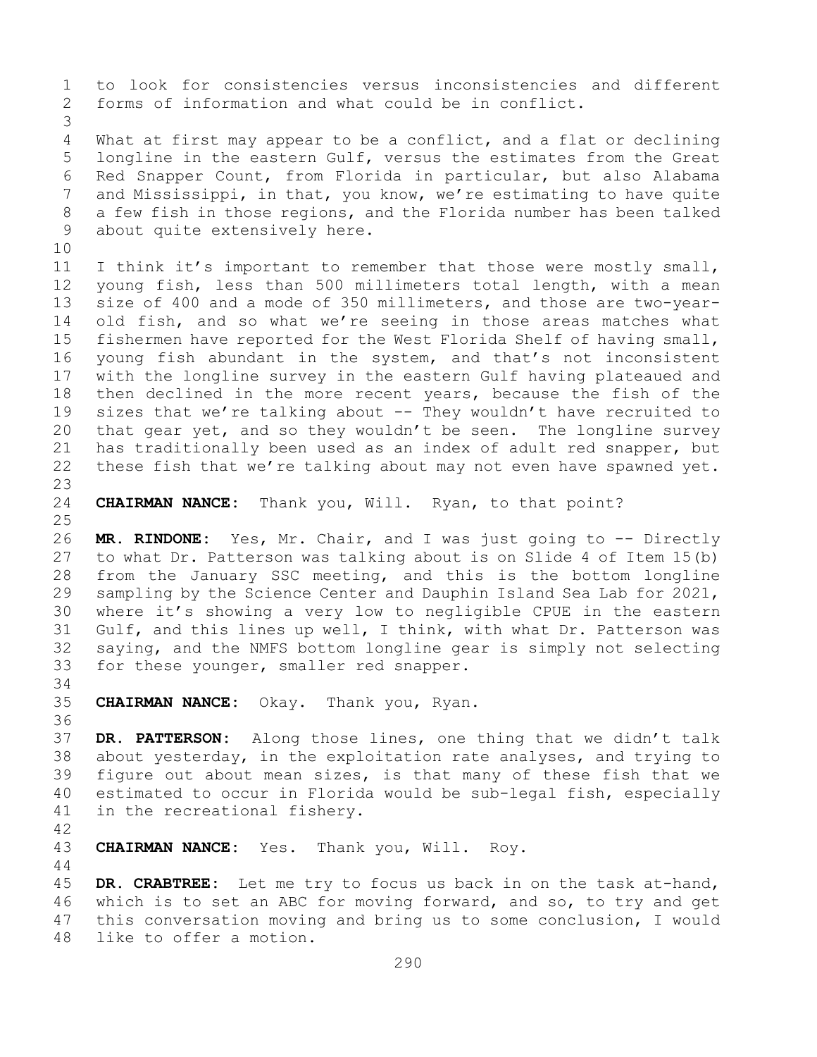to look for consistencies versus inconsistencies and different forms of information and what could be in conflict.

What at first may appear to be a conflict, and a flat or declining longline in the eastern Gulf, versus the estimates from the Great Red Snapper Count, from Florida in particular, but also Alabama and Mississippi, in that, you know, we're estimating to have quite a few fish in those regions, and the Florida number has been talked about quite extensively here.

I think it's important to remember that those were mostly small, young fish, less than 500 millimeters total length, with a mean size of 400 and a mode of 350 millimeters, and those are two-year-old fish, and so what we're seeing in those areas matches what fishermen have reported for the West Florida Shelf of having small, young fish abundant in the system, and that's not inconsistent with the longline survey in the eastern Gulf having plateaued and then declined in the more recent years, because the fish of the sizes that we're talking about -- They wouldn't have recruited to that gear yet, and so they wouldn't be seen. The longline survey has traditionally been used as an index of adult red snapper, but these fish that we're talking about may not even have spawned yet.

**CHAIRMAN NANCE:** Thank you, Will. Ryan, to that point?

**MR. RINDONE:** Yes, Mr. Chair, and I was just going to -- Directly to what Dr. Patterson was talking about is on Slide 4 of Item 15(b) from the January SSC meeting, and this is the bottom longline sampling by the Science Center and Dauphin Island Sea Lab for 2021, where it's showing a very low to negligible CPUE in the eastern Gulf, and this lines up well, I think, with what Dr. Patterson was saying, and the NMFS bottom longline gear is simply not selecting for these younger, smaller red snapper.

**CHAIRMAN NANCE:** Okay. Thank you, Ryan.

**DR. PATTERSON:** Along those lines, one thing that we didn't talk about yesterday, in the exploitation rate analyses, and trying to figure out about mean sizes, is that many of these fish that we estimated to occur in Florida would be sub-legal fish, especially in the recreational fishery.

**CHAIRMAN NANCE:** Yes. Thank you, Will. Roy.

**DR. CRABTREE:** Let me try to focus us back in on the task at-hand, which is to set an ABC for moving forward, and so, to try and get this conversation moving and bring us to some conclusion, I would like to offer a motion.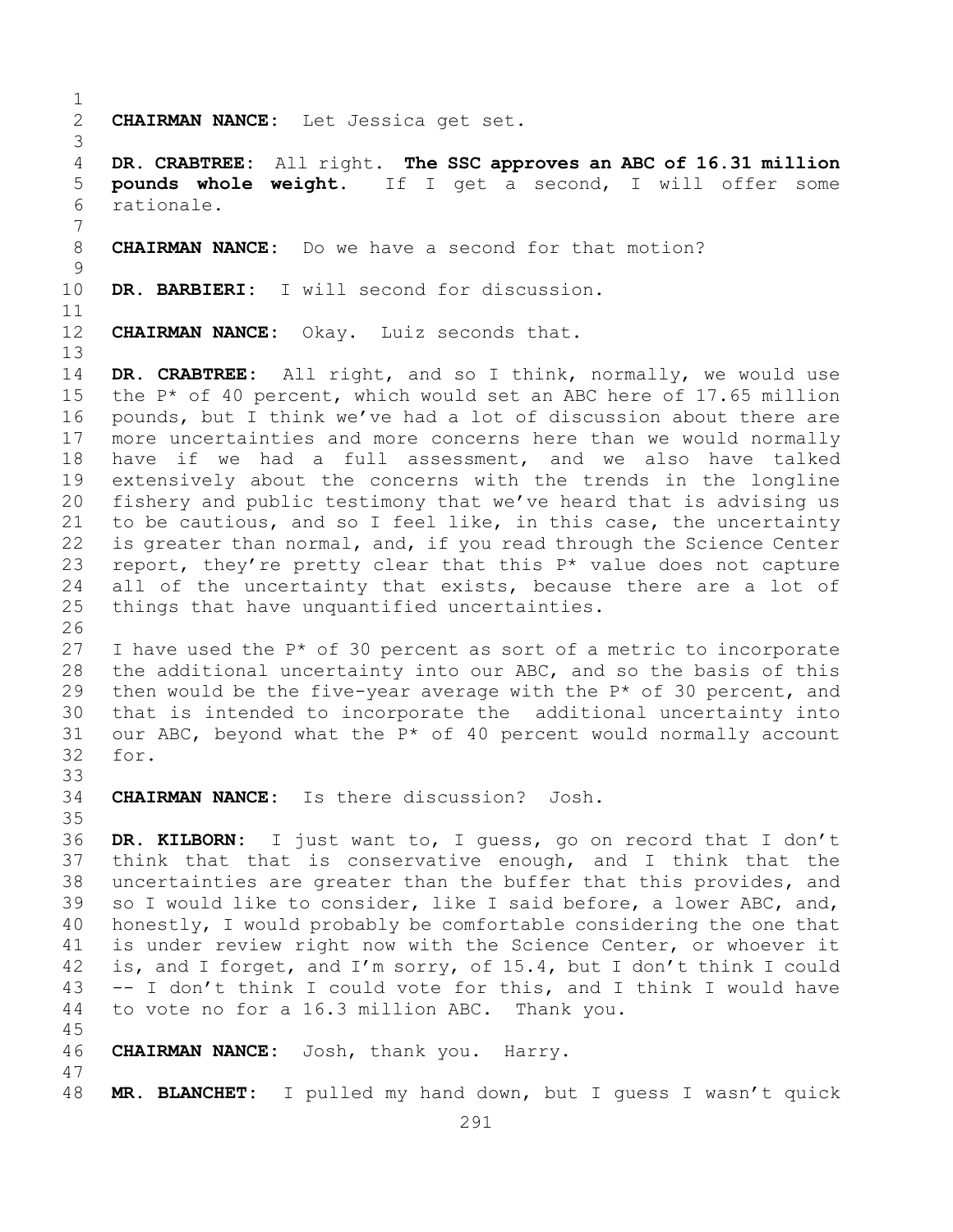**CHAIRMAN NANCE:** Let Jessica get set.

**DR. CRABTREE:** All right. **The SSC approves an ABC of 16.31 million pounds whole weight.** If I get a second, I will offer some rationale.

**CHAIRMAN NANCE:** Do we have a second for that motion?

**DR. BARBIERI:** I will second for discussion.

**CHAIRMAN NANCE:** Okay. Luiz seconds that.

**DR. CRABTREE:** All right, and so I think, normally, we would use the P* of 40 percent, which would set an ABC here of 17.65 million pounds, but I think we've had a lot of discussion about there are more uncertainties and more concerns here than we would normally have if we had a full assessment, and we also have talked extensively about the concerns with the trends in the longline fishery and public testimony that we've heard that is advising us to be cautious, and so I feel like, in this case, the uncertainty is greater than normal, and, if you read through the Science Center report, they're pretty clear that this P* value does not capture all of the uncertainty that exists, because there are a lot of things that have unquantified uncertainties.

I have used the P* of 30 percent as sort of a metric to incorporate the additional uncertainty into our ABC, and so the basis of this then would be the five-year average with the P* of 30 percent, and that is intended to incorporate the additional uncertainty into our ABC, beyond what the P* of 40 percent would normally account for.

**CHAIRMAN NANCE:** Is there discussion? Josh.

**DR. KILBORN:** I just want to, I guess, go on record that I don't think that that is conservative enough, and I think that the uncertainties are greater than the buffer that this provides, and so I would like to consider, like I said before, a lower ABC, and, honestly, I would probably be comfortable considering the one that is under review right now with the Science Center, or whoever it is, and I forget, and I'm sorry, of 15.4, but I don't think I could -- I don't think I could vote for this, and I think I would have to vote no for a 16.3 million ABC. Thank you.

**CHAIRMAN NANCE:** Josh, thank you. Harry.

**MR. BLANCHET:** I pulled my hand down, but I guess I wasn't quick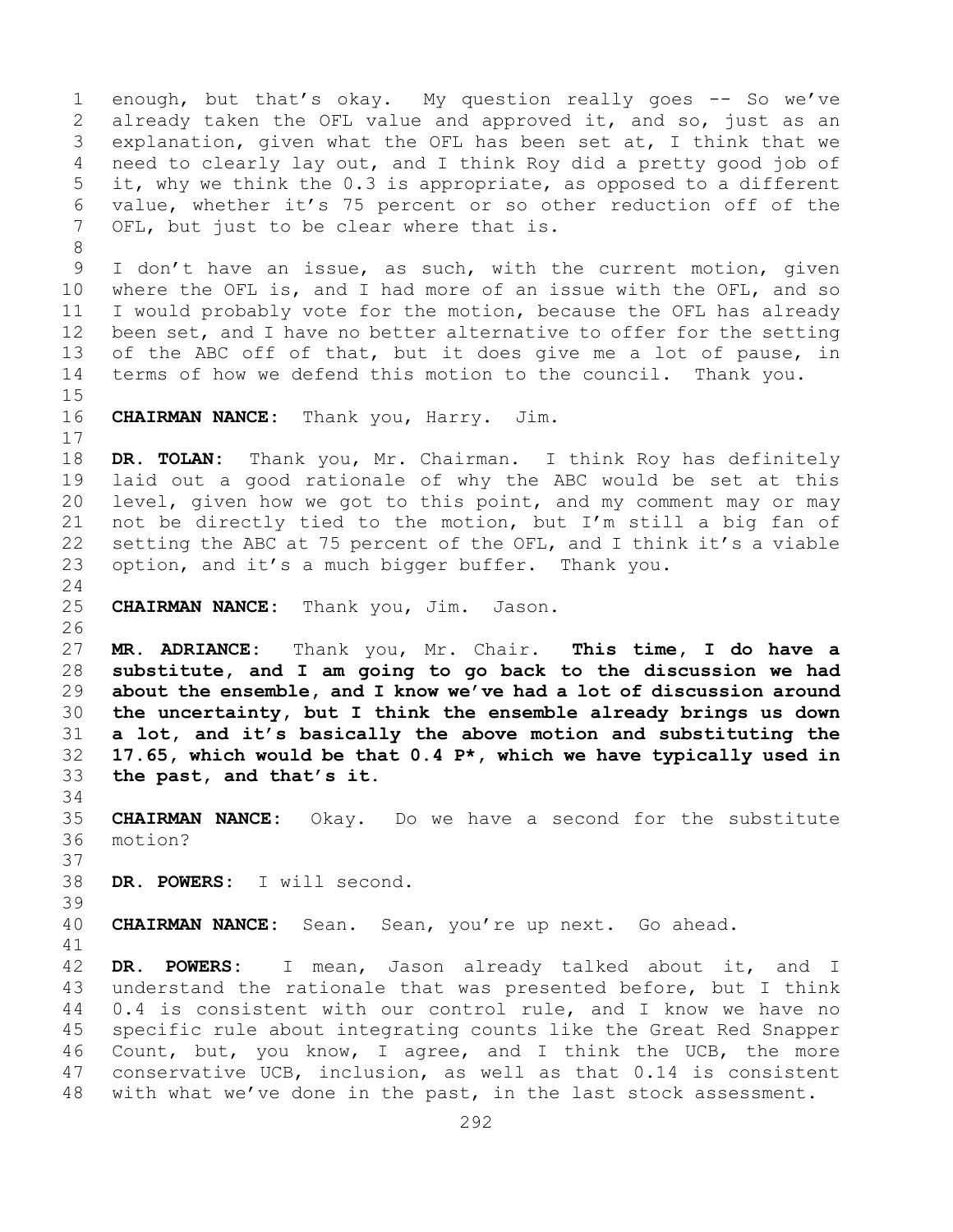enough, but that's okay. My question really goes -- So we've already taken the OFL value and approved it, and so, just as an explanation, given what the OFL has been set at, I think that we need to clearly lay out, and I think Roy did a pretty good job of it, why we think the 0.3 is appropriate, as opposed to a different value, whether it's 75 percent or so other reduction off of the OFL, but just to be clear where that is.

I don't have an issue, as such, with the current motion, given where the OFL is, and I had more of an issue with the OFL, and so I would probably vote for the motion, because the OFL has already been set, and I have no better alternative to offer for the setting of the ABC off of that, but it does give me a lot of pause, in terms of how we defend this motion to the council. Thank you.

**CHAIRMAN NANCE:** Thank you, Harry. Jim.

**DR. TOLAN:** Thank you, Mr. Chairman. I think Roy has definitely laid out a good rationale of why the ABC would be set at this level, given how we got to this point, and my comment may or may not be directly tied to the motion, but I'm still a big fan of setting the ABC at 75 percent of the OFL, and I think it's a viable option, and it's a much bigger buffer. Thank you.

**CHAIRMAN NANCE:** Thank you, Jim. Jason.

**MR. ADRIANCE:** Thank you, Mr. Chair. **This time, I do have a substitute, and I am going to go back to the discussion we had about the ensemble, and I know we've had a lot of discussion around the uncertainty, but I think the ensemble already brings us down a lot, and it's basically the above motion and substituting the 17.65, which would be that 0.4 P*, which we have typically used in the past, and that's it.**

**CHAIRMAN NANCE:** Okay. Do we have a second for the substitute motion?

**DR. POWERS:** I will second.

**CHAIRMAN NANCE:** Sean. Sean, you're up next. Go ahead.

**DR. POWERS:** I mean, Jason already talked about it, and I understand the rationale that was presented before, but I think 0.4 is consistent with our control rule, and I know we have no specific rule about integrating counts like the Great Red Snapper Count, but, you know, I agree, and I think the UCB, the more conservative UCB, inclusion, as well as that 0.14 is consistent with what we've done in the past, in the last stock assessment.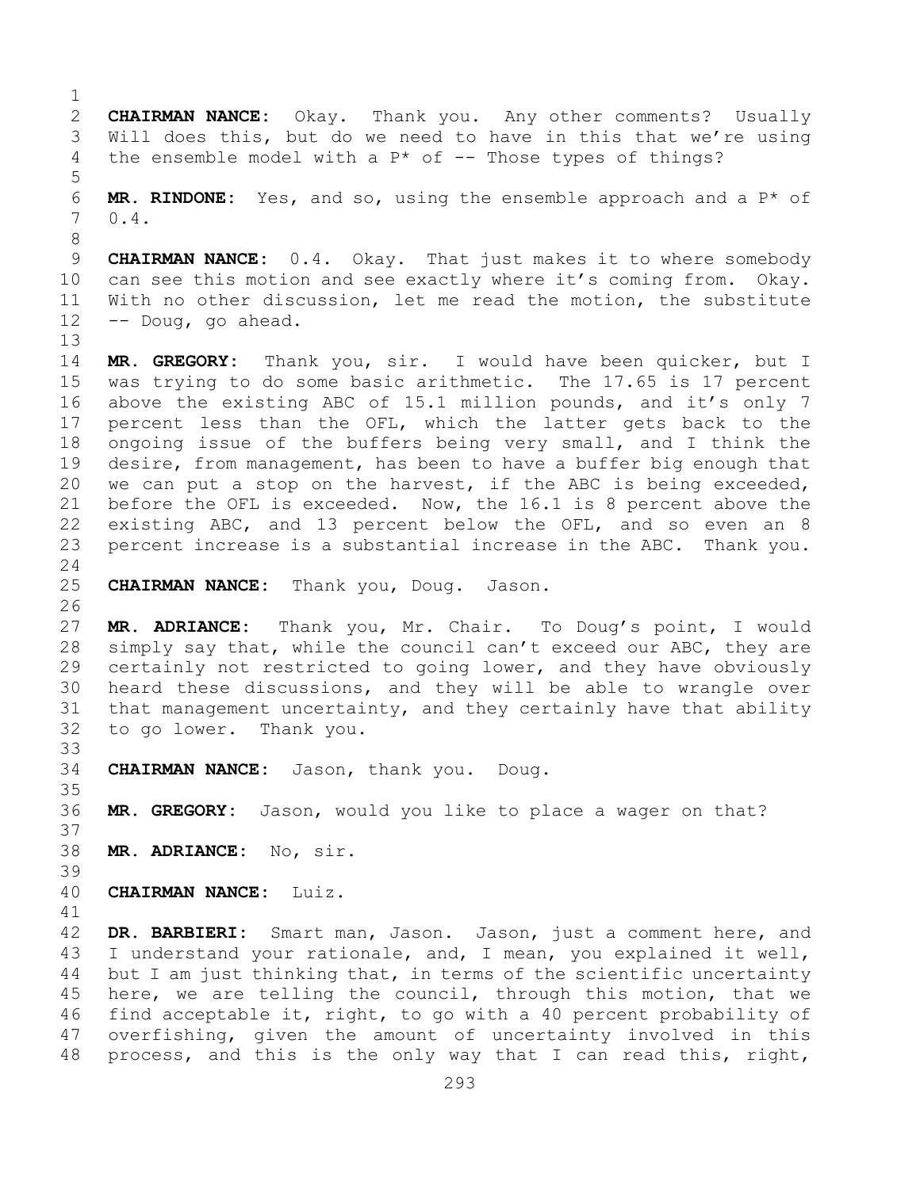**CHAIRMAN NANCE:** Okay. Thank you. Any other comments? Usually Will does this, but do we need to have in this that we're using the ensemble model with a P* of -- Those types of things?

**MR. RINDONE:** Yes, and so, using the ensemble approach and a P* of 0.4.

**CHAIRMAN NANCE:** 0.4. Okay. That just makes it to where somebody can see this motion and see exactly where it's coming from. Okay. With no other discussion, let me read the motion, the substitute -- Doug, go ahead.

**MR. GREGORY:** Thank you, sir. I would have been quicker, but I was trying to do some basic arithmetic. The 17.65 is 17 percent above the existing ABC of 15.1 million pounds, and it's only 7 percent less than the OFL, which the latter gets back to the ongoing issue of the buffers being very small, and I think the desire, from management, has been to have a buffer big enough that we can put a stop on the harvest, if the ABC is being exceeded, before the OFL is exceeded. Now, the 16.1 is 8 percent above the existing ABC, and 13 percent below the OFL, and so even an 8 percent increase is a substantial increase in the ABC. Thank you.

**CHAIRMAN NANCE:** Thank you, Doug. Jason.

**MR. ADRIANCE:** Thank you, Mr. Chair. To Doug's point, I would simply say that, while the council can't exceed our ABC, they are certainly not restricted to going lower, and they have obviously heard these discussions, and they will be able to wrangle over that management uncertainty, and they certainly have that ability to go lower. Thank you.

**CHAIRMAN NANCE:** Jason, thank you. Doug.

**MR. GREGORY:** Jason, would you like to place a wager on that?

**MR. ADRIANCE:** No, sir.

**CHAIRMAN NANCE:** Luiz.

**DR. BARBIERI:** Smart man, Jason. Jason, just a comment here, and I understand your rationale, and, I mean, you explained it well, but I am just thinking that, in terms of the scientific uncertainty here, we are telling the council, through this motion, that we find acceptable it, right, to go with a 40 percent probability of overfishing, given the amount of uncertainty involved in this process, and this is the only way that I can read this, right,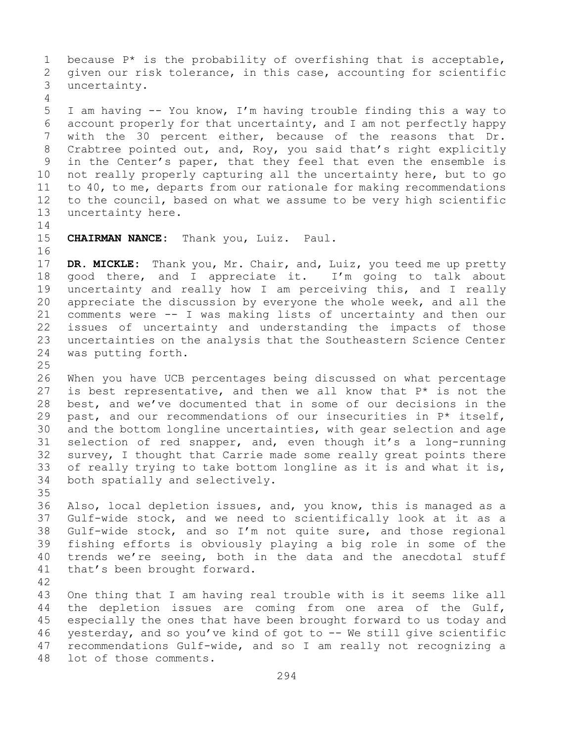because P* is the probability of overfishing that is acceptable, given our risk tolerance, in this case, accounting for scientific uncertainty.

I am having -- You know, I'm having trouble finding this a way to account properly for that uncertainty, and I am not perfectly happy with the 30 percent either, because of the reasons that Dr. Crabtree pointed out, and, Roy, you said that's right explicitly in the Center's paper, that they feel that even the ensemble is not really properly capturing all the uncertainty here, but to go to 40, to me, departs from our rationale for making recommendations to the council, based on what we assume to be very high scientific uncertainty here.

**CHAIRMAN NANCE:** Thank you, Luiz. Paul.

**DR. MICKLE:** Thank you, Mr. Chair, and, Luiz, you teed me up pretty good there, and I appreciate it. I'm going to talk about uncertainty and really how I am perceiving this, and I really appreciate the discussion by everyone the whole week, and all the comments were -- I was making lists of uncertainty and then our issues of uncertainty and understanding the impacts of those uncertainties on the analysis that the Southeastern Science Center was putting forth.

When you have UCB percentages being discussed on what percentage is best representative, and then we all know that P* is not the best, and we've documented that in some of our decisions in the past, and our recommendations of our insecurities in P* itself, and the bottom longline uncertainties, with gear selection and age selection of red snapper, and, even though it's a long-running survey, I thought that Carrie made some really great points there of really trying to take bottom longline as it is and what it is, both spatially and selectively.

Also, local depletion issues, and, you know, this is managed as a Gulf-wide stock, and we need to scientifically look at it as a Gulf-wide stock, and so I'm not quite sure, and those regional fishing efforts is obviously playing a big role in some of the trends we're seeing, both in the data and the anecdotal stuff that's been brought forward.

One thing that I am having real trouble with is it seems like all the depletion issues are coming from one area of the Gulf, especially the ones that have been brought forward to us today and yesterday, and so you've kind of got to -- We still give scientific recommendations Gulf-wide, and so I am really not recognizing a lot of those comments.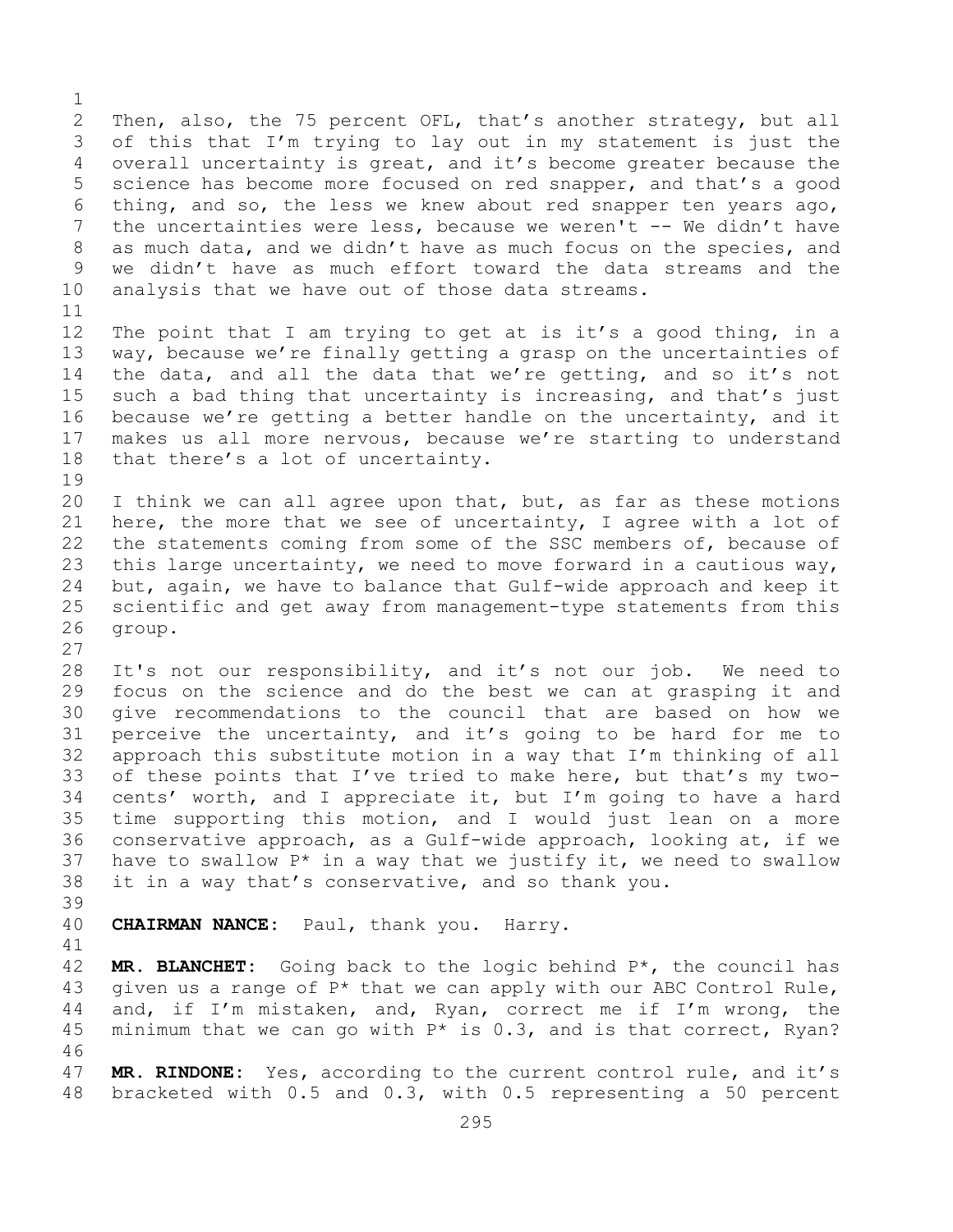Then, also, the 75 percent OFL, that's another strategy, but all of this that I'm trying to lay out in my statement is just the overall uncertainty is great, and it's become greater because the science has become more focused on red snapper, and that's a good thing, and so, the less we knew about red snapper ten years ago, the uncertainties were less, because we weren't -- We didn't have as much data, and we didn't have as much focus on the species, and we didn't have as much effort toward the data streams and the analysis that we have out of those data streams.

The point that I am trying to get at is it's a good thing, in a way, because we're finally getting a grasp on the uncertainties of the data, and all the data that we're getting, and so it's not such a bad thing that uncertainty is increasing, and that's just because we're getting a better handle on the uncertainty, and it makes us all more nervous, because we're starting to understand that there's a lot of uncertainty.

I think we can all agree upon that, but, as far as these motions here, the more that we see of uncertainty, I agree with a lot of the statements coming from some of the SSC members of, because of this large uncertainty, we need to move forward in a cautious way, but, again, we have to balance that Gulf-wide approach and keep it scientific and get away from management-type statements from this group.

It's not our responsibility, and it's not our job. We need to focus on the science and do the best we can at grasping it and give recommendations to the council that are based on how we perceive the uncertainty, and it's going to be hard for me to approach this substitute motion in a way that I'm thinking of all of these points that I've tried to make here, but that's my two-cents' worth, and I appreciate it, but I'm going to have a hard time supporting this motion, and I would just lean on a more conservative approach, as a Gulf-wide approach, looking at, if we have to swallow P* in a way that we justify it, we need to swallow it in a way that's conservative, and so thank you.

**CHAIRMAN NANCE:** Paul, thank you. Harry.

**MR. BLANCHET:** Going back to the logic behind P*, the council has given us a range of P* that we can apply with our ABC Control Rule, and, if I'm mistaken, and, Ryan, correct me if I'm wrong, the minimum that we can go with P* is 0.3, and is that correct, Ryan?

**MR. RINDONE:** Yes, according to the current control rule, and it's bracketed with 0.5 and 0.3, with 0.5 representing a 50 percent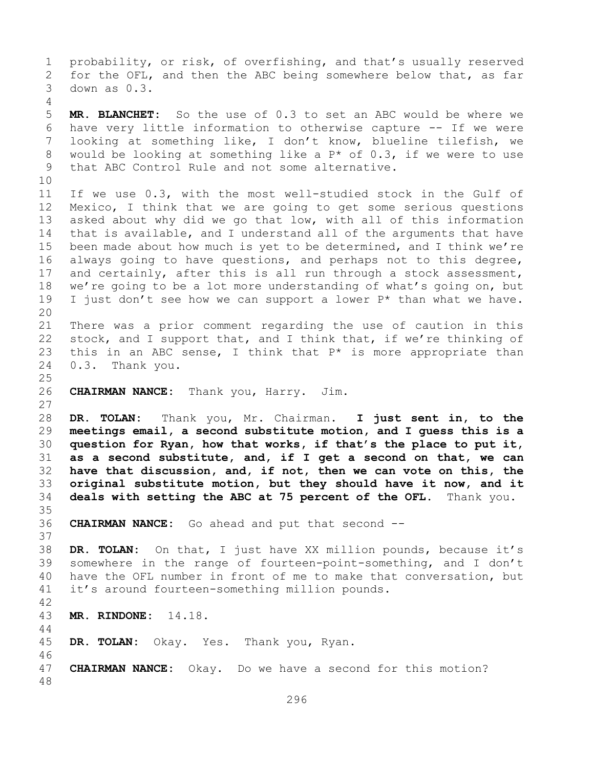probability, or risk, of overfishing, and that's usually reserved for the OFL, and then the ABC being somewhere below that, as far down as 0.3.

**MR. BLANCHET:** So the use of 0.3 to set an ABC would be where we have very little information to otherwise capture -- If we were looking at something like, I don't know, blueline tilefish, we would be looking at something like a P* of 0.3, if we were to use that ABC Control Rule and not some alternative.

If we use 0.3, with the most well-studied stock in the Gulf of Mexico, I think that we are going to get some serious questions asked about why did we go that low, with all of this information that is available, and I understand all of the arguments that have been made about how much is yet to be determined, and I think we're always going to have questions, and perhaps not to this degree, and certainly, after this is all run through a stock assessment, we're going to be a lot more understanding of what's going on, but I just don't see how we can support a lower P* than what we have.

There was a prior comment regarding the use of caution in this stock, and I support that, and I think that, if we're thinking of this in an ABC sense, I think that P* is more appropriate than 0.3. Thank you.

**CHAIRMAN NANCE:** Thank you, Harry. Jim.

**DR. TOLAN:** Thank you, Mr. Chairman. **I just sent in, to the meetings email, a second substitute motion, and I guess this is a question for Ryan, how that works, if that's the place to put it, as a second substitute, and, if I get a second on that, we can have that discussion, and, if not, then we can vote on this, the original substitute motion, but they should have it now, and it deals with setting the ABC at 75 percent of the OFL.** Thank you.

**CHAIRMAN NANCE:** Go ahead and put that second --

**DR. TOLAN:** On that, I just have XX million pounds, because it's somewhere in the range of fourteen-point-something, and I don't have the OFL number in front of me to make that conversation, but it's around fourteen-something million pounds.

**MR. RINDONE:** 14.18.

**DR. TOLAN:** Okay. Yes. Thank you, Ryan.

**CHAIRMAN NANCE:** Okay. Do we have a second for this motion?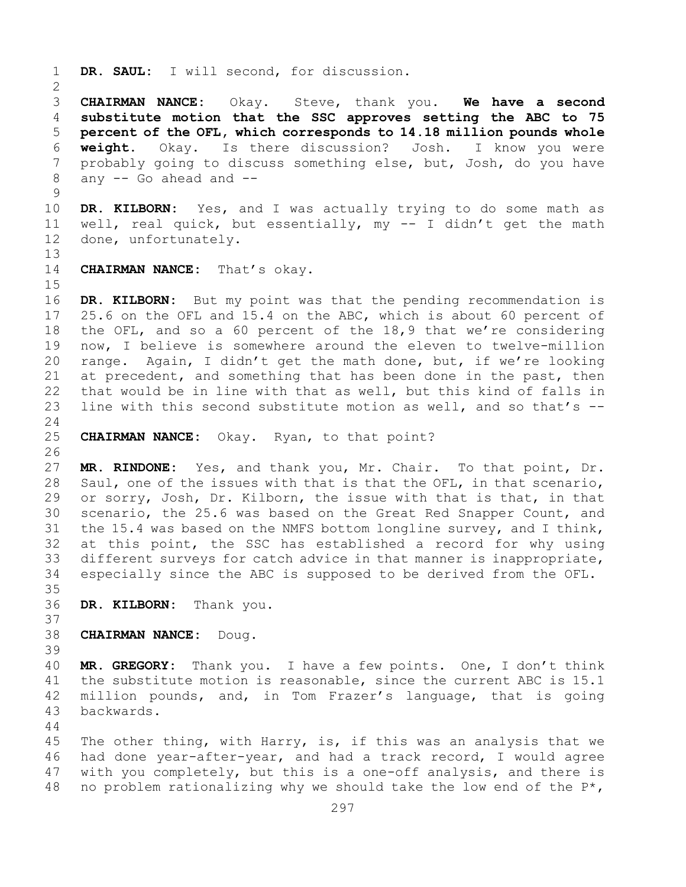**DR. SAUL:** I will second, for discussion.

**CHAIRMAN NANCE:** Okay. Steve, thank you. **We have a second substitute motion that the SSC approves setting the ABC to 75 percent of the OFL, which corresponds to 14.18 million pounds whole weight.** Okay. Is there discussion? Josh. I know you were probably going to discuss something else, but, Josh, do you have any -- Go ahead and --

**DR. KILBORN:** Yes, and I was actually trying to do some math as well, real quick, but essentially, my -- I didn't get the math done, unfortunately.

**CHAIRMAN NANCE:** That's okay.

**DR. KILBORN:** But my point was that the pending recommendation is 25.6 on the OFL and 15.4 on the ABC, which is about 60 percent of the OFL, and so a 60 percent of the 18,9 that we're considering now, I believe is somewhere around the eleven to twelve-million range. Again, I didn't get the math done, but, if we're looking at precedent, and something that has been done in the past, then that would be in line with that as well, but this kind of falls in line with this second substitute motion as well, and so that's --

**CHAIRMAN NANCE:** Okay. Ryan, to that point?

**MR. RINDONE:** Yes, and thank you, Mr. Chair. To that point, Dr. Saul, one of the issues with that is that the OFL, in that scenario, or sorry, Josh, Dr. Kilborn, the issue with that is that, in that scenario, the 25.6 was based on the Great Red Snapper Count, and the 15.4 was based on the NMFS bottom longline survey, and I think, at this point, the SSC has established a record for why using different surveys for catch advice in that manner is inappropriate, especially since the ABC is supposed to be derived from the OFL.

**DR. KILBORN:** Thank you.

**CHAIRMAN NANCE:** Doug.

**MR. GREGORY:** Thank you. I have a few points. One, I don't think the substitute motion is reasonable, since the current ABC is 15.1 million pounds, and, in Tom Frazer's language, that is going backwards.

The other thing, with Harry, is, if this was an analysis that we had done year-after-year, and had a track record, I would agree with you completely, but this is a one-off analysis, and there is no problem rationalizing why we should take the low end of the P*,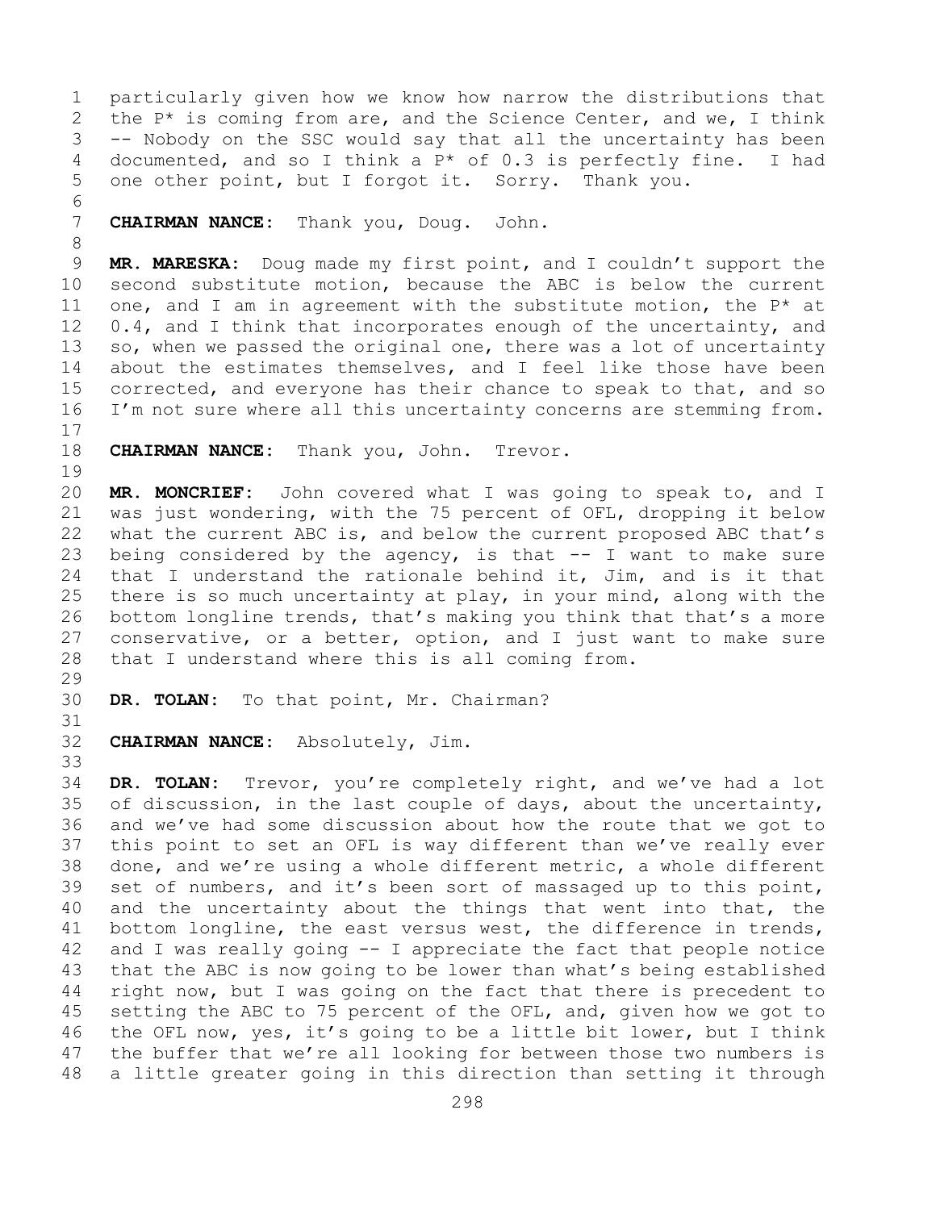particularly given how we know how narrow the distributions that the P* is coming from are, and the Science Center, and we, I think -- Nobody on the SSC would say that all the uncertainty has been documented, and so I think a P* of 0.3 is perfectly fine. I had one other point, but I forgot it. Sorry. Thank you.

**CHAIRMAN NANCE:** Thank you, Doug. John.

**MR. MARESKA:** Doug made my first point, and I couldn't support the second substitute motion, because the ABC is below the current one, and I am in agreement with the substitute motion, the P* at 0.4, and I think that incorporates enough of the uncertainty, and so, when we passed the original one, there was a lot of uncertainty about the estimates themselves, and I feel like those have been corrected, and everyone has their chance to speak to that, and so I'm not sure where all this uncertainty concerns are stemming from.

**CHAIRMAN NANCE:** Thank you, John. Trevor.

**MR. MONCRIEF:** John covered what I was going to speak to, and I was just wondering, with the 75 percent of OFL, dropping it below what the current ABC is, and below the current proposed ABC that's being considered by the agency, is that -- I want to make sure that I understand the rationale behind it, Jim, and is it that there is so much uncertainty at play, in your mind, along with the bottom longline trends, that's making you think that that's a more conservative, or a better, option, and I just want to make sure that I understand where this is all coming from.

**DR. TOLAN:** To that point, Mr. Chairman?

**CHAIRMAN NANCE:** Absolutely, Jim.

**DR. TOLAN:** Trevor, you're completely right, and we've had a lot of discussion, in the last couple of days, about the uncertainty, and we've had some discussion about how the route that we got to this point to set an OFL is way different than we've really ever done, and we're using a whole different metric, a whole different set of numbers, and it's been sort of massaged up to this point, and the uncertainty about the things that went into that, the bottom longline, the east versus west, the difference in trends, and I was really going -- I appreciate the fact that people notice that the ABC is now going to be lower than what's being established right now, but I was going on the fact that there is precedent to setting the ABC to 75 percent of the OFL, and, given how we got to the OFL now, yes, it's going to be a little bit lower, but I think the buffer that we're all looking for between those two numbers is a little greater going in this direction than setting it through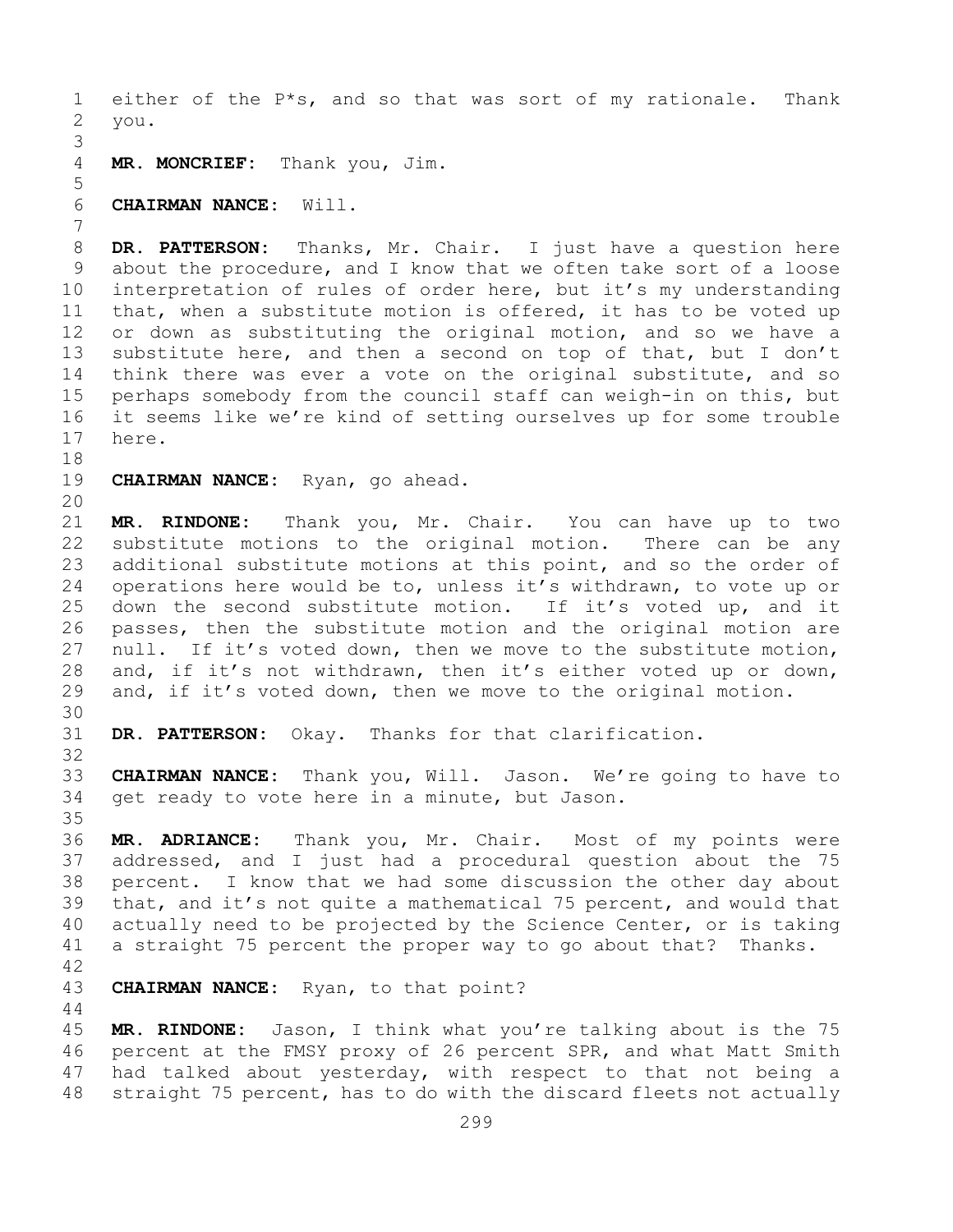either of the P*s, and so that was sort of my rationale. Thank you.

**MR. MONCRIEF:** Thank you, Jim.

**CHAIRMAN NANCE:** Will.

**DR. PATTERSON:** Thanks, Mr. Chair. I just have a question here about the procedure, and I know that we often take sort of a loose interpretation of rules of order here, but it's my understanding that, when a substitute motion is offered, it has to be voted up or down as substituting the original motion, and so we have a substitute here, and then a second on top of that, but I don't think there was ever a vote on the original substitute, and so perhaps somebody from the council staff can weigh-in on this, but it seems like we're kind of setting ourselves up for some trouble here.

**CHAIRMAN NANCE:** Ryan, go ahead.

**MR. RINDONE:** Thank you, Mr. Chair. You can have up to two substitute motions to the original motion. There can be any additional substitute motions at this point, and so the order of operations here would be to, unless it's withdrawn, to vote up or down the second substitute motion. If it's voted up, and it passes, then the substitute motion and the original motion are null. If it's voted down, then we move to the substitute motion, and, if it's not withdrawn, then it's either voted up or down, and, if it's voted down, then we move to the original motion.

**DR. PATTERSON:** Okay. Thanks for that clarification.

**CHAIRMAN NANCE:** Thank you, Will. Jason. We're going to have to get ready to vote here in a minute, but Jason.

**MR. ADRIANCE:** Thank you, Mr. Chair. Most of my points were addressed, and I just had a procedural question about the 75 percent. I know that we had some discussion the other day about that, and it's not quite a mathematical 75 percent, and would that actually need to be projected by the Science Center, or is taking a straight 75 percent the proper way to go about that? Thanks.

**CHAIRMAN NANCE:** Ryan, to that point?

**MR. RINDONE:** Jason, I think what you're talking about is the 75 percent at the FMSY proxy of 26 percent SPR, and what Matt Smith had talked about yesterday, with respect to that not being a straight 75 percent, has to do with the discard fleets not actually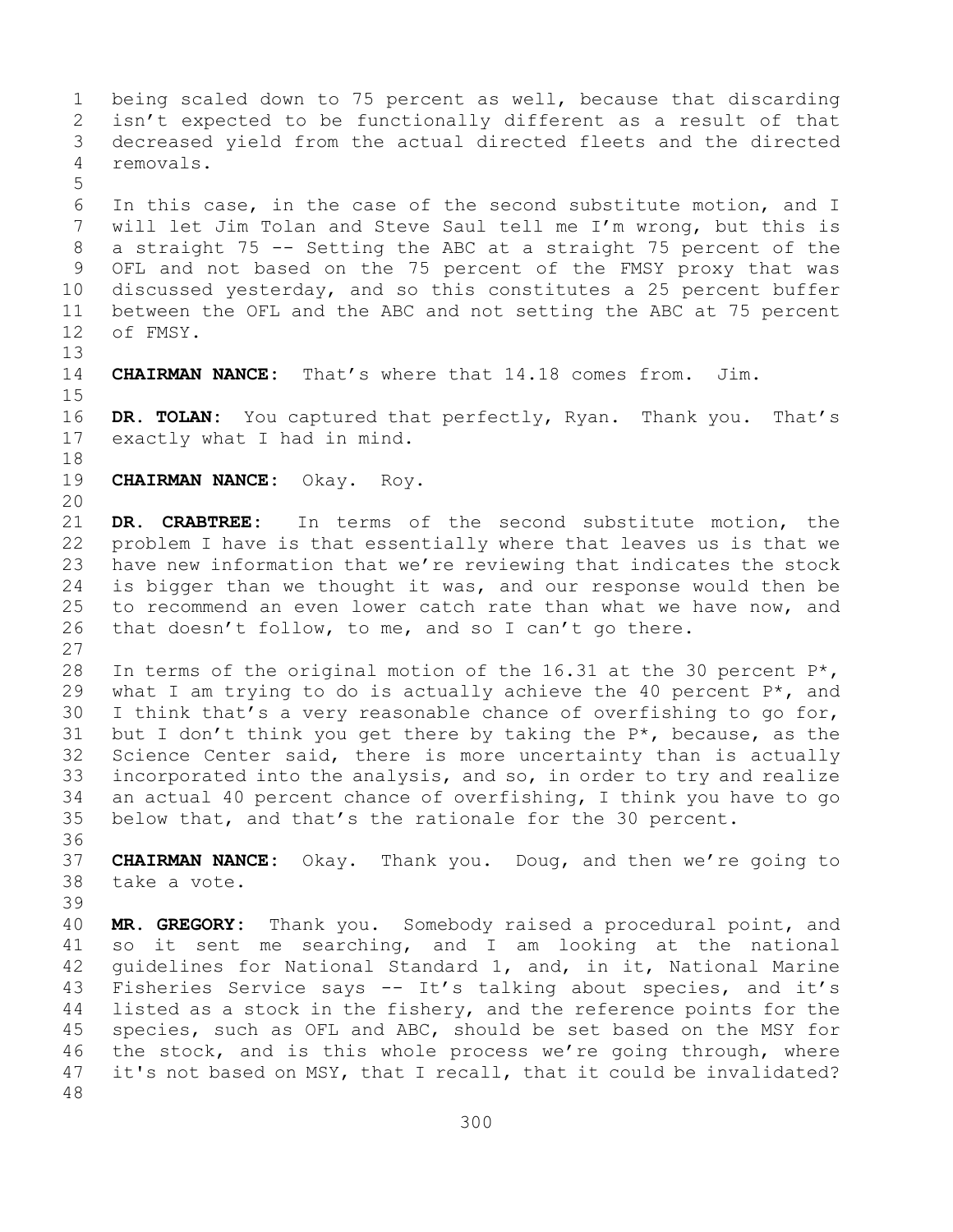being scaled down to 75 percent as well, because that discarding isn't expected to be functionally different as a result of that decreased yield from the actual directed fleets and the directed removals.

In this case, in the case of the second substitute motion, and I will let Jim Tolan and Steve Saul tell me I'm wrong, but this is a straight 75 -- Setting the ABC at a straight 75 percent of the OFL and not based on the 75 percent of the FMSY proxy that was discussed yesterday, and so this constitutes a 25 percent buffer between the OFL and the ABC and not setting the ABC at 75 percent of FMSY.

**CHAIRMAN NANCE:** That's where that 14.18 comes from. Jim.

**DR. TOLAN:** You captured that perfectly, Ryan. Thank you. That's exactly what I had in mind.

**CHAIRMAN NANCE:** Okay. Roy.

**DR. CRABTREE:** In terms of the second substitute motion, the problem I have is that essentially where that leaves us is that we have new information that we're reviewing that indicates the stock is bigger than we thought it was, and our response would then be to recommend an even lower catch rate than what we have now, and that doesn't follow, to me, and so I can't go there.

In terms of the original motion of the 16.31 at the 30 percent P*, what I am trying to do is actually achieve the 40 percent P*, and I think that's a very reasonable chance of overfishing to go for, but I don't think you get there by taking the P*, because, as the Science Center said, there is more uncertainty than is actually incorporated into the analysis, and so, in order to try and realize an actual 40 percent chance of overfishing, I think you have to go below that, and that's the rationale for the 30 percent.

**CHAIRMAN NANCE:** Okay. Thank you. Doug, and then we're going to take a vote.

**MR. GREGORY:** Thank you. Somebody raised a procedural point, and so it sent me searching, and I am looking at the national guidelines for National Standard 1, and, in it, National Marine Fisheries Service says -- It's talking about species, and it's listed as a stock in the fishery, and the reference points for the species, such as OFL and ABC, should be set based on the MSY for the stock, and is this whole process we're going through, where it's not based on MSY, that I recall, that it could be invalidated?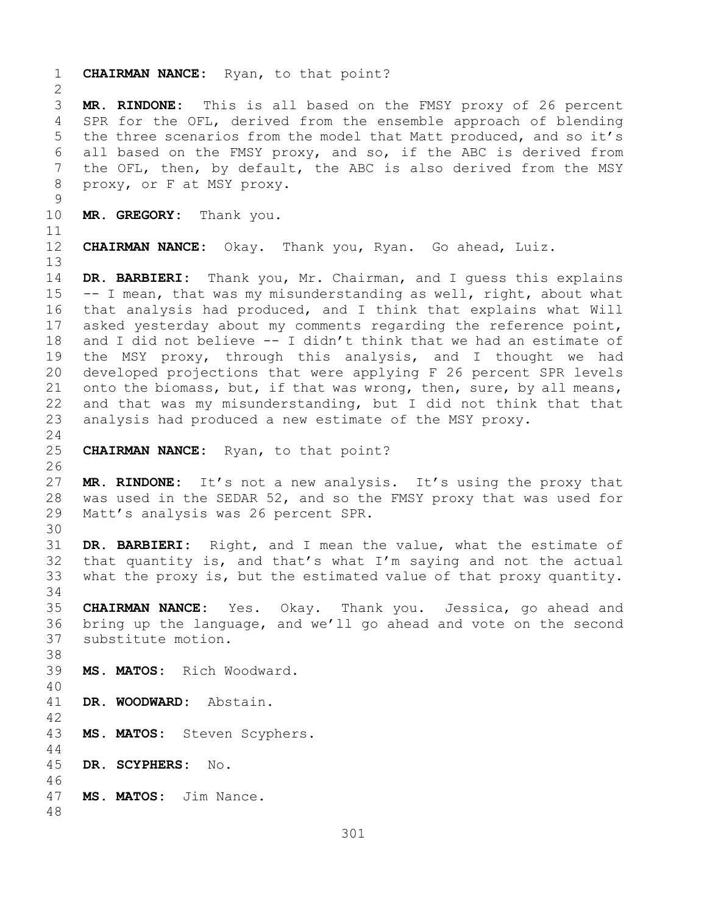**CHAIRMAN NANCE:** Ryan, to that point?

**MR. RINDONE:** This is all based on the FMSY proxy of 26 percent SPR for the OFL, derived from the ensemble approach of blending the three scenarios from the model that Matt produced, and so it's all based on the FMSY proxy, and so, if the ABC is derived from the OFL, then, by default, the ABC is also derived from the MSY proxy, or F at MSY proxy.

**MR. GREGORY:** Thank you.

**CHAIRMAN NANCE:** Okay. Thank you, Ryan. Go ahead, Luiz.

**DR. BARBIERI:** Thank you, Mr. Chairman, and I guess this explains -- I mean, that was my misunderstanding as well, right, about what that analysis had produced, and I think that explains what Will asked yesterday about my comments regarding the reference point, and I did not believe -- I didn't think that we had an estimate of the MSY proxy, through this analysis, and I thought we had developed projections that were applying F 26 percent SPR levels onto the biomass, but, if that was wrong, then, sure, by all means, and that was my misunderstanding, but I did not think that that analysis had produced a new estimate of the MSY proxy.

**CHAIRMAN NANCE:** Ryan, to that point?

**MR. RINDONE:** It's not a new analysis. It's using the proxy that was used in the SEDAR 52, and so the FMSY proxy that was used for Matt's analysis was 26 percent SPR.

**DR. BARBIERI:** Right, and I mean the value, what the estimate of that quantity is, and that's what I'm saying and not the actual what the proxy is, but the estimated value of that proxy quantity.

**CHAIRMAN NANCE:** Yes. Okay. Thank you. Jessica, go ahead and bring up the language, and we'll go ahead and vote on the second substitute motion.

**MS. MATOS:** Rich Woodward.

**DR. WOODWARD:** Abstain.

**MS. MATOS:** Steven Scyphers.

**DR. SCYPHERS:** No.

**MS. MATOS:** Jim Nance.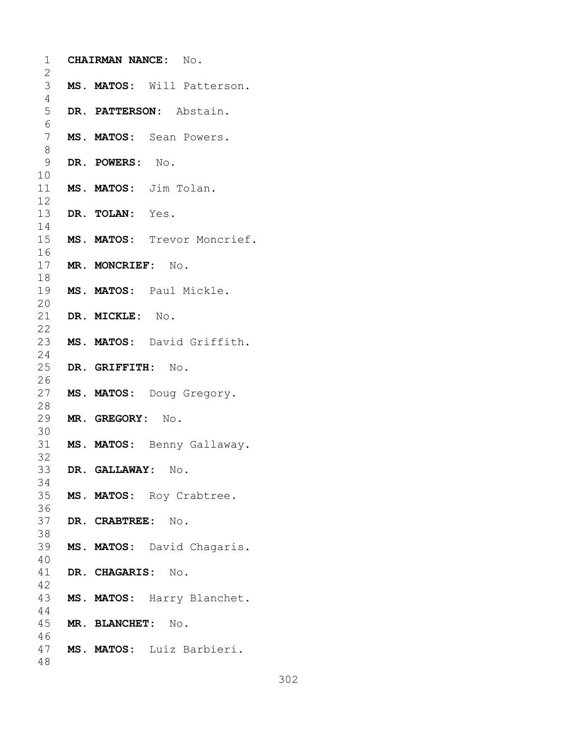**CHAIRMAN NANCE:** No.

**MS. MATOS:** Will Patterson.

**DR. PATTERSON:** Abstain.

**MS. MATOS:** Sean Powers.

**DR. POWERS:** No.

**MS. MATOS:** Jim Tolan.

**DR. TOLAN:** Yes.

**MS. MATOS:** Trevor Moncrief.

**MR. MONCRIEF:** No.

**MS. MATOS:** Paul Mickle.

**DR. MICKLE:** No.

**MS. MATOS:** David Griffith.

**DR. GRIFFITH:** No.

**MS. MATOS:** Doug Gregory.

**MR. GREGORY:** No.

**MS. MATOS:** Benny Gallaway.

**DR. GALLAWAY:** No.

**MS. MATOS:** Roy Crabtree.

**DR. CRABTREE:** No.

**MS. MATOS:** David Chagaris.

**DR. CHAGARIS:** No.

**MS. MATOS:** Harry Blanchet.

**MR. BLANCHET:** No.

**MS. MATOS:** Luiz Barbieri.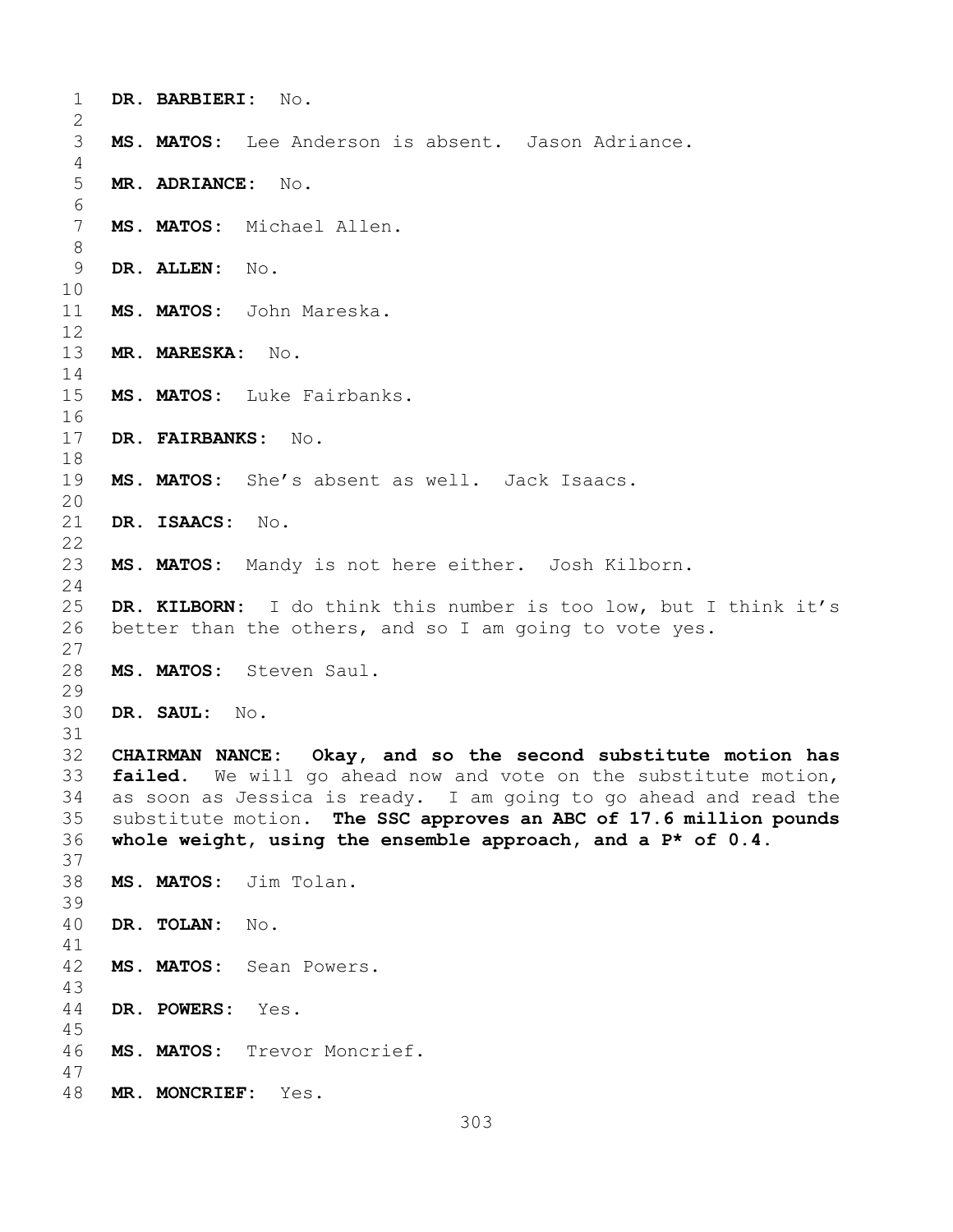**DR. BARBIERI:** No.

**MS. MATOS:** Lee Anderson is absent. Jason Adriance.

**MR. ADRIANCE:** No.

**MS. MATOS:** Michael Allen.

**DR. ALLEN:** No.

**MS. MATOS:** John Mareska.

**MR. MARESKA:** No.

**MS. MATOS:** Luke Fairbanks.

**DR. FAIRBANKS:** No.

**MS. MATOS:** She's absent as well. Jack Isaacs.

**DR. ISAACS:** No.

**MS. MATOS:** Mandy is not here either. Josh Kilborn.

**DR. KILBORN:** I do think this number is too low, but I think it's better than the others, and so I am going to vote yes.

**MS. MATOS:** Steven Saul.

**DR. SAUL:** No.

**CHAIRMAN NANCE: Okay, and so the second substitute motion has failed.** We will go ahead now and vote on the substitute motion, as soon as Jessica is ready. I am going to go ahead and read the substitute motion. **The SSC approves an ABC of 17.6 million pounds whole weight, using the ensemble approach, and a P* of 0.4.**

**MS. MATOS:** Jim Tolan.

**DR. TOLAN:** No.

**MS. MATOS:** Sean Powers.

**DR. POWERS:** Yes.

**MS. MATOS:** Trevor Moncrief.

**MR. MONCRIEF:** Yes.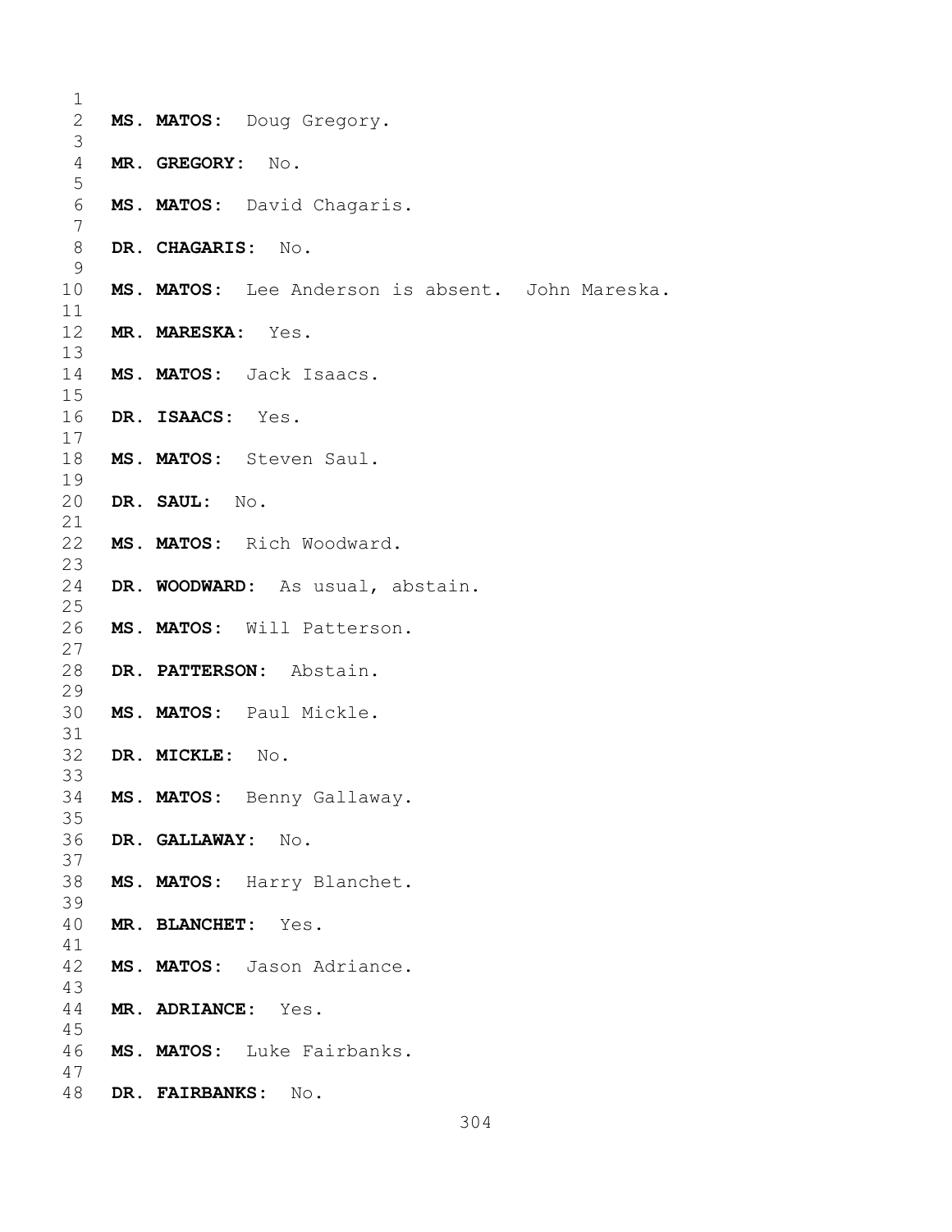**MS. MATOS:** Doug Gregory.

**MR. GREGORY:** No.

**MS. MATOS:** David Chagaris.

**DR. CHAGARIS:** No.

**MS. MATOS:** Lee Anderson is absent. John Mareska.

**MR. MARESKA:** Yes.

**MS. MATOS:** Jack Isaacs.

**DR. ISAACS:** Yes.

**MS. MATOS:** Steven Saul.

**DR. SAUL:** No.

**MS. MATOS:** Rich Woodward.

**DR. WOODWARD:** As usual, abstain.

**MS. MATOS:** Will Patterson.

**DR. PATTERSON:** Abstain.

**MS. MATOS:** Paul Mickle.

**DR. MICKLE:** No.

**MS. MATOS:** Benny Gallaway.

**DR. GALLAWAY:** No.

**MS. MATOS:** Harry Blanchet.

**MR. BLANCHET:** Yes.

**MS. MATOS:** Jason Adriance.

**MR. ADRIANCE:** Yes.

**MS. MATOS:** Luke Fairbanks.

**DR. FAIRBANKS:** No.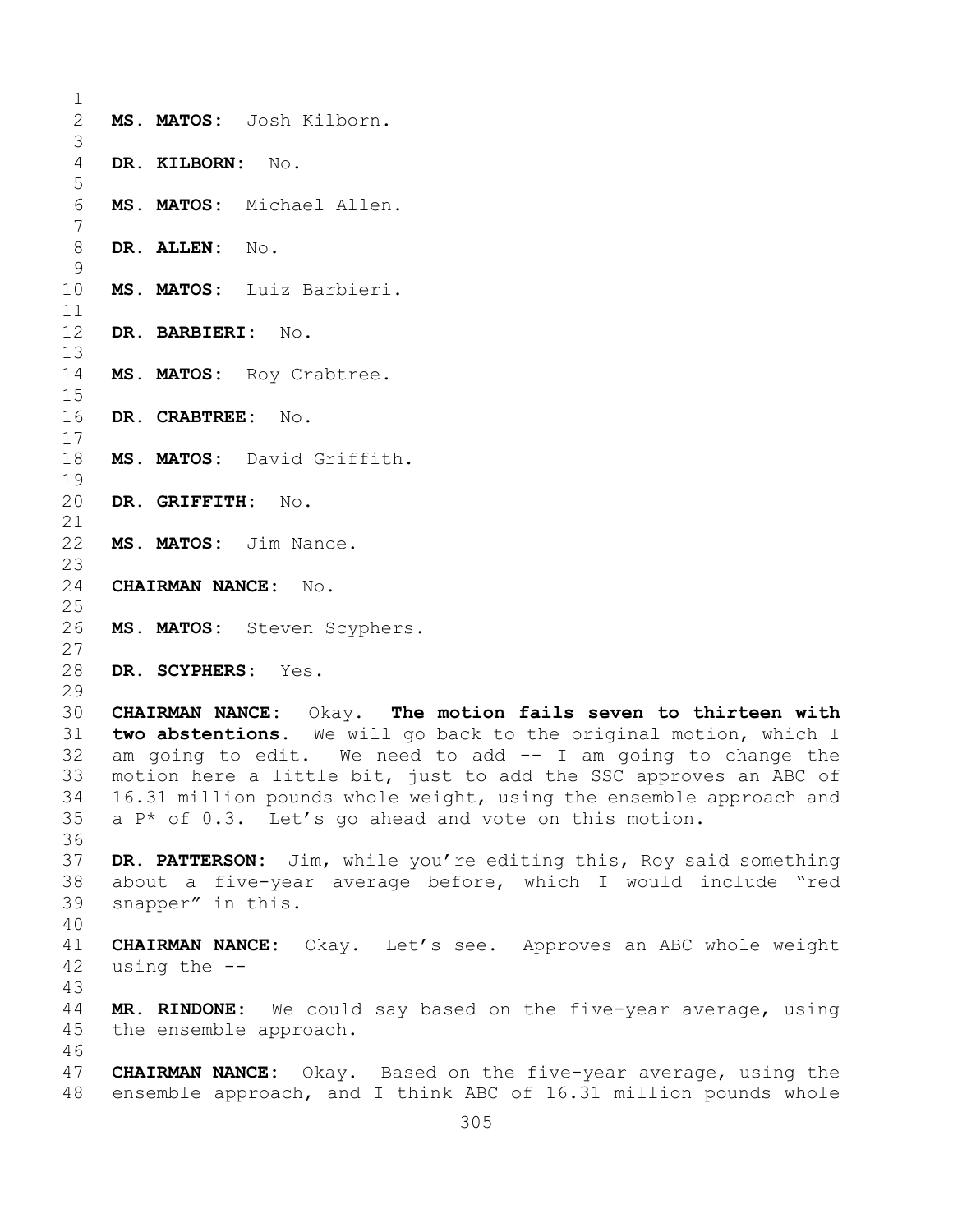**MS. MATOS:** Josh Kilborn.

**DR. KILBORN:** No.

**MS. MATOS:** Michael Allen.

**DR. ALLEN:** No.

**MS. MATOS:** Luiz Barbieri.

**DR. BARBIERI:** No.

**MS. MATOS:** Roy Crabtree.

**DR. CRABTREE:** No.

**MS. MATOS:** David Griffith.

**DR. GRIFFITH:** No.

**MS. MATOS:** Jim Nance.

**CHAIRMAN NANCE:** No.

**MS. MATOS:** Steven Scyphers.

**DR. SCYPHERS:** Yes.

**CHAIRMAN NANCE:** Okay. **The motion fails seven to thirteen with two abstentions.** We will go back to the original motion, which I am going to edit. We need to add -- I am going to change the motion here a little bit, just to add the SSC approves an ABC of 16.31 million pounds whole weight, using the ensemble approach and a P* of 0.3. Let's go ahead and vote on this motion.

**DR. PATTERSON:** Jim, while you're editing this, Roy said something about a five-year average before, which I would include "red snapper" in this.

**CHAIRMAN NANCE:** Okay. Let's see. Approves an ABC whole weight using the --

**MR. RINDONE:** We could say based on the five-year average, using the ensemble approach.

**CHAIRMAN NANCE:** Okay. Based on the five-year average, using the ensemble approach, and I think ABC of 16.31 million pounds whole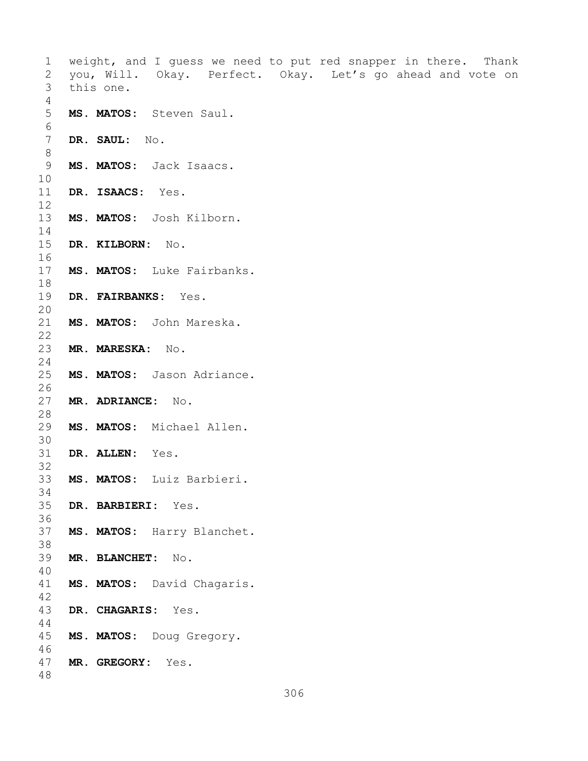weight, and I guess we need to put red snapper in there. Thank you, Will. Okay. Perfect. Okay. Let's go ahead and vote on this one.

**MS. MATOS:** Steven Saul.

**DR. SAUL:** No.

**MS. MATOS:** Jack Isaacs.

**DR. ISAACS:** Yes.

**MS. MATOS:** Josh Kilborn.

**DR. KILBORN:** No.

**MS. MATOS:** Luke Fairbanks.

**DR. FAIRBANKS:** Yes.

**MS. MATOS:** John Mareska.

**MR. MARESKA:** No.

**MS. MATOS:** Jason Adriance.

**MR. ADRIANCE:** No.

**MS. MATOS:** Michael Allen.

**DR. ALLEN:** Yes.

**MS. MATOS:** Luiz Barbieri.

**DR. BARBIERI:** Yes.

**MS. MATOS:** Harry Blanchet.

**MR. BLANCHET:** No.

**MS. MATOS:** David Chagaris.

**DR. CHAGARIS:** Yes.

**MS. MATOS:** Doug Gregory.

**MR. GREGORY:** Yes.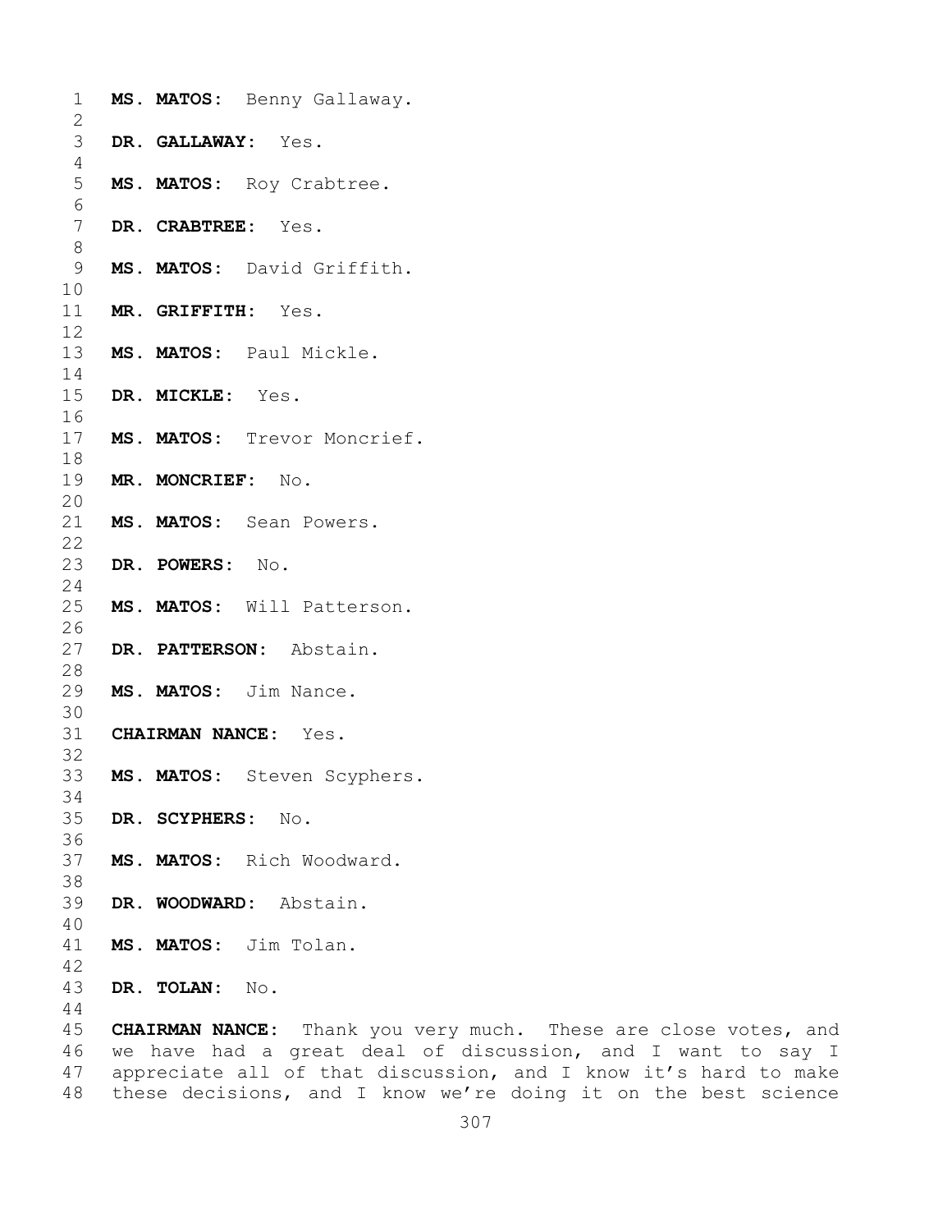**MS. MATOS:** Benny Gallaway.

**DR. GALLAWAY:** Yes.

**MS. MATOS:** Roy Crabtree.

**DR. CRABTREE:** Yes.

**MS. MATOS:** David Griffith.

**MR. GRIFFITH:** Yes.

**MS. MATOS:** Paul Mickle.

**DR. MICKLE:** Yes.

**MS. MATOS:** Trevor Moncrief.

**MR. MONCRIEF:** No.

**MS. MATOS:** Sean Powers.

**DR. POWERS:** No.

**MS. MATOS:** Will Patterson.

**DR. PATTERSON:** Abstain.

**MS. MATOS:** Jim Nance.

**CHAIRMAN NANCE:** Yes.

**MS. MATOS:** Steven Scyphers.

**DR. SCYPHERS:** No.

**MS. MATOS:** Rich Woodward.

**DR. WOODWARD:** Abstain.

**MS. MATOS:** Jim Tolan.

**DR. TOLAN:** No.

**CHAIRMAN NANCE:** Thank you very much. These are close votes, and we have had a great deal of discussion, and I want to say I appreciate all of that discussion, and I know it's hard to make these decisions, and I know we're doing it on the best science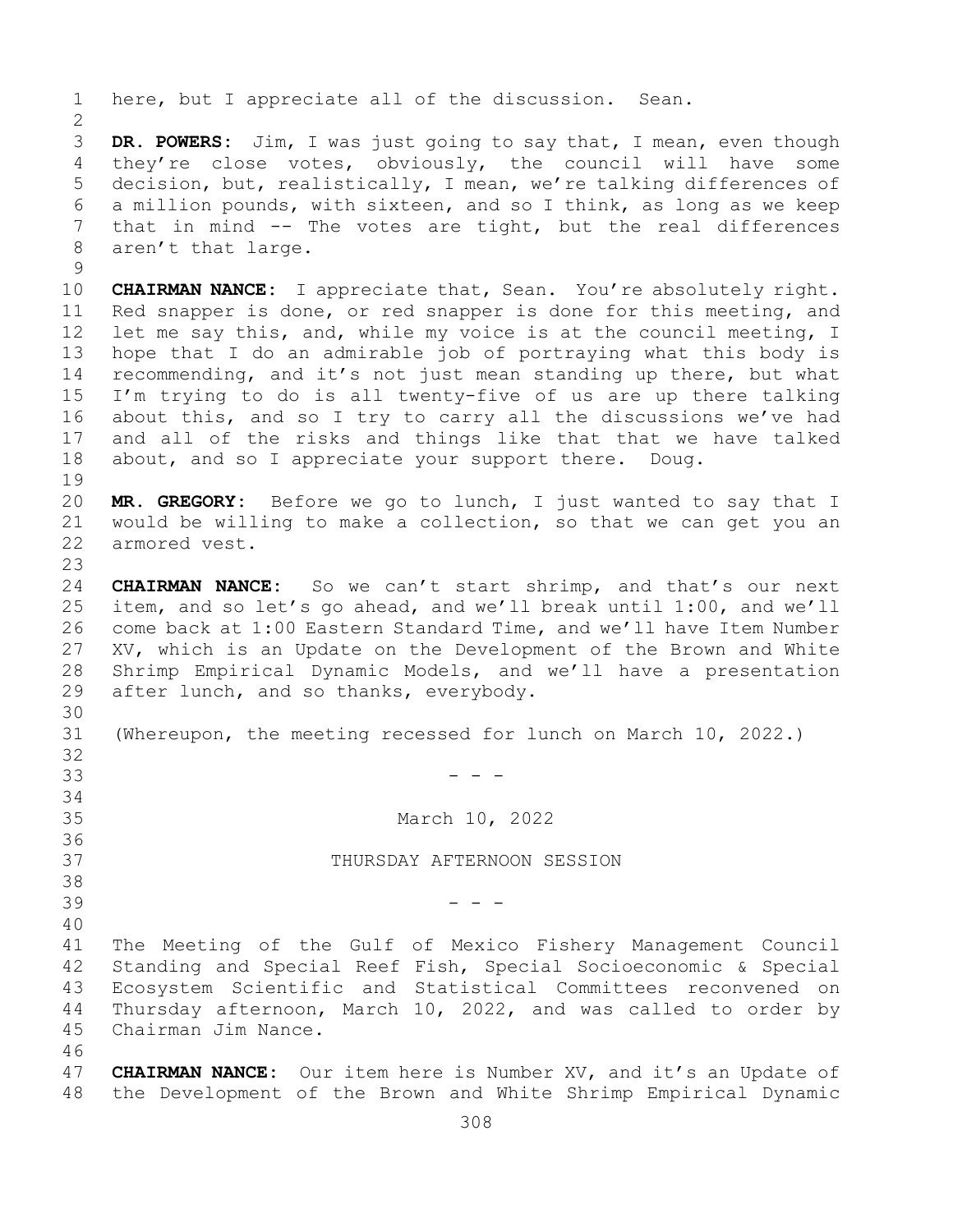here, but I appreciate all of the discussion. Sean.

**DR. POWERS:** Jim, I was just going to say that, I mean, even though they're close votes, obviously, the council will have some decision, but, realistically, I mean, we're talking differences of a million pounds, with sixteen, and so I think, as long as we keep that in mind -- The votes are tight, but the real differences aren't that large.

**CHAIRMAN NANCE:** I appreciate that, Sean. You're absolutely right. Red snapper is done, or red snapper is done for this meeting, and let me say this, and, while my voice is at the council meeting, I hope that I do an admirable job of portraying what this body is recommending, and it's not just mean standing up there, but what I'm trying to do is all twenty-five of us are up there talking about this, and so I try to carry all the discussions we've had and all of the risks and things like that that we have talked about, and so I appreciate your support there. Doug.

**MR. GREGORY:** Before we go to lunch, I just wanted to say that I would be willing to make a collection, so that we can get you an armored vest.

**CHAIRMAN NANCE:** So we can't start shrimp, and that's our next item, and so let's go ahead, and we'll break until 1:00, and we'll come back at 1:00 Eastern Standard Time, and we'll have Item Number XV, which is an Update on the Development of the Brown and White Shrimp Empirical Dynamic Models, and we'll have a presentation after lunch, and so thanks, everybody.

(Whereupon, the meeting recessed for lunch on March 10, 2022.)

- - -

March 10, 2022

THURSDAY AFTERNOON SESSION

- - -

The Meeting of the Gulf of Mexico Fishery Management Council Standing and Special Reef Fish, Special Socioeconomic & Special Ecosystem Scientific and Statistical Committees reconvened on Thursday afternoon, March 10, 2022, and was called to order by Chairman Jim Nance.

**CHAIRMAN NANCE:** Our item here is Number XV, and it's an Update of the Development of the Brown and White Shrimp Empirical Dynamic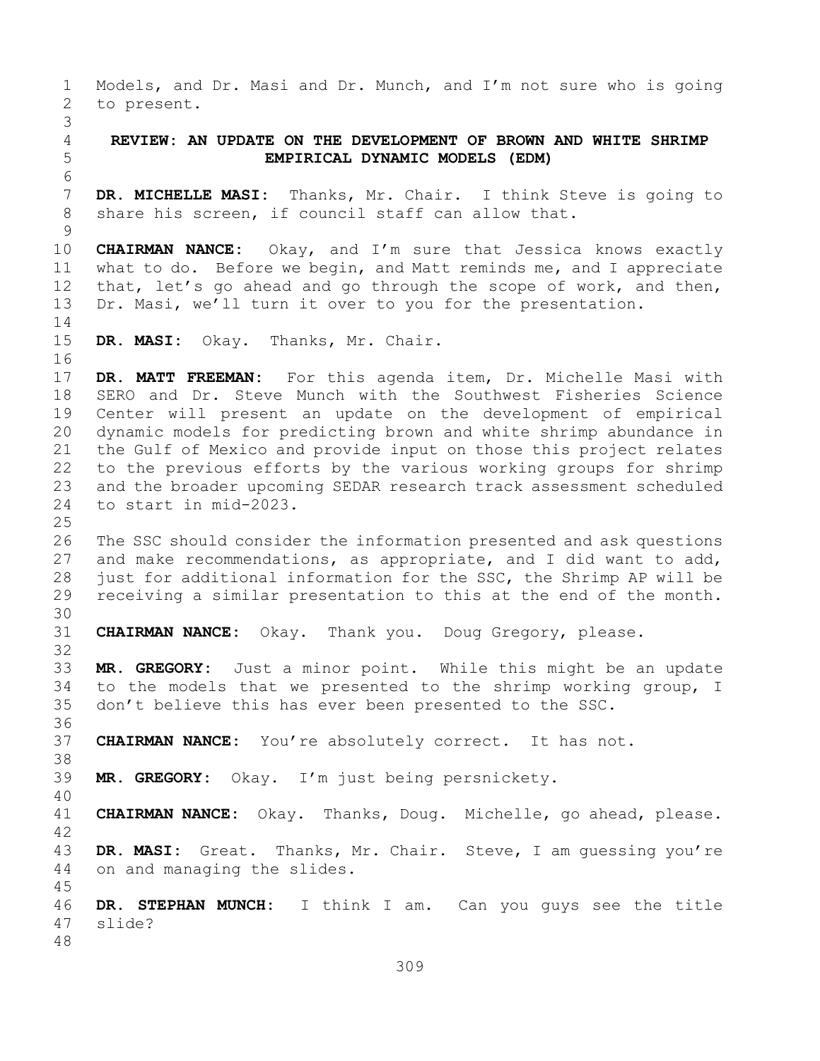Models, and Dr. Masi and Dr. Munch, and I'm not sure who is going to present.

## REVIEW: AN UPDATE ON THE DEVELOPMENT OF BROWN AND WHITE SHRIMP EMPIRICAL DYNAMIC MODELS (EDM)

**DR. MICHELLE MASI:** Thanks, Mr. Chair. I think Steve is going to share his screen, if council staff can allow that.

**CHAIRMAN NANCE:** Okay, and I'm sure that Jessica knows exactly what to do. Before we begin, and Matt reminds me, and I appreciate that, let's go ahead and go through the scope of work, and then, Dr. Masi, we'll turn it over to you for the presentation.

**DR. MASI:** Okay. Thanks, Mr. Chair.

**DR. MATT FREEMAN:** For this agenda item, Dr. Michelle Masi with SERO and Dr. Steve Munch with the Southwest Fisheries Science Center will present an update on the development of empirical dynamic models for predicting brown and white shrimp abundance in the Gulf of Mexico and provide input on those this project relates to the previous efforts by the various working groups for shrimp and the broader upcoming SEDAR research track assessment scheduled to start in mid-2023.

The SSC should consider the information presented and ask questions and make recommendations, as appropriate, and I did want to add, just for additional information for the SSC, the Shrimp AP will be receiving a similar presentation to this at the end of the month.

**CHAIRMAN NANCE:** Okay. Thank you. Doug Gregory, please.

**MR. GREGORY:** Just a minor point. While this might be an update to the models that we presented to the shrimp working group, I don't believe this has ever been presented to the SSC.

**CHAIRMAN NANCE:** You're absolutely correct. It has not.

**MR. GREGORY:** Okay. I'm just being persnickety.

**CHAIRMAN NANCE:** Okay. Thanks, Doug. Michelle, go ahead, please.

**DR. MASI:** Great. Thanks, Mr. Chair. Steve, I am guessing you're on and managing the slides.

**DR. STEPHAN MUNCH:** I think I am. Can you guys see the title slide?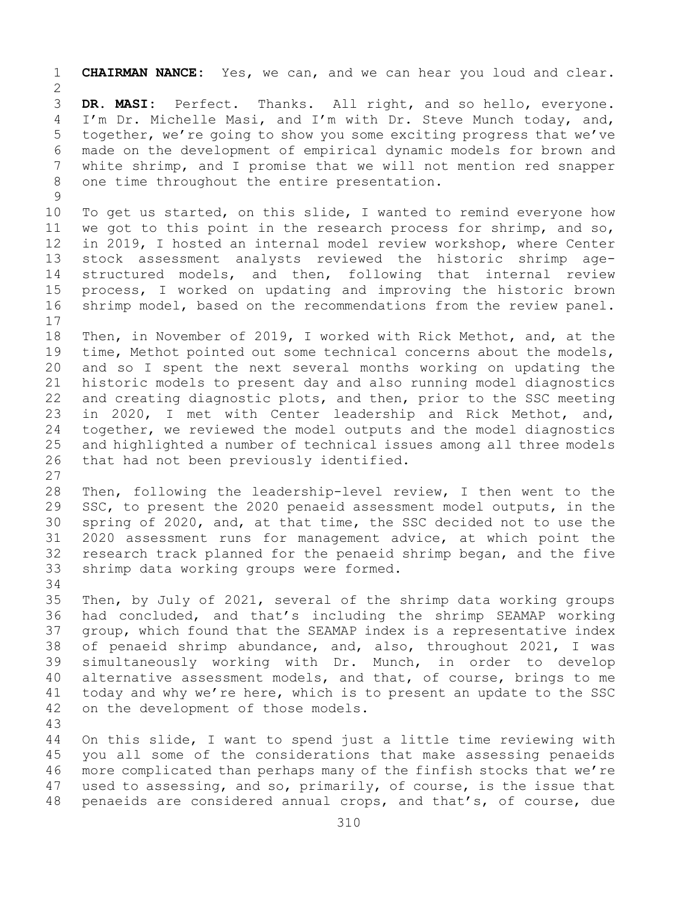**CHAIRMAN NANCE:** Yes, we can, and we can hear you loud and clear.

**DR. MASI:** Perfect. Thanks. All right, and so hello, everyone. I'm Dr. Michelle Masi, and I'm with Dr. Steve Munch today, and, together, we're going to show you some exciting progress that we've made on the development of empirical dynamic models for brown and white shrimp, and I promise that we will not mention red snapper one time throughout the entire presentation.

To get us started, on this slide, I wanted to remind everyone how we got to this point in the research process for shrimp, and so, in 2019, I hosted an internal model review workshop, where Center stock assessment analysts reviewed the historic shrimp age-structured models, and then, following that internal review process, I worked on updating and improving the historic brown shrimp model, based on the recommendations from the review panel.

Then, in November of 2019, I worked with Rick Methot, and, at the time, Methot pointed out some technical concerns about the models, and so I spent the next several months working on updating the historic models to present day and also running model diagnostics and creating diagnostic plots, and then, prior to the SSC meeting in 2020, I met with Center leadership and Rick Methot, and, together, we reviewed the model outputs and the model diagnostics and highlighted a number of technical issues among all three models that had not been previously identified.

Then, following the leadership-level review, I then went to the SSC, to present the 2020 penaeid assessment model outputs, in the spring of 2020, and, at that time, the SSC decided not to use the 2020 assessment runs for management advice, at which point the research track planned for the penaeid shrimp began, and the five shrimp data working groups were formed.

Then, by July of 2021, several of the shrimp data working groups had concluded, and that's including the shrimp SEAMAP working group, which found that the SEAMAP index is a representative index of penaeid shrimp abundance, and, also, throughout 2021, I was simultaneously working with Dr. Munch, in order to develop alternative assessment models, and that, of course, brings to me today and why we're here, which is to present an update to the SSC on the development of those models.

On this slide, I want to spend just a little time reviewing with you all some of the considerations that make assessing penaeids more complicated than perhaps many of the finfish stocks that we're used to assessing, and so, primarily, of course, is the issue that penaeids are considered annual crops, and that's, of course, due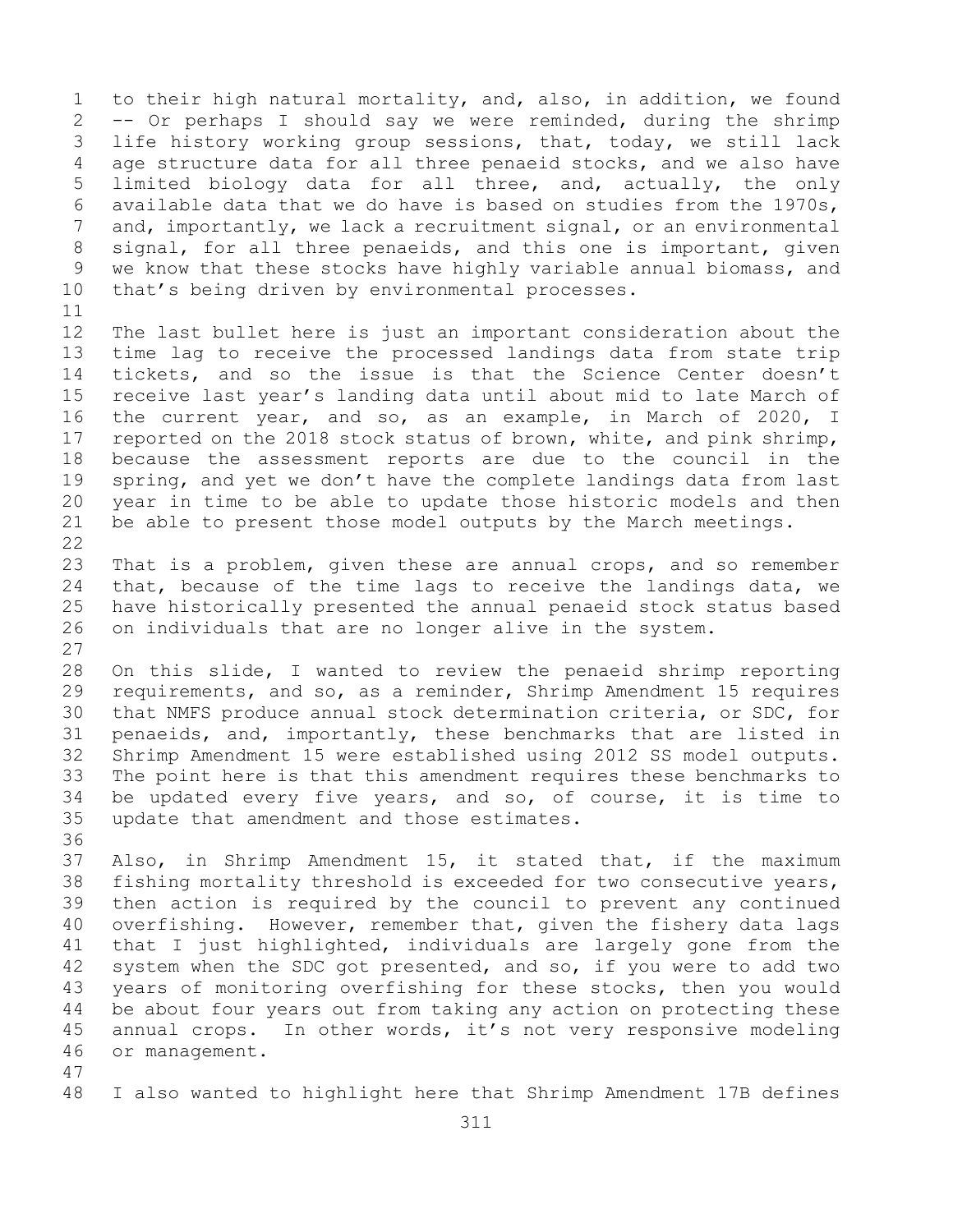to their high natural mortality, and, also, in addition, we found -- Or perhaps I should say we were reminded, during the shrimp life history working group sessions, that, today, we still lack age structure data for all three penaeid stocks, and we also have limited biology data for all three, and, actually, the only available data that we do have is based on studies from the 1970s, and, importantly, we lack a recruitment signal, or an environmental signal, for all three penaeids, and this one is important, given we know that these stocks have highly variable annual biomass, and that's being driven by environmental processes.

The last bullet here is just an important consideration about the time lag to receive the processed landings data from state trip tickets, and so the issue is that the Science Center doesn't receive last year's landing data until about mid to late March of the current year, and so, as an example, in March of 2020, I reported on the 2018 stock status of brown, white, and pink shrimp, because the assessment reports are due to the council in the spring, and yet we don't have the complete landings data from last year in time to be able to update those historic models and then be able to present those model outputs by the March meetings.

That is a problem, given these are annual crops, and so remember that, because of the time lags to receive the landings data, we have historically presented the annual penaeid stock status based on individuals that are no longer alive in the system.

On this slide, I wanted to review the penaeid shrimp reporting requirements, and so, as a reminder, Shrimp Amendment 15 requires that NMFS produce annual stock determination criteria, or SDC, for penaeids, and, importantly, these benchmarks that are listed in Shrimp Amendment 15 were established using 2012 SS model outputs. The point here is that this amendment requires these benchmarks to be updated every five years, and so, of course, it is time to update that amendment and those estimates.

Also, in Shrimp Amendment 15, it stated that, if the maximum fishing mortality threshold is exceeded for two consecutive years, then action is required by the council to prevent any continued overfishing. However, remember that, given the fishery data lags that I just highlighted, individuals are largely gone from the system when the SDC got presented, and so, if you were to add two years of monitoring overfishing for these stocks, then you would be about four years out from taking any action on protecting these annual crops. In other words, it's not very responsive modeling or management.

I also wanted to highlight here that Shrimp Amendment 17B defines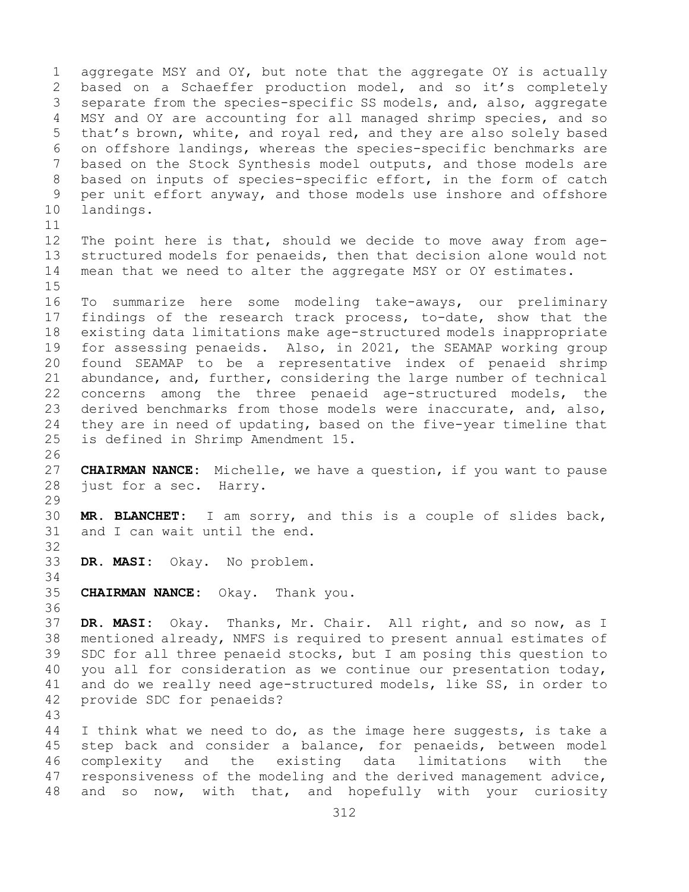aggregate MSY and OY, but note that the aggregate OY is actually based on a Schaeffer production model, and so it's completely separate from the species-specific SS models, and, also, aggregate MSY and OY are accounting for all managed shrimp species, and so that's brown, white, and royal red, and they are also solely based on offshore landings, whereas the species-specific benchmarks are based on the Stock Synthesis model outputs, and those models are based on inputs of species-specific effort, in the form of catch per unit effort anyway, and those models use inshore and offshore landings.

The point here is that, should we decide to move away from age-structured models for penaeids, then that decision alone would not mean that we need to alter the aggregate MSY or OY estimates.

To summarize here some modeling take-aways, our preliminary findings of the research track process, to-date, show that the existing data limitations make age-structured models inappropriate for assessing penaeids. Also, in 2021, the SEAMAP working group found SEAMAP to be a representative index of penaeid shrimp abundance, and, further, considering the large number of technical concerns among the three penaeid age-structured models, the derived benchmarks from those models were inaccurate, and, also, they are in need of updating, based on the five-year timeline that is defined in Shrimp Amendment 15.

**CHAIRMAN NANCE:** Michelle, we have a question, if you want to pause just for a sec. Harry.

**MR. BLANCHET:** I am sorry, and this is a couple of slides back, and I can wait until the end.

**DR. MASI:** Okay. No problem.

**CHAIRMAN NANCE:** Okay. Thank you.

**DR. MASI:** Okay. Thanks, Mr. Chair. All right, and so now, as I mentioned already, NMFS is required to present annual estimates of SDC for all three penaeid stocks, but I am posing this question to you all for consideration as we continue our presentation today, and do we really need age-structured models, like SS, in order to provide SDC for penaeids?

I think what we need to do, as the image here suggests, is take a step back and consider a balance, for penaeids, between model complexity and the existing data limitations with the responsiveness of the modeling and the derived management advice, and so now, with that, and hopefully with your curiosity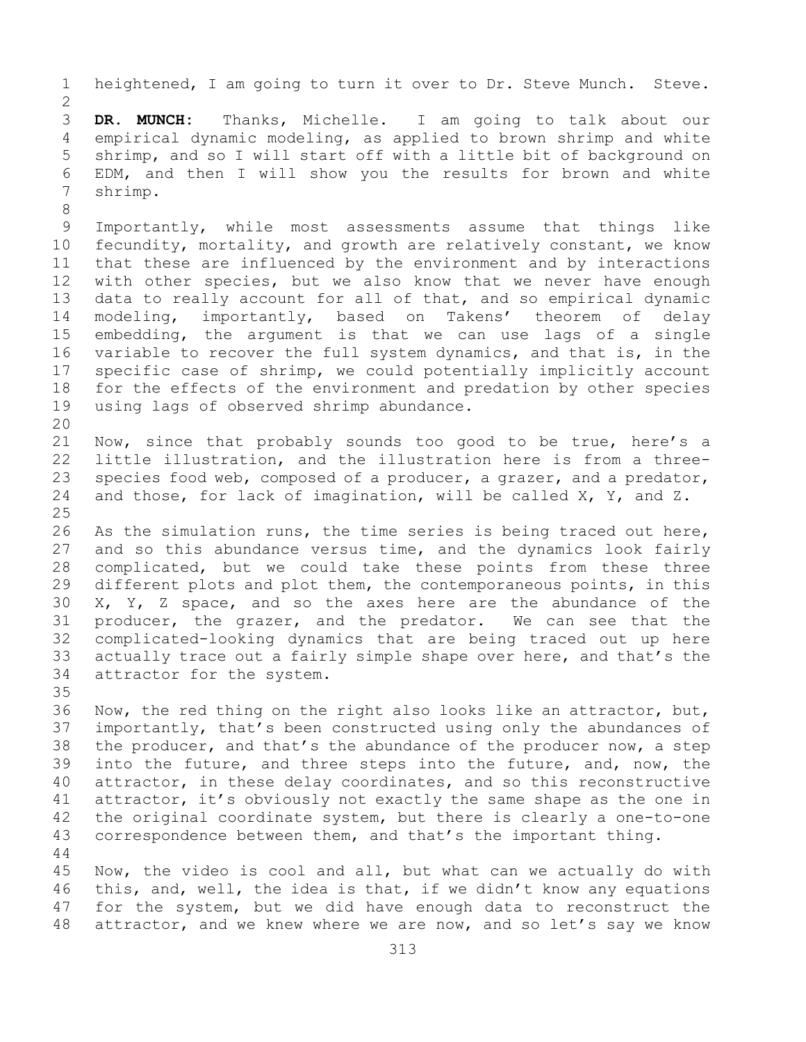heightened, I am going to turn it over to Dr. Steve Munch. Steve.

**DR. MUNCH:** Thanks, Michelle. I am going to talk about our empirical dynamic modeling, as applied to brown shrimp and white shrimp, and so I will start off with a little bit of background on EDM, and then I will show you the results for brown and white shrimp.

Importantly, while most assessments assume that things like fecundity, mortality, and growth are relatively constant, we know that these are influenced by the environment and by interactions with other species, but we also know that we never have enough data to really account for all of that, and so empirical dynamic modeling, importantly, based on Takens' theorem of delay embedding, the argument is that we can use lags of a single variable to recover the full system dynamics, and that is, in the specific case of shrimp, we could potentially implicitly account for the effects of the environment and predation by other species using lags of observed shrimp abundance.

Now, since that probably sounds too good to be true, here's a little illustration, and the illustration here is from a three-species food web, composed of a producer, a grazer, and a predator, and those, for lack of imagination, will be called X, Y, and Z.

As the simulation runs, the time series is being traced out here, and so this abundance versus time, and the dynamics look fairly complicated, but we could take these points from these three different plots and plot them, the contemporaneous points, in this X, Y, Z space, and so the axes here are the abundance of the producer, the grazer, and the predator. We can see that the complicated-looking dynamics that are being traced out up here actually trace out a fairly simple shape over here, and that's the attractor for the system.

Now, the red thing on the right also looks like an attractor, but, importantly, that's been constructed using only the abundances of the producer, and that's the abundance of the producer now, a step into the future, and three steps into the future, and, now, the attractor, in these delay coordinates, and so this reconstructive attractor, it's obviously not exactly the same shape as the one in the original coordinate system, but there is clearly a one-to-one correspondence between them, and that's the important thing.

Now, the video is cool and all, but what can we actually do with this, and, well, the idea is that, if we didn't know any equations for the system, but we did have enough data to reconstruct the attractor, and we knew where we are now, and so let's say we know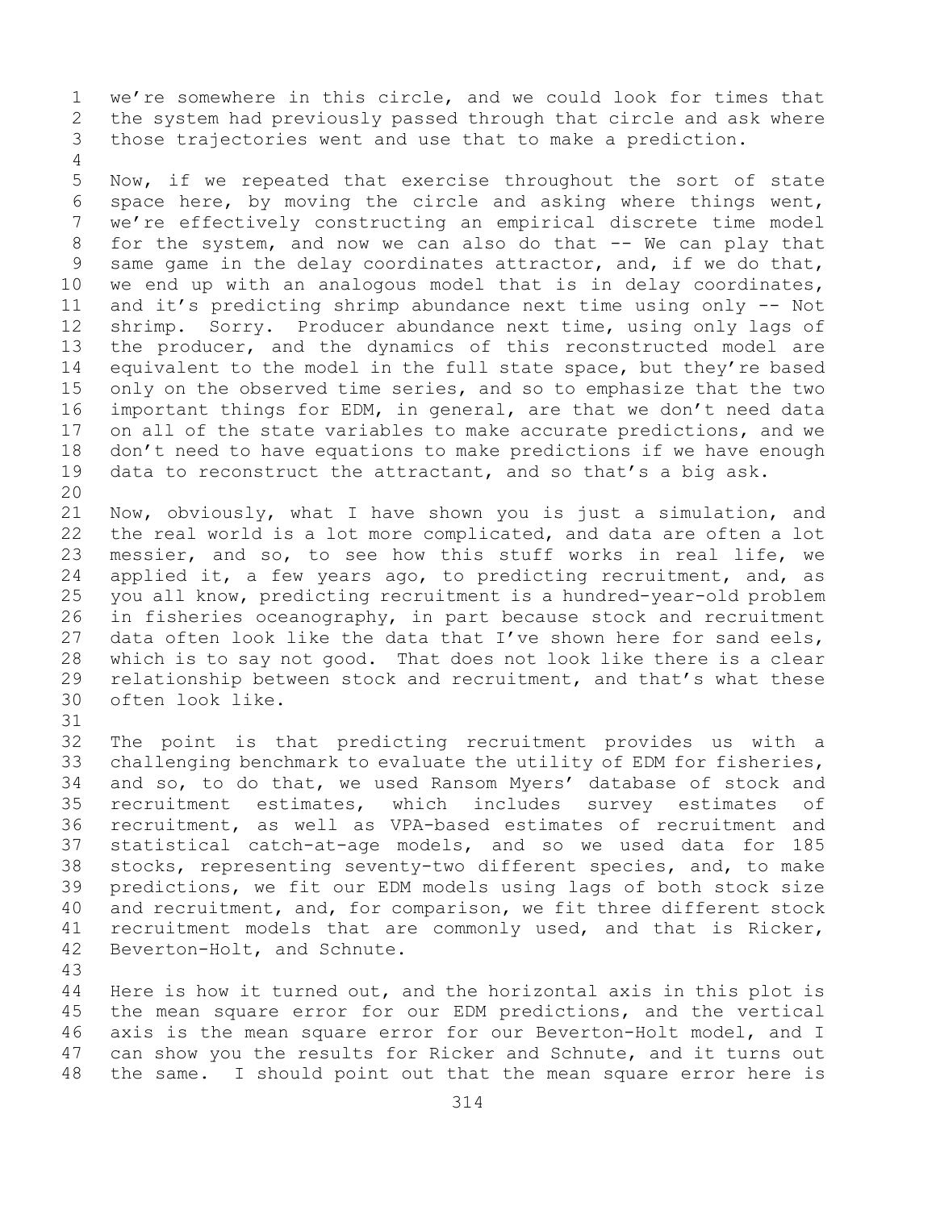we're somewhere in this circle, and we could look for times that the system had previously passed through that circle and ask where those trajectories went and use that to make a prediction.

Now, if we repeated that exercise throughout the sort of state space here, by moving the circle and asking where things went, we're effectively constructing an empirical discrete time model for the system, and now we can also do that -- We can play that same game in the delay coordinates attractor, and, if we do that, we end up with an analogous model that is in delay coordinates, and it's predicting shrimp abundance next time using only -- Not shrimp. Sorry. Producer abundance next time, using only lags of the producer, and the dynamics of this reconstructed model are equivalent to the model in the full state space, but they're based only on the observed time series, and so to emphasize that the two important things for EDM, in general, are that we don't need data on all of the state variables to make accurate predictions, and we don't need to have equations to make predictions if we have enough data to reconstruct the attractant, and so that's a big ask.

Now, obviously, what I have shown you is just a simulation, and the real world is a lot more complicated, and data are often a lot messier, and so, to see how this stuff works in real life, we applied it, a few years ago, to predicting recruitment, and, as you all know, predicting recruitment is a hundred-year-old problem in fisheries oceanography, in part because stock and recruitment data often look like the data that I've shown here for sand eels, which is to say not good. That does not look like there is a clear relationship between stock and recruitment, and that's what these often look like.

The point is that predicting recruitment provides us with a challenging benchmark to evaluate the utility of EDM for fisheries, and so, to do that, we used Ransom Myers' database of stock and recruitment estimates, which includes survey estimates of recruitment, as well as VPA-based estimates of recruitment and statistical catch-at-age models, and so we used data for 185 stocks, representing seventy-two different species, and, to make predictions, we fit our EDM models using lags of both stock size and recruitment, and, for comparison, we fit three different stock recruitment models that are commonly used, and that is Ricker, Beverton-Holt, and Schnute.

Here is how it turned out, and the horizontal axis in this plot is the mean square error for our EDM predictions, and the vertical axis is the mean square error for our Beverton-Holt model, and I can show you the results for Ricker and Schnute, and it turns out the same. I should point out that the mean square error here is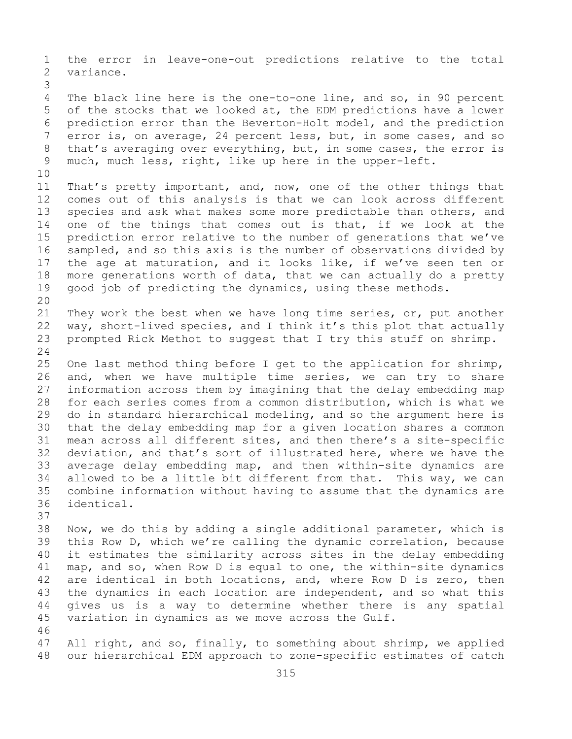the error in leave-one-out predictions relative to the total variance.

The black line here is the one-to-one line, and so, in 90 percent of the stocks that we looked at, the EDM predictions have a lower prediction error than the Beverton-Holt model, and the prediction error is, on average, 24 percent less, but, in some cases, and so that's averaging over everything, but, in some cases, the error is much, much less, right, like up here in the upper-left.

That's pretty important, and, now, one of the other things that comes out of this analysis is that we can look across different species and ask what makes some more predictable than others, and one of the things that comes out is that, if we look at the prediction error relative to the number of generations that we've sampled, and so this axis is the number of observations divided by the age at maturation, and it looks like, if we've seen ten or more generations worth of data, that we can actually do a pretty good job of predicting the dynamics, using these methods.

They work the best when we have long time series, or, put another way, short-lived species, and I think it's this plot that actually prompted Rick Methot to suggest that I try this stuff on shrimp.

One last method thing before I get to the application for shrimp, and, when we have multiple time series, we can try to share information across them by imagining that the delay embedding map for each series comes from a common distribution, which is what we do in standard hierarchical modeling, and so the argument here is that the delay embedding map for a given location shares a common mean across all different sites, and then there's a site-specific deviation, and that's sort of illustrated here, where we have the average delay embedding map, and then within-site dynamics are allowed to be a little bit different from that. This way, we can combine information without having to assume that the dynamics are identical.

Now, we do this by adding a single additional parameter, which is this Row D, which we're calling the dynamic correlation, because it estimates the similarity across sites in the delay embedding map, and so, when Row D is equal to one, the within-site dynamics are identical in both locations, and, where Row D is zero, then the dynamics in each location are independent, and so what this gives us is a way to determine whether there is any spatial variation in dynamics as we move across the Gulf.

All right, and so, finally, to something about shrimp, we applied our hierarchical EDM approach to zone-specific estimates of catch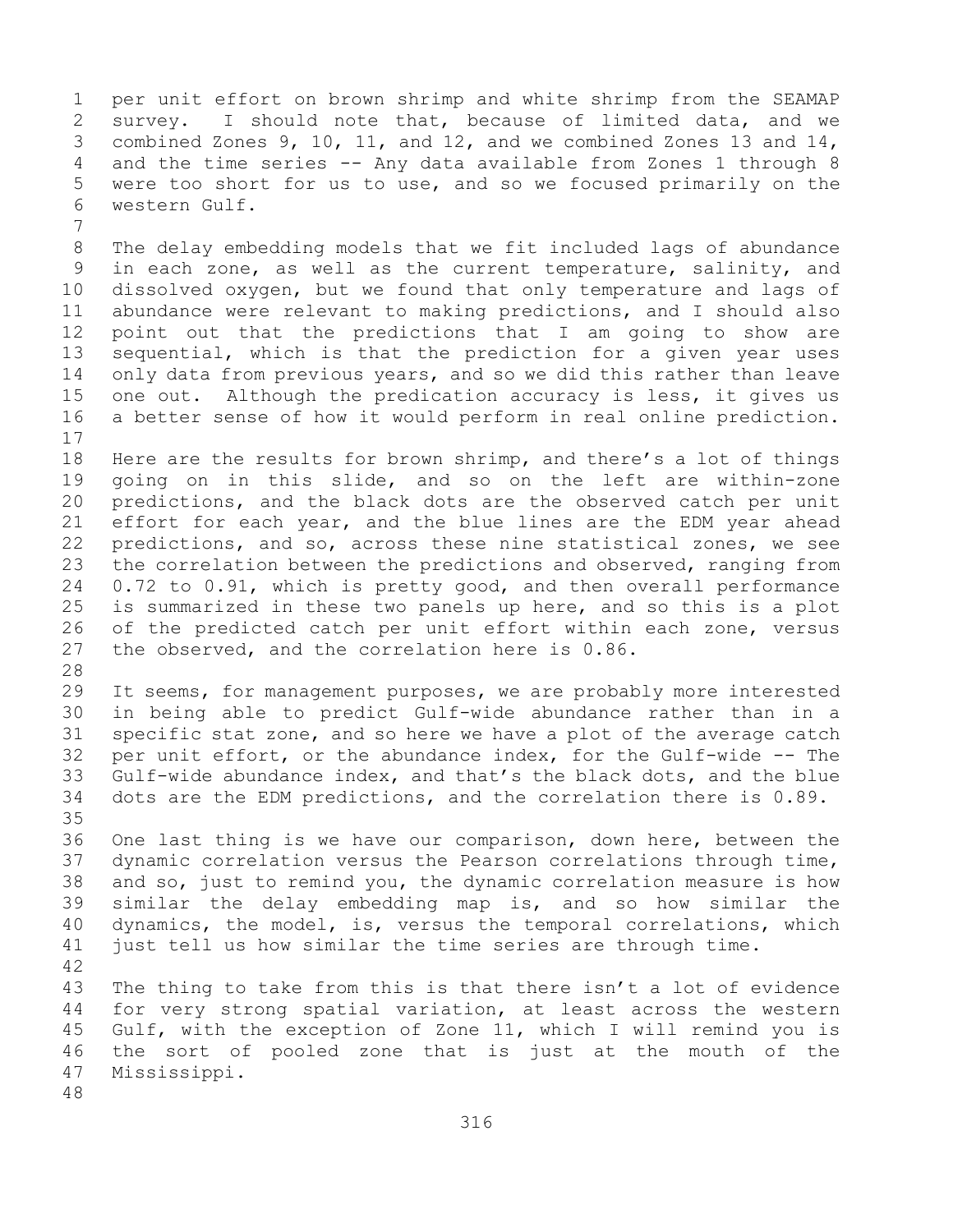per unit effort on brown shrimp and white shrimp from the SEAMAP survey. I should note that, because of limited data, and we combined Zones 9, 10, 11, and 12, and we combined Zones 13 and 14, and the time series -- Any data available from Zones 1 through 8 were too short for us to use, and so we focused primarily on the western Gulf.

The delay embedding models that we fit included lags of abundance in each zone, as well as the current temperature, salinity, and dissolved oxygen, but we found that only temperature and lags of abundance were relevant to making predictions, and I should also point out that the predictions that I am going to show are sequential, which is that the prediction for a given year uses only data from previous years, and so we did this rather than leave one out. Although the predication accuracy is less, it gives us a better sense of how it would perform in real online prediction.

Here are the results for brown shrimp, and there's a lot of things going on in this slide, and so on the left are within-zone predictions, and the black dots are the observed catch per unit effort for each year, and the blue lines are the EDM year ahead predictions, and so, across these nine statistical zones, we see the correlation between the predictions and observed, ranging from 0.72 to 0.91, which is pretty good, and then overall performance is summarized in these two panels up here, and so this is a plot of the predicted catch per unit effort within each zone, versus the observed, and the correlation here is 0.86.

It seems, for management purposes, we are probably more interested in being able to predict Gulf-wide abundance rather than in a specific stat zone, and so here we have a plot of the average catch per unit effort, or the abundance index, for the Gulf-wide -- The Gulf-wide abundance index, and that's the black dots, and the blue dots are the EDM predictions, and the correlation there is 0.89.

One last thing is we have our comparison, down here, between the dynamic correlation versus the Pearson correlations through time, and so, just to remind you, the dynamic correlation measure is how similar the delay embedding map is, and so how similar the dynamics, the model, is, versus the temporal correlations, which just tell us how similar the time series are through time.

The thing to take from this is that there isn't a lot of evidence for very strong spatial variation, at least across the western Gulf, with the exception of Zone 11, which I will remind you is the sort of pooled zone that is just at the mouth of the Mississippi.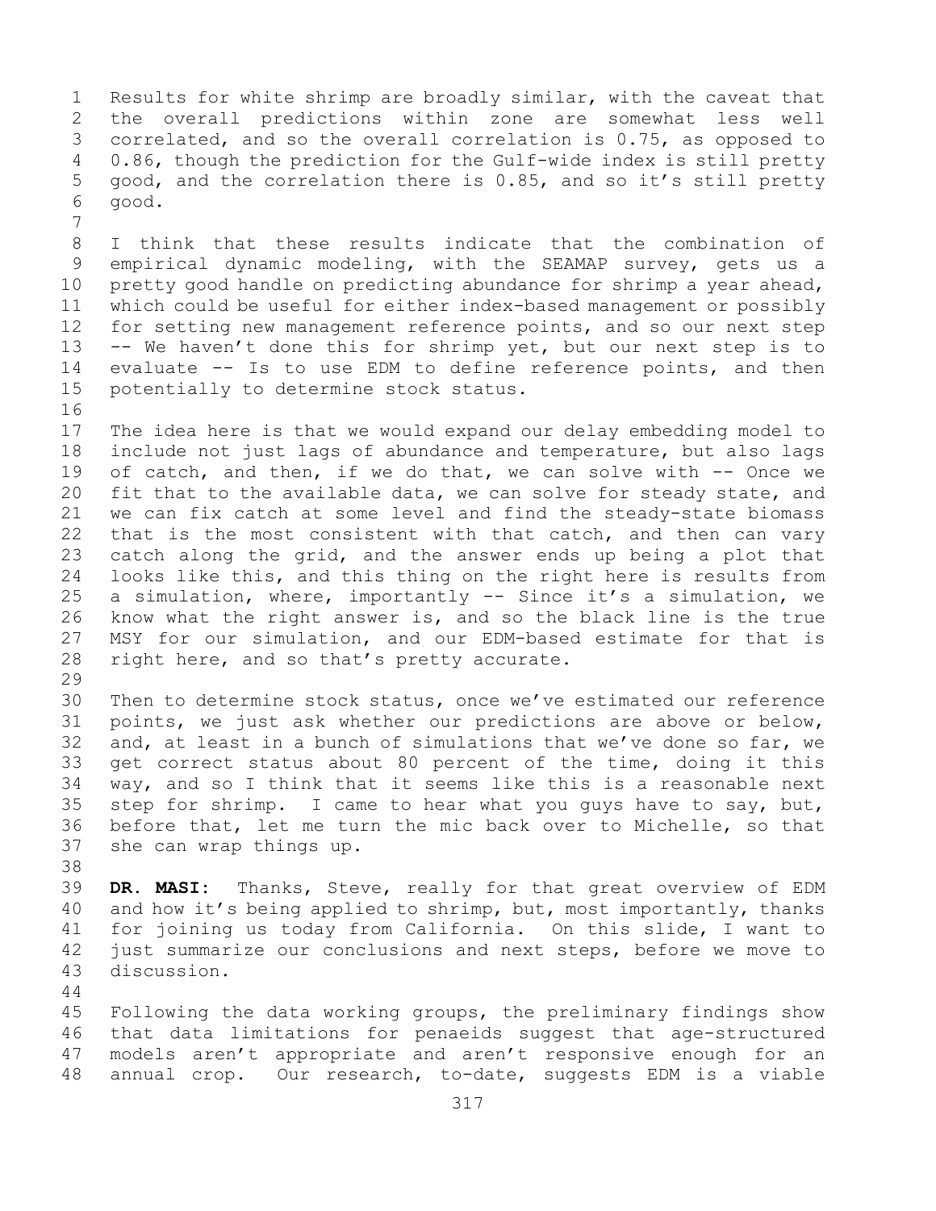Results for white shrimp are broadly similar, with the caveat that the overall predictions within zone are somewhat less well correlated, and so the overall correlation is 0.75, as opposed to 0.86, though the prediction for the Gulf-wide index is still pretty good, and the correlation there is 0.85, and so it's still pretty good.

I think that these results indicate that the combination of empirical dynamic modeling, with the SEAMAP survey, gets us a pretty good handle on predicting abundance for shrimp a year ahead, which could be useful for either index-based management or possibly for setting new management reference points, and so our next step -- We haven't done this for shrimp yet, but our next step is to evaluate -- Is to use EDM to define reference points, and then potentially to determine stock status.

The idea here is that we would expand our delay embedding model to include not just lags of abundance and temperature, but also lags of catch, and then, if we do that, we can solve with -- Once we fit that to the available data, we can solve for steady state, and we can fix catch at some level and find the steady-state biomass that is the most consistent with that catch, and then can vary catch along the grid, and the answer ends up being a plot that looks like this, and this thing on the right here is results from a simulation, where, importantly -- Since it's a simulation, we know what the right answer is, and so the black line is the true MSY for our simulation, and our EDM-based estimate for that is right here, and so that's pretty accurate.

Then to determine stock status, once we've estimated our reference points, we just ask whether our predictions are above or below, and, at least in a bunch of simulations that we've done so far, we get correct status about 80 percent of the time, doing it this way, and so I think that it seems like this is a reasonable next step for shrimp. I came to hear what you guys have to say, but, before that, let me turn the mic back over to Michelle, so that she can wrap things up.

**DR. MASI:** Thanks, Steve, really for that great overview of EDM and how it's being applied to shrimp, but, most importantly, thanks for joining us today from California. On this slide, I want to just summarize our conclusions and next steps, before we move to discussion.

Following the data working groups, the preliminary findings show that data limitations for penaeids suggest that age-structured models aren't appropriate and aren't responsive enough for an annual crop. Our research, to-date, suggests EDM is a viable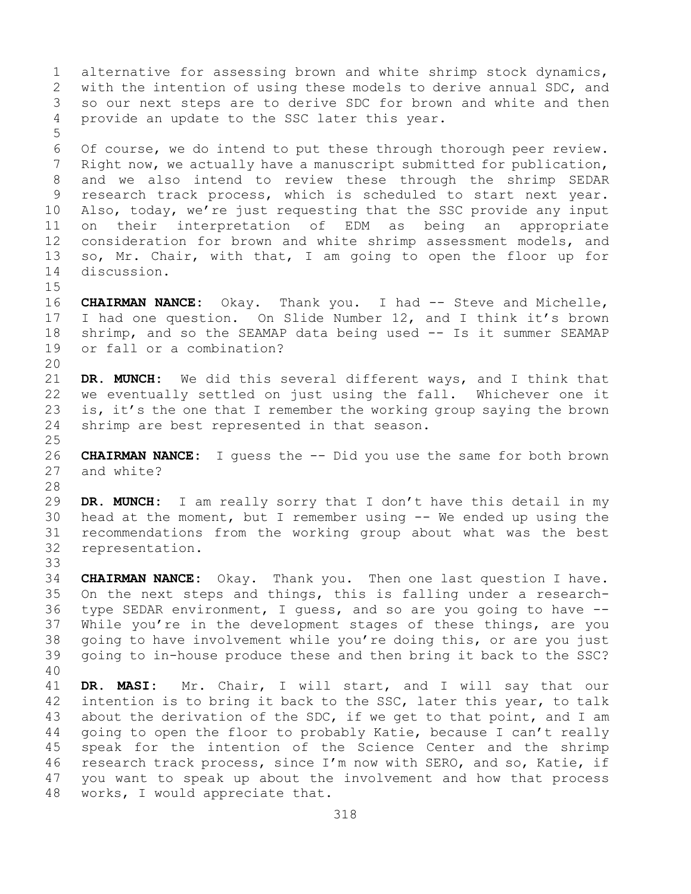alternative for assessing brown and white shrimp stock dynamics, with the intention of using these models to derive annual SDC, and so our next steps are to derive SDC for brown and white and then provide an update to the SSC later this year.

Of course, we do intend to put these through thorough peer review. Right now, we actually have a manuscript submitted for publication, and we also intend to review these through the shrimp SEDAR research track process, which is scheduled to start next year. Also, today, we're just requesting that the SSC provide any input on their interpretation of EDM as being an appropriate consideration for brown and white shrimp assessment models, and so, Mr. Chair, with that, I am going to open the floor up for discussion.

**CHAIRMAN NANCE:** Okay. Thank you. I had -- Steve and Michelle, I had one question. On Slide Number 12, and I think it's brown shrimp, and so the SEAMAP data being used -- Is it summer SEAMAP or fall or a combination?

**DR. MUNCH:** We did this several different ways, and I think that we eventually settled on just using the fall. Whichever one it is, it's the one that I remember the working group saying the brown shrimp are best represented in that season.

**CHAIRMAN NANCE:** I guess the -- Did you use the same for both brown and white?

**DR. MUNCH:** I am really sorry that I don't have this detail in my head at the moment, but I remember using -- We ended up using the recommendations from the working group about what was the best representation.

**CHAIRMAN NANCE:** Okay. Thank you. Then one last question I have. On the next steps and things, this is falling under a research-type SEDAR environment, I guess, and so are you going to have -- While you're in the development stages of these things, are you going to have involvement while you're doing this, or are you just going to in-house produce these and then bring it back to the SSC?

**DR. MASI:** Mr. Chair, I will start, and I will say that our intention is to bring it back to the SSC, later this year, to talk about the derivation of the SDC, if we get to that point, and I am going to open the floor to probably Katie, because I can't really speak for the intention of the Science Center and the shrimp research track process, since I'm now with SERO, and so, Katie, if you want to speak up about the involvement and how that process works, I would appreciate that.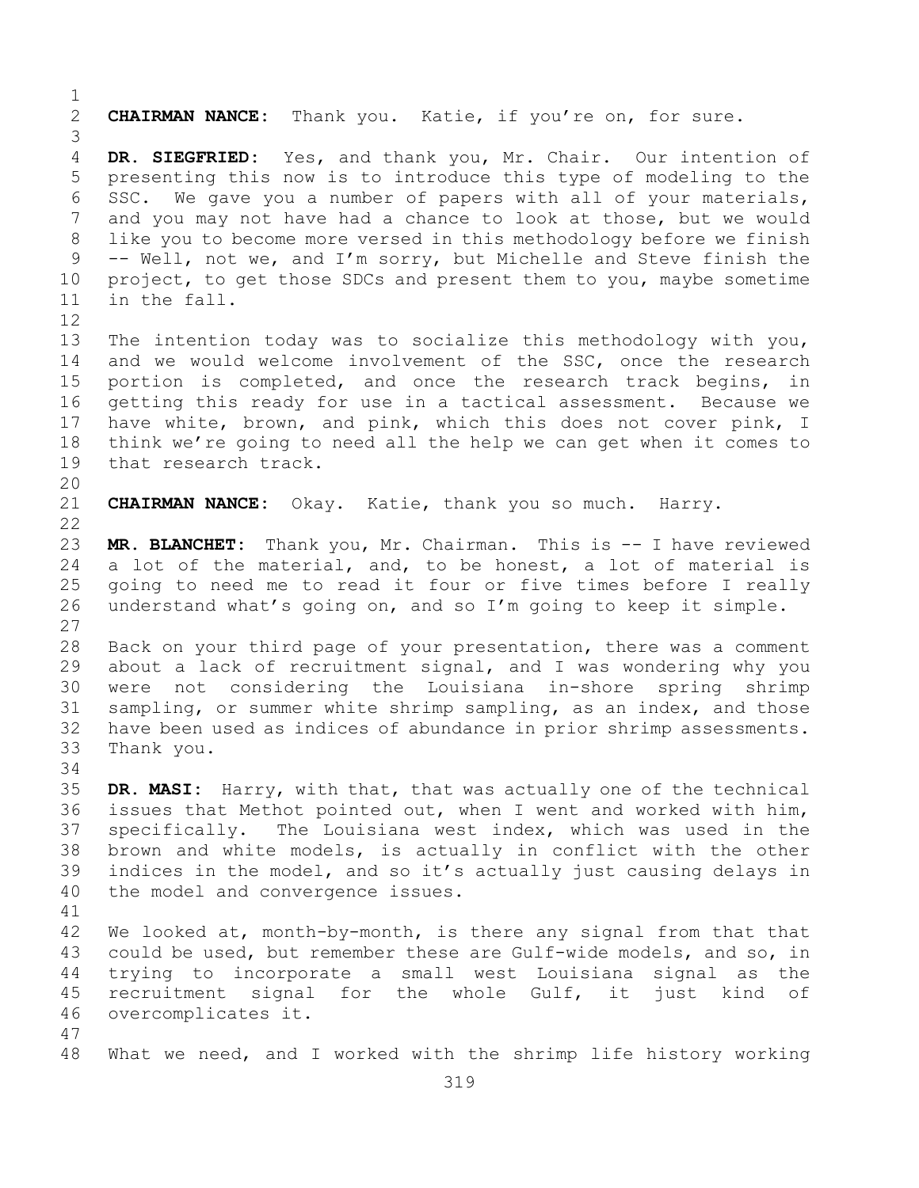**CHAIRMAN NANCE:** Thank you. Katie, if you're on, for sure.

**DR. SIEGFRIED:** Yes, and thank you, Mr. Chair. Our intention of presenting this now is to introduce this type of modeling to the SSC. We gave you a number of papers with all of your materials, and you may not have had a chance to look at those, but we would like you to become more versed in this methodology before we finish -- Well, not we, and I'm sorry, but Michelle and Steve finish the project, to get those SDCs and present them to you, maybe sometime in the fall.

The intention today was to socialize this methodology with you, and we would welcome involvement of the SSC, once the research portion is completed, and once the research track begins, in getting this ready for use in a tactical assessment. Because we have white, brown, and pink, which this does not cover pink, I think we're going to need all the help we can get when it comes to that research track.

**CHAIRMAN NANCE:** Okay. Katie, thank you so much. Harry.

**MR. BLANCHET:** Thank you, Mr. Chairman. This is -- I have reviewed a lot of the material, and, to be honest, a lot of material is going to need me to read it four or five times before I really understand what's going on, and so I'm going to keep it simple.

Back on your third page of your presentation, there was a comment about a lack of recruitment signal, and I was wondering why you were not considering the Louisiana in-shore spring shrimp sampling, or summer white shrimp sampling, as an index, and those have been used as indices of abundance in prior shrimp assessments. Thank you.

**DR. MASI:** Harry, with that, that was actually one of the technical issues that Methot pointed out, when I went and worked with him, specifically. The Louisiana west index, which was used in the brown and white models, is actually in conflict with the other indices in the model, and so it's actually just causing delays in the model and convergence issues.

We looked at, month-by-month, is there any signal from that that could be used, but remember these are Gulf-wide models, and so, in trying to incorporate a small west Louisiana signal as the recruitment signal for the whole Gulf, it just kind of overcomplicates it.

What we need, and I worked with the shrimp life history working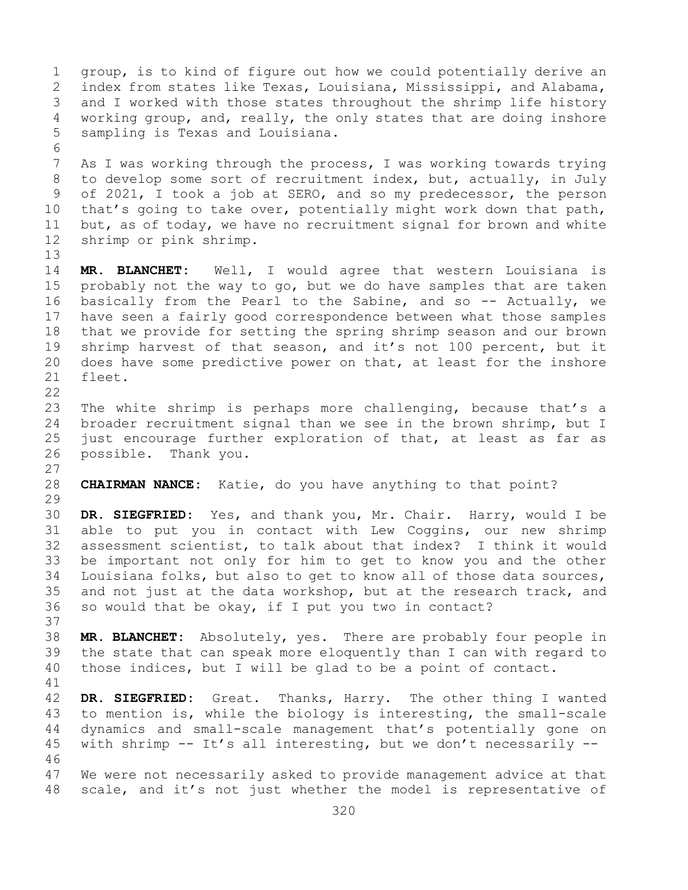group, is to kind of figure out how we could potentially derive an index from states like Texas, Louisiana, Mississippi, and Alabama, and I worked with those states throughout the shrimp life history working group, and, really, the only states that are doing inshore sampling is Texas and Louisiana.

As I was working through the process, I was working towards trying to develop some sort of recruitment index, but, actually, in July of 2021, I took a job at SERO, and so my predecessor, the person that's going to take over, potentially might work down that path, but, as of today, we have no recruitment signal for brown and white shrimp or pink shrimp.

**MR. BLANCHET:** Well, I would agree that western Louisiana is probably not the way to go, but we do have samples that are taken basically from the Pearl to the Sabine, and so -- Actually, we have seen a fairly good correspondence between what those samples that we provide for setting the spring shrimp season and our brown shrimp harvest of that season, and it's not 100 percent, but it does have some predictive power on that, at least for the inshore fleet.

The white shrimp is perhaps more challenging, because that's a broader recruitment signal than we see in the brown shrimp, but I just encourage further exploration of that, at least as far as possible. Thank you.

**CHAIRMAN NANCE:** Katie, do you have anything to that point?

**DR. SIEGFRIED:** Yes, and thank you, Mr. Chair. Harry, would I be able to put you in contact with Lew Coggins, our new shrimp assessment scientist, to talk about that index? I think it would be important not only for him to get to know you and the other Louisiana folks, but also to get to know all of those data sources, and not just at the data workshop, but at the research track, and so would that be okay, if I put you two in contact?

**MR. BLANCHET:** Absolutely, yes. There are probably four people in the state that can speak more eloquently than I can with regard to those indices, but I will be glad to be a point of contact.

**DR. SIEGFRIED:** Great. Thanks, Harry. The other thing I wanted to mention is, while the biology is interesting, the small-scale dynamics and small-scale management that's potentially gone on with shrimp -- It's all interesting, but we don't necessarily --

We were not necessarily asked to provide management advice at that scale, and it's not just whether the model is representative of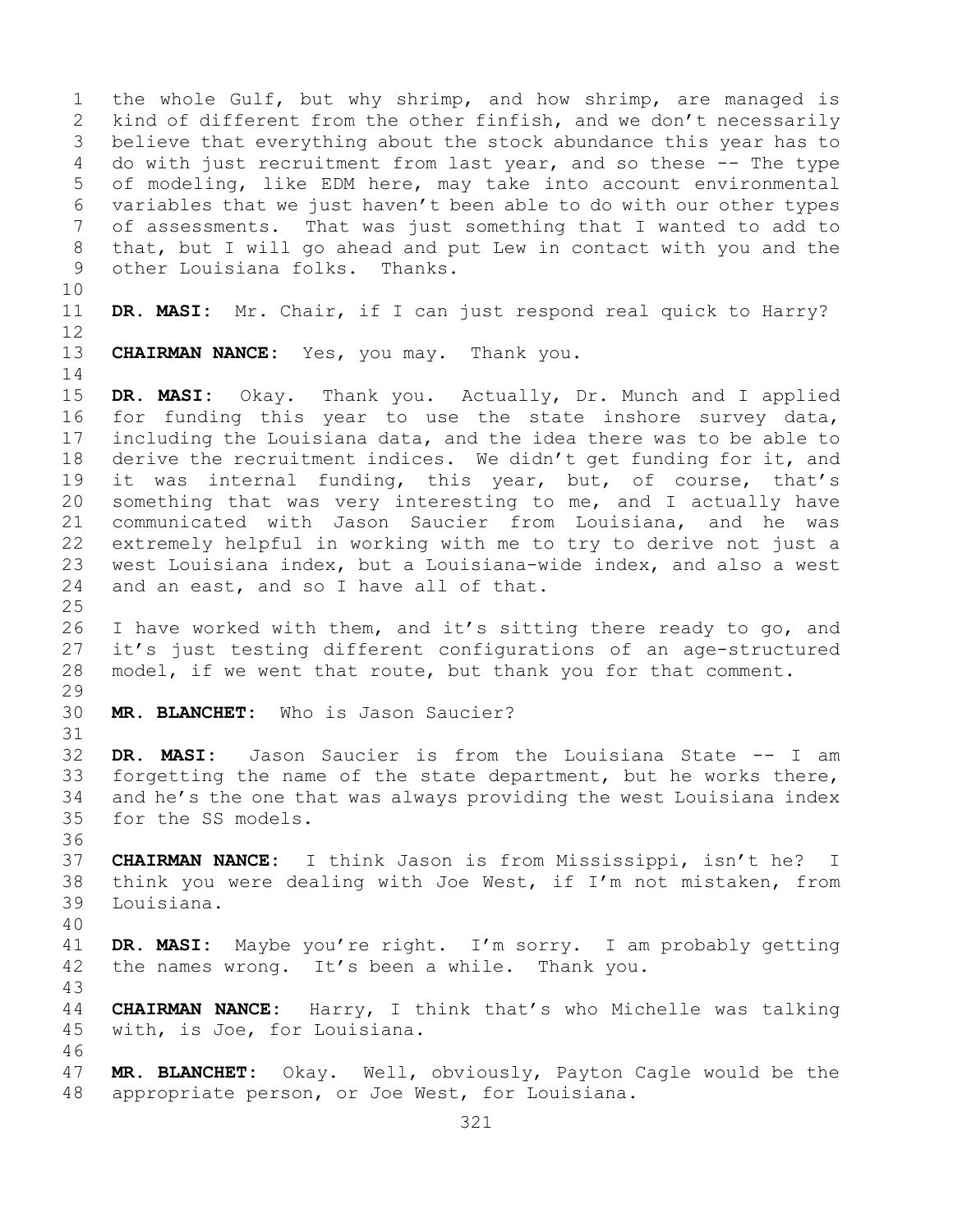the whole Gulf, but why shrimp, and how shrimp, are managed is kind of different from the other finfish, and we don't necessarily believe that everything about the stock abundance this year has to do with just recruitment from last year, and so these -- The type of modeling, like EDM here, may take into account environmental variables that we just haven't been able to do with our other types of assessments. That was just something that I wanted to add to that, but I will go ahead and put Lew in contact with you and the other Louisiana folks. Thanks.

**DR. MASI:** Mr. Chair, if I can just respond real quick to Harry?

**CHAIRMAN NANCE:** Yes, you may. Thank you.

**DR. MASI:** Okay. Thank you. Actually, Dr. Munch and I applied for funding this year to use the state inshore survey data, including the Louisiana data, and the idea there was to be able to derive the recruitment indices. We didn't get funding for it, and it was internal funding, this year, but, of course, that's something that was very interesting to me, and I actually have communicated with Jason Saucier from Louisiana, and he was extremely helpful in working with me to try to derive not just a west Louisiana index, but a Louisiana-wide index, and also a west and an east, and so I have all of that.

I have worked with them, and it's sitting there ready to go, and it's just testing different configurations of an age-structured model, if we went that route, but thank you for that comment.

**MR. BLANCHET:** Who is Jason Saucier?

**DR. MASI:** Jason Saucier is from the Louisiana State -- I am forgetting the name of the state department, but he works there, and he's the one that was always providing the west Louisiana index for the SS models.

**CHAIRMAN NANCE:** I think Jason is from Mississippi, isn't he? I think you were dealing with Joe West, if I'm not mistaken, from Louisiana.

**DR. MASI:** Maybe you're right. I'm sorry. I am probably getting the names wrong. It's been a while. Thank you.

**CHAIRMAN NANCE:** Harry, I think that's who Michelle was talking with, is Joe, for Louisiana.

**MR. BLANCHET:** Okay. Well, obviously, Payton Cagle would be the appropriate person, or Joe West, for Louisiana.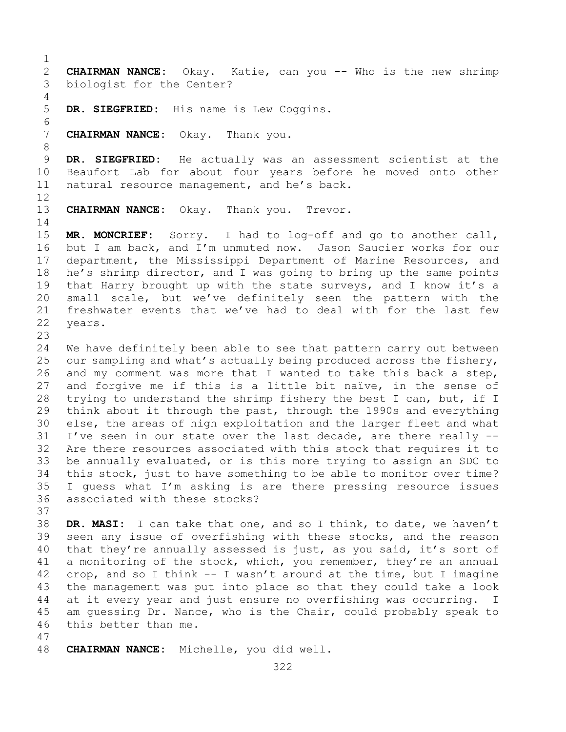**CHAIRMAN NANCE:** Okay. Katie, can you -- Who is the new shrimp biologist for the Center?

**DR. SIEGFRIED:** His name is Lew Coggins.

**CHAIRMAN NANCE:** Okay. Thank you.

**DR. SIEGFRIED:** He actually was an assessment scientist at the Beaufort Lab for about four years before he moved onto other natural resource management, and he's back.

**CHAIRMAN NANCE:** Okay. Thank you. Trevor.

**MR. MONCRIEF:** Sorry. I had to log-off and go to another call, but I am back, and I'm unmuted now. Jason Saucier works for our department, the Mississippi Department of Marine Resources, and he's shrimp director, and I was going to bring up the same points that Harry brought up with the state surveys, and I know it's a small scale, but we've definitely seen the pattern with the freshwater events that we've had to deal with for the last few years.

We have definitely been able to see that pattern carry out between our sampling and what's actually being produced across the fishery, and my comment was more that I wanted to take this back a step, and forgive me if this is a little bit naïve, in the sense of trying to understand the shrimp fishery the best I can, but, if I think about it through the past, through the 1990s and everything else, the areas of high exploitation and the larger fleet and what I've seen in our state over the last decade, are there really -- Are there resources associated with this stock that requires it to be annually evaluated, or is this more trying to assign an SDC to this stock, just to have something to be able to monitor over time? I guess what I'm asking is are there pressing resource issues associated with these stocks?

**DR. MASI:** I can take that one, and so I think, to date, we haven't seen any issue of overfishing with these stocks, and the reason that they're annually assessed is just, as you said, it's sort of a monitoring of the stock, which, you remember, they're an annual crop, and so I think -- I wasn't around at the time, but I imagine the management was put into place so that they could take a look at it every year and just ensure no overfishing was occurring. I am guessing Dr. Nance, who is the Chair, could probably speak to this better than me.

**CHAIRMAN NANCE:** Michelle, you did well.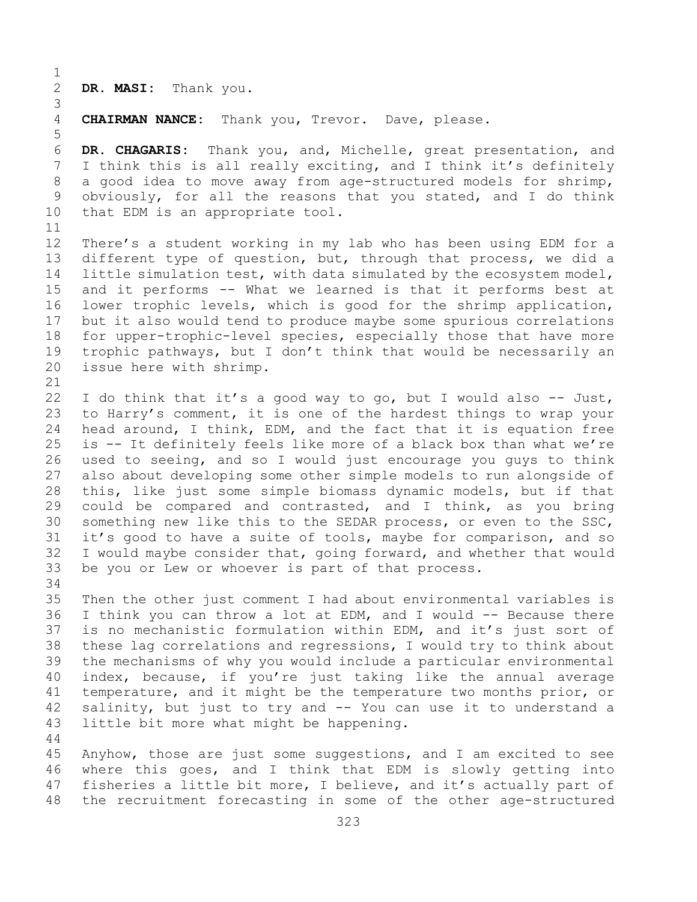**DR. MASI:** Thank you.

**CHAIRMAN NANCE:** Thank you, Trevor. Dave, please.

**DR. CHAGARIS:** Thank you, and, Michelle, great presentation, and I think this is all really exciting, and I think it's definitely a good idea to move away from age-structured models for shrimp, obviously, for all the reasons that you stated, and I do think that EDM is an appropriate tool.

There's a student working in my lab who has been using EDM for a different type of question, but, through that process, we did a little simulation test, with data simulated by the ecosystem model, and it performs -- What we learned is that it performs best at lower trophic levels, which is good for the shrimp application, but it also would tend to produce maybe some spurious correlations for upper-trophic-level species, especially those that have more trophic pathways, but I don't think that would be necessarily an issue here with shrimp.

I do think that it's a good way to go, but I would also -- Just, to Harry's comment, it is one of the hardest things to wrap your head around, I think, EDM, and the fact that it is equation free is -- It definitely feels like more of a black box than what we're used to seeing, and so I would just encourage you guys to think also about developing some other simple models to run alongside of this, like just some simple biomass dynamic models, but if that could be compared and contrasted, and I think, as you bring something new like this to the SEDAR process, or even to the SSC, it's good to have a suite of tools, maybe for comparison, and so I would maybe consider that, going forward, and whether that would be you or Lew or whoever is part of that process.

Then the other just comment I had about environmental variables is I think you can throw a lot at EDM, and I would -- Because there is no mechanistic formulation within EDM, and it's just sort of these lag correlations and regressions, I would try to think about the mechanisms of why you would include a particular environmental index, because, if you're just taking like the annual average temperature, and it might be the temperature two months prior, or salinity, but just to try and -- You can use it to understand a little bit more what might be happening.

Anyhow, those are just some suggestions, and I am excited to see where this goes, and I think that EDM is slowly getting into fisheries a little bit more, I believe, and it's actually part of the recruitment forecasting in some of the other age-structured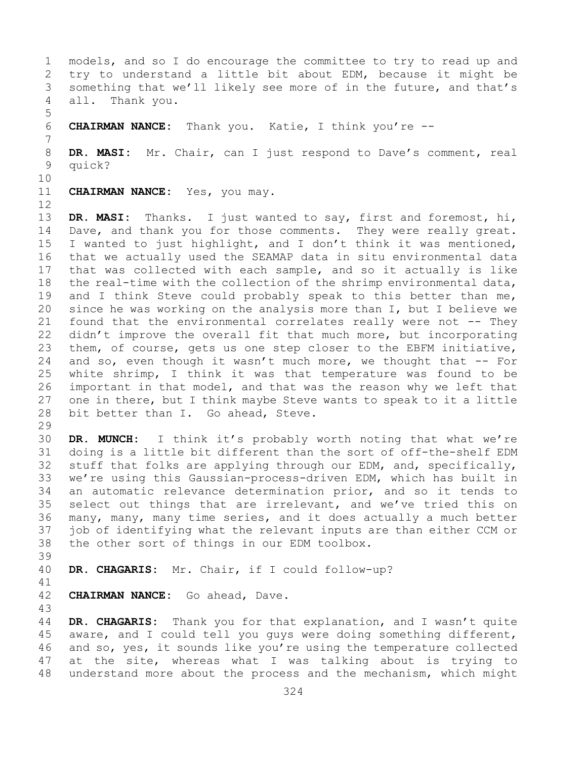models, and so I do encourage the committee to try to read up and try to understand a little bit about EDM, because it might be something that we'll likely see more of in the future, and that's all. Thank you.

**CHAIRMAN NANCE:** Thank you. Katie, I think you're --

**DR. MASI:** Mr. Chair, can I just respond to Dave's comment, real quick?

**CHAIRMAN NANCE:** Yes, you may.

**DR. MASI:** Thanks. I just wanted to say, first and foremost, hi, Dave, and thank you for those comments. They were really great. I wanted to just highlight, and I don't think it was mentioned, that we actually used the SEAMAP data in situ environmental data that was collected with each sample, and so it actually is like the real-time with the collection of the shrimp environmental data, and I think Steve could probably speak to this better than me, since he was working on the analysis more than I, but I believe we found that the environmental correlates really were not -- They didn't improve the overall fit that much more, but incorporating them, of course, gets us one step closer to the EBFM initiative, and so, even though it wasn't much more, we thought that -- For white shrimp, I think it was that temperature was found to be important in that model, and that was the reason why we left that one in there, but I think maybe Steve wants to speak to it a little bit better than I. Go ahead, Steve.

**DR. MUNCH:** I think it's probably worth noting that what we're doing is a little bit different than the sort of off-the-shelf EDM stuff that folks are applying through our EDM, and, specifically, we're using this Gaussian-process-driven EDM, which has built in an automatic relevance determination prior, and so it tends to select out things that are irrelevant, and we've tried this on many, many, many time series, and it does actually a much better job of identifying what the relevant inputs are than either CCM or the other sort of things in our EDM toolbox.

**DR. CHAGARIS:** Mr. Chair, if I could follow-up?

**CHAIRMAN NANCE:** Go ahead, Dave.

**DR. CHAGARIS:** Thank you for that explanation, and I wasn't quite aware, and I could tell you guys were doing something different, and so, yes, it sounds like you're using the temperature collected at the site, whereas what I was talking about is trying to understand more about the process and the mechanism, which might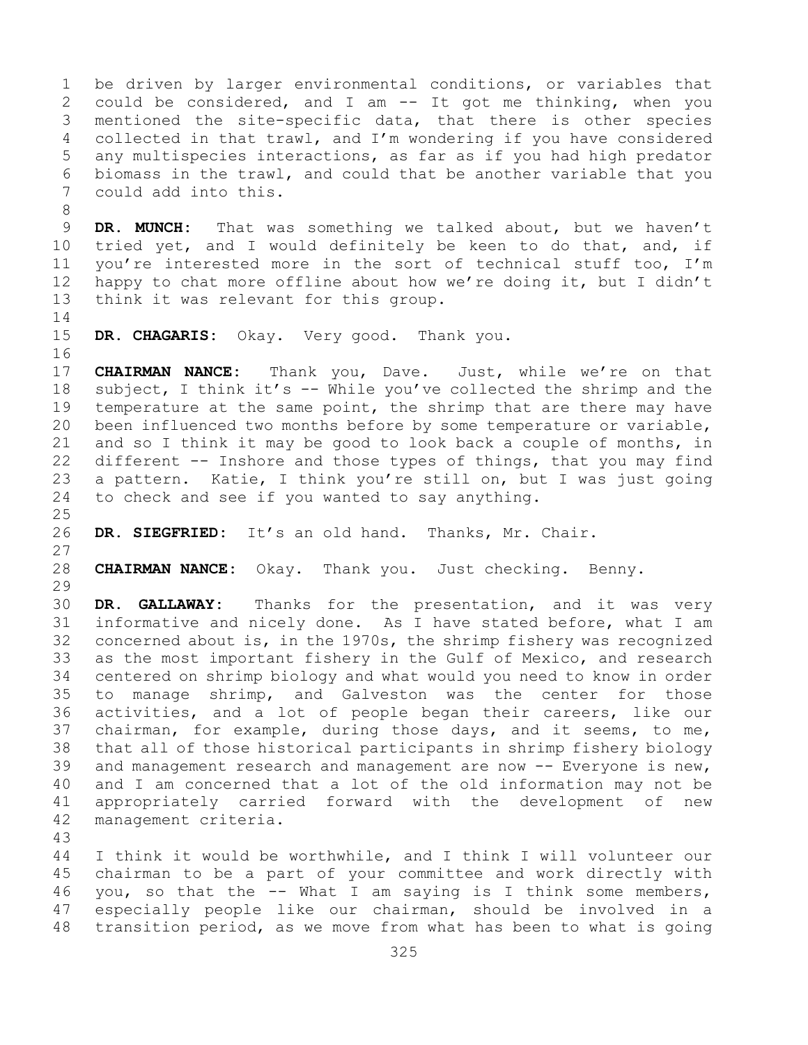be driven by larger environmental conditions, or variables that could be considered, and I am -- It got me thinking, when you mentioned the site-specific data, that there is other species collected in that trawl, and I'm wondering if you have considered any multispecies interactions, as far as if you had high predator biomass in the trawl, and could that be another variable that you could add into this.

**DR. MUNCH:** That was something we talked about, but we haven't tried yet, and I would definitely be keen to do that, and, if you're interested more in the sort of technical stuff too, I'm happy to chat more offline about how we're doing it, but I didn't think it was relevant for this group.

**DR. CHAGARIS:** Okay. Very good. Thank you.

**CHAIRMAN NANCE:** Thank you, Dave. Just, while we're on that subject, I think it's -- While you've collected the shrimp and the temperature at the same point, the shrimp that are there may have been influenced two months before by some temperature or variable, and so I think it may be good to look back a couple of months, in different -- Inshore and those types of things, that you may find a pattern. Katie, I think you're still on, but I was just going to check and see if you wanted to say anything.

**DR. SIEGFRIED:** It's an old hand. Thanks, Mr. Chair.

**CHAIRMAN NANCE:** Okay. Thank you. Just checking. Benny.

**DR. GALLAWAY:** Thanks for the presentation, and it was very informative and nicely done. As I have stated before, what I am concerned about is, in the 1970s, the shrimp fishery was recognized as the most important fishery in the Gulf of Mexico, and research centered on shrimp biology and what would you need to know in order to manage shrimp, and Galveston was the center for those activities, and a lot of people began their careers, like our chairman, for example, during those days, and it seems, to me, that all of those historical participants in shrimp fishery biology and management research and management are now -- Everyone is new, and I am concerned that a lot of the old information may not be appropriately carried forward with the development of new management criteria.

I think it would be worthwhile, and I think I will volunteer our chairman to be a part of your committee and work directly with you, so that the -- What I am saying is I think some members, especially people like our chairman, should be involved in a transition period, as we move from what has been to what is going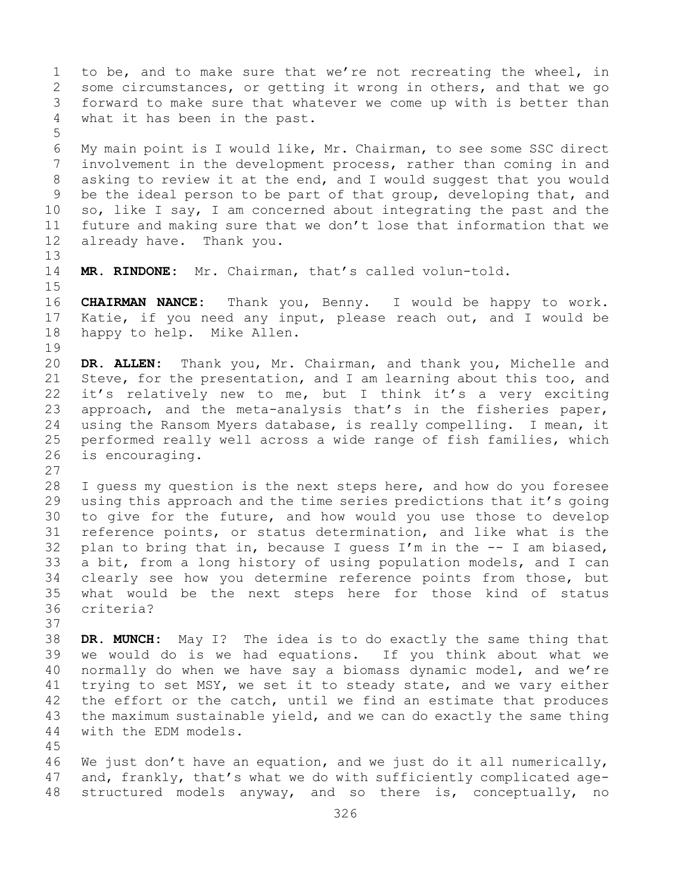to be, and to make sure that we're not recreating the wheel, in some circumstances, or getting it wrong in others, and that we go forward to make sure that whatever we come up with is better than what it has been in the past.

My main point is I would like, Mr. Chairman, to see some SSC direct involvement in the development process, rather than coming in and asking to review it at the end, and I would suggest that you would be the ideal person to be part of that group, developing that, and so, like I say, I am concerned about integrating the past and the future and making sure that we don't lose that information that we already have. Thank you.

**MR. RINDONE:** Mr. Chairman, that's called volun-told.

**CHAIRMAN NANCE:** Thank you, Benny. I would be happy to work. Katie, if you need any input, please reach out, and I would be happy to help. Mike Allen.

**DR. ALLEN:** Thank you, Mr. Chairman, and thank you, Michelle and Steve, for the presentation, and I am learning about this too, and it's relatively new to me, but I think it's a very exciting approach, and the meta-analysis that's in the fisheries paper, using the Ransom Myers database, is really compelling. I mean, it performed really well across a wide range of fish families, which is encouraging.

I guess my question is the next steps here, and how do you foresee using this approach and the time series predictions that it's going to give for the future, and how would you use those to develop reference points, or status determination, and like what is the plan to bring that in, because I guess I'm in the -- I am biased, a bit, from a long history of using population models, and I can clearly see how you determine reference points from those, but what would be the next steps here for those kind of status criteria?

**DR. MUNCH:** May I? The idea is to do exactly the same thing that we would do is we had equations. If you think about what we normally do when we have say a biomass dynamic model, and we're trying to set MSY, we set it to steady state, and we vary either the effort or the catch, until we find an estimate that produces the maximum sustainable yield, and we can do exactly the same thing with the EDM models.

We just don't have an equation, and we just do it all numerically, and, frankly, that's what we do with sufficiently complicated age-structured models anyway, and so there is, conceptually, no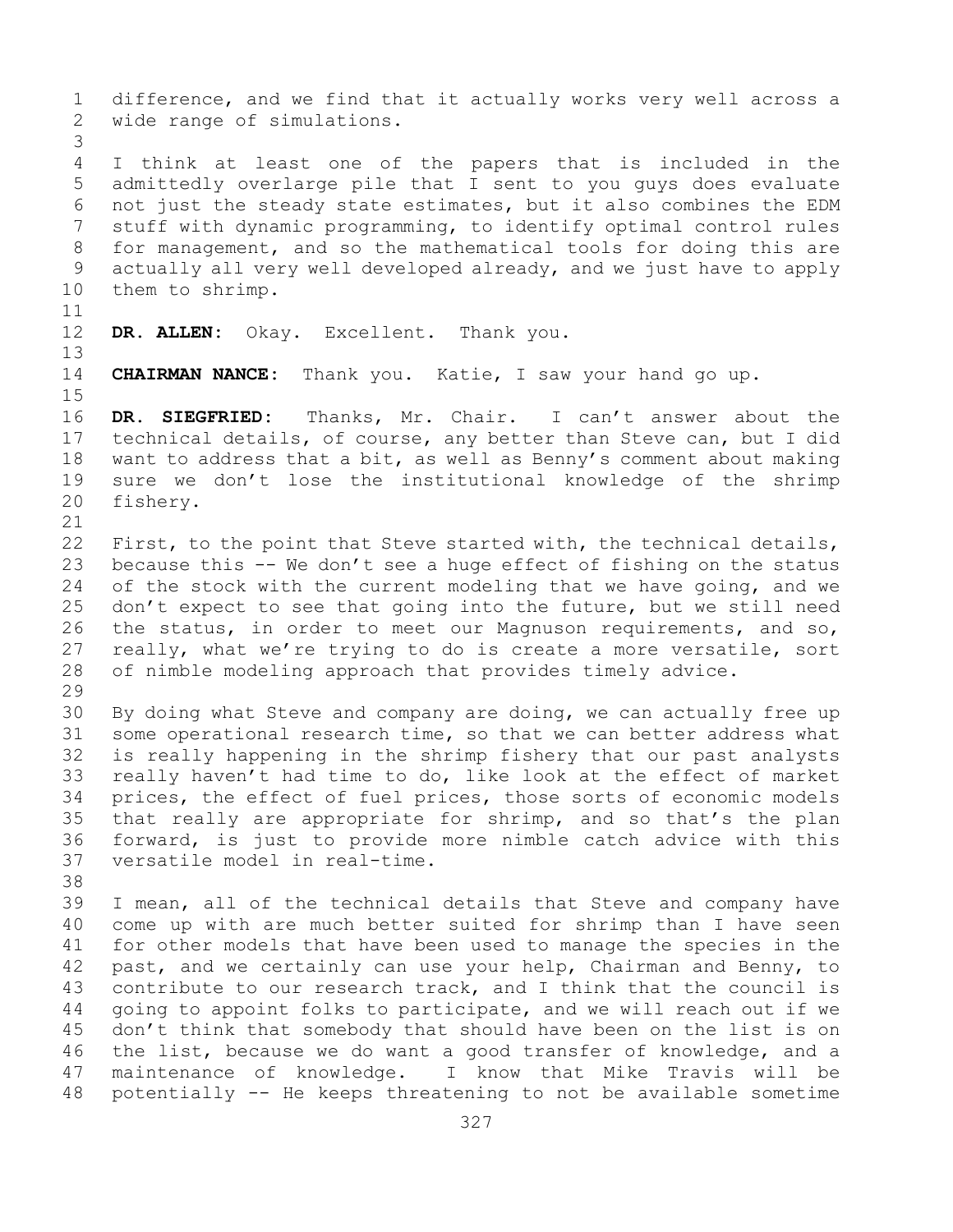difference, and we find that it actually works very well across a wide range of simulations.

I think at least one of the papers that is included in the admittedly overlarge pile that I sent to you guys does evaluate not just the steady state estimates, but it also combines the EDM stuff with dynamic programming, to identify optimal control rules for management, and so the mathematical tools for doing this are actually all very well developed already, and we just have to apply them to shrimp.

**DR. ALLEN:** Okay. Excellent. Thank you.

**CHAIRMAN NANCE:** Thank you. Katie, I saw your hand go up.

**DR. SIEGFRIED:** Thanks, Mr. Chair. I can't answer about the technical details, of course, any better than Steve can, but I did want to address that a bit, as well as Benny's comment about making sure we don't lose the institutional knowledge of the shrimp fishery.

First, to the point that Steve started with, the technical details, because this -- We don't see a huge effect of fishing on the status of the stock with the current modeling that we have going, and we don't expect to see that going into the future, but we still need the status, in order to meet our Magnuson requirements, and so, really, what we're trying to do is create a more versatile, sort of nimble modeling approach that provides timely advice.

By doing what Steve and company are doing, we can actually free up some operational research time, so that we can better address what is really happening in the shrimp fishery that our past analysts really haven't had time to do, like look at the effect of market prices, the effect of fuel prices, those sorts of economic models that really are appropriate for shrimp, and so that's the plan forward, is just to provide more nimble catch advice with this versatile model in real-time.

I mean, all of the technical details that Steve and company have come up with are much better suited for shrimp than I have seen for other models that have been used to manage the species in the past, and we certainly can use your help, Chairman and Benny, to contribute to our research track, and I think that the council is going to appoint folks to participate, and we will reach out if we don't think that somebody that should have been on the list is on the list, because we do want a good transfer of knowledge, and a maintenance of knowledge. I know that Mike Travis will be potentially -- He keeps threatening to not be available sometime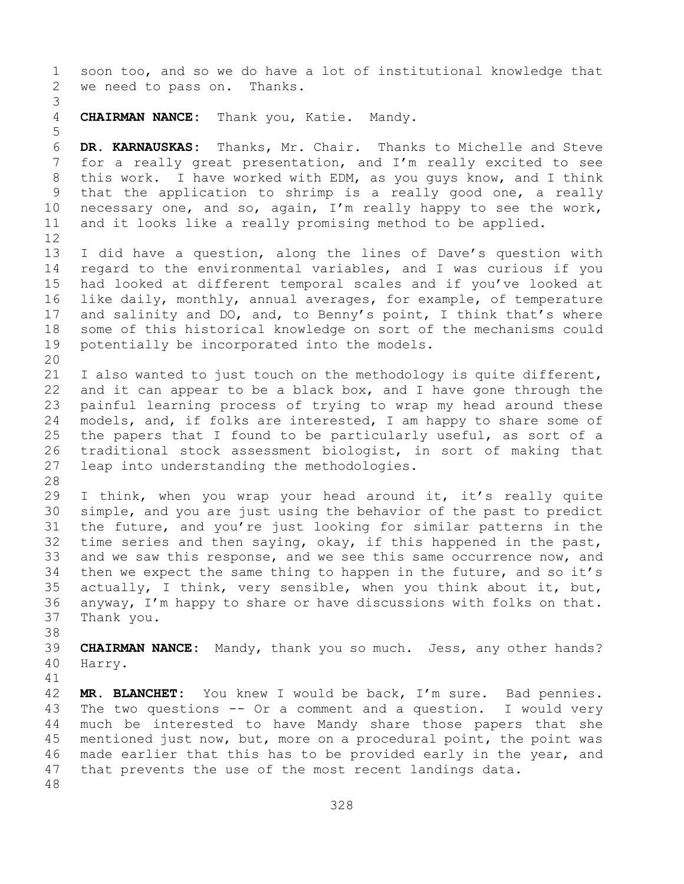soon too, and so we do have a lot of institutional knowledge that we need to pass on. Thanks.

**CHAIRMAN NANCE:** Thank you, Katie. Mandy.

**DR. KARNAUSKAS:** Thanks, Mr. Chair. Thanks to Michelle and Steve for a really great presentation, and I'm really excited to see this work. I have worked with EDM, as you guys know, and I think that the application to shrimp is a really good one, a really necessary one, and so, again, I'm really happy to see the work, and it looks like a really promising method to be applied.

I did have a question, along the lines of Dave's question with regard to the environmental variables, and I was curious if you had looked at different temporal scales and if you've looked at like daily, monthly, annual averages, for example, of temperature and salinity and DO, and, to Benny's point, I think that's where some of this historical knowledge on sort of the mechanisms could potentially be incorporated into the models.

I also wanted to just touch on the methodology is quite different, and it can appear to be a black box, and I have gone through the painful learning process of trying to wrap my head around these models, and, if folks are interested, I am happy to share some of the papers that I found to be particularly useful, as sort of a traditional stock assessment biologist, in sort of making that leap into understanding the methodologies.

I think, when you wrap your head around it, it's really quite simple, and you are just using the behavior of the past to predict the future, and you're just looking for similar patterns in the time series and then saying, okay, if this happened in the past, and we saw this response, and we see this same occurrence now, and then we expect the same thing to happen in the future, and so it's actually, I think, very sensible, when you think about it, but, anyway, I'm happy to share or have discussions with folks on that. Thank you.

**CHAIRMAN NANCE:** Mandy, thank you so much. Jess, any other hands? Harry.

**MR. BLANCHET:** You knew I would be back, I'm sure. Bad pennies. The two questions -- Or a comment and a question. I would very much be interested to have Mandy share those papers that she mentioned just now, but, more on a procedural point, the point was made earlier that this has to be provided early in the year, and that prevents the use of the most recent landings data.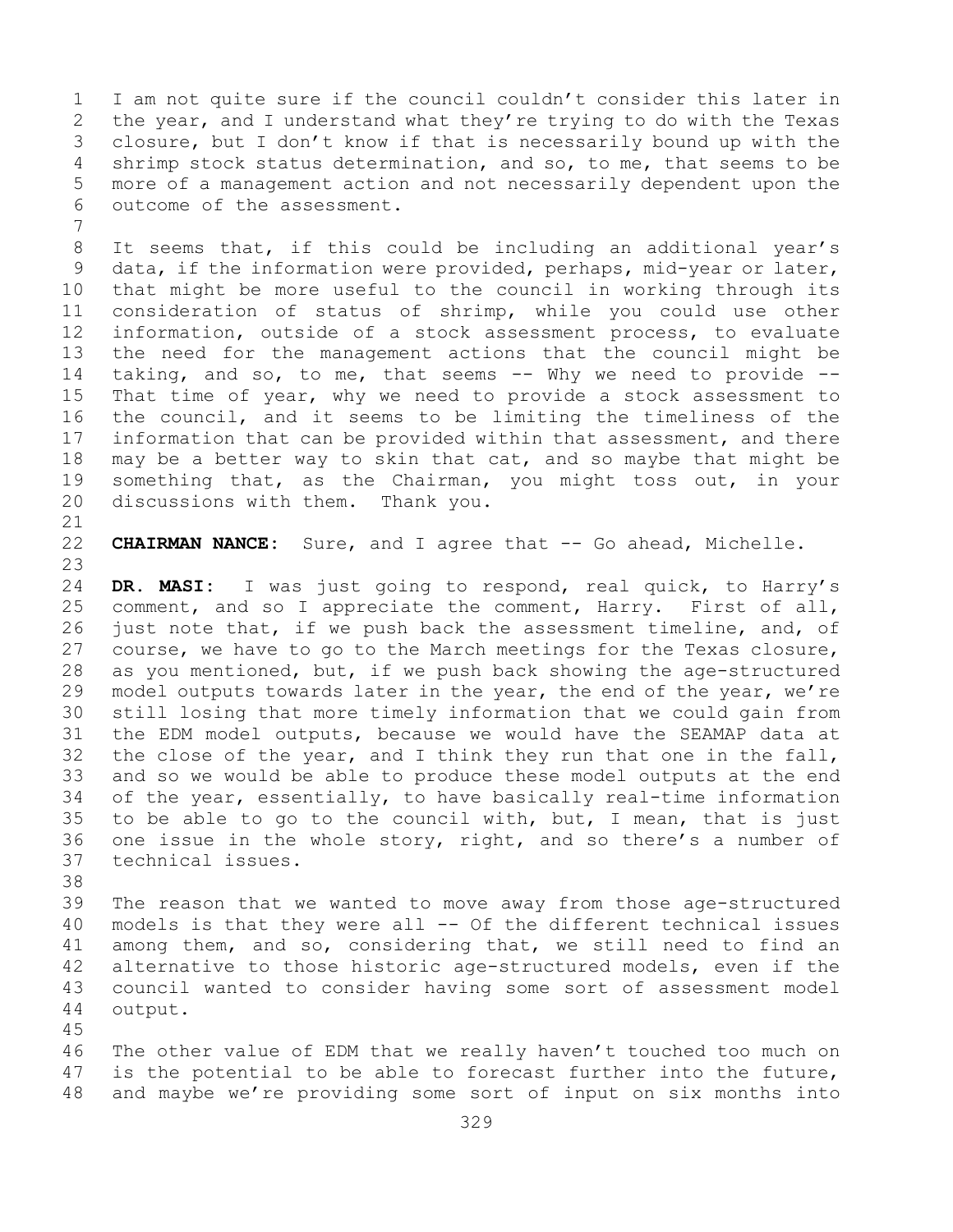I am not quite sure if the council couldn't consider this later in the year, and I understand what they're trying to do with the Texas closure, but I don't know if that is necessarily bound up with the shrimp stock status determination, and so, to me, that seems to be more of a management action and not necessarily dependent upon the outcome of the assessment.

It seems that, if this could be including an additional year's data, if the information were provided, perhaps, mid-year or later, that might be more useful to the council in working through its consideration of status of shrimp, while you could use other information, outside of a stock assessment process, to evaluate the need for the management actions that the council might be taking, and so, to me, that seems -- Why we need to provide -- That time of year, why we need to provide a stock assessment to the council, and it seems to be limiting the timeliness of the information that can be provided within that assessment, and there may be a better way to skin that cat, and so maybe that might be something that, as the Chairman, you might toss out, in your discussions with them. Thank you.

**CHAIRMAN NANCE:** Sure, and I agree that -- Go ahead, Michelle.

**DR. MASI:** I was just going to respond, real quick, to Harry's comment, and so I appreciate the comment, Harry. First of all, just note that, if we push back the assessment timeline, and, of course, we have to go to the March meetings for the Texas closure, as you mentioned, but, if we push back showing the age-structured model outputs towards later in the year, the end of the year, we're still losing that more timely information that we could gain from the EDM model outputs, because we would have the SEAMAP data at the close of the year, and I think they run that one in the fall, and so we would be able to produce these model outputs at the end of the year, essentially, to have basically real-time information to be able to go to the council with, but, I mean, that is just one issue in the whole story, right, and so there's a number of technical issues.

The reason that we wanted to move away from those age-structured models is that they were all -- Of the different technical issues among them, and so, considering that, we still need to find an alternative to those historic age-structured models, even if the council wanted to consider having some sort of assessment model output.

The other value of EDM that we really haven't touched too much on is the potential to be able to forecast further into the future, and maybe we're providing some sort of input on six months into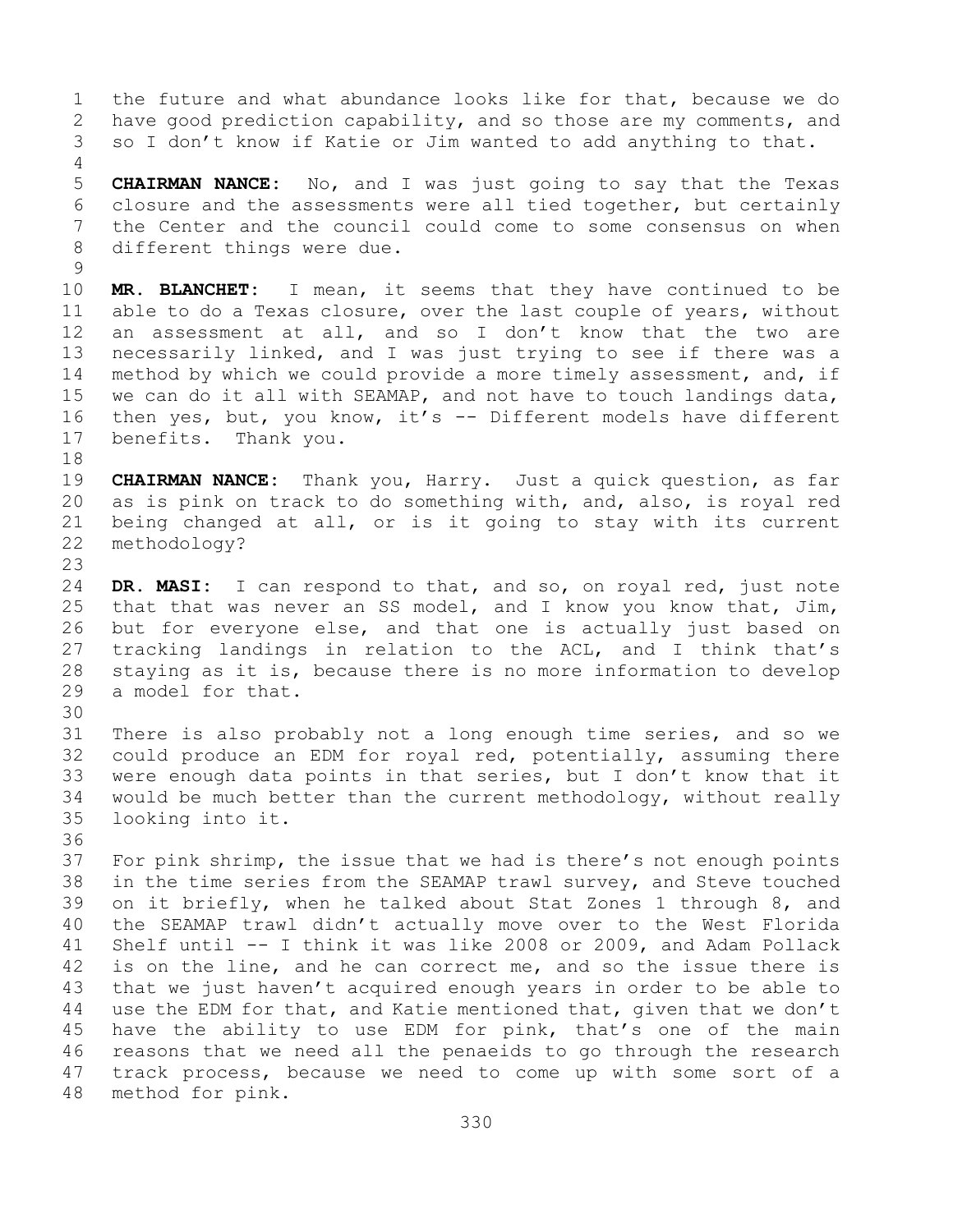the future and what abundance looks like for that, because we do have good prediction capability, and so those are my comments, and so I don't know if Katie or Jim wanted to add anything to that.

**CHAIRMAN NANCE:** No, and I was just going to say that the Texas closure and the assessments were all tied together, but certainly the Center and the council could come to some consensus on when different things were due.

**MR. BLANCHET:** I mean, it seems that they have continued to be able to do a Texas closure, over the last couple of years, without an assessment at all, and so I don't know that the two are necessarily linked, and I was just trying to see if there was a method by which we could provide a more timely assessment, and, if we can do it all with SEAMAP, and not have to touch landings data, then yes, but, you know, it's -- Different models have different benefits. Thank you.

**CHAIRMAN NANCE:** Thank you, Harry. Just a quick question, as far as is pink on track to do something with, and, also, is royal red being changed at all, or is it going to stay with its current methodology?

**DR. MASI:** I can respond to that, and so, on royal red, just note that that was never an SS model, and I know you know that, Jim, but for everyone else, and that one is actually just based on tracking landings in relation to the ACL, and I think that's staying as it is, because there is no more information to develop a model for that.

There is also probably not a long enough time series, and so we could produce an EDM for royal red, potentially, assuming there were enough data points in that series, but I don't know that it would be much better than the current methodology, without really looking into it.

For pink shrimp, the issue that we had is there's not enough points in the time series from the SEAMAP trawl survey, and Steve touched on it briefly, when he talked about Stat Zones 1 through 8, and the SEAMAP trawl didn't actually move over to the West Florida Shelf until -- I think it was like 2008 or 2009, and Adam Pollack is on the line, and he can correct me, and so the issue there is that we just haven't acquired enough years in order to be able to use the EDM for that, and Katie mentioned that, given that we don't have the ability to use EDM for pink, that's one of the main reasons that we need all the penaeids to go through the research track process, because we need to come up with some sort of a method for pink.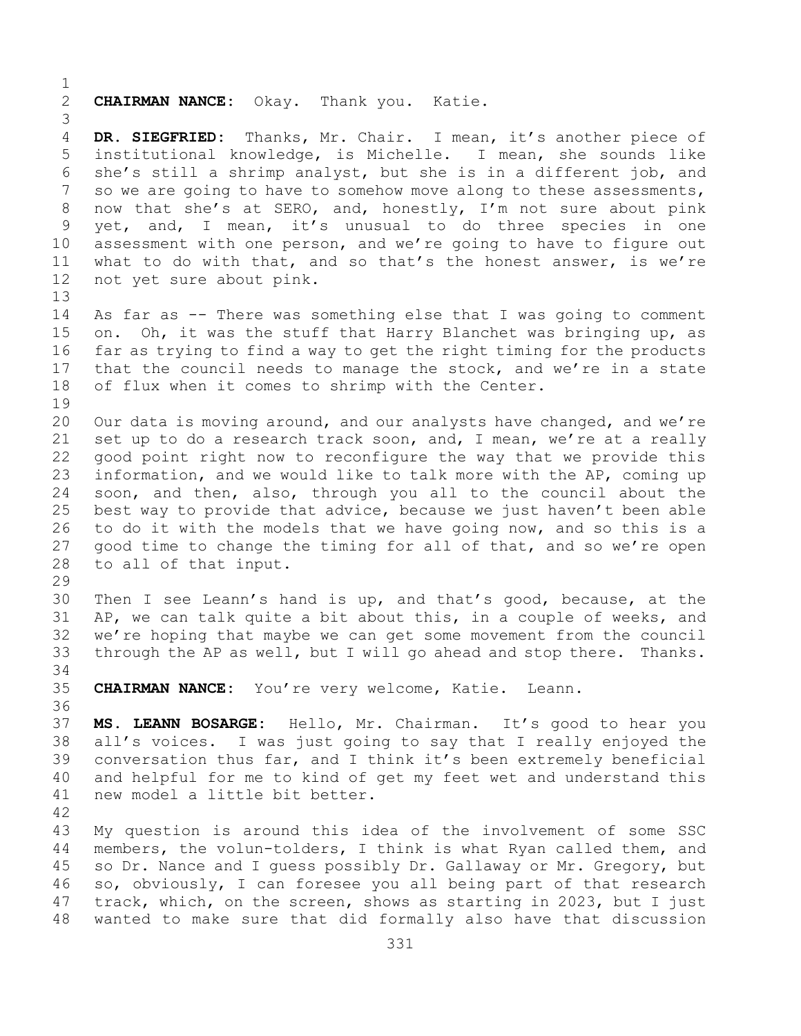**CHAIRMAN NANCE:** Okay. Thank you. Katie.

**DR. SIEGFRIED:** Thanks, Mr. Chair. I mean, it's another piece of institutional knowledge, is Michelle. I mean, she sounds like she's still a shrimp analyst, but she is in a different job, and so we are going to have to somehow move along to these assessments, now that she's at SERO, and, honestly, I'm not sure about pink yet, and, I mean, it's unusual to do three species in one assessment with one person, and we're going to have to figure out what to do with that, and so that's the honest answer, is we're not yet sure about pink.

As far as -- There was something else that I was going to comment on. Oh, it was the stuff that Harry Blanchet was bringing up, as far as trying to find a way to get the right timing for the products that the council needs to manage the stock, and we're in a state of flux when it comes to shrimp with the Center.

Our data is moving around, and our analysts have changed, and we're set up to do a research track soon, and, I mean, we're at a really good point right now to reconfigure the way that we provide this information, and we would like to talk more with the AP, coming up soon, and then, also, through you all to the council about the best way to provide that advice, because we just haven't been able to do it with the models that we have going now, and so this is a good time to change the timing for all of that, and so we're open to all of that input.

Then I see Leann's hand is up, and that's good, because, at the AP, we can talk quite a bit about this, in a couple of weeks, and we're hoping that maybe we can get some movement from the council through the AP as well, but I will go ahead and stop there. Thanks.

**CHAIRMAN NANCE:** You're very welcome, Katie. Leann.

**MS. LEANN BOSARGE:** Hello, Mr. Chairman. It's good to hear you all's voices. I was just going to say that I really enjoyed the conversation thus far, and I think it's been extremely beneficial and helpful for me to kind of get my feet wet and understand this new model a little bit better.

My question is around this idea of the involvement of some SSC members, the volun-tolders, I think is what Ryan called them, and so Dr. Nance and I guess possibly Dr. Gallaway or Mr. Gregory, but so, obviously, I can foresee you all being part of that research track, which, on the screen, shows as starting in 2023, but I just wanted to make sure that did formally also have that discussion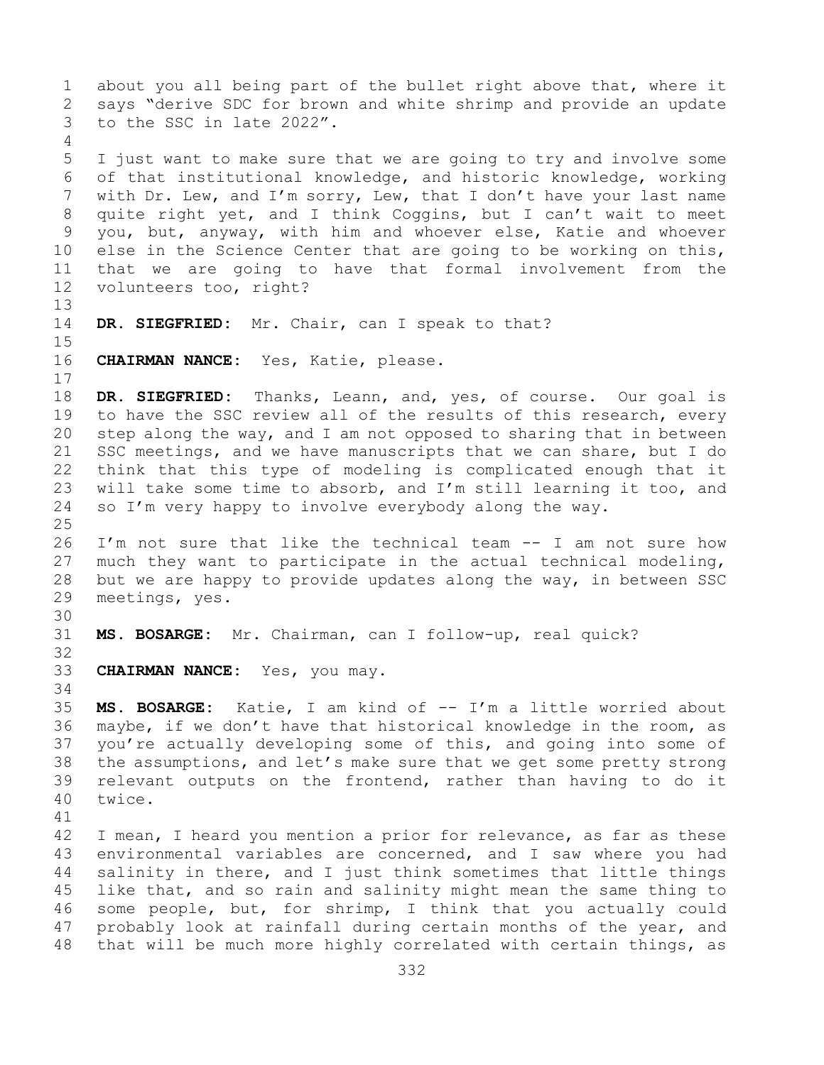about you all being part of the bullet right above that, where it says "derive SDC for brown and white shrimp and provide an update to the SSC in late 2022".

I just want to make sure that we are going to try and involve some of that institutional knowledge, and historic knowledge, working with Dr. Lew, and I'm sorry, Lew, that I don't have your last name quite right yet, and I think Coggins, but I can't wait to meet you, but, anyway, with him and whoever else, Katie and whoever else in the Science Center that are going to be working on this, that we are going to have that formal involvement from the volunteers too, right?

**DR. SIEGFRIED:** Mr. Chair, can I speak to that?

**CHAIRMAN NANCE:** Yes, Katie, please.

**DR. SIEGFRIED:** Thanks, Leann, and, yes, of course. Our goal is to have the SSC review all of the results of this research, every step along the way, and I am not opposed to sharing that in between SSC meetings, and we have manuscripts that we can share, but I do think that this type of modeling is complicated enough that it will take some time to absorb, and I'm still learning it too, and so I'm very happy to involve everybody along the way.

I'm not sure that like the technical team -- I am not sure how much they want to participate in the actual technical modeling, but we are happy to provide updates along the way, in between SSC meetings, yes.

**MS. BOSARGE:** Mr. Chairman, can I follow-up, real quick?

**CHAIRMAN NANCE:** Yes, you may.

**MS. BOSARGE:** Katie, I am kind of -- I'm a little worried about maybe, if we don't have that historical knowledge in the room, as you're actually developing some of this, and going into some of the assumptions, and let's make sure that we get some pretty strong relevant outputs on the frontend, rather than having to do it twice.

I mean, I heard you mention a prior for relevance, as far as these environmental variables are concerned, and I saw where you had salinity in there, and I just think sometimes that little things like that, and so rain and salinity might mean the same thing to some people, but, for shrimp, I think that you actually could probably look at rainfall during certain months of the year, and that will be much more highly correlated with certain things, as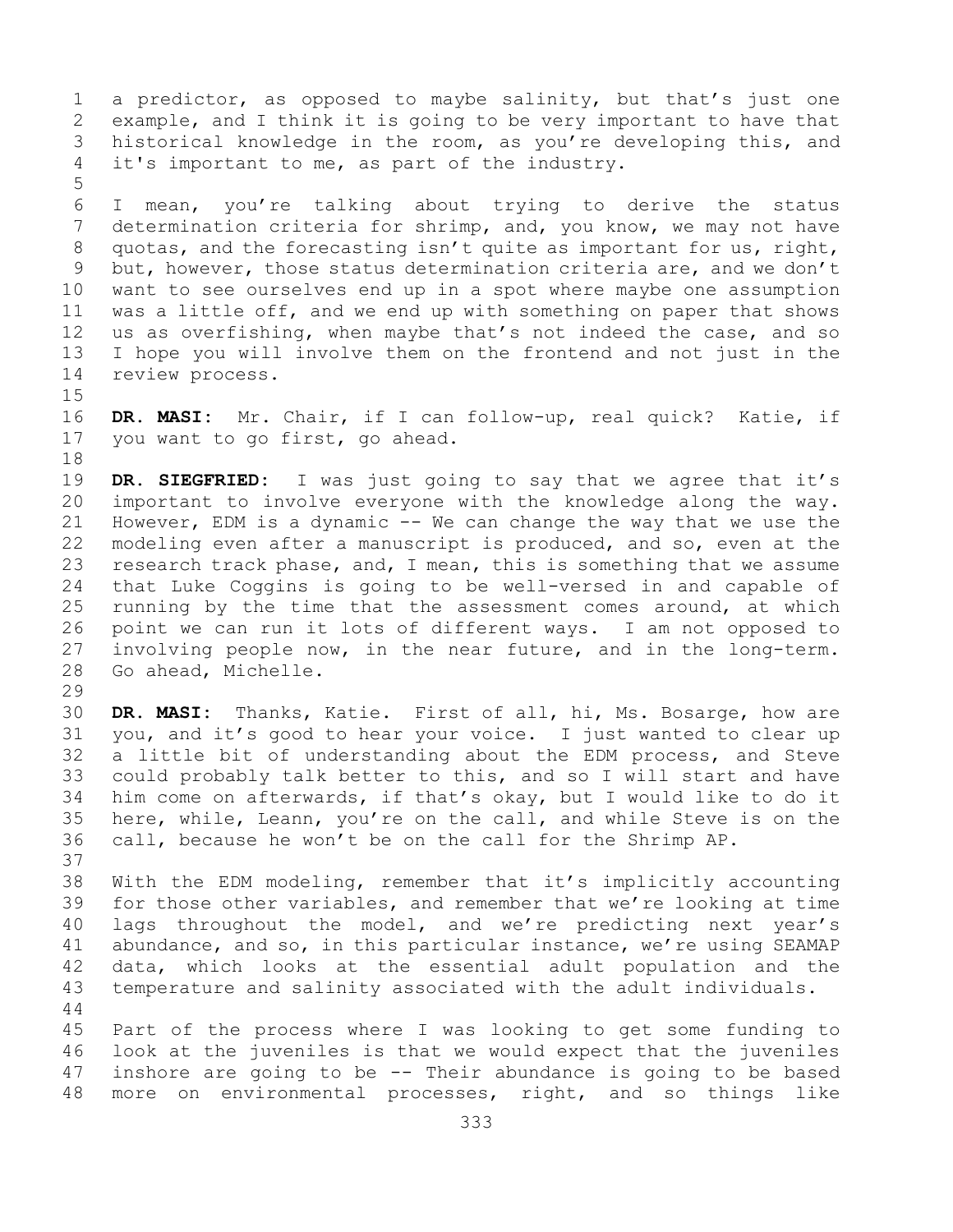a predictor, as opposed to maybe salinity, but that's just one example, and I think it is going to be very important to have that historical knowledge in the room, as you're developing this, and it's important to me, as part of the industry.

I mean, you're talking about trying to derive the status determination criteria for shrimp, and, you know, we may not have quotas, and the forecasting isn't quite as important for us, right, but, however, those status determination criteria are, and we don't want to see ourselves end up in a spot where maybe one assumption was a little off, and we end up with something on paper that shows us as overfishing, when maybe that's not indeed the case, and so I hope you will involve them on the frontend and not just in the review process.

**DR. MASI:** Mr. Chair, if I can follow-up, real quick? Katie, if you want to go first, go ahead.

**DR. SIEGFRIED:** I was just going to say that we agree that it's important to involve everyone with the knowledge along the way. However, EDM is a dynamic -- We can change the way that we use the modeling even after a manuscript is produced, and so, even at the research track phase, and, I mean, this is something that we assume that Luke Coggins is going to be well-versed in and capable of running by the time that the assessment comes around, at which point we can run it lots of different ways. I am not opposed to involving people now, in the near future, and in the long-term. Go ahead, Michelle.

**DR. MASI:** Thanks, Katie. First of all, hi, Ms. Bosarge, how are you, and it's good to hear your voice. I just wanted to clear up a little bit of understanding about the EDM process, and Steve could probably talk better to this, and so I will start and have him come on afterwards, if that's okay, but I would like to do it here, while, Leann, you're on the call, and while Steve is on the call, because he won't be on the call for the Shrimp AP.

With the EDM modeling, remember that it's implicitly accounting for those other variables, and remember that we're looking at time lags throughout the model, and we're predicting next year's abundance, and so, in this particular instance, we're using SEAMAP data, which looks at the essential adult population and the temperature and salinity associated with the adult individuals.

Part of the process where I was looking to get some funding to look at the juveniles is that we would expect that the juveniles inshore are going to be -- Their abundance is going to be based more on environmental processes, right, and so things like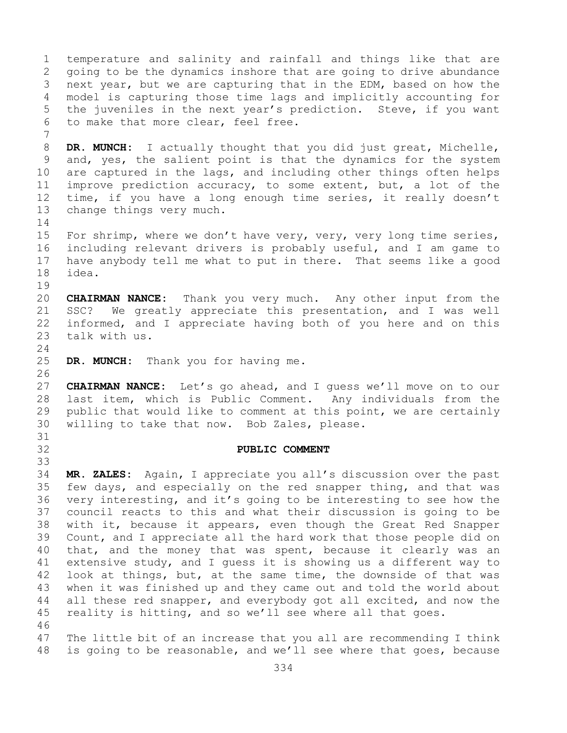temperature and salinity and rainfall and things like that are going to be the dynamics inshore that are going to drive abundance next year, but we are capturing that in the EDM, based on how the model is capturing those time lags and implicitly accounting for the juveniles in the next year's prediction. Steve, if you want to make that more clear, feel free.

**DR. MUNCH:** I actually thought that you did just great, Michelle, and, yes, the salient point is that the dynamics for the system are captured in the lags, and including other things often helps improve prediction accuracy, to some extent, but, a lot of the time, if you have a long enough time series, it really doesn't change things very much.

For shrimp, where we don't have very, very, very long time series, including relevant drivers is probably useful, and I am game to have anybody tell me what to put in there. That seems like a good idea.

**CHAIRMAN NANCE:** Thank you very much. Any other input from the SSC? We greatly appreciate this presentation, and I was well informed, and I appreciate having both of you here and on this talk with us.

**DR. MUNCH:** Thank you for having me.

**CHAIRMAN NANCE:** Let's go ahead, and I guess we'll move on to our last item, which is Public Comment. Any individuals from the public that would like to comment at this point, we are certainly willing to take that now. Bob Zales, please.

## PUBLIC COMMENT

**MR. ZALES:** Again, I appreciate you all's discussion over the past few days, and especially on the red snapper thing, and that was very interesting, and it's going to be interesting to see how the council reacts to this and what their discussion is going to be with it, because it appears, even though the Great Red Snapper Count, and I appreciate all the hard work that those people did on that, and the money that was spent, because it clearly was an extensive study, and I guess it is showing us a different way to look at things, but, at the same time, the downside of that was when it was finished up and they came out and told the world about all these red snapper, and everybody got all excited, and now the reality is hitting, and so we'll see where all that goes.

The little bit of an increase that you all are recommending I think is going to be reasonable, and we'll see where that goes, because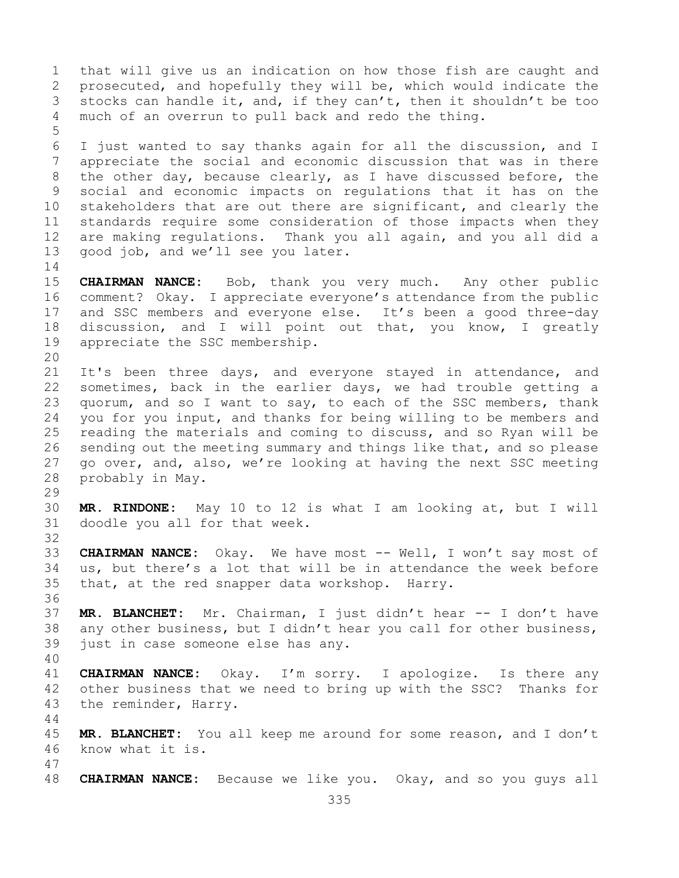that will give us an indication on how those fish are caught and prosecuted, and hopefully they will be, which would indicate the stocks can handle it, and, if they can't, then it shouldn't be too much of an overrun to pull back and redo the thing.

I just wanted to say thanks again for all the discussion, and I appreciate the social and economic discussion that was in there the other day, because clearly, as I have discussed before, the social and economic impacts on regulations that it has on the stakeholders that are out there are significant, and clearly the standards require some consideration of those impacts when they are making regulations. Thank you all again, and you all did a good job, and we'll see you later.

**CHAIRMAN NANCE:** Bob, thank you very much. Any other public comment? Okay. I appreciate everyone's attendance from the public and SSC members and everyone else. It's been a good three-day discussion, and I will point out that, you know, I greatly appreciate the SSC membership.

It's been three days, and everyone stayed in attendance, and sometimes, back in the earlier days, we had trouble getting a quorum, and so I want to say, to each of the SSC members, thank you for you input, and thanks for being willing to be members and reading the materials and coming to discuss, and so Ryan will be sending out the meeting summary and things like that, and so please go over, and, also, we're looking at having the next SSC meeting probably in May.

**MR. RINDONE:** May 10 to 12 is what I am looking at, but I will doodle you all for that week.

**CHAIRMAN NANCE:** Okay. We have most -- Well, I won't say most of us, but there's a lot that will be in attendance the week before that, at the red snapper data workshop. Harry.

**MR. BLANCHET:** Mr. Chairman, I just didn't hear -- I don't have any other business, but I didn't hear you call for other business, just in case someone else has any.

**CHAIRMAN NANCE:** Okay. I'm sorry. I apologize. Is there any other business that we need to bring up with the SSC? Thanks for the reminder, Harry.

**MR. BLANCHET:** You all keep me around for some reason, and I don't know what it is.

**CHAIRMAN NANCE:** Because we like you. Okay, and so you guys all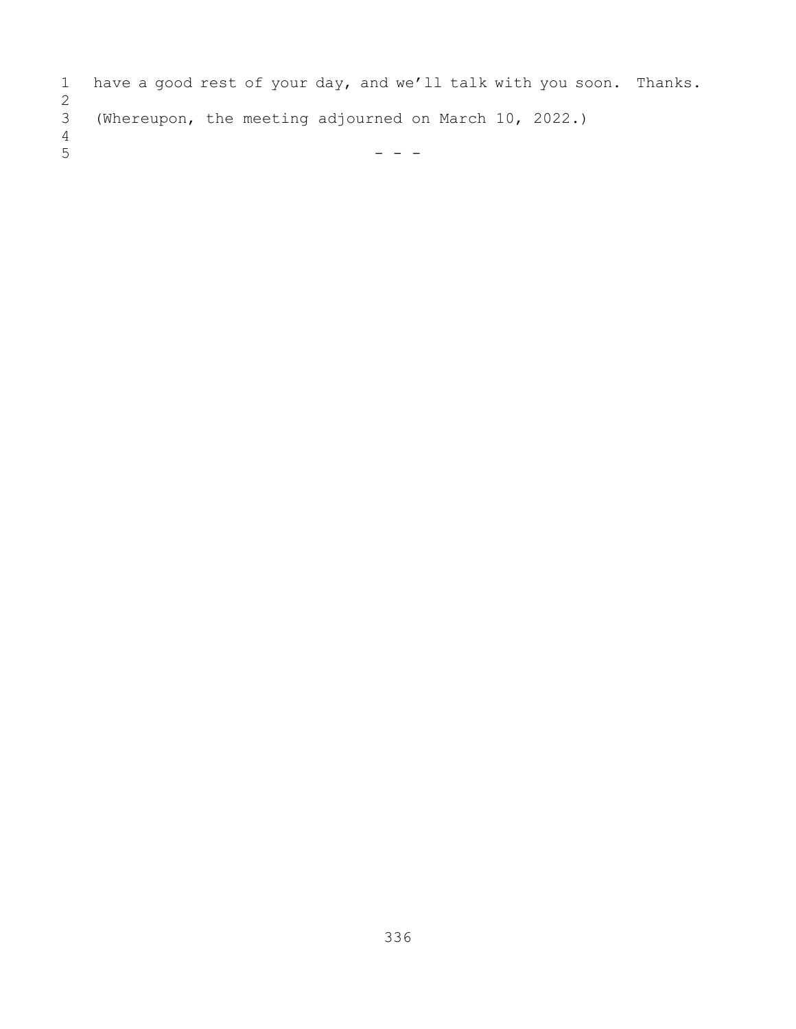have a good rest of your day, and we'll talk with you soon. Thanks.

(Whereupon, the meeting adjourned on March 10, 2022.)

\- - -